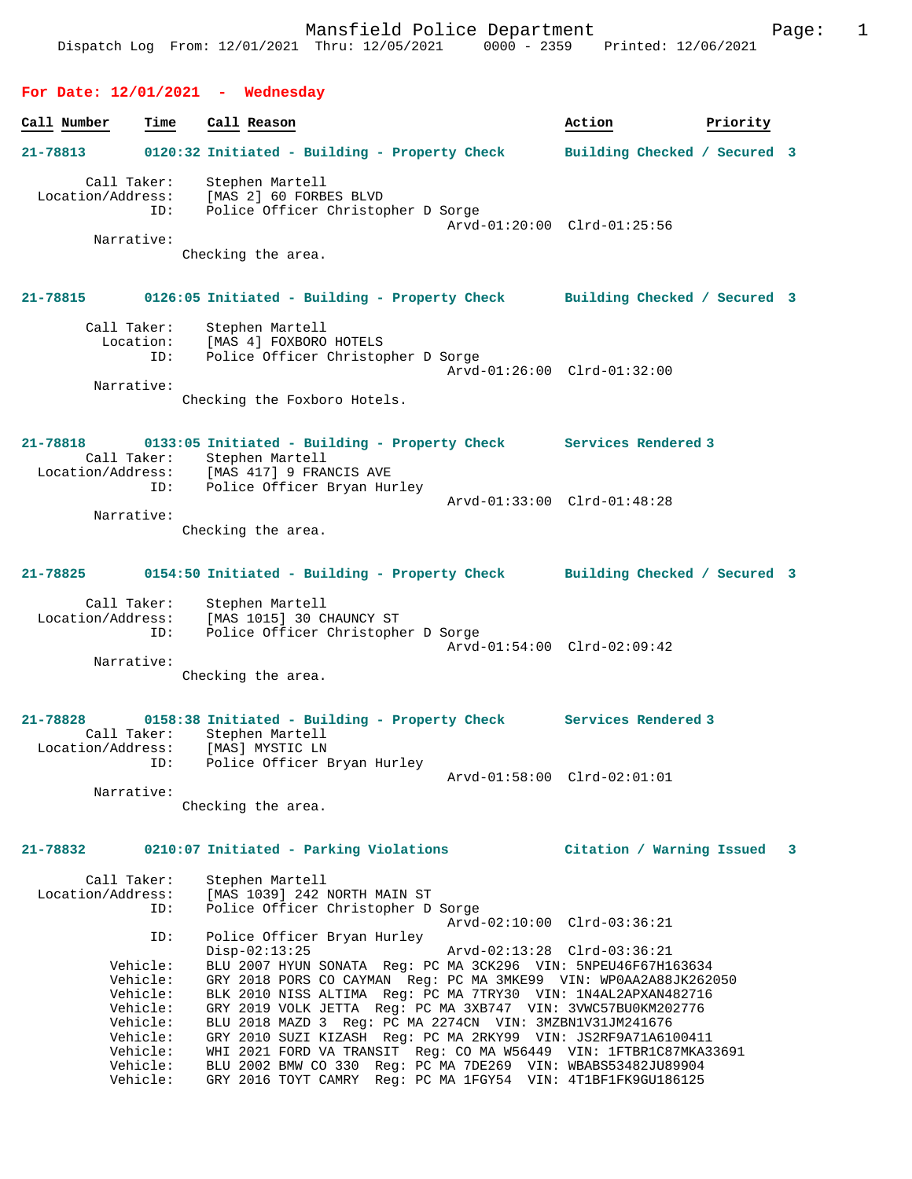Mansfield Police Department

Dispatch Log From: 12/01/2021 Thru: 12/05/2021 0000 - 2359 Printed: 12/06/2021

## For Date: 12/01/2021 - Wednesday

| Call Number | Time | Call Reason | Action | Priority |
|---|---|---|---|---|

**21-78813** 0120:32 Initiated - Building - Property Check — Building Checked / Secured 3

```
        Call Taker:    Stephen Martell
  Location/Address:    [MAS 2] 60 FORBES BLVD
                ID:    Police Officer Christopher D Sorge
                                           Arvd-01:20:00  Clrd-01:25:56
         Narrative:
                     Checking the area.
```

**21-78815** 0126:05 Initiated - Building - Property Check — Building Checked / Secured 3

```
        Call Taker:    Stephen Martell
          Location:    [MAS 4] FOXBORO HOTELS
                ID:    Police Officer Christopher D Sorge
                                           Arvd-01:26:00  Clrd-01:32:00
         Narrative:
                     Checking the Foxboro Hotels.
```

**21-78818** 0133:05 Initiated - Building - Property Check — Services Rendered 3

```
        Call Taker:    Stephen Martell
  Location/Address:    [MAS 417] 9 FRANCIS AVE
                ID:    Police Officer Bryan Hurley
                                           Arvd-01:33:00  Clrd-01:48:28
         Narrative:
                     Checking the area.
```

**21-78825** 0154:50 Initiated - Building - Property Check — Building Checked / Secured 3

```
        Call Taker:    Stephen Martell
  Location/Address:    [MAS 1015] 30 CHAUNCY ST
                ID:    Police Officer Christopher D Sorge
                                           Arvd-01:54:00  Clrd-02:09:42
         Narrative:
                     Checking the area.
```

**21-78828** 0158:38 Initiated - Building - Property Check — Services Rendered 3

```
        Call Taker:    Stephen Martell
  Location/Address:    [MAS] MYSTIC LN
                ID:    Police Officer Bryan Hurley
                                           Arvd-01:58:00  Clrd-02:01:01
         Narrative:
                     Checking the area.
```

**21-78832** 0210:07 Initiated - Parking Violations — Citation / Warning Issued 3

```
        Call Taker:    Stephen Martell
  Location/Address:    [MAS 1039] 242 NORTH MAIN ST
                ID:    Police Officer Christopher D Sorge
                                           Arvd-02:10:00  Clrd-03:36:21
                ID:    Police Officer Bryan Hurley
                       Disp-02:13:25       Arvd-02:13:28  Clrd-03:36:21
           Vehicle:    BLU 2007 HYUN SONATA  Reg: PC MA 3CK296  VIN: 5NPEU46F67H163634
           Vehicle:    GRY 2018 PORS CO CAYMAN  Reg: PC MA 3MKE99  VIN: WP0AA2A88JK262050
           Vehicle:    BLK 2010 NISS ALTIMA  Reg: PC MA 7TRY30  VIN: 1N4AL2APXAN482716
           Vehicle:    GRY 2019 VOLK JETTA  Reg: PC MA 3XB747  VIN: 3VWC57BU0KM202776
           Vehicle:    BLU 2018 MAZD 3  Reg: PC MA 2274CN  VIN: 3MZBN1V31JM241676
           Vehicle:    GRY 2010 SUZI KIZASH  Reg: PC MA 2RKY99  VIN: JS2RF9A71A6100411
           Vehicle:    WHI 2021 FORD VA TRANSIT  Reg: CO MA W56449  VIN: 1FTBR1C87MKA33691
           Vehicle:    BLU 2002 BMW CO 330  Reg: PC MA 7DE269  VIN: WBABS53482JU89904
           Vehicle:    GRY 2016 TOYT CAMRY  Reg: PC MA 1FGY54  VIN: 4T1BF1FK9GU186125
```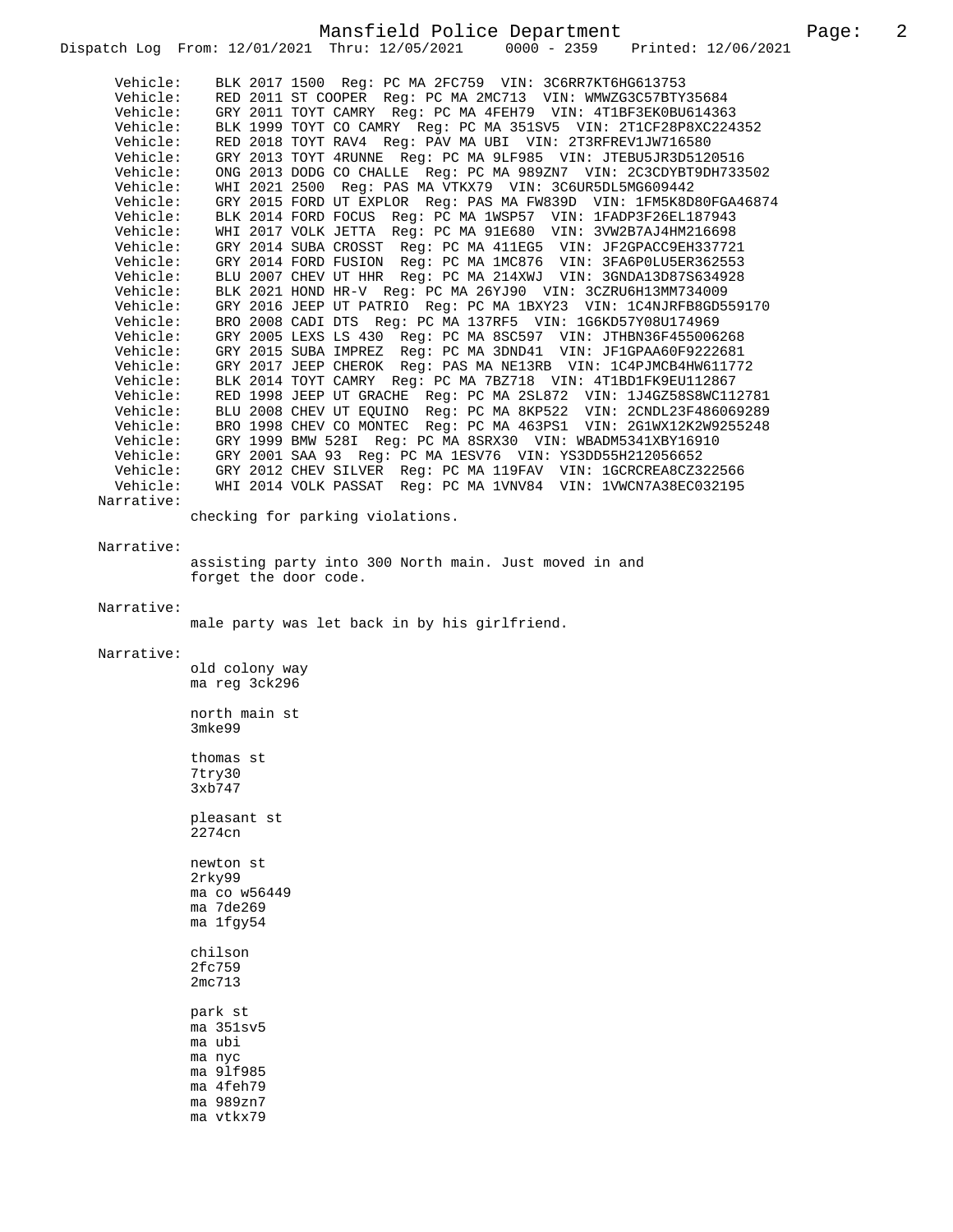```
Vehicle:    BLK 2017 1500  Reg: PC MA 2FC759  VIN: 3C6RR7KT6HG613753
Vehicle:    RED 2011 ST COOPER  Reg: PC MA 2MC713  VIN: WMWZG3C57BTY35684
Vehicle:    GRY 2011 TOYT CAMRY  Reg: PC MA 4FEH79  VIN: 4T1BF3EK0BU614363
Vehicle:    BLK 1999 TOYT CO CAMRY  Reg: PC MA 351SV5  VIN: 2T1CF28P8XC224352
Vehicle:    RED 2018 TOYT RAV4  Reg: PAV MA UBI  VIN: 2T3RFREV1JW716580
Vehicle:    GRY 2013 TOYT 4RUNNE  Reg: PC MA 9LF985  VIN: JTEBU5JR3D5120516
Vehicle:    ONG 2013 DODG CO CHALLE  Reg: PC MA 989ZN7  VIN: 2C3CDYBT9DH733502
Vehicle:    WHI 2021 2500  Reg: PAS MA VTKX79  VIN: 3C6UR5DL5MG609442
Vehicle:    GRY 2015 FORD UT EXPLOR  Reg: PAS MA FW839D  VIN: 1FM5K8D80FGA46874
Vehicle:    BLK 2014 FORD FOCUS  Reg: PC MA 1WSP57  VIN: 1FADP3F26EL187943
Vehicle:    WHI 2017 VOLK JETTA  Reg: PC MA 91E680  VIN: 3VW2B7AJ4HM216698
Vehicle:    GRY 2014 SUBA CROSST  Reg: PC MA 411EG5  VIN: JF2GPACC9EH337721
Vehicle:    GRY 2014 FORD FUSION  Reg: PC MA 1MC876  VIN: 3FA6P0LU5ER362553
Vehicle:    BLU 2007 CHEV UT HHR  Reg: PC MA 214XWJ  VIN: 3GNDA13D87S634928
Vehicle:    BLK 2021 HOND HR-V  Reg: PC MA 26YJ90  VIN: 3CZRU6H13MM734009
Vehicle:    GRY 2016 JEEP UT PATRIO  Reg: PC MA 1BXY23  VIN: 1C4NJRFB8GD559170
Vehicle:    BRO 2008 CADI DTS  Reg: PC MA 137RF5  VIN: 1G6KD57Y08U174969
Vehicle:    GRY 2005 LEXS LS 430  Reg: PC MA 8SC597  VIN: JTHBN36F455006268
Vehicle:    GRY 2015 SUBA IMPREZ  Reg: PC MA 3DND41  VIN: JF1GPAA60F9222681
Vehicle:    GRY 2017 JEEP CHEROK  Reg: PAS MA NE13RB  VIN: 1C4PJMCB4HW611772
Vehicle:    BLK 2014 TOYT CAMRY  Reg: PC MA 7BZ718  VIN: 4T1BD1FK9EU112867
Vehicle:    RED 1998 JEEP UT GRACHE  Reg: PC MA 2SL872  VIN: 1J4GZ58S8WC112781
Vehicle:    BLU 2008 CHEV UT EQUINO  Reg: PC MA 8KP522  VIN: 2CNDL23F486069289
Vehicle:    BRO 1998 CHEV CO MONTEC  Reg: PC MA 463PS1  VIN: 2G1WX12K2W9255248
Vehicle:    GRY 1999 BMW 528I  Reg: PC MA 8SRX30  VIN: WBADM5341XBY16910
Vehicle:    GRY 2001 SAA 93  Reg: PC MA 1ESV76  VIN: YS3DD55H212056652
Vehicle:    GRY 2012 CHEV SILVER  Reg: PC MA 119FAV  VIN: 1GCRCREA8CZ322566
Vehicle:    WHI 2014 VOLK PASSAT  Reg: PC MA 1VNV84  VIN: 1VWCN7A38EC032195
Narrative:
    checking for parking violations.

Narrative:
    assisting party into 300 North main. Just moved in and
    forget the door code.

Narrative:
    male party was let back in by his girlfriend.

Narrative:
    old colony way
    ma reg 3ck296

    north main st
    3mke99

    thomas st
    7try30
    3xb747

    pleasant st
    2274cn

    newton st
    2rky99
    ma co w56449
    ma 7de269
    ma 1fgy54

    chilson
    2fc759
    2mc713

    park st
    ma 351sv5
    ma ubi
    ma nyc
    ma 9lf985
    ma 4feh79
    ma 989zn7
    ma vtkx79
```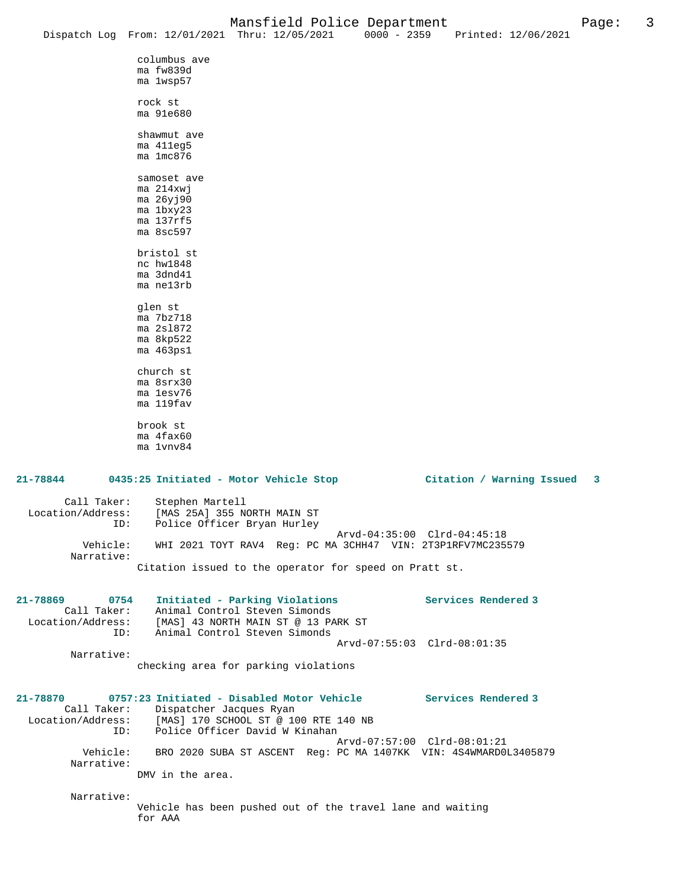columbus ave
ma fw839d
ma 1wsp57

rock st
ma 91e680

shawmut ave
ma 411eg5
ma 1mc876

samoset ave
ma 214xwj
ma 26yj90
ma 1bxy23
ma 137rf5
ma 8sc597

bristol st
nc hw1848
ma 3dnd41
ma ne13rb

glen st
ma 7bz718
ma 2sl872
ma 8kp522
ma 463ps1

church st
ma 8srx30
ma 1esv76
ma 119fav

brook st
ma 4fax60
ma 1vnv84

**21-78844 0435:25 Initiated - Motor Vehicle Stop Citation / Warning Issued 3**

Call Taker: Stephen Martell
Location/Address: [MAS 25A] 355 NORTH MAIN ST
ID: Police Officer Bryan Hurley
Arvd-04:35:00 Clrd-04:45:18
Vehicle: WHI 2021 TOYT RAV4 Reg: PC MA 3CHH47 VIN: 2T3P1RFV7MC235579
Narrative:
Citation issued to the operator for speed on Pratt st.

**21-78869 0754 Initiated - Parking Violations Services Rendered 3**

Call Taker: Animal Control Steven Simonds
Location/Address: [MAS] 43 NORTH MAIN ST @ 13 PARK ST
ID: Animal Control Steven Simonds
Arvd-07:55:03 Clrd-08:01:35
Narrative:
checking area for parking violations

**21-78870 0757:23 Initiated - Disabled Motor Vehicle Services Rendered 3**

Call Taker: Dispatcher Jacques Ryan
Location/Address: [MAS] 170 SCHOOL ST @ 100 RTE 140 NB
ID: Police Officer David W Kinahan
Arvd-07:57:00 Clrd-08:01:21
Vehicle: BRO 2020 SUBA ST ASCENT Reg: PC MA 1407KK VIN: 4S4WMARD0L3405879
Narrative:
DMV in the area.

Narrative:
Vehicle has been pushed out of the travel lane and waiting for AAA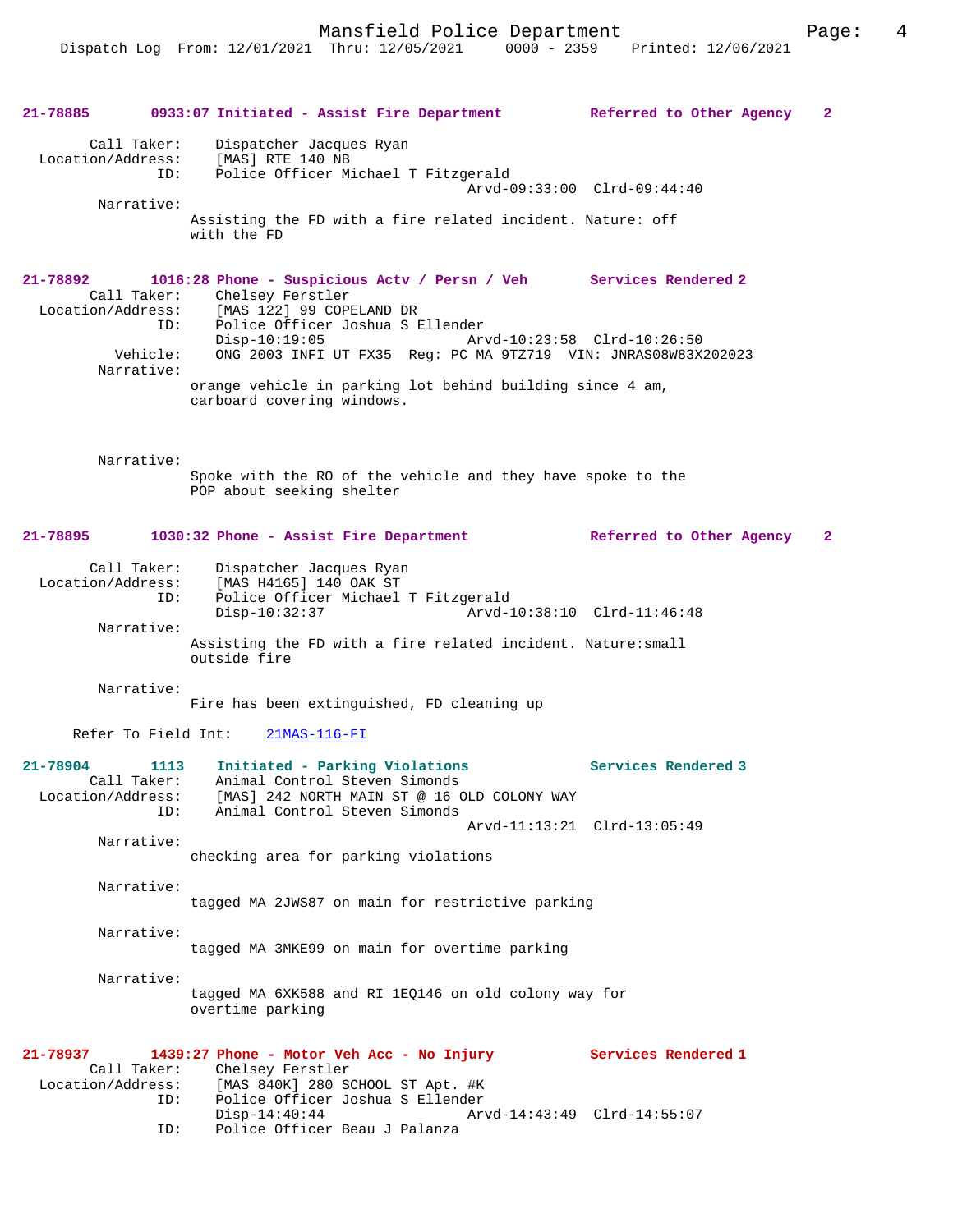**21-78885 0933:07 Initiated - Assist Fire Department — Referred to Other Agency 2**

Call Taker: Dispatcher Jacques Ryan
Location/Address: [MAS] RTE 140 NB
ID: Police Officer Michael T Fitzgerald
Arvd-09:33:00 Clrd-09:44:40

Narrative:
Assisting the FD with a fire related incident. Nature: off with the FD

**21-78892 1016:28 Phone - Suspicious Actv / Persn / Veh — Services Rendered 2**

Call Taker: Chelsey Ferstler
Location/Address: [MAS 122] 99 COPELAND DR
ID: Police Officer Joshua S Ellender
Disp-10:19:05 Arvd-10:23:58 Clrd-10:26:50
Vehicle: ONG 2003 INFI UT FX35 Reg: PC MA 9TZ719 VIN: JNRAS08W83X202023

Narrative:
orange vehicle in parking lot behind building since 4 am, carboard covering windows.

Narrative:
Spoke with the RO of the vehicle and they have spoke to the POP about seeking shelter

**21-78895 1030:32 Phone - Assist Fire Department — Referred to Other Agency 2**

Call Taker: Dispatcher Jacques Ryan
Location/Address: [MAS H4165] 140 OAK ST
ID: Police Officer Michael T Fitzgerald
Disp-10:32:37 Arvd-10:38:10 Clrd-11:46:48

Narrative:
Assisting the FD with a fire related incident. Nature:small outside fire

Narrative:
Fire has been extinguished, FD cleaning up

Refer To Field Int: 21MAS-116-FI

**21-78904 1113 Initiated - Parking Violations — Services Rendered 3**

Call Taker: Animal Control Steven Simonds
Location/Address: [MAS] 242 NORTH MAIN ST @ 16 OLD COLONY WAY
ID: Animal Control Steven Simonds
Arvd-11:13:21 Clrd-13:05:49

Narrative:
checking area for parking violations

Narrative:
tagged MA 2JWS87 on main for restrictive parking

Narrative:
tagged MA 3MKE99 on main for overtime parking

Narrative:
tagged MA 6XK588 and RI 1EQ146 on old colony way for overtime parking

**21-78937 1439:27 Phone - Motor Veh Acc - No Injury — Services Rendered 1**

Call Taker: Chelsey Ferstler
Location/Address: [MAS 840K] 280 SCHOOL ST Apt. #K
ID: Police Officer Joshua S Ellender
Disp-14:40:44 Arvd-14:43:49 Clrd-14:55:07
ID: Police Officer Beau J Palanza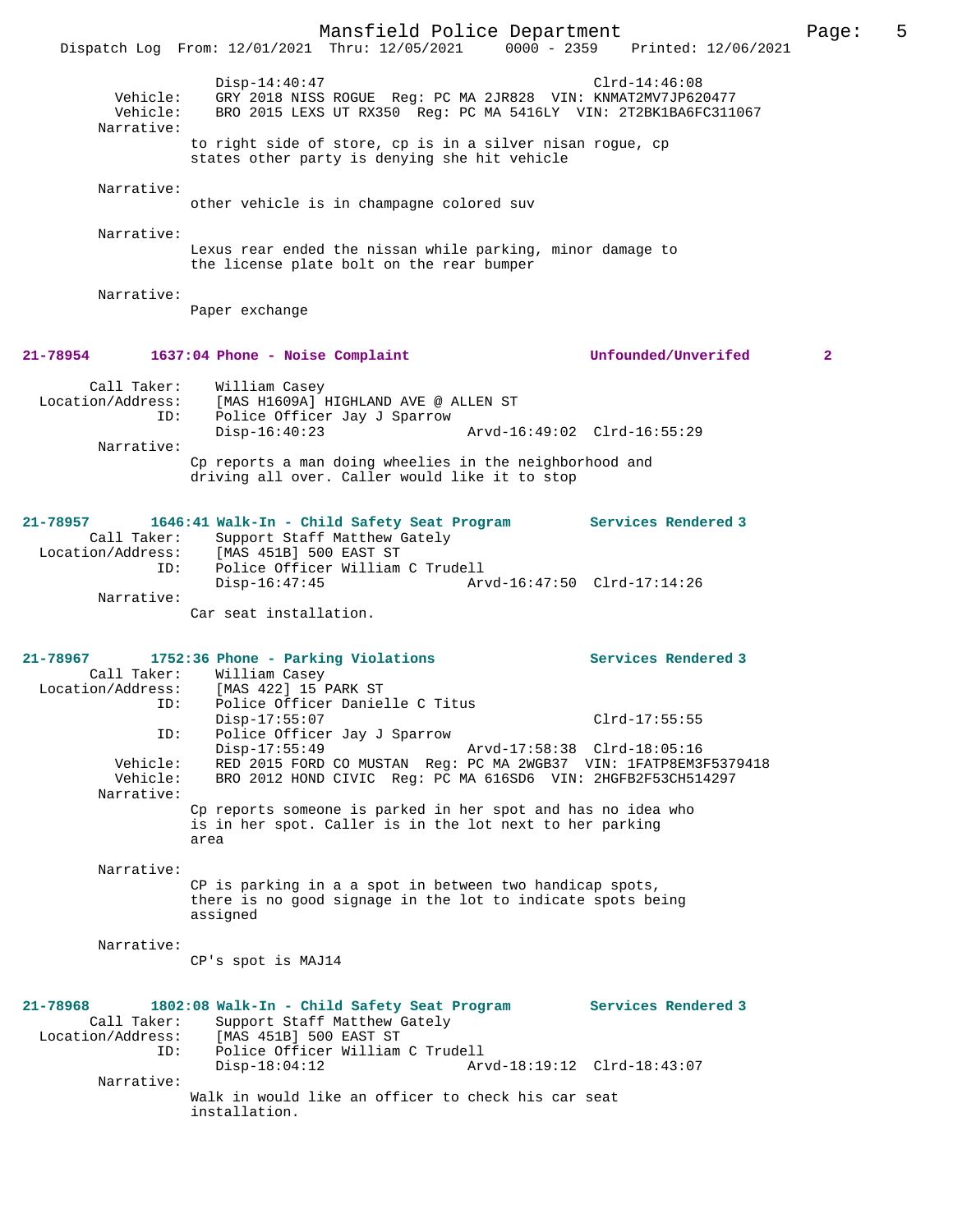Disp-14:40:47 Clrd-14:46:08
Vehicle: GRY 2018 NISS ROGUE Reg: PC MA 2JR828 VIN: KNMAT2MV7JP620477
Vehicle: BRO 2015 LEXS UT RX350 Reg: PC MA 5416LY VIN: 2T2BK1BA6FC311067
Narrative:
to right side of store, cp is in a silver nisan rogue, cp states other party is denying she hit vehicle

Narrative:
other vehicle is in champagne colored suv

Narrative:
Lexus rear ended the nissan while parking, minor damage to the license plate bolt on the rear bumper

Narrative:
Paper exchange

**21-78954 1637:04 Phone - Noise Complaint Unfounded/Unverifed 2**

Call Taker: William Casey
Location/Address: [MAS H1609A] HIGHLAND AVE @ ALLEN ST
ID: Police Officer Jay J Sparrow
Disp-16:40:23 Arvd-16:49:02 Clrd-16:55:29
Narrative:
Cp reports a man doing wheelies in the neighborhood and driving all over. Caller would like it to stop

**21-78957 1646:41 Walk-In - Child Safety Seat Program Services Rendered 3**

Call Taker: Support Staff Matthew Gately
Location/Address: [MAS 451B] 500 EAST ST
ID: Police Officer William C Trudell
Disp-16:47:45 Arvd-16:47:50 Clrd-17:14:26
Narrative:
Car seat installation.

**21-78967 1752:36 Phone - Parking Violations Services Rendered 3**

Call Taker: William Casey
Location/Address: [MAS 422] 15 PARK ST
ID: Police Officer Danielle C Titus
Disp-17:55:07 Clrd-17:55:55
ID: Police Officer Jay J Sparrow
Disp-17:55:49 Arvd-17:58:38 Clrd-18:05:16
Vehicle: RED 2015 FORD CO MUSTAN Reg: PC MA 2WGB37 VIN: 1FATP8EM3F5379418
Vehicle: BRO 2012 HOND CIVIC Reg: PC MA 616SD6 VIN: 2HGFB2F53CH514297
Narrative:
Cp reports someone is parked in her spot and has no idea who is in her spot. Caller is in the lot next to her parking area

Narrative:
CP is parking in a a spot in between two handicap spots, there is no good signage in the lot to indicate spots being assigned

Narrative:
CP's spot is MAJ14

**21-78968 1802:08 Walk-In - Child Safety Seat Program Services Rendered 3**

Call Taker: Support Staff Matthew Gately
Location/Address: [MAS 451B] 500 EAST ST
ID: Police Officer William C Trudell
Disp-18:04:12 Arvd-18:19:12 Clrd-18:43:07
Narrative:
Walk in would like an officer to check his car seat installation.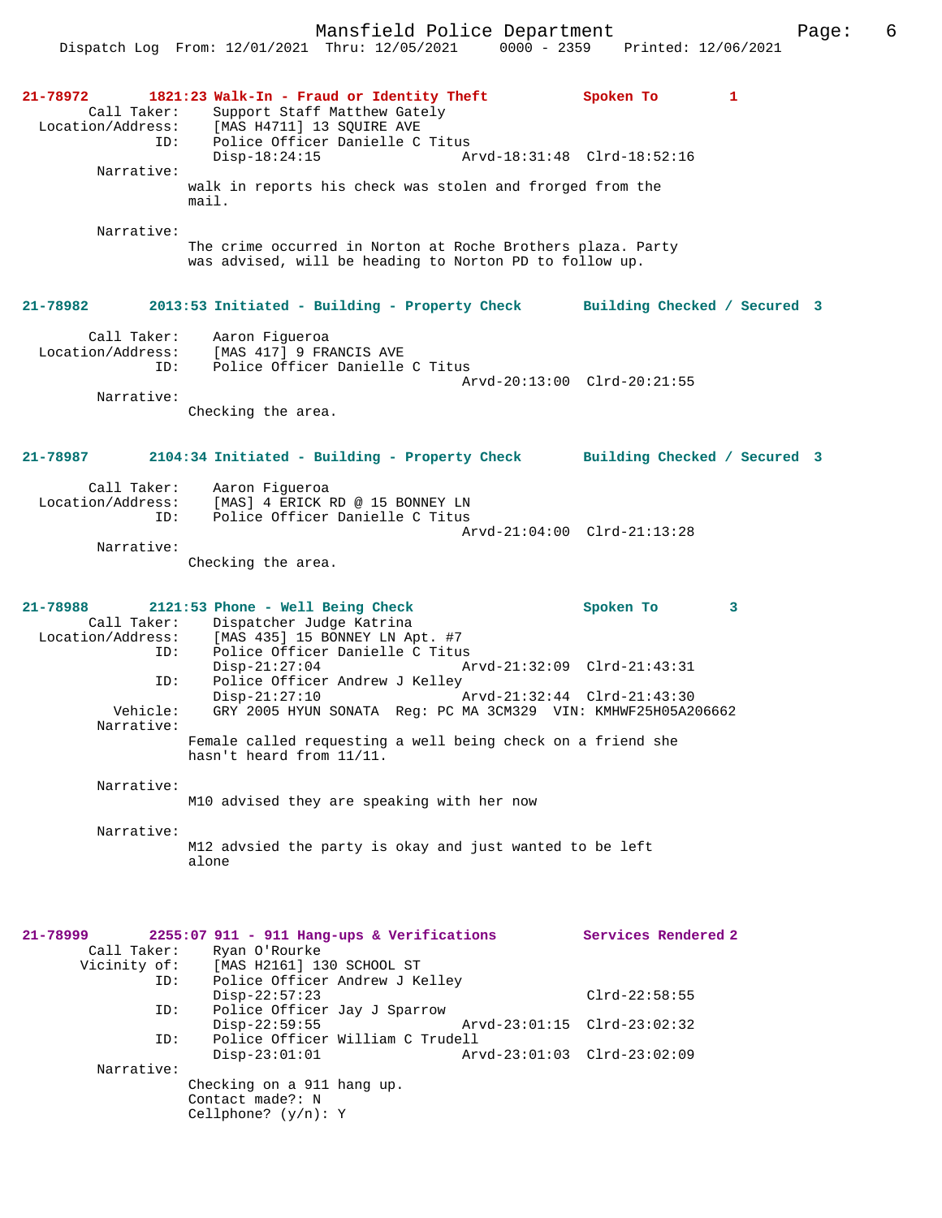**21-78972 1821:23 Walk-In - Fraud or Identity Theft — Spoken To — 1**

Call Taker: Support Staff Matthew Gately
Location/Address: [MAS H4711] 13 SQUIRE AVE
ID: Police Officer Danielle C Titus
Disp-18:24:15 Arvd-18:31:48 Clrd-18:52:16

Narrative:
walk in reports his check was stolen and forged from the mail.

Narrative:
The crime occurred in Norton at Roche Brothers plaza. Party was advised, will be heading to Norton PD to follow up.

**21-78982 2013:53 Initiated - Building - Property Check — Building Checked / Secured — 3**

Call Taker: Aaron Figueroa
Location/Address: [MAS 417] 9 FRANCIS AVE
ID: Police Officer Danielle C Titus
Arvd-20:13:00 Clrd-20:21:55

Narrative:
Checking the area.

**21-78987 2104:34 Initiated - Building - Property Check — Building Checked / Secured — 3**

Call Taker: Aaron Figueroa
Location/Address: [MAS] 4 ERICK RD @ 15 BONNEY LN
ID: Police Officer Danielle C Titus
Arvd-21:04:00 Clrd-21:13:28

Narrative:
Checking the area.

**21-78988 2121:53 Phone - Well Being Check — Spoken To — 3**

Call Taker: Dispatcher Judge Katrina
Location/Address: [MAS 435] 15 BONNEY LN Apt. #7
ID: Police Officer Danielle C Titus
Disp-21:27:04 Arvd-21:32:09 Clrd-21:43:31
ID: Police Officer Andrew J Kelley
Disp-21:27:10 Arvd-21:32:44 Clrd-21:43:30
Vehicle: GRY 2005 HYUN SONATA Reg: PC MA 3CM329 VIN: KMHWF25H05A206662

Narrative:
Female called requesting a well being check on a friend she hasn't heard from 11/11.

Narrative:
M10 advised they are speaking with her now

Narrative:
M12 advsied the party is okay and just wanted to be left alone

**21-78999 2255:07 911 - 911 Hang-ups & Verifications — Services Rendered — 2**

Call Taker: Ryan O'Rourke
Vicinity of: [MAS H2161] 130 SCHOOL ST
ID: Police Officer Andrew J Kelley
Disp-22:57:23 Clrd-22:58:55
ID: Police Officer Jay J Sparrow
Disp-22:59:55 Arvd-23:01:15 Clrd-23:02:32
ID: Police Officer William C Trudell
Disp-23:01:01 Arvd-23:01:03 Clrd-23:02:09

Narrative:
Checking on a 911 hang up.
Contact made?: N
Cellphone? (y/n): Y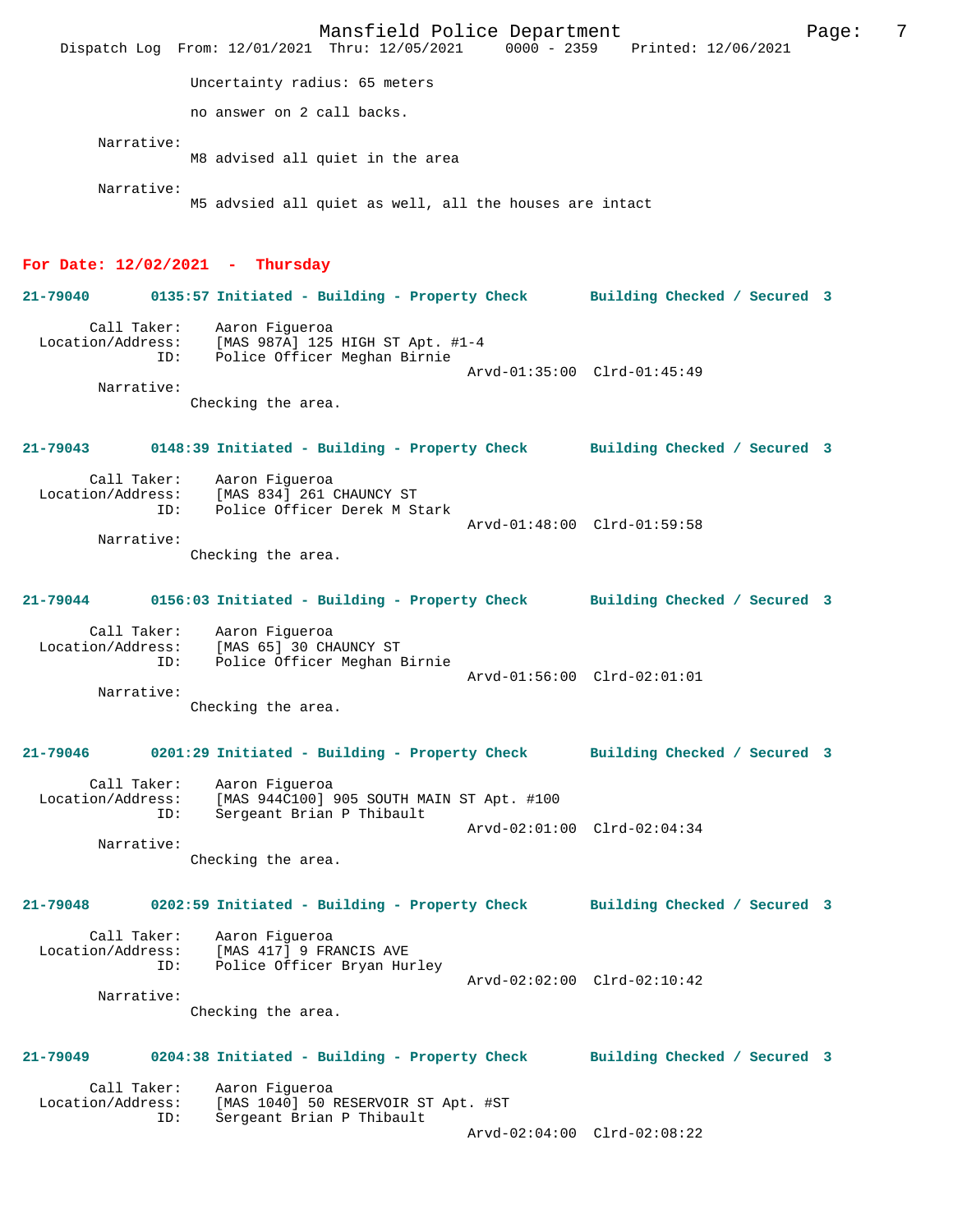Uncertainty radius: 65 meters

no answer on 2 call backs.

Narrative:
M8 advised all quiet in the area

Narrative:
M5 advsied all quiet as well, all the houses are intact

## For Date: 12/02/2021 - Thursday

**21-79040 0135:57 Initiated - Building - Property Check Building Checked / Secured 3**

Call Taker: Aaron Figueroa
Location/Address: [MAS 987A] 125 HIGH ST Apt. #1-4
ID: Police Officer Meghan Birnie
Arvd-01:35:00 Clrd-01:45:49
Narrative:
Checking the area.

**21-79043 0148:39 Initiated - Building - Property Check Building Checked / Secured 3**

Call Taker: Aaron Figueroa
Location/Address: [MAS 834] 261 CHAUNCY ST
ID: Police Officer Derek M Stark
Arvd-01:48:00 Clrd-01:59:58
Narrative:
Checking the area.

**21-79044 0156:03 Initiated - Building - Property Check Building Checked / Secured 3**

Call Taker: Aaron Figueroa
Location/Address: [MAS 65] 30 CHAUNCY ST
ID: Police Officer Meghan Birnie
Arvd-01:56:00 Clrd-02:01:01
Narrative:
Checking the area.

**21-79046 0201:29 Initiated - Building - Property Check Building Checked / Secured 3**

Call Taker: Aaron Figueroa
Location/Address: [MAS 944C100] 905 SOUTH MAIN ST Apt. #100
ID: Sergeant Brian P Thibault
Arvd-02:01:00 Clrd-02:04:34
Narrative:
Checking the area.

**21-79048 0202:59 Initiated - Building - Property Check Building Checked / Secured 3**

Call Taker: Aaron Figueroa
Location/Address: [MAS 417] 9 FRANCIS AVE
ID: Police Officer Bryan Hurley
Arvd-02:02:00 Clrd-02:10:42
Narrative:
Checking the area.

**21-79049 0204:38 Initiated - Building - Property Check Building Checked / Secured 3**

Call Taker: Aaron Figueroa
Location/Address: [MAS 1040] 50 RESERVOIR ST Apt. #ST
ID: Sergeant Brian P Thibault
Arvd-02:04:00 Clrd-02:08:22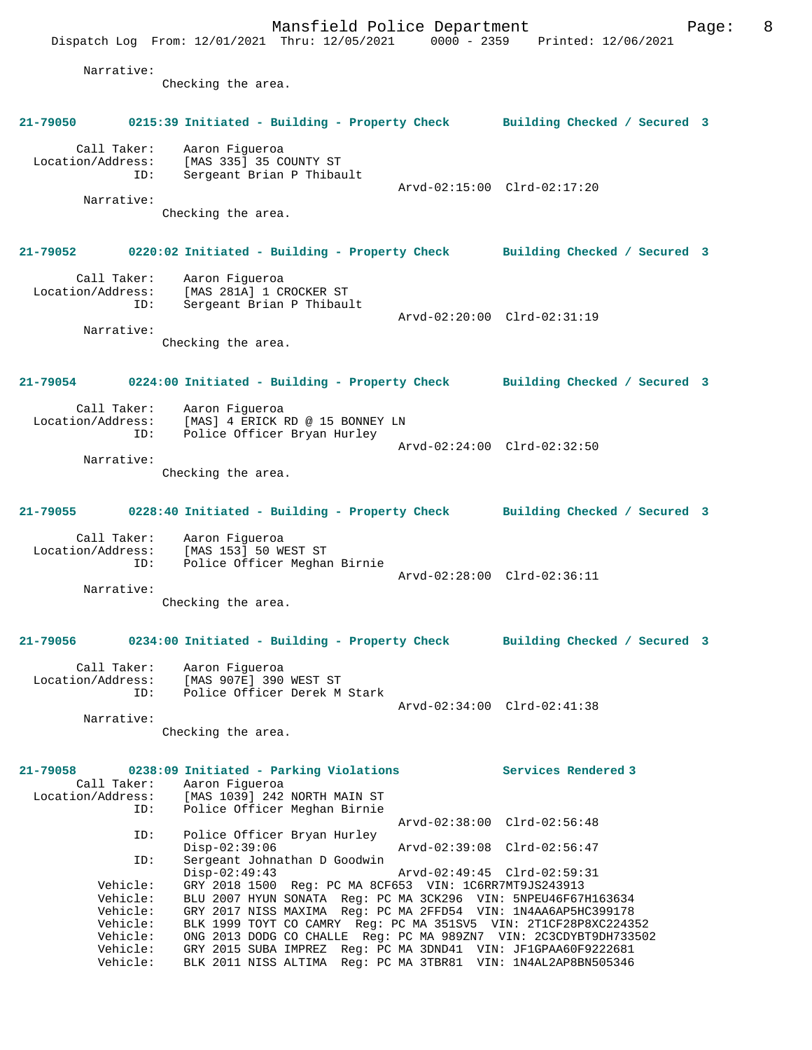Narrative:
Checking the area.

**21-79050 0215:39 Initiated - Building - Property Check Building Checked / Secured 3**

Call Taker: Aaron Figueroa
Location/Address: [MAS 335] 35 COUNTY ST
ID: Sergeant Brian P Thibault
Arvd-02:15:00 Clrd-02:17:20
Narrative:
Checking the area.

**21-79052 0220:02 Initiated - Building - Property Check Building Checked / Secured 3**

Call Taker: Aaron Figueroa
Location/Address: [MAS 281A] 1 CROCKER ST
ID: Sergeant Brian P Thibault
Arvd-02:20:00 Clrd-02:31:19
Narrative:
Checking the area.

**21-79054 0224:00 Initiated - Building - Property Check Building Checked / Secured 3**

Call Taker: Aaron Figueroa
Location/Address: [MAS] 4 ERICK RD @ 15 BONNEY LN
ID: Police Officer Bryan Hurley
Arvd-02:24:00 Clrd-02:32:50
Narrative:
Checking the area.

**21-79055 0228:40 Initiated - Building - Property Check Building Checked / Secured 3**

Call Taker: Aaron Figueroa
Location/Address: [MAS 153] 50 WEST ST
ID: Police Officer Meghan Birnie
Arvd-02:28:00 Clrd-02:36:11
Narrative:
Checking the area.

**21-79056 0234:00 Initiated - Building - Property Check Building Checked / Secured 3**

Call Taker: Aaron Figueroa
Location/Address: [MAS 907E] 390 WEST ST
ID: Police Officer Derek M Stark
Arvd-02:34:00 Clrd-02:41:38
Narrative:
Checking the area.

**21-79058 0238:09 Initiated - Parking Violations Services Rendered 3**

Call Taker: Aaron Figueroa
Location/Address: [MAS 1039] 242 NORTH MAIN ST
ID: Police Officer Meghan Birnie
Arvd-02:38:00 Clrd-02:56:48
ID: Police Officer Bryan Hurley
Disp-02:39:06 Arvd-02:39:08 Clrd-02:56:47
ID: Sergeant Johnathan D Goodwin
Disp-02:49:43 Arvd-02:49:45 Clrd-02:59:31
Vehicle: GRY 2018 1500 Reg: PC MA 8CF653 VIN: 1C6RR7MT9JS243913
Vehicle: BLU 2007 HYUN SONATA Reg: PC MA 3CK296 VIN: 5NPEU46F67H163634
Vehicle: GRY 2017 NISS MAXIMA Reg: PC MA 2FFD54 VIN: 1N4AA6AP5HC399178
Vehicle: BLK 1999 TOYT CO CAMRY Reg: PC MA 351SV5 VIN: 2T1CF28P8XC224352
Vehicle: ONG 2013 DODG CO CHALLE Reg: PC MA 989ZN7 VIN: 2C3CDYBT9DH733502
Vehicle: GRY 2015 SUBA IMPREZ Reg: PC MA 3DND41 VIN: JF1GPAA60F9222681
Vehicle: BLK 2011 NISS ALTIMA Reg: PC MA 3TBR81 VIN: 1N4AL2AP8BN505346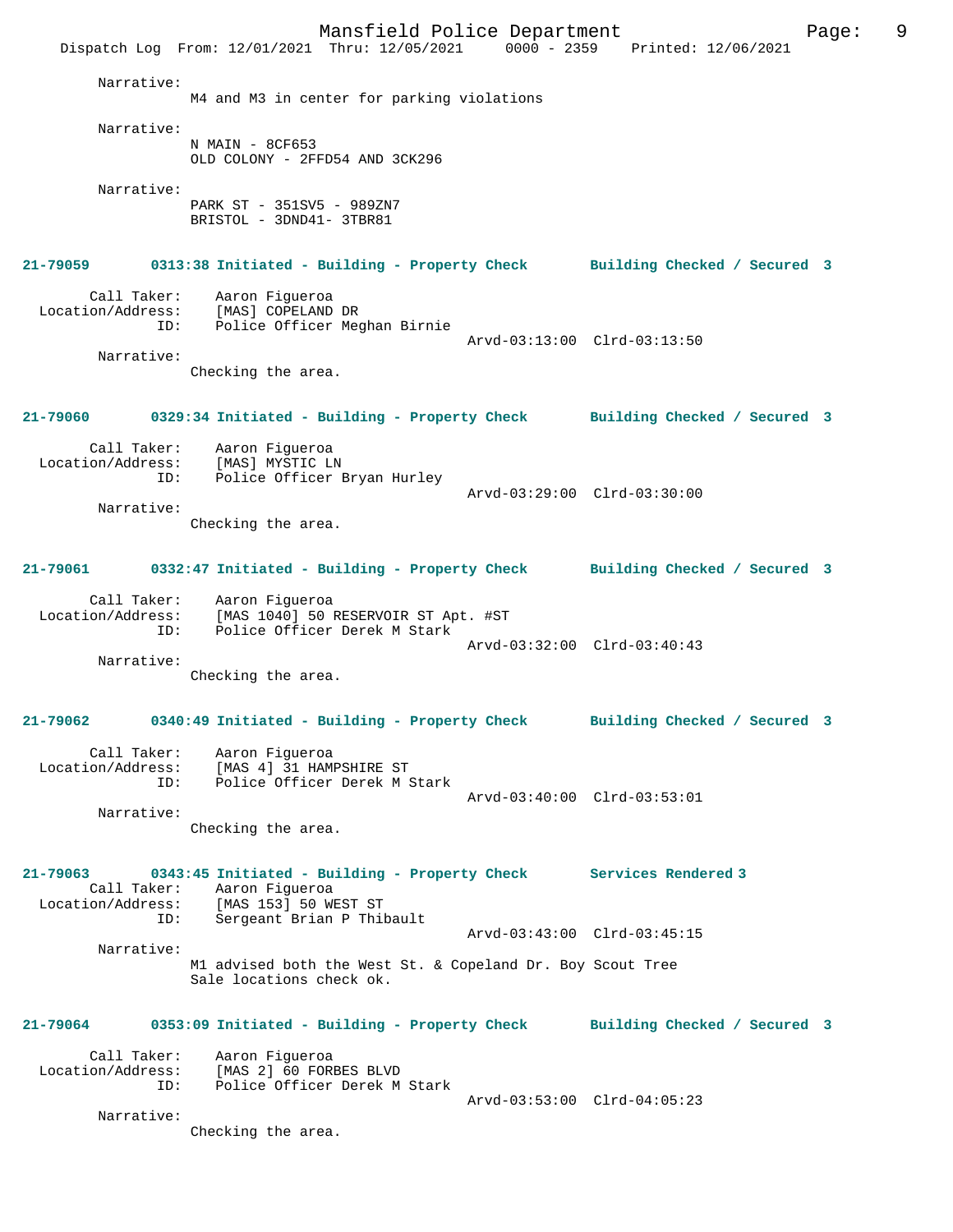Narrative:
M4 and M3 in center for parking violations

Narrative:
N MAIN - 8CF653
OLD COLONY - 2FFD54 AND 3CK296

Narrative:
PARK ST - 351SV5 - 989ZN7
BRISTOL - 3DND41- 3TBR81

**21-79059 0313:38 Initiated - Building - Property Check Building Checked / Secured 3**

Call Taker: Aaron Figueroa
Location/Address: [MAS] COPELAND DR
ID: Police Officer Meghan Birnie
Arvd-03:13:00 Clrd-03:13:50
Narrative:
Checking the area.

**21-79060 0329:34 Initiated - Building - Property Check Building Checked / Secured 3**

Call Taker: Aaron Figueroa
Location/Address: [MAS] MYSTIC LN
ID: Police Officer Bryan Hurley
Arvd-03:29:00 Clrd-03:30:00
Narrative:
Checking the area.

**21-79061 0332:47 Initiated - Building - Property Check Building Checked / Secured 3**

Call Taker: Aaron Figueroa
Location/Address: [MAS 1040] 50 RESERVOIR ST Apt. #ST
ID: Police Officer Derek M Stark
Arvd-03:32:00 Clrd-03:40:43
Narrative:
Checking the area.

**21-79062 0340:49 Initiated - Building - Property Check Building Checked / Secured 3**

Call Taker: Aaron Figueroa
Location/Address: [MAS 4] 31 HAMPSHIRE ST
ID: Police Officer Derek M Stark
Arvd-03:40:00 Clrd-03:53:01
Narrative:
Checking the area.

**21-79063 0343:45 Initiated - Building - Property Check Services Rendered 3**

Call Taker: Aaron Figueroa
Location/Address: [MAS 153] 50 WEST ST
ID: Sergeant Brian P Thibault
Arvd-03:43:00 Clrd-03:45:15
Narrative:
M1 advised both the West St. & Copeland Dr. Boy Scout Tree
Sale locations check ok.

**21-79064 0353:09 Initiated - Building - Property Check Building Checked / Secured 3**

Call Taker: Aaron Figueroa
Location/Address: [MAS 2] 60 FORBES BLVD
ID: Police Officer Derek M Stark
Arvd-03:53:00 Clrd-04:05:23
Narrative:
Checking the area.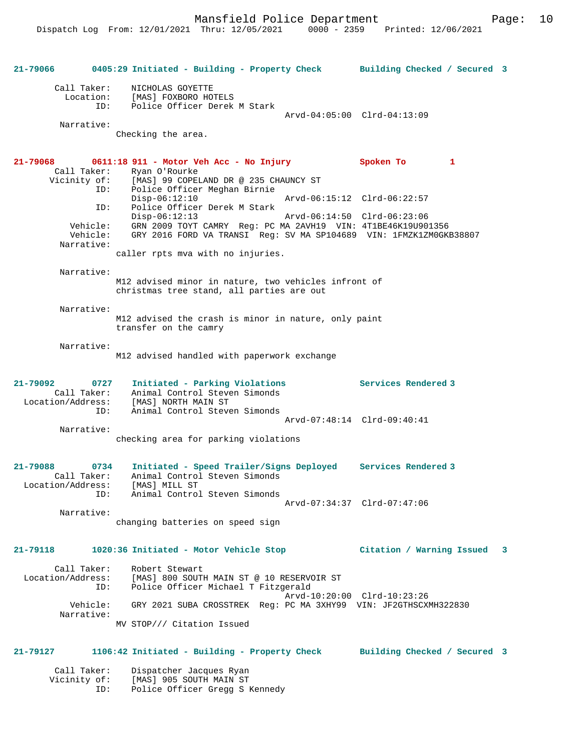**21-79066 0405:29 Initiated - Building - Property Check — Building Checked / Secured 3**

Call Taker: NICHOLAS GOYETTE
Location: [MAS] FOXBORO HOTELS
ID: Police Officer Derek M Stark
Arvd-04:05:00 Clrd-04:13:09

Narrative:
Checking the area.

**21-79068 0611:18 911 - Motor Veh Acc - No Injury — Spoken To 1**

Call Taker: Ryan O'Rourke
Vicinity of: [MAS] 99 COPELAND DR @ 235 CHAUNCY ST
ID: Police Officer Meghan Birnie
Disp-06:12:10 Arvd-06:15:12 Clrd-06:22:57
ID: Police Officer Derek M Stark
Disp-06:12:13 Arvd-06:14:50 Clrd-06:23:06
Vehicle: GRN 2009 TOYT CAMRY Reg: PC MA 2AVH19 VIN: 4T1BE46K19U901356
Vehicle: GRY 2016 FORD VA TRANSI Reg: SV MA SP104689 VIN: 1FMZK1ZM0GKB38807

Narrative:
caller rpts mva with no injuries.

Narrative:
M12 advised minor in nature, two vehicles infront of christmas tree stand, all parties are out

Narrative:
M12 advised the crash is minor in nature, only paint transfer on the camry

Narrative:
M12 advised handled with paperwork exchange

**21-79092 0727 Initiated - Parking Violations — Services Rendered 3**

Call Taker: Animal Control Steven Simonds
Location/Address: [MAS] NORTH MAIN ST
ID: Animal Control Steven Simonds
Arvd-07:48:14 Clrd-09:40:41

Narrative:
checking area for parking violations

**21-79088 0734 Initiated - Speed Trailer/Signs Deployed — Services Rendered 3**

Call Taker: Animal Control Steven Simonds
Location/Address: [MAS] MILL ST
ID: Animal Control Steven Simonds
Arvd-07:34:37 Clrd-07:47:06

Narrative:
changing batteries on speed sign

**21-79118 1020:36 Initiated - Motor Vehicle Stop — Citation / Warning Issued 3**

Call Taker: Robert Stewart
Location/Address: [MAS] 800 SOUTH MAIN ST @ 10 RESERVOIR ST
ID: Police Officer Michael T Fitzgerald
Arvd-10:20:00 Clrd-10:23:26
Vehicle: GRY 2021 SUBA CROSSTREK Reg: PC MA 3XHY99 VIN: JF2GTHSCXMH322830

Narrative:
MV STOP/// Citation Issued

**21-79127 1106:42 Initiated - Building - Property Check — Building Checked / Secured 3**

Call Taker: Dispatcher Jacques Ryan
Vicinity of: [MAS] 905 SOUTH MAIN ST
ID: Police Officer Gregg S Kennedy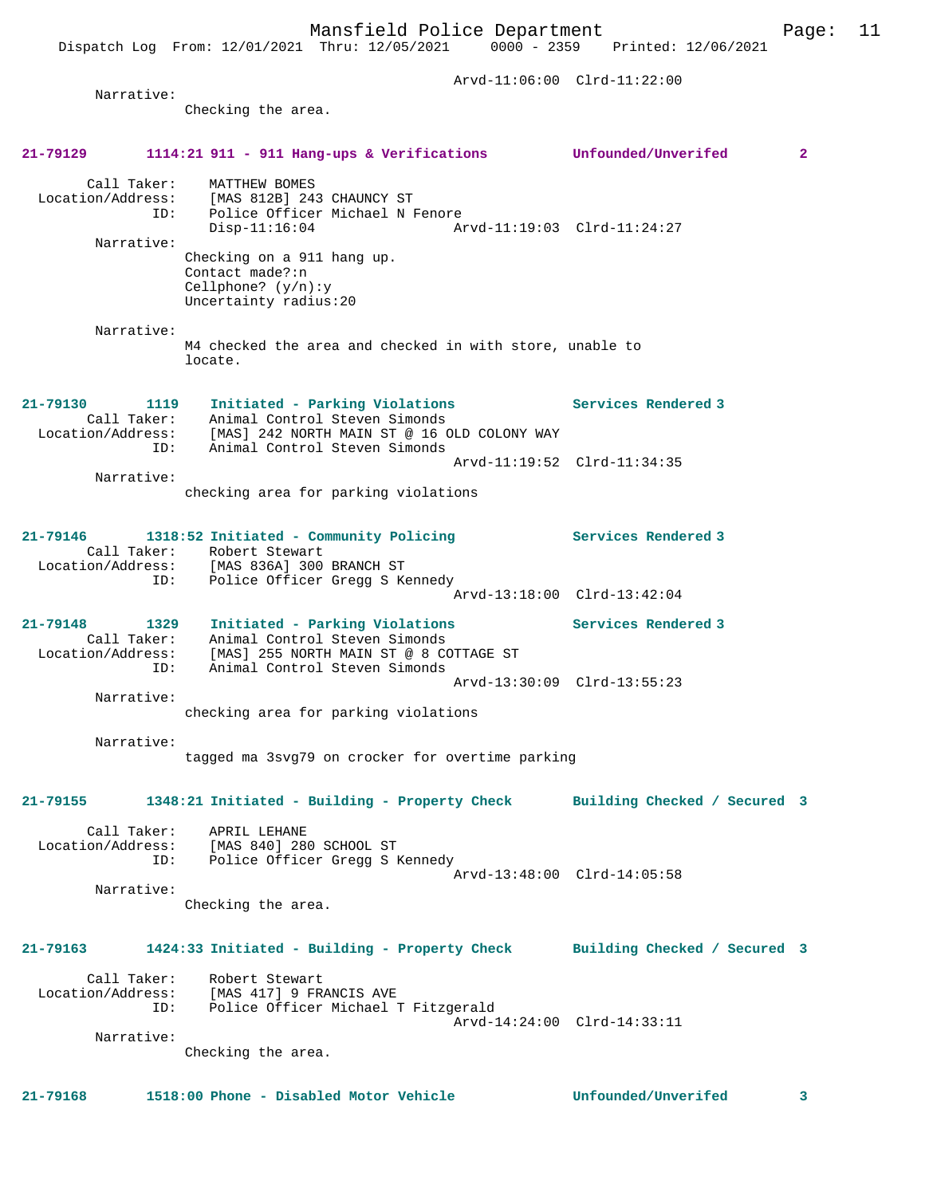Arvd-11:06:00 Clrd-11:22:00

Narrative:
Checking the area.

**21-79129 1114:21 911 - 911 Hang-ups & Verifications Unfounded/Unverifed 2**

Call Taker: MATTHEW BOMES
Location/Address: [MAS 812B] 243 CHAUNCY ST
ID: Police Officer Michael N Fenore
Disp-11:16:04 Arvd-11:19:03 Clrd-11:24:27

Narrative:
Checking on a 911 hang up.
Contact made?:n
Cellphone? (y/n):y
Uncertainty radius:20

Narrative:
M4 checked the area and checked in with store, unable to locate.

**21-79130 1119 Initiated - Parking Violations Services Rendered 3**

Call Taker: Animal Control Steven Simonds
Location/Address: [MAS] 242 NORTH MAIN ST @ 16 OLD COLONY WAY
ID: Animal Control Steven Simonds
Arvd-11:19:52 Clrd-11:34:35

Narrative:
checking area for parking violations

**21-79146 1318:52 Initiated - Community Policing Services Rendered 3**

Call Taker: Robert Stewart
Location/Address: [MAS 836A] 300 BRANCH ST
ID: Police Officer Gregg S Kennedy
Arvd-13:18:00 Clrd-13:42:04

**21-79148 1329 Initiated - Parking Violations Services Rendered 3**

Call Taker: Animal Control Steven Simonds
Location/Address: [MAS] 255 NORTH MAIN ST @ 8 COTTAGE ST
ID: Animal Control Steven Simonds
Arvd-13:30:09 Clrd-13:55:23

Narrative:
checking area for parking violations

Narrative:
tagged ma 3svg79 on crocker for overtime parking

**21-79155 1348:21 Initiated - Building - Property Check Building Checked / Secured 3**

Call Taker: APRIL LEHANE
Location/Address: [MAS 840] 280 SCHOOL ST
ID: Police Officer Gregg S Kennedy
Arvd-13:48:00 Clrd-14:05:58

Narrative:
Checking the area.

**21-79163 1424:33 Initiated - Building - Property Check Building Checked / Secured 3**

Call Taker: Robert Stewart
Location/Address: [MAS 417] 9 FRANCIS AVE
ID: Police Officer Michael T Fitzgerald
Arvd-14:24:00 Clrd-14:33:11

Narrative:
Checking the area.

**21-79168 1518:00 Phone - Disabled Motor Vehicle Unfounded/Unverifed 3**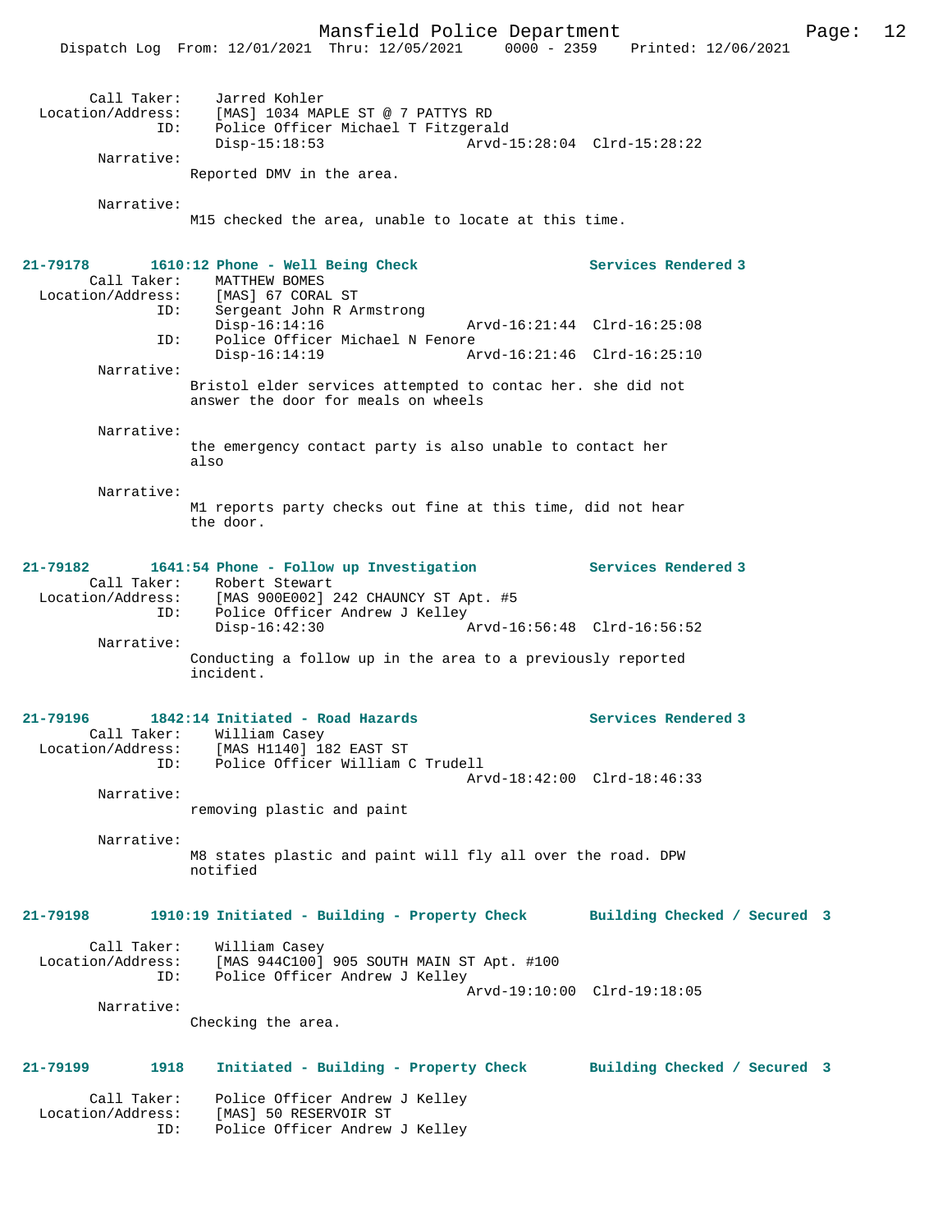Call Taker: Jarred Kohler
Location/Address: [MAS] 1034 MAPLE ST @ 7 PATTYS RD
ID: Police Officer Michael T Fitzgerald
Disp-15:18:53 Arvd-15:28:04 Clrd-15:28:22

Narrative:
Reported DMV in the area.

Narrative:
M15 checked the area, unable to locate at this time.

**21-79178 1610:12 Phone - Well Being Check Services Rendered 3**

Call Taker: MATTHEW BOMES
Location/Address: [MAS] 67 CORAL ST
ID: Sergeant John R Armstrong
Disp-16:14:16 Arvd-16:21:44 Clrd-16:25:08
ID: Police Officer Michael N Fenore
Disp-16:14:19 Arvd-16:21:46 Clrd-16:25:10

Narrative:
Bristol elder services attempted to contac her. she did not answer the door for meals on wheels

Narrative:
the emergency contact party is also unable to contact her also

Narrative:
M1 reports party checks out fine at this time, did not hear the door.

**21-79182 1641:54 Phone - Follow up Investigation Services Rendered 3**

Call Taker: Robert Stewart
Location/Address: [MAS 900E002] 242 CHAUNCY ST Apt. #5
ID: Police Officer Andrew J Kelley
Disp-16:42:30 Arvd-16:56:48 Clrd-16:56:52

Narrative:
Conducting a follow up in the area to a previously reported incident.

**21-79196 1842:14 Initiated - Road Hazards Services Rendered 3**

Call Taker: William Casey
Location/Address: [MAS H1140] 182 EAST ST
ID: Police Officer William C Trudell
Arvd-18:42:00 Clrd-18:46:33

Narrative:
removing plastic and paint

Narrative:
M8 states plastic and paint will fly all over the road. DPW notified

**21-79198 1910:19 Initiated - Building - Property Check Building Checked / Secured 3**

Call Taker: William Casey
Location/Address: [MAS 944C100] 905 SOUTH MAIN ST Apt. #100
ID: Police Officer Andrew J Kelley
Arvd-19:10:00 Clrd-19:18:05

Narrative:
Checking the area.

**21-79199 1918 Initiated - Building - Property Check Building Checked / Secured 3**

Call Taker: Police Officer Andrew J Kelley
Location/Address: [MAS] 50 RESERVOIR ST
ID: Police Officer Andrew J Kelley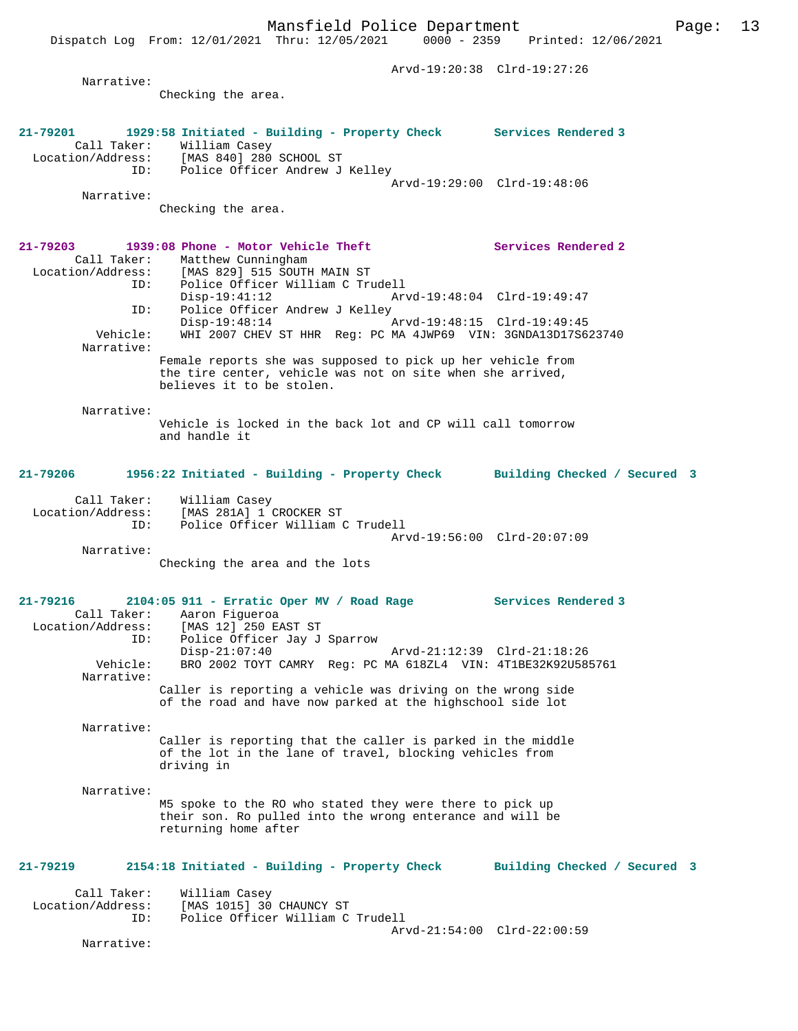Arvd-19:20:38 Clrd-19:27:26

Narrative:
Checking the area.

**21-79201 1929:58 Initiated - Building - Property Check Services Rendered 3**

Call Taker: William Casey
Location/Address: [MAS 840] 280 SCHOOL ST
ID: Police Officer Andrew J Kelley
Arvd-19:29:00 Clrd-19:48:06

Narrative:
Checking the area.

**21-79203 1939:08 Phone - Motor Vehicle Theft Services Rendered 2**

Call Taker: Matthew Cunningham
Location/Address: [MAS 829] 515 SOUTH MAIN ST
ID: Police Officer William C Trudell
Disp-19:41:12 Arvd-19:48:04 Clrd-19:49:47
ID: Police Officer Andrew J Kelley
Disp-19:48:14 Arvd-19:48:15 Clrd-19:49:45
Vehicle: WHI 2007 CHEV ST HHR Reg: PC MA 4JWP69 VIN: 3GNDA13D17S623740

Narrative:
Female reports she was supposed to pick up her vehicle from the tire center, vehicle was not on site when she arrived, believes it to be stolen.

Narrative:
Vehicle is locked in the back lot and CP will call tomorrow and handle it

**21-79206 1956:22 Initiated - Building - Property Check Building Checked / Secured 3**

Call Taker: William Casey
Location/Address: [MAS 281A] 1 CROCKER ST
ID: Police Officer William C Trudell
Arvd-19:56:00 Clrd-20:07:09

Narrative:
Checking the area and the lots

**21-79216 2104:05 911 - Erratic Oper MV / Road Rage Services Rendered 3**

Call Taker: Aaron Figueroa
Location/Address: [MAS 12] 250 EAST ST
ID: Police Officer Jay J Sparrow
Disp-21:07:40 Arvd-21:12:39 Clrd-21:18:26
Vehicle: BRO 2002 TOYT CAMRY Reg: PC MA 618ZL4 VIN: 4T1BE32K92U585761

Narrative:
Caller is reporting a vehicle was driving on the wrong side of the road and have now parked at the highschool side lot

Narrative:
Caller is reporting that the caller is parked in the middle of the lot in the lane of travel, blocking vehicles from driving in

Narrative:
M5 spoke to the RO who stated they were there to pick up their son. Ro pulled into the wrong enterance and will be returning home after

**21-79219 2154:18 Initiated - Building - Property Check Building Checked / Secured 3**

Call Taker: William Casey
Location/Address: [MAS 1015] 30 CHAUNCY ST
ID: Police Officer William C Trudell
Arvd-21:54:00 Clrd-22:00:59

Narrative: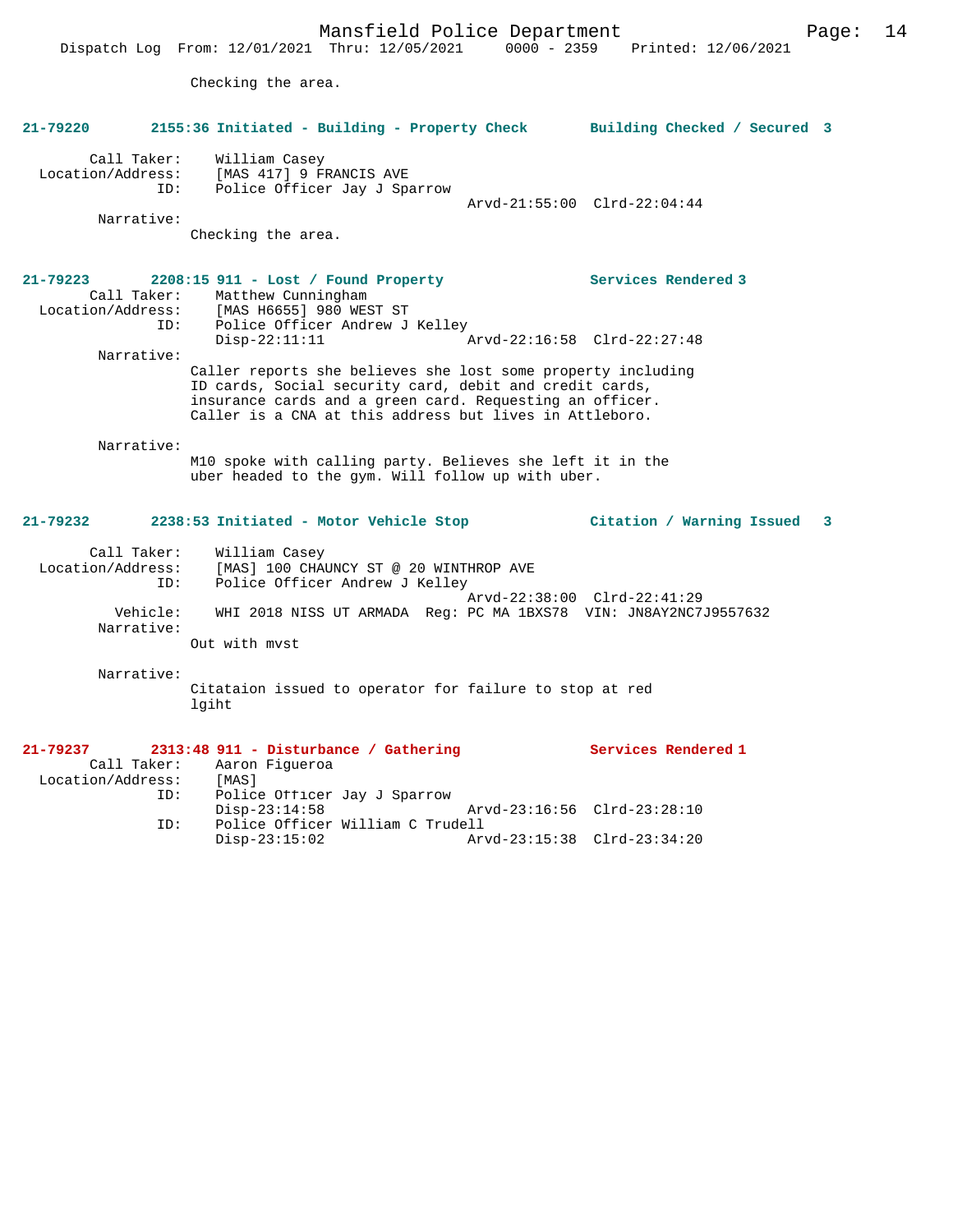Checking the area.

**21-79220 2155:36 Initiated - Building - Property Check — Building Checked / Secured 3**

Call Taker: William Casey
Location/Address: [MAS 417] 9 FRANCIS AVE
ID: Police Officer Jay J Sparrow
Arvd-21:55:00 Clrd-22:04:44
Narrative:
Checking the area.

**21-79223 2208:15 911 - Lost / Found Property — Services Rendered 3**

Call Taker: Matthew Cunningham
Location/Address: [MAS H6655] 980 WEST ST
ID: Police Officer Andrew J Kelley
Disp-22:11:11 Arvd-22:16:58 Clrd-22:27:48
Narrative:
Caller reports she believes she lost some property including ID cards, Social security card, debit and credit cards, insurance cards and a green card. Requesting an officer. Caller is a CNA at this address but lives in Attleboro.

Narrative:
M10 spoke with calling party. Believes she left it in the uber headed to the gym. Will follow up with uber.

**21-79232 2238:53 Initiated - Motor Vehicle Stop — Citation / Warning Issued 3**

Call Taker: William Casey
Location/Address: [MAS] 100 CHAUNCY ST @ 20 WINTHROP AVE
ID: Police Officer Andrew J Kelley
Arvd-22:38:00 Clrd-22:41:29
Vehicle: WHI 2018 NISS UT ARMADA Reg: PC MA 1BXS78 VIN: JN8AY2NC7J9557632
Narrative:
Out with mvst

Narrative:
Citataion issued to operator for failure to stop at red lgiht

**21-79237 2313:48 911 - Disturbance / Gathering — Services Rendered 1**

Call Taker: Aaron Figueroa
Location/Address: [MAS]
ID: Police Officer Jay J Sparrow
Disp-23:14:58 Arvd-23:16:56 Clrd-23:28:10
ID: Police Officer William C Trudell
Disp-23:15:02 Arvd-23:15:38 Clrd-23:34:20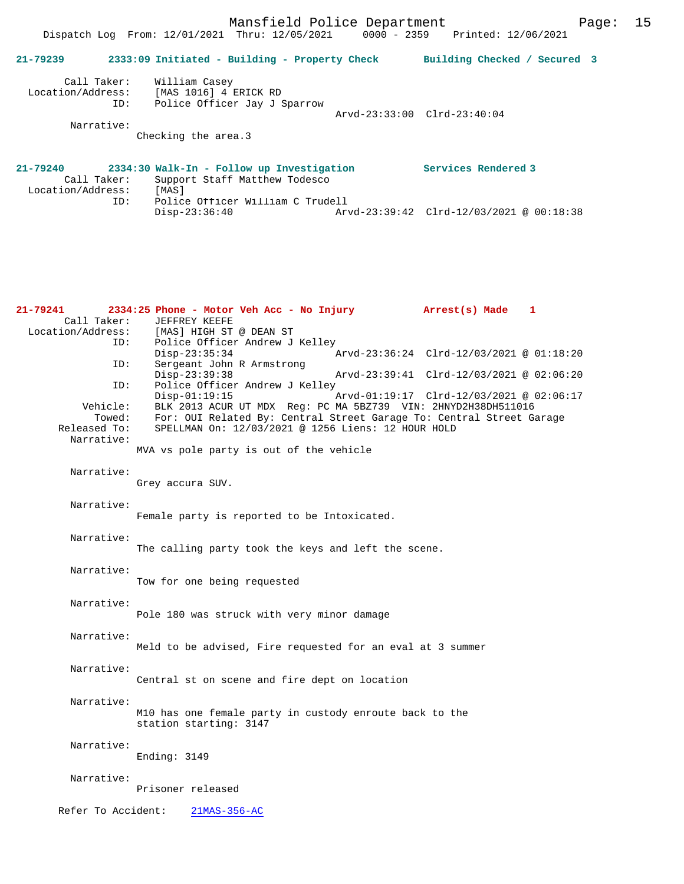**21-79239** 2333:09 Initiated - Building - Property Check Building Checked / Secured 3

Call Taker: William Casey
Location/Address: [MAS 1016] 4 ERICK RD
ID: Police Officer Jay J Sparrow
Arvd-23:33:00 Clrd-23:40:04
Narrative:
Checking the area.3

**21-79240** 2334:30 Walk-In - Follow up Investigation Services Rendered 3

Call Taker: Support Staff Matthew Todesco
Location/Address: [MAS]
ID: Police Officer William C Trudell
Disp-23:36:40 Arvd-23:39:42 Clrd-12/03/2021 @ 00:18:38

**21-79241** 2334:25 Phone - Motor Veh Acc - No Injury Arrest(s) Made 1

Call Taker: JEFFREY KEEFE
Location/Address: [MAS] HIGH ST @ DEAN ST
ID: Police Officer Andrew J Kelley
Disp-23:35:34 Arvd-23:36:24 Clrd-12/03/2021 @ 01:18:20
ID: Sergeant John R Armstrong
Disp-23:39:38 Arvd-23:39:41 Clrd-12/03/2021 @ 02:06:20
ID: Police Officer Andrew J Kelley
Disp-01:19:15 Arvd-01:19:17 Clrd-12/03/2021 @ 02:06:17
Vehicle: BLK 2013 ACUR UT MDX Reg: PC MA 5BZ739 VIN: 2HNYD2H38DH511016
Towed: For: OUI Related By: Central Street Garage To: Central Street Garage
Released To: SPELLMAN On: 12/03/2021 @ 1256 Liens: 12 HOUR HOLD
Narrative:
MVA vs pole party is out of the vehicle

Narrative:
Grey accura SUV.

Narrative:
Female party is reported to be Intoxicated.

Narrative:
The calling party took the keys and left the scene.

Narrative:
Tow for one being requested

Narrative:
Pole 180 was struck with very minor damage

Narrative:
Meld to be advised, Fire requested for an eval at 3 summer

Narrative:
Central st on scene and fire dept on location

Narrative:
M10 has one female party in custody enroute back to the station starting: 3147

Narrative:
Ending: 3149

Narrative:
Prisoner released

Refer To Accident: 21MAS-356-AC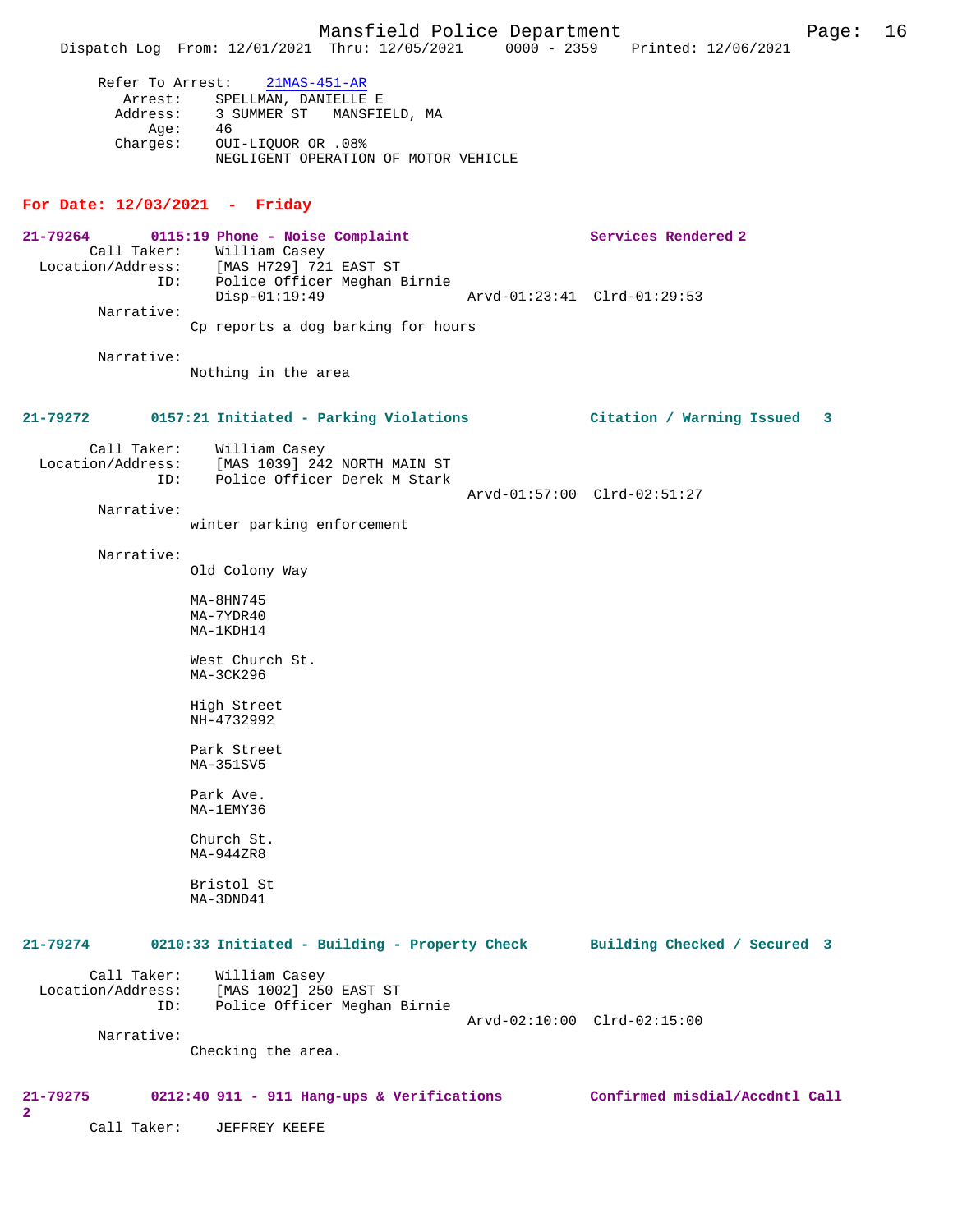Refer To Arrest: 21MAS-451-AR
Arrest: SPELLMAN, DANIELLE E
Address: 3 SUMMER ST MANSFIELD, MA
Age: 46
Charges: OUI-LIQUOR OR .08%
NEGLIGENT OPERATION OF MOTOR VEHICLE

## For Date: 12/03/2021 - Friday

**21-79264 0115:19 Phone - Noise Complaint** Services Rendered 2
Call Taker: William Casey
Location/Address: [MAS H729] 721 EAST ST
ID: Police Officer Meghan Birnie
Disp-01:19:49 Arvd-01:23:41 Clrd-01:29:53
Narrative:
Cp reports a dog barking for hours

Narrative:
Nothing in the area

**21-79272 0157:21 Initiated - Parking Violations** Citation / Warning Issued 3
Call Taker: William Casey
Location/Address: [MAS 1039] 242 NORTH MAIN ST
ID: Police Officer Derek M Stark
Arvd-01:57:00 Clrd-02:51:27
Narrative:
winter parking enforcement

Narrative:
Old Colony Way

MA-8HN745
MA-7YDR40
MA-1KDH14

West Church St.
MA-3CK296

High Street
NH-4732992

Park Street
MA-351SV5

Park Ave.
MA-1EMY36

Church St.
MA-944ZR8

Bristol St
MA-3DND41

**21-79274 0210:33 Initiated - Building - Property Check** Building Checked / Secured 3
Call Taker: William Casey
Location/Address: [MAS 1002] 250 EAST ST
ID: Police Officer Meghan Birnie
Arvd-02:10:00 Clrd-02:15:00
Narrative:
Checking the area.

**21-79275 0212:40 911 - 911 Hang-ups & Verifications** Confirmed misdial/Accdntl Call 2
Call Taker: JEFFREY KEEFE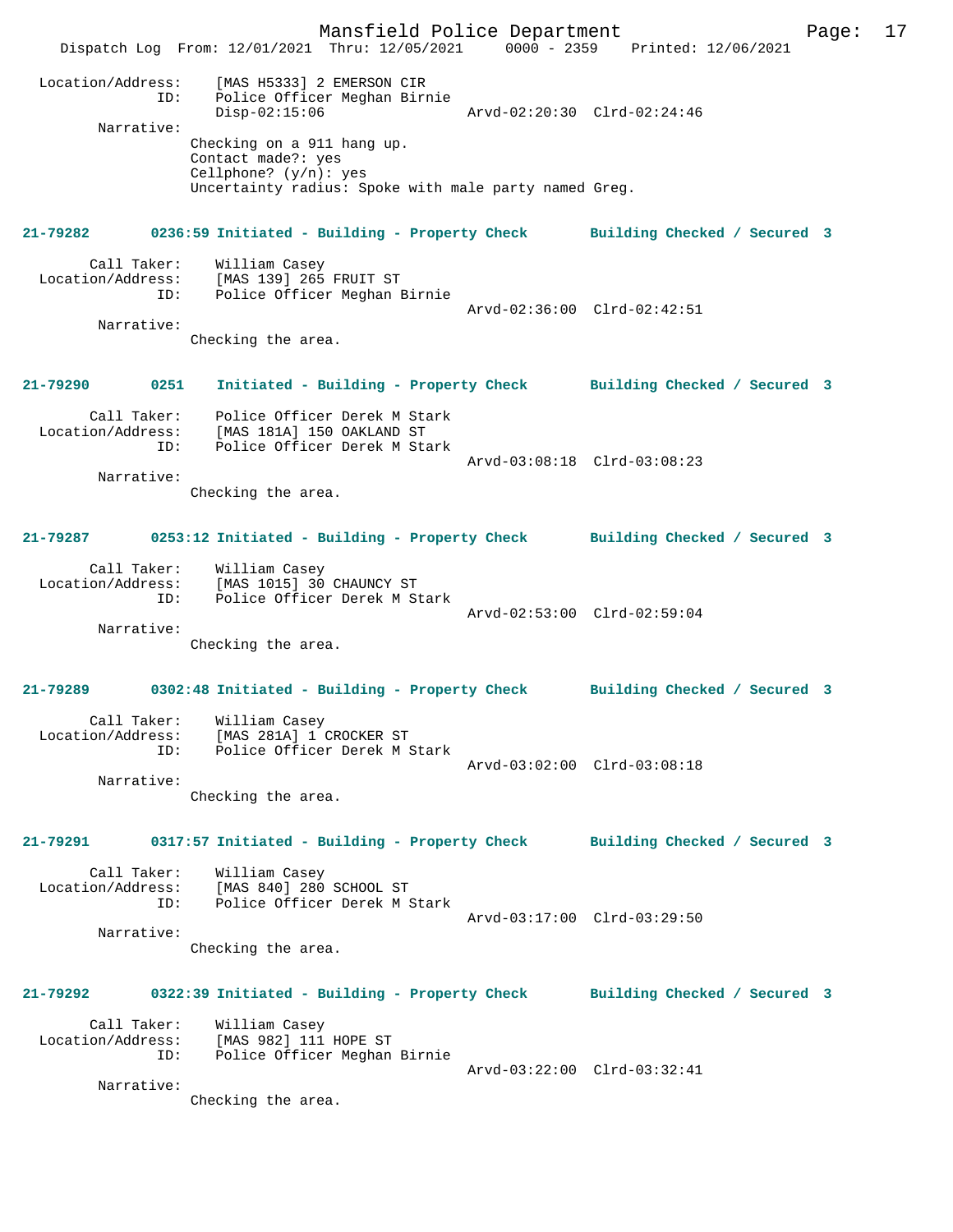Location/Address: [MAS H5333] 2 EMERSON CIR
ID: Police Officer Meghan Birnie
Disp-02:15:06 Arvd-02:20:30 Clrd-02:24:46

Narrative:
Checking on a 911 hang up.
Contact made?: yes
Cellphone? (y/n): yes
Uncertainty radius: Spoke with male party named Greg.

**21-79282 0236:59 Initiated - Building - Property Check Building Checked / Secured 3**

Call Taker: William Casey
Location/Address: [MAS 139] 265 FRUIT ST
ID: Police Officer Meghan Birnie
Arvd-02:36:00 Clrd-02:42:51

Narrative:
Checking the area.

**21-79290 0251 Initiated - Building - Property Check Building Checked / Secured 3**

Call Taker: Police Officer Derek M Stark
Location/Address: [MAS 181A] 150 OAKLAND ST
ID: Police Officer Derek M Stark
Arvd-03:08:18 Clrd-03:08:23

Narrative:
Checking the area.

**21-79287 0253:12 Initiated - Building - Property Check Building Checked / Secured 3**

Call Taker: William Casey
Location/Address: [MAS 1015] 30 CHAUNCY ST
ID: Police Officer Derek M Stark
Arvd-02:53:00 Clrd-02:59:04

Narrative:
Checking the area.

**21-79289 0302:48 Initiated - Building - Property Check Building Checked / Secured 3**

Call Taker: William Casey
Location/Address: [MAS 281A] 1 CROCKER ST
ID: Police Officer Derek M Stark
Arvd-03:02:00 Clrd-03:08:18

Narrative:
Checking the area.

**21-79291 0317:57 Initiated - Building - Property Check Building Checked / Secured 3**

Call Taker: William Casey
Location/Address: [MAS 840] 280 SCHOOL ST
ID: Police Officer Derek M Stark
Arvd-03:17:00 Clrd-03:29:50

Narrative:
Checking the area.

**21-79292 0322:39 Initiated - Building - Property Check Building Checked / Secured 3**

Call Taker: William Casey
Location/Address: [MAS 982] 111 HOPE ST
ID: Police Officer Meghan Birnie
Arvd-03:22:00 Clrd-03:32:41

Narrative:
Checking the area.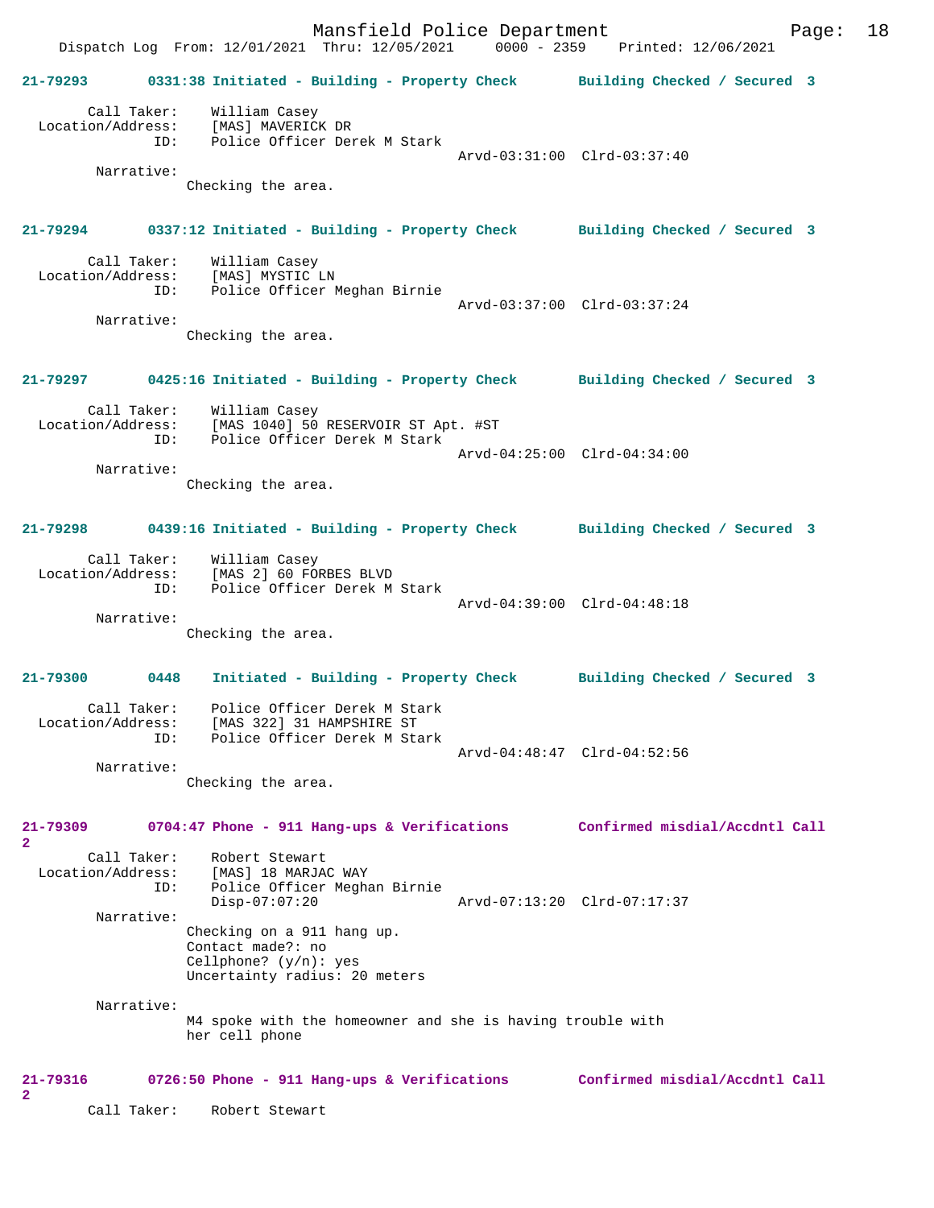Dispatch Log From: 12/01/2021 Thru: 12/05/2021 0000 - 2359 Printed: 12/06/2021

**21-79293 0331:38 Initiated - Building - Property Check Building Checked / Secured 3**

Call Taker: William Casey
Location/Address: [MAS] MAVERICK DR
ID: Police Officer Derek M Stark
Arvd-03:31:00 Clrd-03:37:40
Narrative:
Checking the area.

**21-79294 0337:12 Initiated - Building - Property Check Building Checked / Secured 3**

Call Taker: William Casey
Location/Address: [MAS] MYSTIC LN
ID: Police Officer Meghan Birnie
Arvd-03:37:00 Clrd-03:37:24
Narrative:
Checking the area.

**21-79297 0425:16 Initiated - Building - Property Check Building Checked / Secured 3**

Call Taker: William Casey
Location/Address: [MAS 1040] 50 RESERVOIR ST Apt. #ST
ID: Police Officer Derek M Stark
Arvd-04:25:00 Clrd-04:34:00
Narrative:
Checking the area.

**21-79298 0439:16 Initiated - Building - Property Check Building Checked / Secured 3**

Call Taker: William Casey
Location/Address: [MAS 2] 60 FORBES BLVD
ID: Police Officer Derek M Stark
Arvd-04:39:00 Clrd-04:48:18
Narrative:
Checking the area.

**21-79300 0448 Initiated - Building - Property Check Building Checked / Secured 3**

Call Taker: Police Officer Derek M Stark
Location/Address: [MAS 322] 31 HAMPSHIRE ST
ID: Police Officer Derek M Stark
Arvd-04:48:47 Clrd-04:52:56
Narrative:
Checking the area.

**21-79309 0704:47 Phone - 911 Hang-ups & Verifications Confirmed misdial/Accdntl Call 2**

Call Taker: Robert Stewart
Location/Address: [MAS] 18 MARJAC WAY
ID: Police Officer Meghan Birnie
Disp-07:07:20 Arvd-07:13:20 Clrd-07:17:37
Narrative:
Checking on a 911 hang up.
Contact made?: no
Cellphone? (y/n): yes
Uncertainty radius: 20 meters

Narrative:
M4 spoke with the homeowner and she is having trouble with her cell phone

**21-79316 0726:50 Phone - 911 Hang-ups & Verifications Confirmed misdial/Accdntl Call 2**

Call Taker: Robert Stewart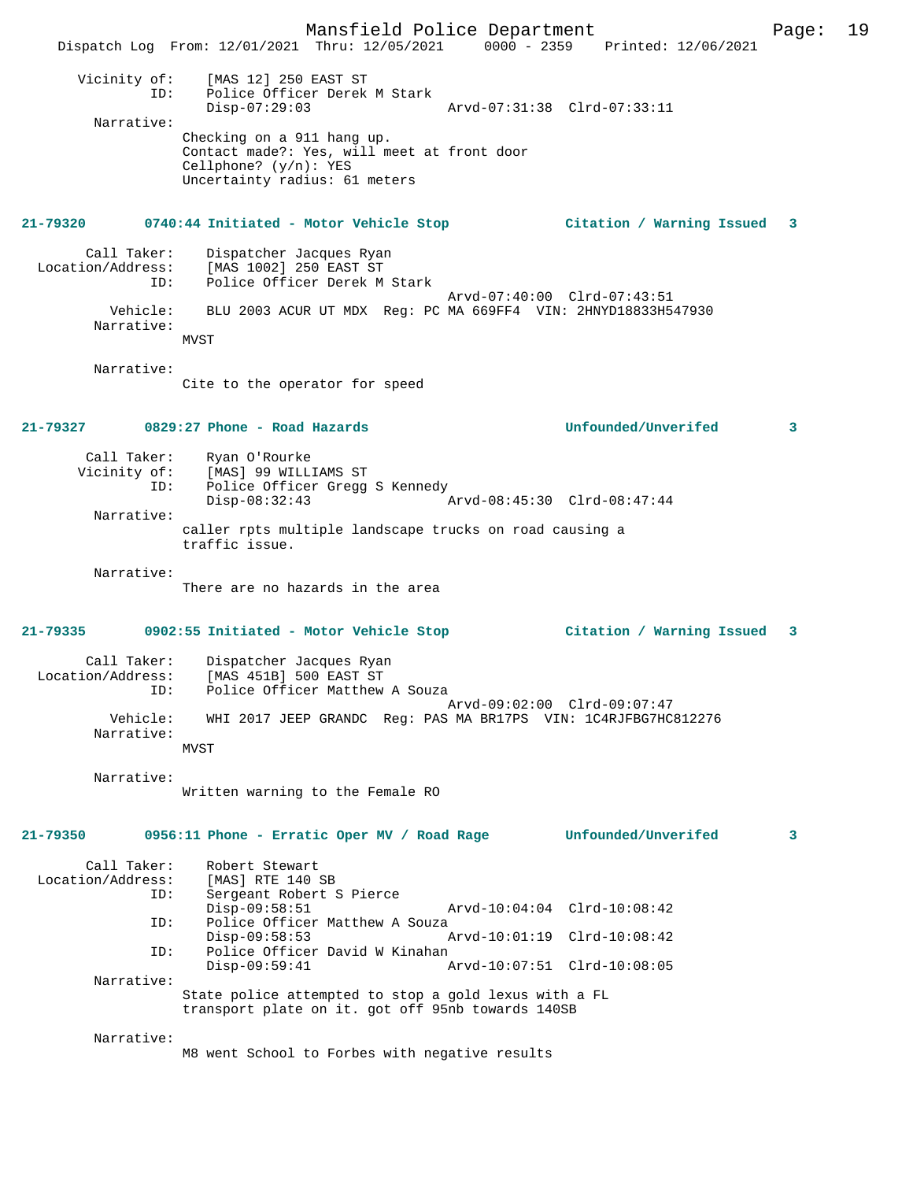```
        Vicinity of:    [MAS 12] 250 EAST ST
                 ID:    Police Officer Derek M Stark
                        Disp-07:29:03                 Arvd-07:31:38  Clrd-07:33:11
          Narrative:
                        Checking on a 911 hang up.
                        Contact made?: Yes, will meet at front door
                        Cellphone? (y/n): YES
                        Uncertainty radius: 61 meters
```

**21-79320 0740:44 Initiated - Motor Vehicle Stop — Citation / Warning Issued 3**

```
         Call Taker:    Dispatcher Jacques Ryan
   Location/Address:    [MAS 1002] 250 EAST ST
                 ID:    Police Officer Derek M Stark
                                                      Arvd-07:40:00  Clrd-07:43:51
            Vehicle:    BLU 2003 ACUR UT MDX  Reg: PC MA 669FF4  VIN: 2HNYD18833H547930
          Narrative:
                        MVST

          Narrative:
                        Cite to the operator for speed
```

**21-79327 0829:27 Phone - Road Hazards — Unfounded/Unverifed 3**

```
         Call Taker:    Ryan O'Rourke
        Vicinity of:    [MAS] 99 WILLIAMS ST
                 ID:    Police Officer Gregg S Kennedy
                        Disp-08:32:43                 Arvd-08:45:30  Clrd-08:47:44
          Narrative:
                        caller rpts multiple landscape trucks on road causing a
                        traffic issue.

          Narrative:
                        There are no hazards in the area
```

**21-79335 0902:55 Initiated - Motor Vehicle Stop — Citation / Warning Issued 3**

```
         Call Taker:    Dispatcher Jacques Ryan
   Location/Address:    [MAS 451B] 500 EAST ST
                 ID:    Police Officer Matthew A Souza
                                                      Arvd-09:02:00  Clrd-09:07:47
            Vehicle:    WHI 2017 JEEP GRANDC  Reg: PAS MA BR17PS  VIN: 1C4RJFBG7HC812276
          Narrative:
                        MVST

          Narrative:
                        Written warning to the Female RO
```

**21-79350 0956:11 Phone - Erratic Oper MV / Road Rage — Unfounded/Unverifed 3**

```
         Call Taker:    Robert Stewart
   Location/Address:    [MAS] RTE 140 SB
                 ID:    Sergeant Robert S Pierce
                        Disp-09:58:51                 Arvd-10:04:04  Clrd-10:08:42
                 ID:    Police Officer Matthew A Souza
                        Disp-09:58:53                 Arvd-10:01:19  Clrd-10:08:42
                 ID:    Police Officer David W Kinahan
                        Disp-09:59:41                 Arvd-10:07:51  Clrd-10:08:05
          Narrative:
                        State police attempted to stop a gold lexus with a FL
                        transport plate on it. got off 95nb towards 140SB

          Narrative:
                        M8 went School to Forbes with negative results
```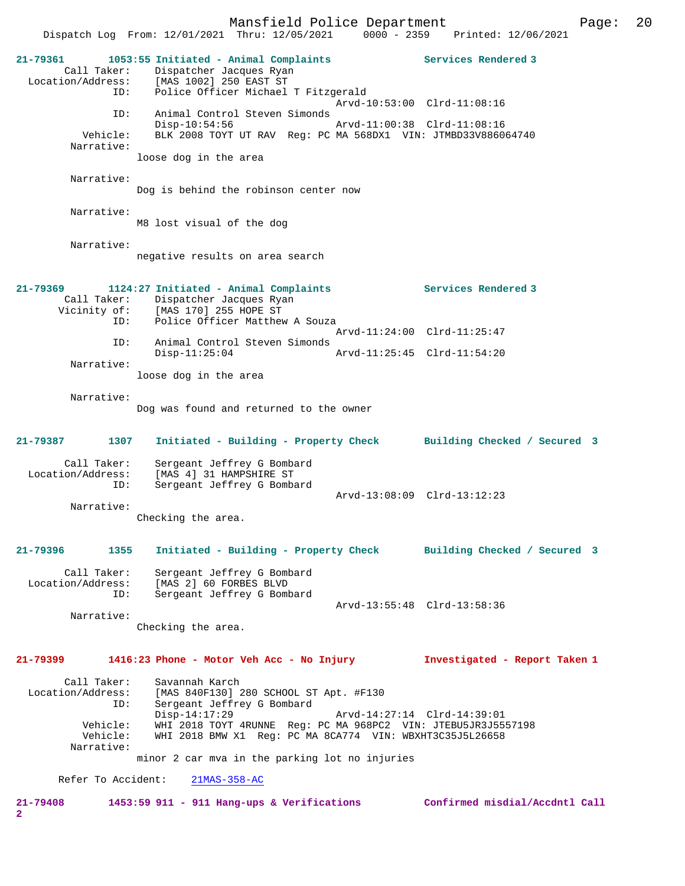Dispatch Log From: 12/01/2021 Thru: 12/05/2021 0000 - 2359 Printed: 12/06/2021

**21-79361 1053:55 Initiated - Animal Complaints — Services Rendered 3**

```
        Call Taker:    Dispatcher Jacques Ryan
  Location/Address:    [MAS 1002] 250 EAST ST
                ID:    Police Officer Michael T Fitzgerald
                                            Arvd-10:53:00  Clrd-11:08:16
                ID:    Animal Control Steven Simonds
                       Disp-10:54:56        Arvd-11:00:38  Clrd-11:08:16
           Vehicle:    BLK 2008 TOYT UT RAV  Reg: PC MA 568DX1  VIN: JTMBD33V886064740
         Narrative:
                    loose dog in the area

         Narrative:
                    Dog is behind the robinson center now

         Narrative:
                    M8 lost visual of the dog

         Narrative:
                    negative results on area search
```

**21-79369 1124:27 Initiated - Animal Complaints — Services Rendered 3**

```
        Call Taker:    Dispatcher Jacques Ryan
       Vicinity of:    [MAS 170] 255 HOPE ST
                ID:    Police Officer Matthew A Souza
                                            Arvd-11:24:00  Clrd-11:25:47
                ID:    Animal Control Steven Simonds
                       Disp-11:25:04        Arvd-11:25:45  Clrd-11:54:20
         Narrative:
                    loose dog in the area

         Narrative:
                    Dog was found and returned to the owner
```

**21-79387 1307 Initiated - Building - Property Check — Building Checked / Secured 3**

```
        Call Taker:    Sergeant Jeffrey G Bombard
  Location/Address:    [MAS 4] 31 HAMPSHIRE ST
                ID:    Sergeant Jeffrey G Bombard
                                            Arvd-13:08:09  Clrd-13:12:23
         Narrative:
                    Checking the area.
```

**21-79396 1355 Initiated - Building - Property Check — Building Checked / Secured 3**

```
        Call Taker:    Sergeant Jeffrey G Bombard
  Location/Address:    [MAS 2] 60 FORBES BLVD
                ID:    Sergeant Jeffrey G Bombard
                                            Arvd-13:55:48  Clrd-13:58:36
         Narrative:
                    Checking the area.
```

**21-79399 1416:23 Phone - Motor Veh Acc - No Injury — Investigated - Report Taken 1**

```
        Call Taker:    Savannah Karch
  Location/Address:    [MAS 840F130] 280 SCHOOL ST Apt. #F130
                ID:    Sergeant Jeffrey G Bombard
                       Disp-14:17:29        Arvd-14:27:14  Clrd-14:39:01
           Vehicle:    WHI 2018 TOYT 4RUNNE  Reg: PC MA 968PC2  VIN: JTEBU5JR3J5557198
           Vehicle:    WHI 2018 BMW X1  Reg: PC MA 8CA774  VIN: WBXHT3C35J5L26658
         Narrative:
                    minor 2 car mva in the parking lot no injuries

      Refer To Accident:    21MAS-358-AC
```

**21-79408 1453:59 911 - 911 Hang-ups & Verifications — Confirmed misdial/Accdntl Call 2**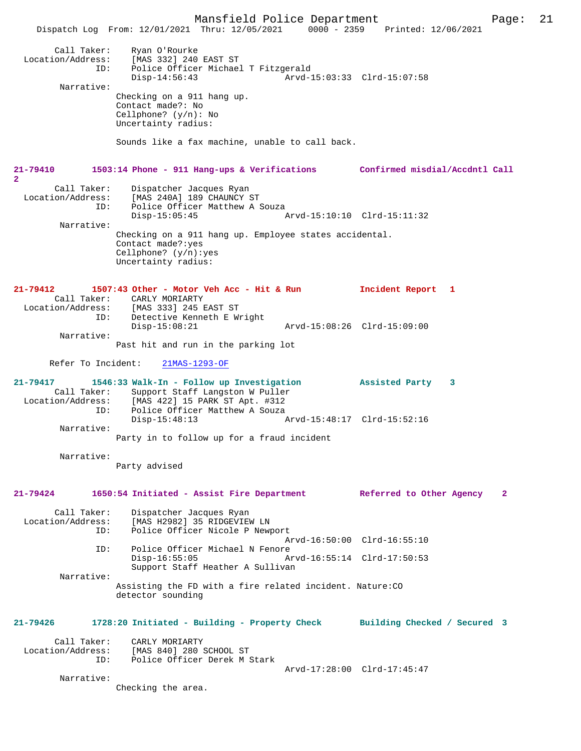Call Taker: Ryan O'Rourke
Location/Address: [MAS 332] 240 EAST ST
ID: Police Officer Michael T Fitzgerald
Disp-14:56:43 Arvd-15:03:33 Clrd-15:07:58

Narrative:
Checking on a 911 hang up.
Contact made?: No
Cellphone? (y/n): No
Uncertainty radius:

Sounds like a fax machine, unable to call back.

**21-79410 1503:14 Phone - 911 Hang-ups & Verifications Confirmed misdial/Accdntl Call 2**

Call Taker: Dispatcher Jacques Ryan
Location/Address: [MAS 240A] 189 CHAUNCY ST
ID: Police Officer Matthew A Souza
Disp-15:05:45 Arvd-15:10:10 Clrd-15:11:32

Narrative:
Checking on a 911 hang up. Employee states accidental.
Contact made?:yes
Cellphone? (y/n):yes
Uncertainty radius:

**21-79412 1507:43 Other - Motor Veh Acc - Hit & Run Incident Report 1**

Call Taker: CARLY MORIARTY
Location/Address: [MAS 333] 245 EAST ST
ID: Detective Kenneth E Wright
Disp-15:08:21 Arvd-15:08:26 Clrd-15:09:00

Narrative:
Past hit and run in the parking lot

Refer To Incident: 21MAS-1293-OF

**21-79417 1546:33 Walk-In - Follow up Investigation Assisted Party 3**

Call Taker: Support Staff Langston W Puller
Location/Address: [MAS 422] 15 PARK ST Apt. #312
ID: Police Officer Matthew A Souza
Disp-15:48:13 Arvd-15:48:17 Clrd-15:52:16

Narrative:
Party in to follow up for a fraud incident

Narrative:
Party advised

**21-79424 1650:54 Initiated - Assist Fire Department Referred to Other Agency 2**

Call Taker: Dispatcher Jacques Ryan
Location/Address: [MAS H2982] 35 RIDGEVIEW LN
ID: Police Officer Nicole P Newport
Arvd-16:50:00 Clrd-16:55:10
ID: Police Officer Michael N Fenore
Disp-16:55:05 Arvd-16:55:14 Clrd-17:50:53
Support Staff Heather A Sullivan

Narrative:
Assisting the FD with a fire related incident. Nature:CO detector sounding

**21-79426 1728:20 Initiated - Building - Property Check Building Checked / Secured 3**

Call Taker: CARLY MORIARTY
Location/Address: [MAS 840] 280 SCHOOL ST
ID: Police Officer Derek M Stark
Arvd-17:28:00 Clrd-17:45:47

Narrative:
Checking the area.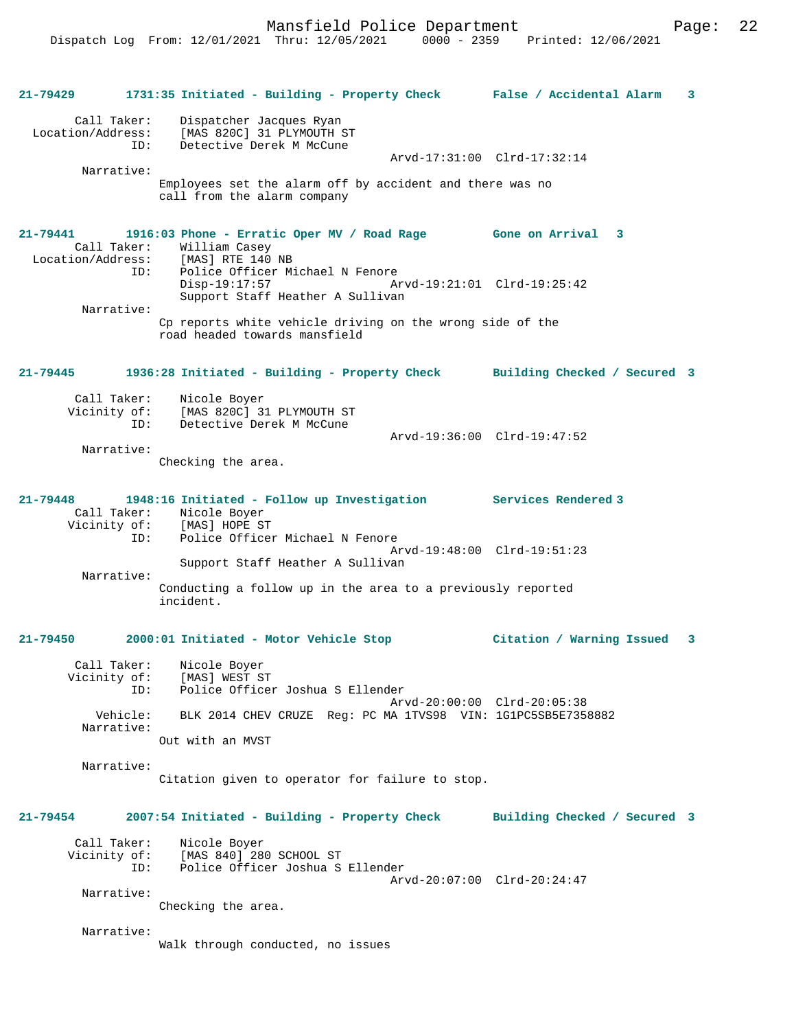**21-79429 1731:35 Initiated - Building - Property Check False / Accidental Alarm 3**

```
        Call Taker:    Dispatcher Jacques Ryan
  Location/Address:    [MAS 820C] 31 PLYMOUTH ST
                ID:    Detective Derek M McCune
                                              Arvd-17:31:00  Clrd-17:32:14
         Narrative:
                Employees set the alarm off by accident and there was no
                call from the alarm company
```

**21-79441 1916:03 Phone - Erratic Oper MV / Road Rage Gone on Arrival 3**

```
        Call Taker:    William Casey
  Location/Address:    [MAS] RTE 140 NB
                ID:    Police Officer Michael N Fenore
                       Disp-19:17:57          Arvd-19:21:01  Clrd-19:25:42
                       Support Staff Heather A Sullivan
         Narrative:
                Cp reports white vehicle driving on the wrong side of the
                road headed towards mansfield
```

**21-79445 1936:28 Initiated - Building - Property Check Building Checked / Secured 3**

```
        Call Taker:    Nicole Boyer
       Vicinity of:    [MAS 820C] 31 PLYMOUTH ST
                ID:    Detective Derek M McCune
                                              Arvd-19:36:00  Clrd-19:47:52
         Narrative:
                Checking the area.
```

**21-79448 1948:16 Initiated - Follow up Investigation Services Rendered 3**

```
        Call Taker:    Nicole Boyer
       Vicinity of:    [MAS] HOPE ST
                ID:    Police Officer Michael N Fenore
                                              Arvd-19:48:00  Clrd-19:51:23
                       Support Staff Heather A Sullivan
         Narrative:
                Conducting a follow up in the area to a previously reported
                incident.
```

**21-79450 2000:01 Initiated - Motor Vehicle Stop Citation / Warning Issued 3**

```
        Call Taker:    Nicole Boyer
       Vicinity of:    [MAS] WEST ST
                ID:    Police Officer Joshua S Ellender
                                              Arvd-20:00:00  Clrd-20:05:38
           Vehicle:    BLK 2014 CHEV CRUZE  Reg: PC MA 1TVS98  VIN: 1G1PC5SB5E7358882
         Narrative:
                Out with an MVST

         Narrative:
                Citation given to operator for failure to stop.
```

**21-79454 2007:54 Initiated - Building - Property Check Building Checked / Secured 3**

```
        Call Taker:    Nicole Boyer
       Vicinity of:    [MAS 840] 280 SCHOOL ST
                ID:    Police Officer Joshua S Ellender
                                              Arvd-20:07:00  Clrd-20:24:47
         Narrative:
                Checking the area.

         Narrative:
                Walk through conducted, no issues
```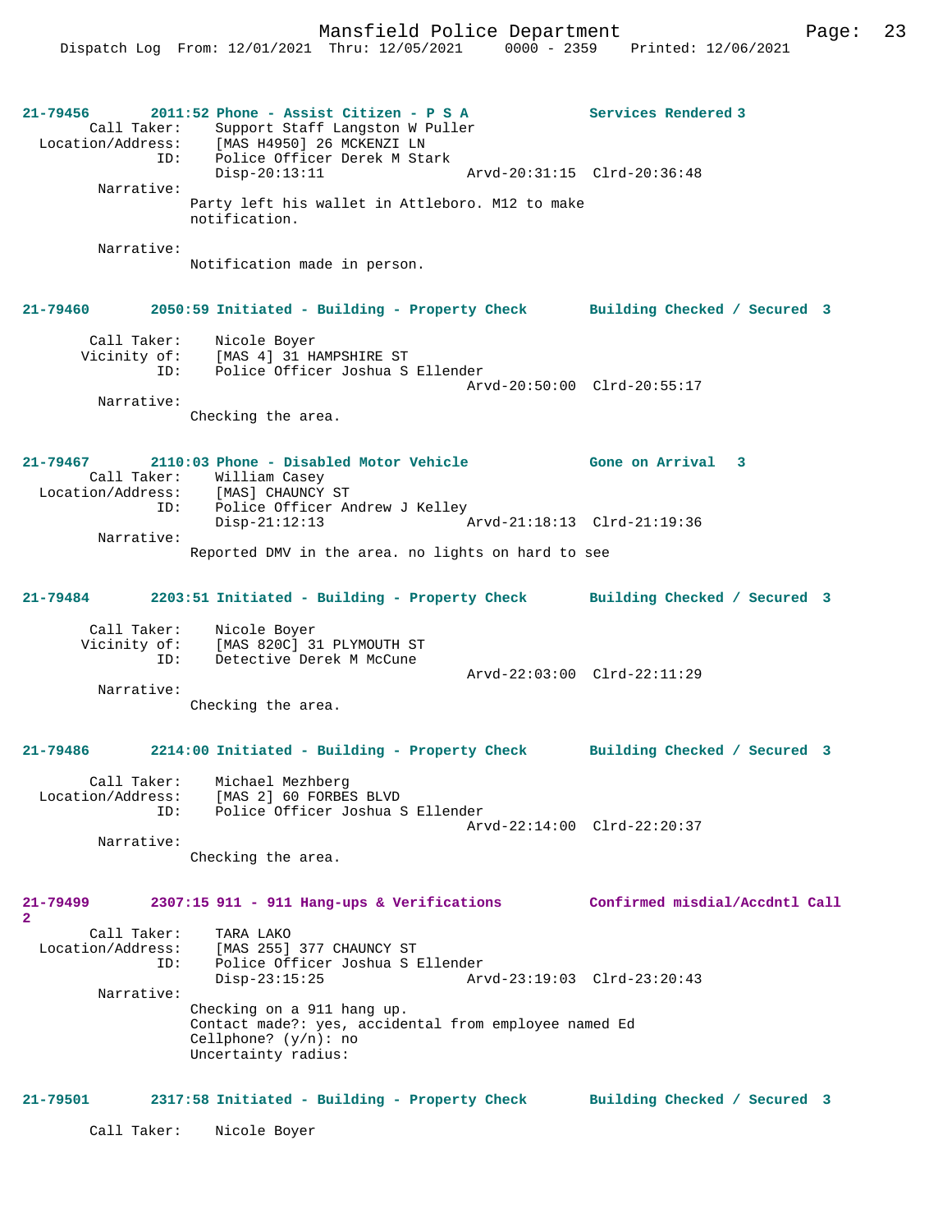**21-79456 2011:52 Phone - Assist Citizen - P S A — Services Rendered 3**

Call Taker: Support Staff Langston W Puller
Location/Address: [MAS H4950] 26 MCKENZI LN
ID: Police Officer Derek M Stark
Disp-20:13:11 Arvd-20:31:15 Clrd-20:36:48

Narrative:
Party left his wallet in Attleboro. M12 to make notification.

Narrative:
Notification made in person.

**21-79460 2050:59 Initiated - Building - Property Check — Building Checked / Secured 3**

Call Taker: Nicole Boyer
Vicinity of: [MAS 4] 31 HAMPSHIRE ST
ID: Police Officer Joshua S Ellender
Arvd-20:50:00 Clrd-20:55:17

Narrative:
Checking the area.

**21-79467 2110:03 Phone - Disabled Motor Vehicle — Gone on Arrival 3**

Call Taker: William Casey
Location/Address: [MAS] CHAUNCY ST
ID: Police Officer Andrew J Kelley
Disp-21:12:13 Arvd-21:18:13 Clrd-21:19:36

Narrative:
Reported DMV in the area. no lights on hard to see

**21-79484 2203:51 Initiated - Building - Property Check — Building Checked / Secured 3**

Call Taker: Nicole Boyer
Vicinity of: [MAS 820C] 31 PLYMOUTH ST
ID: Detective Derek M McCune
Arvd-22:03:00 Clrd-22:11:29

Narrative:
Checking the area.

**21-79486 2214:00 Initiated - Building - Property Check — Building Checked / Secured 3**

Call Taker: Michael Mezhberg
Location/Address: [MAS 2] 60 FORBES BLVD
ID: Police Officer Joshua S Ellender
Arvd-22:14:00 Clrd-22:20:37

Narrative:
Checking the area.

**21-79499 2307:15 911 - 911 Hang-ups & Verifications — Confirmed misdial/Accdntl Call 2**

Call Taker: TARA LAKO
Location/Address: [MAS 255] 377 CHAUNCY ST
ID: Police Officer Joshua S Ellender
Disp-23:15:25 Arvd-23:19:03 Clrd-23:20:43

Narrative:
Checking on a 911 hang up.
Contact made?: yes, accidental from employee named Ed
Cellphone? (y/n): no
Uncertainty radius:

**21-79501 2317:58 Initiated - Building - Property Check — Building Checked / Secured 3**

Call Taker: Nicole Boyer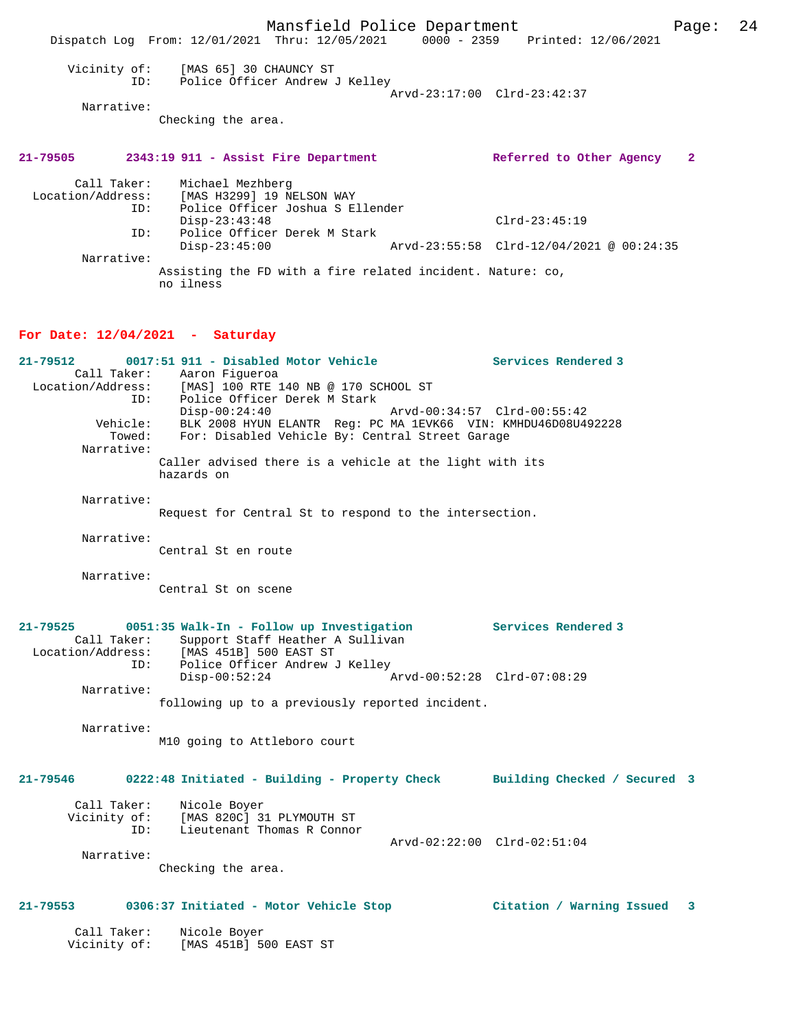Vicinity of: [MAS 65] 30 CHAUNCY ST
ID: Police Officer Andrew J Kelley
Arvd-23:17:00 Clrd-23:42:37

Narrative:
Checking the area.

**21-79505 2343:19 911 - Assist Fire Department — Referred to Other Agency 2**

Call Taker: Michael Mezhberg
Location/Address: [MAS H3299] 19 NELSON WAY
ID: Police Officer Joshua S Ellender
Disp-23:43:48 Clrd-23:45:19
ID: Police Officer Derek M Stark
Disp-23:45:00 Arvd-23:55:58 Clrd-12/04/2021 @ 00:24:35

Narrative:
Assisting the FD with a fire related incident. Nature: co, no ilness

## For Date: 12/04/2021 - Saturday

**21-79512 0017:51 911 - Disabled Motor Vehicle — Services Rendered 3**

Call Taker: Aaron Figueroa
Location/Address: [MAS] 100 RTE 140 NB @ 170 SCHOOL ST
ID: Police Officer Derek M Stark
Disp-00:24:40 Arvd-00:34:57 Clrd-00:55:42
Vehicle: BLK 2008 HYUN ELANTR Reg: PC MA 1EVK66 VIN: KMHDU46D08U492228
Towed: For: Disabled Vehicle By: Central Street Garage

Narrative:
Caller advised there is a vehicle at the light with its hazards on

Narrative:
Request for Central St to respond to the intersection.

Narrative:
Central St en route

Narrative:
Central St on scene

**21-79525 0051:35 Walk-In - Follow up Investigation — Services Rendered 3**

Call Taker: Support Staff Heather A Sullivan
Location/Address: [MAS 451B] 500 EAST ST
ID: Police Officer Andrew J Kelley
Disp-00:52:24 Arvd-00:52:28 Clrd-07:08:29

Narrative:
following up to a previously reported incident.

Narrative:
M10 going to Attleboro court

**21-79546 0222:48 Initiated - Building - Property Check — Building Checked / Secured 3**

Call Taker: Nicole Boyer
Vicinity of: [MAS 820C] 31 PLYMOUTH ST
ID: Lieutenant Thomas R Connor
Arvd-02:22:00 Clrd-02:51:04

Narrative:
Checking the area.

**21-79553 0306:37 Initiated - Motor Vehicle Stop — Citation / Warning Issued 3**

Call Taker: Nicole Boyer
Vicinity of: [MAS 451B] 500 EAST ST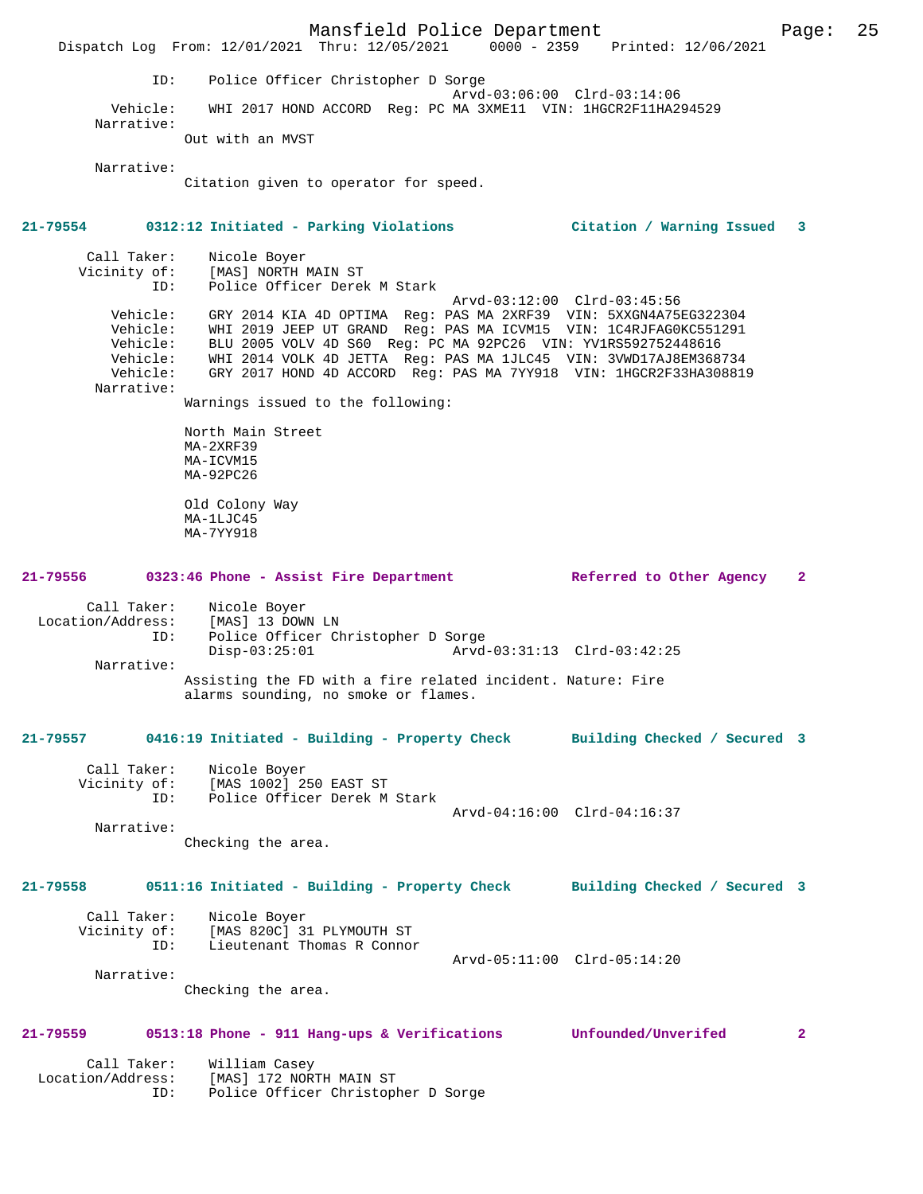```
            ID:    Police Officer Christopher D Sorge
                                             Arvd-03:06:00  Clrd-03:14:06
       Vehicle:    WHI 2017 HOND ACCORD  Reg: PC MA 3XME11  VIN: 1HGCR2F11HA294529
     Narrative:
                 Out with an MVST

     Narrative:
                 Citation given to operator for speed.
```

**21-79554 0312:12 Initiated - Parking Violations — Citation / Warning Issued 3**

```
    Call Taker:    Nicole Boyer
   Vicinity of:    [MAS] NORTH MAIN ST
            ID:    Police Officer Derek M Stark
                                             Arvd-03:12:00  Clrd-03:45:56
       Vehicle:    GRY 2014 KIA 4D OPTIMA  Reg: PAS MA 2XRF39  VIN: 5XXGN4A75EG322304
       Vehicle:    WHI 2019 JEEP UT GRAND  Reg: PAS MA ICVM15  VIN: 1C4RJFAG0KC551291
       Vehicle:    BLU 2005 VOLV 4D S60  Reg: PC MA 92PC26  VIN: YV1RS592752448616
       Vehicle:    WHI 2014 VOLK 4D JETTA  Reg: PAS MA 1JLC45  VIN: 3VWD17AJ8EM368734
       Vehicle:    GRY 2017 HOND 4D ACCORD  Reg: PAS MA 7YY918  VIN: 1HGCR2F33HA308819
     Narrative:
                 Warnings issued to the following:

                 North Main Street
                 MA-2XRF39
                 MA-ICVM15
                 MA-92PC26

                 Old Colony Way
                 MA-1LJC45
                 MA-7YY918
```

**21-79556 0323:46 Phone - Assist Fire Department — Referred to Other Agency 2**

```
    Call Taker:    Nicole Boyer
Location/Address:  [MAS] 13 DOWN LN
            ID:    Police Officer Christopher D Sorge
                   Disp-03:25:01             Arvd-03:31:13  Clrd-03:42:25
     Narrative:
                 Assisting the FD with a fire related incident. Nature: Fire
                 alarms sounding, no smoke or flames.
```

**21-79557 0416:19 Initiated - Building - Property Check — Building Checked / Secured 3**

```
    Call Taker:    Nicole Boyer
   Vicinity of:    [MAS 1002] 250 EAST ST
            ID:    Police Officer Derek M Stark
                                             Arvd-04:16:00  Clrd-04:16:37
     Narrative:
                 Checking the area.
```

**21-79558 0511:16 Initiated - Building - Property Check — Building Checked / Secured 3**

```
    Call Taker:    Nicole Boyer
   Vicinity of:    [MAS 820C] 31 PLYMOUTH ST
            ID:    Lieutenant Thomas R Connor
                                             Arvd-05:11:00  Clrd-05:14:20
     Narrative:
                 Checking the area.
```

**21-79559 0513:18 Phone - 911 Hang-ups & Verifications — Unfounded/Unverifed 2**

```
    Call Taker:    William Casey
Location/Address:  [MAS] 172 NORTH MAIN ST
            ID:    Police Officer Christopher D Sorge
```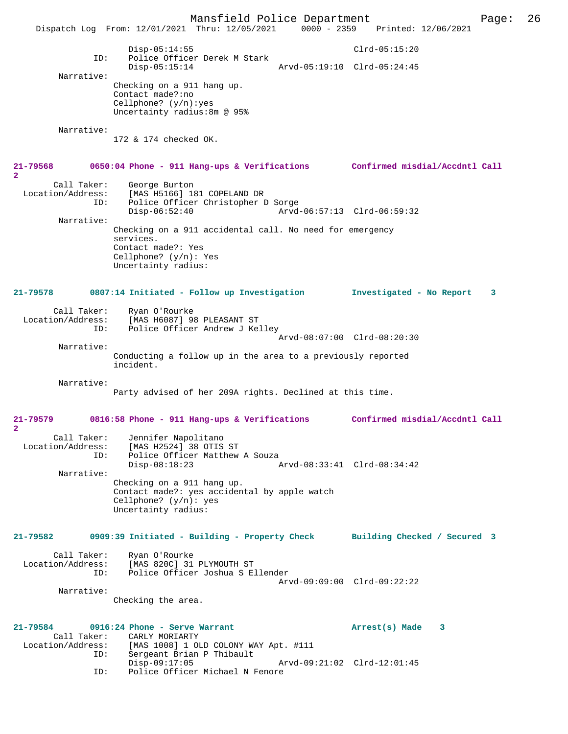Disp-05:14:55 Clrd-05:15:20
ID: Police Officer Derek M Stark
Disp-05:15:14 Arvd-05:19:10 Clrd-05:24:45

Narrative:
Checking on a 911 hang up.
Contact made?:no
Cellphone? (y/n):yes
Uncertainty radius:8m @ 95%

Narrative:
172 & 174 checked OK.

**21-79568 0650:04 Phone - 911 Hang-ups & Verifications Confirmed misdial/Accdntl Call 2**

Call Taker: George Burton
Location/Address: [MAS H5166] 181 COPELAND DR
ID: Police Officer Christopher D Sorge
Disp-06:52:40 Arvd-06:57:13 Clrd-06:59:32

Narrative:
Checking on a 911 accidental call. No need for emergency services.
Contact made?: Yes
Cellphone? (y/n): Yes
Uncertainty radius:

**21-79578 0807:14 Initiated - Follow up Investigation Investigated - No Report 3**

Call Taker: Ryan O'Rourke
Location/Address: [MAS H6087] 98 PLEASANT ST
ID: Police Officer Andrew J Kelley
Arvd-08:07:00 Clrd-08:20:30

Narrative:
Conducting a follow up in the area to a previously reported incident.

Narrative:
Party advised of her 209A rights. Declined at this time.

**21-79579 0816:58 Phone - 911 Hang-ups & Verifications Confirmed misdial/Accdntl Call 2**

Call Taker: Jennifer Napolitano
Location/Address: [MAS H2524] 38 OTIS ST
ID: Police Officer Matthew A Souza
Disp-08:18:23 Arvd-08:33:41 Clrd-08:34:42

Narrative:
Checking on a 911 hang up.
Contact made?: yes accidental by apple watch
Cellphone? (y/n): yes
Uncertainty radius:

**21-79582 0909:39 Initiated - Building - Property Check Building Checked / Secured 3**

Call Taker: Ryan O'Rourke
Location/Address: [MAS 820C] 31 PLYMOUTH ST
ID: Police Officer Joshua S Ellender
Arvd-09:09:00 Clrd-09:22:22

Narrative:
Checking the area.

**21-79584 0916:24 Phone - Serve Warrant Arrest(s) Made 3**

Call Taker: CARLY MORIARTY
Location/Address: [MAS 1008] 1 OLD COLONY WAY Apt. #111
ID: Sergeant Brian P Thibault
Disp-09:17:05 Arvd-09:21:02 Clrd-12:01:45
ID: Police Officer Michael N Fenore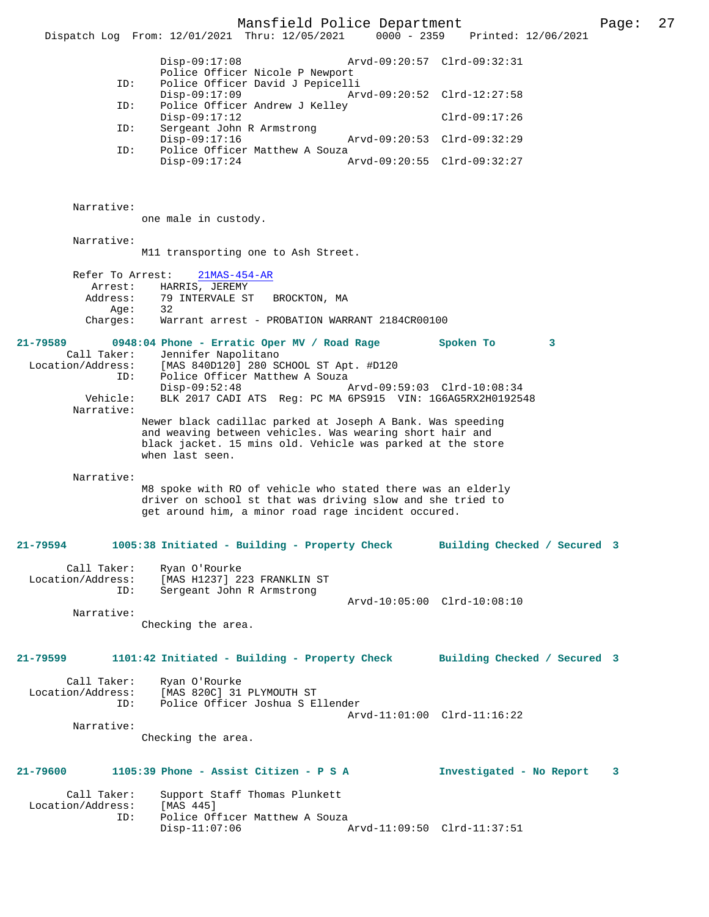```
                Disp-09:17:08                Arvd-09:20:57  Clrd-09:32:31
                Police Officer Nicole P Newport
            ID:     Police Officer David J Pepicelli
                Disp-09:17:09                Arvd-09:20:52  Clrd-12:27:58
            ID:     Police Officer Andrew J Kelley
                Disp-09:17:12                               Clrd-09:17:26
            ID:     Sergeant John R Armstrong
                Disp-09:17:16                Arvd-09:20:53  Clrd-09:32:29
            ID:     Police Officer Matthew A Souza
                Disp-09:17:24                Arvd-09:20:55  Clrd-09:32:27

        Narrative:
              one male in custody.

        Narrative:
              M11 transporting one to Ash Street.

        Refer To Arrest:    21MAS-454-AR
          Arrest:     HARRIS, JEREMY
         Address:     79 INTERVALE ST   BROCKTON, MA
             Age:     32
         Charges:     Warrant arrest - PROBATION WARRANT 2184CR00100

21-79589       0948:04 Phone - Erratic Oper MV / Road Rage         Spoken To        3
          Call Taker:     Jennifer Napolitano
    Location/Address:     [MAS 840D120] 280 SCHOOL ST Apt. #D120
                  ID:     Police Officer Matthew A Souza
                          Disp-09:52:48                Arvd-09:59:03  Clrd-10:08:34
           Vehicle:     BLK 2017 CADI ATS  Reg: PC MA 6PS915  VIN: 1G6AG5RX2H0192548
         Narrative:
              Newer black cadillac parked at Joseph A Bank. Was speeding
              and weaving between vehicles. Was wearing short hair and
              black jacket. 15 mins old. Vehicle was parked at the store
              when last seen.

         Narrative:
              M8 spoke with RO of vehicle who stated there was an elderly
              driver on school st that was driving slow and she tried to
              get around him, a minor road rage incident occured.

21-79594       1005:38 Initiated - Building - Property Check       Building Checked / Secured  3

          Call Taker:     Ryan O'Rourke
    Location/Address:     [MAS H1237] 223 FRANKLIN ST
                  ID:     Sergeant John R Armstrong
                                                       Arvd-10:05:00  Clrd-10:08:10
         Narrative:
              Checking the area.

21-79599       1101:42 Initiated - Building - Property Check       Building Checked / Secured  3

          Call Taker:     Ryan O'Rourke
    Location/Address:     [MAS 820C] 31 PLYMOUTH ST
                  ID:     Police Officer Joshua S Ellender
                                                       Arvd-11:01:00  Clrd-11:16:22
         Narrative:
              Checking the area.

21-79600       1105:39 Phone - Assist Citizen - P S A              Investigated - No Report    3

          Call Taker:     Support Staff Thomas Plunkett
    Location/Address:     [MAS 445]
                  ID:     Police Officer Matthew A Souza
                          Disp-11:07:06                Arvd-11:09:50  Clrd-11:37:51
```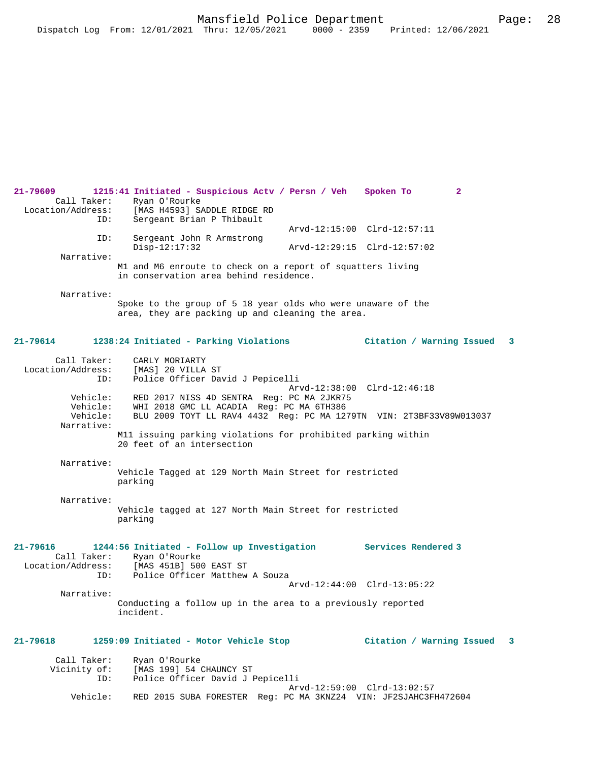**21-79609 1215:41 Initiated - Suspicious Actv / Persn / Veh — Spoken To — 2**

Call Taker: Ryan O'Rourke
Location/Address: [MAS H4593] SADDLE RIDGE RD
ID: Sergeant Brian P Thibault
Arvd-12:15:00 Clrd-12:57:11
ID: Sergeant John R Armstrong
Disp-12:17:32 Arvd-12:29:15 Clrd-12:57:02

Narrative:
M1 and M6 enroute to check on a report of squatters living in conservation area behind residence.

Narrative:
Spoke to the group of 5 18 year olds who were unaware of the area, they are packing up and cleaning the area.

**21-79614 1238:24 Initiated - Parking Violations — Citation / Warning Issued — 3**

Call Taker: CARLY MORIARTY
Location/Address: [MAS] 20 VILLA ST
ID: Police Officer David J Pepicelli
Arvd-12:38:00 Clrd-12:46:18
Vehicle: RED 2017 NISS 4D SENTRA Reg: PC MA 2JKR75
Vehicle: WHI 2018 GMC LL ACADIA Reg: PC MA 6TH386
Vehicle: BLU 2009 TOYT LL RAV4 4432 Reg: PC MA 1279TN VIN: 2T3BF33V89W013037

Narrative:
M11 issuing parking violations for prohibited parking within 20 feet of an intersection

Narrative:
Vehicle Tagged at 129 North Main Street for restricted parking

Narrative:
Vehicle tagged at 127 North Main Street for restricted parking

**21-79616 1244:56 Initiated - Follow up Investigation — Services Rendered — 3**

Call Taker: Ryan O'Rourke
Location/Address: [MAS 451B] 500 EAST ST
ID: Police Officer Matthew A Souza
Arvd-12:44:00 Clrd-13:05:22

Narrative:
Conducting a follow up in the area to a previously reported incident.

**21-79618 1259:09 Initiated - Motor Vehicle Stop — Citation / Warning Issued — 3**

Call Taker: Ryan O'Rourke
Vicinity of: [MAS 199] 54 CHAUNCY ST
ID: Police Officer David J Pepicelli
Arvd-12:59:00 Clrd-13:02:57
Vehicle: RED 2015 SUBA FORESTER Reg: PC MA 3KNZ24 VIN: JF2SJAHC3FH472604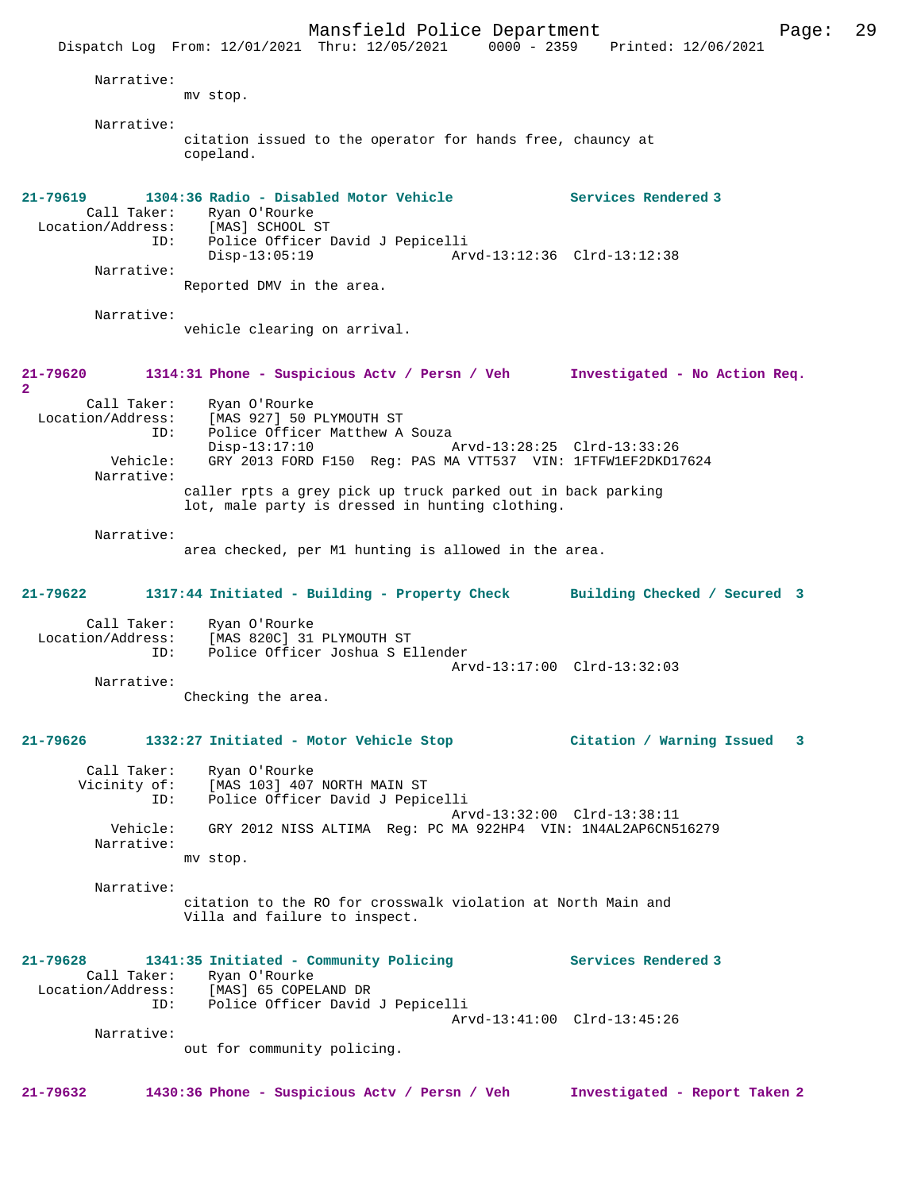Narrative:
mv stop.

Narrative:
citation issued to the operator for hands free, chauncy at copeland.

**21-79619 1304:36 Radio - Disabled Motor Vehicle Services Rendered 3**

Call Taker: Ryan O'Rourke
Location/Address: [MAS] SCHOOL ST
ID: Police Officer David J Pepicelli
Disp-13:05:19 Arvd-13:12:36 Clrd-13:12:38

Narrative:
Reported DMV in the area.

Narrative:
vehicle clearing on arrival.

**21-79620 1314:31 Phone - Suspicious Actv / Persn / Veh Investigated - No Action Req. 2**

Call Taker: Ryan O'Rourke
Location/Address: [MAS 927] 50 PLYMOUTH ST
ID: Police Officer Matthew A Souza
Disp-13:17:10 Arvd-13:28:25 Clrd-13:33:26
Vehicle: GRY 2013 FORD F150 Reg: PAS MA VTT537 VIN: 1FTFW1EF2DKD17624

Narrative:
caller rpts a grey pick up truck parked out in back parking lot, male party is dressed in hunting clothing.

Narrative:
area checked, per M1 hunting is allowed in the area.

**21-79622 1317:44 Initiated - Building - Property Check Building Checked / Secured 3**

Call Taker: Ryan O'Rourke
Location/Address: [MAS 820C] 31 PLYMOUTH ST
ID: Police Officer Joshua S Ellender
Arvd-13:17:00 Clrd-13:32:03

Narrative:
Checking the area.

**21-79626 1332:27 Initiated - Motor Vehicle Stop Citation / Warning Issued 3**

Call Taker: Ryan O'Rourke
Vicinity of: [MAS 103] 407 NORTH MAIN ST
ID: Police Officer David J Pepicelli
Arvd-13:32:00 Clrd-13:38:11
Vehicle: GRY 2012 NISS ALTIMA Reg: PC MA 922HP4 VIN: 1N4AL2AP6CN516279

Narrative:
mv stop.

Narrative:
citation to the RO for crosswalk violation at North Main and Villa and failure to inspect.

**21-79628 1341:35 Initiated - Community Policing Services Rendered 3**

Call Taker: Ryan O'Rourke
Location/Address: [MAS] 65 COPELAND DR
ID: Police Officer David J Pepicelli
Arvd-13:41:00 Clrd-13:45:26

Narrative:
out for community policing.

**21-79632 1430:36 Phone - Suspicious Actv / Persn / Veh Investigated - Report Taken 2**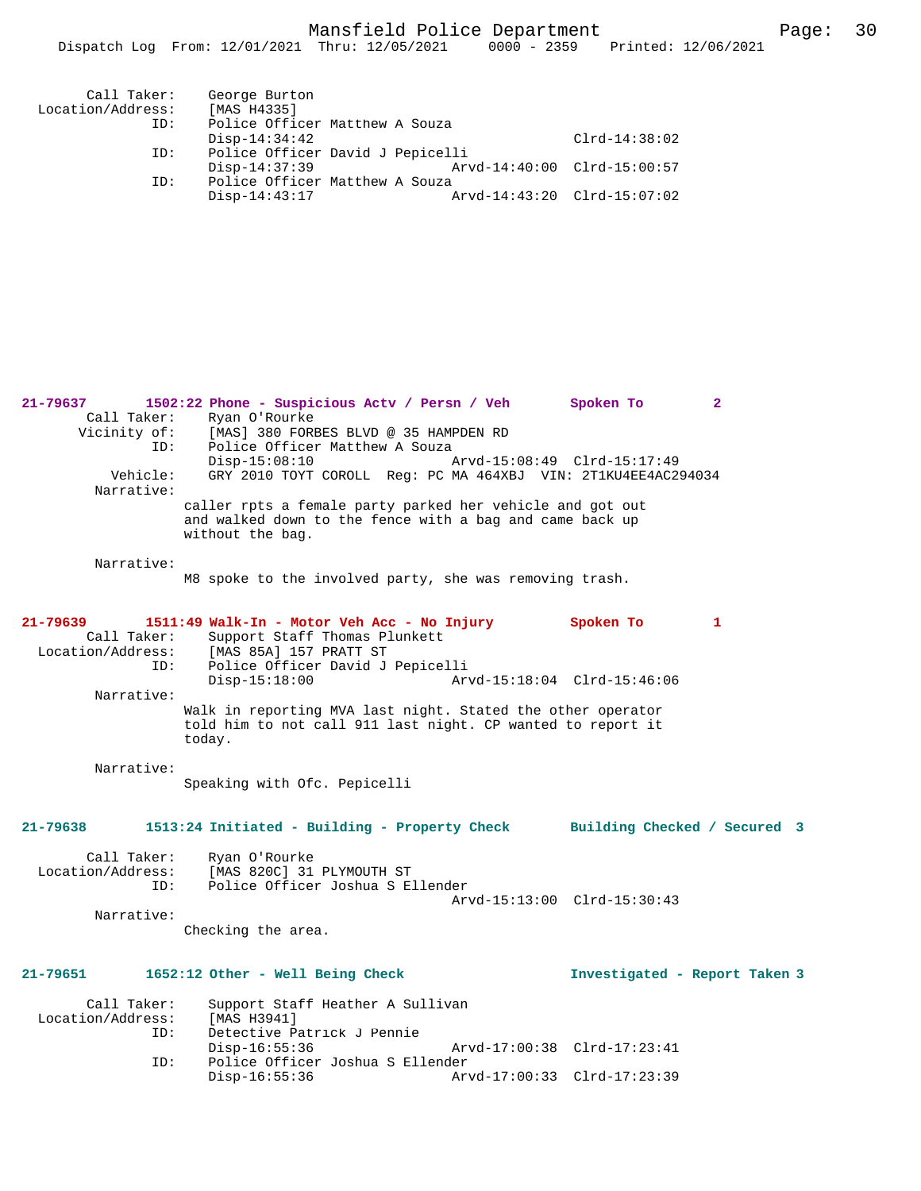```
Call Taker:     George Burton
Location/Address:    [MAS H4335]
          ID:       Police Officer Matthew A Souza
                    Disp-14:34:42                         Clrd-14:38:02
          ID:       Police Officer David J Pepicelli
                    Disp-14:37:39              Arvd-14:40:00  Clrd-15:00:57
          ID:       Police Officer Matthew A Souza
                    Disp-14:43:17              Arvd-14:43:20  Clrd-15:07:02
```

**21-79637** 1502:22 Phone - Suspicious Actv / Persn / Veh — Spoken To — 2

```
Call Taker:     Ryan O'Rourke
Vicinity of:    [MAS] 380 FORBES BLVD @ 35 HAMPDEN RD
          ID:       Police Officer Matthew A Souza
                    Disp-15:08:10              Arvd-15:08:49  Clrd-15:17:49
     Vehicle:       GRY 2010 TOYT COROLL  Reg: PC MA 464XBJ  VIN: 2T1KU4EE4AC294034
   Narrative:
                caller rpts a female party parked her vehicle and got out
                and walked down to the fence with a bag and came back up
                without the bag.

   Narrative:
                M8 spoke to the involved party, she was removing trash.
```

**21-79639** 1511:49 Walk-In - Motor Veh Acc - No Injury — Spoken To — 1

```
Call Taker:     Support Staff Thomas Plunkett
Location/Address:    [MAS 85A] 157 PRATT ST
          ID:       Police Officer David J Pepicelli
                    Disp-15:18:00              Arvd-15:18:04  Clrd-15:46:06
   Narrative:
                Walk in reporting MVA last night. Stated the other operator
                told him to not call 911 last night. CP wanted to report it
                today.

   Narrative:
                Speaking with Ofc. Pepicelli
```

**21-79638** 1513:24 Initiated - Building - Property Check — Building Checked / Secured — 3

```
Call Taker:     Ryan O'Rourke
Location/Address:    [MAS 820C] 31 PLYMOUTH ST
          ID:       Police Officer Joshua S Ellender
                                               Arvd-15:13:00  Clrd-15:30:43
   Narrative:
                Checking the area.
```

**21-79651** 1652:12 Other - Well Being Check — Investigated - Report Taken — 3

```
Call Taker:     Support Staff Heather A Sullivan
Location/Address:    [MAS H3941]
          ID:       Detective Patrick J Pennie
                    Disp-16:55:36              Arvd-17:00:38  Clrd-17:23:41
          ID:       Police Officer Joshua S Ellender
                    Disp-16:55:36              Arvd-17:00:33  Clrd-17:23:39
```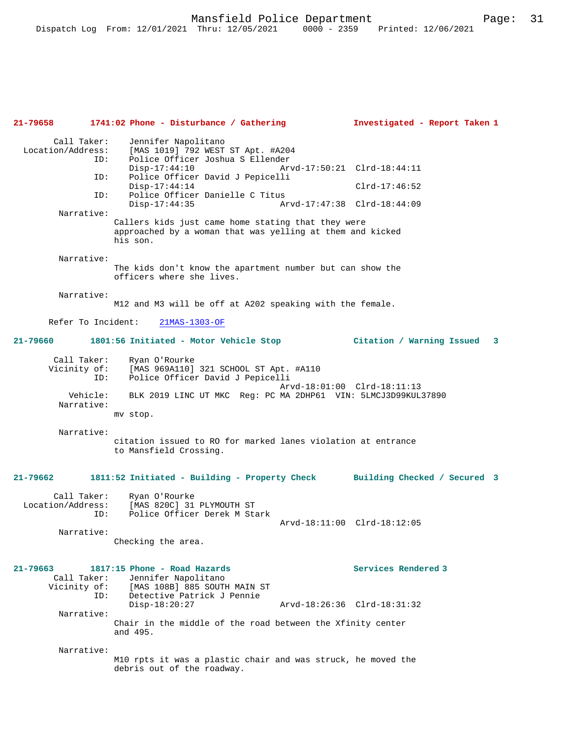**21-79658 1741:02 Phone - Disturbance / Gathering — Investigated - Report Taken 1**

Call Taker: Jennifer Napolitano
Location/Address: [MAS 1019] 792 WEST ST Apt. #A204
ID: Police Officer Joshua S Ellender
Disp-17:44:10 Arvd-17:50:21 Clrd-18:44:11
ID: Police Officer David J Pepicelli
Disp-17:44:14 Clrd-17:46:52
ID: Police Officer Danielle C Titus
Disp-17:44:35 Arvd-17:47:38 Clrd-18:44:09

Narrative:
Callers kids just came home stating that they were approached by a woman that was yelling at them and kicked his son.

Narrative:
The kids don't know the apartment number but can show the officers where she lives.

Narrative:
M12 and M3 will be off at A202 speaking with the female.

Refer To Incident: 21MAS-1303-OF

**21-79660 1801:56 Initiated - Motor Vehicle Stop — Citation / Warning Issued 3**

Call Taker: Ryan O'Rourke
Vicinity of: [MAS 969A110] 321 SCHOOL ST Apt. #A110
ID: Police Officer David J Pepicelli
Arvd-18:01:00 Clrd-18:11:13
Vehicle: BLK 2019 LINC UT MKC Reg: PC MA 2DHP61 VIN: 5LMCJ3D99KUL37890

Narrative:
mv stop.

Narrative:
citation issued to RO for marked lanes violation at entrance to Mansfield Crossing.

**21-79662 1811:52 Initiated - Building - Property Check — Building Checked / Secured 3**

Call Taker: Ryan O'Rourke
Location/Address: [MAS 820C] 31 PLYMOUTH ST
ID: Police Officer Derek M Stark
Arvd-18:11:00 Clrd-18:12:05

Narrative:
Checking the area.

**21-79663 1817:15 Phone - Road Hazards — Services Rendered 3**

Call Taker: Jennifer Napolitano
Vicinity of: [MAS 108B] 885 SOUTH MAIN ST
ID: Detective Patrick J Pennie
Disp-18:20:27 Arvd-18:26:36 Clrd-18:31:32

Narrative:
Chair in the middle of the road between the Xfinity center and 495.

Narrative:
M10 rpts it was a plastic chair and was struck, he moved the debris out of the roadway.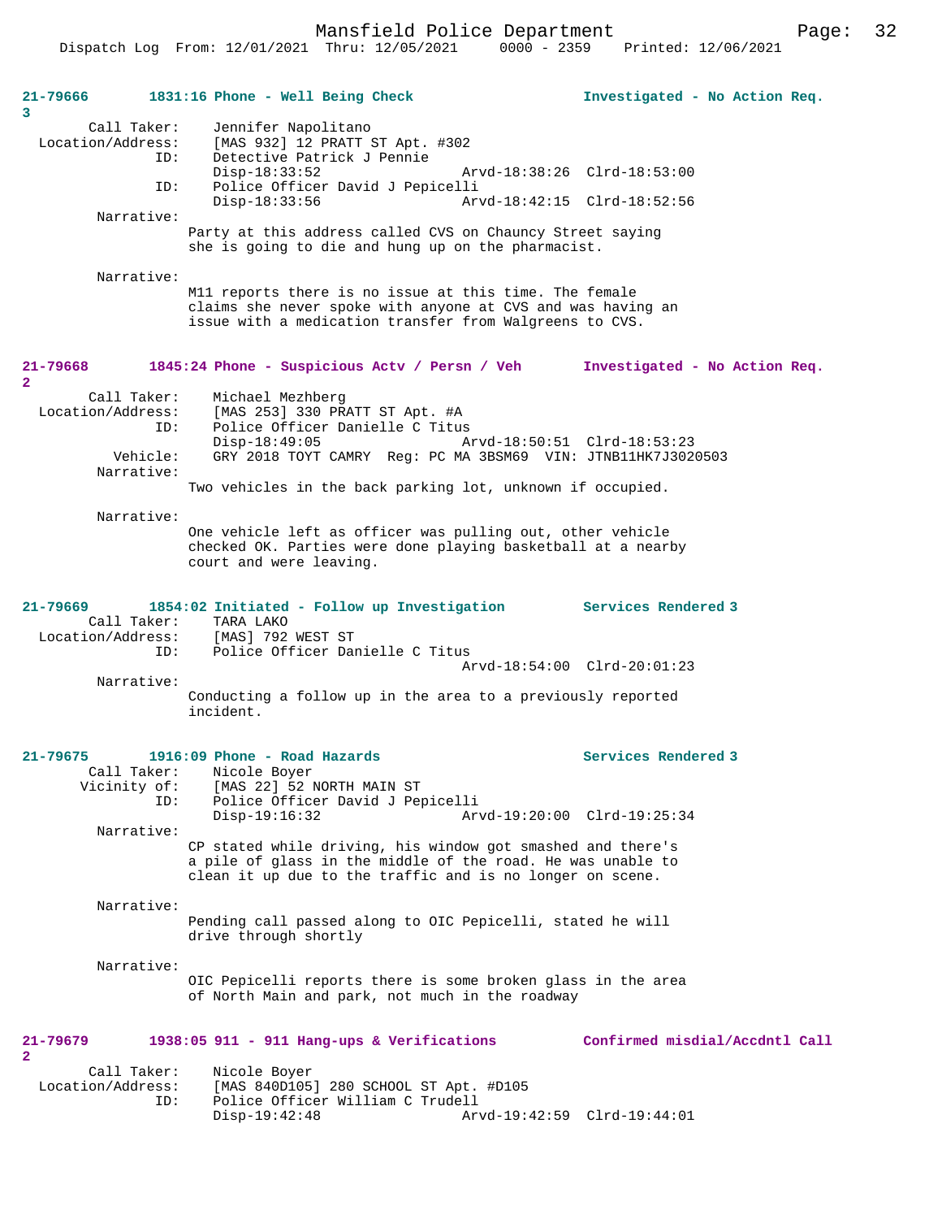**21-79666** 1831:16 Phone - Well Being Check — Investigated - No Action Req. 3

Call Taker: Jennifer Napolitano
Location/Address: [MAS 932] 12 PRATT ST Apt. #302
ID: Detective Patrick J Pennie
Disp-18:33:52 Arvd-18:38:26 Clrd-18:53:00
ID: Police Officer David J Pepicelli
Disp-18:33:56 Arvd-18:42:15 Clrd-18:52:56

Narrative:
Party at this address called CVS on Chauncy Street saying she is going to die and hung up on the pharmacist.

Narrative:
M11 reports there is no issue at this time. The female claims she never spoke with anyone at CVS and was having an issue with a medication transfer from Walgreens to CVS.

**21-79668** 1845:24 Phone - Suspicious Actv / Persn / Veh — Investigated - No Action Req. 2

Call Taker: Michael Mezhberg
Location/Address: [MAS 253] 330 PRATT ST Apt. #A
ID: Police Officer Danielle C Titus
Disp-18:49:05 Arvd-18:50:51 Clrd-18:53:23
Vehicle: GRY 2018 TOYT CAMRY Reg: PC MA 3BSM69 VIN: JTNB11HK7J3020503

Narrative:
Two vehicles in the back parking lot, unknown if occupied.

Narrative:
One vehicle left as officer was pulling out, other vehicle checked OK. Parties were done playing basketball at a nearby court and were leaving.

**21-79669** 1854:02 Initiated - Follow up Investigation — Services Rendered 3

Call Taker: TARA LAKO
Location/Address: [MAS] 792 WEST ST
ID: Police Officer Danielle C Titus
Arvd-18:54:00 Clrd-20:01:23

Narrative:
Conducting a follow up in the area to a previously reported incident.

**21-79675** 1916:09 Phone - Road Hazards — Services Rendered 3

Call Taker: Nicole Boyer
Vicinity of: [MAS 22] 52 NORTH MAIN ST
ID: Police Officer David J Pepicelli
Disp-19:16:32 Arvd-19:20:00 Clrd-19:25:34

Narrative:
CP stated while driving, his window got smashed and there's a pile of glass in the middle of the road. He was unable to clean it up due to the traffic and is no longer on scene.

Narrative:
Pending call passed along to OIC Pepicelli, stated he will drive through shortly

Narrative:
OIC Pepicelli reports there is some broken glass in the area of North Main and park, not much in the roadway

**21-79679** 1938:05 911 - 911 Hang-ups & Verifications — Confirmed misdial/Accdntl Call 2

Call Taker: Nicole Boyer
Location/Address: [MAS 840D105] 280 SCHOOL ST Apt. #D105
ID: Police Officer William C Trudell
Disp-19:42:48 Arvd-19:42:59 Clrd-19:44:01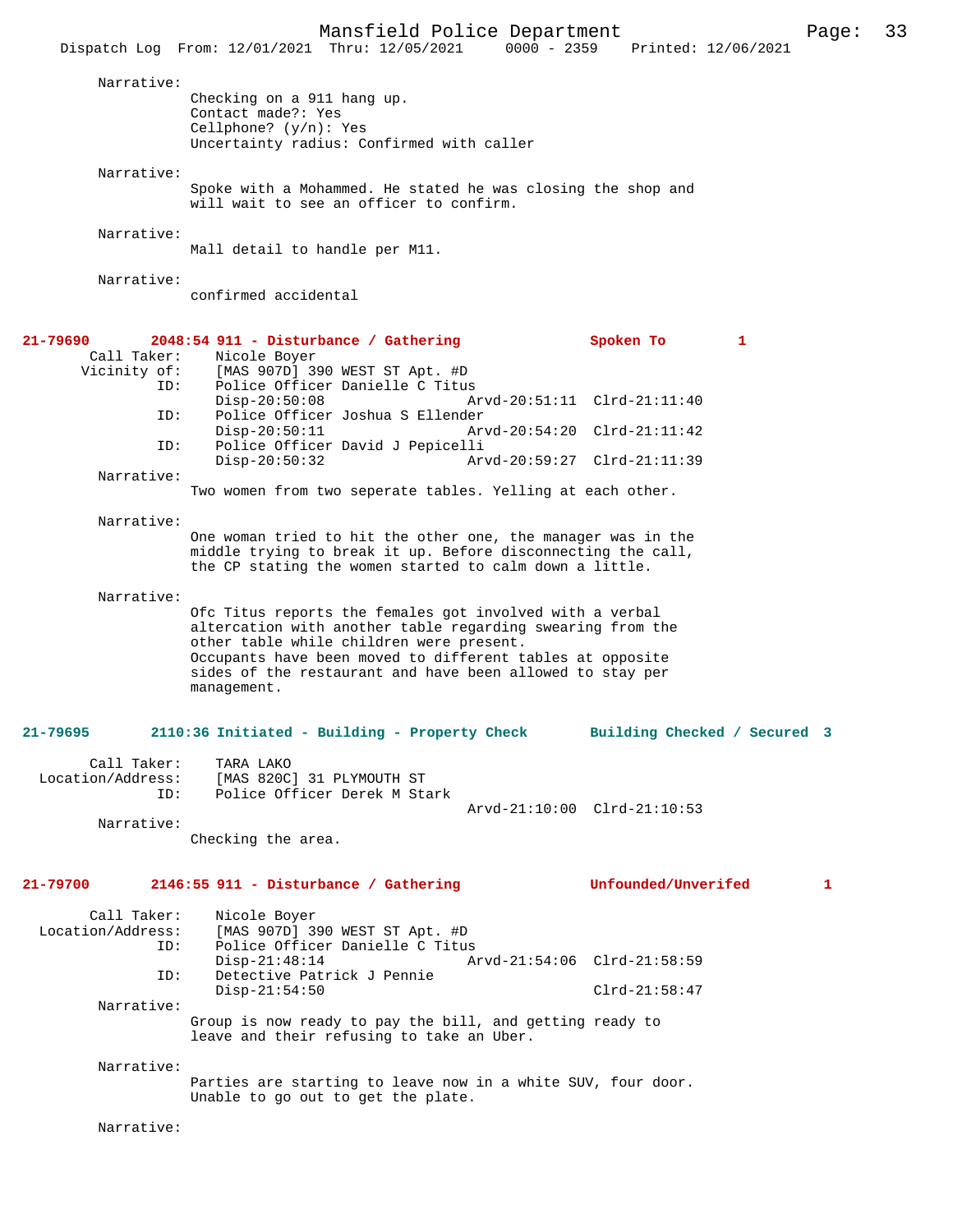Narrative:
Checking on a 911 hang up.
Contact made?: Yes
Cellphone? (y/n): Yes
Uncertainty radius: Confirmed with caller

Narrative:
Spoke with a Mohammed. He stated he was closing the shop and will wait to see an officer to confirm.

Narrative:
Mall detail to handle per M11.

Narrative:
confirmed accidental

**21-79690 2048:54 911 - Disturbance / Gathering Spoken To 1**

Call Taker: Nicole Boyer
Vicinity of: [MAS 907D] 390 WEST ST Apt. #D
ID: Police Officer Danielle C Titus
Disp-20:50:08 Arvd-20:51:11 Clrd-21:11:40
ID: Police Officer Joshua S Ellender
Disp-20:50:11 Arvd-20:54:20 Clrd-21:11:42
ID: Police Officer David J Pepicelli
Disp-20:50:32 Arvd-20:59:27 Clrd-21:11:39

Narrative:
Two women from two seperate tables. Yelling at each other.

Narrative:
One woman tried to hit the other one, the manager was in the middle trying to break it up. Before disconnecting the call, the CP stating the women started to calm down a little.

Narrative:
Ofc Titus reports the females got involved with a verbal altercation with another table regarding swearing from the other table while children were present.
Occupants have been moved to different tables at opposite sides of the restaurant and have been allowed to stay per management.

**21-79695 2110:36 Initiated - Building - Property Check Building Checked / Secured 3**

Call Taker: TARA LAKO
Location/Address: [MAS 820C] 31 PLYMOUTH ST
ID: Police Officer Derek M Stark
Arvd-21:10:00 Clrd-21:10:53

Narrative:
Checking the area.

**21-79700 2146:55 911 - Disturbance / Gathering Unfounded/Unverifed 1**

Call Taker: Nicole Boyer
Location/Address: [MAS 907D] 390 WEST ST Apt. #D
ID: Police Officer Danielle C Titus
Disp-21:48:14 Arvd-21:54:06 Clrd-21:58:59
ID: Detective Patrick J Pennie
Disp-21:54:50 Clrd-21:58:47

Narrative:
Group is now ready to pay the bill, and getting ready to leave and their refusing to take an Uber.

Narrative:
Parties are starting to leave now in a white SUV, four door.
Unable to go out to get the plate.

Narrative: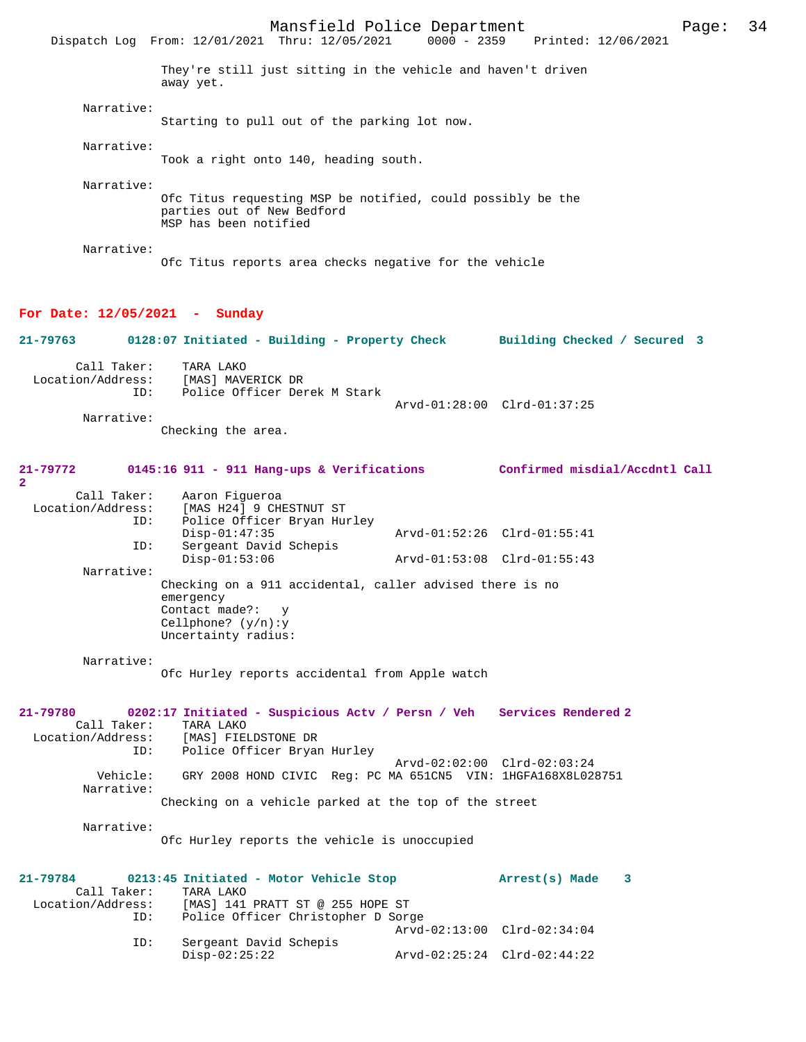They're still just sitting in the vehicle and haven't driven away yet.

Narrative:
Starting to pull out of the parking lot now.

Narrative:
Took a right onto 140, heading south.

Narrative:
Ofc Titus requesting MSP be notified, could possibly be the parties out of New Bedford
MSP has been notified

Narrative:
Ofc Titus reports area checks negative for the vehicle

**For Date: 12/05/2021 - Sunday**

**21-79763 0128:07 Initiated - Building - Property Check Building Checked / Secured 3**

Call Taker: TARA LAKO
Location/Address: [MAS] MAVERICK DR
ID: Police Officer Derek M Stark
Arvd-01:28:00 Clrd-01:37:25
Narrative:
Checking the area.

**21-79772 0145:16 911 - 911 Hang-ups & Verifications Confirmed misdial/Accdntl Call 2**

Call Taker: Aaron Figueroa
Location/Address: [MAS H24] 9 CHESTNUT ST
ID: Police Officer Bryan Hurley
Disp-01:47:35 Arvd-01:52:26 Clrd-01:55:41
ID: Sergeant David Schepis
Disp-01:53:06 Arvd-01:53:08 Clrd-01:55:43
Narrative:
Checking on a 911 accidental, caller advised there is no emergency
Contact made?: y
Cellphone? (y/n):y
Uncertainty radius:

Narrative:
Ofc Hurley reports accidental from Apple watch

**21-79780 0202:17 Initiated - Suspicious Actv / Persn / Veh Services Rendered 2**

Call Taker: TARA LAKO
Location/Address: [MAS] FIELDSTONE DR
ID: Police Officer Bryan Hurley
Arvd-02:02:00 Clrd-02:03:24
Vehicle: GRY 2008 HOND CIVIC Reg: PC MA 651CN5 VIN: 1HGFA168X8L028751
Narrative:
Checking on a vehicle parked at the top of the street

Narrative:
Ofc Hurley reports the vehicle is unoccupied

**21-79784 0213:45 Initiated - Motor Vehicle Stop Arrest(s) Made 3**

Call Taker: TARA LAKO
Location/Address: [MAS] 141 PRATT ST @ 255 HOPE ST
ID: Police Officer Christopher D Sorge
Arvd-02:13:00 Clrd-02:34:04
ID: Sergeant David Schepis
Disp-02:25:22 Arvd-02:25:24 Clrd-02:44:22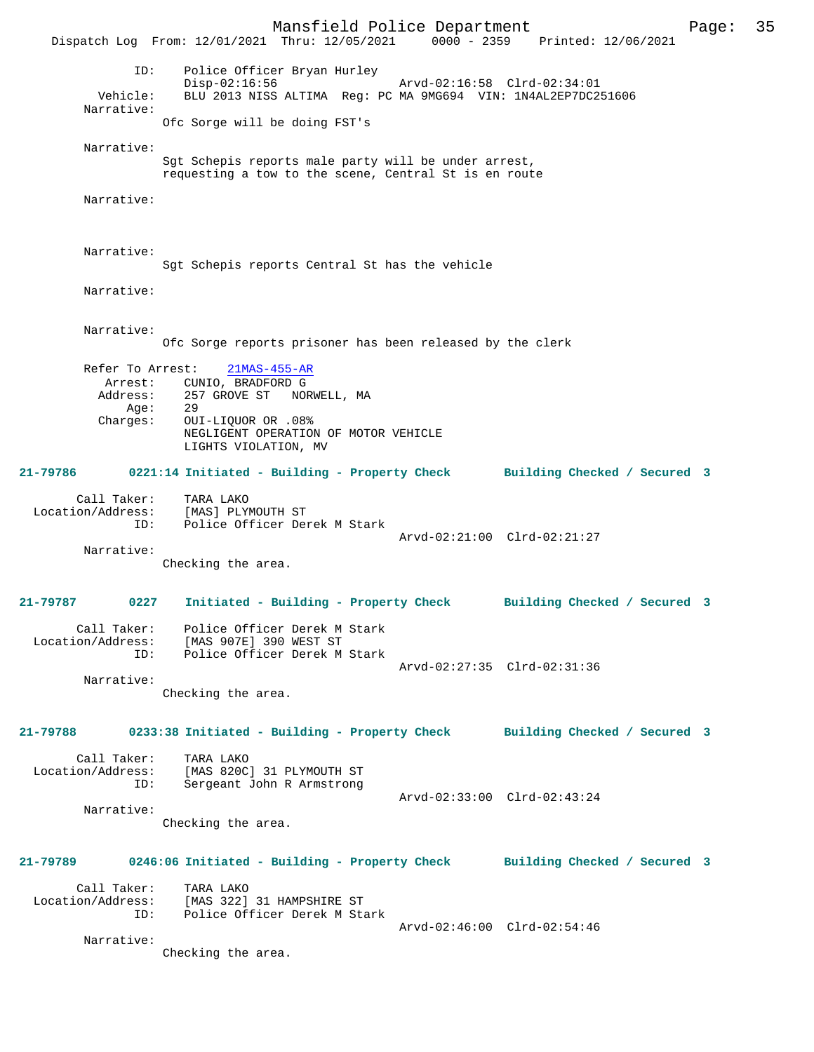```
            ID:     Police Officer Bryan Hurley
                    Disp-02:16:56                 Arvd-02:16:58  Clrd-02:34:01
       Vehicle:     BLU 2013 NISS ALTIMA  Reg: PC MA 9MG694  VIN: 1N4AL2EP7DC251606
     Narrative:
                Ofc Sorge will be doing FST's

     Narrative:
                Sgt Schepis reports male party will be under arrest,
                requesting a tow to the scene, Central St is en route

     Narrative:


     Narrative:
                Sgt Schepis reports Central St has the vehicle

     Narrative:


     Narrative:
                Ofc Sorge reports prisoner has been released by the clerk

     Refer To Arrest:    21MAS-455-AR
         Arrest:    CUNIO, BRADFORD G
        Address:    257 GROVE ST   NORWELL, MA
            Age:    29
        Charges:    OUI-LIQUOR OR .08%
                    NEGLIGENT OPERATION OF MOTOR VEHICLE
                    LIGHTS VIOLATION, MV

21-79786      0221:14 Initiated - Building - Property Check      Building Checked / Secured  3

      Call Taker:    TARA LAKO
 Location/Address:   [MAS] PLYMOUTH ST
              ID:    Police Officer Derek M Stark
                                                 Arvd-02:21:00  Clrd-02:21:27
       Narrative:
                Checking the area.

21-79787      0227    Initiated - Building - Property Check      Building Checked / Secured  3

      Call Taker:    Police Officer Derek M Stark
 Location/Address:   [MAS 907E] 390 WEST ST
              ID:    Police Officer Derek M Stark
                                                 Arvd-02:27:35  Clrd-02:31:36
       Narrative:
                Checking the area.

21-79788      0233:38 Initiated - Building - Property Check      Building Checked / Secured  3

      Call Taker:    TARA LAKO
 Location/Address:   [MAS 820C] 31 PLYMOUTH ST
              ID:    Sergeant John R Armstrong
                                                 Arvd-02:33:00  Clrd-02:43:24
       Narrative:
                Checking the area.

21-79789      0246:06 Initiated - Building - Property Check      Building Checked / Secured  3

      Call Taker:    TARA LAKO
 Location/Address:   [MAS 322] 31 HAMPSHIRE ST
              ID:    Police Officer Derek M Stark
                                                 Arvd-02:46:00  Clrd-02:54:46
       Narrative:
                Checking the area.
```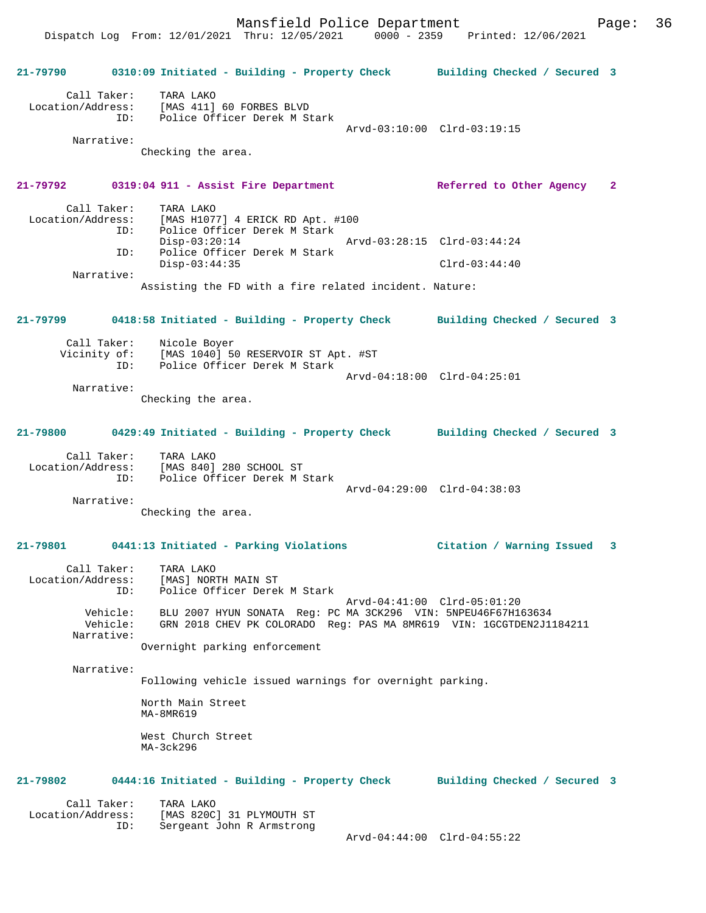## 21-79790 0310:09 Initiated - Building - Property Check — Building Checked / Secured 3

Call Taker: TARA LAKO
Location/Address: [MAS 411] 60 FORBES BLVD
ID: Police Officer Derek M Stark
Arvd-03:10:00 Clrd-03:19:15

Narrative:
Checking the area.

## 21-79792 0319:04 911 - Assist Fire Department — Referred to Other Agency 2

Call Taker: TARA LAKO
Location/Address: [MAS H1077] 4 ERICK RD Apt. #100
ID: Police Officer Derek M Stark
Disp-03:20:14 Arvd-03:28:15 Clrd-03:44:24
ID: Police Officer Derek M Stark
Disp-03:44:35 Clrd-03:44:40

Narrative:
Assisting the FD with a fire related incident. Nature:

## 21-79799 0418:58 Initiated - Building - Property Check — Building Checked / Secured 3

Call Taker: Nicole Boyer
Vicinity of: [MAS 1040] 50 RESERVOIR ST Apt. #ST
ID: Police Officer Derek M Stark
Arvd-04:18:00 Clrd-04:25:01

Narrative:
Checking the area.

## 21-79800 0429:49 Initiated - Building - Property Check — Building Checked / Secured 3

Call Taker: TARA LAKO
Location/Address: [MAS 840] 280 SCHOOL ST
ID: Police Officer Derek M Stark
Arvd-04:29:00 Clrd-04:38:03

Narrative:
Checking the area.

## 21-79801 0441:13 Initiated - Parking Violations — Citation / Warning Issued 3

Call Taker: TARA LAKO
Location/Address: [MAS] NORTH MAIN ST
ID: Police Officer Derek M Stark
Arvd-04:41:00 Clrd-05:01:20
Vehicle: BLU 2007 HYUN SONATA Reg: PC MA 3CK296 VIN: 5NPEU46F67H163634
Vehicle: GRN 2018 CHEV PK COLORADO Reg: PAS MA 8MR619 VIN: 1GCGTDEN2J1184211

Narrative:
Overnight parking enforcement

Narrative:
Following vehicle issued warnings for overnight parking.

North Main Street
MA-8MR619

West Church Street
MA-3ck296

## 21-79802 0444:16 Initiated - Building - Property Check — Building Checked / Secured 3

Call Taker: TARA LAKO
Location/Address: [MAS 820C] 31 PLYMOUTH ST
ID: Sergeant John R Armstrong
Arvd-04:44:00 Clrd-04:55:22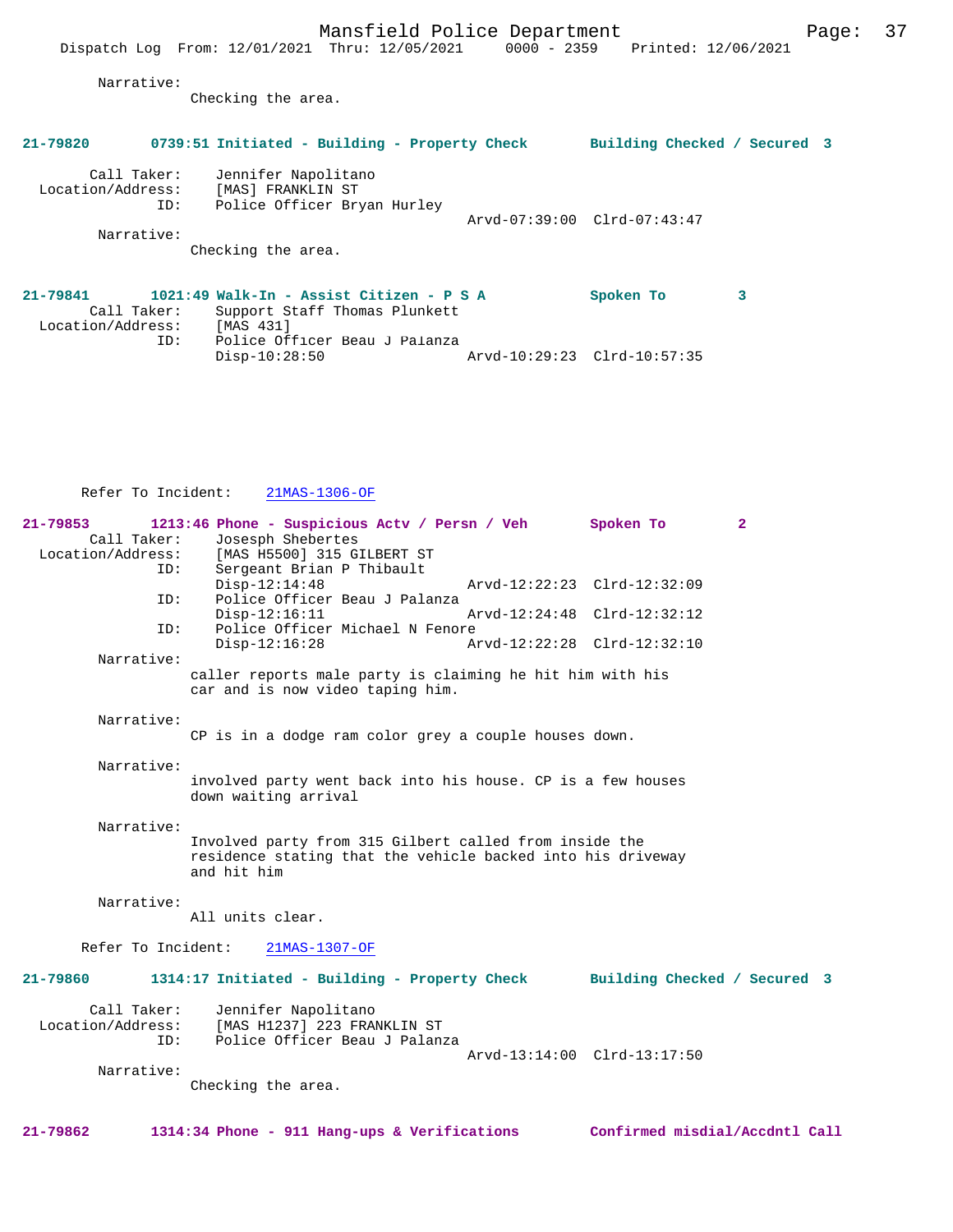Narrative:
Checking the area.

**21-79820 0739:51 Initiated - Building - Property Check Building Checked / Secured 3**

Call Taker: Jennifer Napolitano
Location/Address: [MAS] FRANKLIN ST
ID: Police Officer Bryan Hurley
Arvd-07:39:00 Clrd-07:43:47
Narrative:
Checking the area.

**21-79841 1021:49 Walk-In - Assist Citizen - P S A Spoken To 3**
Call Taker: Support Staff Thomas Plunkett
Location/Address: [MAS 431]
ID: Police Officer Beau J Palanza
Disp-10:28:50 Arvd-10:29:23 Clrd-10:57:35

Refer To Incident: 21MAS-1306-OF

**21-79853 1213:46 Phone - Suspicious Actv / Persn / Veh Spoken To 2**
Call Taker: Josesph Shebertes
Location/Address: [MAS H5500] 315 GILBERT ST
ID: Sergeant Brian P Thibault
Disp-12:14:48 Arvd-12:22:23 Clrd-12:32:09
ID: Police Officer Beau J Palanza
Disp-12:16:11 Arvd-12:24:48 Clrd-12:32:12
ID: Police Officer Michael N Fenore
Disp-12:16:28 Arvd-12:22:28 Clrd-12:32:10
Narrative:
caller reports male party is claiming he hit him with his car and is now video taping him.

Narrative:
CP is in a dodge ram color grey a couple houses down.

Narrative:
involved party went back into his house. CP is a few houses down waiting arrival

Narrative:
Involved party from 315 Gilbert called from inside the residence stating that the vehicle backed into his driveway and hit him

Narrative:
All units clear.

Refer To Incident: 21MAS-1307-OF

**21-79860 1314:17 Initiated - Building - Property Check Building Checked / Secured 3**

Call Taker: Jennifer Napolitano
Location/Address: [MAS H1237] 223 FRANKLIN ST
ID: Police Officer Beau J Palanza
Arvd-13:14:00 Clrd-13:17:50
Narrative:
Checking the area.

**21-79862 1314:34 Phone - 911 Hang-ups & Verifications Confirmed misdial/Accdntl Call**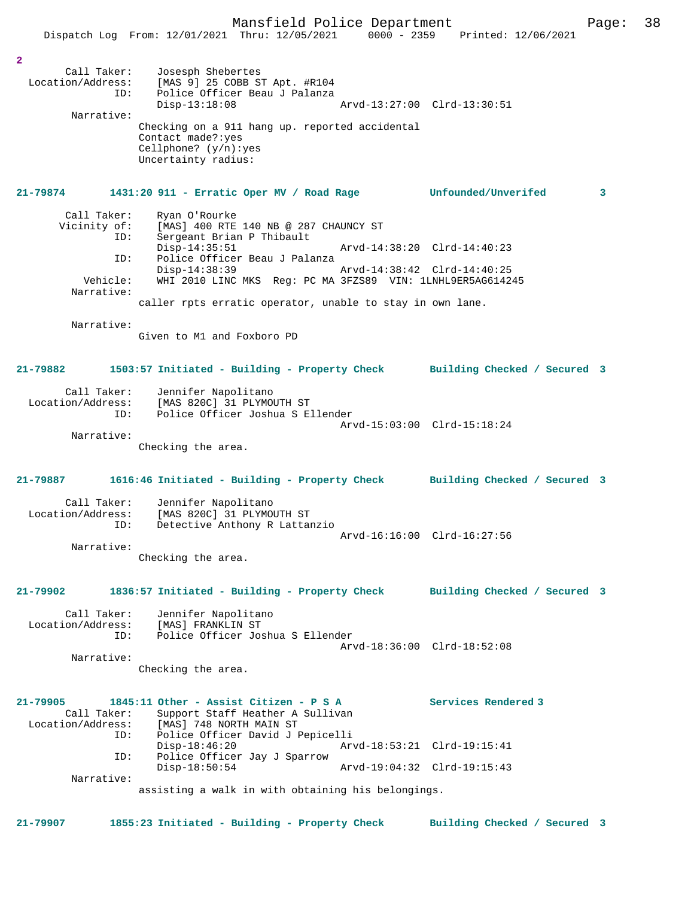2

Call Taker: Josesph Shebertes
Location/Address: [MAS 9] 25 COBB ST Apt. #R104
ID: Police Officer Beau J Palanza
Disp-13:18:08 Arvd-13:27:00 Clrd-13:30:51
Narrative:
Checking on a 911 hang up. reported accidental
Contact made?:yes
Cellphone? (y/n):yes
Uncertainty radius:

**21-79874 1431:20 911 - Erratic Oper MV / Road Rage Unfounded/Unverifed 3**

Call Taker: Ryan O'Rourke
Vicinity of: [MAS] 400 RTE 140 NB @ 287 CHAUNCY ST
ID: Sergeant Brian P Thibault
Disp-14:35:51 Arvd-14:38:20 Clrd-14:40:23
ID: Police Officer Beau J Palanza
Disp-14:38:39 Arvd-14:38:42 Clrd-14:40:25
Vehicle: WHI 2010 LINC MKS Reg: PC MA 3FZS89 VIN: 1LNHL9ER5AG614245
Narrative:
caller rpts erratic operator, unable to stay in own lane.

Narrative:
Given to M1 and Foxboro PD

**21-79882 1503:57 Initiated - Building - Property Check Building Checked / Secured 3**

Call Taker: Jennifer Napolitano
Location/Address: [MAS 820C] 31 PLYMOUTH ST
ID: Police Officer Joshua S Ellender
Arvd-15:03:00 Clrd-15:18:24
Narrative:
Checking the area.

**21-79887 1616:46 Initiated - Building - Property Check Building Checked / Secured 3**

Call Taker: Jennifer Napolitano
Location/Address: [MAS 820C] 31 PLYMOUTH ST
ID: Detective Anthony R Lattanzio
Arvd-16:16:00 Clrd-16:27:56
Narrative:
Checking the area.

**21-79902 1836:57 Initiated - Building - Property Check Building Checked / Secured 3**

Call Taker: Jennifer Napolitano
Location/Address: [MAS] FRANKLIN ST
ID: Police Officer Joshua S Ellender
Arvd-18:36:00 Clrd-18:52:08
Narrative:
Checking the area.

**21-79905 1845:11 Other - Assist Citizen - P S A Services Rendered 3**

Call Taker: Support Staff Heather A Sullivan
Location/Address: [MAS] 748 NORTH MAIN ST
ID: Police Officer David J Pepicelli
Disp-18:46:20 Arvd-18:53:21 Clrd-19:15:41
ID: Police Officer Jay J Sparrow
Disp-18:50:54 Arvd-19:04:32 Clrd-19:15:43
Narrative:
assisting a walk in with obtaining his belongings.

**21-79907 1855:23 Initiated - Building - Property Check Building Checked / Secured 3**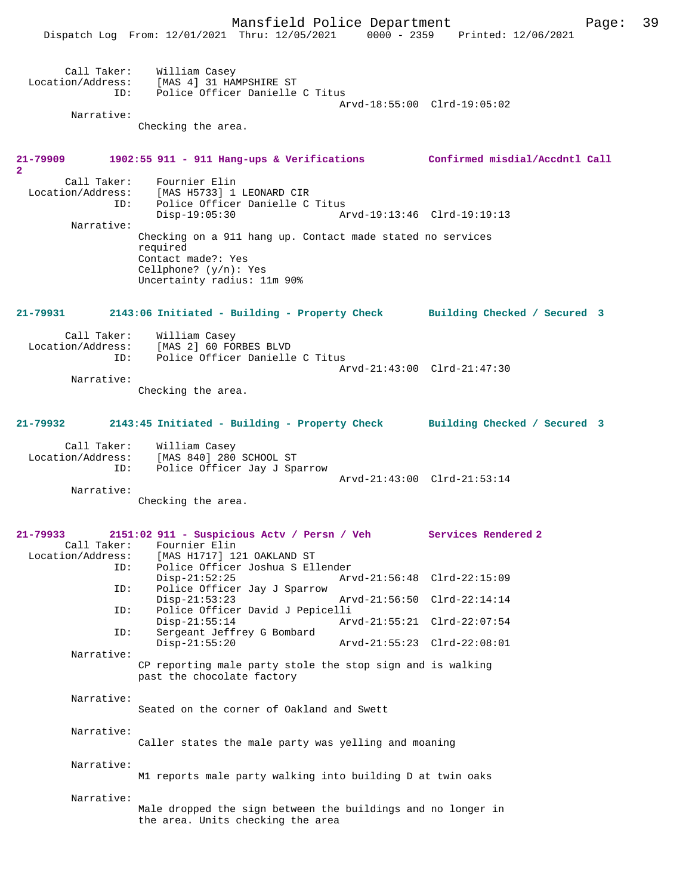Call Taker: William Casey
Location/Address: [MAS 4] 31 HAMPSHIRE ST
ID: Police Officer Danielle C Titus
Arvd-18:55:00 Clrd-19:05:02
Narrative:
Checking the area.

**21-79909 1902:55 911 - 911 Hang-ups & Verifications Confirmed misdial/Accdntl Call 2**

Call Taker: Fournier Elin
Location/Address: [MAS H5733] 1 LEONARD CIR
ID: Police Officer Danielle C Titus
Disp-19:05:30 Arvd-19:13:46 Clrd-19:19:13
Narrative:
Checking on a 911 hang up. Contact made stated no services required
Contact made?: Yes
Cellphone? (y/n): Yes
Uncertainty radius: 11m 90%

**21-79931 2143:06 Initiated - Building - Property Check Building Checked / Secured 3**

Call Taker: William Casey
Location/Address: [MAS 2] 60 FORBES BLVD
ID: Police Officer Danielle C Titus
Arvd-21:43:00 Clrd-21:47:30
Narrative:
Checking the area.

**21-79932 2143:45 Initiated - Building - Property Check Building Checked / Secured 3**

Call Taker: William Casey
Location/Address: [MAS 840] 280 SCHOOL ST
ID: Police Officer Jay J Sparrow
Arvd-21:43:00 Clrd-21:53:14
Narrative:
Checking the area.

**21-79933 2151:02 911 - Suspicious Actv / Persn / Veh Services Rendered 2**

Call Taker: Fournier Elin
Location/Address: [MAS H1717] 121 OAKLAND ST
ID: Police Officer Joshua S Ellender
Disp-21:52:25 Arvd-21:56:48 Clrd-22:15:09
ID: Police Officer Jay J Sparrow
Disp-21:53:23 Arvd-21:56:50 Clrd-22:14:14
ID: Police Officer David J Pepicelli
Disp-21:55:14 Arvd-21:55:21 Clrd-22:07:54
ID: Sergeant Jeffrey G Bombard
Disp-21:55:20 Arvd-21:55:23 Clrd-22:08:01
Narrative:
CP reporting male party stole the stop sign and is walking past the chocolate factory

Narrative:
Seated on the corner of Oakland and Swett

Narrative:
Caller states the male party was yelling and moaning

Narrative:
M1 reports male party walking into building D at twin oaks

Narrative:
Male dropped the sign between the buildings and no longer in the area. Units checking the area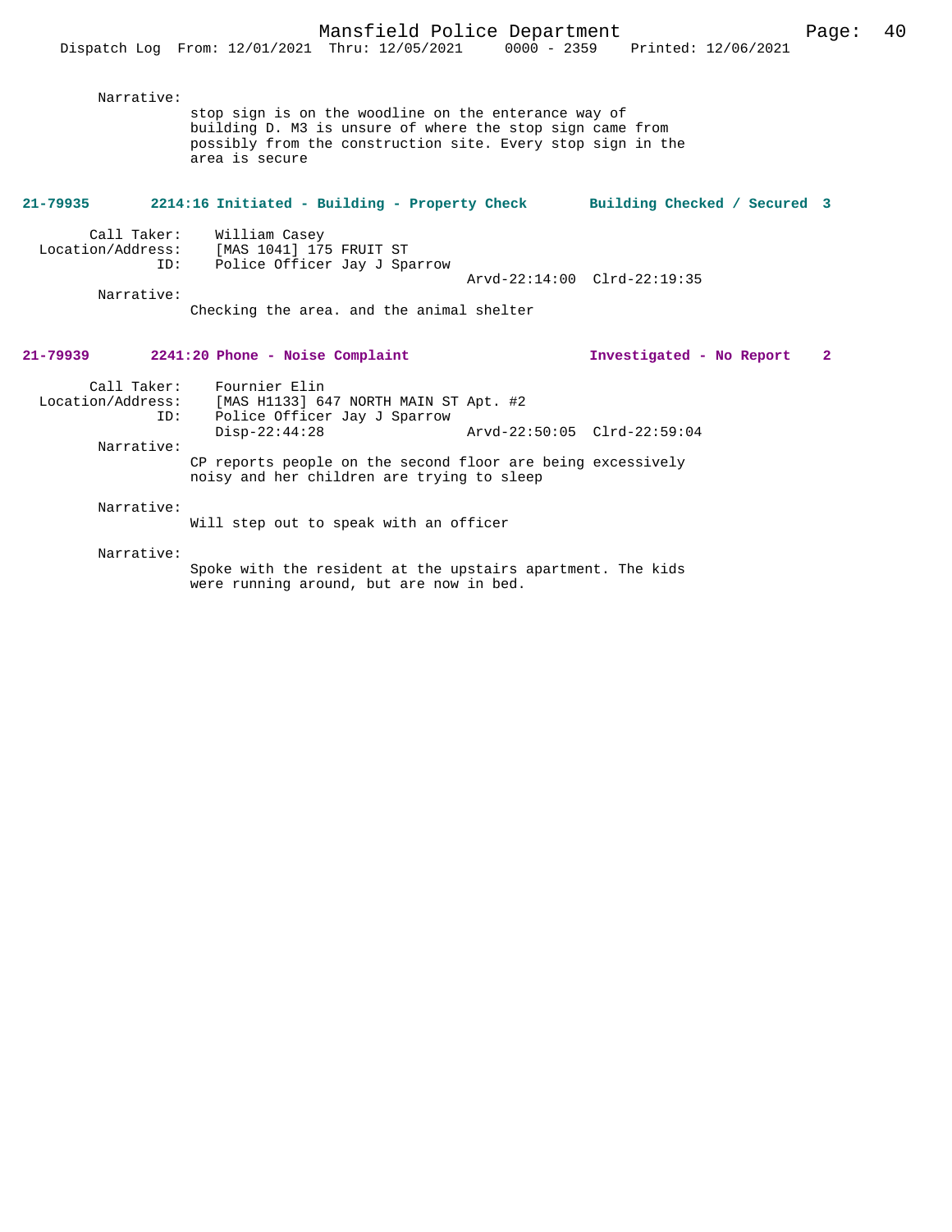Narrative:

stop sign is on the woodline on the enterance way of building D. M3 is unsure of where the stop sign came from possibly from the construction site. Every stop sign in the area is secure

**21-79935 2214:16 Initiated - Building - Property Check — Building Checked / Secured 3**

Call Taker: William Casey
Location/Address: [MAS 1041] 175 FRUIT ST
ID: Police Officer Jay J Sparrow
Arvd-22:14:00 Clrd-22:19:35

Narrative:

Checking the area. and the animal shelter

**21-79939 2241:20 Phone - Noise Complaint — Investigated - No Report 2**

Call Taker: Fournier Elin
Location/Address: [MAS H1133] 647 NORTH MAIN ST Apt. #2
ID: Police Officer Jay J Sparrow
Disp-22:44:28 Arvd-22:50:05 Clrd-22:59:04

Narrative:

CP reports people on the second floor are being excessively noisy and her children are trying to sleep

Narrative:

Will step out to speak with an officer

Narrative:

Spoke with the resident at the upstairs apartment. The kids were running around, but are now in bed.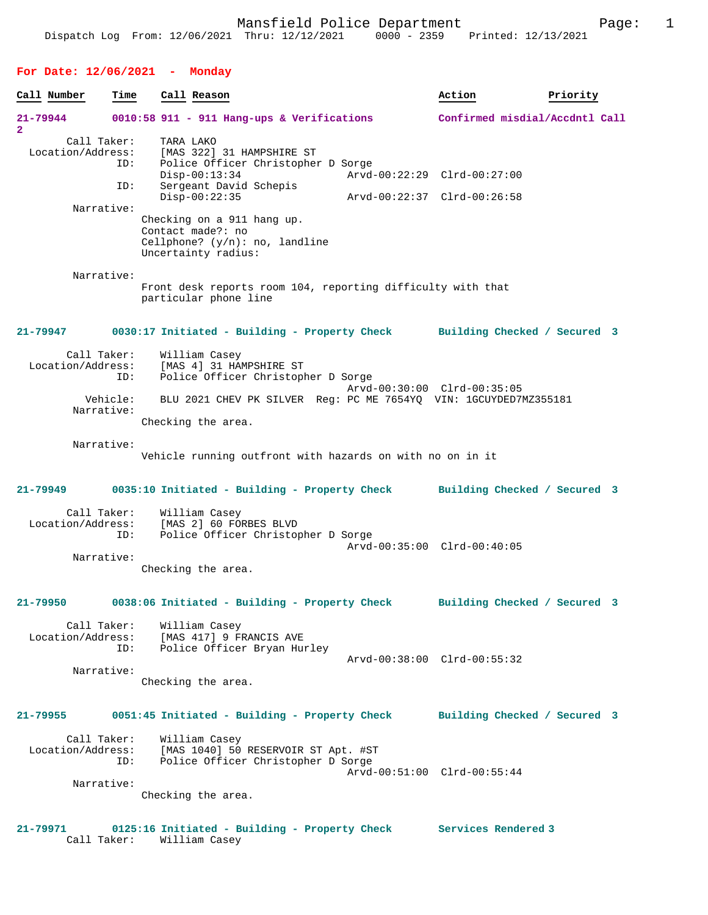## For Date: 12/06/2021 - Monday

| Call Number | Time | Call Reason | Action | Priority |
|---|---|---|---|---|

**21-79944** 0010:58 911 - 911 Hang-ups & Verifications — Confirmed misdial/Accdntl Call 2

```
        Call Taker:    TARA LAKO
  Location/Address:    [MAS 322] 31 HAMPSHIRE ST
                ID:    Police Officer Christopher D Sorge
                       Disp-00:13:34              Arvd-00:22:29  Clrd-00:27:00
                ID:    Sergeant David Schepis
                       Disp-00:22:35              Arvd-00:22:37  Clrd-00:26:58
         Narrative:
                      Checking on a 911 hang up.
                      Contact made?: no
                      Cellphone? (y/n): no, landline
                      Uncertainty radius:

         Narrative:
                      Front desk reports room 104, reporting difficulty with that
                      particular phone line
```

**21-79947** 0030:17 Initiated - Building - Property Check — Building Checked / Secured 3

```
        Call Taker:    William Casey
  Location/Address:    [MAS 4] 31 HAMPSHIRE ST
                ID:    Police Officer Christopher D Sorge
                                                  Arvd-00:30:00  Clrd-00:35:05
           Vehicle:    BLU 2021 CHEV PK SILVER  Reg: PC ME 7654YQ  VIN: 1GCUYDED7MZ355181
         Narrative:
                      Checking the area.

         Narrative:
                      Vehicle running outfront with hazards on with no on in it
```

**21-79949** 0035:10 Initiated - Building - Property Check — Building Checked / Secured 3

```
        Call Taker:    William Casey
  Location/Address:    [MAS 2] 60 FORBES BLVD
                ID:    Police Officer Christopher D Sorge
                                                  Arvd-00:35:00  Clrd-00:40:05
         Narrative:
                      Checking the area.
```

**21-79950** 0038:06 Initiated - Building - Property Check — Building Checked / Secured 3

```
        Call Taker:    William Casey
  Location/Address:    [MAS 417] 9 FRANCIS AVE
                ID:    Police Officer Bryan Hurley
                                                  Arvd-00:38:00  Clrd-00:55:32
         Narrative:
                      Checking the area.
```

**21-79955** 0051:45 Initiated - Building - Property Check — Building Checked / Secured 3

```
        Call Taker:    William Casey
  Location/Address:    [MAS 1040] 50 RESERVOIR ST Apt. #ST
                ID:    Police Officer Christopher D Sorge
                                                  Arvd-00:51:00  Clrd-00:55:44
         Narrative:
                      Checking the area.
```

**21-79971** 0125:16 Initiated - Building - Property Check — Services Rendered 3

```
        Call Taker:    William Casey
```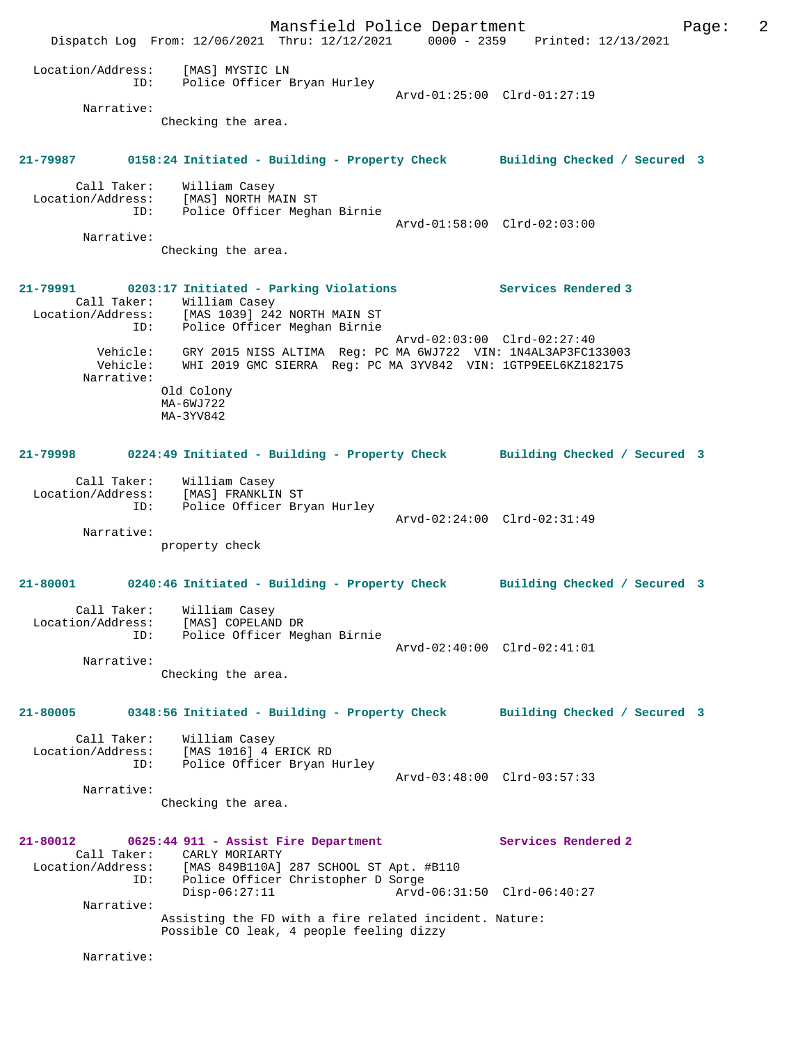Location/Address: [MAS] MYSTIC LN
ID: Police Officer Bryan Hurley
Arvd-01:25:00 Clrd-01:27:19
Narrative:
Checking the area.

**21-79987 0158:24 Initiated - Building - Property Check Building Checked / Secured 3**

Call Taker: William Casey
Location/Address: [MAS] NORTH MAIN ST
ID: Police Officer Meghan Birnie
Arvd-01:58:00 Clrd-02:03:00
Narrative:
Checking the area.

**21-79991 0203:17 Initiated - Parking Violations Services Rendered 3**

Call Taker: William Casey
Location/Address: [MAS 1039] 242 NORTH MAIN ST
ID: Police Officer Meghan Birnie
Arvd-02:03:00 Clrd-02:27:40
Vehicle: GRY 2015 NISS ALTIMA Reg: PC MA 6WJ722 VIN: 1N4AL3AP3FC133003
Vehicle: WHI 2019 GMC SIERRA Reg: PC MA 3YV842 VIN: 1GTP9EEL6KZ182175
Narrative:
Old Colony
MA-6WJ722
MA-3YV842

**21-79998 0224:49 Initiated - Building - Property Check Building Checked / Secured 3**

Call Taker: William Casey
Location/Address: [MAS] FRANKLIN ST
ID: Police Officer Bryan Hurley
Arvd-02:24:00 Clrd-02:31:49
Narrative:
property check

**21-80001 0240:46 Initiated - Building - Property Check Building Checked / Secured 3**

Call Taker: William Casey
Location/Address: [MAS] COPELAND DR
ID: Police Officer Meghan Birnie
Arvd-02:40:00 Clrd-02:41:01
Narrative:
Checking the area.

**21-80005 0348:56 Initiated - Building - Property Check Building Checked / Secured 3**

Call Taker: William Casey
Location/Address: [MAS 1016] 4 ERICK RD
ID: Police Officer Bryan Hurley
Arvd-03:48:00 Clrd-03:57:33
Narrative:
Checking the area.

**21-80012 0625:44 911 - Assist Fire Department Services Rendered 2**

Call Taker: CARLY MORIARTY
Location/Address: [MAS 849B110A] 287 SCHOOL ST Apt. #B110
ID: Police Officer Christopher D Sorge
Disp-06:27:11 Arvd-06:31:50 Clrd-06:40:27
Narrative:
Assisting the FD with a fire related incident. Nature:
Possible CO leak, 4 people feeling dizzy

Narrative: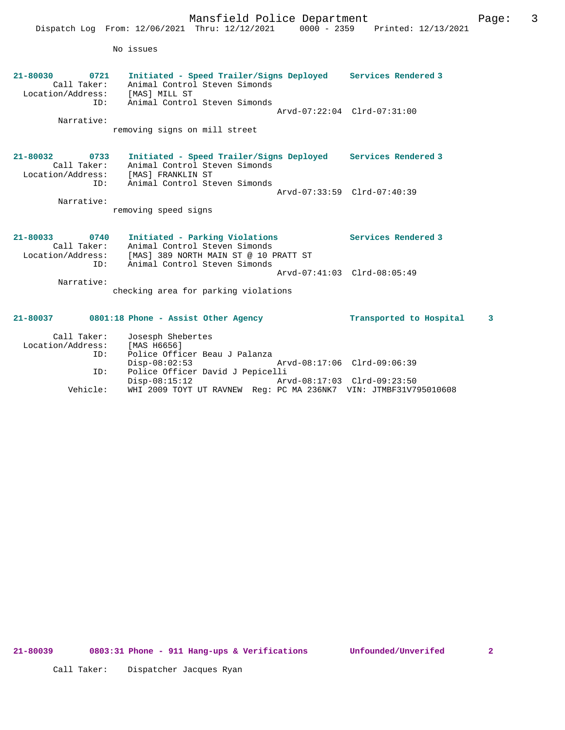No issues

**21-80030 0721 Initiated - Speed Trailer/Signs Deployed — Services Rendered 3**

Call Taker: Animal Control Steven Simonds
Location/Address: [MAS] MILL ST
ID: Animal Control Steven Simonds
Arvd-07:22:04 Clrd-07:31:00
Narrative:
removing signs on mill street

**21-80032 0733 Initiated - Speed Trailer/Signs Deployed — Services Rendered 3**

Call Taker: Animal Control Steven Simonds
Location/Address: [MAS] FRANKLIN ST
ID: Animal Control Steven Simonds
Arvd-07:33:59 Clrd-07:40:39
Narrative:
removing speed signs

**21-80033 0740 Initiated - Parking Violations — Services Rendered 3**

Call Taker: Animal Control Steven Simonds
Location/Address: [MAS] 389 NORTH MAIN ST @ 10 PRATT ST
ID: Animal Control Steven Simonds
Arvd-07:41:03 Clrd-08:05:49
Narrative:
checking area for parking violations

**21-80037 0801:18 Phone - Assist Other Agency — Transported to Hospital 3**

Call Taker: Josesph Shebertes
Location/Address: [MAS H6656]
ID: Police Officer Beau J Palanza
Disp-08:02:53 Arvd-08:17:06 Clrd-09:06:39
ID: Police Officer David J Pepicelli
Disp-08:15:12 Arvd-08:17:03 Clrd-09:23:50
Vehicle: WHI 2009 TOYT UT RAVNEW Reg: PC MA 236NK7 VIN: JTMBF31V795010608

**21-80039 0803:31 Phone - 911 Hang-ups & Verifications — Unfounded/Unverifed 2**

Call Taker: Dispatcher Jacques Ryan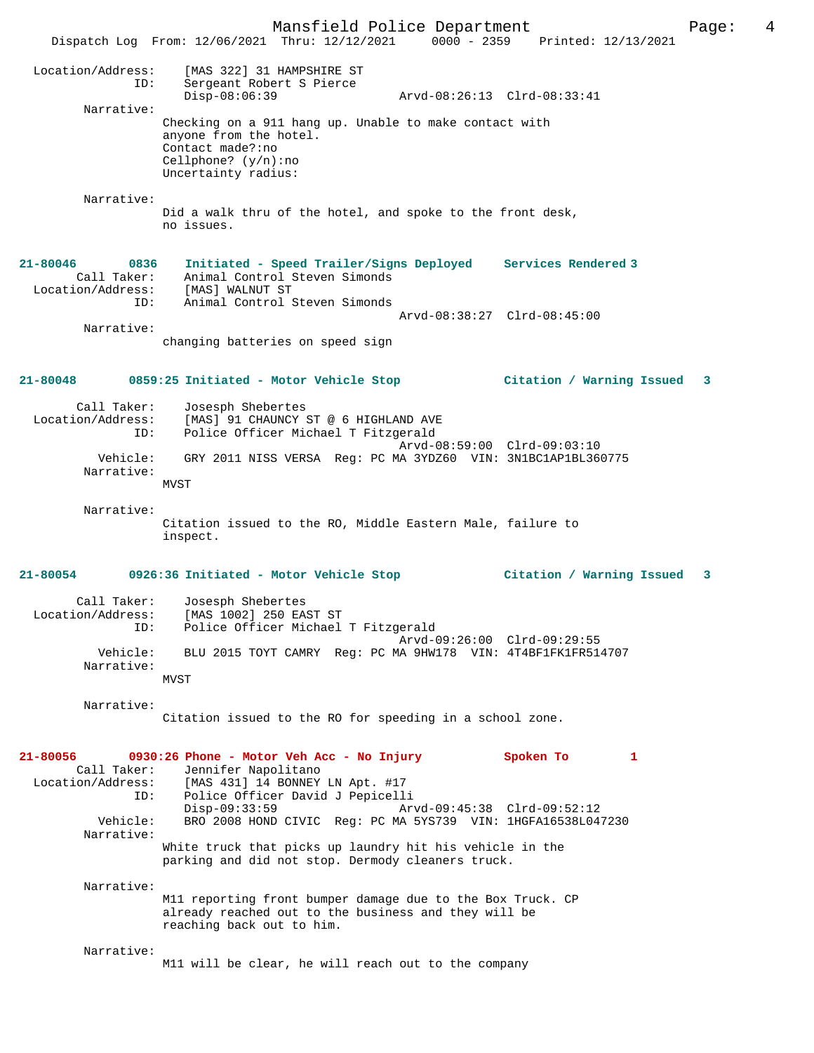```
        Location/Address:    [MAS 322] 31 HAMPSHIRE ST
                     ID:     Sergeant Robert S Pierce
                             Disp-08:06:39                 Arvd-08:26:13  Clrd-08:33:41
               Narrative:
                             Checking on a 911 hang up. Unable to make contact with
                             anyone from the hotel.
                             Contact made?:no
                             Cellphone? (y/n):no
                             Uncertainty radius:

               Narrative:
                             Did a walk thru of the hotel, and spoke to the front desk,
                             no issues.


21-80046        0836    Initiated - Speed Trailer/Signs Deployed    Services Rendered 3
            Call Taker:      Animal Control Steven Simonds
        Location/Address:    [MAS] WALNUT ST
                     ID:     Animal Control Steven Simonds
                                                           Arvd-08:38:27  Clrd-08:45:00
               Narrative:
                             changing batteries on speed sign


21-80048        0859:25 Initiated - Motor Vehicle Stop              Citation / Warning Issued   3

            Call Taker:      Josesph Shebertes
        Location/Address:    [MAS] 91 CHAUNCY ST @ 6 HIGHLAND AVE
                     ID:     Police Officer Michael T Fitzgerald
                                                           Arvd-08:59:00  Clrd-09:03:10
                Vehicle:     GRY 2011 NISS VERSA  Reg: PC MA 3YDZ60  VIN: 3N1BC1AP1BL360775
               Narrative:
                             MVST

               Narrative:
                             Citation issued to the RO, Middle Eastern Male, failure to
                             inspect.


21-80054        0926:36 Initiated - Motor Vehicle Stop              Citation / Warning Issued   3

            Call Taker:      Josesph Shebertes
        Location/Address:    [MAS 1002] 250 EAST ST
                     ID:     Police Officer Michael T Fitzgerald
                                                           Arvd-09:26:00  Clrd-09:29:55
                Vehicle:     BLU 2015 TOYT CAMRY  Reg: PC MA 9HW178  VIN: 4T4BF1FK1FR514707
               Narrative:
                             MVST

               Narrative:
                             Citation issued to the RO for speeding in a school zone.


21-80056        0930:26 Phone - Motor Veh Acc - No Injury           Spoken To         1
            Call Taker:      Jennifer Napolitano
        Location/Address:    [MAS 431] 14 BONNEY LN Apt. #17
                     ID:     Police Officer David J Pepicelli
                             Disp-09:33:59                 Arvd-09:45:38  Clrd-09:52:12
                Vehicle:     BRO 2008 HOND CIVIC  Reg: PC MA 5YS739  VIN: 1HGFA16538L047230
               Narrative:
                             White truck that picks up laundry hit his vehicle in the
                             parking and did not stop. Dermody cleaners truck.

               Narrative:
                             M11 reporting front bumper damage due to the Box Truck. CP
                             already reached out to the business and they will be
                             reaching back out to him.

               Narrative:
                             M11 will be clear, he will reach out to the company
```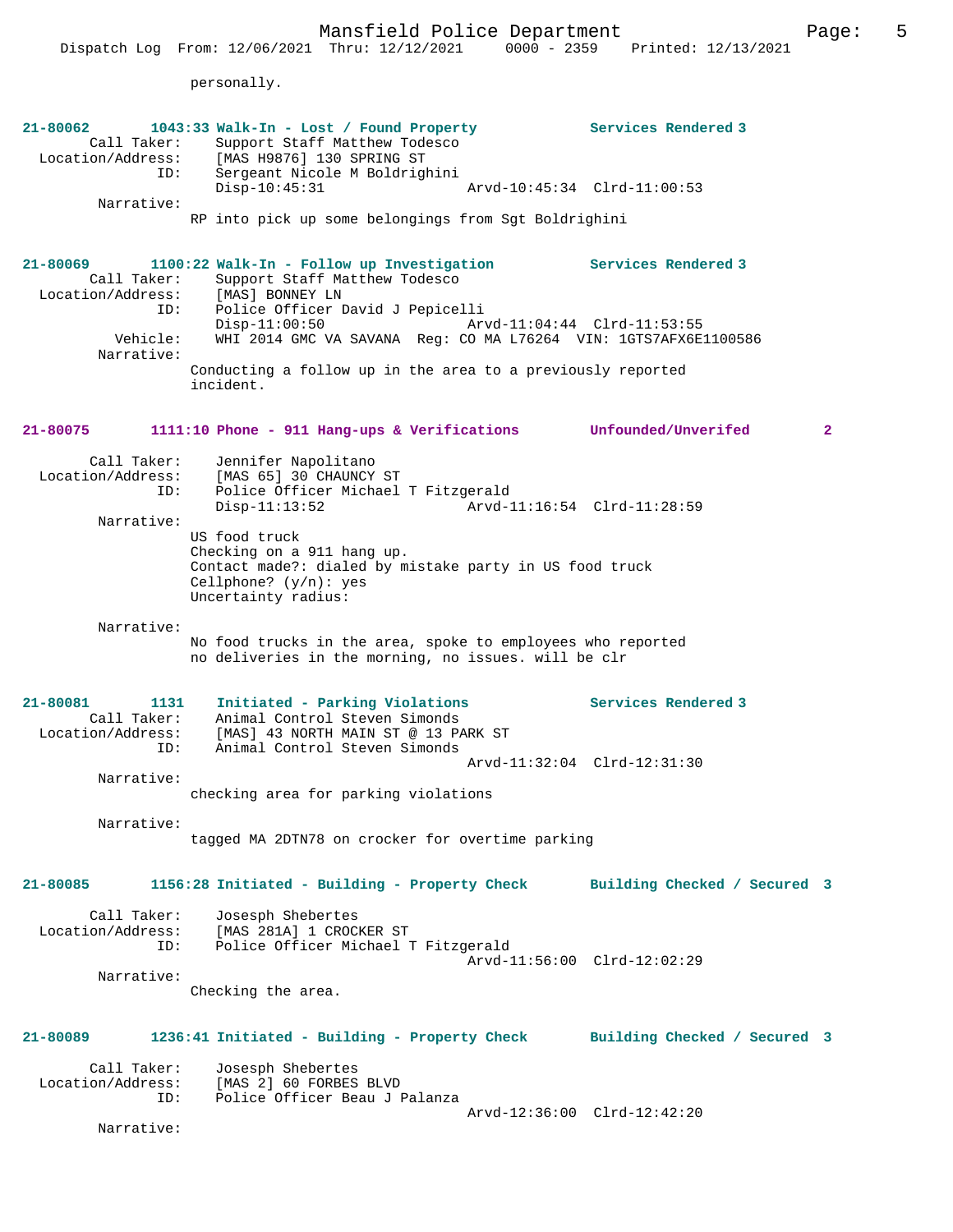personally.

**21-80062 1043:33 Walk-In - Lost / Found Property Services Rendered 3**

```
        Call Taker:    Support Staff Matthew Todesco
  Location/Address:    [MAS H9876] 130 SPRING ST
                ID:    Sergeant Nicole M Boldrighini
                       Disp-10:45:31                 Arvd-10:45:34  Clrd-11:00:53
         Narrative:
                RP into pick up some belongings from Sgt Boldrighini
```

**21-80069 1100:22 Walk-In - Follow up Investigation Services Rendered 3**

```
        Call Taker:    Support Staff Matthew Todesco
  Location/Address:    [MAS] BONNEY LN
                ID:    Police Officer David J Pepicelli
                       Disp-11:00:50                 Arvd-11:04:44  Clrd-11:53:55
           Vehicle:    WHI 2014 GMC VA SAVANA  Reg: CO MA L76264  VIN: 1GTS7AFX6E1100586
         Narrative:
                Conducting a follow up in the area to a previously reported
                incident.
```

**21-80075 1111:10 Phone - 911 Hang-ups & Verifications Unfounded/Unverifed 2**

```
        Call Taker:    Jennifer Napolitano
  Location/Address:    [MAS 65] 30 CHAUNCY ST
                ID:    Police Officer Michael T Fitzgerald
                       Disp-11:13:52                 Arvd-11:16:54  Clrd-11:28:59
         Narrative:
                US food truck
                Checking on a 911 hang up.
                Contact made?: dialed by mistake party in US food truck
                Cellphone? (y/n): yes
                Uncertainty radius:

         Narrative:
                No food trucks in the area, spoke to employees who reported
                no deliveries in the morning, no issues. will be clr
```

**21-80081 1131 Initiated - Parking Violations Services Rendered 3**

```
        Call Taker:    Animal Control Steven Simonds
  Location/Address:    [MAS] 43 NORTH MAIN ST @ 13 PARK ST
                ID:    Animal Control Steven Simonds
                                                     Arvd-11:32:04  Clrd-12:31:30
         Narrative:
                checking area for parking violations

         Narrative:
                tagged MA 2DTN78 on crocker for overtime parking
```

**21-80085 1156:28 Initiated - Building - Property Check Building Checked / Secured 3**

```
        Call Taker:    Josesph Shebertes
  Location/Address:    [MAS 281A] 1 CROCKER ST
                ID:    Police Officer Michael T Fitzgerald
                                                     Arvd-11:56:00  Clrd-12:02:29
         Narrative:
                Checking the area.
```

**21-80089 1236:41 Initiated - Building - Property Check Building Checked / Secured 3**

```
        Call Taker:    Josesph Shebertes
  Location/Address:    [MAS 2] 60 FORBES BLVD
                ID:    Police Officer Beau J Palanza
                                                     Arvd-12:36:00  Clrd-12:42:20
         Narrative:
```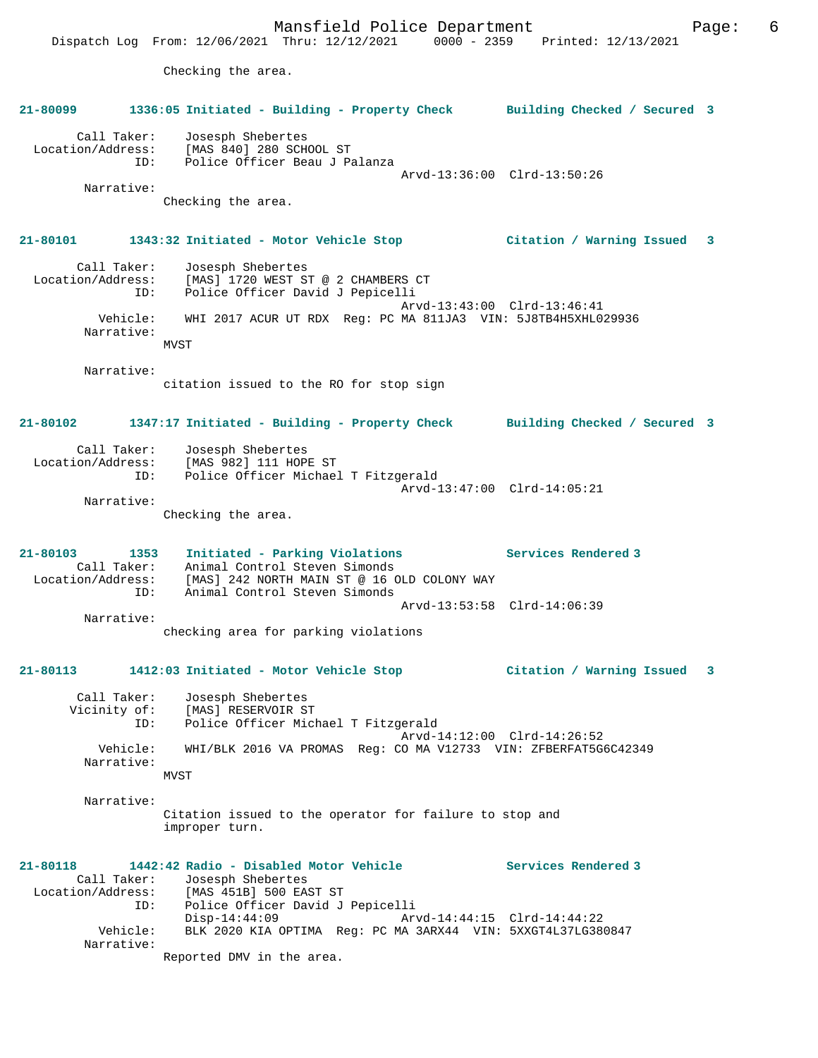Checking the area.

**21-80099 1336:05 Initiated - Building - Property Check Building Checked / Secured 3**

Call Taker: Josesph Shebertes
Location/Address: [MAS 840] 280 SCHOOL ST
ID: Police Officer Beau J Palanza
Arvd-13:36:00 Clrd-13:50:26
Narrative:
Checking the area.

**21-80101 1343:32 Initiated - Motor Vehicle Stop Citation / Warning Issued 3**

Call Taker: Josesph Shebertes
Location/Address: [MAS] 1720 WEST ST @ 2 CHAMBERS CT
ID: Police Officer David J Pepicelli
Arvd-13:43:00 Clrd-13:46:41
Vehicle: WHI 2017 ACUR UT RDX Reg: PC MA 811JA3 VIN: 5J8TB4H5XHL029936
Narrative:
MVST

Narrative:
citation issued to the RO for stop sign

**21-80102 1347:17 Initiated - Building - Property Check Building Checked / Secured 3**

Call Taker: Josesph Shebertes
Location/Address: [MAS 982] 111 HOPE ST
ID: Police Officer Michael T Fitzgerald
Arvd-13:47:00 Clrd-14:05:21
Narrative:
Checking the area.

**21-80103 1353 Initiated - Parking Violations Services Rendered 3**
Call Taker: Animal Control Steven Simonds
Location/Address: [MAS] 242 NORTH MAIN ST @ 16 OLD COLONY WAY
ID: Animal Control Steven Simonds
Arvd-13:53:58 Clrd-14:06:39
Narrative:
checking area for parking violations

**21-80113 1412:03 Initiated - Motor Vehicle Stop Citation / Warning Issued 3**

Call Taker: Josesph Shebertes
Vicinity of: [MAS] RESERVOIR ST
ID: Police Officer Michael T Fitzgerald
Arvd-14:12:00 Clrd-14:26:52
Vehicle: WHI/BLK 2016 VA PROMAS Reg: CO MA V12733 VIN: ZFBERFAT5G6C42349
Narrative:
MVST

Narrative:
Citation issued to the operator for failure to stop and improper turn.

**21-80118 1442:42 Radio - Disabled Motor Vehicle Services Rendered 3**
Call Taker: Josesph Shebertes
Location/Address: [MAS 451B] 500 EAST ST
ID: Police Officer David J Pepicelli
Disp-14:44:09 Arvd-14:44:15 Clrd-14:44:22
Vehicle: BLK 2020 KIA OPTIMA Reg: PC MA 3ARX44 VIN: 5XXGT4L37LG380847
Narrative:
Reported DMV in the area.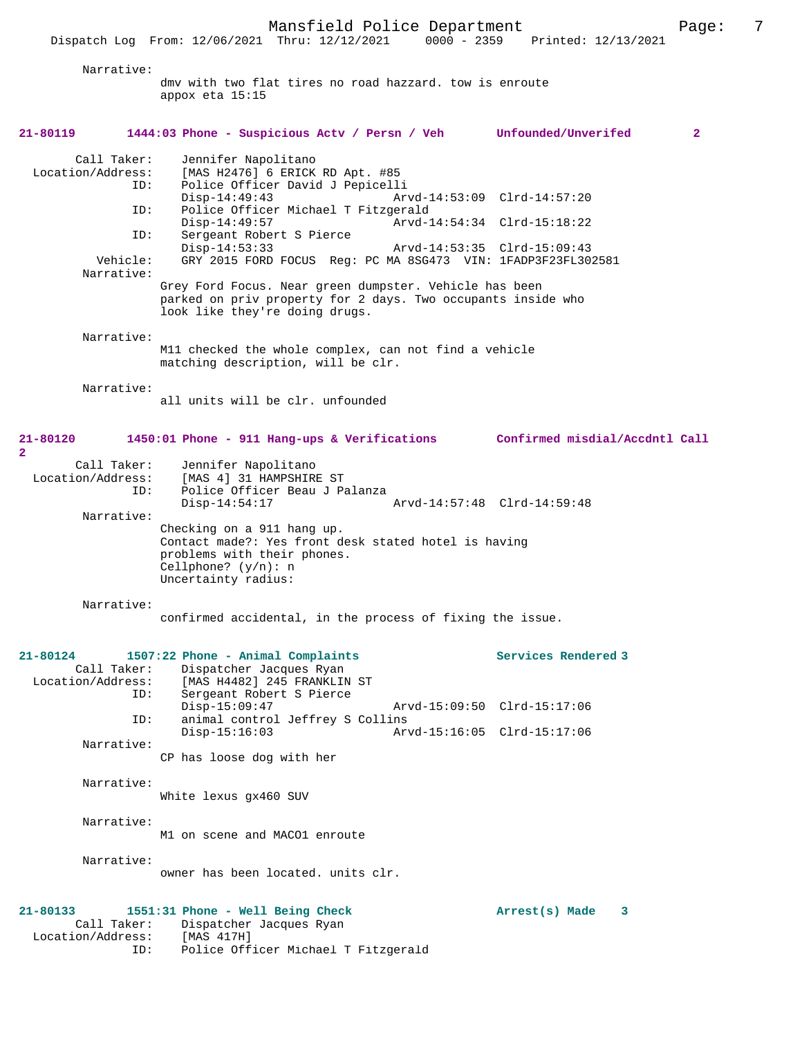Narrative:
dmv with two flat tires no road hazzard. tow is enroute appox eta 15:15

**21-80119 1444:03 Phone - Suspicious Actv / Persn / Veh Unfounded/Unverifed 2**

Call Taker: Jennifer Napolitano
Location/Address: [MAS H2476] 6 ERICK RD Apt. #85
ID: Police Officer David J Pepicelli
Disp-14:49:43 Arvd-14:53:09 Clrd-14:57:20
ID: Police Officer Michael T Fitzgerald
Disp-14:49:57 Arvd-14:54:34 Clrd-15:18:22
ID: Sergeant Robert S Pierce
Disp-14:53:33 Arvd-14:53:35 Clrd-15:09:43
Vehicle: GRY 2015 FORD FOCUS Reg: PC MA 8SG473 VIN: 1FADP3F23FL302581
Narrative:
Grey Ford Focus. Near green dumpster. Vehicle has been parked on priv property for 2 days. Two occupants inside who look like they're doing drugs.

Narrative:
M11 checked the whole complex, can not find a vehicle matching description, will be clr.

Narrative:
all units will be clr. unfounded

**21-80120 1450:01 Phone - 911 Hang-ups & Verifications Confirmed misdial/Accdntl Call 2**

Call Taker: Jennifer Napolitano
Location/Address: [MAS 4] 31 HAMPSHIRE ST
ID: Police Officer Beau J Palanza
Disp-14:54:17 Arvd-14:57:48 Clrd-14:59:48
Narrative:
Checking on a 911 hang up.
Contact made?: Yes front desk stated hotel is having problems with their phones.
Cellphone? (y/n): n
Uncertainty radius:

Narrative:
confirmed accidental, in the process of fixing the issue.

**21-80124 1507:22 Phone - Animal Complaints Services Rendered 3**

Call Taker: Dispatcher Jacques Ryan
Location/Address: [MAS H4482] 245 FRANKLIN ST
ID: Sergeant Robert S Pierce
Disp-15:09:47 Arvd-15:09:50 Clrd-15:17:06
ID: animal control Jeffrey S Collins
Disp-15:16:03 Arvd-15:16:05 Clrd-15:17:06
Narrative:
CP has loose dog with her

Narrative:
White lexus gx460 SUV

Narrative:
M1 on scene and MACO1 enroute

Narrative:
owner has been located. units clr.

**21-80133 1551:31 Phone - Well Being Check Arrest(s) Made 3**

Call Taker: Dispatcher Jacques Ryan
Location/Address: [MAS 417H]
ID: Police Officer Michael T Fitzgerald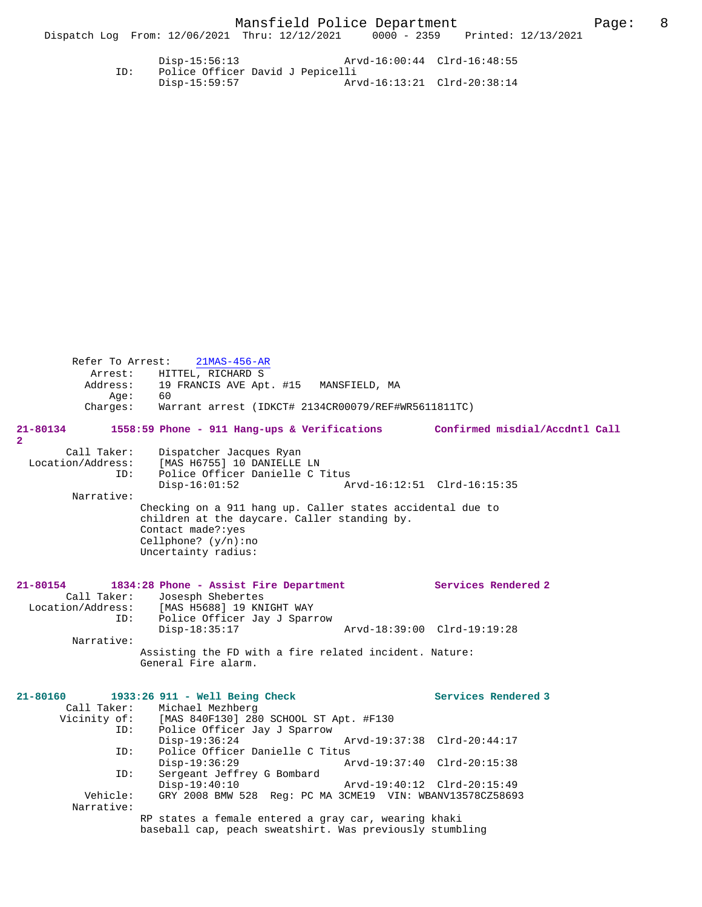```
                Disp-15:56:13                 Arvd-16:00:44  Clrd-16:48:55
          ID:   Police Officer David J Pepicelli
                Disp-15:59:57                 Arvd-16:13:21  Clrd-20:38:14
```

```
     Refer To Arrest:    21MAS-456-AR
        Arrest:     HITTEL, RICHARD S
       Address:     19 FRANCIS AVE Apt. #15   MANSFIELD, MA
           Age:     60
       Charges:     Warrant arrest (IDKCT# 2134CR00079/REF#WR5611811TC)
```

**21-80134       1558:59 Phone - 911 Hang-ups & Verifications       Confirmed misdial/Accdntl Call 2**

```
       Call Taker:    Dispatcher Jacques Ryan
  Location/Address:    [MAS H6755] 10 DANIELLE LN
               ID:    Police Officer Danielle C Titus
                      Disp-16:01:52                 Arvd-16:12:51  Clrd-16:15:35
        Narrative:
                Checking on a 911 hang up. Caller states accidental due to
                children at the daycare. Caller standing by.
                Contact made?:yes
                Cellphone? (y/n):no
                Uncertainty radius:
```

**21-80154       1834:28 Phone - Assist Fire Department             Services Rendered 2**

```
       Call Taker:    Josesph Shebertes
  Location/Address:    [MAS H5688] 19 KNIGHT WAY
               ID:    Police Officer Jay J Sparrow
                      Disp-18:35:17                 Arvd-18:39:00  Clrd-19:19:28
        Narrative:
                Assisting the FD with a fire related incident. Nature:
                General Fire alarm.
```

**21-80160       1933:26 911 - Well Being Check                     Services Rendered 3**

```
       Call Taker:    Michael Mezhberg
      Vicinity of:    [MAS 840F130] 280 SCHOOL ST Apt. #F130
               ID:    Police Officer Jay J Sparrow
                      Disp-19:36:24                 Arvd-19:37:38  Clrd-20:44:17
               ID:    Police Officer Danielle C Titus
                      Disp-19:36:29                 Arvd-19:37:40  Clrd-20:15:38
               ID:    Sergeant Jeffrey G Bombard
                      Disp-19:40:10                 Arvd-19:40:12  Clrd-20:15:49
          Vehicle:    GRY 2008 BMW 528  Reg: PC MA 3CME19  VIN: WBANV13578CZ58693
        Narrative:
                RP states a female entered a gray car, wearing khaki
                baseball cap, peach sweatshirt. Was previously stumbling
```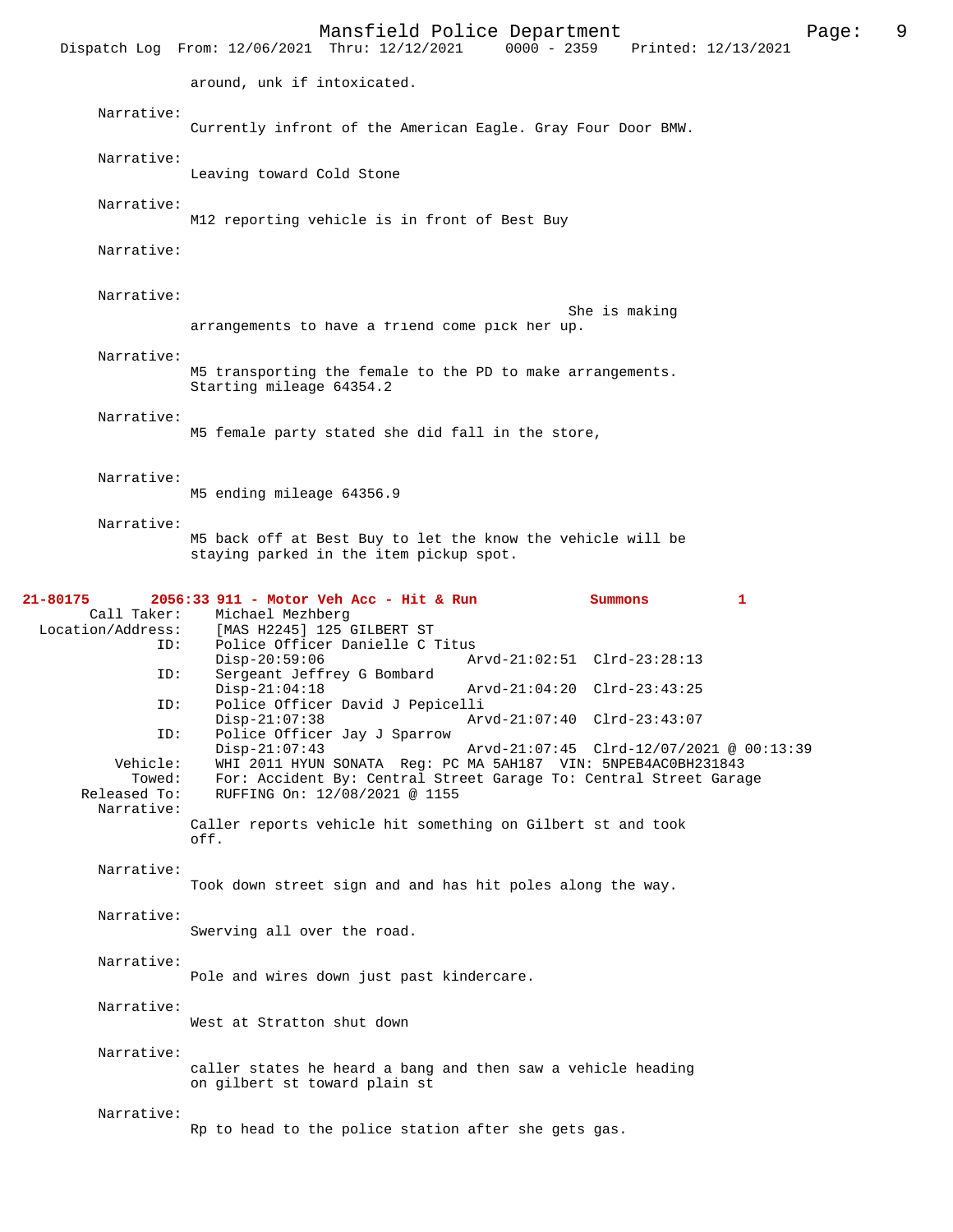around, unk if intoxicated.

Narrative:
Currently infront of the American Eagle. Gray Four Door BMW.

Narrative:
Leaving toward Cold Stone

Narrative:
M12 reporting vehicle is in front of Best Buy

Narrative:

Narrative:
She is making arrangements to have a friend come pick her up.

Narrative:
M5 transporting the female to the PD to make arrangements.
Starting mileage 64354.2

Narrative:
M5 female party stated she did fall in the store,

Narrative:
M5 ending mileage 64356.9

Narrative:
M5 back off at Best Buy to let the know the vehicle will be staying parked in the item pickup spot.

**21-80175 2056:33 911 - Motor Veh Acc - Hit & Run Summons 1**

Call Taker: Michael Mezhberg
Location/Address: [MAS H2245] 125 GILBERT ST
ID: Police Officer Danielle C Titus
Disp-20:59:06 Arvd-21:02:51 Clrd-23:28:13
ID: Sergeant Jeffrey G Bombard
Disp-21:04:18 Arvd-21:04:20 Clrd-23:43:25
ID: Police Officer David J Pepicelli
Disp-21:07:38 Arvd-21:07:40 Clrd-23:43:07
ID: Police Officer Jay J Sparrow
Disp-21:07:43 Arvd-21:07:45 Clrd-12/07/2021 @ 00:13:39
Vehicle: WHI 2011 HYUN SONATA Reg: PC MA 5AH187 VIN: 5NPEB4AC0BH231843
Towed: For: Accident By: Central Street Garage To: Central Street Garage
Released To: RUFFING On: 12/08/2021 @ 1155
Narrative:
Caller reports vehicle hit something on Gilbert st and took off.

Narrative:
Took down street sign and and has hit poles along the way.

Narrative:
Swerving all over the road.

Narrative:
Pole and wires down just past kindercare.

Narrative:
West at Stratton shut down

Narrative:
caller states he heard a bang and then saw a vehicle heading on gilbert st toward plain st

Narrative:
Rp to head to the police station after she gets gas.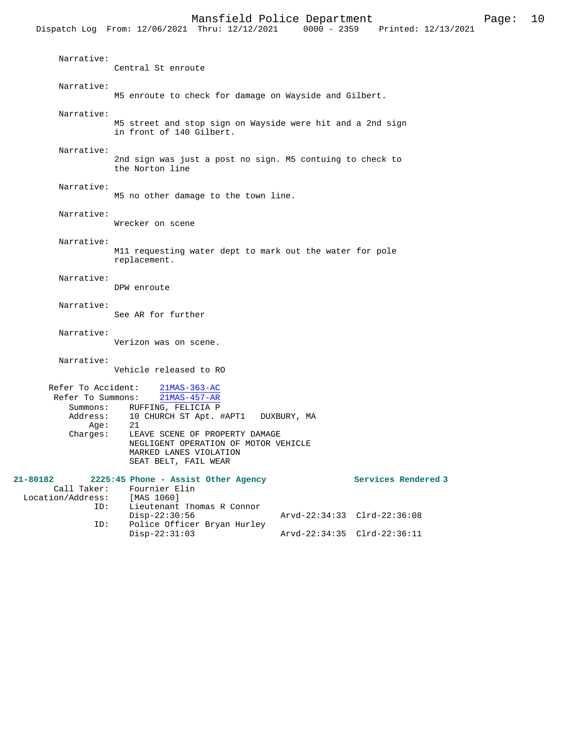Narrative:
Central St enroute

Narrative:
M5 enroute to check for damage on Wayside and Gilbert.

Narrative:
M5 street and stop sign on Wayside were hit and a 2nd sign in front of 140 Gilbert.

Narrative:
2nd sign was just a post no sign. M5 contuing to check to the Norton line

Narrative:
M5 no other damage to the town line.

Narrative:
Wrecker on scene

Narrative:
M11 requesting water dept to mark out the water for pole replacement.

Narrative:
DPW enroute

Narrative:
See AR for further

Narrative:
Verizon was on scene.

Narrative:
Vehicle released to RO

Refer To Accident: 21MAS-363-AC
Refer To Summons: 21MAS-457-AR
Summons: RUFFING, FELICIA P
Address: 10 CHURCH ST Apt. #APT1 DUXBURY, MA
Age: 21
Charges: LEAVE SCENE OF PROPERTY DAMAGE
NEGLIGENT OPERATION OF MOTOR VEHICLE
MARKED LANES VIOLATION
SEAT BELT, FAIL WEAR

**21-80182 2225:45 Phone - Assist Other Agency Services Rendered 3**

Call Taker: Fournier Elin
Location/Address: [MAS 1060]
ID: Lieutenant Thomas R Connor
Disp-22:30:56 Arvd-22:34:33 Clrd-22:36:08
ID: Police Officer Bryan Hurley
Disp-22:31:03 Arvd-22:34:35 Clrd-22:36:11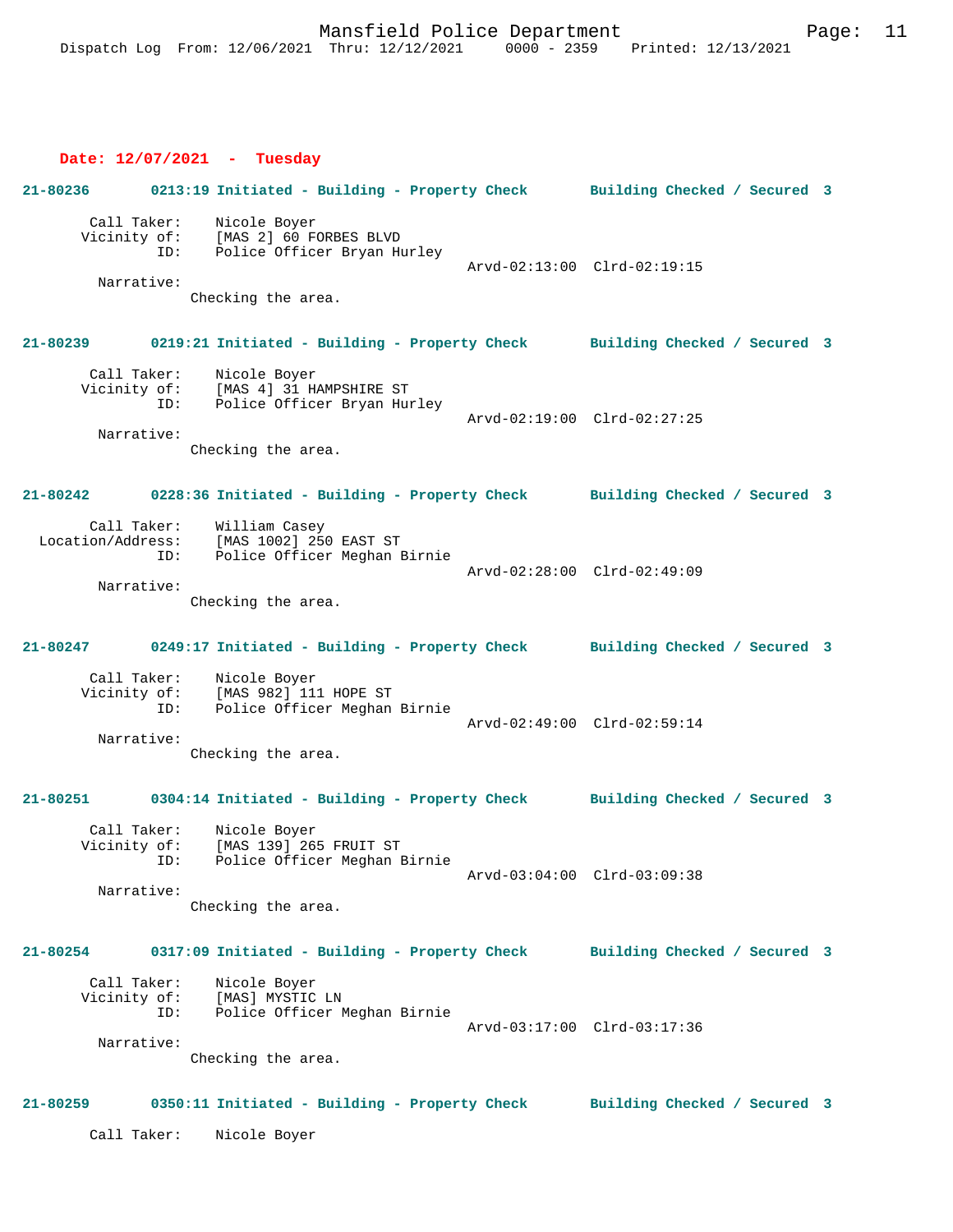**Date: 12/07/2021 - Tuesday**

**21-80236 0213:19 Initiated - Building - Property Check Building Checked / Secured 3**

Call Taker: Nicole Boyer
Vicinity of: [MAS 2] 60 FORBES BLVD
ID: Police Officer Bryan Hurley
Arvd-02:13:00 Clrd-02:19:15
Narrative:
Checking the area.

**21-80239 0219:21 Initiated - Building - Property Check Building Checked / Secured 3**

Call Taker: Nicole Boyer
Vicinity of: [MAS 4] 31 HAMPSHIRE ST
ID: Police Officer Bryan Hurley
Arvd-02:19:00 Clrd-02:27:25
Narrative:
Checking the area.

**21-80242 0228:36 Initiated - Building - Property Check Building Checked / Secured 3**

Call Taker: William Casey
Location/Address: [MAS 1002] 250 EAST ST
ID: Police Officer Meghan Birnie
Arvd-02:28:00 Clrd-02:49:09
Narrative:
Checking the area.

**21-80247 0249:17 Initiated - Building - Property Check Building Checked / Secured 3**

Call Taker: Nicole Boyer
Vicinity of: [MAS 982] 111 HOPE ST
ID: Police Officer Meghan Birnie
Arvd-02:49:00 Clrd-02:59:14
Narrative:
Checking the area.

**21-80251 0304:14 Initiated - Building - Property Check Building Checked / Secured 3**

Call Taker: Nicole Boyer
Vicinity of: [MAS 139] 265 FRUIT ST
ID: Police Officer Meghan Birnie
Arvd-03:04:00 Clrd-03:09:38
Narrative:
Checking the area.

**21-80254 0317:09 Initiated - Building - Property Check Building Checked / Secured 3**

Call Taker: Nicole Boyer
Vicinity of: [MAS] MYSTIC LN
ID: Police Officer Meghan Birnie
Arvd-03:17:00 Clrd-03:17:36
Narrative:
Checking the area.

**21-80259 0350:11 Initiated - Building - Property Check Building Checked / Secured 3**

Call Taker: Nicole Boyer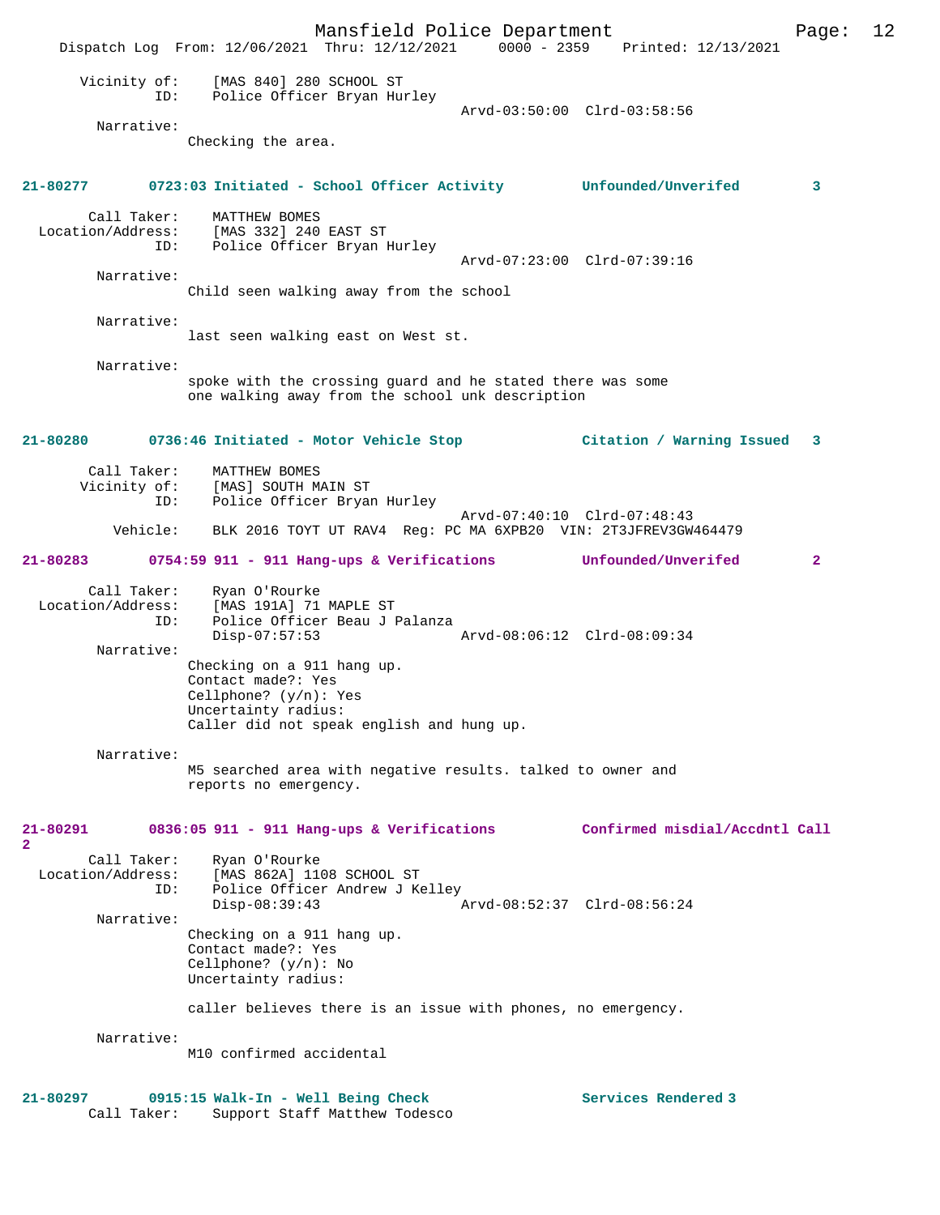Vicinity of: [MAS 840] 280 SCHOOL ST
ID: Police Officer Bryan Hurley
Arvd-03:50:00 Clrd-03:58:56

Narrative:
Checking the area.

**21-80277 0723:03 Initiated - School Officer Activity Unfounded/Unverifed 3**

Call Taker: MATTHEW BOMES
Location/Address: [MAS 332] 240 EAST ST
ID: Police Officer Bryan Hurley
Arvd-07:23:00 Clrd-07:39:16

Narrative:
Child seen walking away from the school

Narrative:
last seen walking east on West st.

Narrative:
spoke with the crossing guard and he stated there was some one walking away from the school unk description

**21-80280 0736:46 Initiated - Motor Vehicle Stop Citation / Warning Issued 3**

Call Taker: MATTHEW BOMES
Vicinity of: [MAS] SOUTH MAIN ST
ID: Police Officer Bryan Hurley
Arvd-07:40:10 Clrd-07:48:43
Vehicle: BLK 2016 TOYT UT RAV4 Reg: PC MA 6XPB20 VIN: 2T3JFREV3GW464479

**21-80283 0754:59 911 - 911 Hang-ups & Verifications Unfounded/Unverifed 2**

Call Taker: Ryan O'Rourke
Location/Address: [MAS 191A] 71 MAPLE ST
ID: Police Officer Beau J Palanza
Disp-07:57:53 Arvd-08:06:12 Clrd-08:09:34

Narrative:
Checking on a 911 hang up.
Contact made?: Yes
Cellphone? (y/n): Yes
Uncertainty radius:
Caller did not speak english and hung up.

Narrative:
M5 searched area with negative results. talked to owner and reports no emergency.

**21-80291 0836:05 911 - 911 Hang-ups & Verifications Confirmed misdial/Accdntl Call 2**

Call Taker: Ryan O'Rourke
Location/Address: [MAS 862A] 1108 SCHOOL ST
ID: Police Officer Andrew J Kelley
Disp-08:39:43 Arvd-08:52:37 Clrd-08:56:24

Narrative:
Checking on a 911 hang up.
Contact made?: Yes
Cellphone? (y/n): No
Uncertainty radius:

caller believes there is an issue with phones, no emergency.

Narrative:
M10 confirmed accidental

**21-80297 0915:15 Walk-In - Well Being Check Services Rendered 3**

Call Taker: Support Staff Matthew Todesco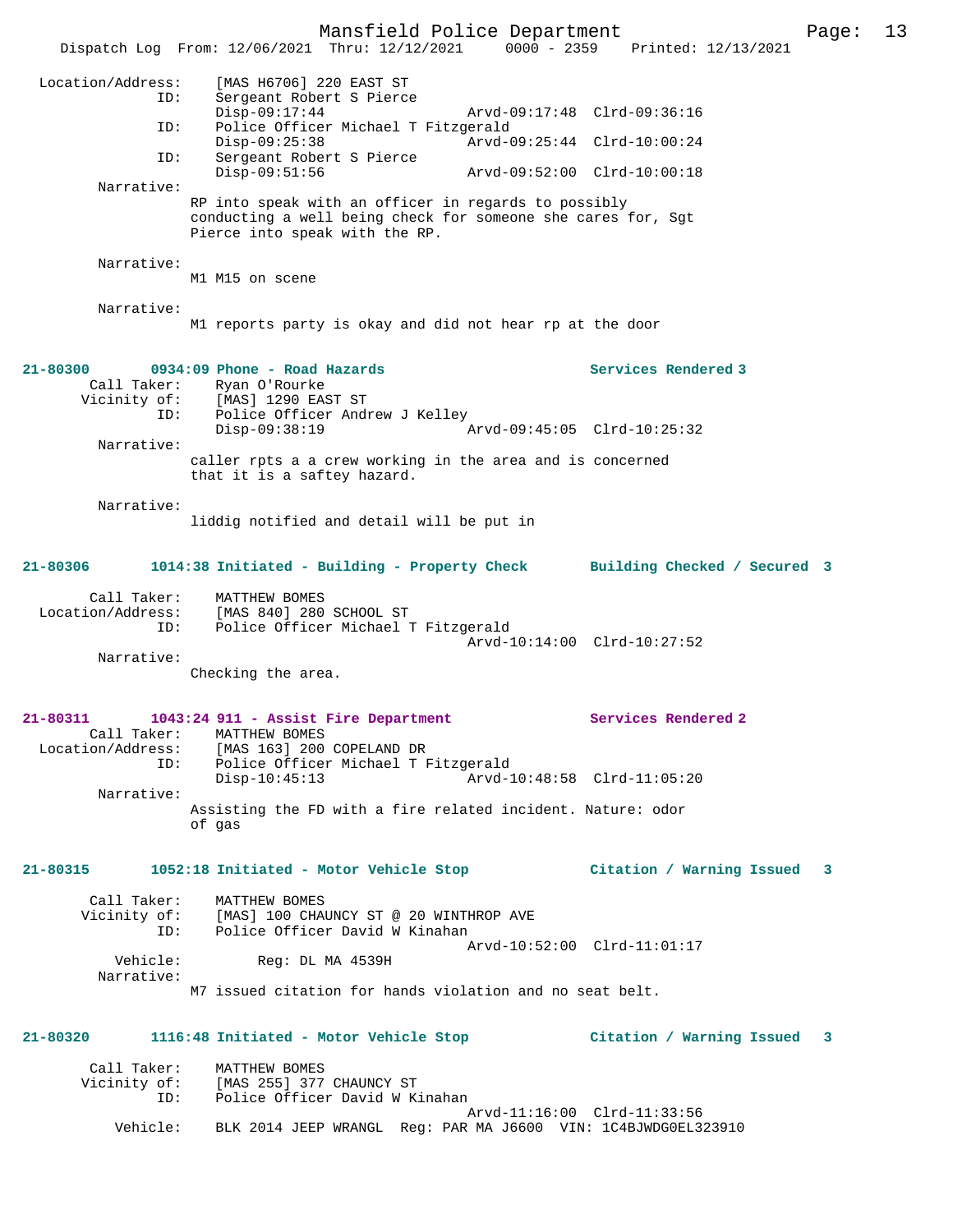Location/Address: [MAS H6706] 220 EAST ST
ID: Sergeant Robert S Pierce
Disp-09:17:44 Arvd-09:17:48 Clrd-09:36:16
ID: Police Officer Michael T Fitzgerald
Disp-09:25:38 Arvd-09:25:44 Clrd-10:00:24
ID: Sergeant Robert S Pierce
Disp-09:51:56 Arvd-09:52:00 Clrd-10:00:18

Narrative:
RP into speak with an officer in regards to possibly conducting a well being check for someone she cares for, Sgt Pierce into speak with the RP.

Narrative:
M1 M15 on scene

Narrative:
M1 reports party is okay and did not hear rp at the door

**21-80300 0934:09 Phone - Road Hazards — Services Rendered 3**

Call Taker: Ryan O'Rourke
Vicinity of: [MAS] 1290 EAST ST
ID: Police Officer Andrew J Kelley
Disp-09:38:19 Arvd-09:45:05 Clrd-10:25:32

Narrative:
caller rpts a a crew working in the area and is concerned that it is a saftey hazard.

Narrative:
liddig notified and detail will be put in

**21-80306 1014:38 Initiated - Building - Property Check — Building Checked / Secured 3**

Call Taker: MATTHEW BOMES
Location/Address: [MAS 840] 280 SCHOOL ST
ID: Police Officer Michael T Fitzgerald
Arvd-10:14:00 Clrd-10:27:52

Narrative:
Checking the area.

**21-80311 1043:24 911 - Assist Fire Department — Services Rendered 2**

Call Taker: MATTHEW BOMES
Location/Address: [MAS 163] 200 COPELAND DR
ID: Police Officer Michael T Fitzgerald
Disp-10:45:13 Arvd-10:48:58 Clrd-11:05:20

Narrative:
Assisting the FD with a fire related incident. Nature: odor of gas

**21-80315 1052:18 Initiated - Motor Vehicle Stop — Citation / Warning Issued 3**

Call Taker: MATTHEW BOMES
Vicinity of: [MAS] 100 CHAUNCY ST @ 20 WINTHROP AVE
ID: Police Officer David W Kinahan
Arvd-10:52:00 Clrd-11:01:17
Vehicle: Reg: DL MA 4539H

Narrative:
M7 issued citation for hands violation and no seat belt.

**21-80320 1116:48 Initiated - Motor Vehicle Stop — Citation / Warning Issued 3**

Call Taker: MATTHEW BOMES
Vicinity of: [MAS 255] 377 CHAUNCY ST
ID: Police Officer David W Kinahan
Arvd-11:16:00 Clrd-11:33:56
Vehicle: BLK 2014 JEEP WRANGL Reg: PAR MA J6600 VIN: 1C4BJWDG0EL323910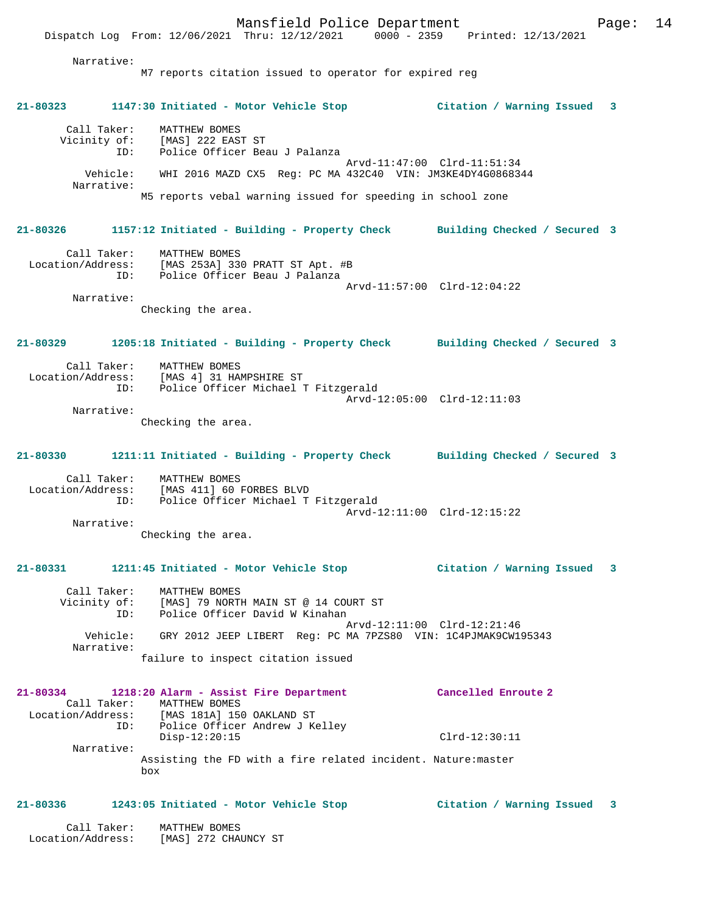Narrative:
M7 reports citation issued to operator for expired reg

**21-80323 1147:30 Initiated - Motor Vehicle Stop — Citation / Warning Issued 3**

Call Taker: MATTHEW BOMES
Vicinity of: [MAS] 222 EAST ST
ID: Police Officer Beau J Palanza
Arvd-11:47:00 Clrd-11:51:34
Vehicle: WHI 2016 MAZD CX5 Reg: PC MA 432C40 VIN: JM3KE4DY4G0868344
Narrative:
M5 reports vebal warning issued for speeding in school zone

**21-80326 1157:12 Initiated - Building - Property Check — Building Checked / Secured 3**

Call Taker: MATTHEW BOMES
Location/Address: [MAS 253A] 330 PRATT ST Apt. #B
ID: Police Officer Beau J Palanza
Arvd-11:57:00 Clrd-12:04:22
Narrative:
Checking the area.

**21-80329 1205:18 Initiated - Building - Property Check — Building Checked / Secured 3**

Call Taker: MATTHEW BOMES
Location/Address: [MAS 4] 31 HAMPSHIRE ST
ID: Police Officer Michael T Fitzgerald
Arvd-12:05:00 Clrd-12:11:03
Narrative:
Checking the area.

**21-80330 1211:11 Initiated - Building - Property Check — Building Checked / Secured 3**

Call Taker: MATTHEW BOMES
Location/Address: [MAS 411] 60 FORBES BLVD
ID: Police Officer Michael T Fitzgerald
Arvd-12:11:00 Clrd-12:15:22
Narrative:
Checking the area.

**21-80331 1211:45 Initiated - Motor Vehicle Stop — Citation / Warning Issued 3**

Call Taker: MATTHEW BOMES
Vicinity of: [MAS] 79 NORTH MAIN ST @ 14 COURT ST
ID: Police Officer David W Kinahan
Arvd-12:11:00 Clrd-12:21:46
Vehicle: GRY 2012 JEEP LIBERT Reg: PC MA 7PZS80 VIN: 1C4PJMAK9CW195343
Narrative:
failure to inspect citation issued

**21-80334 1218:20 Alarm - Assist Fire Department — Cancelled Enroute 2**

Call Taker: MATTHEW BOMES
Location/Address: [MAS 181A] 150 OAKLAND ST
ID: Police Officer Andrew J Kelley
Disp-12:20:15 Clrd-12:30:11
Narrative:
Assisting the FD with a fire related incident. Nature:master box

**21-80336 1243:05 Initiated - Motor Vehicle Stop — Citation / Warning Issued 3**

Call Taker: MATTHEW BOMES
Location/Address: [MAS] 272 CHAUNCY ST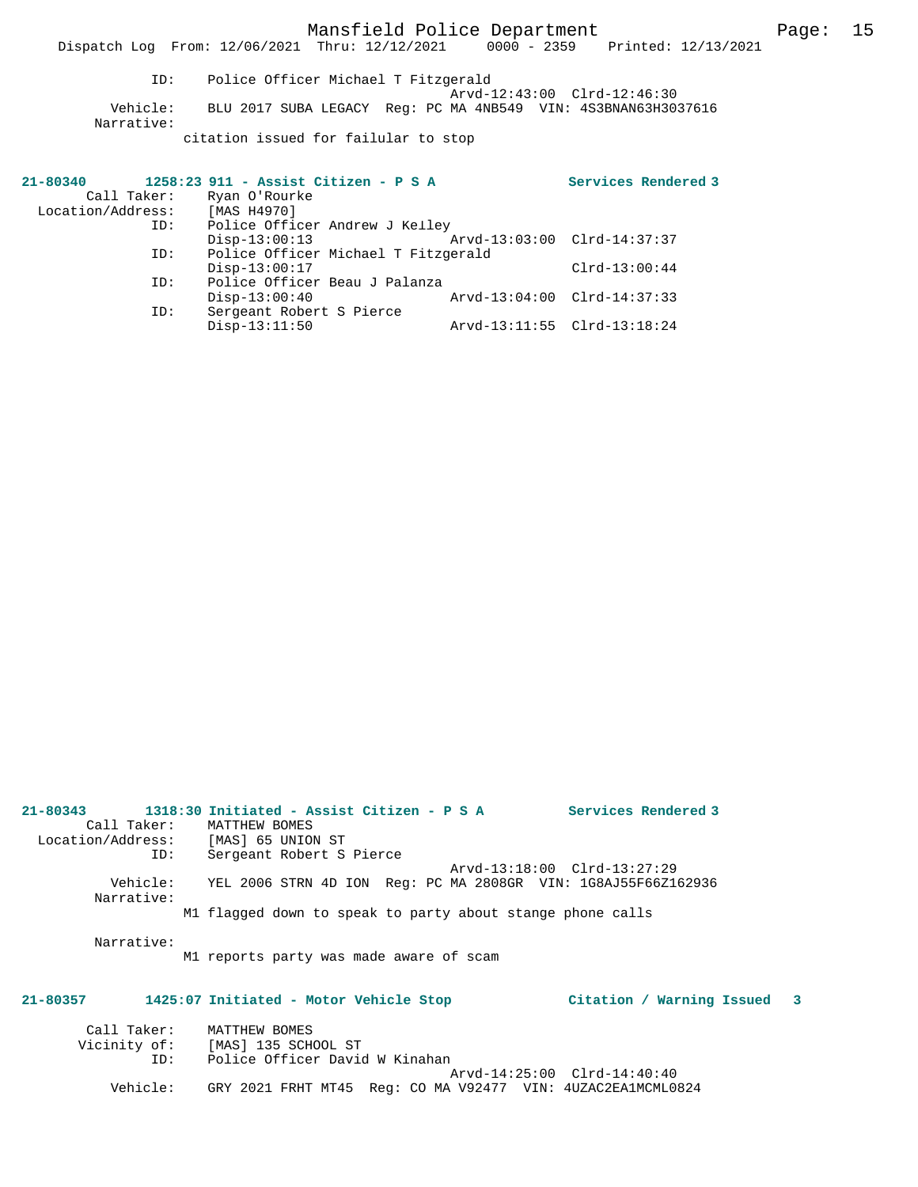```
            ID:     Police Officer Michael T Fitzgerald
                                                Arvd-12:43:00  Clrd-12:46:30
       Vehicle:     BLU 2017 SUBA LEGACY  Reg: PC MA 4NB549  VIN: 4S3BNAN63H3037616
     Narrative:
                  citation issued for failular to stop
```

**21-80340        1258:23 911 - Assist Citizen - P S A                Services Rendered 3**

```
    Call Taker:     Ryan O'Rourke
Location/Address:   [MAS H4970]
            ID:     Police Officer Andrew J Kelley
                    Disp-13:00:13               Arvd-13:03:00  Clrd-14:37:37
            ID:     Police Officer Michael T Fitzgerald
                    Disp-13:00:17                              Clrd-13:00:44
            ID:     Police Officer Beau J Palanza
                    Disp-13:00:40               Arvd-13:04:00  Clrd-14:37:33
            ID:     Sergeant Robert S Pierce
                    Disp-13:11:50               Arvd-13:11:55  Clrd-13:18:24
```

**21-80343        1318:30 Initiated - Assist Citizen - P S A          Services Rendered 3**

```
    Call Taker:     MATTHEW BOMES
Location/Address:   [MAS] 65 UNION ST
            ID:     Sergeant Robert S Pierce
                                                Arvd-13:18:00  Clrd-13:27:29
       Vehicle:     YEL 2006 STRN 4D ION  Reg: PC MA 2808GR  VIN: 1G8AJ55F66Z162936
     Narrative:
                  M1 flagged down to speak to party about stange phone calls

     Narrative:
                  M1 reports party was made aware of scam
```

**21-80357        1425:07 Initiated - Motor Vehicle Stop            Citation / Warning Issued   3**

```
    Call Taker:     MATTHEW BOMES
   Vicinity of:     [MAS] 135 SCHOOL ST
            ID:     Police Officer David W Kinahan
                                                Arvd-14:25:00  Clrd-14:40:40
       Vehicle:     GRY 2021 FRHT MT45  Reg: CO MA V92477  VIN: 4UZAC2EA1MCML0824
```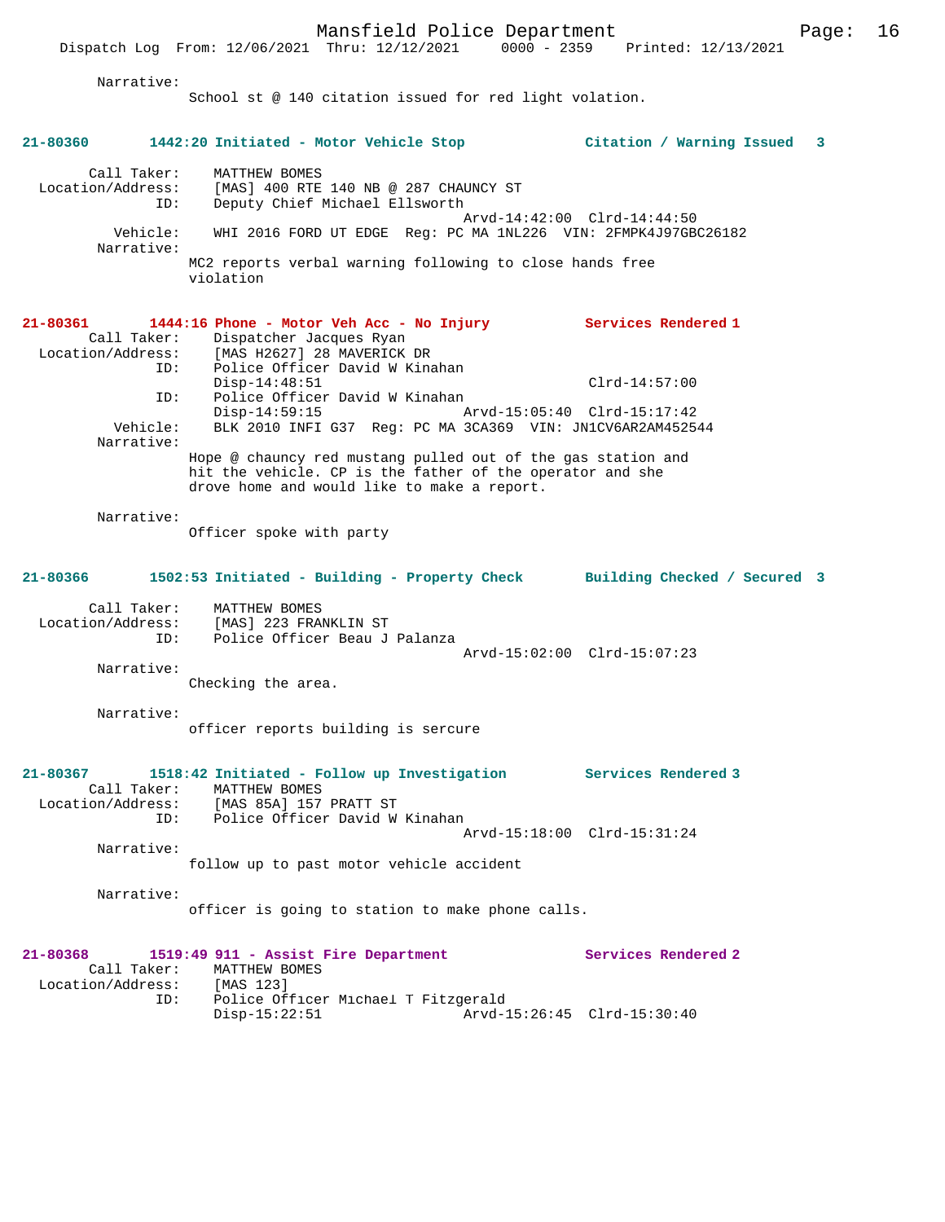Narrative:
School st @ 140 citation issued for red light volation.

**21-80360 1442:20 Initiated - Motor Vehicle Stop Citation / Warning Issued 3**

Call Taker: MATTHEW BOMES
Location/Address: [MAS] 400 RTE 140 NB @ 287 CHAUNCY ST
ID: Deputy Chief Michael Ellsworth
Arvd-14:42:00 Clrd-14:44:50
Vehicle: WHI 2016 FORD UT EDGE Reg: PC MA 1NL226 VIN: 2FMPK4J97GBC26182
Narrative:
MC2 reports verbal warning following to close hands free violation

**21-80361 1444:16 Phone - Motor Veh Acc - No Injury Services Rendered 1**

Call Taker: Dispatcher Jacques Ryan
Location/Address: [MAS H2627] 28 MAVERICK DR
ID: Police Officer David W Kinahan
Disp-14:48:51 Clrd-14:57:00
ID: Police Officer David W Kinahan
Disp-14:59:15 Arvd-15:05:40 Clrd-15:17:42
Vehicle: BLK 2010 INFI G37 Reg: PC MA 3CA369 VIN: JN1CV6AR2AM452544
Narrative:
Hope @ chauncy red mustang pulled out of the gas station and hit the vehicle. CP is the father of the operator and she drove home and would like to make a report.

Narrative:
Officer spoke with party

**21-80366 1502:53 Initiated - Building - Property Check Building Checked / Secured 3**

Call Taker: MATTHEW BOMES
Location/Address: [MAS] 223 FRANKLIN ST
ID: Police Officer Beau J Palanza
Arvd-15:02:00 Clrd-15:07:23
Narrative:
Checking the area.

Narrative:
officer reports building is sercure

**21-80367 1518:42 Initiated - Follow up Investigation Services Rendered 3**

Call Taker: MATTHEW BOMES
Location/Address: [MAS 85A] 157 PRATT ST
ID: Police Officer David W Kinahan
Arvd-15:18:00 Clrd-15:31:24
Narrative:
follow up to past motor vehicle accident

Narrative:
officer is going to station to make phone calls.

**21-80368 1519:49 911 - Assist Fire Department Services Rendered 2**

Call Taker: MATTHEW BOMES
Location/Address: [MAS 123]
ID: Police Officer Michael T Fitzgerald
Disp-15:22:51 Arvd-15:26:45 Clrd-15:30:40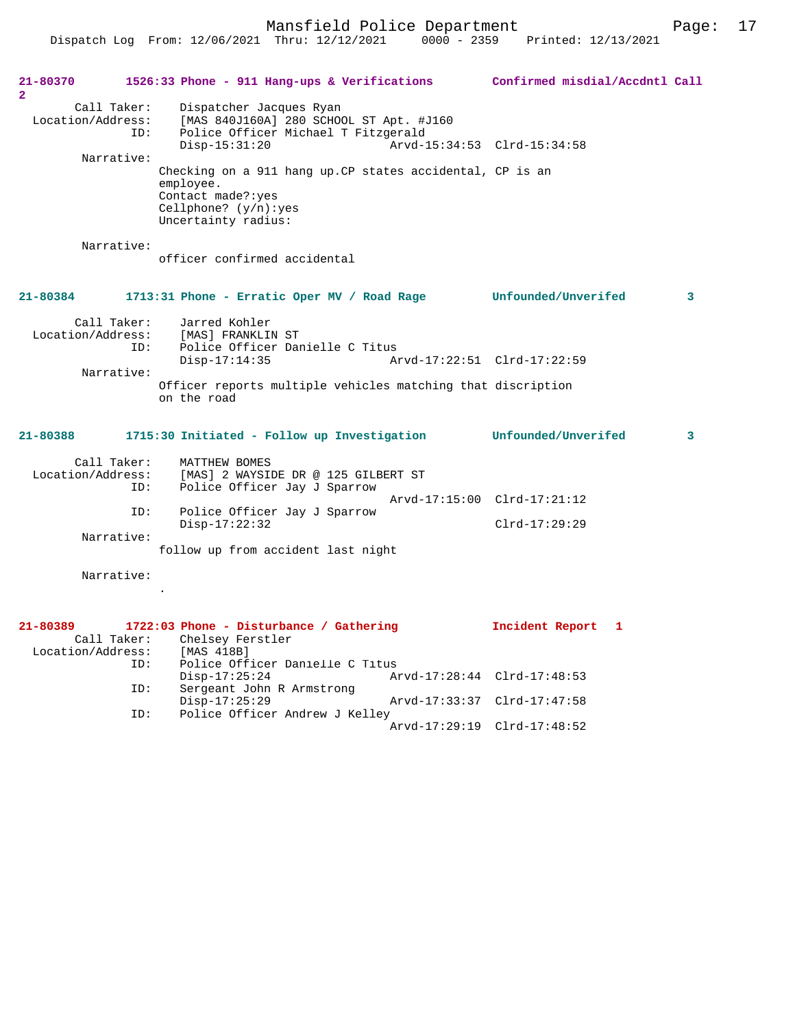**21-80370** **1526:33 Phone - 911 Hang-ups & Verifications** **Confirmed misdial/Accdntl Call 2**

```
        Call Taker:    Dispatcher Jacques Ryan
  Location/Address:    [MAS 840J160A] 280 SCHOOL ST Apt. #J160
                ID:    Police Officer Michael T Fitzgerald
                       Disp-15:31:20                Arvd-15:34:53  Clrd-15:34:58
         Narrative:
                     Checking on a 911 hang up.CP states accidental, CP is an
                     employee.
                     Contact made?:yes
                     Cellphone? (y/n):yes
                     Uncertainty radius:

         Narrative:
                     officer confirmed accidental
```

**21-80384** **1713:31 Phone - Erratic Oper MV / Road Rage** **Unfounded/Unverifed 3**

```
        Call Taker:    Jarred Kohler
  Location/Address:    [MAS] FRANKLIN ST
                ID:    Police Officer Danielle C Titus
                       Disp-17:14:35                Arvd-17:22:51  Clrd-17:22:59
         Narrative:
                     Officer reports multiple vehicles matching that discription
                     on the road
```

**21-80388** **1715:30 Initiated - Follow up Investigation** **Unfounded/Unverifed 3**

```
        Call Taker:    MATTHEW BOMES
  Location/Address:    [MAS] 2 WAYSIDE DR @ 125 GILBERT ST
                ID:    Police Officer Jay J Sparrow
                                                    Arvd-17:15:00  Clrd-17:21:12
                ID:    Police Officer Jay J Sparrow
                       Disp-17:22:32                               Clrd-17:29:29
         Narrative:
                     follow up from accident last night

         Narrative:
                     .
```

**21-80389** **1722:03 Phone - Disturbance / Gathering** **Incident Report 1**

```
        Call Taker:    Chelsey Ferstler
  Location/Address:    [MAS 418B]
                ID:    Police Officer Danielle C Titus
                       Disp-17:25:24                Arvd-17:28:44  Clrd-17:48:53
                ID:    Sergeant John R Armstrong
                       Disp-17:25:29                Arvd-17:33:37  Clrd-17:47:58
                ID:    Police Officer Andrew J Kelley
                                                    Arvd-17:29:19  Clrd-17:48:52
```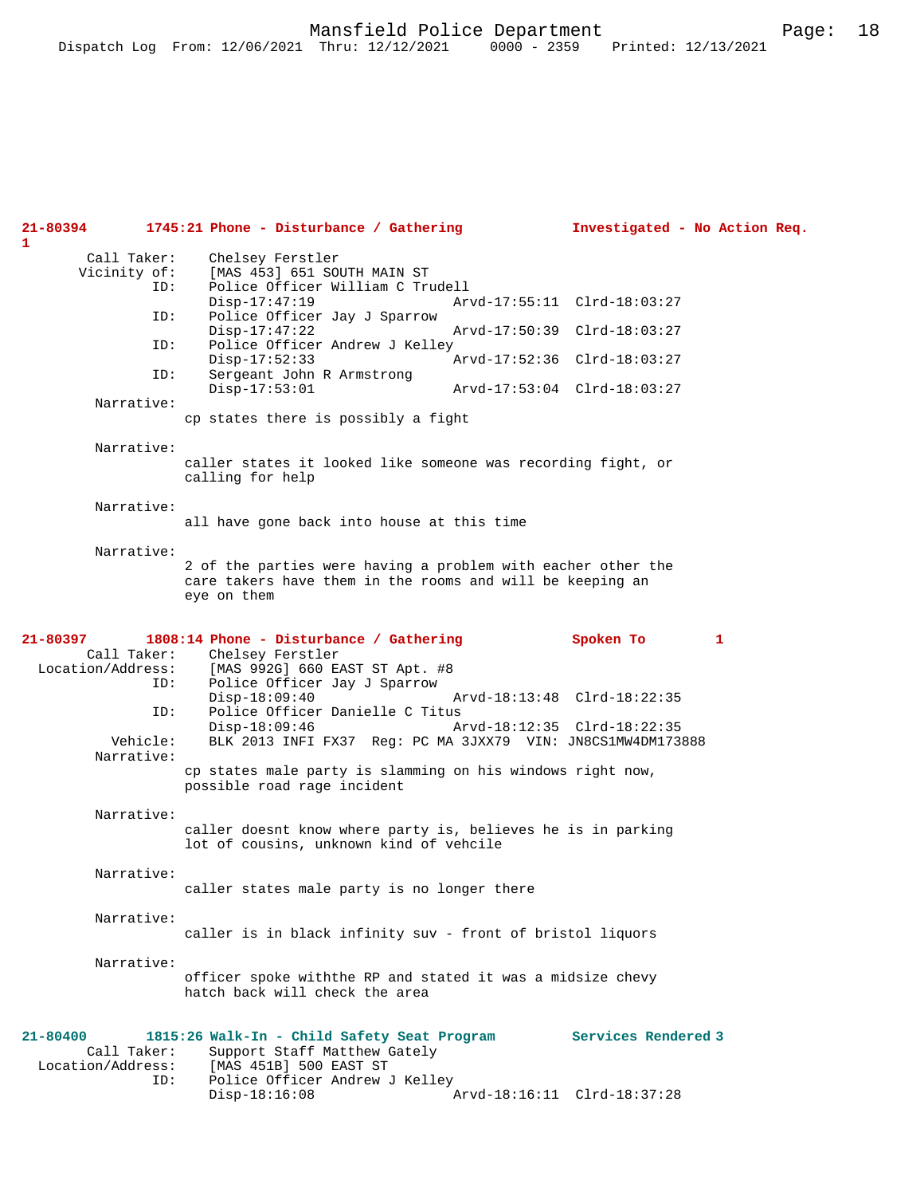**21-80394 1745:21 Phone - Disturbance / Gathering Investigated - No Action Req. 1**

```
        Call Taker:     Chelsey Ferstler
       Vicinity of:     [MAS 453] 651 SOUTH MAIN ST
               ID:      Police Officer William C Trudell
                        Disp-17:47:19                  Arvd-17:55:11  Clrd-18:03:27
               ID:      Police Officer Jay J Sparrow
                        Disp-17:47:22                  Arvd-17:50:39  Clrd-18:03:27
               ID:      Police Officer Andrew J Kelley
                        Disp-17:52:33                  Arvd-17:52:36  Clrd-18:03:27
               ID:      Sergeant John R Armstrong
                        Disp-17:53:01                  Arvd-17:53:04  Clrd-18:03:27
         Narrative:
                    cp states there is possibly a fight

         Narrative:
                    caller states it looked like someone was recording fight, or
                    calling for help

         Narrative:
                    all have gone back into house at this time

         Narrative:
                    2 of the parties were having a problem with eacher other the
                    care takers have them in the rooms and will be keeping an
                    eye on them
```

**21-80397 1808:14 Phone - Disturbance / Gathering Spoken To 1**

```
        Call Taker:     Chelsey Ferstler
  Location/Address:     [MAS 992G] 660 EAST ST Apt. #8
               ID:      Police Officer Jay J Sparrow
                        Disp-18:09:40                  Arvd-18:13:48  Clrd-18:22:35
               ID:      Police Officer Danielle C Titus
                        Disp-18:09:46                  Arvd-18:12:35  Clrd-18:22:35
           Vehicle:     BLK 2013 INFI FX37  Reg: PC MA 3JXX79  VIN: JN8CS1MW4DM173888
         Narrative:
                    cp states male party is slamming on his windows right now,
                    possible road rage incident

         Narrative:
                    caller doesnt know where party is, believes he is in parking
                    lot of cousins, unknown kind of vehcile

         Narrative:
                    caller states male party is no longer there

         Narrative:
                    caller is in black infinity suv - front of bristol liquors

         Narrative:
                    officer spoke withthe RP and stated it was a midsize chevy
                    hatch back will check the area
```

**21-80400 1815:26 Walk-In - Child Safety Seat Program Services Rendered 3**

```
        Call Taker:     Support Staff Matthew Gately
  Location/Address:     [MAS 451B] 500 EAST ST
               ID:      Police Officer Andrew J Kelley
                        Disp-18:16:08                  Arvd-18:16:11  Clrd-18:37:28
```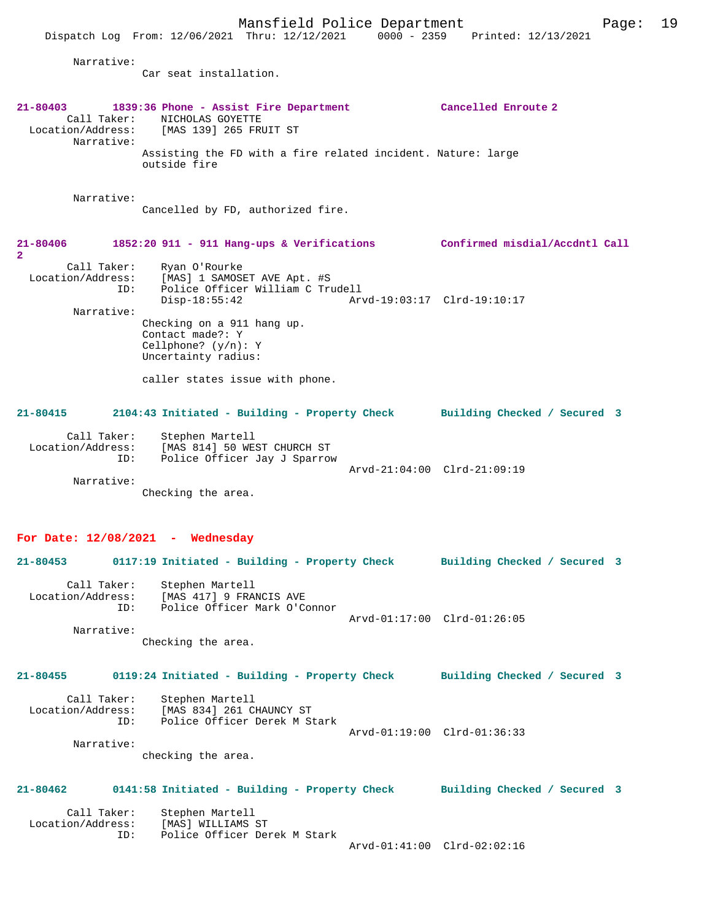Narrative:
Car seat installation.

**21-80403 1839:36 Phone - Assist Fire Department — Cancelled Enroute 2**

Call Taker: NICHOLAS GOYETTE
Location/Address: [MAS 139] 265 FRUIT ST
Narrative:
Assisting the FD with a fire related incident. Nature: large outside fire

Narrative:
Cancelled by FD, authorized fire.

**21-80406 1852:20 911 - 911 Hang-ups & Verifications — Confirmed misdial/Accdntl Call 2**

Call Taker: Ryan O'Rourke
Location/Address: [MAS] 1 SAMOSET AVE Apt. #S
ID: Police Officer William C Trudell
Disp-18:55:42 Arvd-19:03:17 Clrd-19:10:17
Narrative:
Checking on a 911 hang up.
Contact made?: Y
Cellphone? (y/n): Y
Uncertainty radius:

caller states issue with phone.

**21-80415 2104:43 Initiated - Building - Property Check — Building Checked / Secured 3**

Call Taker: Stephen Martell
Location/Address: [MAS 814] 50 WEST CHURCH ST
ID: Police Officer Jay J Sparrow
Arvd-21:04:00 Clrd-21:09:19
Narrative:
Checking the area.

## For Date: 12/08/2021 - Wednesday

**21-80453 0117:19 Initiated - Building - Property Check — Building Checked / Secured 3**

Call Taker: Stephen Martell
Location/Address: [MAS 417] 9 FRANCIS AVE
ID: Police Officer Mark O'Connor
Arvd-01:17:00 Clrd-01:26:05
Narrative:
Checking the area.

**21-80455 0119:24 Initiated - Building - Property Check — Building Checked / Secured 3**

Call Taker: Stephen Martell
Location/Address: [MAS 834] 261 CHAUNCY ST
ID: Police Officer Derek M Stark
Arvd-01:19:00 Clrd-01:36:33
Narrative:
checking the area.

**21-80462 0141:58 Initiated - Building - Property Check — Building Checked / Secured 3**

Call Taker: Stephen Martell
Location/Address: [MAS] WILLIAMS ST
ID: Police Officer Derek M Stark
Arvd-01:41:00 Clrd-02:02:16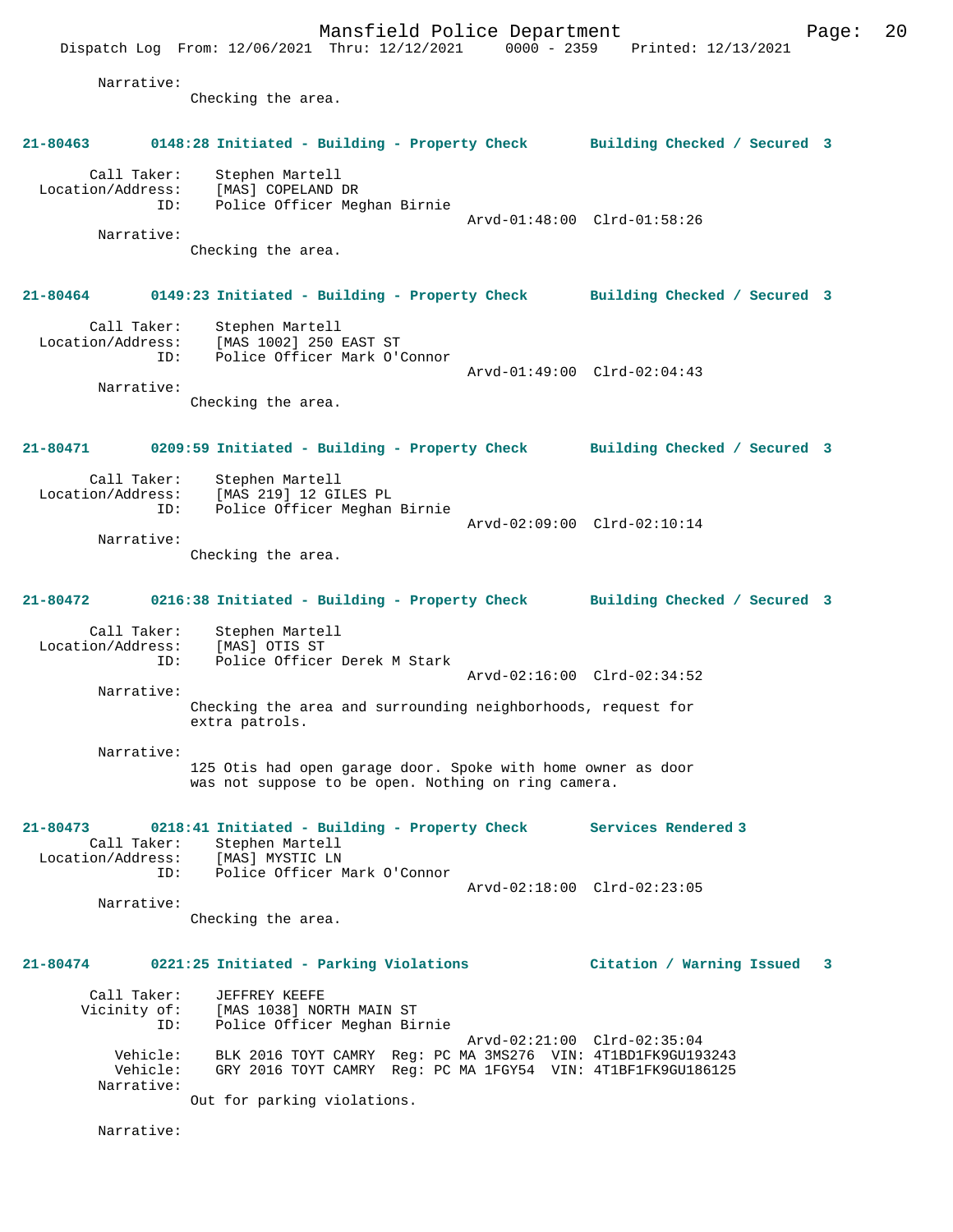Narrative:
Checking the area.

**21-80463 0148:28 Initiated - Building - Property Check Building Checked / Secured 3**

Call Taker: Stephen Martell
Location/Address: [MAS] COPELAND DR
ID: Police Officer Meghan Birnie
Arvd-01:48:00 Clrd-01:58:26
Narrative:
Checking the area.

**21-80464 0149:23 Initiated - Building - Property Check Building Checked / Secured 3**

Call Taker: Stephen Martell
Location/Address: [MAS 1002] 250 EAST ST
ID: Police Officer Mark O'Connor
Arvd-01:49:00 Clrd-02:04:43
Narrative:
Checking the area.

**21-80471 0209:59 Initiated - Building - Property Check Building Checked / Secured 3**

Call Taker: Stephen Martell
Location/Address: [MAS 219] 12 GILES PL
ID: Police Officer Meghan Birnie
Arvd-02:09:00 Clrd-02:10:14
Narrative:
Checking the area.

**21-80472 0216:38 Initiated - Building - Property Check Building Checked / Secured 3**

Call Taker: Stephen Martell
Location/Address: [MAS] OTIS ST
ID: Police Officer Derek M Stark
Arvd-02:16:00 Clrd-02:34:52
Narrative:
Checking the area and surrounding neighborhoods, request for extra patrols.

Narrative:
125 Otis had open garage door. Spoke with home owner as door was not suppose to be open. Nothing on ring camera.

**21-80473 0218:41 Initiated - Building - Property Check Services Rendered 3**

Call Taker: Stephen Martell
Location/Address: [MAS] MYSTIC LN
ID: Police Officer Mark O'Connor
Arvd-02:18:00 Clrd-02:23:05
Narrative:
Checking the area.

**21-80474 0221:25 Initiated - Parking Violations Citation / Warning Issued 3**

Call Taker: JEFFREY KEEFE
Vicinity of: [MAS 1038] NORTH MAIN ST
ID: Police Officer Meghan Birnie
Arvd-02:21:00 Clrd-02:35:04
Vehicle: BLK 2016 TOYT CAMRY Reg: PC MA 3MS276 VIN: 4T1BD1FK9GU193243
Vehicle: GRY 2016 TOYT CAMRY Reg: PC MA 1FGY54 VIN: 4T1BF1FK9GU186125
Narrative:
Out for parking violations.

Narrative: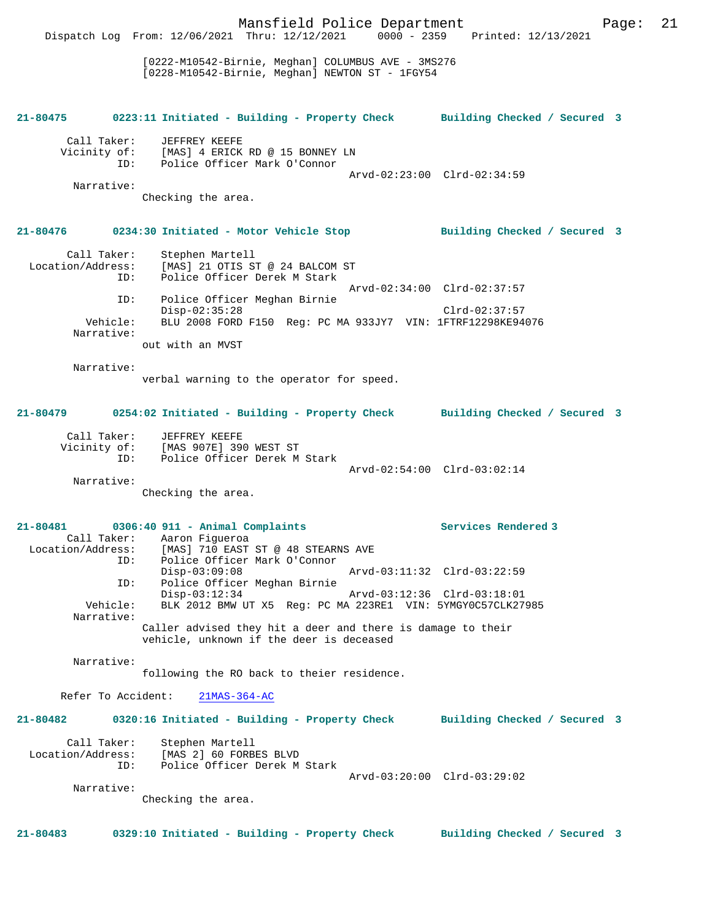[0222-M10542-Birnie, Meghan] COLUMBUS AVE - 3MS276
[0228-M10542-Birnie, Meghan] NEWTON ST - 1FGY54

**21-80475 0223:11 Initiated - Building - Property Check Building Checked / Secured 3**

Call Taker: JEFFREY KEEFE
Vicinity of: [MAS] 4 ERICK RD @ 15 BONNEY LN
ID: Police Officer Mark O'Connor
Arvd-02:23:00 Clrd-02:34:59
Narrative:
Checking the area.

**21-80476 0234:30 Initiated - Motor Vehicle Stop Building Checked / Secured 3**

Call Taker: Stephen Martell
Location/Address: [MAS] 21 OTIS ST @ 24 BALCOM ST
ID: Police Officer Derek M Stark
Arvd-02:34:00 Clrd-02:37:57
ID: Police Officer Meghan Birnie
Disp-02:35:28 Clrd-02:37:57
Vehicle: BLU 2008 FORD F150 Reg: PC MA 933JY7 VIN: 1FTRF12298KE94076
Narrative:
out with an MVST

Narrative:
verbal warning to the operator for speed.

**21-80479 0254:02 Initiated - Building - Property Check Building Checked / Secured 3**

Call Taker: JEFFREY KEEFE
Vicinity of: [MAS 907E] 390 WEST ST
ID: Police Officer Derek M Stark
Arvd-02:54:00 Clrd-03:02:14
Narrative:
Checking the area.

**21-80481 0306:40 911 - Animal Complaints Services Rendered 3**

Call Taker: Aaron Figueroa
Location/Address: [MAS] 710 EAST ST @ 48 STEARNS AVE
ID: Police Officer Mark O'Connor
Disp-03:09:08 Arvd-03:11:32 Clrd-03:22:59
ID: Police Officer Meghan Birnie
Disp-03:12:34 Arvd-03:12:36 Clrd-03:18:01
Vehicle: BLK 2012 BMW UT X5 Reg: PC MA 223RE1 VIN: 5YMGY0C57CLK27985
Narrative:
Caller advised they hit a deer and there is damage to their vehicle, unknown if the deer is deceased

Narrative:
following the RO back to theier residence.

Refer To Accident: 21MAS-364-AC

**21-80482 0320:16 Initiated - Building - Property Check Building Checked / Secured 3**

Call Taker: Stephen Martell
Location/Address: [MAS 2] 60 FORBES BLVD
ID: Police Officer Derek M Stark
Arvd-03:20:00 Clrd-03:29:02
Narrative:
Checking the area.

**21-80483 0329:10 Initiated - Building - Property Check Building Checked / Secured 3**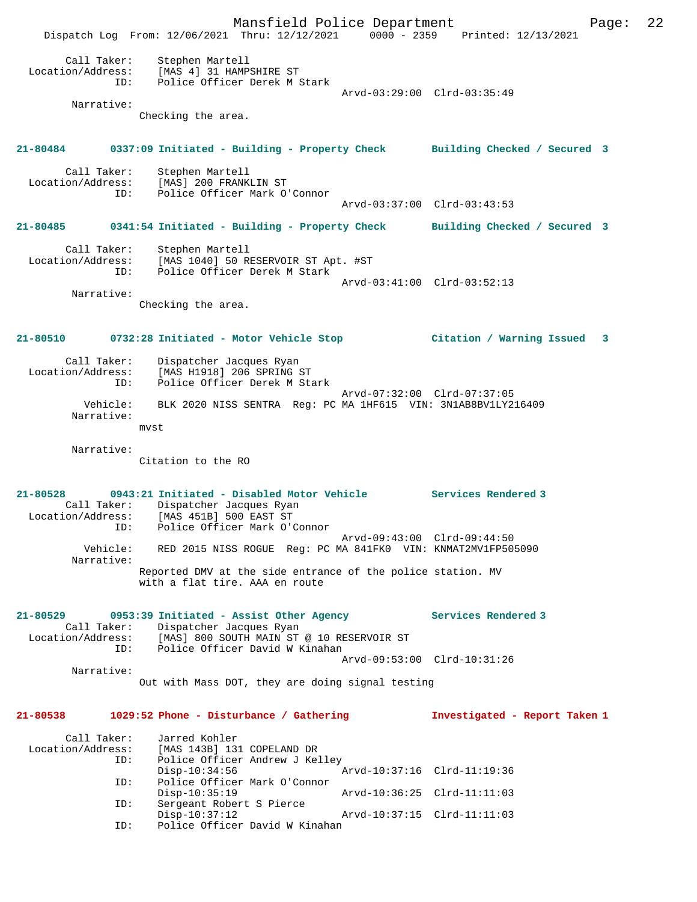Call Taker: Stephen Martell
Location/Address: [MAS 4] 31 HAMPSHIRE ST
ID: Police Officer Derek M Stark
Arvd-03:29:00 Clrd-03:35:49
Narrative:
Checking the area.

**21-80484 0337:09 Initiated - Building - Property Check Building Checked / Secured 3**

Call Taker: Stephen Martell
Location/Address: [MAS] 200 FRANKLIN ST
ID: Police Officer Mark O'Connor
Arvd-03:37:00 Clrd-03:43:53

**21-80485 0341:54 Initiated - Building - Property Check Building Checked / Secured 3**

Call Taker: Stephen Martell
Location/Address: [MAS 1040] 50 RESERVOIR ST Apt. #ST
ID: Police Officer Derek M Stark
Arvd-03:41:00 Clrd-03:52:13
Narrative:
Checking the area.

**21-80510 0732:28 Initiated - Motor Vehicle Stop Citation / Warning Issued 3**

Call Taker: Dispatcher Jacques Ryan
Location/Address: [MAS H1918] 206 SPRING ST
ID: Police Officer Derek M Stark
Arvd-07:32:00 Clrd-07:37:05
Vehicle: BLK 2020 NISS SENTRA Reg: PC MA 1HF615 VIN: 3N1AB8BV1LY216409
Narrative:
mvst

Narrative:
Citation to the RO

**21-80528 0943:21 Initiated - Disabled Motor Vehicle Services Rendered 3**
Call Taker: Dispatcher Jacques Ryan
Location/Address: [MAS 451B] 500 EAST ST
ID: Police Officer Mark O'Connor
Arvd-09:43:00 Clrd-09:44:50
Vehicle: RED 2015 NISS ROGUE Reg: PC MA 841FK0 VIN: KNMAT2MV1FP505090
Narrative:
Reported DMV at the side entrance of the police station. MV with a flat tire. AAA en route

**21-80529 0953:39 Initiated - Assist Other Agency Services Rendered 3**
Call Taker: Dispatcher Jacques Ryan
Location/Address: [MAS] 800 SOUTH MAIN ST @ 10 RESERVOIR ST
ID: Police Officer David W Kinahan
Arvd-09:53:00 Clrd-10:31:26
Narrative:
Out with Mass DOT, they are doing signal testing

**21-80538 1029:52 Phone - Disturbance / Gathering Investigated - Report Taken 1**

Call Taker: Jarred Kohler
Location/Address: [MAS 143B] 131 COPELAND DR
ID: Police Officer Andrew J Kelley
Disp-10:34:56 Arvd-10:37:16 Clrd-11:19:36
ID: Police Officer Mark O'Connor
Disp-10:35:19 Arvd-10:36:25 Clrd-11:11:03
ID: Sergeant Robert S Pierce
Disp-10:37:12 Arvd-10:37:15 Clrd-11:11:03
ID: Police Officer David W Kinahan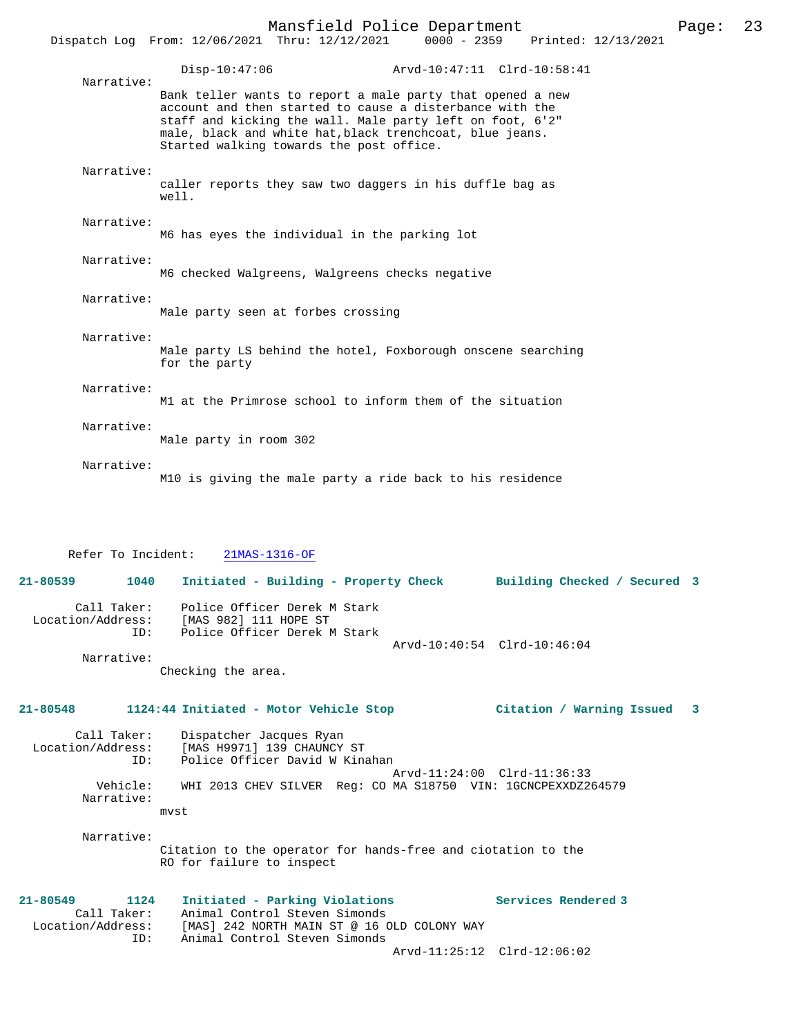Disp-10:47:06 Arvd-10:47:11 Clrd-10:58:41

Narrative:
Bank teller wants to report a male party that opened a new account and then started to cause a disterbance with the staff and kicking the wall. Male party left on foot, 6'2" male, black and white hat,black trenchcoat, blue jeans. Started walking towards the post office.

Narrative:
caller reports they saw two daggers in his duffle bag as well.

Narrative:
M6 has eyes the individual in the parking lot

Narrative:
M6 checked Walgreens, Walgreens checks negative

Narrative:
Male party seen at forbes crossing

Narrative:
Male party LS behind the hotel, Foxborough onscene searching for the party

Narrative:
M1 at the Primrose school to inform them of the situation

Narrative:
Male party in room 302

Narrative:
M10 is giving the male party a ride back to his residence

Refer To Incident: 21MAS-1316-OF

**21-80539 1040 Initiated - Building - Property Check Building Checked / Secured 3**

Call Taker: Police Officer Derek M Stark
Location/Address: [MAS 982] 111 HOPE ST
ID: Police Officer Derek M Stark
Arvd-10:40:54 Clrd-10:46:04

Narrative:
Checking the area.

**21-80548 1124:44 Initiated - Motor Vehicle Stop Citation / Warning Issued 3**

Call Taker: Dispatcher Jacques Ryan
Location/Address: [MAS H9971] 139 CHAUNCY ST
ID: Police Officer David W Kinahan
Arvd-11:24:00 Clrd-11:36:33
Vehicle: WHI 2013 CHEV SILVER Reg: CO MA S18750 VIN: 1GCNCPEXXDZ264579

Narrative:
mvst

Narrative:
Citation to the operator for hands-free and ciotation to the RO for failure to inspect

**21-80549 1124 Initiated - Parking Violations Services Rendered 3**

Call Taker: Animal Control Steven Simonds
Location/Address: [MAS] 242 NORTH MAIN ST @ 16 OLD COLONY WAY
ID: Animal Control Steven Simonds
Arvd-11:25:12 Clrd-12:06:02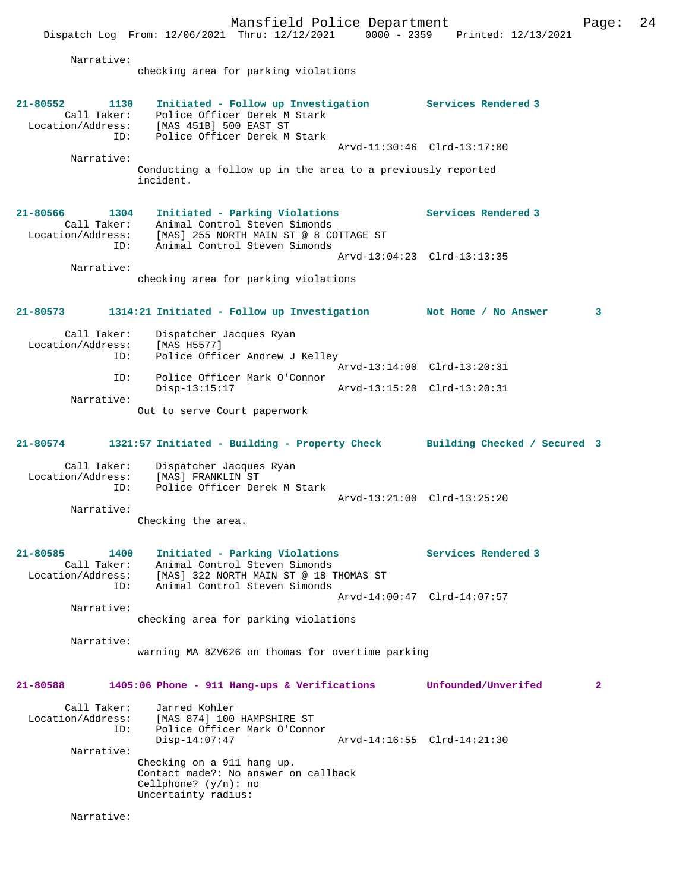Narrative:
checking area for parking violations

**21-80552 1130 Initiated - Follow up Investigation Services Rendered 3**

Call Taker: Police Officer Derek M Stark
Location/Address: [MAS 451B] 500 EAST ST
ID: Police Officer Derek M Stark
Arvd-11:30:46 Clrd-13:17:00

Narrative:
Conducting a follow up in the area to a previously reported incident.

**21-80566 1304 Initiated - Parking Violations Services Rendered 3**

Call Taker: Animal Control Steven Simonds
Location/Address: [MAS] 255 NORTH MAIN ST @ 8 COTTAGE ST
ID: Animal Control Steven Simonds
Arvd-13:04:23 Clrd-13:13:35

Narrative:
checking area for parking violations

**21-80573 1314:21 Initiated - Follow up Investigation Not Home / No Answer 3**

Call Taker: Dispatcher Jacques Ryan
Location/Address: [MAS H5577]
ID: Police Officer Andrew J Kelley
Arvd-13:14:00 Clrd-13:20:31
ID: Police Officer Mark O'Connor
Disp-13:15:17 Arvd-13:15:20 Clrd-13:20:31

Narrative:
Out to serve Court paperwork

**21-80574 1321:57 Initiated - Building - Property Check Building Checked / Secured 3**

Call Taker: Dispatcher Jacques Ryan
Location/Address: [MAS] FRANKLIN ST
ID: Police Officer Derek M Stark
Arvd-13:21:00 Clrd-13:25:20

Narrative:
Checking the area.

**21-80585 1400 Initiated - Parking Violations Services Rendered 3**

Call Taker: Animal Control Steven Simonds
Location/Address: [MAS] 322 NORTH MAIN ST @ 18 THOMAS ST
ID: Animal Control Steven Simonds
Arvd-14:00:47 Clrd-14:07:57

Narrative:
checking area for parking violations

Narrative:
warning MA 8ZV626 on thomas for overtime parking

**21-80588 1405:06 Phone - 911 Hang-ups & Verifications Unfounded/Unverifed 2**

Call Taker: Jarred Kohler
Location/Address: [MAS 874] 100 HAMPSHIRE ST
ID: Police Officer Mark O'Connor
Disp-14:07:47 Arvd-14:16:55 Clrd-14:21:30

Narrative:
Checking on a 911 hang up.
Contact made?: No answer on callback
Cellphone? (y/n): no
Uncertainty radius:

Narrative: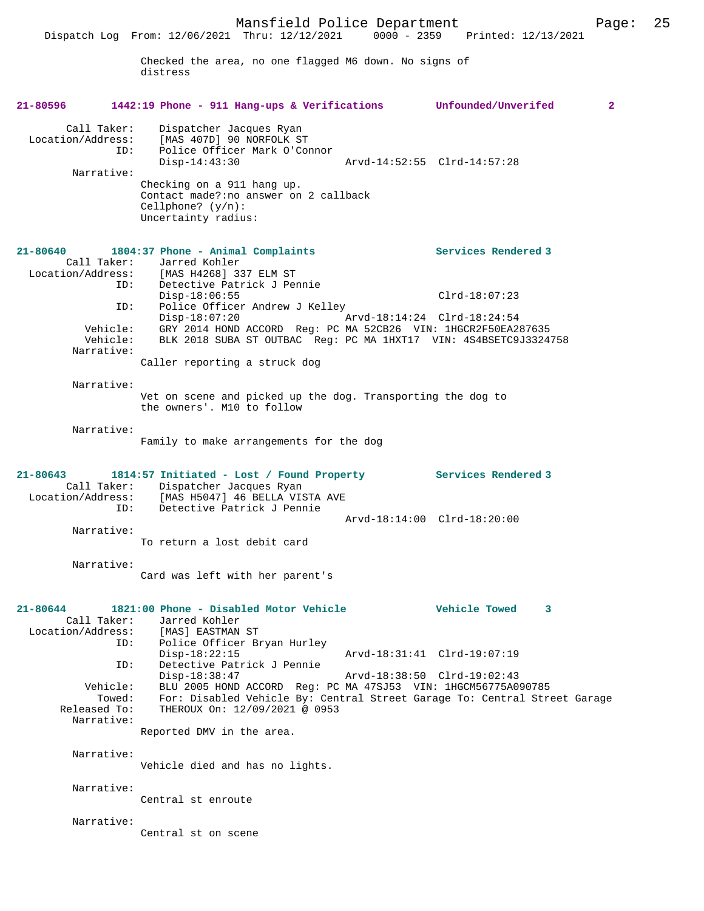Checked the area, no one flagged M6 down. No signs of distress

**21-80596 1442:19 Phone - 911 Hang-ups & Verifications Unfounded/Unverifed 2**

Call Taker: Dispatcher Jacques Ryan
Location/Address: [MAS 407D] 90 NORFOLK ST
ID: Police Officer Mark O'Connor
Disp-14:43:30 Arvd-14:52:55 Clrd-14:57:28
Narrative:
Checking on a 911 hang up.
Contact made?:no answer on 2 callback
Cellphone? (y/n):
Uncertainty radius:

**21-80640 1804:37 Phone - Animal Complaints Services Rendered 3**

Call Taker: Jarred Kohler
Location/Address: [MAS H4268] 337 ELM ST
ID: Detective Patrick J Pennie
Disp-18:06:55 Clrd-18:07:23
ID: Police Officer Andrew J Kelley
Disp-18:07:20 Arvd-18:14:24 Clrd-18:24:54
Vehicle: GRY 2014 HOND ACCORD Reg: PC MA 52CB26 VIN: 1HGCR2F50EA287635
Vehicle: BLK 2018 SUBA ST OUTBAC Reg: PC MA 1HXT17 VIN: 4S4BSETC9J3324758
Narrative:
Caller reporting a struck dog

Narrative:
Vet on scene and picked up the dog. Transporting the dog to the owners'. M10 to follow

Narrative:
Family to make arrangements for the dog

**21-80643 1814:57 Initiated - Lost / Found Property Services Rendered 3**

Call Taker: Dispatcher Jacques Ryan
Location/Address: [MAS H5047] 46 BELLA VISTA AVE
ID: Detective Patrick J Pennie
Arvd-18:14:00 Clrd-18:20:00
Narrative:
To return a lost debit card

Narrative:
Card was left with her parent's

**21-80644 1821:00 Phone - Disabled Motor Vehicle Vehicle Towed 3**

Call Taker: Jarred Kohler
Location/Address: [MAS] EASTMAN ST
ID: Police Officer Bryan Hurley
Disp-18:22:15 Arvd-18:31:41 Clrd-19:07:19
ID: Detective Patrick J Pennie
Disp-18:38:47 Arvd-18:38:50 Clrd-19:02:43
Vehicle: BLU 2005 HOND ACCORD Reg: PC MA 47SJ53 VIN: 1HGCM56775A090785
Towed: For: Disabled Vehicle By: Central Street Garage To: Central Street Garage
Released To: THEROUX On: 12/09/2021 @ 0953
Narrative:
Reported DMV in the area.

Narrative:
Vehicle died and has no lights.

Narrative:
Central st enroute

Narrative:
Central st on scene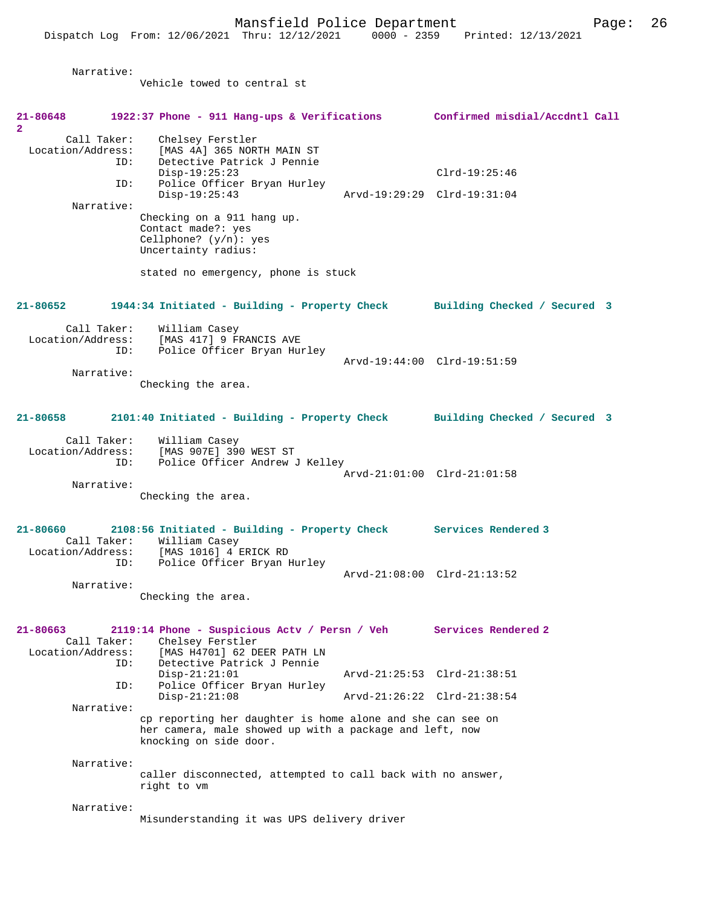Narrative:
Vehicle towed to central st

**21-80648 1922:37 Phone - 911 Hang-ups & Verifications Confirmed misdial/Accdntl Call 2**

Call Taker: Chelsey Ferstler
Location/Address: [MAS 4A] 365 NORTH MAIN ST
ID: Detective Patrick J Pennie
Disp-19:25:23 Clrd-19:25:46
ID: Police Officer Bryan Hurley
Disp-19:25:43 Arvd-19:29:29 Clrd-19:31:04

Narrative:
Checking on a 911 hang up.
Contact made?: yes
Cellphone? (y/n): yes
Uncertainty radius:

stated no emergency, phone is stuck

**21-80652 1944:34 Initiated - Building - Property Check Building Checked / Secured 3**

Call Taker: William Casey
Location/Address: [MAS 417] 9 FRANCIS AVE
ID: Police Officer Bryan Hurley
Arvd-19:44:00 Clrd-19:51:59

Narrative:
Checking the area.

**21-80658 2101:40 Initiated - Building - Property Check Building Checked / Secured 3**

Call Taker: William Casey
Location/Address: [MAS 907E] 390 WEST ST
ID: Police Officer Andrew J Kelley
Arvd-21:01:00 Clrd-21:01:58

Narrative:
Checking the area.

**21-80660 2108:56 Initiated - Building - Property Check Services Rendered 3**

Call Taker: William Casey
Location/Address: [MAS 1016] 4 ERICK RD
ID: Police Officer Bryan Hurley
Arvd-21:08:00 Clrd-21:13:52

Narrative:
Checking the area.

**21-80663 2119:14 Phone - Suspicious Actv / Persn / Veh Services Rendered 2**

Call Taker: Chelsey Ferstler
Location/Address: [MAS H4701] 62 DEER PATH LN
ID: Detective Patrick J Pennie
Disp-21:21:01 Arvd-21:25:53 Clrd-21:38:51
ID: Police Officer Bryan Hurley
Disp-21:21:08 Arvd-21:26:22 Clrd-21:38:54

Narrative:
cp reporting her daughter is home alone and she can see on her camera, male showed up with a package and left, now knocking on side door.

Narrative:
caller disconnected, attempted to call back with no answer, right to vm

Narrative:
Misunderstanding it was UPS delivery driver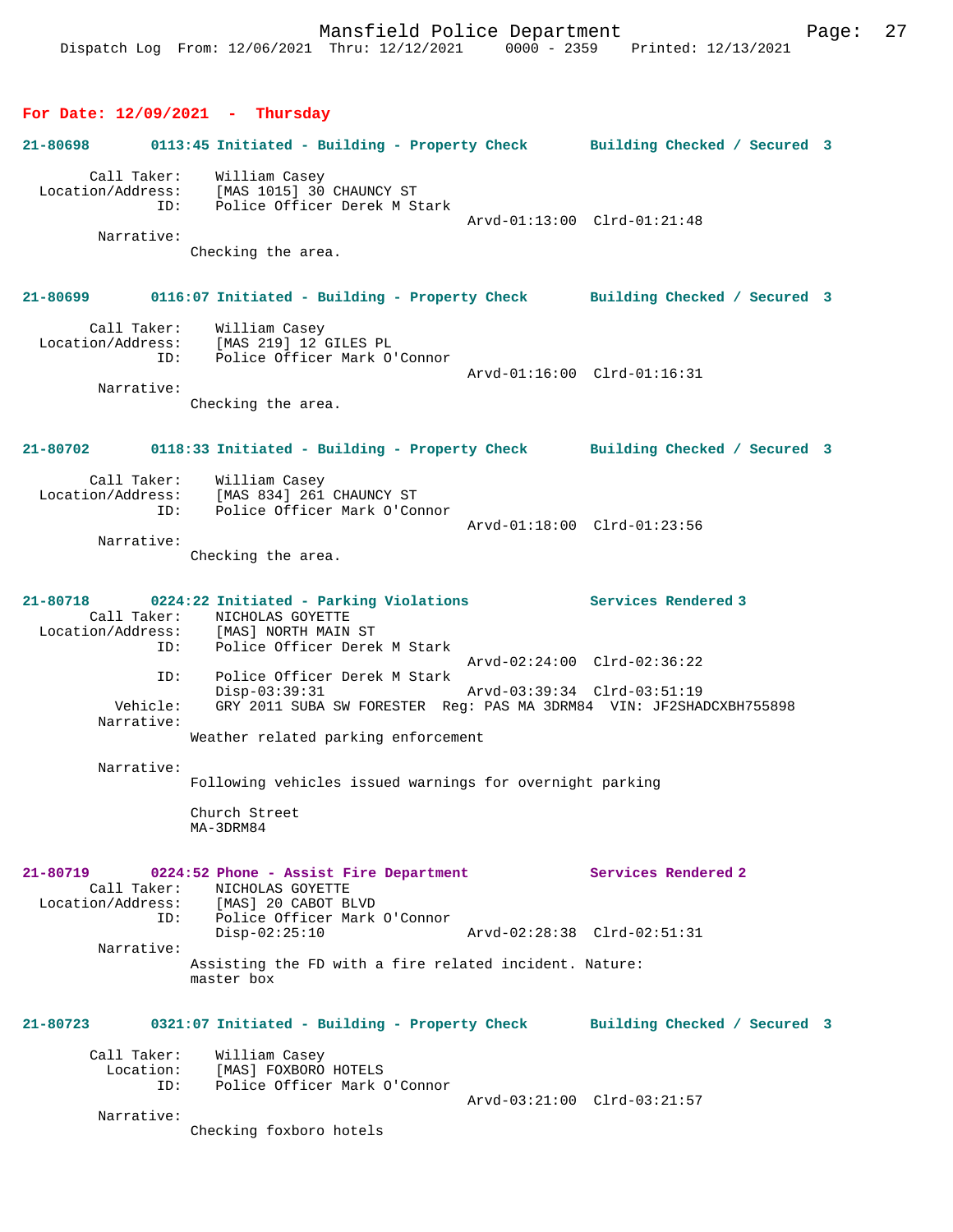**For Date: 12/09/2021 - Thursday**

**21-80698 0113:45 Initiated - Building - Property Check Building Checked / Secured 3**

```
        Call Taker:    William Casey
  Location/Address:    [MAS 1015] 30 CHAUNCY ST
                ID:    Police Officer Derek M Stark
                                               Arvd-01:13:00  Clrd-01:21:48
         Narrative:
                Checking the area.
```

**21-80699 0116:07 Initiated - Building - Property Check Building Checked / Secured 3**

```
        Call Taker:    William Casey
  Location/Address:    [MAS 219] 12 GILES PL
                ID:    Police Officer Mark O'Connor
                                               Arvd-01:16:00  Clrd-01:16:31
         Narrative:
                Checking the area.
```

**21-80702 0118:33 Initiated - Building - Property Check Building Checked / Secured 3**

```
        Call Taker:    William Casey
  Location/Address:    [MAS 834] 261 CHAUNCY ST
                ID:    Police Officer Mark O'Connor
                                               Arvd-01:18:00  Clrd-01:23:56
         Narrative:
                Checking the area.
```

**21-80718 0224:22 Initiated - Parking Violations Services Rendered 3**

```
        Call Taker:    NICHOLAS GOYETTE
  Location/Address:    [MAS] NORTH MAIN ST
                ID:    Police Officer Derek M Stark
                                               Arvd-02:24:00  Clrd-02:36:22
                ID:    Police Officer Derek M Stark
                       Disp-03:39:31           Arvd-03:39:34  Clrd-03:51:19
           Vehicle:    GRY 2011 SUBA SW FORESTER  Reg: PAS MA 3DRM84  VIN: JF2SHADCXBH755898
         Narrative:
                Weather related parking enforcement

         Narrative:
                Following vehicles issued warnings for overnight parking

                Church Street
                MA-3DRM84
```

**21-80719 0224:52 Phone - Assist Fire Department Services Rendered 2**

```
        Call Taker:    NICHOLAS GOYETTE
  Location/Address:    [MAS] 20 CABOT BLVD
                ID:    Police Officer Mark O'Connor
                       Disp-02:25:10           Arvd-02:28:38  Clrd-02:51:31
         Narrative:
                Assisting the FD with a fire related incident. Nature:
                master box
```

**21-80723 0321:07 Initiated - Building - Property Check Building Checked / Secured 3**

```
        Call Taker:    William Casey
          Location:    [MAS] FOXBORO HOTELS
                ID:    Police Officer Mark O'Connor
                                               Arvd-03:21:00  Clrd-03:21:57
         Narrative:
                Checking foxboro hotels
```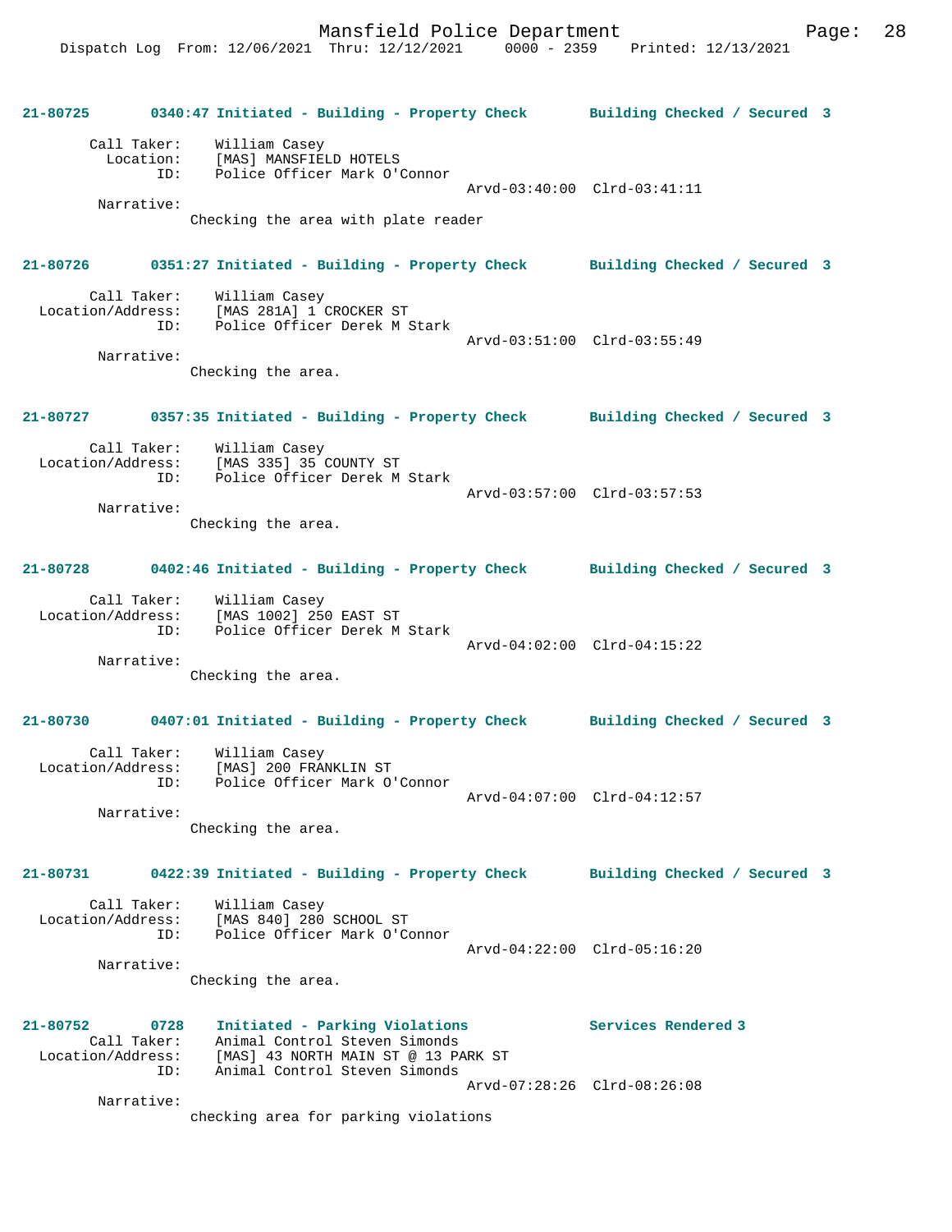**21-80725** **0340:47 Initiated - Building - Property Check** **Building Checked / Secured 3**

Call Taker: William Casey
Location: [MAS] MANSFIELD HOTELS
ID: Police Officer Mark O'Connor
Arvd-03:40:00 Clrd-03:41:11

Narrative:
Checking the area with plate reader

**21-80726** **0351:27 Initiated - Building - Property Check** **Building Checked / Secured 3**

Call Taker: William Casey
Location/Address: [MAS 281A] 1 CROCKER ST
ID: Police Officer Derek M Stark
Arvd-03:51:00 Clrd-03:55:49

Narrative:
Checking the area.

**21-80727** **0357:35 Initiated - Building - Property Check** **Building Checked / Secured 3**

Call Taker: William Casey
Location/Address: [MAS 335] 35 COUNTY ST
ID: Police Officer Derek M Stark
Arvd-03:57:00 Clrd-03:57:53

Narrative:
Checking the area.

**21-80728** **0402:46 Initiated - Building - Property Check** **Building Checked / Secured 3**

Call Taker: William Casey
Location/Address: [MAS 1002] 250 EAST ST
ID: Police Officer Derek M Stark
Arvd-04:02:00 Clrd-04:15:22

Narrative:
Checking the area.

**21-80730** **0407:01 Initiated - Building - Property Check** **Building Checked / Secured 3**

Call Taker: William Casey
Location/Address: [MAS] 200 FRANKLIN ST
ID: Police Officer Mark O'Connor
Arvd-04:07:00 Clrd-04:12:57

Narrative:
Checking the area.

**21-80731** **0422:39 Initiated - Building - Property Check** **Building Checked / Secured 3**

Call Taker: William Casey
Location/Address: [MAS 840] 280 SCHOOL ST
ID: Police Officer Mark O'Connor
Arvd-04:22:00 Clrd-05:16:20

Narrative:
Checking the area.

**21-80752** **0728** **Initiated - Parking Violations** **Services Rendered 3**

Call Taker: Animal Control Steven Simonds
Location/Address: [MAS] 43 NORTH MAIN ST @ 13 PARK ST
ID: Animal Control Steven Simonds
Arvd-07:28:26 Clrd-08:26:08

Narrative:
checking area for parking violations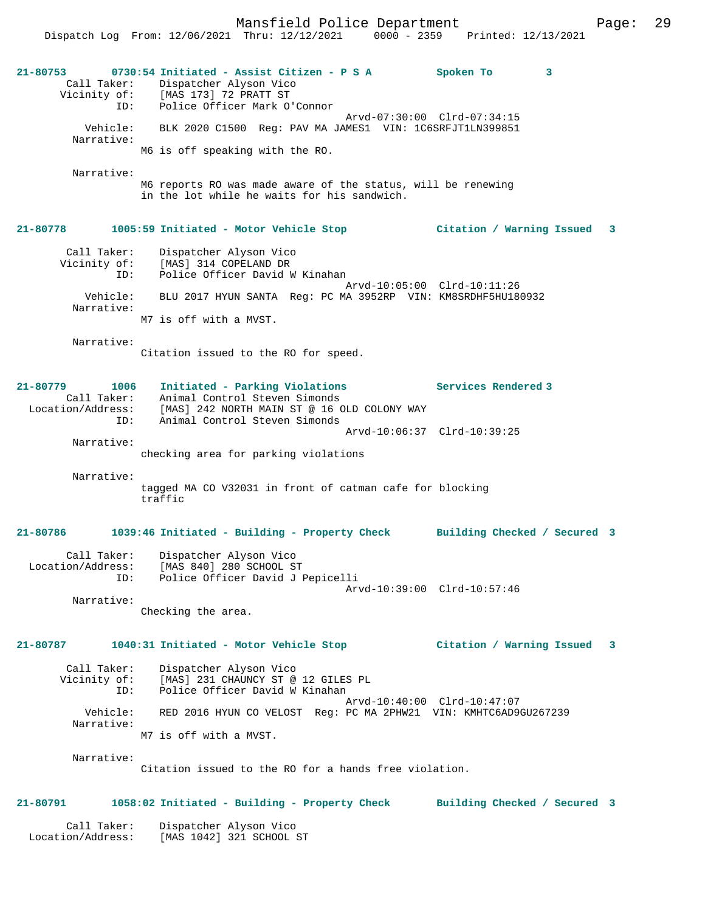**21-80753** 0730:54 Initiated - Assist Citizen - P S A — Spoken To 3

Call Taker: Dispatcher Alyson Vico
Vicinity of: [MAS 173] 72 PRATT ST
ID: Police Officer Mark O'Connor
Arvd-07:30:00 Clrd-07:34:15
Vehicle: BLK 2020 C1500 Reg: PAV MA JAMES1 VIN: 1C6SRFJT1LN399851
Narrative:
M6 is off speaking with the RO.

Narrative:
M6 reports RO was made aware of the status, will be renewing in the lot while he waits for his sandwich.

**21-80778** 1005:59 Initiated - Motor Vehicle Stop — Citation / Warning Issued 3

Call Taker: Dispatcher Alyson Vico
Vicinity of: [MAS] 314 COPELAND DR
ID: Police Officer David W Kinahan
Arvd-10:05:00 Clrd-10:11:26
Vehicle: BLU 2017 HYUN SANTA Reg: PC MA 3952RP VIN: KM8SRDHF5HU180932
Narrative:
M7 is off with a MVST.

Narrative:
Citation issued to the RO for speed.

**21-80779** 1006 Initiated - Parking Violations — Services Rendered 3

Call Taker: Animal Control Steven Simonds
Location/Address: [MAS] 242 NORTH MAIN ST @ 16 OLD COLONY WAY
ID: Animal Control Steven Simonds
Arvd-10:06:37 Clrd-10:39:25
Narrative:
checking area for parking violations

Narrative:
tagged MA CO V32031 in front of catman cafe for blocking traffic

**21-80786** 1039:46 Initiated - Building - Property Check — Building Checked / Secured 3

Call Taker: Dispatcher Alyson Vico
Location/Address: [MAS 840] 280 SCHOOL ST
ID: Police Officer David J Pepicelli
Arvd-10:39:00 Clrd-10:57:46
Narrative:
Checking the area.

**21-80787** 1040:31 Initiated - Motor Vehicle Stop — Citation / Warning Issued 3

Call Taker: Dispatcher Alyson Vico
Vicinity of: [MAS] 231 CHAUNCY ST @ 12 GILES PL
ID: Police Officer David W Kinahan
Arvd-10:40:00 Clrd-10:47:07
Vehicle: RED 2016 HYUN CO VELOST Reg: PC MA 2PHW21 VIN: KMHTC6AD9GU267239
Narrative:
M7 is off with a MVST.

Narrative:
Citation issued to the RO for a hands free violation.

**21-80791** 1058:02 Initiated - Building - Property Check — Building Checked / Secured 3

Call Taker: Dispatcher Alyson Vico
Location/Address: [MAS 1042] 321 SCHOOL ST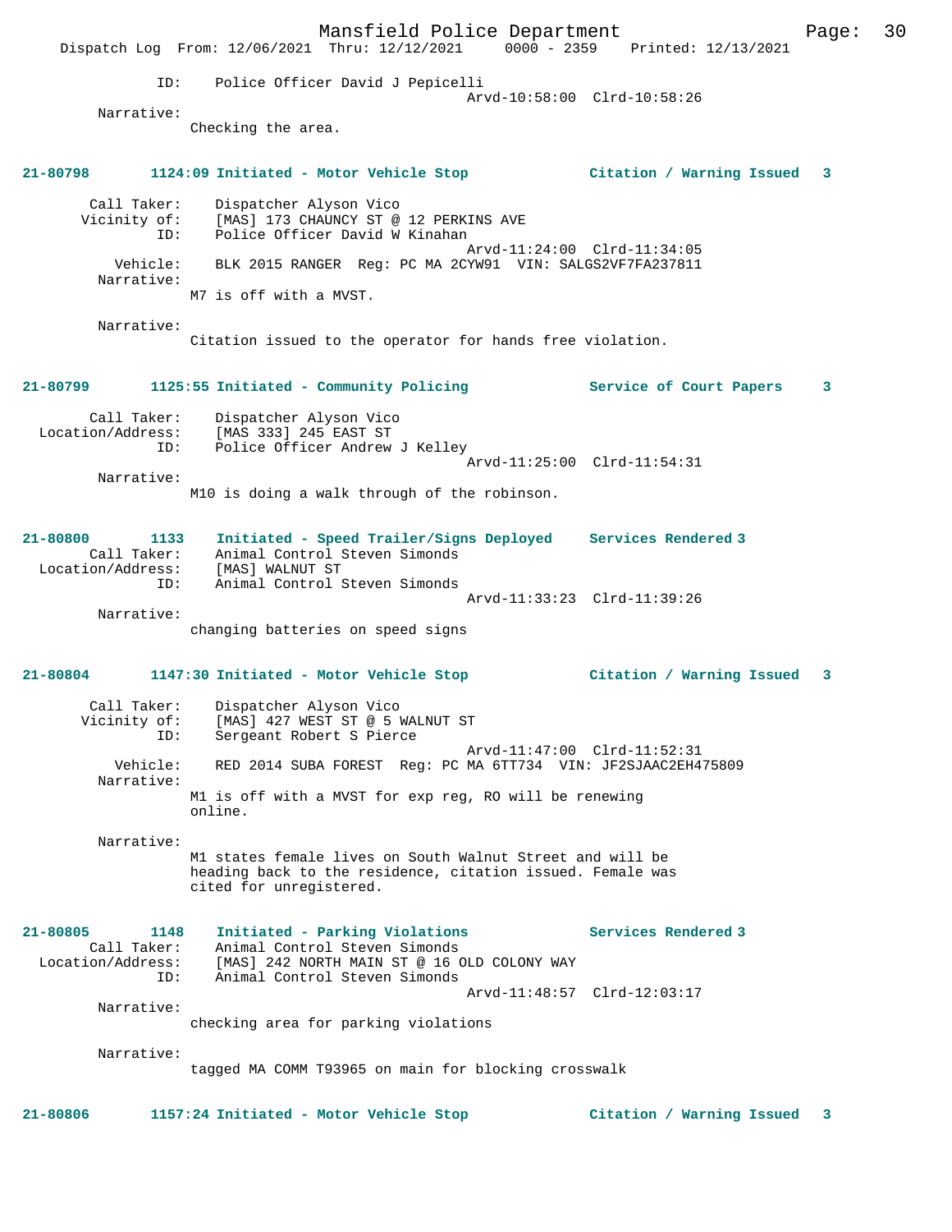ID: Police Officer David J Pepicelli
Arvd-10:58:00 Clrd-10:58:26

Narrative:
Checking the area.

**21-80798 1124:09 Initiated - Motor Vehicle Stop — Citation / Warning Issued 3**

Call Taker: Dispatcher Alyson Vico
Vicinity of: [MAS] 173 CHAUNCY ST @ 12 PERKINS AVE
ID: Police Officer David W Kinahan
Arvd-11:24:00 Clrd-11:34:05
Vehicle: BLK 2015 RANGER Reg: PC MA 2CYW91 VIN: SALGS2VF7FA237811

Narrative:
M7 is off with a MVST.

Narrative:
Citation issued to the operator for hands free violation.

**21-80799 1125:55 Initiated - Community Policing — Service of Court Papers 3**

Call Taker: Dispatcher Alyson Vico
Location/Address: [MAS 333] 245 EAST ST
ID: Police Officer Andrew J Kelley
Arvd-11:25:00 Clrd-11:54:31

Narrative:
M10 is doing a walk through of the robinson.

**21-80800 1133 Initiated - Speed Trailer/Signs Deployed — Services Rendered 3**

Call Taker: Animal Control Steven Simonds
Location/Address: [MAS] WALNUT ST
ID: Animal Control Steven Simonds
Arvd-11:33:23 Clrd-11:39:26

Narrative:
changing batteries on speed signs

**21-80804 1147:30 Initiated - Motor Vehicle Stop — Citation / Warning Issued 3**

Call Taker: Dispatcher Alyson Vico
Vicinity of: [MAS] 427 WEST ST @ 5 WALNUT ST
ID: Sergeant Robert S Pierce
Arvd-11:47:00 Clrd-11:52:31
Vehicle: RED 2014 SUBA FOREST Reg: PC MA 6TT734 VIN: JF2SJAAC2EH475809

Narrative:
M1 is off with a MVST for exp reg, RO will be renewing online.

Narrative:
M1 states female lives on South Walnut Street and will be heading back to the residence, citation issued. Female was cited for unregistered.

**21-80805 1148 Initiated - Parking Violations — Services Rendered 3**

Call Taker: Animal Control Steven Simonds
Location/Address: [MAS] 242 NORTH MAIN ST @ 16 OLD COLONY WAY
ID: Animal Control Steven Simonds
Arvd-11:48:57 Clrd-12:03:17

Narrative:
checking area for parking violations

Narrative:
tagged MA COMM T93965 on main for blocking crosswalk

**21-80806 1157:24 Initiated - Motor Vehicle Stop — Citation / Warning Issued 3**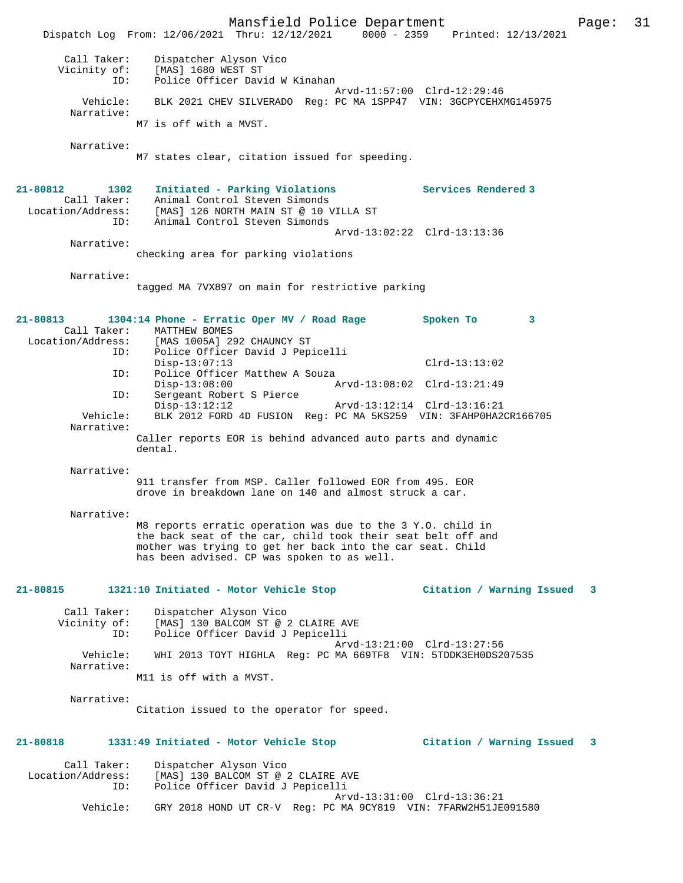```
        Call Taker:    Dispatcher Alyson Vico
       Vicinity of:    [MAS] 1680 WEST ST
                ID:    Police Officer David W Kinahan
                                               Arvd-11:57:00  Clrd-12:29:46
           Vehicle:    BLK 2021 CHEV SILVERADO  Reg: PC MA 1SPP47  VIN: 3GCPYCEHXMG145975
         Narrative:    
                    M7 is off with a MVST.

         Narrative:    
                    M7 states clear, citation issued for speeding.
```

**21-80812 1302 Initiated - Parking Violations — Services Rendered 3**

```
        Call Taker:    Animal Control Steven Simonds
  Location/Address:    [MAS] 126 NORTH MAIN ST @ 10 VILLA ST
                ID:    Animal Control Steven Simonds
                                               Arvd-13:02:22  Clrd-13:13:36
         Narrative:    
                    checking area for parking violations

         Narrative:    
                    tagged MA 7VX897 on main for restrictive parking
```

**21-80813 1304:14 Phone - Erratic Oper MV / Road Rage — Spoken To 3**

```
        Call Taker:    MATTHEW BOMES
  Location/Address:    [MAS 1005A] 292 CHAUNCY ST
                ID:    Police Officer David J Pepicelli
                       Disp-13:07:13                           Clrd-13:13:02
                ID:    Police Officer Matthew A Souza
                       Disp-13:08:00           Arvd-13:08:02  Clrd-13:21:49
                ID:    Sergeant Robert S Pierce
                       Disp-13:12:12           Arvd-13:12:14  Clrd-13:16:21
           Vehicle:    BLK 2012 FORD 4D FUSION  Reg: PC MA 5KS259  VIN: 3FAHP0HA2CR166705
         Narrative:    
                    Caller reports EOR is behind advanced auto parts and dynamic
                    dental.

         Narrative:    
                    911 transfer from MSP. Caller followed EOR from 495. EOR
                    drove in breakdown lane on 140 and almost struck a car.

         Narrative:    
                    M8 reports erratic operation was due to the 3 Y.O. child in
                    the back seat of the car, child took their seat belt off and
                    mother was trying to get her back into the car seat. Child
                    has been advised. CP was spoken to as well.
```

**21-80815 1321:10 Initiated - Motor Vehicle Stop — Citation / Warning Issued 3**

```
        Call Taker:    Dispatcher Alyson Vico
       Vicinity of:    [MAS] 130 BALCOM ST @ 2 CLAIRE AVE
                ID:    Police Officer David J Pepicelli
                                               Arvd-13:21:00  Clrd-13:27:56
           Vehicle:    WHI 2013 TOYT HIGHLA  Reg: PC MA 669TF8  VIN: 5TDDK3EH0DS207535
         Narrative:    
                    M11 is off with a MVST.

         Narrative:    
                    Citation issued to the operator for speed.
```

**21-80818 1331:49 Initiated - Motor Vehicle Stop — Citation / Warning Issued 3**

```
        Call Taker:    Dispatcher Alyson Vico
  Location/Address:    [MAS] 130 BALCOM ST @ 2 CLAIRE AVE
                ID:    Police Officer David J Pepicelli
                                               Arvd-13:31:00  Clrd-13:36:21
           Vehicle:    GRY 2018 HOND UT CR-V  Reg: PC MA 9CY819  VIN: 7FARW2H51JE091580
```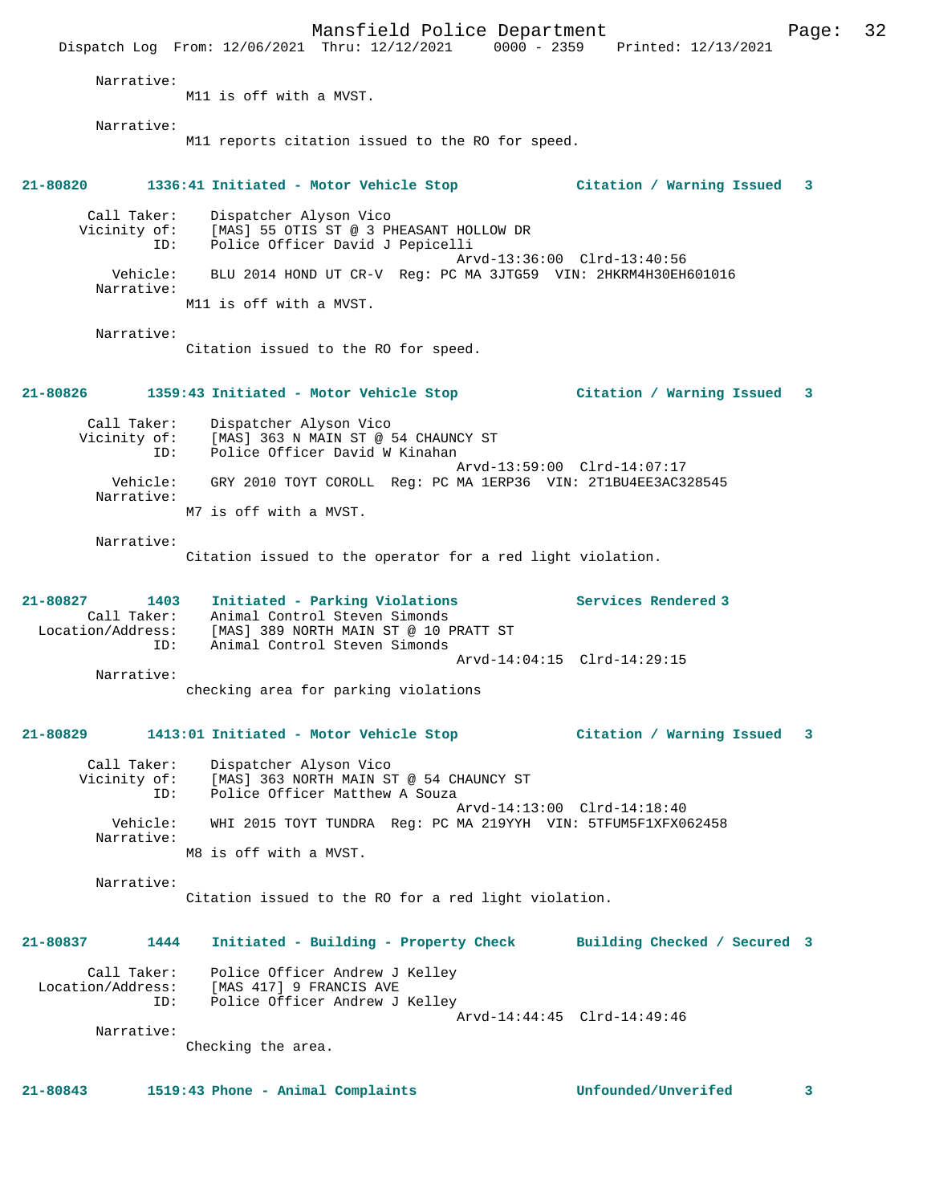Narrative:
M11 is off with a MVST.

Narrative:
M11 reports citation issued to the RO for speed.

**21-80820 1336:41 Initiated - Motor Vehicle Stop — Citation / Warning Issued 3**

Call Taker: Dispatcher Alyson Vico
Vicinity of: [MAS] 55 OTIS ST @ 3 PHEASANT HOLLOW DR
ID: Police Officer David J Pepicelli
Arvd-13:36:00 Clrd-13:40:56
Vehicle: BLU 2014 HOND UT CR-V Reg: PC MA 3JTG59 VIN: 2HKRM4H30EH601016
Narrative:
M11 is off with a MVST.

Narrative:
Citation issued to the RO for speed.

**21-80826 1359:43 Initiated - Motor Vehicle Stop — Citation / Warning Issued 3**

Call Taker: Dispatcher Alyson Vico
Vicinity of: [MAS] 363 N MAIN ST @ 54 CHAUNCY ST
ID: Police Officer David W Kinahan
Arvd-13:59:00 Clrd-14:07:17
Vehicle: GRY 2010 TOYT COROLL Reg: PC MA 1ERP36 VIN: 2T1BU4EE3AC328545
Narrative:
M7 is off with a MVST.

Narrative:
Citation issued to the operator for a red light violation.

**21-80827 1403 Initiated - Parking Violations — Services Rendered 3**

Call Taker: Animal Control Steven Simonds
Location/Address: [MAS] 389 NORTH MAIN ST @ 10 PRATT ST
ID: Animal Control Steven Simonds
Arvd-14:04:15 Clrd-14:29:15
Narrative:
checking area for parking violations

**21-80829 1413:01 Initiated - Motor Vehicle Stop — Citation / Warning Issued 3**

Call Taker: Dispatcher Alyson Vico
Vicinity of: [MAS] 363 NORTH MAIN ST @ 54 CHAUNCY ST
ID: Police Officer Matthew A Souza
Arvd-14:13:00 Clrd-14:18:40
Vehicle: WHI 2015 TOYT TUNDRA Reg: PC MA 219YYH VIN: 5TFUM5F1XFX062458
Narrative:
M8 is off with a MVST.

Narrative:
Citation issued to the RO for a red light violation.

**21-80837 1444 Initiated - Building - Property Check — Building Checked / Secured 3**

Call Taker: Police Officer Andrew J Kelley
Location/Address: [MAS 417] 9 FRANCIS AVE
ID: Police Officer Andrew J Kelley
Arvd-14:44:45 Clrd-14:49:46
Narrative:
Checking the area.

**21-80843 1519:43 Phone - Animal Complaints — Unfounded/Unverifed 3**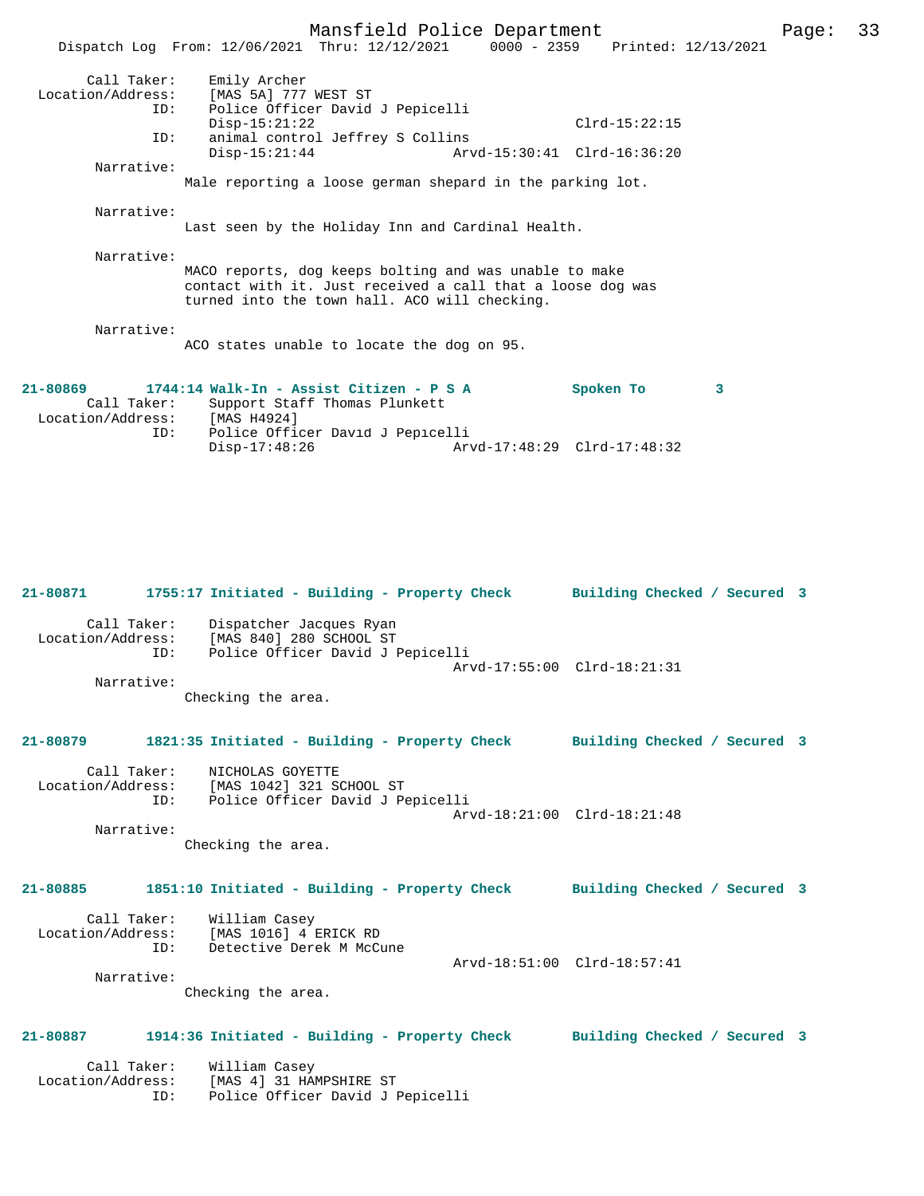Call Taker: Emily Archer
Location/Address: [MAS 5A] 777 WEST ST
ID: Police Officer David J Pepicelli
Disp-15:21:22 Clrd-15:22:15
ID: animal control Jeffrey S Collins
Disp-15:21:44 Arvd-15:30:41 Clrd-16:36:20
Narrative:
Male reporting a loose german shepard in the parking lot.

Narrative:
Last seen by the Holiday Inn and Cardinal Health.

Narrative:
MACO reports, dog keeps bolting and was unable to make contact with it. Just received a call that a loose dog was turned into the town hall. ACO will checking.

Narrative:
ACO states unable to locate the dog on 95.

**21-80869 1744:14 Walk-In - Assist Citizen - P S A Spoken To 3**
Call Taker: Support Staff Thomas Plunkett
Location/Address: [MAS H4924]
ID: Police Officer David J Pepicelli
Disp-17:48:26 Arvd-17:48:29 Clrd-17:48:32

**21-80871 1755:17 Initiated - Building - Property Check Building Checked / Secured 3**
Call Taker: Dispatcher Jacques Ryan
Location/Address: [MAS 840] 280 SCHOOL ST
ID: Police Officer David J Pepicelli
Arvd-17:55:00 Clrd-18:21:31
Narrative:
Checking the area.

**21-80879 1821:35 Initiated - Building - Property Check Building Checked / Secured 3**
Call Taker: NICHOLAS GOYETTE
Location/Address: [MAS 1042] 321 SCHOOL ST
ID: Police Officer David J Pepicelli
Arvd-18:21:00 Clrd-18:21:48
Narrative:
Checking the area.

**21-80885 1851:10 Initiated - Building - Property Check Building Checked / Secured 3**
Call Taker: William Casey
Location/Address: [MAS 1016] 4 ERICK RD
ID: Detective Derek M McCune
Arvd-18:51:00 Clrd-18:57:41
Narrative:
Checking the area.

**21-80887 1914:36 Initiated - Building - Property Check Building Checked / Secured 3**
Call Taker: William Casey
Location/Address: [MAS 4] 31 HAMPSHIRE ST
ID: Police Officer David J Pepicelli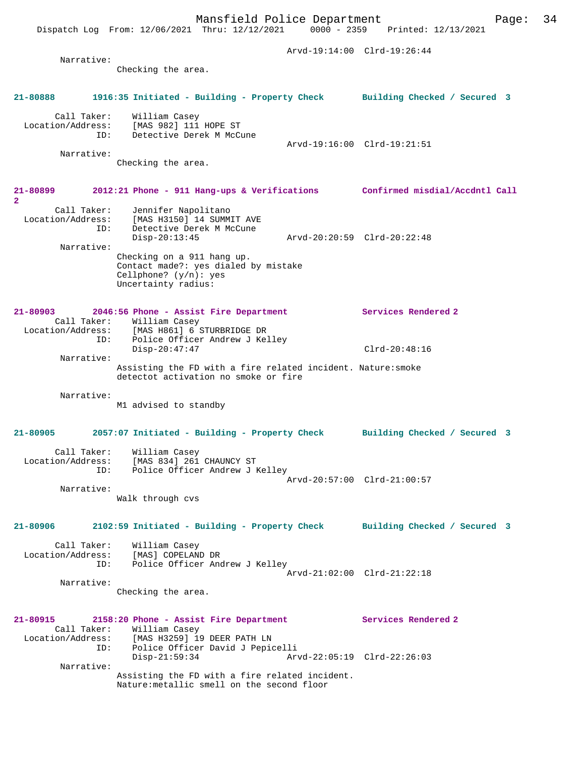Arvd-19:14:00 Clrd-19:26:44

Narrative:
Checking the area.

**21-80888** 1916:35 Initiated - Building - Property Check Building Checked / Secured 3

Call Taker: William Casey
Location/Address: [MAS 982] 111 HOPE ST
ID: Detective Derek M McCune
Arvd-19:16:00 Clrd-19:21:51

Narrative:
Checking the area.

**21-80899** 2012:21 Phone - 911 Hang-ups & Verifications Confirmed misdial/Accdntl Call 2

Call Taker: Jennifer Napolitano
Location/Address: [MAS H3150] 14 SUMMIT AVE
ID: Detective Derek M McCune
Disp-20:13:45 Arvd-20:20:59 Clrd-20:22:48

Narrative:
Checking on a 911 hang up.
Contact made?: yes dialed by mistake
Cellphone? (y/n): yes
Uncertainty radius:

**21-80903** 2046:56 Phone - Assist Fire Department Services Rendered 2

Call Taker: William Casey
Location/Address: [MAS H861] 6 STURBRIDGE DR
ID: Police Officer Andrew J Kelley
Disp-20:47:47 Clrd-20:48:16

Narrative:
Assisting the FD with a fire related incident. Nature:smoke detectot activation no smoke or fire

Narrative:
M1 advised to standby

**21-80905** 2057:07 Initiated - Building - Property Check Building Checked / Secured 3

Call Taker: William Casey
Location/Address: [MAS 834] 261 CHAUNCY ST
ID: Police Officer Andrew J Kelley
Arvd-20:57:00 Clrd-21:00:57

Narrative:
Walk through cvs

**21-80906** 2102:59 Initiated - Building - Property Check Building Checked / Secured 3

Call Taker: William Casey
Location/Address: [MAS] COPELAND DR
ID: Police Officer Andrew J Kelley
Arvd-21:02:00 Clrd-21:22:18

Narrative:
Checking the area.

**21-80915** 2158:20 Phone - Assist Fire Department Services Rendered 2

Call Taker: William Casey
Location/Address: [MAS H3259] 19 DEER PATH LN
ID: Police Officer David J Pepicelli
Disp-21:59:34 Arvd-22:05:19 Clrd-22:26:03

Narrative:
Assisting the FD with a fire related incident.
Nature:metallic smell on the second floor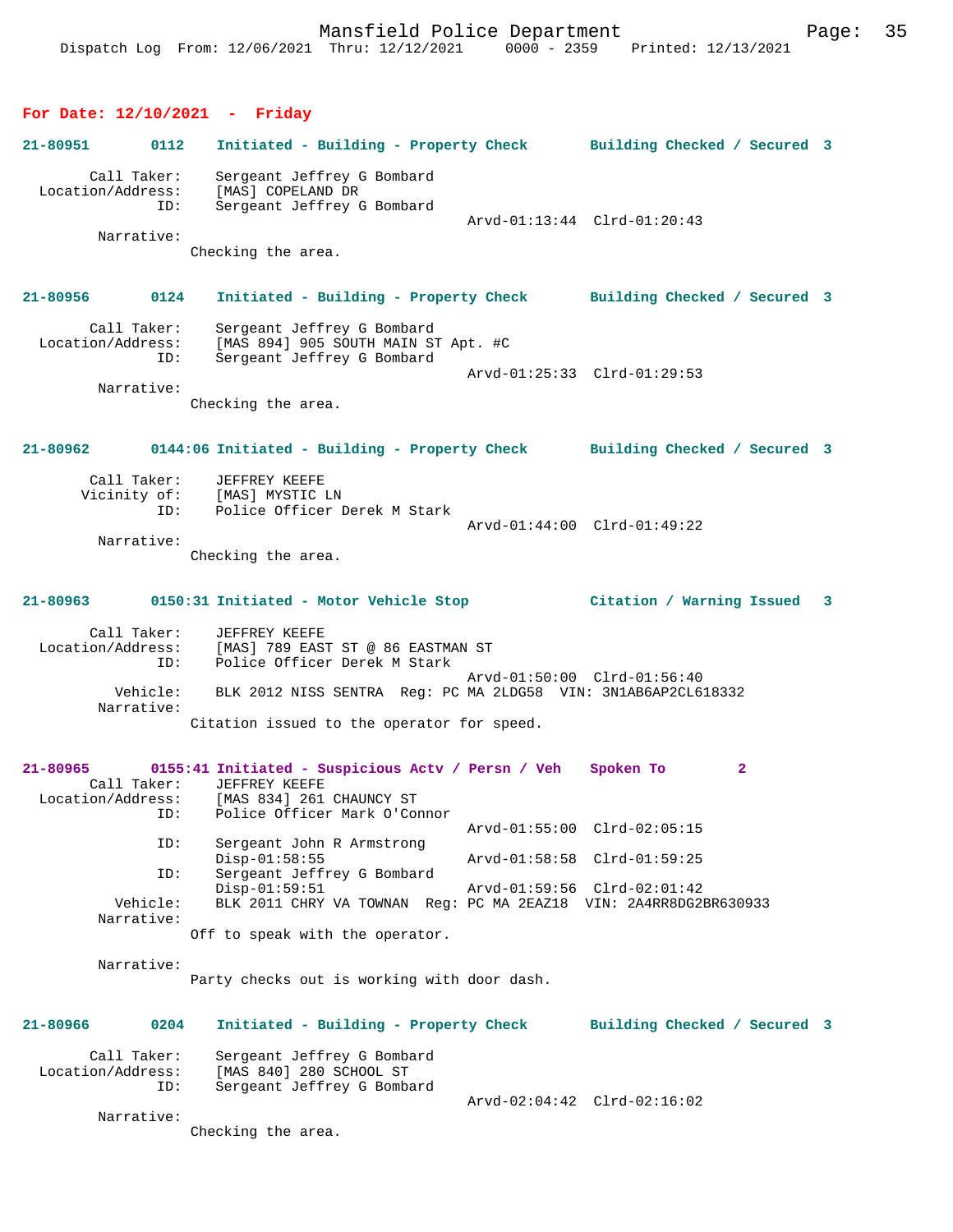## For Date: 12/10/2021 - Friday

**21-80951 0112 Initiated - Building - Property Check Building Checked / Secured 3**

```
        Call Taker:    Sergeant Jeffrey G Bombard
  Location/Address:    [MAS] COPELAND DR
                ID:    Sergeant Jeffrey G Bombard
                                              Arvd-01:13:44  Clrd-01:20:43
         Narrative:
                    Checking the area.
```

**21-80956 0124 Initiated - Building - Property Check Building Checked / Secured 3**

```
        Call Taker:    Sergeant Jeffrey G Bombard
  Location/Address:    [MAS 894] 905 SOUTH MAIN ST Apt. #C
                ID:    Sergeant Jeffrey G Bombard
                                              Arvd-01:25:33  Clrd-01:29:53
         Narrative:
                    Checking the area.
```

**21-80962 0144:06 Initiated - Building - Property Check Building Checked / Secured 3**

```
        Call Taker:    JEFFREY KEEFE
       Vicinity of:    [MAS] MYSTIC LN
                ID:    Police Officer Derek M Stark
                                              Arvd-01:44:00  Clrd-01:49:22
         Narrative:
                    Checking the area.
```

**21-80963 0150:31 Initiated - Motor Vehicle Stop Citation / Warning Issued 3**

```
        Call Taker:    JEFFREY KEEFE
  Location/Address:    [MAS] 789 EAST ST @ 86 EASTMAN ST
                ID:    Police Officer Derek M Stark
                                              Arvd-01:50:00  Clrd-01:56:40
           Vehicle:    BLK 2012 NISS SENTRA  Reg: PC MA 2LDG58  VIN: 3N1AB6AP2CL618332
         Narrative:
                    Citation issued to the operator for speed.
```

**21-80965 0155:41 Initiated - Suspicious Actv / Persn / Veh Spoken To 2**

```
        Call Taker:    JEFFREY KEEFE
  Location/Address:    [MAS 834] 261 CHAUNCY ST
                ID:    Police Officer Mark O'Connor
                                              Arvd-01:55:00  Clrd-02:05:15
                ID:    Sergeant John R Armstrong
                       Disp-01:58:55          Arvd-01:58:58  Clrd-01:59:25
                ID:    Sergeant Jeffrey G Bombard
                       Disp-01:59:51          Arvd-01:59:56  Clrd-02:01:42
           Vehicle:    BLK 2011 CHRY VA TOWNAN  Reg: PC MA 2EAZ18  VIN: 2A4RR8DG2BR630933
         Narrative:
                    Off to speak with the operator.

         Narrative:
                    Party checks out is working with door dash.
```

**21-80966 0204 Initiated - Building - Property Check Building Checked / Secured 3**

```
        Call Taker:    Sergeant Jeffrey G Bombard
  Location/Address:    [MAS 840] 280 SCHOOL ST
                ID:    Sergeant Jeffrey G Bombard
                                              Arvd-02:04:42  Clrd-02:16:02
         Narrative:
                    Checking the area.
```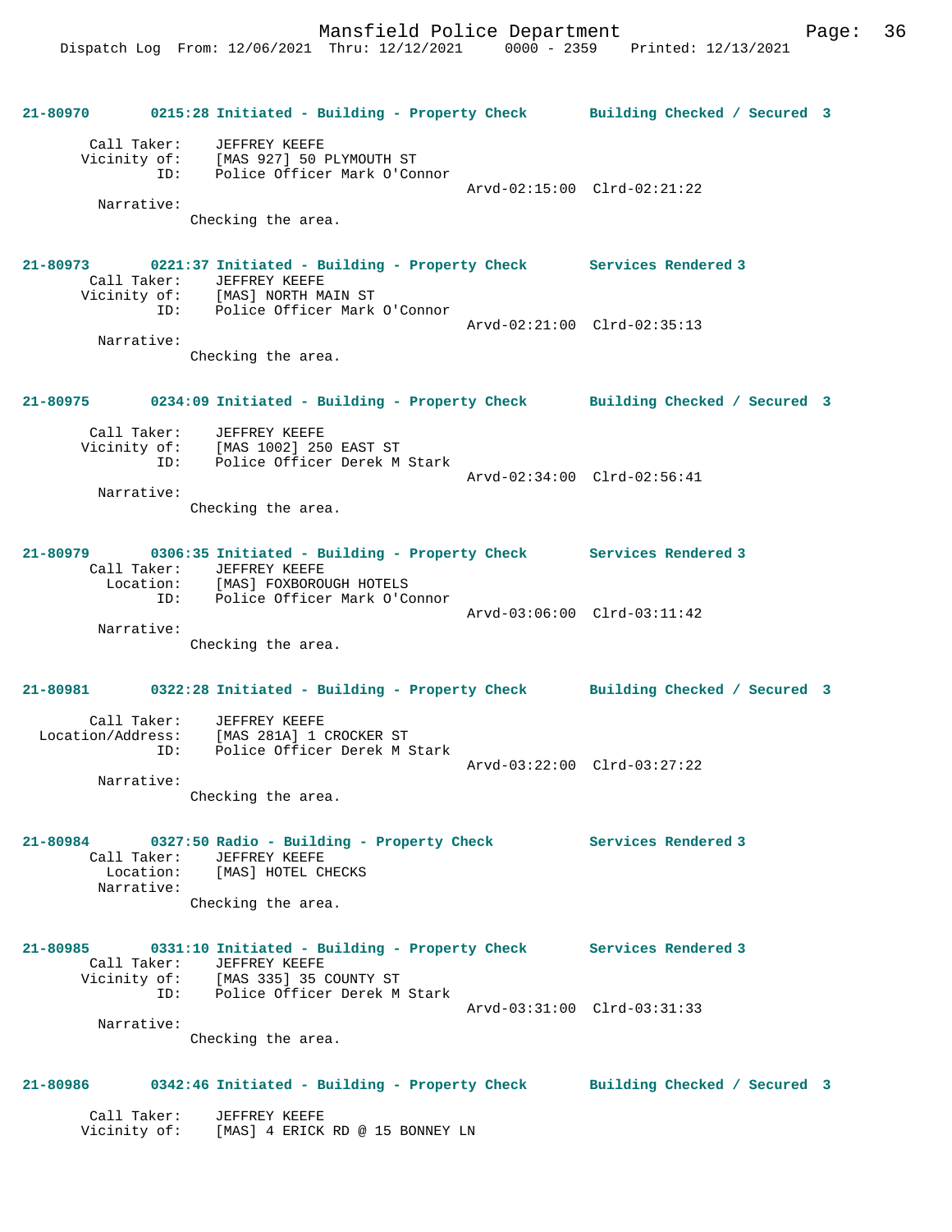**21-80970 0215:28 Initiated - Building - Property Check Building Checked / Secured 3**

Call Taker: JEFFREY KEEFE
Vicinity of: [MAS 927] 50 PLYMOUTH ST
ID: Police Officer Mark O'Connor
Arvd-02:15:00 Clrd-02:21:22
Narrative:
Checking the area.

**21-80973 0221:37 Initiated - Building - Property Check Services Rendered 3**

Call Taker: JEFFREY KEEFE
Vicinity of: [MAS] NORTH MAIN ST
ID: Police Officer Mark O'Connor
Arvd-02:21:00 Clrd-02:35:13
Narrative:
Checking the area.

**21-80975 0234:09 Initiated - Building - Property Check Building Checked / Secured 3**

Call Taker: JEFFREY KEEFE
Vicinity of: [MAS 1002] 250 EAST ST
ID: Police Officer Derek M Stark
Arvd-02:34:00 Clrd-02:56:41
Narrative:
Checking the area.

**21-80979 0306:35 Initiated - Building - Property Check Services Rendered 3**

Call Taker: JEFFREY KEEFE
Location: [MAS] FOXBOROUGH HOTELS
ID: Police Officer Mark O'Connor
Arvd-03:06:00 Clrd-03:11:42
Narrative:
Checking the area.

**21-80981 0322:28 Initiated - Building - Property Check Building Checked / Secured 3**

Call Taker: JEFFREY KEEFE
Location/Address: [MAS 281A] 1 CROCKER ST
ID: Police Officer Derek M Stark
Arvd-03:22:00 Clrd-03:27:22
Narrative:
Checking the area.

**21-80984 0327:50 Radio - Building - Property Check Services Rendered 3**

Call Taker: JEFFREY KEEFE
Location: [MAS] HOTEL CHECKS
Narrative:
Checking the area.

**21-80985 0331:10 Initiated - Building - Property Check Services Rendered 3**

Call Taker: JEFFREY KEEFE
Vicinity of: [MAS 335] 35 COUNTY ST
ID: Police Officer Derek M Stark
Arvd-03:31:00 Clrd-03:31:33
Narrative:
Checking the area.

**21-80986 0342:46 Initiated - Building - Property Check Building Checked / Secured 3**

Call Taker: JEFFREY KEEFE
Vicinity of: [MAS] 4 ERICK RD @ 15 BONNEY LN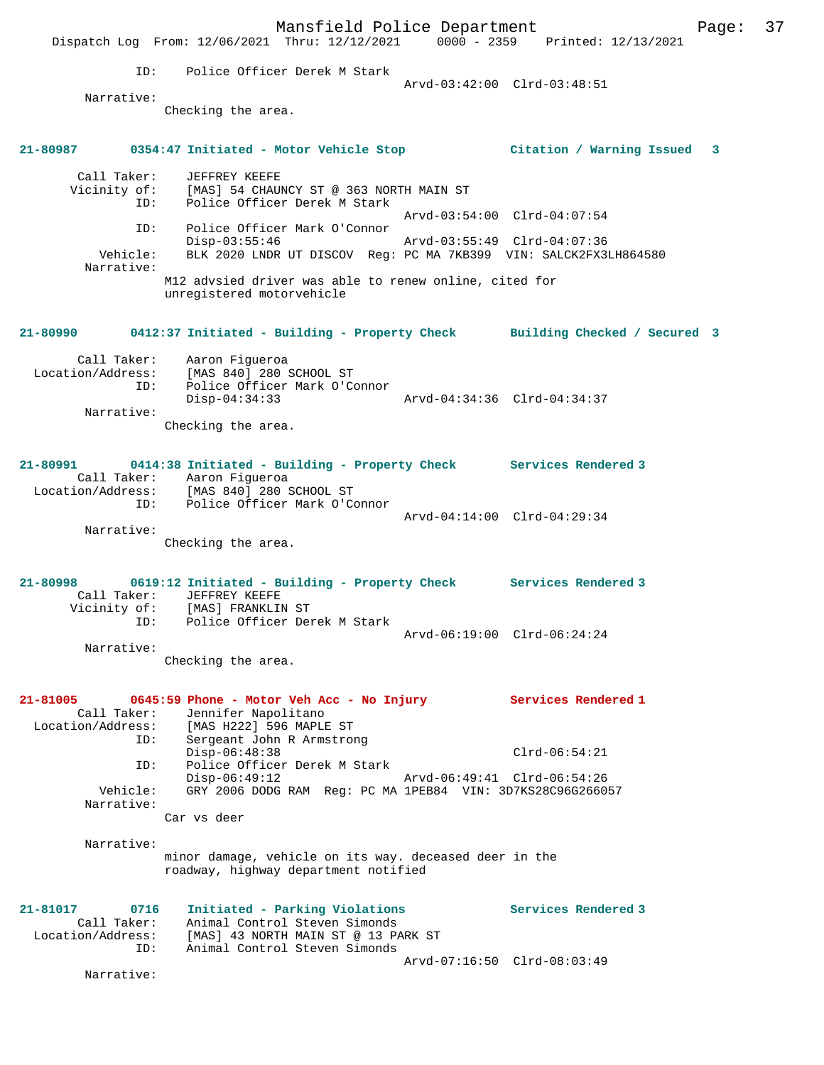ID: Police Officer Derek M Stark
Arvd-03:42:00 Clrd-03:48:51

Narrative:
Checking the area.

**21-80987 0354:47 Initiated - Motor Vehicle Stop — Citation / Warning Issued 3**

Call Taker: JEFFREY KEEFE
Vicinity of: [MAS] 54 CHAUNCY ST @ 363 NORTH MAIN ST
ID: Police Officer Derek M Stark
Arvd-03:54:00 Clrd-04:07:54
ID: Police Officer Mark O'Connor
Disp-03:55:46 Arvd-03:55:49 Clrd-04:07:36
Vehicle: BLK 2020 LNDR UT DISCOV Reg: PC MA 7KB399 VIN: SALCK2FX3LH864580
Narrative:
M12 advsied driver was able to renew online, cited for unregistered motorvehicle

**21-80990 0412:37 Initiated - Building - Property Check — Building Checked / Secured 3**

Call Taker: Aaron Figueroa
Location/Address: [MAS 840] 280 SCHOOL ST
ID: Police Officer Mark O'Connor
Disp-04:34:33 Arvd-04:34:36 Clrd-04:34:37
Narrative:
Checking the area.

**21-80991 0414:38 Initiated - Building - Property Check — Services Rendered 3**

Call Taker: Aaron Figueroa
Location/Address: [MAS 840] 280 SCHOOL ST
ID: Police Officer Mark O'Connor
Arvd-04:14:00 Clrd-04:29:34
Narrative:
Checking the area.

**21-80998 0619:12 Initiated - Building - Property Check — Services Rendered 3**

Call Taker: JEFFREY KEEFE
Vicinity of: [MAS] FRANKLIN ST
ID: Police Officer Derek M Stark
Arvd-06:19:00 Clrd-06:24:24
Narrative:
Checking the area.

**21-81005 0645:59 Phone - Motor Veh Acc - No Injury — Services Rendered 1**

Call Taker: Jennifer Napolitano
Location/Address: [MAS H222] 596 MAPLE ST
ID: Sergeant John R Armstrong
Disp-06:48:38 Clrd-06:54:21
ID: Police Officer Derek M Stark
Disp-06:49:12 Arvd-06:49:41 Clrd-06:54:26
Vehicle: GRY 2006 DODG RAM Reg: PC MA 1PEB84 VIN: 3D7KS28C96G266057
Narrative:
Car vs deer

Narrative:
minor damage, vehicle on its way. deceased deer in the roadway, highway department notified

**21-81017 0716 Initiated - Parking Violations — Services Rendered 3**

Call Taker: Animal Control Steven Simonds
Location/Address: [MAS] 43 NORTH MAIN ST @ 13 PARK ST
ID: Animal Control Steven Simonds
Arvd-07:16:50 Clrd-08:03:49
Narrative: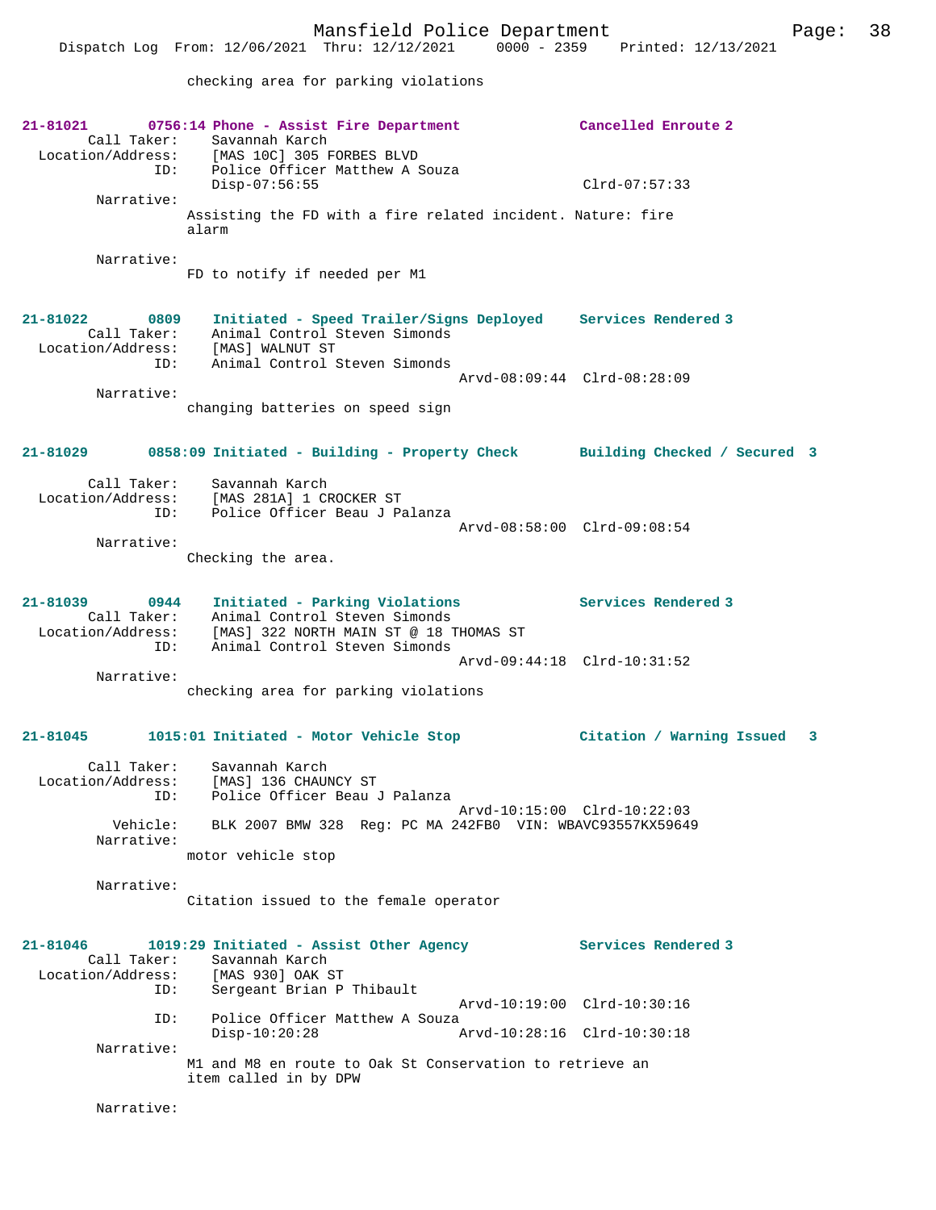checking area for parking violations

**21-81021 0756:14 Phone - Assist Fire Department Cancelled Enroute 2**

Call Taker: Savannah Karch
Location/Address: [MAS 10C] 305 FORBES BLVD
ID: Police Officer Matthew A Souza
Disp-07:56:55 Clrd-07:57:33

Narrative:
Assisting the FD with a fire related incident. Nature: fire alarm

Narrative:
FD to notify if needed per M1

**21-81022 0809 Initiated - Speed Trailer/Signs Deployed Services Rendered 3**

Call Taker: Animal Control Steven Simonds
Location/Address: [MAS] WALNUT ST
ID: Animal Control Steven Simonds
Arvd-08:09:44 Clrd-08:28:09

Narrative:
changing batteries on speed sign

**21-81029 0858:09 Initiated - Building - Property Check Building Checked / Secured 3**

Call Taker: Savannah Karch
Location/Address: [MAS 281A] 1 CROCKER ST
ID: Police Officer Beau J Palanza
Arvd-08:58:00 Clrd-09:08:54

Narrative:
Checking the area.

**21-81039 0944 Initiated - Parking Violations Services Rendered 3**

Call Taker: Animal Control Steven Simonds
Location/Address: [MAS] 322 NORTH MAIN ST @ 18 THOMAS ST
ID: Animal Control Steven Simonds
Arvd-09:44:18 Clrd-10:31:52

Narrative:
checking area for parking violations

**21-81045 1015:01 Initiated - Motor Vehicle Stop Citation / Warning Issued 3**

Call Taker: Savannah Karch
Location/Address: [MAS] 136 CHAUNCY ST
ID: Police Officer Beau J Palanza
Arvd-10:15:00 Clrd-10:22:03
Vehicle: BLK 2007 BMW 328 Reg: PC MA 242FB0 VIN: WBAVC93557KX59649

Narrative:
motor vehicle stop

Narrative:
Citation issued to the female operator

**21-81046 1019:29 Initiated - Assist Other Agency Services Rendered 3**

Call Taker: Savannah Karch
Location/Address: [MAS 930] OAK ST
ID: Sergeant Brian P Thibault
Arvd-10:19:00 Clrd-10:30:16
ID: Police Officer Matthew A Souza
Disp-10:20:28 Arvd-10:28:16 Clrd-10:30:18

Narrative:
M1 and M8 en route to Oak St Conservation to retrieve an item called in by DPW

Narrative: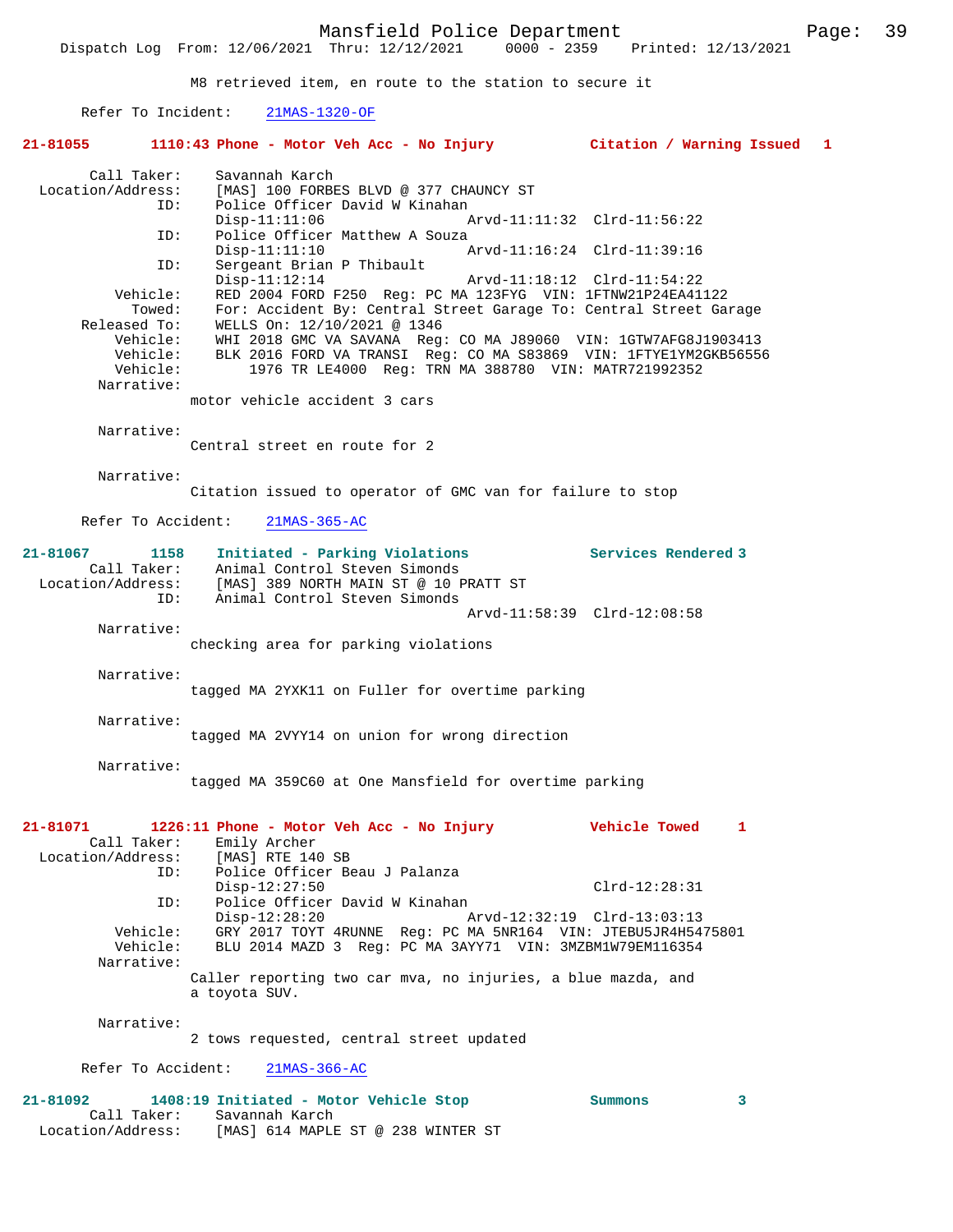M8 retrieved item, en route to the station to secure it

Refer To Incident: 21MAS-1320-OF

**21-81055 1110:43 Phone - Motor Veh Acc - No Injury Citation / Warning Issued 1**

Call Taker: Savannah Karch
Location/Address: [MAS] 100 FORBES BLVD @ 377 CHAUNCY ST
ID: Police Officer David W Kinahan
Disp-11:11:06 Arvd-11:11:32 Clrd-11:56:22
ID: Police Officer Matthew A Souza
Disp-11:11:10 Arvd-11:16:24 Clrd-11:39:16
ID: Sergeant Brian P Thibault
Disp-11:12:14 Arvd-11:18:12 Clrd-11:54:22
Vehicle: RED 2004 FORD F250 Reg: PC MA 123FYG VIN: 1FTNW21P24EA41122
Towed: For: Accident By: Central Street Garage To: Central Street Garage
Released To: WELLS On: 12/10/2021 @ 1346
Vehicle: WHI 2018 GMC VA SAVANA Reg: CO MA J89060 VIN: 1GTW7AFG8J1903413
Vehicle: BLK 2016 FORD VA TRANSI Reg: CO MA S83869 VIN: 1FTYE1YM2GKB56556
Vehicle: 1976 TR LE4000 Reg: TRN MA 388780 VIN: MATR721992352
Narrative:
motor vehicle accident 3 cars

Narrative:
Central street en route for 2

Narrative:
Citation issued to operator of GMC van for failure to stop

Refer To Accident: 21MAS-365-AC

**21-81067 1158 Initiated - Parking Violations Services Rendered 3**

Call Taker: Animal Control Steven Simonds
Location/Address: [MAS] 389 NORTH MAIN ST @ 10 PRATT ST
ID: Animal Control Steven Simonds
Arvd-11:58:39 Clrd-12:08:58
Narrative:
checking area for parking violations

Narrative:
tagged MA 2YXK11 on Fuller for overtime parking

Narrative:
tagged MA 2VYY14 on union for wrong direction

Narrative:
tagged MA 359C60 at One Mansfield for overtime parking

**21-81071 1226:11 Phone - Motor Veh Acc - No Injury Vehicle Towed 1**

Call Taker: Emily Archer
Location/Address: [MAS] RTE 140 SB
ID: Police Officer Beau J Palanza
Disp-12:27:50 Clrd-12:28:31
ID: Police Officer David W Kinahan
Disp-12:28:20 Arvd-12:32:19 Clrd-13:03:13
Vehicle: GRY 2017 TOYT 4RUNNE Reg: PC MA 5NR164 VIN: JTEBU5JR4H5475801
Vehicle: BLU 2014 MAZD 3 Reg: PC MA 3AYY71 VIN: 3MZBM1W79EM116354
Narrative:
Caller reporting two car mva, no injuries, a blue mazda, and a toyota SUV.

Narrative:
2 tows requested, central street updated

Refer To Accident: 21MAS-366-AC

**21-81092 1408:19 Initiated - Motor Vehicle Stop Summons 3**

Call Taker: Savannah Karch
Location/Address: [MAS] 614 MAPLE ST @ 238 WINTER ST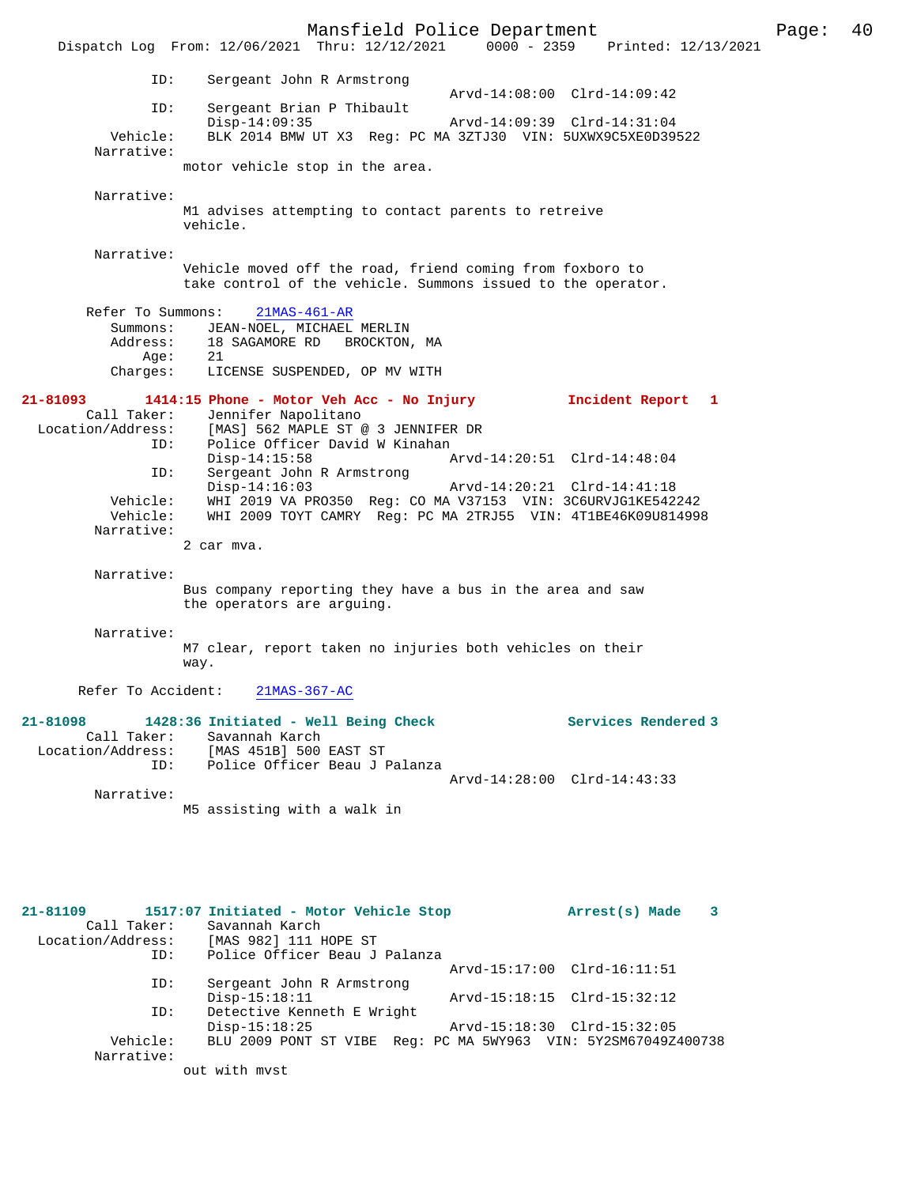```
            ID:    Sergeant John R Armstrong
                                              Arvd-14:08:00  Clrd-14:09:42
            ID:    Sergeant Brian P Thibault
                   Disp-14:09:35              Arvd-14:09:39  Clrd-14:31:04
       Vehicle:    BLK 2014 BMW UT X3  Reg: PC MA 3ZTJ30  VIN: 5UXWX9C5XE0D39522
     Narrative:
                motor vehicle stop in the area.

     Narrative:
                M1 advises attempting to contact parents to retreive
                vehicle.

     Narrative:
                Vehicle moved off the road, friend coming from foxboro to
                take control of the vehicle. Summons issued to the operator.

      Refer To Summons:    21MAS-461-AR
        Summons:    JEAN-NOEL, MICHAEL MERLIN
        Address:    18 SAGAMORE RD   BROCKTON, MA
            Age:    21
        Charges:    LICENSE SUSPENDED, OP MV WITH

21-81093       1414:15 Phone - Motor Veh Acc - No Injury          Incident Report  1
        Call Taker:    Jennifer Napolitano
  Location/Address:    [MAS] 562 MAPLE ST @ 3 JENNIFER DR
            ID:    Police Officer David W Kinahan
                   Disp-14:15:58              Arvd-14:20:51  Clrd-14:48:04
            ID:    Sergeant John R Armstrong
                   Disp-14:16:03              Arvd-14:20:21  Clrd-14:41:18
       Vehicle:    WHI 2019 VA PRO350  Reg: CO MA V37153  VIN: 3C6URVJG1KE542242
       Vehicle:    WHI 2009 TOYT CAMRY  Reg: PC MA 2TRJ55  VIN: 4T1BE46K09U814998
     Narrative:
                2 car mva.

     Narrative:
                Bus company reporting they have a bus in the area and saw
                the operators are arguing.

     Narrative:
                M7 clear, report taken no injuries both vehicles on their
                way.

      Refer To Accident:    21MAS-367-AC

21-81098       1428:36 Initiated - Well Being Check              Services Rendered 3
        Call Taker:    Savannah Karch
  Location/Address:    [MAS 451B] 500 EAST ST
            ID:    Police Officer Beau J Palanza
                                              Arvd-14:28:00  Clrd-14:43:33
     Narrative:
                M5 assisting with a walk in

21-81109       1517:07 Initiated - Motor Vehicle Stop            Arrest(s) Made    3
        Call Taker:    Savannah Karch
  Location/Address:    [MAS 982] 111 HOPE ST
            ID:    Police Officer Beau J Palanza
                                              Arvd-15:17:00  Clrd-16:11:51
            ID:    Sergeant John R Armstrong
                   Disp-15:18:11              Arvd-15:18:15  Clrd-15:32:12
            ID:    Detective Kenneth E Wright
                   Disp-15:18:25              Arvd-15:18:30  Clrd-15:32:05
       Vehicle:    BLU 2009 PONT ST VIBE  Reg: PC MA 5WY963  VIN: 5Y2SM67049Z400738
     Narrative:
                out with mvst
```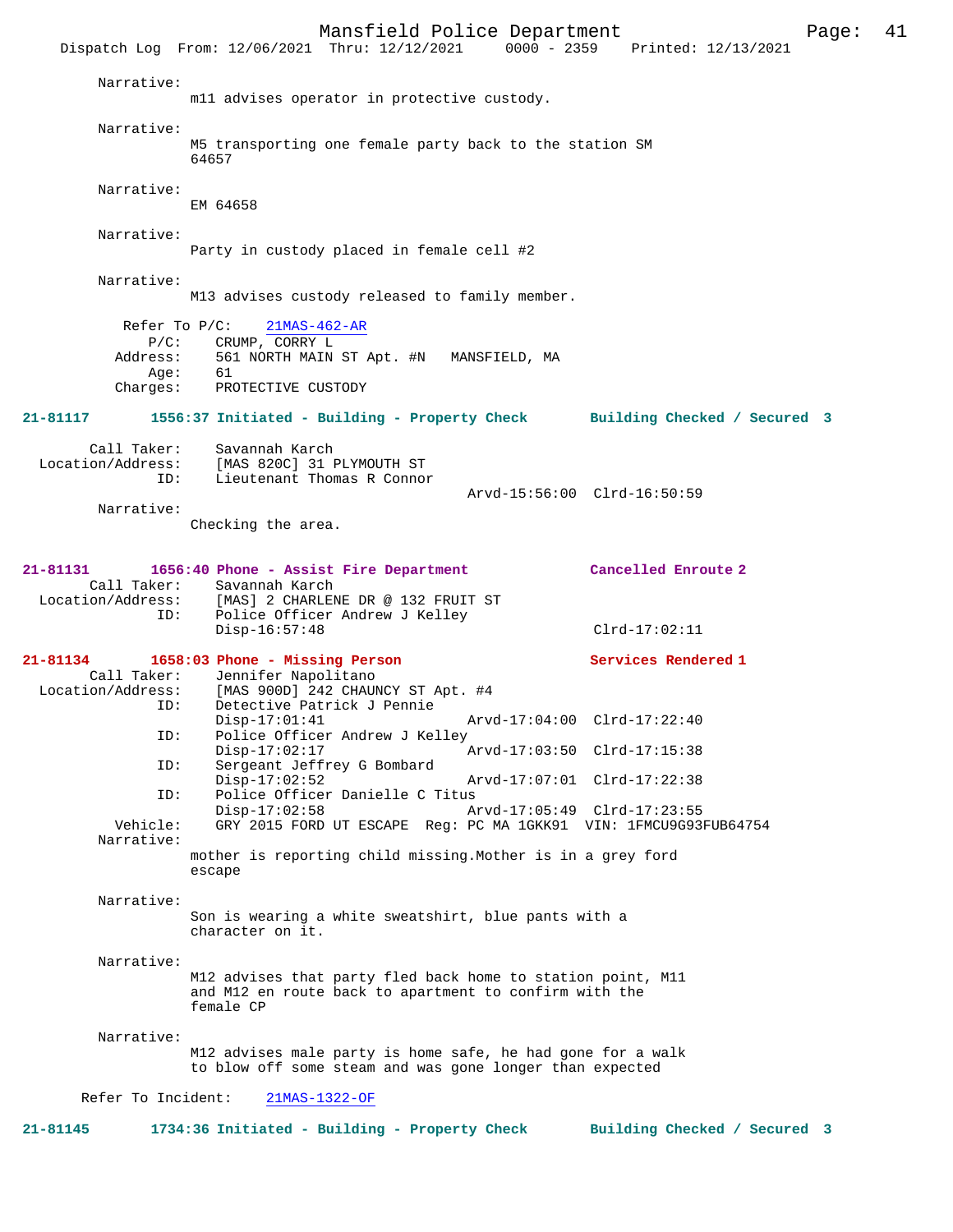Narrative:
m11 advises operator in protective custody.

Narrative:
M5 transporting one female party back to the station SM 64657

Narrative:
EM 64658

Narrative:
Party in custody placed in female cell #2

Narrative:
M13 advises custody released to family member.

Refer To P/C: 21MAS-462-AR
P/C: CRUMP, CORRY L
Address: 561 NORTH MAIN ST Apt. #N MANSFIELD, MA
Age: 61
Charges: PROTECTIVE CUSTODY

**21-81117** 1556:37 Initiated - Building - Property Check — Building Checked / Secured 3

Call Taker: Savannah Karch
Location/Address: [MAS 820C] 31 PLYMOUTH ST
ID: Lieutenant Thomas R Connor
Arvd-15:56:00 Clrd-16:50:59

Narrative:
Checking the area.

**21-81131** 1656:40 Phone - Assist Fire Department — Cancelled Enroute 2

Call Taker: Savannah Karch
Location/Address: [MAS] 2 CHARLENE DR @ 132 FRUIT ST
ID: Police Officer Andrew J Kelley
Disp-16:57:48 Clrd-17:02:11

**21-81134** 1658:03 Phone - Missing Person — Services Rendered 1

Call Taker: Jennifer Napolitano
Location/Address: [MAS 900D] 242 CHAUNCY ST Apt. #4
ID: Detective Patrick J Pennie
Disp-17:01:41 Arvd-17:04:00 Clrd-17:22:40
ID: Police Officer Andrew J Kelley
Disp-17:02:17 Arvd-17:03:50 Clrd-17:15:38
ID: Sergeant Jeffrey G Bombard
Disp-17:02:52 Arvd-17:07:01 Clrd-17:22:38
ID: Police Officer Danielle C Titus
Disp-17:02:58 Arvd-17:05:49 Clrd-17:23:55
Vehicle: GRY 2015 FORD UT ESCAPE Reg: PC MA 1GKK91 VIN: 1FMCU9G93FUB64754

Narrative:
mother is reporting child missing.Mother is in a grey ford escape

Narrative:
Son is wearing a white sweatshirt, blue pants with a character on it.

Narrative:
M12 advises that party fled back home to station point, M11 and M12 en route back to apartment to confirm with the female CP

Narrative:
M12 advises male party is home safe, he had gone for a walk to blow off some steam and was gone longer than expected

Refer To Incident: 21MAS-1322-OF

**21-81145** 1734:36 Initiated - Building - Property Check — Building Checked / Secured 3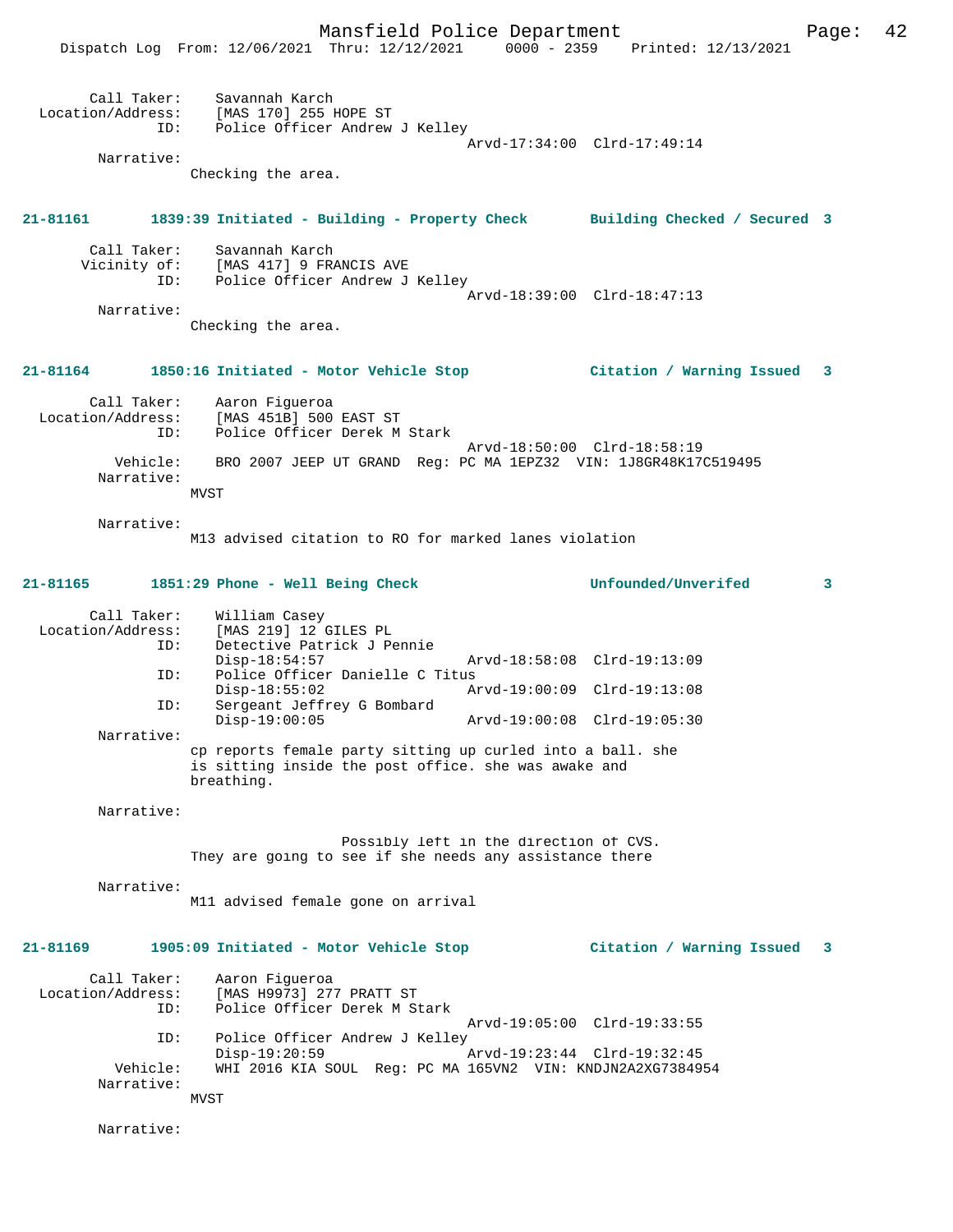Call Taker: Savannah Karch
Location/Address: [MAS 170] 255 HOPE ST
ID: Police Officer Andrew J Kelley
Arvd-17:34:00 Clrd-17:49:14

Narrative:
Checking the area.

**21-81161 1839:39 Initiated - Building - Property Check Building Checked / Secured 3**

Call Taker: Savannah Karch
Vicinity of: [MAS 417] 9 FRANCIS AVE
ID: Police Officer Andrew J Kelley
Arvd-18:39:00 Clrd-18:47:13

Narrative:
Checking the area.

**21-81164 1850:16 Initiated - Motor Vehicle Stop Citation / Warning Issued 3**

Call Taker: Aaron Figueroa
Location/Address: [MAS 451B] 500 EAST ST
ID: Police Officer Derek M Stark
Arvd-18:50:00 Clrd-18:58:19
Vehicle: BRO 2007 JEEP UT GRAND Reg: PC MA 1EPZ32 VIN: 1J8GR48K17C519495

Narrative:
MVST

Narrative:
M13 advised citation to RO for marked lanes violation

**21-81165 1851:29 Phone - Well Being Check Unfounded/Unverifed 3**

Call Taker: William Casey
Location/Address: [MAS 219] 12 GILES PL
ID: Detective Patrick J Pennie
Disp-18:54:57 Arvd-18:58:08 Clrd-19:13:09
ID: Police Officer Danielle C Titus
Disp-18:55:02 Arvd-19:00:09 Clrd-19:13:08
ID: Sergeant Jeffrey G Bombard
Disp-19:00:05 Arvd-19:00:08 Clrd-19:05:30

Narrative:
cp reports female party sitting up curled into a ball. she is sitting inside the post office. she was awake and breathing.

Narrative:
Possibly left in the direction of CVS.
They are going to see if she needs any assistance there

Narrative:
M11 advised female gone on arrival

**21-81169 1905:09 Initiated - Motor Vehicle Stop Citation / Warning Issued 3**

Call Taker: Aaron Figueroa
Location/Address: [MAS H9973] 277 PRATT ST
ID: Police Officer Derek M Stark
Arvd-19:05:00 Clrd-19:33:55
ID: Police Officer Andrew J Kelley
Disp-19:20:59 Arvd-19:23:44 Clrd-19:32:45
Vehicle: WHI 2016 KIA SOUL Reg: PC MA 165VN2 VIN: KNDJN2A2XG7384954

Narrative:
MVST

Narrative: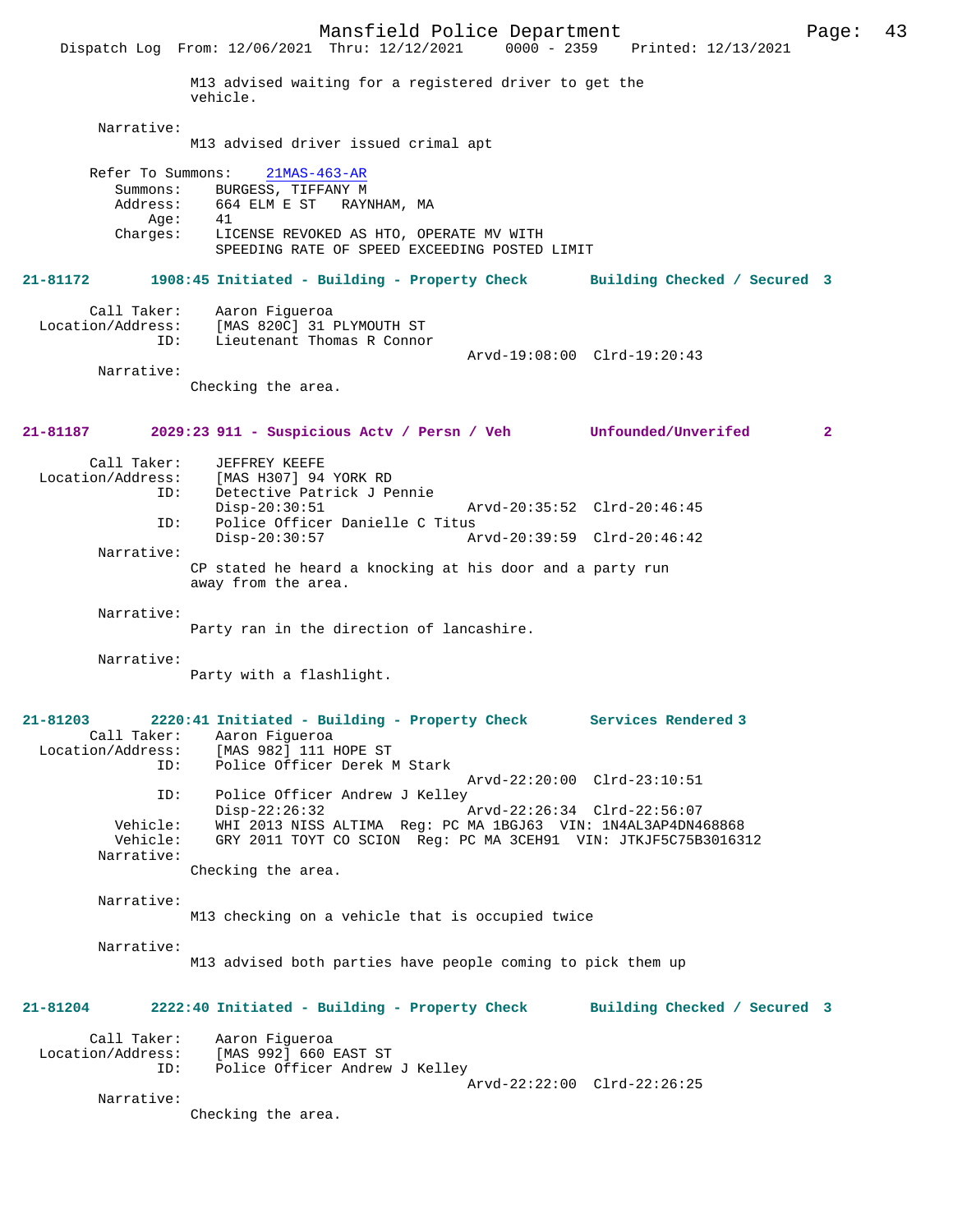M13 advised waiting for a registered driver to get the vehicle.

Narrative:
M13 advised driver issued crimal apt

Refer To Summons: 21MAS-463-AR
Summons: BURGESS, TIFFANY M
Address: 664 ELM E ST RAYNHAM, MA
Age: 41
Charges: LICENSE REVOKED AS HTO, OPERATE MV WITH SPEEDING RATE OF SPEED EXCEEDING POSTED LIMIT

**21-81172 1908:45 Initiated - Building - Property Check Building Checked / Secured 3**

Call Taker: Aaron Figueroa
Location/Address: [MAS 820C] 31 PLYMOUTH ST
ID: Lieutenant Thomas R Connor
Arvd-19:08:00 Clrd-19:20:43
Narrative:
Checking the area.

**21-81187 2029:23 911 - Suspicious Actv / Persn / Veh Unfounded/Unverifed 2**

Call Taker: JEFFREY KEEFE
Location/Address: [MAS H307] 94 YORK RD
ID: Detective Patrick J Pennie
Disp-20:30:51 Arvd-20:35:52 Clrd-20:46:45
ID: Police Officer Danielle C Titus
Disp-20:30:57 Arvd-20:39:59 Clrd-20:46:42
Narrative:
CP stated he heard a knocking at his door and a party run away from the area.

Narrative:
Party ran in the direction of lancashire.

Narrative:
Party with a flashlight.

**21-81203 2220:41 Initiated - Building - Property Check Services Rendered 3**
Call Taker: Aaron Figueroa
Location/Address: [MAS 982] 111 HOPE ST
ID: Police Officer Derek M Stark
Arvd-22:20:00 Clrd-23:10:51
ID: Police Officer Andrew J Kelley
Disp-22:26:32 Arvd-22:26:34 Clrd-22:56:07
Vehicle: WHI 2013 NISS ALTIMA Reg: PC MA 1BGJ63 VIN: 1N4AL3AP4DN468868
Vehicle: GRY 2011 TOYT CO SCION Reg: PC MA 3CEH91 VIN: JTKJF5C75B3016312
Narrative:
Checking the area.

Narrative:
M13 checking on a vehicle that is occupied twice

Narrative:
M13 advised both parties have people coming to pick them up

**21-81204 2222:40 Initiated - Building - Property Check Building Checked / Secured 3**

Call Taker: Aaron Figueroa
Location/Address: [MAS 992] 660 EAST ST
ID: Police Officer Andrew J Kelley
Arvd-22:22:00 Clrd-22:26:25
Narrative:
Checking the area.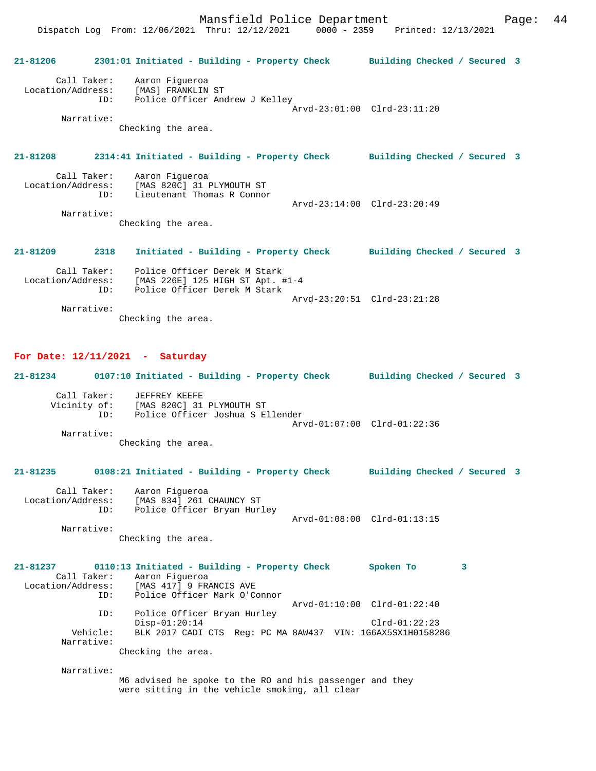21-81206 2301:01 Initiated - Building - Property Check Building Checked / Secured 3

Call Taker: Aaron Figueroa
Location/Address: [MAS] FRANKLIN ST
ID: Police Officer Andrew J Kelley
Arvd-23:01:00 Clrd-23:11:20
Narrative:
Checking the area.

21-81208 2314:41 Initiated - Building - Property Check Building Checked / Secured 3

Call Taker: Aaron Figueroa
Location/Address: [MAS 820C] 31 PLYMOUTH ST
ID: Lieutenant Thomas R Connor
Arvd-23:14:00 Clrd-23:20:49
Narrative:
Checking the area.

21-81209 2318 Initiated - Building - Property Check Building Checked / Secured 3

Call Taker: Police Officer Derek M Stark
Location/Address: [MAS 226E] 125 HIGH ST Apt. #1-4
ID: Police Officer Derek M Stark
Arvd-23:20:51 Clrd-23:21:28
Narrative:
Checking the area.

**For Date: 12/11/2021 - Saturday**

21-81234 0107:10 Initiated - Building - Property Check Building Checked / Secured 3

Call Taker: JEFFREY KEEFE
Vicinity of: [MAS 820C] 31 PLYMOUTH ST
ID: Police Officer Joshua S Ellender
Arvd-01:07:00 Clrd-01:22:36
Narrative:
Checking the area.

21-81235 0108:21 Initiated - Building - Property Check Building Checked / Secured 3

Call Taker: Aaron Figueroa
Location/Address: [MAS 834] 261 CHAUNCY ST
ID: Police Officer Bryan Hurley
Arvd-01:08:00 Clrd-01:13:15
Narrative:
Checking the area.

21-81237 0110:13 Initiated - Building - Property Check Spoken To 3
Call Taker: Aaron Figueroa
Location/Address: [MAS 417] 9 FRANCIS AVE
ID: Police Officer Mark O'Connor
Arvd-01:10:00 Clrd-01:22:40
ID: Police Officer Bryan Hurley
Disp-01:20:14 Clrd-01:22:23
Vehicle: BLK 2017 CADI CTS Reg: PC MA 8AW437 VIN: 1G6AX5SX1H0158286
Narrative:
Checking the area.

Narrative:
M6 advised he spoke to the RO and his passenger and they were sitting in the vehicle smoking, all clear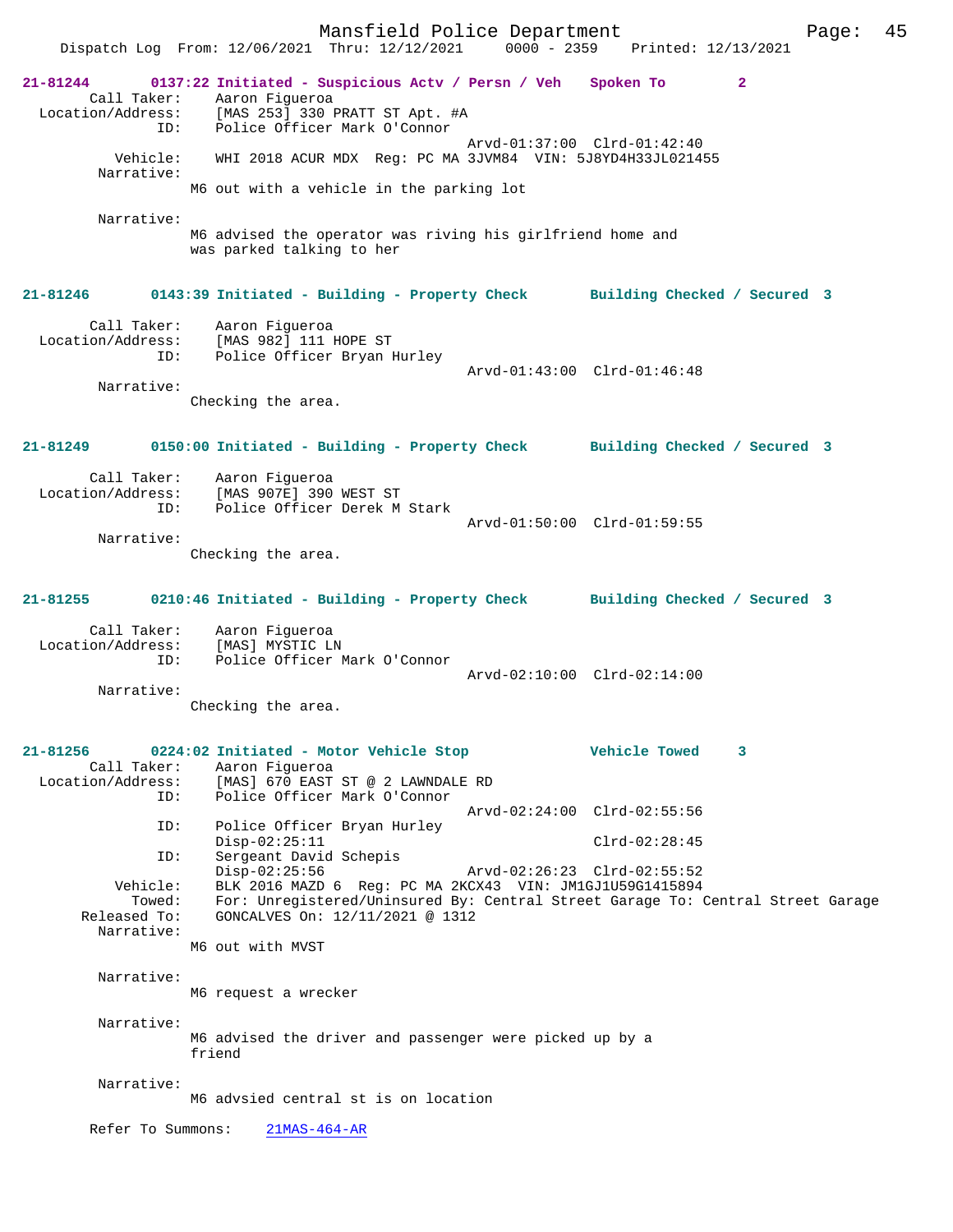**21-81244** 0137:22 Initiated - Suspicious Actv / Persn / Veh Spoken To 2

Call Taker: Aaron Figueroa
Location/Address: [MAS 253] 330 PRATT ST Apt. #A
ID: Police Officer Mark O'Connor
Arvd-01:37:00 Clrd-01:42:40
Vehicle: WHI 2018 ACUR MDX Reg: PC MA 3JVM84 VIN: 5J8YD4H33JL021455

Narrative:
M6 out with a vehicle in the parking lot

Narrative:
M6 advised the operator was riving his girlfriend home and was parked talking to her

**21-81246** 0143:39 Initiated - Building - Property Check Building Checked / Secured 3

Call Taker: Aaron Figueroa
Location/Address: [MAS 982] 111 HOPE ST
ID: Police Officer Bryan Hurley
Arvd-01:43:00 Clrd-01:46:48

Narrative:
Checking the area.

**21-81249** 0150:00 Initiated - Building - Property Check Building Checked / Secured 3

Call Taker: Aaron Figueroa
Location/Address: [MAS 907E] 390 WEST ST
ID: Police Officer Derek M Stark
Arvd-01:50:00 Clrd-01:59:55

Narrative:
Checking the area.

**21-81255** 0210:46 Initiated - Building - Property Check Building Checked / Secured 3

Call Taker: Aaron Figueroa
Location/Address: [MAS] MYSTIC LN
ID: Police Officer Mark O'Connor
Arvd-02:10:00 Clrd-02:14:00

Narrative:
Checking the area.

**21-81256** 0224:02 Initiated - Motor Vehicle Stop Vehicle Towed 3

Call Taker: Aaron Figueroa
Location/Address: [MAS] 670 EAST ST @ 2 LAWNDALE RD
ID: Police Officer Mark O'Connor
Arvd-02:24:00 Clrd-02:55:56
ID: Police Officer Bryan Hurley
Disp-02:25:11 Clrd-02:28:45
ID: Sergeant David Schepis
Disp-02:25:56 Arvd-02:26:23 Clrd-02:55:52
Vehicle: BLK 2016 MAZD 6 Reg: PC MA 2KCX43 VIN: JM1GJ1U59G1415894
Towed: For: Unregistered/Uninsured By: Central Street Garage To: Central Street Garage
Released To: GONCALVES On: 12/11/2021 @ 1312

Narrative:
M6 out with MVST

Narrative:
M6 request a wrecker

Narrative:
M6 advised the driver and passenger were picked up by a friend

Narrative:
M6 advsied central st is on location

Refer To Summons: 21MAS-464-AR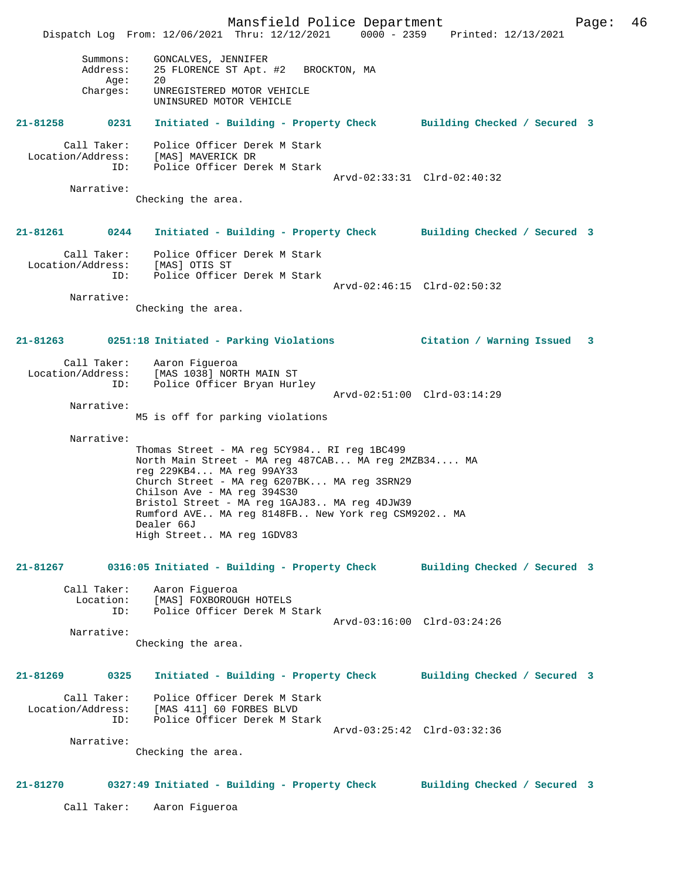Summons: GONCALVES, JENNIFER
Address: 25 FLORENCE ST Apt. #2 BROCKTON, MA
Age: 20
Charges: UNREGISTERED MOTOR VEHICLE
UNINSURED MOTOR VEHICLE

**21-81258 0231 Initiated - Building - Property Check Building Checked / Secured 3**

Call Taker: Police Officer Derek M Stark
Location/Address: [MAS] MAVERICK DR
ID: Police Officer Derek M Stark
Arvd-02:33:31 Clrd-02:40:32
Narrative:
Checking the area.

**21-81261 0244 Initiated - Building - Property Check Building Checked / Secured 3**

Call Taker: Police Officer Derek M Stark
Location/Address: [MAS] OTIS ST
ID: Police Officer Derek M Stark
Arvd-02:46:15 Clrd-02:50:32
Narrative:
Checking the area.

**21-81263 0251:18 Initiated - Parking Violations Citation / Warning Issued 3**

Call Taker: Aaron Figueroa
Location/Address: [MAS 1038] NORTH MAIN ST
ID: Police Officer Bryan Hurley
Arvd-02:51:00 Clrd-03:14:29
Narrative:
M5 is off for parking violations

Narrative:
Thomas Street - MA reg 5CY984.. RI reg 1BC499
North Main Street - MA reg 487CAB... MA reg 2MZB34.... MA reg 229KB4... MA reg 99AY33
Church Street - MA reg 6207BK... MA reg 3SRN29
Chilson Ave - MA reg 394S30
Bristol Street - MA reg 1GAJ83.. MA reg 4DJW39
Rumford AVE.. MA reg 8148FB.. New York reg CSM9202.. MA Dealer 66J
High Street.. MA reg 1GDV83

**21-81267 0316:05 Initiated - Building - Property Check Building Checked / Secured 3**

Call Taker: Aaron Figueroa
Location: [MAS] FOXBOROUGH HOTELS
ID: Police Officer Derek M Stark
Arvd-03:16:00 Clrd-03:24:26
Narrative:
Checking the area.

**21-81269 0325 Initiated - Building - Property Check Building Checked / Secured 3**

Call Taker: Police Officer Derek M Stark
Location/Address: [MAS 411] 60 FORBES BLVD
ID: Police Officer Derek M Stark
Arvd-03:25:42 Clrd-03:32:36
Narrative:
Checking the area.

**21-81270 0327:49 Initiated - Building - Property Check Building Checked / Secured 3**

Call Taker: Aaron Figueroa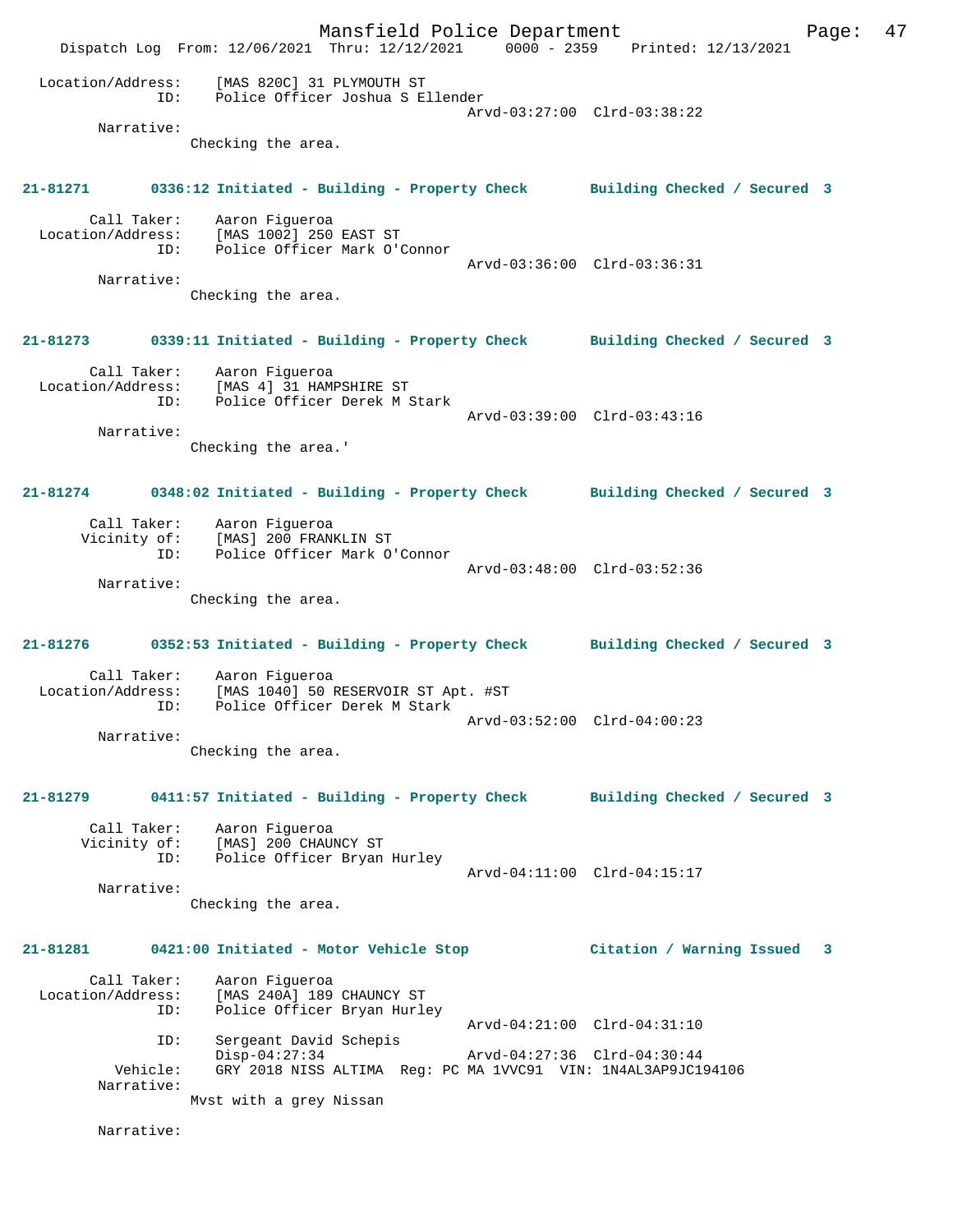Location/Address: [MAS 820C] 31 PLYMOUTH ST
ID: Police Officer Joshua S Ellender
Arvd-03:27:00 Clrd-03:38:22
Narrative:
Checking the area.

**21-81271 0336:12 Initiated - Building - Property Check Building Checked / Secured 3**

Call Taker: Aaron Figueroa
Location/Address: [MAS 1002] 250 EAST ST
ID: Police Officer Mark O'Connor
Arvd-03:36:00 Clrd-03:36:31
Narrative:
Checking the area.

**21-81273 0339:11 Initiated - Building - Property Check Building Checked / Secured 3**

Call Taker: Aaron Figueroa
Location/Address: [MAS 4] 31 HAMPSHIRE ST
ID: Police Officer Derek M Stark
Arvd-03:39:00 Clrd-03:43:16
Narrative:
Checking the area.'

**21-81274 0348:02 Initiated - Building - Property Check Building Checked / Secured 3**

Call Taker: Aaron Figueroa
Vicinity of: [MAS] 200 FRANKLIN ST
ID: Police Officer Mark O'Connor
Arvd-03:48:00 Clrd-03:52:36
Narrative:
Checking the area.

**21-81276 0352:53 Initiated - Building - Property Check Building Checked / Secured 3**

Call Taker: Aaron Figueroa
Location/Address: [MAS 1040] 50 RESERVOIR ST Apt. #ST
ID: Police Officer Derek M Stark
Arvd-03:52:00 Clrd-04:00:23
Narrative:
Checking the area.

**21-81279 0411:57 Initiated - Building - Property Check Building Checked / Secured 3**

Call Taker: Aaron Figueroa
Vicinity of: [MAS] 200 CHAUNCY ST
ID: Police Officer Bryan Hurley
Arvd-04:11:00 Clrd-04:15:17
Narrative:
Checking the area.

**21-81281 0421:00 Initiated - Motor Vehicle Stop Citation / Warning Issued 3**

Call Taker: Aaron Figueroa
Location/Address: [MAS 240A] 189 CHAUNCY ST
ID: Police Officer Bryan Hurley
Arvd-04:21:00 Clrd-04:31:10
ID: Sergeant David Schepis
Disp-04:27:34 Arvd-04:27:36 Clrd-04:30:44
Vehicle: GRY 2018 NISS ALTIMA Reg: PC MA 1VVC91 VIN: 1N4AL3AP9JC194106
Narrative:
Mvst with a grey Nissan

Narrative: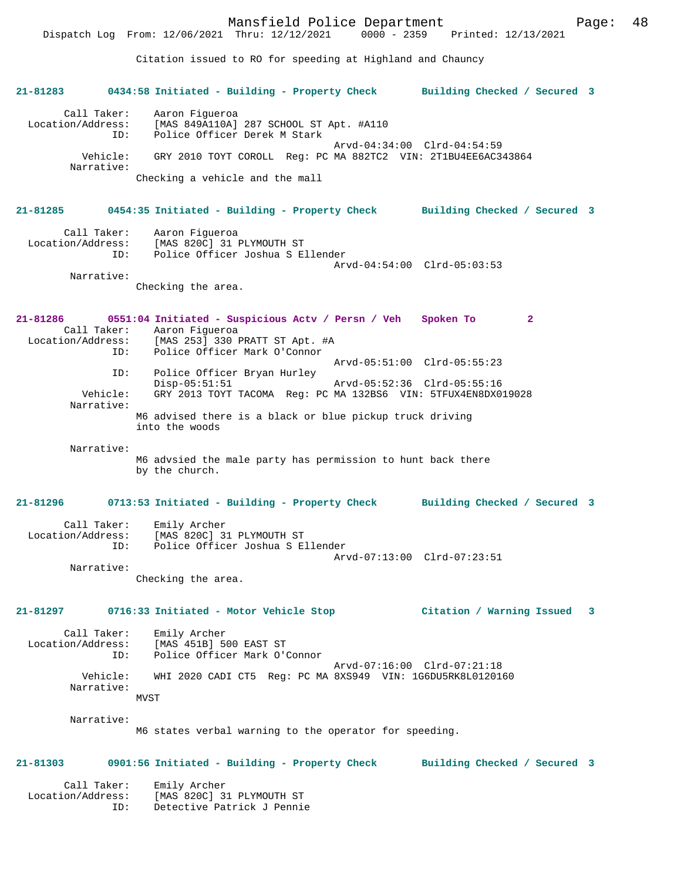Citation issued to RO for speeding at Highland and Chauncy

**21-81283 0434:58 Initiated - Building - Property Check Building Checked / Secured 3**

```
        Call Taker:    Aaron Figueroa
  Location/Address:    [MAS 849A110A] 287 SCHOOL ST Apt. #A110
                ID:    Police Officer Derek M Stark
                                              Arvd-04:34:00  Clrd-04:54:59
           Vehicle:    GRY 2010 TOYT COROLL  Reg: PC MA 882TC2  VIN: 2T1BU4EE6AC343864
         Narrative:
                    Checking a vehicle and the mall
```

**21-81285 0454:35 Initiated - Building - Property Check Building Checked / Secured 3**

```
        Call Taker:    Aaron Figueroa
  Location/Address:    [MAS 820C] 31 PLYMOUTH ST
                ID:    Police Officer Joshua S Ellender
                                              Arvd-04:54:00  Clrd-05:03:53
         Narrative:
                    Checking the area.
```

**21-81286 0551:04 Initiated - Suspicious Actv / Persn / Veh Spoken To 2**

```
        Call Taker:    Aaron Figueroa
  Location/Address:    [MAS 253] 330 PRATT ST Apt. #A
                ID:    Police Officer Mark O'Connor
                                              Arvd-05:51:00  Clrd-05:55:23
                ID:    Police Officer Bryan Hurley
                       Disp-05:51:51          Arvd-05:52:36  Clrd-05:55:16
           Vehicle:    GRY 2013 TOYT TACOMA  Reg: PC MA 132BS6  VIN: 5TFUX4EN8DX019028
         Narrative:
                    M6 advised there is a black or blue pickup truck driving
                    into the woods

         Narrative:
                    M6 advsied the male party has permission to hunt back there
                    by the church.
```

**21-81296 0713:53 Initiated - Building - Property Check Building Checked / Secured 3**

```
        Call Taker:    Emily Archer
  Location/Address:    [MAS 820C] 31 PLYMOUTH ST
                ID:    Police Officer Joshua S Ellender
                                              Arvd-07:13:00  Clrd-07:23:51
         Narrative:
                    Checking the area.
```

**21-81297 0716:33 Initiated - Motor Vehicle Stop Citation / Warning Issued 3**

```
        Call Taker:    Emily Archer
  Location/Address:    [MAS 451B] 500 EAST ST
                ID:    Police Officer Mark O'Connor
                                              Arvd-07:16:00  Clrd-07:21:18
           Vehicle:    WHI 2020 CADI CT5  Reg: PC MA 8XS949  VIN: 1G6DU5RK8L0120160
         Narrative:
                    MVST

         Narrative:
                    M6 states verbal warning to the operator for speeding.
```

**21-81303 0901:56 Initiated - Building - Property Check Building Checked / Secured 3**

```
        Call Taker:    Emily Archer
  Location/Address:    [MAS 820C] 31 PLYMOUTH ST
                ID:    Detective Patrick J Pennie
```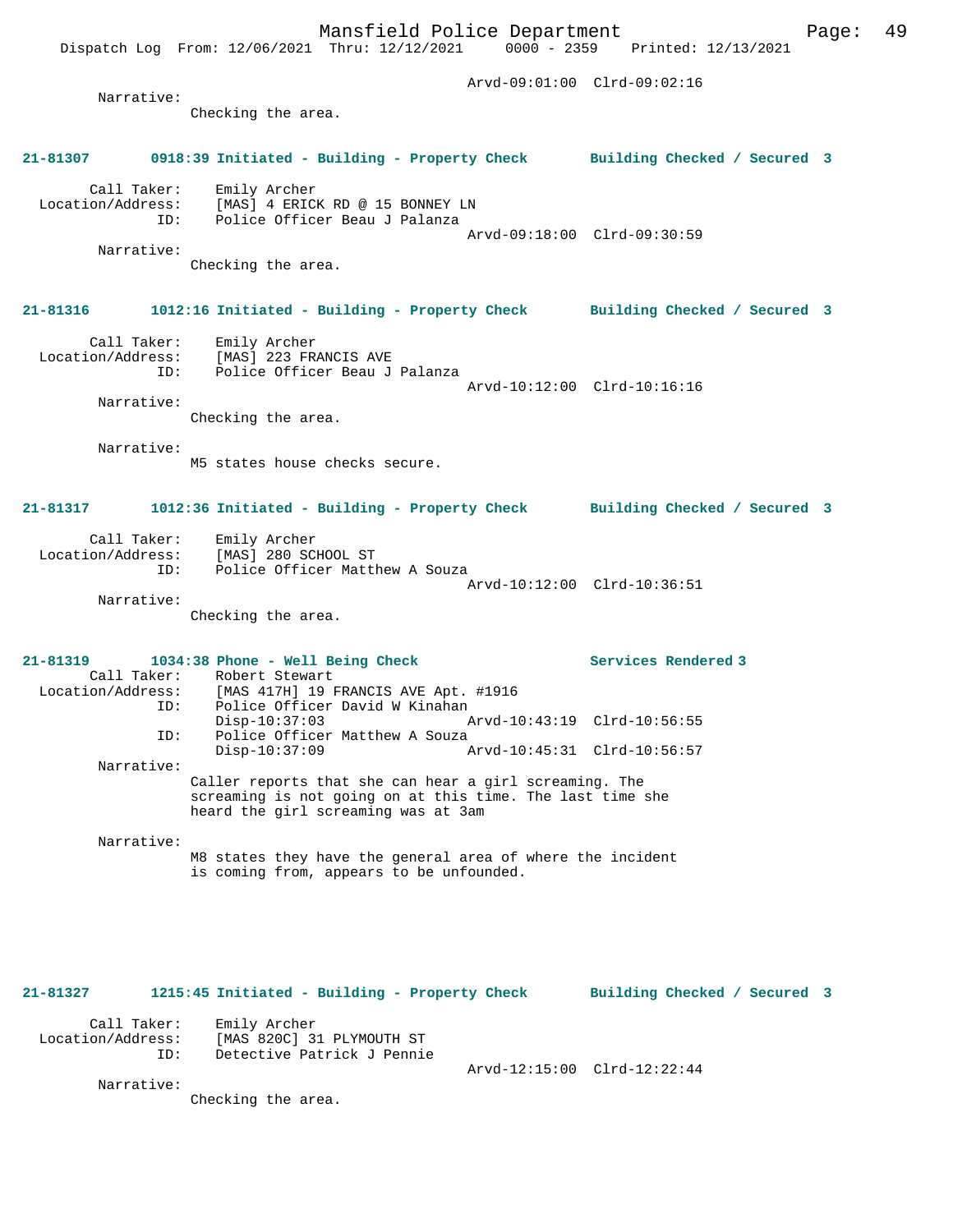Arvd-09:01:00 Clrd-09:02:16

Narrative:
Checking the area.

**21-81307 0918:39 Initiated - Building - Property Check Building Checked / Secured 3**

Call Taker: Emily Archer
Location/Address: [MAS] 4 ERICK RD @ 15 BONNEY LN
ID: Police Officer Beau J Palanza
Arvd-09:18:00 Clrd-09:30:59

Narrative:
Checking the area.

**21-81316 1012:16 Initiated - Building - Property Check Building Checked / Secured 3**

Call Taker: Emily Archer
Location/Address: [MAS] 223 FRANCIS AVE
ID: Police Officer Beau J Palanza
Arvd-10:12:00 Clrd-10:16:16

Narrative:
Checking the area.

Narrative:
M5 states house checks secure.

**21-81317 1012:36 Initiated - Building - Property Check Building Checked / Secured 3**

Call Taker: Emily Archer
Location/Address: [MAS] 280 SCHOOL ST
ID: Police Officer Matthew A Souza
Arvd-10:12:00 Clrd-10:36:51

Narrative:
Checking the area.

**21-81319 1034:38 Phone - Well Being Check Services Rendered 3**

Call Taker: Robert Stewart
Location/Address: [MAS 417H] 19 FRANCIS AVE Apt. #1916
ID: Police Officer David W Kinahan
Disp-10:37:03 Arvd-10:43:19 Clrd-10:56:55
ID: Police Officer Matthew A Souza
Disp-10:37:09 Arvd-10:45:31 Clrd-10:56:57

Narrative:
Caller reports that she can hear a girl screaming. The screaming is not going on at this time. The last time she heard the girl screaming was at 3am

Narrative:
M8 states they have the general area of where the incident is coming from, appears to be unfounded.

**21-81327 1215:45 Initiated - Building - Property Check Building Checked / Secured 3**

Call Taker: Emily Archer
Location/Address: [MAS 820C] 31 PLYMOUTH ST
ID: Detective Patrick J Pennie
Arvd-12:15:00 Clrd-12:22:44

Narrative:
Checking the area.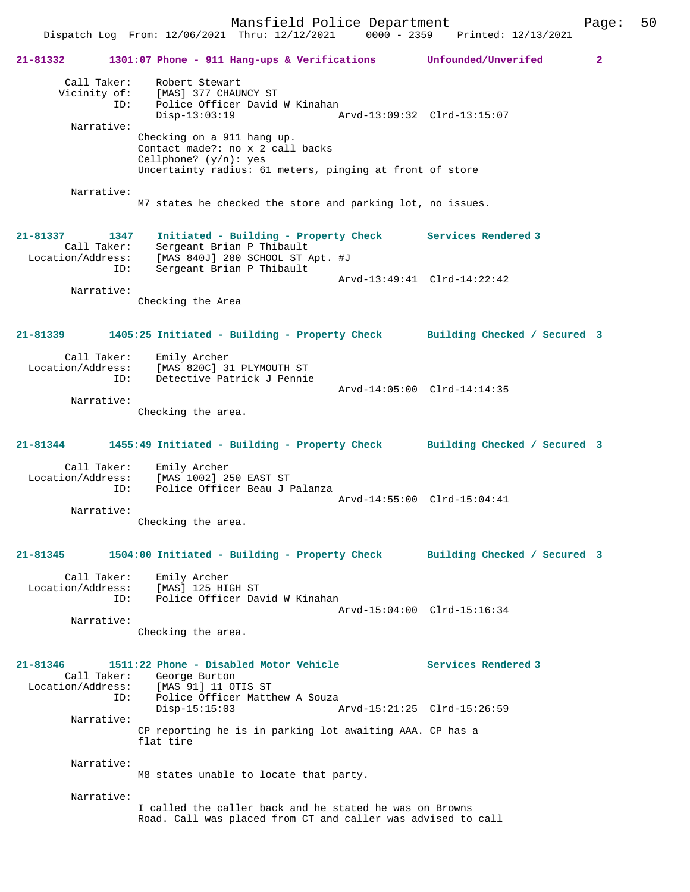**21-81332 1301:07 Phone - 911 Hang-ups & Verifications Unfounded/Unverifed 2**

Call Taker: Robert Stewart
Vicinity of: [MAS] 377 CHAUNCY ST
ID: Police Officer David W Kinahan
Disp-13:03:19 Arvd-13:09:32 Clrd-13:15:07

Narrative:
Checking on a 911 hang up.
Contact made?: no x 2 call backs
Cellphone? (y/n): yes
Uncertainty radius: 61 meters, pinging at front of store

Narrative:
M7 states he checked the store and parking lot, no issues.

**21-81337 1347 Initiated - Building - Property Check Services Rendered 3**

Call Taker: Sergeant Brian P Thibault
Location/Address: [MAS 840J] 280 SCHOOL ST Apt. #J
ID: Sergeant Brian P Thibault
Arvd-13:49:41 Clrd-14:22:42

Narrative:
Checking the Area

**21-81339 1405:25 Initiated - Building - Property Check Building Checked / Secured 3**

Call Taker: Emily Archer
Location/Address: [MAS 820C] 31 PLYMOUTH ST
ID: Detective Patrick J Pennie
Arvd-14:05:00 Clrd-14:14:35

Narrative:
Checking the area.

**21-81344 1455:49 Initiated - Building - Property Check Building Checked / Secured 3**

Call Taker: Emily Archer
Location/Address: [MAS 1002] 250 EAST ST
ID: Police Officer Beau J Palanza
Arvd-14:55:00 Clrd-15:04:41

Narrative:
Checking the area.

**21-81345 1504:00 Initiated - Building - Property Check Building Checked / Secured 3**

Call Taker: Emily Archer
Location/Address: [MAS] 125 HIGH ST
ID: Police Officer David W Kinahan
Arvd-15:04:00 Clrd-15:16:34

Narrative:
Checking the area.

**21-81346 1511:22 Phone - Disabled Motor Vehicle Services Rendered 3**

Call Taker: George Burton
Location/Address: [MAS 91] 11 OTIS ST
ID: Police Officer Matthew A Souza
Disp-15:15:03 Arvd-15:21:25 Clrd-15:26:59

Narrative:
CP reporting he is in parking lot awaiting AAA. CP has a flat tire

Narrative:
M8 states unable to locate that party.

Narrative:
I called the caller back and he stated he was on Browns Road. Call was placed from CT and caller was advised to call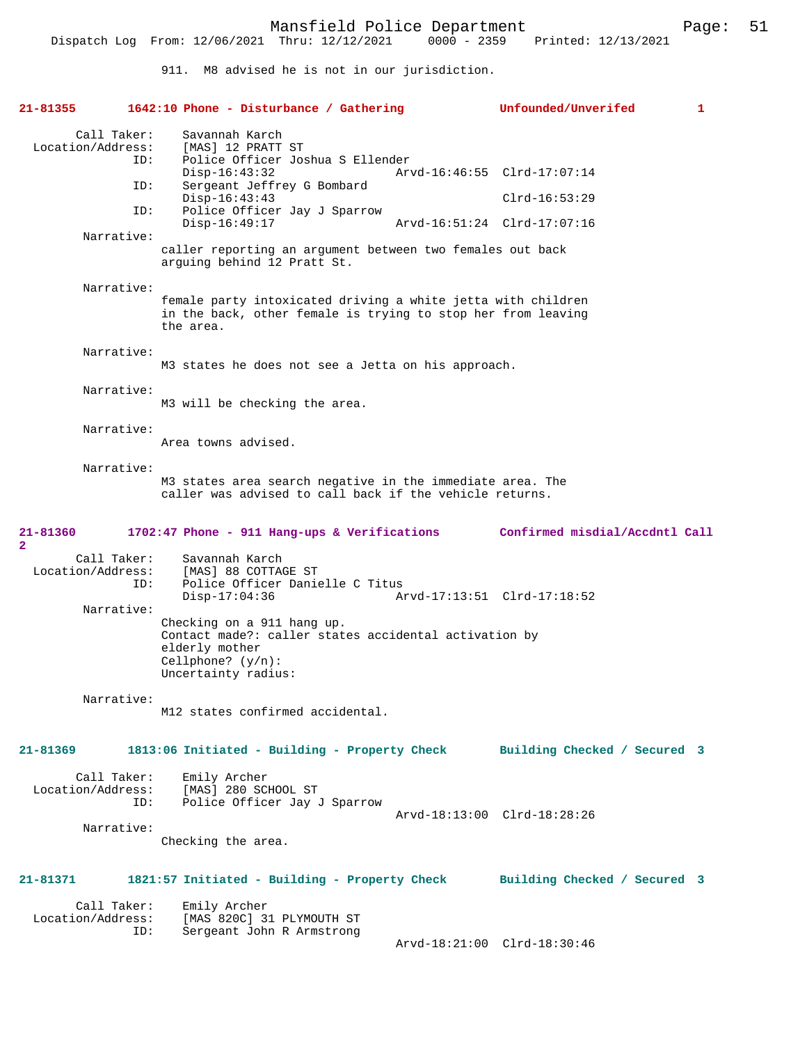911. M8 advised he is not in our jurisdiction.

**21-81355 1642:10 Phone - Disturbance / Gathering Unfounded/Unverifed 1**

```
       Call Taker:    Savannah Karch
 Location/Address:    [MAS] 12 PRATT ST
               ID:    Police Officer Joshua S Ellender
                      Disp-16:43:32                 Arvd-16:46:55  Clrd-17:07:14
               ID:    Sergeant Jeffrey G Bombard
                      Disp-16:43:43                                Clrd-16:53:29
               ID:    Police Officer Jay J Sparrow
                      Disp-16:49:17                 Arvd-16:51:24  Clrd-17:07:16
        Narrative:
                  caller reporting an argument between two females out back
                  arguing behind 12 Pratt St.

        Narrative:
                  female party intoxicated driving a white jetta with children
                  in the back, other female is trying to stop her from leaving
                  the area.

        Narrative:
                  M3 states he does not see a Jetta on his approach.

        Narrative:
                  M3 will be checking the area.

        Narrative:
                  Area towns advised.

        Narrative:
                  M3 states area search negative in the immediate area. The
                  caller was advised to call back if the vehicle returns.
```

**21-81360 1702:47 Phone - 911 Hang-ups & Verifications Confirmed misdial/Accdntl Call 2**

```
       Call Taker:    Savannah Karch
 Location/Address:    [MAS] 88 COTTAGE ST
               ID:    Police Officer Danielle C Titus
                      Disp-17:04:36                 Arvd-17:13:51  Clrd-17:18:52
        Narrative:
                  Checking on a 911 hang up.
                  Contact made?: caller states accidental activation by
                  elderly mother
                  Cellphone? (y/n):
                  Uncertainty radius:

        Narrative:
                  M12 states confirmed accidental.
```

**21-81369 1813:06 Initiated - Building - Property Check Building Checked / Secured 3**

```
       Call Taker:    Emily Archer
 Location/Address:    [MAS] 280 SCHOOL ST
               ID:    Police Officer Jay J Sparrow
                                                    Arvd-18:13:00  Clrd-18:28:26
        Narrative:
                  Checking the area.
```

**21-81371 1821:57 Initiated - Building - Property Check Building Checked / Secured 3**

```
       Call Taker:    Emily Archer
 Location/Address:    [MAS 820C] 31 PLYMOUTH ST
               ID:    Sergeant John R Armstrong
                                                    Arvd-18:21:00  Clrd-18:30:46
```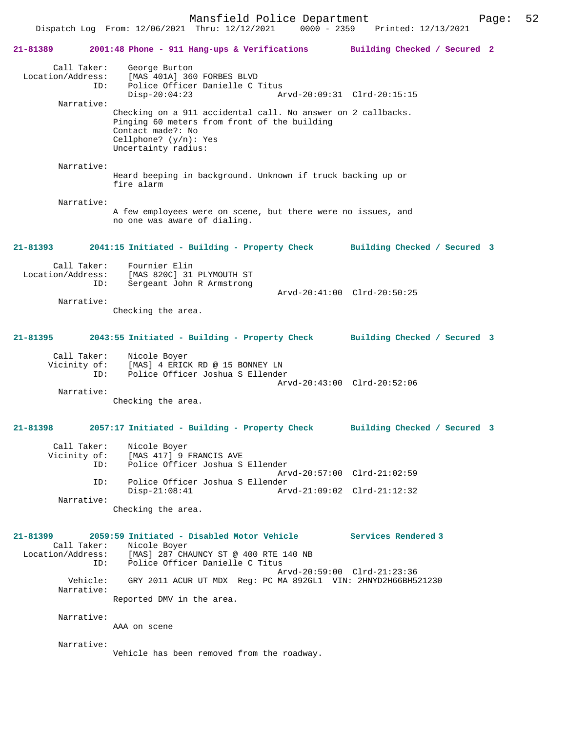**21-81389 2001:48 Phone - 911 Hang-ups & Verifications Building Checked / Secured 2**

```
        Call Taker:    George Burton
  Location/Address:    [MAS 401A] 360 FORBES BLVD
                ID:    Police Officer Danielle C Titus
                       Disp-20:04:23              Arvd-20:09:31  Clrd-20:15:15
         Narrative:
                Checking on a 911 accidental call. No answer on 2 callbacks.
                Pinging 60 meters from front of the building
                Contact made?: No
                Cellphone? (y/n): Yes
                Uncertainty radius:

         Narrative:
                Heard beeping in background. Unknown if truck backing up or
                fire alarm

         Narrative:
                A few employees were on scene, but there were no issues, and
                no one was aware of dialing.
```

**21-81393 2041:15 Initiated - Building - Property Check Building Checked / Secured 3**

```
        Call Taker:    Fournier Elin
  Location/Address:    [MAS 820C] 31 PLYMOUTH ST
                ID:    Sergeant John R Armstrong
                                                  Arvd-20:41:00  Clrd-20:50:25
         Narrative:
                Checking the area.
```

**21-81395 2043:55 Initiated - Building - Property Check Building Checked / Secured 3**

```
        Call Taker:    Nicole Boyer
       Vicinity of:    [MAS] 4 ERICK RD @ 15 BONNEY LN
                ID:    Police Officer Joshua S Ellender
                                                  Arvd-20:43:00  Clrd-20:52:06
         Narrative:
                Checking the area.
```

**21-81398 2057:17 Initiated - Building - Property Check Building Checked / Secured 3**

```
        Call Taker:    Nicole Boyer
       Vicinity of:    [MAS 417] 9 FRANCIS AVE
                ID:    Police Officer Joshua S Ellender
                                                  Arvd-20:57:00  Clrd-21:02:59
                ID:    Police Officer Joshua S Ellender
                       Disp-21:08:41              Arvd-21:09:02  Clrd-21:12:32
         Narrative:
                Checking the area.
```

**21-81399 2059:59 Initiated - Disabled Motor Vehicle Services Rendered 3**

```
        Call Taker:    Nicole Boyer
  Location/Address:    [MAS] 287 CHAUNCY ST @ 400 RTE 140 NB
                ID:    Police Officer Danielle C Titus
                                                  Arvd-20:59:00  Clrd-21:23:36
           Vehicle:    GRY 2011 ACUR UT MDX  Reg: PC MA 892GL1  VIN: 2HNYD2H66BH521230
         Narrative:
                Reported DMV in the area.

         Narrative:
                AAA on scene

         Narrative:
                Vehicle has been removed from the roadway.
```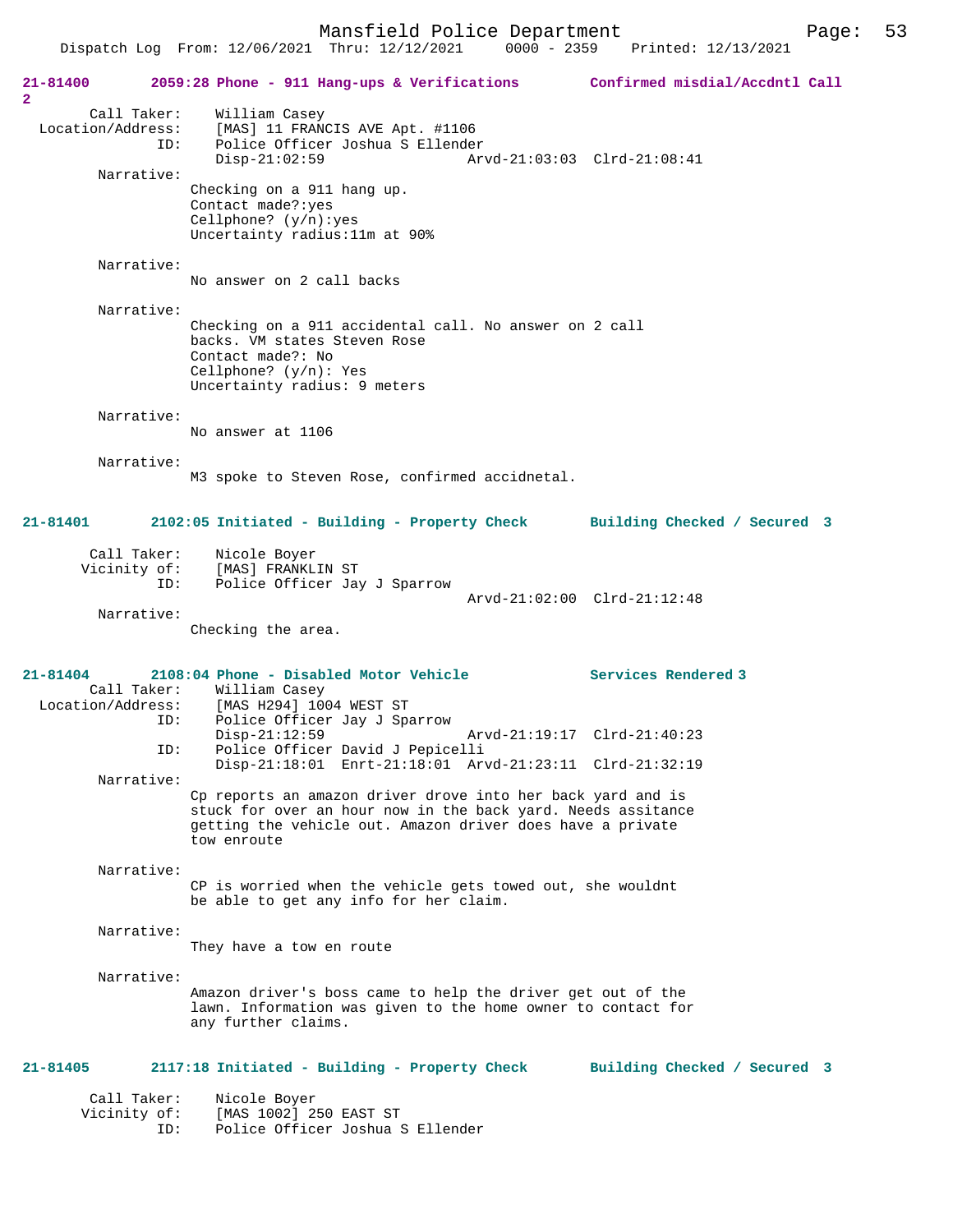**21-81400 2059:28 Phone - 911 Hang-ups & Verifications — Confirmed misdial/Accdntl Call 2**

Call Taker: William Casey
Location/Address: [MAS] 11 FRANCIS AVE Apt. #1106
ID: Police Officer Joshua S Ellender
Disp-21:02:59 Arvd-21:03:03 Clrd-21:08:41

Narrative:
Checking on a 911 hang up.
Contact made?:yes
Cellphone? (y/n):yes
Uncertainty radius:11m at 90%

Narrative:
No answer on 2 call backs

Narrative:
Checking on a 911 accidental call. No answer on 2 call backs. VM states Steven Rose
Contact made?: No
Cellphone? (y/n): Yes
Uncertainty radius: 9 meters

Narrative:
No answer at 1106

Narrative:
M3 spoke to Steven Rose, confirmed accidnetal.

**21-81401 2102:05 Initiated - Building - Property Check — Building Checked / Secured 3**

Call Taker: Nicole Boyer
Vicinity of: [MAS] FRANKLIN ST
ID: Police Officer Jay J Sparrow
Arvd-21:02:00 Clrd-21:12:48

Narrative:
Checking the area.

**21-81404 2108:04 Phone - Disabled Motor Vehicle — Services Rendered 3**

Call Taker: William Casey
Location/Address: [MAS H294] 1004 WEST ST
ID: Police Officer Jay J Sparrow
Disp-21:12:59 Arvd-21:19:17 Clrd-21:40:23
ID: Police Officer David J Pepicelli
Disp-21:18:01 Enrt-21:18:01 Arvd-21:23:11 Clrd-21:32:19

Narrative:
Cp reports an amazon driver drove into her back yard and is stuck for over an hour now in the back yard. Needs assitance getting the vehicle out. Amazon driver does have a private tow enroute

Narrative:
CP is worried when the vehicle gets towed out, she wouldnt be able to get any info for her claim.

Narrative:
They have a tow en route

Narrative:
Amazon driver's boss came to help the driver get out of the lawn. Information was given to the home owner to contact for any further claims.

**21-81405 2117:18 Initiated - Building - Property Check — Building Checked / Secured 3**

Call Taker: Nicole Boyer
Vicinity of: [MAS 1002] 250 EAST ST
ID: Police Officer Joshua S Ellender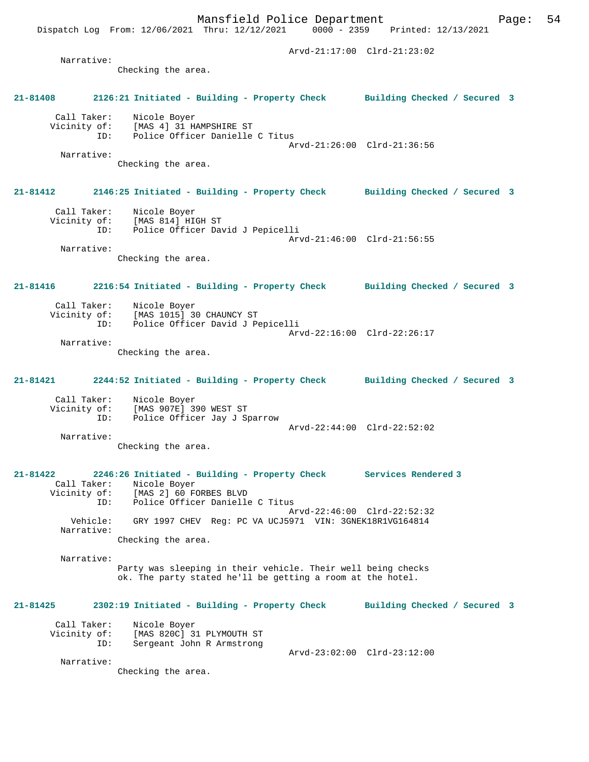Arvd-21:17:00 Clrd-21:23:02

Narrative:
Checking the area.

**21-81408 2126:21 Initiated - Building - Property Check Building Checked / Secured 3**

Call Taker: Nicole Boyer
Vicinity of: [MAS 4] 31 HAMPSHIRE ST
ID: Police Officer Danielle C Titus
Arvd-21:26:00 Clrd-21:36:56

Narrative:
Checking the area.

**21-81412 2146:25 Initiated - Building - Property Check Building Checked / Secured 3**

Call Taker: Nicole Boyer
Vicinity of: [MAS 814] HIGH ST
ID: Police Officer David J Pepicelli
Arvd-21:46:00 Clrd-21:56:55

Narrative:
Checking the area.

**21-81416 2216:54 Initiated - Building - Property Check Building Checked / Secured 3**

Call Taker: Nicole Boyer
Vicinity of: [MAS 1015] 30 CHAUNCY ST
ID: Police Officer David J Pepicelli
Arvd-22:16:00 Clrd-22:26:17

Narrative:
Checking the area.

**21-81421 2244:52 Initiated - Building - Property Check Building Checked / Secured 3**

Call Taker: Nicole Boyer
Vicinity of: [MAS 907E] 390 WEST ST
ID: Police Officer Jay J Sparrow
Arvd-22:44:00 Clrd-22:52:02

Narrative:
Checking the area.

**21-81422 2246:26 Initiated - Building - Property Check Services Rendered 3**

Call Taker: Nicole Boyer
Vicinity of: [MAS 2] 60 FORBES BLVD
ID: Police Officer Danielle C Titus
Arvd-22:46:00 Clrd-22:52:32
Vehicle: GRY 1997 CHEV Reg: PC VA UCJ5971 VIN: 3GNEK18R1VG164814

Narrative:
Checking the area.

Narrative:
Party was sleeping in their vehicle. Their well being checks ok. The party stated he'll be getting a room at the hotel.

**21-81425 2302:19 Initiated - Building - Property Check Building Checked / Secured 3**

Call Taker: Nicole Boyer
Vicinity of: [MAS 820C] 31 PLYMOUTH ST
ID: Sergeant John R Armstrong
Arvd-23:02:00 Clrd-23:12:00

Narrative:
Checking the area.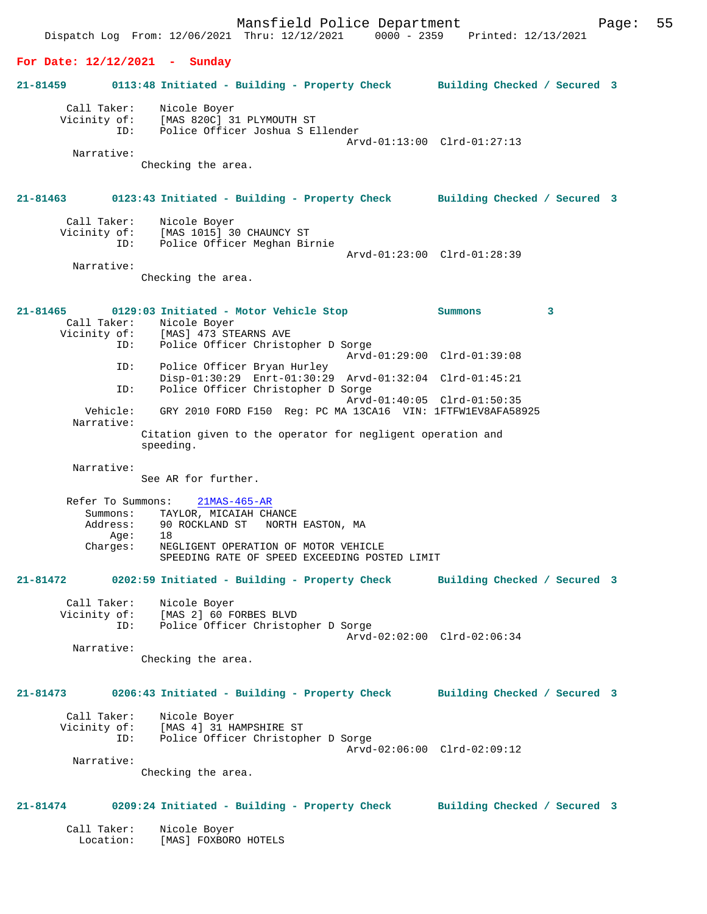**For Date: 12/12/2021 - Sunday**

**21-81459 0113:48 Initiated - Building - Property Check Building Checked / Secured 3**

```
        Call Taker:    Nicole Boyer
       Vicinity of:    [MAS 820C] 31 PLYMOUTH ST
                ID:    Police Officer Joshua S Ellender
                                                Arvd-01:13:00  Clrd-01:27:13
         Narrative:
                 Checking the area.
```

**21-81463 0123:43 Initiated - Building - Property Check Building Checked / Secured 3**

```
        Call Taker:    Nicole Boyer
       Vicinity of:    [MAS 1015] 30 CHAUNCY ST
                ID:    Police Officer Meghan Birnie
                                                Arvd-01:23:00  Clrd-01:28:39
         Narrative:
                 Checking the area.
```

**21-81465 0129:03 Initiated - Motor Vehicle Stop Summons 3**

```
        Call Taker:    Nicole Boyer
       Vicinity of:    [MAS] 473 STEARNS AVE
                ID:    Police Officer Christopher D Sorge
                                                Arvd-01:29:00  Clrd-01:39:08
                ID:    Police Officer Bryan Hurley
                       Disp-01:30:29  Enrt-01:30:29  Arvd-01:32:04  Clrd-01:45:21
                ID:    Police Officer Christopher D Sorge
                                                Arvd-01:40:05  Clrd-01:50:35
           Vehicle:    GRY 2010 FORD F150  Reg: PC MA 13CA16  VIN: 1FTFW1EV8AFA58925
         Narrative:
                 Citation given to the operator for negligent operation and
                 speeding.

         Narrative:
                 See AR for further.

        Refer To Summons:    21MAS-465-AR
           Summons:    TAYLOR, MICAIAH CHANCE
           Address:    90 ROCKLAND ST   NORTH EASTON, MA
               Age:    18
           Charges:    NEGLIGENT OPERATION OF MOTOR VEHICLE
                       SPEEDING RATE OF SPEED EXCEEDING POSTED LIMIT
```

**21-81472 0202:59 Initiated - Building - Property Check Building Checked / Secured 3**

```
        Call Taker:    Nicole Boyer
       Vicinity of:    [MAS 2] 60 FORBES BLVD
                ID:    Police Officer Christopher D Sorge
                                                Arvd-02:02:00  Clrd-02:06:34
         Narrative:
                 Checking the area.
```

**21-81473 0206:43 Initiated - Building - Property Check Building Checked / Secured 3**

```
        Call Taker:    Nicole Boyer
       Vicinity of:    [MAS 4] 31 HAMPSHIRE ST
                ID:    Police Officer Christopher D Sorge
                                                Arvd-02:06:00  Clrd-02:09:12
         Narrative:
                 Checking the area.
```

**21-81474 0209:24 Initiated - Building - Property Check Building Checked / Secured 3**

```
        Call Taker:    Nicole Boyer
          Location:    [MAS] FOXBORO HOTELS
```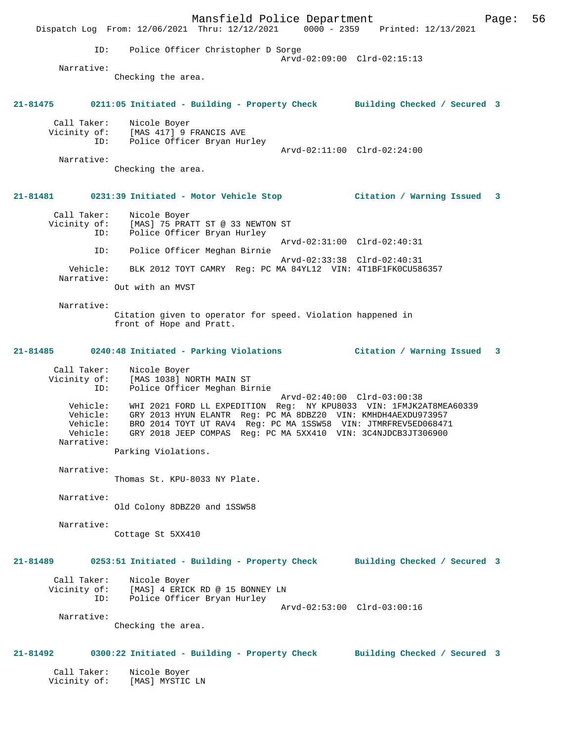ID: Police Officer Christopher D Sorge
Arvd-02:09:00 Clrd-02:15:13

Narrative:
Checking the area.

**21-81475 0211:05 Initiated - Building - Property Check Building Checked / Secured 3**

Call Taker: Nicole Boyer
Vicinity of: [MAS 417] 9 FRANCIS AVE
ID: Police Officer Bryan Hurley
Arvd-02:11:00 Clrd-02:24:00

Narrative:
Checking the area.

**21-81481 0231:39 Initiated - Motor Vehicle Stop Citation / Warning Issued 3**

Call Taker: Nicole Boyer
Vicinity of: [MAS] 75 PRATT ST @ 33 NEWTON ST
ID: Police Officer Bryan Hurley
Arvd-02:31:00 Clrd-02:40:31
ID: Police Officer Meghan Birnie
Arvd-02:33:38 Clrd-02:40:31
Vehicle: BLK 2012 TOYT CAMRY Reg: PC MA 84YL12 VIN: 4T1BF1FK0CU586357

Narrative:
Out with an MVST

Narrative:
Citation given to operator for speed. Violation happened in front of Hope and Pratt.

**21-81485 0240:48 Initiated - Parking Violations Citation / Warning Issued 3**

Call Taker: Nicole Boyer
Vicinity of: [MAS 1038] NORTH MAIN ST
ID: Police Officer Meghan Birnie
Arvd-02:40:00 Clrd-03:00:38
Vehicle: WHI 2021 FORD LL EXPEDITION Reg: NY KPU8033 VIN: 1FMJK2AT8MEA60339
Vehicle: GRY 2013 HYUN ELANTR Reg: PC MA 8DBZ20 VIN: KMHDH4AEXDU973957
Vehicle: BRO 2014 TOYT UT RAV4 Reg: PC MA 1SSW58 VIN: JTMRFREV5ED068471
Vehicle: GRY 2018 JEEP COMPAS Reg: PC MA 5XX410 VIN: 3C4NJDCB3JT306900

Narrative:
Parking Violations.

Narrative:
Thomas St. KPU-8033 NY Plate.

Narrative:
Old Colony 8DBZ20 and 1SSW58

Narrative:
Cottage St 5XX410

**21-81489 0253:51 Initiated - Building - Property Check Building Checked / Secured 3**

Call Taker: Nicole Boyer
Vicinity of: [MAS] 4 ERICK RD @ 15 BONNEY LN
ID: Police Officer Bryan Hurley
Arvd-02:53:00 Clrd-03:00:16

Narrative:
Checking the area.

**21-81492 0300:22 Initiated - Building - Property Check Building Checked / Secured 3**

Call Taker: Nicole Boyer
Vicinity of: [MAS] MYSTIC LN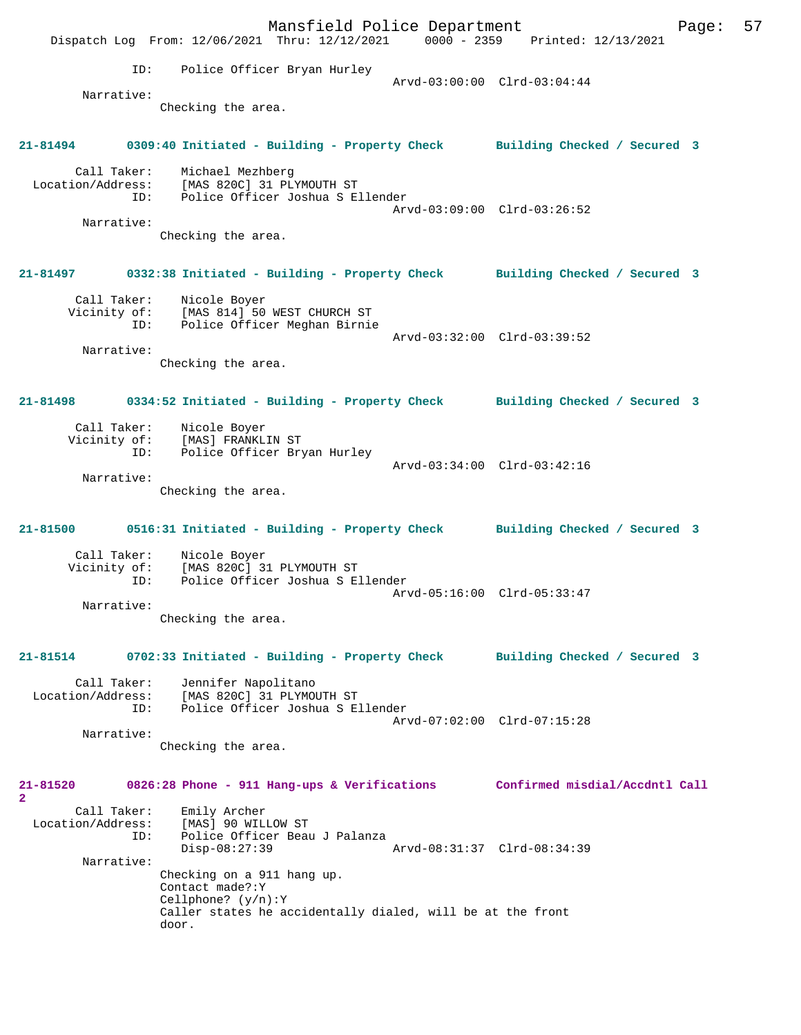ID: Police Officer Bryan Hurley
Arvd-03:00:00 Clrd-03:04:44

Narrative:
Checking the area.

**21-81494 0309:40 Initiated - Building - Property Check Building Checked / Secured 3**

Call Taker: Michael Mezhberg
Location/Address: [MAS 820C] 31 PLYMOUTH ST
ID: Police Officer Joshua S Ellender
Arvd-03:09:00 Clrd-03:26:52

Narrative:
Checking the area.

**21-81497 0332:38 Initiated - Building - Property Check Building Checked / Secured 3**

Call Taker: Nicole Boyer
Vicinity of: [MAS 814] 50 WEST CHURCH ST
ID: Police Officer Meghan Birnie
Arvd-03:32:00 Clrd-03:39:52

Narrative:
Checking the area.

**21-81498 0334:52 Initiated - Building - Property Check Building Checked / Secured 3**

Call Taker: Nicole Boyer
Vicinity of: [MAS] FRANKLIN ST
ID: Police Officer Bryan Hurley
Arvd-03:34:00 Clrd-03:42:16

Narrative:
Checking the area.

**21-81500 0516:31 Initiated - Building - Property Check Building Checked / Secured 3**

Call Taker: Nicole Boyer
Vicinity of: [MAS 820C] 31 PLYMOUTH ST
ID: Police Officer Joshua S Ellender
Arvd-05:16:00 Clrd-05:33:47

Narrative:
Checking the area.

**21-81514 0702:33 Initiated - Building - Property Check Building Checked / Secured 3**

Call Taker: Jennifer Napolitano
Location/Address: [MAS 820C] 31 PLYMOUTH ST
ID: Police Officer Joshua S Ellender
Arvd-07:02:00 Clrd-07:15:28

Narrative:
Checking the area.

**21-81520 0826:28 Phone - 911 Hang-ups & Verifications Confirmed misdial/Accdntl Call 2**

Call Taker: Emily Archer
Location/Address: [MAS] 90 WILLOW ST
ID: Police Officer Beau J Palanza
Disp-08:27:39 Arvd-08:31:37 Clrd-08:34:39

Narrative:
Checking on a 911 hang up.
Contact made?:Y
Cellphone? (y/n):Y
Caller states he accidentally dialed, will be at the front door.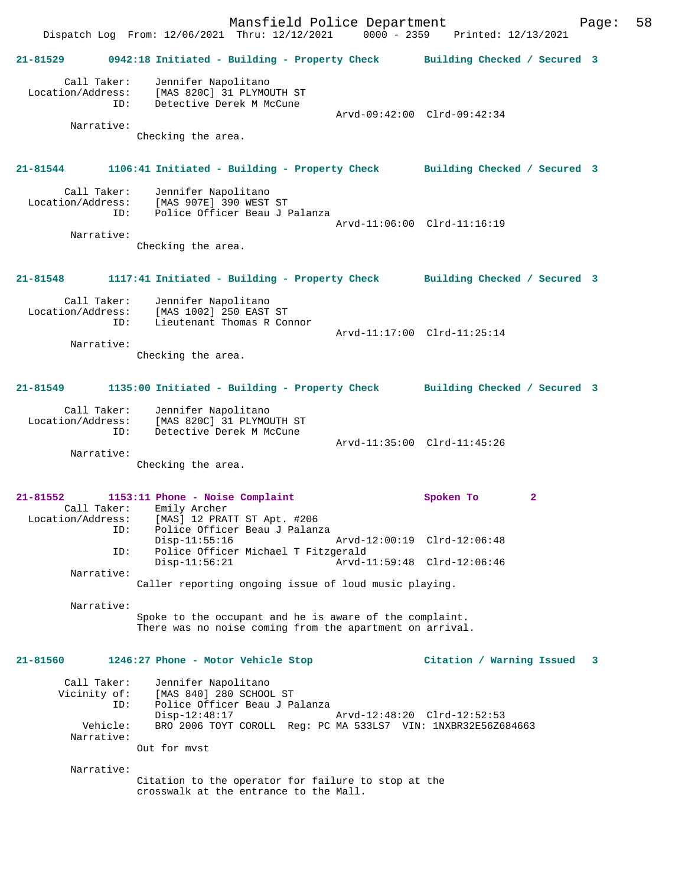**21-81529 0942:18 Initiated - Building - Property Check Building Checked / Secured 3**

```
        Call Taker:    Jennifer Napolitano
  Location/Address:    [MAS 820C] 31 PLYMOUTH ST
                ID:    Detective Derek M McCune
                                             Arvd-09:42:00  Clrd-09:42:34
         Narrative:
                Checking the area.
```

**21-81544 1106:41 Initiated - Building - Property Check Building Checked / Secured 3**

```
        Call Taker:    Jennifer Napolitano
  Location/Address:    [MAS 907E] 390 WEST ST
                ID:    Police Officer Beau J Palanza
                                             Arvd-11:06:00  Clrd-11:16:19
         Narrative:
                Checking the area.
```

**21-81548 1117:41 Initiated - Building - Property Check Building Checked / Secured 3**

```
        Call Taker:    Jennifer Napolitano
  Location/Address:    [MAS 1002] 250 EAST ST
                ID:    Lieutenant Thomas R Connor
                                             Arvd-11:17:00  Clrd-11:25:14
         Narrative:
                Checking the area.
```

**21-81549 1135:00 Initiated - Building - Property Check Building Checked / Secured 3**

```
        Call Taker:    Jennifer Napolitano
  Location/Address:    [MAS 820C] 31 PLYMOUTH ST
                ID:    Detective Derek M McCune
                                             Arvd-11:35:00  Clrd-11:45:26
         Narrative:
                Checking the area.
```

**21-81552 1153:11 Phone - Noise Complaint Spoken To 2**

```
        Call Taker:    Emily Archer
  Location/Address:    [MAS] 12 PRATT ST Apt. #206
                ID:    Police Officer Beau J Palanza
                       Disp-11:55:16                Arvd-12:00:19  Clrd-12:06:48
                ID:    Police Officer Michael T Fitzgerald
                       Disp-11:56:21                Arvd-11:59:48  Clrd-12:06:46
         Narrative:
                Caller reporting ongoing issue of loud music playing.

         Narrative:
                Spoke to the occupant and he is aware of the complaint.
                There was no noise coming from the apartment on arrival.
```

**21-81560 1246:27 Phone - Motor Vehicle Stop Citation / Warning Issued 3**

```
        Call Taker:    Jennifer Napolitano
       Vicinity of:    [MAS 840] 280 SCHOOL ST
                ID:    Police Officer Beau J Palanza
                       Disp-12:48:17                Arvd-12:48:20  Clrd-12:52:53
           Vehicle:    BRO 2006 TOYT COROLL  Reg: PC MA 533LS7  VIN: 1NXBR32E56Z684663
         Narrative:
                Out for mvst

         Narrative:
                Citation to the operator for failure to stop at the
                crosswalk at the entrance to the Mall.
```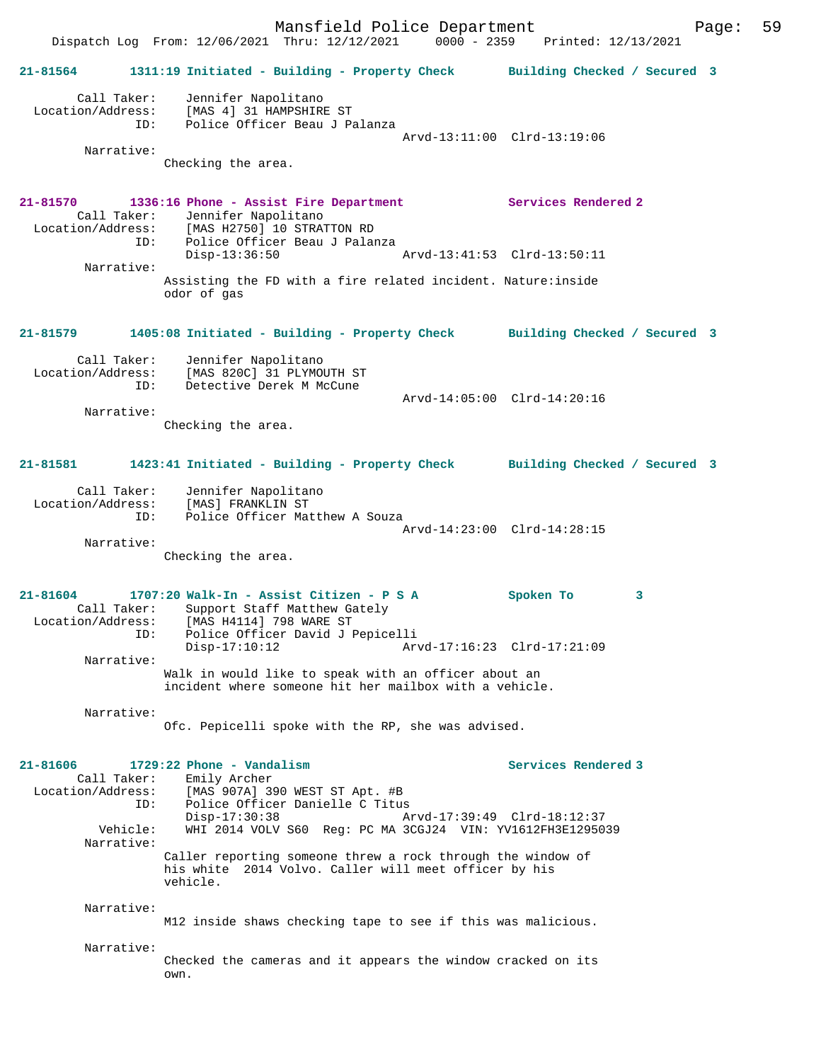**21-81564 1311:19 Initiated - Building - Property Check — Building Checked / Secured 3**

Call Taker: Jennifer Napolitano
Location/Address: [MAS 4] 31 HAMPSHIRE ST
ID: Police Officer Beau J Palanza
Arvd-13:11:00 Clrd-13:19:06
Narrative:
Checking the area.

**21-81570 1336:16 Phone - Assist Fire Department — Services Rendered 2**

Call Taker: Jennifer Napolitano
Location/Address: [MAS H2750] 10 STRATTON RD
ID: Police Officer Beau J Palanza
Disp-13:36:50 Arvd-13:41:53 Clrd-13:50:11
Narrative:
Assisting the FD with a fire related incident. Nature:inside odor of gas

**21-81579 1405:08 Initiated - Building - Property Check — Building Checked / Secured 3**

Call Taker: Jennifer Napolitano
Location/Address: [MAS 820C] 31 PLYMOUTH ST
ID: Detective Derek M McCune
Arvd-14:05:00 Clrd-14:20:16
Narrative:
Checking the area.

**21-81581 1423:41 Initiated - Building - Property Check — Building Checked / Secured 3**

Call Taker: Jennifer Napolitano
Location/Address: [MAS] FRANKLIN ST
ID: Police Officer Matthew A Souza
Arvd-14:23:00 Clrd-14:28:15
Narrative:
Checking the area.

**21-81604 1707:20 Walk-In - Assist Citizen - P S A — Spoken To 3**

Call Taker: Support Staff Matthew Gately
Location/Address: [MAS H4114] 798 WARE ST
ID: Police Officer David J Pepicelli
Disp-17:10:12 Arvd-17:16:23 Clrd-17:21:09
Narrative:
Walk in would like to speak with an officer about an incident where someone hit her mailbox with a vehicle.

Narrative:
Ofc. Pepicelli spoke with the RP, she was advised.

**21-81606 1729:22 Phone - Vandalism — Services Rendered 3**

Call Taker: Emily Archer
Location/Address: [MAS 907A] 390 WEST ST Apt. #B
ID: Police Officer Danielle C Titus
Disp-17:30:38 Arvd-17:39:49 Clrd-18:12:37
Vehicle: WHI 2014 VOLV S60 Reg: PC MA 3CGJ24 VIN: YV1612FH3E1295039
Narrative:
Caller reporting someone threw a rock through the window of his white 2014 Volvo. Caller will meet officer by his vehicle.

Narrative:
M12 inside shaws checking tape to see if this was malicious.

Narrative:
Checked the cameras and it appears the window cracked on its own.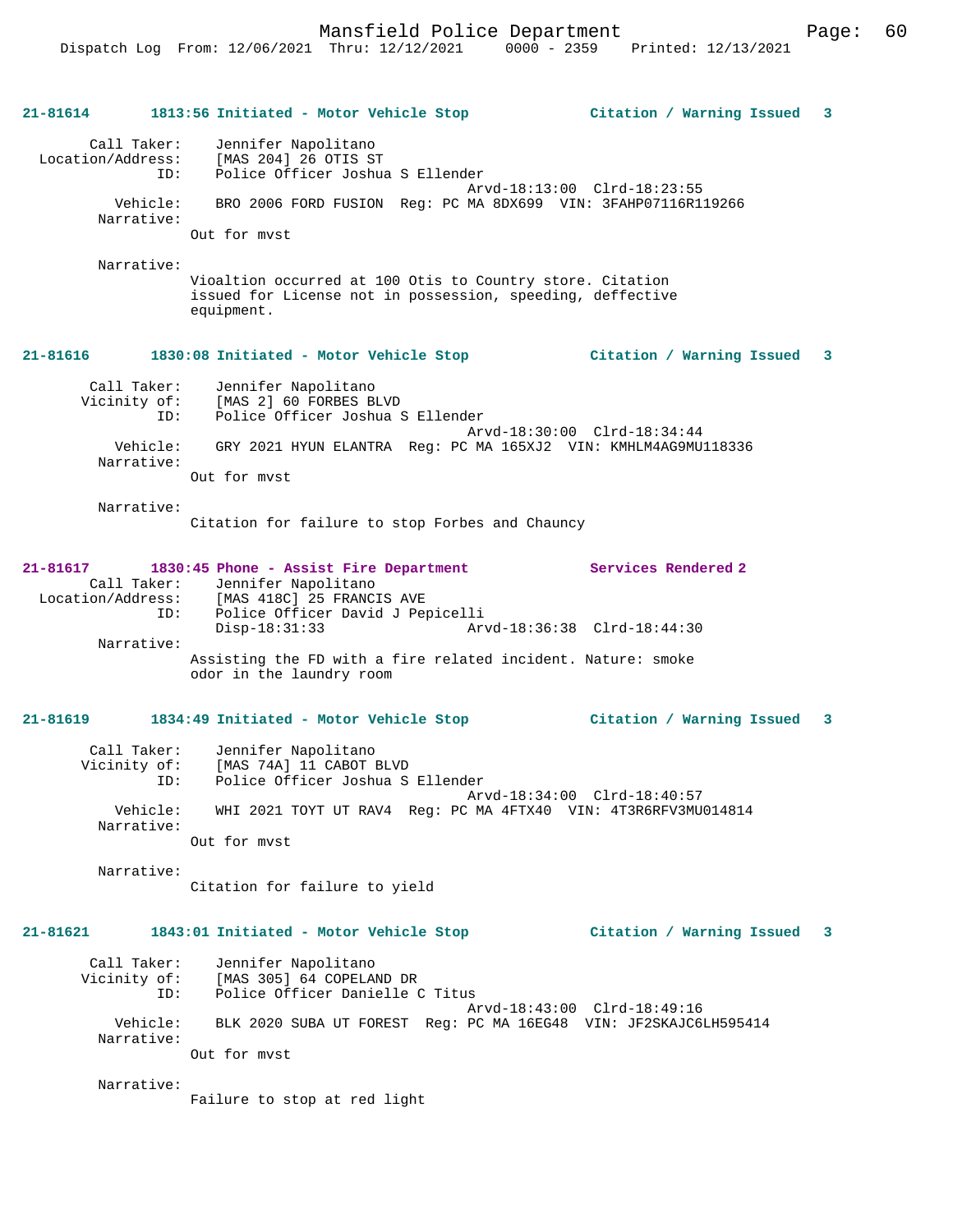**21-81614** 1813:56 Initiated - Motor Vehicle Stop — Citation / Warning Issued 3

Call Taker: Jennifer Napolitano
Location/Address: [MAS 204] 26 OTIS ST
ID: Police Officer Joshua S Ellender
Arvd-18:13:00 Clrd-18:23:55
Vehicle: BRO 2006 FORD FUSION Reg: PC MA 8DX699 VIN: 3FAHP07116R119266
Narrative:
Out for mvst

Narrative:
Vioaltion occurred at 100 Otis to Country store. Citation issued for License not in possession, speeding, deffective equipment.

**21-81616** 1830:08 Initiated - Motor Vehicle Stop — Citation / Warning Issued 3

Call Taker: Jennifer Napolitano
Vicinity of: [MAS 2] 60 FORBES BLVD
ID: Police Officer Joshua S Ellender
Arvd-18:30:00 Clrd-18:34:44
Vehicle: GRY 2021 HYUN ELANTRA Reg: PC MA 165XJ2 VIN: KMHLM4AG9MU118336
Narrative:
Out for mvst

Narrative:
Citation for failure to stop Forbes and Chauncy

**21-81617** 1830:45 Phone - Assist Fire Department — Services Rendered 2

Call Taker: Jennifer Napolitano
Location/Address: [MAS 418C] 25 FRANCIS AVE
ID: Police Officer David J Pepicelli
Disp-18:31:33 Arvd-18:36:38 Clrd-18:44:30
Narrative:
Assisting the FD with a fire related incident. Nature: smoke odor in the laundry room

**21-81619** 1834:49 Initiated - Motor Vehicle Stop — Citation / Warning Issued 3

Call Taker: Jennifer Napolitano
Vicinity of: [MAS 74A] 11 CABOT BLVD
ID: Police Officer Joshua S Ellender
Arvd-18:34:00 Clrd-18:40:57
Vehicle: WHI 2021 TOYT UT RAV4 Reg: PC MA 4FTX40 VIN: 4T3R6RFV3MU014814
Narrative:
Out for mvst

Narrative:
Citation for failure to yield

**21-81621** 1843:01 Initiated - Motor Vehicle Stop — Citation / Warning Issued 3

Call Taker: Jennifer Napolitano
Vicinity of: [MAS 305] 64 COPELAND DR
ID: Police Officer Danielle C Titus
Arvd-18:43:00 Clrd-18:49:16
Vehicle: BLK 2020 SUBA UT FOREST Reg: PC MA 16EG48 VIN: JF2SKAJC6LH595414
Narrative:
Out for mvst

Narrative:
Failure to stop at red light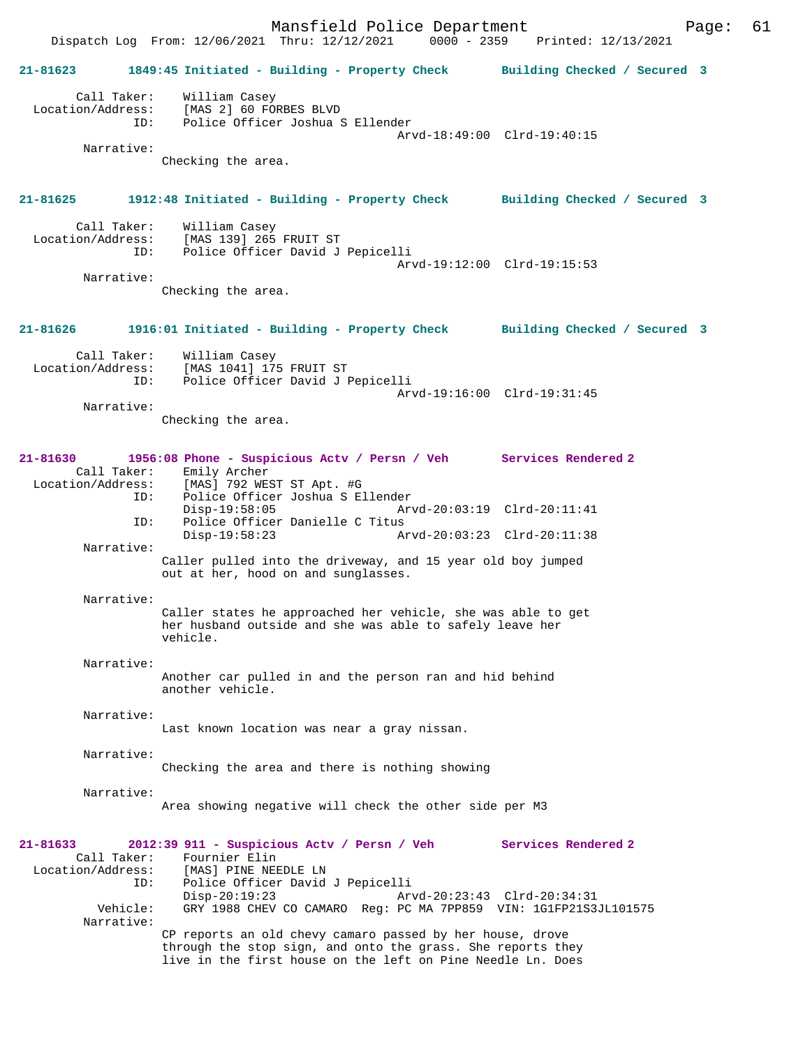**21-81623 1849:45 Initiated - Building - Property Check Building Checked / Secured 3**

```
        Call Taker:    William Casey
  Location/Address:    [MAS 2] 60 FORBES BLVD
                ID:    Police Officer Joshua S Ellender
                                                Arvd-18:49:00  Clrd-19:40:15
         Narrative:
                     Checking the area.
```

**21-81625 1912:48 Initiated - Building - Property Check Building Checked / Secured 3**

```
        Call Taker:    William Casey
  Location/Address:    [MAS 139] 265 FRUIT ST
                ID:    Police Officer David J Pepicelli
                                                Arvd-19:12:00  Clrd-19:15:53
         Narrative:
                     Checking the area.
```

**21-81626 1916:01 Initiated - Building - Property Check Building Checked / Secured 3**

```
        Call Taker:    William Casey
  Location/Address:    [MAS 1041] 175 FRUIT ST
                ID:    Police Officer David J Pepicelli
                                                Arvd-19:16:00  Clrd-19:31:45
         Narrative:
                     Checking the area.
```

**21-81630 1956:08 Phone - Suspicious Actv / Persn / Veh Services Rendered 2**

```
        Call Taker:    Emily Archer
  Location/Address:    [MAS] 792 WEST ST Apt. #G
                ID:    Police Officer Joshua S Ellender
                       Disp-19:58:05            Arvd-20:03:19  Clrd-20:11:41
                ID:    Police Officer Danielle C Titus
                       Disp-19:58:23            Arvd-20:03:23  Clrd-20:11:38
         Narrative:
                     Caller pulled into the driveway, and 15 year old boy jumped
                     out at her, hood on and sunglasses.

         Narrative:
                     Caller states he approached her vehicle, she was able to get
                     her husband outside and she was able to safely leave her
                     vehicle.

         Narrative:
                     Another car pulled in and the person ran and hid behind
                     another vehicle.

         Narrative:
                     Last known location was near a gray nissan.

         Narrative:
                     Checking the area and there is nothing showing

         Narrative:
                     Area showing negative will check the other side per M3
```

**21-81633 2012:39 911 - Suspicious Actv / Persn / Veh Services Rendered 2**

```
        Call Taker:    Fournier Elin
  Location/Address:    [MAS] PINE NEEDLE LN
                ID:    Police Officer David J Pepicelli
                       Disp-20:19:23            Arvd-20:23:43  Clrd-20:34:31
           Vehicle:    GRY 1988 CHEV CO CAMARO  Reg: PC MA 7PP859  VIN: 1G1FP21S3JL101575
         Narrative:
                     CP reports an old chevy camaro passed by her house, drove
                     through the stop sign, and onto the grass. She reports they
                     live in the first house on the left on Pine Needle Ln. Does
```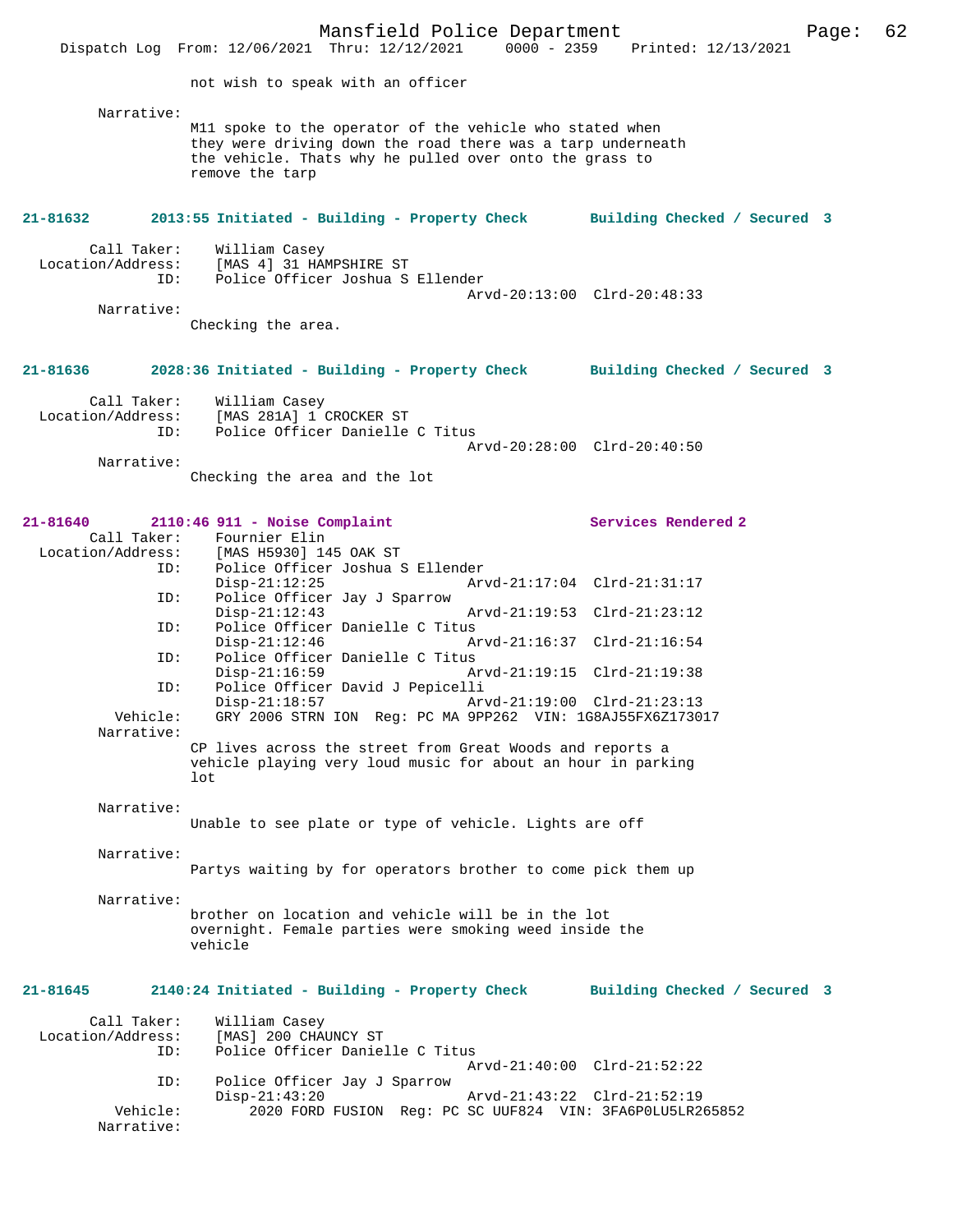not wish to speak with an officer

Narrative:
M11 spoke to the operator of the vehicle who stated when they were driving down the road there was a tarp underneath the vehicle. Thats why he pulled over onto the grass to remove the tarp

**21-81632 2013:55 Initiated - Building - Property Check Building Checked / Secured 3**

Call Taker: William Casey
Location/Address: [MAS 4] 31 HAMPSHIRE ST
ID: Police Officer Joshua S Ellender
Arvd-20:13:00 Clrd-20:48:33
Narrative:
Checking the area.

**21-81636 2028:36 Initiated - Building - Property Check Building Checked / Secured 3**

Call Taker: William Casey
Location/Address: [MAS 281A] 1 CROCKER ST
ID: Police Officer Danielle C Titus
Arvd-20:28:00 Clrd-20:40:50
Narrative:
Checking the area and the lot

**21-81640 2110:46 911 - Noise Complaint Services Rendered 2**

Call Taker: Fournier Elin
Location/Address: [MAS H5930] 145 OAK ST
ID: Police Officer Joshua S Ellender
Disp-21:12:25 Arvd-21:17:04 Clrd-21:31:17
ID: Police Officer Jay J Sparrow
Disp-21:12:43 Arvd-21:19:53 Clrd-21:23:12
ID: Police Officer Danielle C Titus
Disp-21:12:46 Arvd-21:16:37 Clrd-21:16:54
ID: Police Officer Danielle C Titus
Disp-21:16:59 Arvd-21:19:15 Clrd-21:19:38
ID: Police Officer David J Pepicelli
Disp-21:18:57 Arvd-21:19:00 Clrd-21:23:13
Vehicle: GRY 2006 STRN ION Reg: PC MA 9PP262 VIN: 1G8AJ55FX6Z173017
Narrative:
CP lives across the street from Great Woods and reports a vehicle playing very loud music for about an hour in parking lot

Narrative:
Unable to see plate or type of vehicle. Lights are off

Narrative:
Partys waiting by for operators brother to come pick them up

Narrative:
brother on location and vehicle will be in the lot overnight. Female parties were smoking weed inside the vehicle

**21-81645 2140:24 Initiated - Building - Property Check Building Checked / Secured 3**

Call Taker: William Casey
Location/Address: [MAS] 200 CHAUNCY ST
ID: Police Officer Danielle C Titus
Arvd-21:40:00 Clrd-21:52:22
ID: Police Officer Jay J Sparrow
Disp-21:43:20 Arvd-21:43:22 Clrd-21:52:19
Vehicle: 2020 FORD FUSION Reg: PC SC UUF824 VIN: 3FA6P0LU5LR265852
Narrative: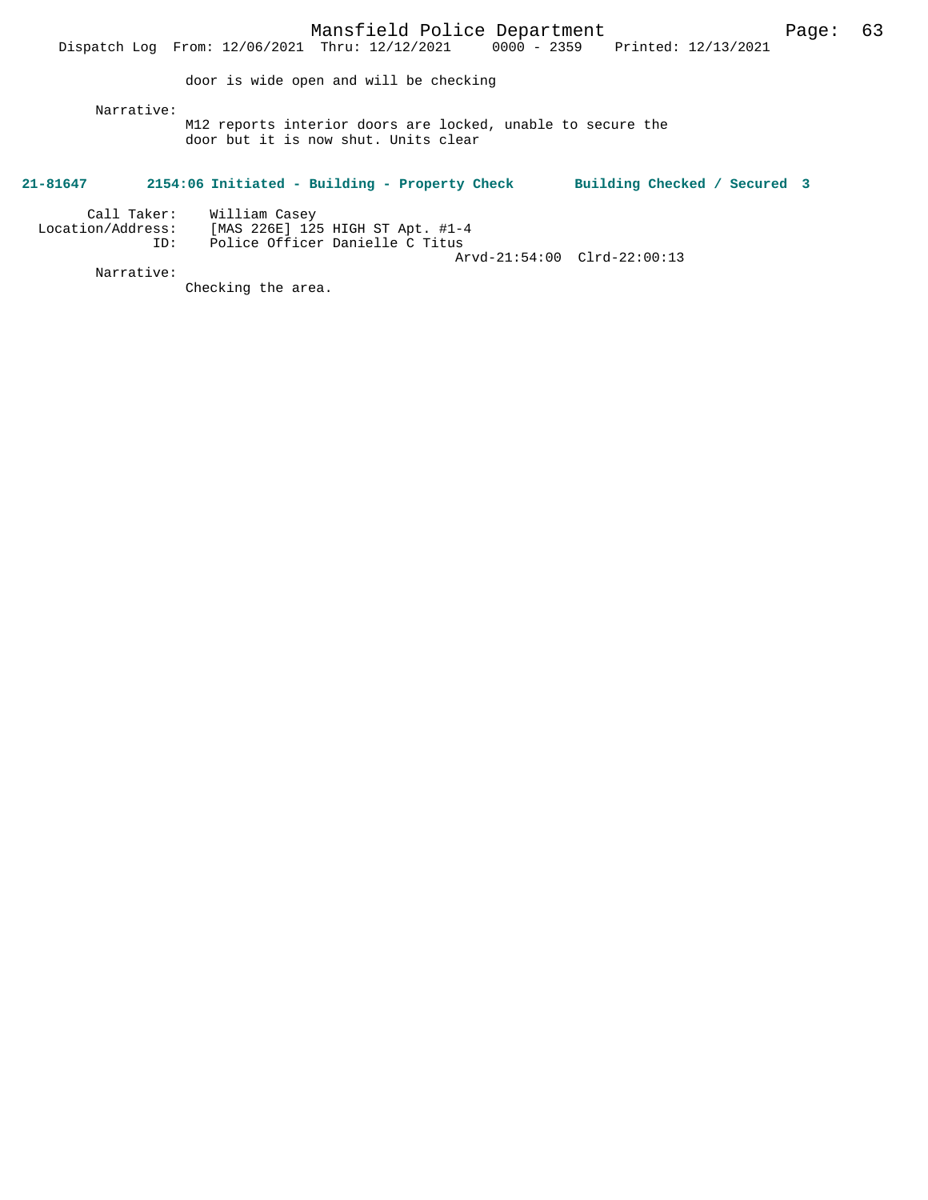door is wide open and will be checking

Narrative:
M12 reports interior doors are locked, unable to secure the door but it is now shut. Units clear

**21-81647 2154:06 Initiated - Building - Property Check Building Checked / Secured 3**

Call Taker: William Casey
Location/Address: [MAS 226E] 125 HIGH ST Apt. #1-4
ID: Police Officer Danielle C Titus
Arvd-21:54:00 Clrd-22:00:13

Narrative:
Checking the area.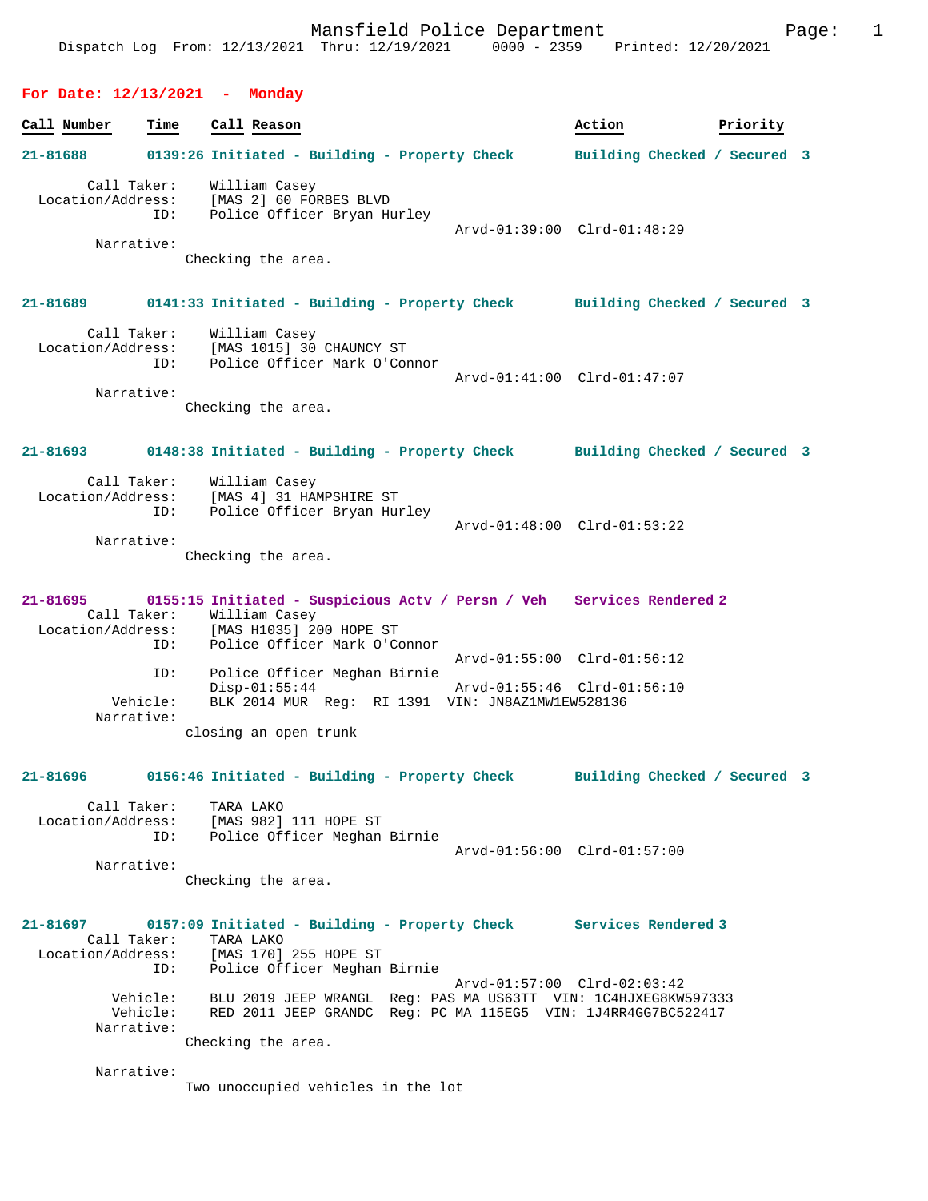Mansfield Police Department
Dispatch Log From: 12/13/2021 Thru: 12/19/2021 0000 - 2359 Printed: 12/20/2021

## For Date: 12/13/2021 - Monday

| Call Number | Time | Call Reason | Action | Priority |
|---|---|---|---|---|

**21-81688** 0139:26 Initiated - Building - Property Check — Building Checked / Secured 3

Call Taker: William Casey
Location/Address: [MAS 2] 60 FORBES BLVD
ID: Police Officer Bryan Hurley
Arvd-01:39:00 Clrd-01:48:29
Narrative:
Checking the area.

**21-81689** 0141:33 Initiated - Building - Property Check — Building Checked / Secured 3

Call Taker: William Casey
Location/Address: [MAS 1015] 30 CHAUNCY ST
ID: Police Officer Mark O'Connor
Arvd-01:41:00 Clrd-01:47:07
Narrative:
Checking the area.

**21-81693** 0148:38 Initiated - Building - Property Check — Building Checked / Secured 3

Call Taker: William Casey
Location/Address: [MAS 4] 31 HAMPSHIRE ST
ID: Police Officer Bryan Hurley
Arvd-01:48:00 Clrd-01:53:22
Narrative:
Checking the area.

**21-81695** 0155:15 Initiated - Suspicious Actv / Persn / Veh — Services Rendered 2

Call Taker: William Casey
Location/Address: [MAS H1035] 200 HOPE ST
ID: Police Officer Mark O'Connor
Arvd-01:55:00 Clrd-01:56:12
ID: Police Officer Meghan Birnie
Disp-01:55:44 Arvd-01:55:46 Clrd-01:56:10
Vehicle: BLK 2014 MUR Reg: RI 1391 VIN: JN8AZ1MW1EW528136
Narrative:
closing an open trunk

**21-81696** 0156:46 Initiated - Building - Property Check — Building Checked / Secured 3

Call Taker: TARA LAKO
Location/Address: [MAS 982] 111 HOPE ST
ID: Police Officer Meghan Birnie
Arvd-01:56:00 Clrd-01:57:00
Narrative:
Checking the area.

**21-81697** 0157:09 Initiated - Building - Property Check — Services Rendered 3

Call Taker: TARA LAKO
Location/Address: [MAS 170] 255 HOPE ST
ID: Police Officer Meghan Birnie
Arvd-01:57:00 Clrd-02:03:42
Vehicle: BLU 2019 JEEP WRANGL Reg: PAS MA US63TT VIN: 1C4HJXEG8KW597333
Vehicle: RED 2011 JEEP GRANDC Reg: PC MA 115EG5 VIN: 1J4RR4GG7BC522417
Narrative:
Checking the area.

Narrative:
Two unoccupied vehicles in the lot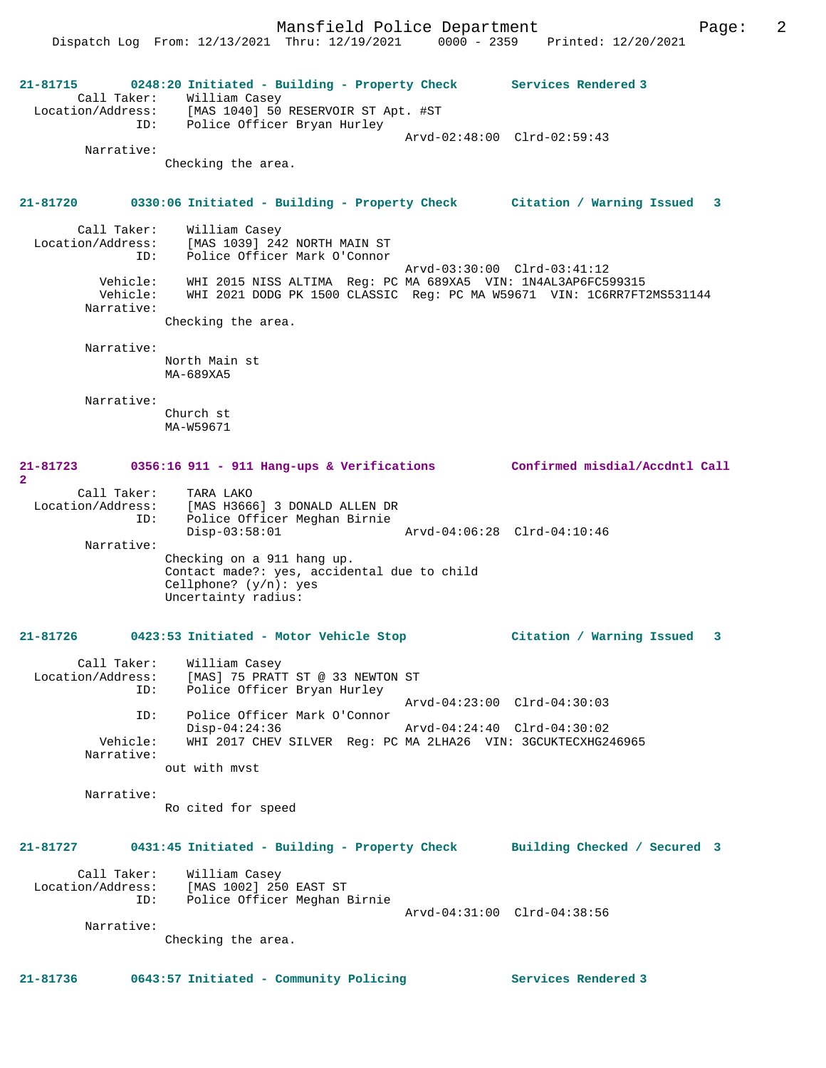21-81715 0248:20 Initiated - Building - Property Check Services Rendered 3

```
        Call Taker:    William Casey
  Location/Address:    [MAS 1040] 50 RESERVOIR ST Apt. #ST
                ID:    Police Officer Bryan Hurley
                                             Arvd-02:48:00  Clrd-02:59:43
         Narrative:
                Checking the area.
```

21-81720 0330:06 Initiated - Building - Property Check Citation / Warning Issued 3

```
        Call Taker:    William Casey
  Location/Address:    [MAS 1039] 242 NORTH MAIN ST
                ID:    Police Officer Mark O'Connor
                                             Arvd-03:30:00  Clrd-03:41:12
           Vehicle:    WHI 2015 NISS ALTIMA  Reg: PC MA 689XA5  VIN: 1N4AL3AP6FC599315
           Vehicle:    WHI 2021 DODG PK 1500 CLASSIC  Reg: PC MA W59671  VIN: 1C6RR7FT2MS531144
         Narrative:
                Checking the area.

         Narrative:
                North Main st
                MA-689XA5

         Narrative:
                Church st
                MA-W59671
```

21-81723 0356:16 911 - 911 Hang-ups & Verifications Confirmed misdial/Accdntl Call 2

```
        Call Taker:    TARA LAKO
  Location/Address:    [MAS H3666] 3 DONALD ALLEN DR
                ID:    Police Officer Meghan Birnie
                       Disp-03:58:01             Arvd-04:06:28  Clrd-04:10:46
         Narrative:
                Checking on a 911 hang up.
                Contact made?: yes, accidental due to child
                Cellphone? (y/n): yes
                Uncertainty radius:
```

21-81726 0423:53 Initiated - Motor Vehicle Stop Citation / Warning Issued 3

```
        Call Taker:    William Casey
  Location/Address:    [MAS] 75 PRATT ST @ 33 NEWTON ST
                ID:    Police Officer Bryan Hurley
                                             Arvd-04:23:00  Clrd-04:30:03
                ID:    Police Officer Mark O'Connor
                       Disp-04:24:36             Arvd-04:24:40  Clrd-04:30:02
           Vehicle:    WHI 2017 CHEV SILVER  Reg: PC MA 2LHA26  VIN: 3GCUKTECXHG246965
         Narrative:
                out with mvst

         Narrative:
                Ro cited for speed
```

21-81727 0431:45 Initiated - Building - Property Check Building Checked / Secured 3

```
        Call Taker:    William Casey
  Location/Address:    [MAS 1002] 250 EAST ST
                ID:    Police Officer Meghan Birnie
                                             Arvd-04:31:00  Clrd-04:38:56
         Narrative:
                Checking the area.
```

21-81736 0643:57 Initiated - Community Policing Services Rendered 3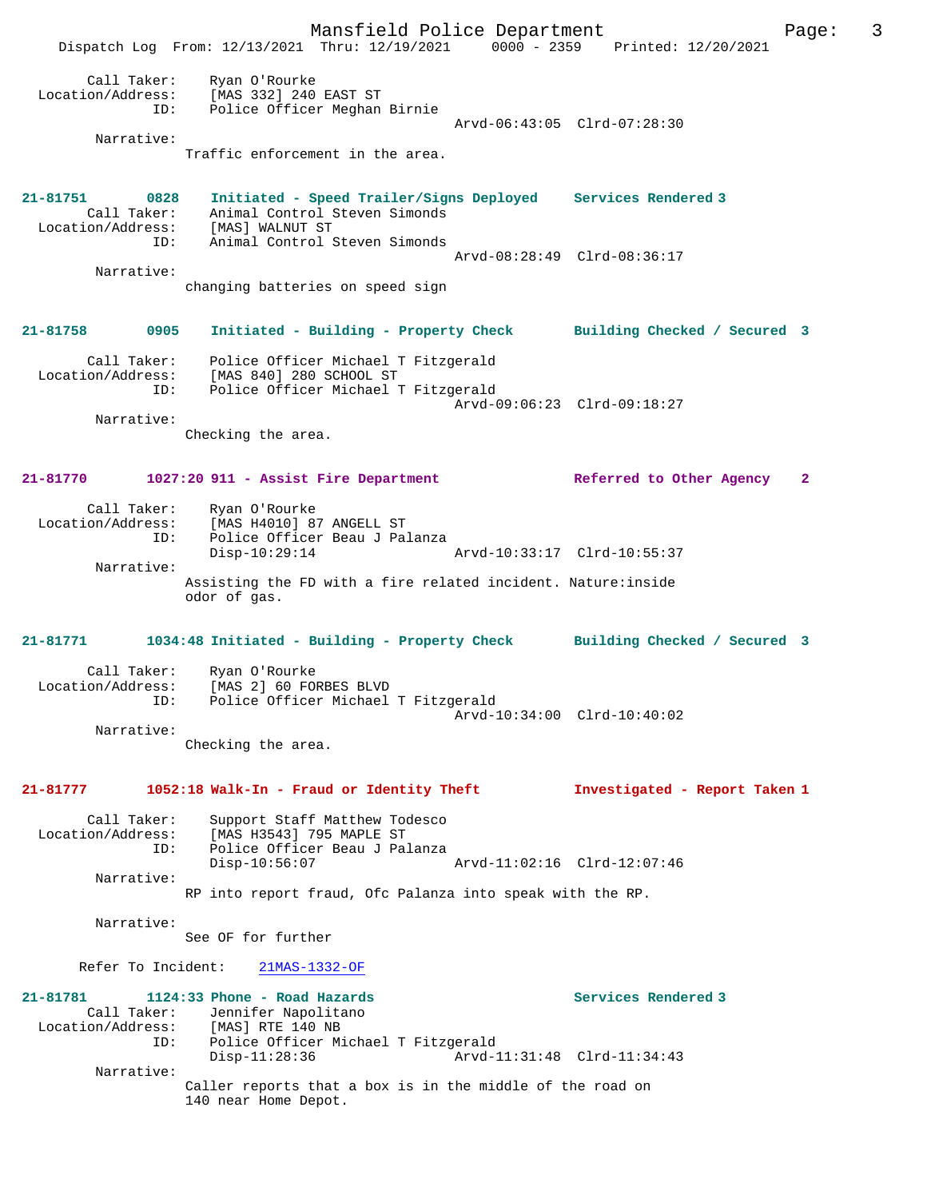Call Taker: Ryan O'Rourke
Location/Address: [MAS 332] 240 EAST ST
ID: Police Officer Meghan Birnie
Arvd-06:43:05 Clrd-07:28:30
Narrative:
Traffic enforcement in the area.

**21-81751 0828 Initiated - Speed Trailer/Signs Deployed Services Rendered 3**

Call Taker: Animal Control Steven Simonds
Location/Address: [MAS] WALNUT ST
ID: Animal Control Steven Simonds
Arvd-08:28:49 Clrd-08:36:17
Narrative:
changing batteries on speed sign

**21-81758 0905 Initiated - Building - Property Check Building Checked / Secured 3**

Call Taker: Police Officer Michael T Fitzgerald
Location/Address: [MAS 840] 280 SCHOOL ST
ID: Police Officer Michael T Fitzgerald
Arvd-09:06:23 Clrd-09:18:27
Narrative:
Checking the area.

**21-81770 1027:20 911 - Assist Fire Department Referred to Other Agency 2**

Call Taker: Ryan O'Rourke
Location/Address: [MAS H4010] 87 ANGELL ST
ID: Police Officer Beau J Palanza
Disp-10:29:14 Arvd-10:33:17 Clrd-10:55:37
Narrative:
Assisting the FD with a fire related incident. Nature:inside odor of gas.

**21-81771 1034:48 Initiated - Building - Property Check Building Checked / Secured 3**

Call Taker: Ryan O'Rourke
Location/Address: [MAS 2] 60 FORBES BLVD
ID: Police Officer Michael T Fitzgerald
Arvd-10:34:00 Clrd-10:40:02
Narrative:
Checking the area.

**21-81777 1052:18 Walk-In - Fraud or Identity Theft Investigated - Report Taken 1**

Call Taker: Support Staff Matthew Todesco
Location/Address: [MAS H3543] 795 MAPLE ST
ID: Police Officer Beau J Palanza
Disp-10:56:07 Arvd-11:02:16 Clrd-12:07:46
Narrative:
RP into report fraud, Ofc Palanza into speak with the RP.

Narrative:
See OF for further

Refer To Incident: 21MAS-1332-OF

**21-81781 1124:33 Phone - Road Hazards Services Rendered 3**

Call Taker: Jennifer Napolitano
Location/Address: [MAS] RTE 140 NB
ID: Police Officer Michael T Fitzgerald
Disp-11:28:36 Arvd-11:31:48 Clrd-11:34:43
Narrative:
Caller reports that a box is in the middle of the road on 140 near Home Depot.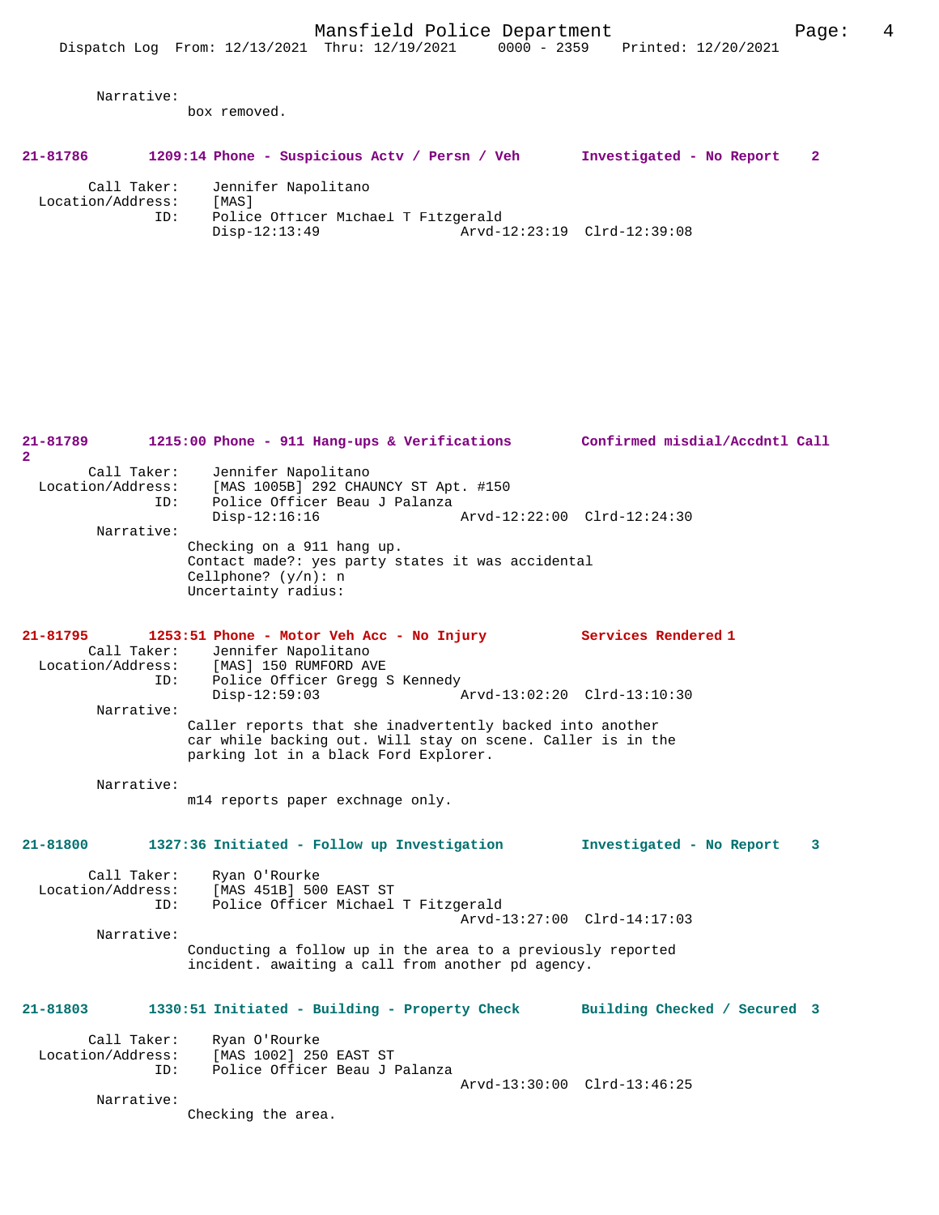Narrative:
box removed.

**21-81786 1209:14 Phone - Suspicious Actv / Persn / Veh Investigated - No Report 2**

Call Taker: Jennifer Napolitano
Location/Address: [MAS]
ID: Police Officer Michael T Fitzgerald
Disp-12:13:49 Arvd-12:23:19 Clrd-12:39:08

**21-81789 1215:00 Phone - 911 Hang-ups & Verifications Confirmed misdial/Accdntl Call 2**

Call Taker: Jennifer Napolitano
Location/Address: [MAS 1005B] 292 CHAUNCY ST Apt. #150
ID: Police Officer Beau J Palanza
Disp-12:16:16 Arvd-12:22:00 Clrd-12:24:30
Narrative:
Checking on a 911 hang up.
Contact made?: yes party states it was accidental
Cellphone? (y/n): n
Uncertainty radius:

**21-81795 1253:51 Phone - Motor Veh Acc - No Injury Services Rendered 1**

Call Taker: Jennifer Napolitano
Location/Address: [MAS] 150 RUMFORD AVE
ID: Police Officer Gregg S Kennedy
Disp-12:59:03 Arvd-13:02:20 Clrd-13:10:30
Narrative:
Caller reports that she inadvertently backed into another car while backing out. Will stay on scene. Caller is in the parking lot in a black Ford Explorer.

Narrative:
m14 reports paper exchnage only.

**21-81800 1327:36 Initiated - Follow up Investigation Investigated - No Report 3**

Call Taker: Ryan O'Rourke
Location/Address: [MAS 451B] 500 EAST ST
ID: Police Officer Michael T Fitzgerald
Arvd-13:27:00 Clrd-14:17:03
Narrative:
Conducting a follow up in the area to a previously reported incident. awaiting a call from another pd agency.

**21-81803 1330:51 Initiated - Building - Property Check Building Checked / Secured 3**

Call Taker: Ryan O'Rourke
Location/Address: [MAS 1002] 250 EAST ST
ID: Police Officer Beau J Palanza
Arvd-13:30:00 Clrd-13:46:25
Narrative:
Checking the area.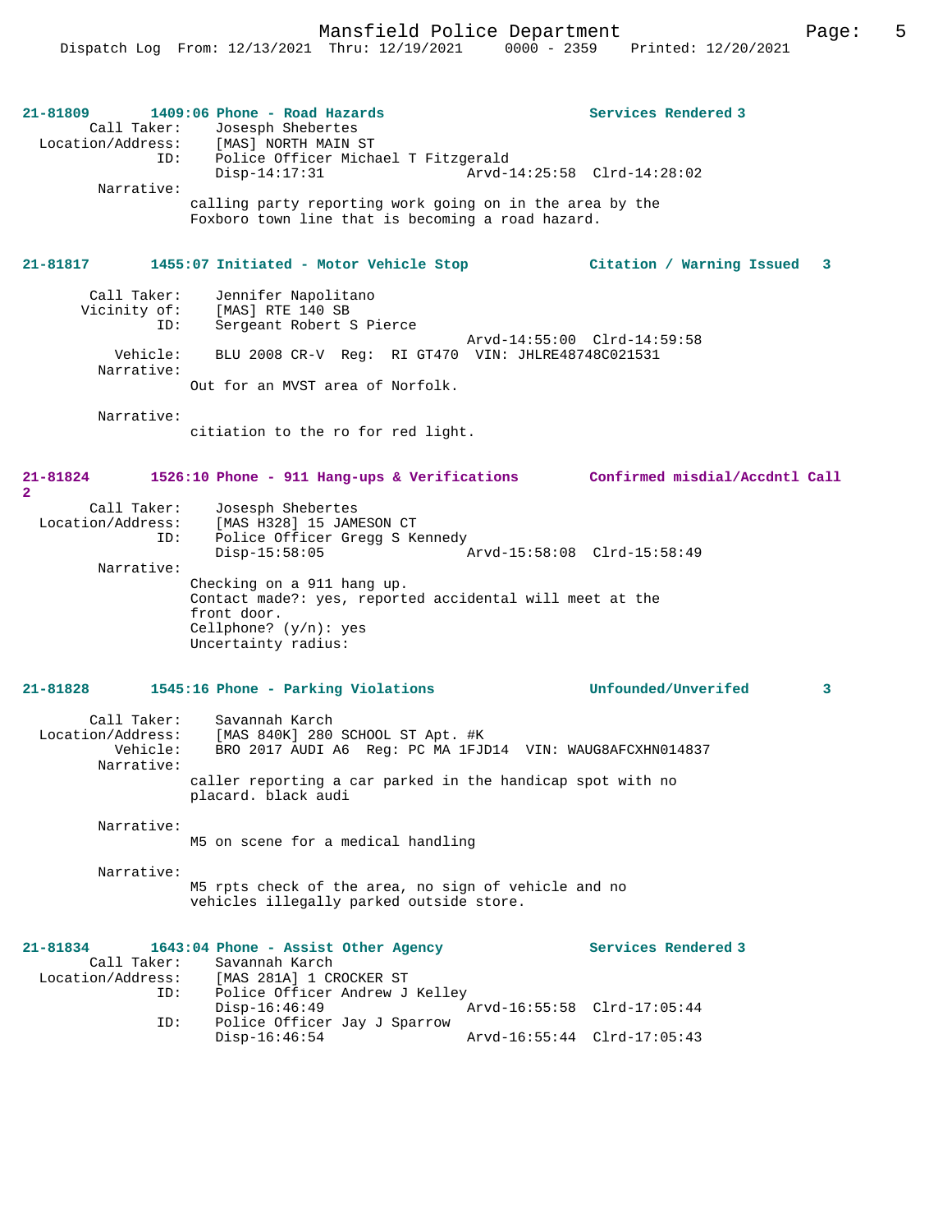**21-81809 1409:06 Phone - Road Hazards — Services Rendered 3**

Call Taker: Josesph Shebertes
Location/Address: [MAS] NORTH MAIN ST
ID: Police Officer Michael T Fitzgerald
Disp-14:17:31 Arvd-14:25:58 Clrd-14:28:02
Narrative:
calling party reporting work going on in the area by the Foxboro town line that is becoming a road hazard.

**21-81817 1455:07 Initiated - Motor Vehicle Stop — Citation / Warning Issued 3**

Call Taker: Jennifer Napolitano
Vicinity of: [MAS] RTE 140 SB
ID: Sergeant Robert S Pierce
Arvd-14:55:00 Clrd-14:59:58
Vehicle: BLU 2008 CR-V Reg: RI GT470 VIN: JHLRE48748C021531
Narrative:
Out for an MVST area of Norfolk.

Narrative:
citiation to the ro for red light.

**21-81824 1526:10 Phone - 911 Hang-ups & Verifications — Confirmed misdial/Accdntl Call 2**

Call Taker: Josesph Shebertes
Location/Address: [MAS H328] 15 JAMESON CT
ID: Police Officer Gregg S Kennedy
Disp-15:58:05 Arvd-15:58:08 Clrd-15:58:49
Narrative:
Checking on a 911 hang up.
Contact made?: yes, reported accidental will meet at the front door.
Cellphone? (y/n): yes
Uncertainty radius:

**21-81828 1545:16 Phone - Parking Violations — Unfounded/Unverifed 3**

Call Taker: Savannah Karch
Location/Address: [MAS 840K] 280 SCHOOL ST Apt. #K
Vehicle: BRO 2017 AUDI A6 Reg: PC MA 1FJD14 VIN: WAUG8AFCXHN014837
Narrative:
caller reporting a car parked in the handicap spot with no placard. black audi

Narrative:
M5 on scene for a medical handling

Narrative:
M5 rpts check of the area, no sign of vehicle and no vehicles illegally parked outside store.

**21-81834 1643:04 Phone - Assist Other Agency — Services Rendered 3**

Call Taker: Savannah Karch
Location/Address: [MAS 281A] 1 CROCKER ST
ID: Police Officer Andrew J Kelley
Disp-16:46:49 Arvd-16:55:58 Clrd-17:05:44
ID: Police Officer Jay J Sparrow
Disp-16:46:54 Arvd-16:55:44 Clrd-17:05:43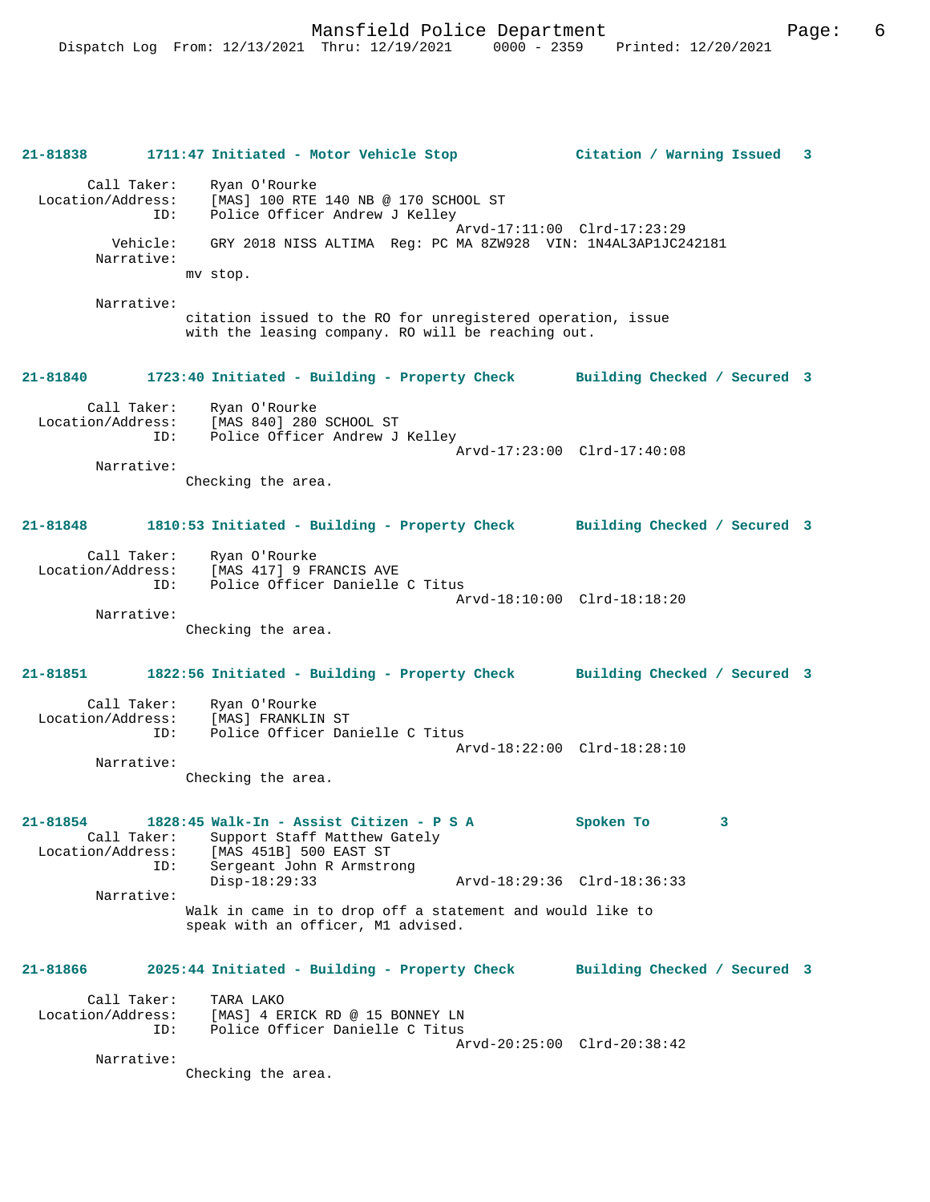**21-81838 1711:47 Initiated - Motor Vehicle Stop — Citation / Warning Issued 3**

```
        Call Taker:    Ryan O'Rourke
  Location/Address:    [MAS] 100 RTE 140 NB @ 170 SCHOOL ST
                ID:    Police Officer Andrew J Kelley
                                                  Arvd-17:11:00  Clrd-17:23:29
           Vehicle:    GRY 2018 NISS ALTIMA  Reg: PC MA 8ZW928  VIN: 1N4AL3AP1JC242181
         Narrative:
                    mv stop.

         Narrative:
                    citation issued to the RO for unregistered operation, issue
                    with the leasing company. RO will be reaching out.
```

**21-81840 1723:40 Initiated - Building - Property Check — Building Checked / Secured 3**

```
        Call Taker:    Ryan O'Rourke
  Location/Address:    [MAS 840] 280 SCHOOL ST
                ID:    Police Officer Andrew J Kelley
                                                  Arvd-17:23:00  Clrd-17:40:08
         Narrative:
                    Checking the area.
```

**21-81848 1810:53 Initiated - Building - Property Check — Building Checked / Secured 3**

```
        Call Taker:    Ryan O'Rourke
  Location/Address:    [MAS 417] 9 FRANCIS AVE
                ID:    Police Officer Danielle C Titus
                                                  Arvd-18:10:00  Clrd-18:18:20
         Narrative:
                    Checking the area.
```

**21-81851 1822:56 Initiated - Building - Property Check — Building Checked / Secured 3**

```
        Call Taker:    Ryan O'Rourke
  Location/Address:    [MAS] FRANKLIN ST
                ID:    Police Officer Danielle C Titus
                                                  Arvd-18:22:00  Clrd-18:28:10
         Narrative:
                    Checking the area.
```

**21-81854 1828:45 Walk-In - Assist Citizen - P S A — Spoken To 3**

```
        Call Taker:    Support Staff Matthew Gately
  Location/Address:    [MAS 451B] 500 EAST ST
                ID:    Sergeant John R Armstrong
                       Disp-18:29:33              Arvd-18:29:36  Clrd-18:36:33
         Narrative:
                    Walk in came in to drop off a statement and would like to
                    speak with an officer, M1 advised.
```

**21-81866 2025:44 Initiated - Building - Property Check — Building Checked / Secured 3**

```
        Call Taker:    TARA LAKO
  Location/Address:    [MAS] 4 ERICK RD @ 15 BONNEY LN
                ID:    Police Officer Danielle C Titus
                                                  Arvd-20:25:00  Clrd-20:38:42
         Narrative:
                    Checking the area.
```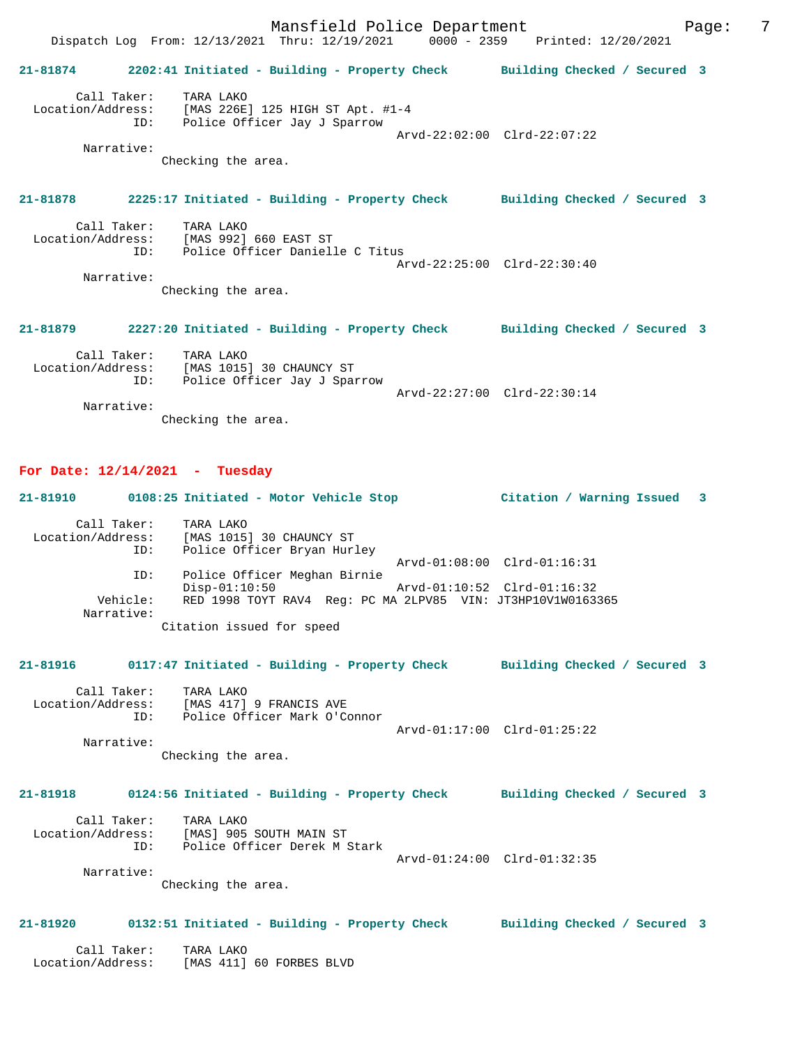**21-81874 2202:41 Initiated - Building - Property Check Building Checked / Secured 3**

Call Taker: TARA LAKO
Location/Address: [MAS 226E] 125 HIGH ST Apt. #1-4
ID: Police Officer Jay J Sparrow
Arvd-22:02:00 Clrd-22:07:22
Narrative:
Checking the area.

**21-81878 2225:17 Initiated - Building - Property Check Building Checked / Secured 3**

Call Taker: TARA LAKO
Location/Address: [MAS 992] 660 EAST ST
ID: Police Officer Danielle C Titus
Arvd-22:25:00 Clrd-22:30:40
Narrative:
Checking the area.

**21-81879 2227:20 Initiated - Building - Property Check Building Checked / Secured 3**

Call Taker: TARA LAKO
Location/Address: [MAS 1015] 30 CHAUNCY ST
ID: Police Officer Jay J Sparrow
Arvd-22:27:00 Clrd-22:30:14
Narrative:
Checking the area.

## For Date: 12/14/2021 - Tuesday

**21-81910 0108:25 Initiated - Motor Vehicle Stop Citation / Warning Issued 3**

Call Taker: TARA LAKO
Location/Address: [MAS 1015] 30 CHAUNCY ST
ID: Police Officer Bryan Hurley
Arvd-01:08:00 Clrd-01:16:31
ID: Police Officer Meghan Birnie
Disp-01:10:50 Arvd-01:10:52 Clrd-01:16:32
Vehicle: RED 1998 TOYT RAV4 Reg: PC MA 2LPV85 VIN: JT3HP10V1W0163365
Narrative:
Citation issued for speed

**21-81916 0117:47 Initiated - Building - Property Check Building Checked / Secured 3**

Call Taker: TARA LAKO
Location/Address: [MAS 417] 9 FRANCIS AVE
ID: Police Officer Mark O'Connor
Arvd-01:17:00 Clrd-01:25:22
Narrative:
Checking the area.

**21-81918 0124:56 Initiated - Building - Property Check Building Checked / Secured 3**

Call Taker: TARA LAKO
Location/Address: [MAS] 905 SOUTH MAIN ST
ID: Police Officer Derek M Stark
Arvd-01:24:00 Clrd-01:32:35
Narrative:
Checking the area.

**21-81920 0132:51 Initiated - Building - Property Check Building Checked / Secured 3**

Call Taker: TARA LAKO
Location/Address: [MAS 411] 60 FORBES BLVD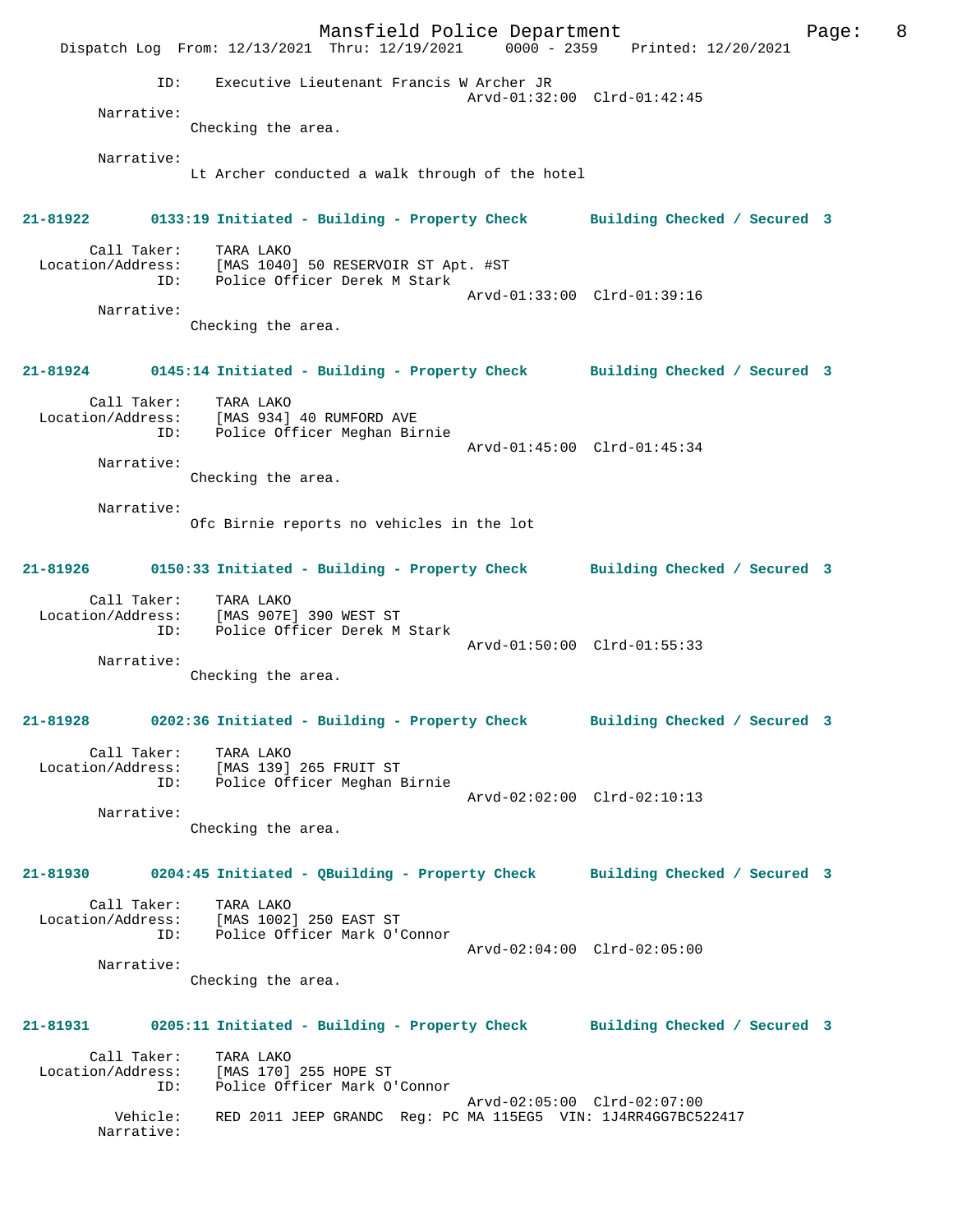ID: Executive Lieutenant Francis W Archer JR
Arvd-01:32:00 Clrd-01:42:45

Narrative:
Checking the area.

Narrative:
Lt Archer conducted a walk through of the hotel

**21-81922 0133:19 Initiated - Building - Property Check Building Checked / Secured 3**

Call Taker: TARA LAKO
Location/Address: [MAS 1040] 50 RESERVOIR ST Apt. #ST
ID: Police Officer Derek M Stark
Arvd-01:33:00 Clrd-01:39:16

Narrative:
Checking the area.

**21-81924 0145:14 Initiated - Building - Property Check Building Checked / Secured 3**

Call Taker: TARA LAKO
Location/Address: [MAS 934] 40 RUMFORD AVE
ID: Police Officer Meghan Birnie
Arvd-01:45:00 Clrd-01:45:34

Narrative:
Checking the area.

Narrative:
Ofc Birnie reports no vehicles in the lot

**21-81926 0150:33 Initiated - Building - Property Check Building Checked / Secured 3**

Call Taker: TARA LAKO
Location/Address: [MAS 907E] 390 WEST ST
ID: Police Officer Derek M Stark
Arvd-01:50:00 Clrd-01:55:33

Narrative:
Checking the area.

**21-81928 0202:36 Initiated - Building - Property Check Building Checked / Secured 3**

Call Taker: TARA LAKO
Location/Address: [MAS 139] 265 FRUIT ST
ID: Police Officer Meghan Birnie
Arvd-02:02:00 Clrd-02:10:13

Narrative:
Checking the area.

**21-81930 0204:45 Initiated - QBuilding - Property Check Building Checked / Secured 3**

Call Taker: TARA LAKO
Location/Address: [MAS 1002] 250 EAST ST
ID: Police Officer Mark O'Connor
Arvd-02:04:00 Clrd-02:05:00

Narrative:
Checking the area.

**21-81931 0205:11 Initiated - Building - Property Check Building Checked / Secured 3**

Call Taker: TARA LAKO
Location/Address: [MAS 170] 255 HOPE ST
ID: Police Officer Mark O'Connor
Arvd-02:05:00 Clrd-02:07:00
Vehicle: RED 2011 JEEP GRANDC Reg: PC MA 115EG5 VIN: 1J4RR4GG7BC522417
Narrative: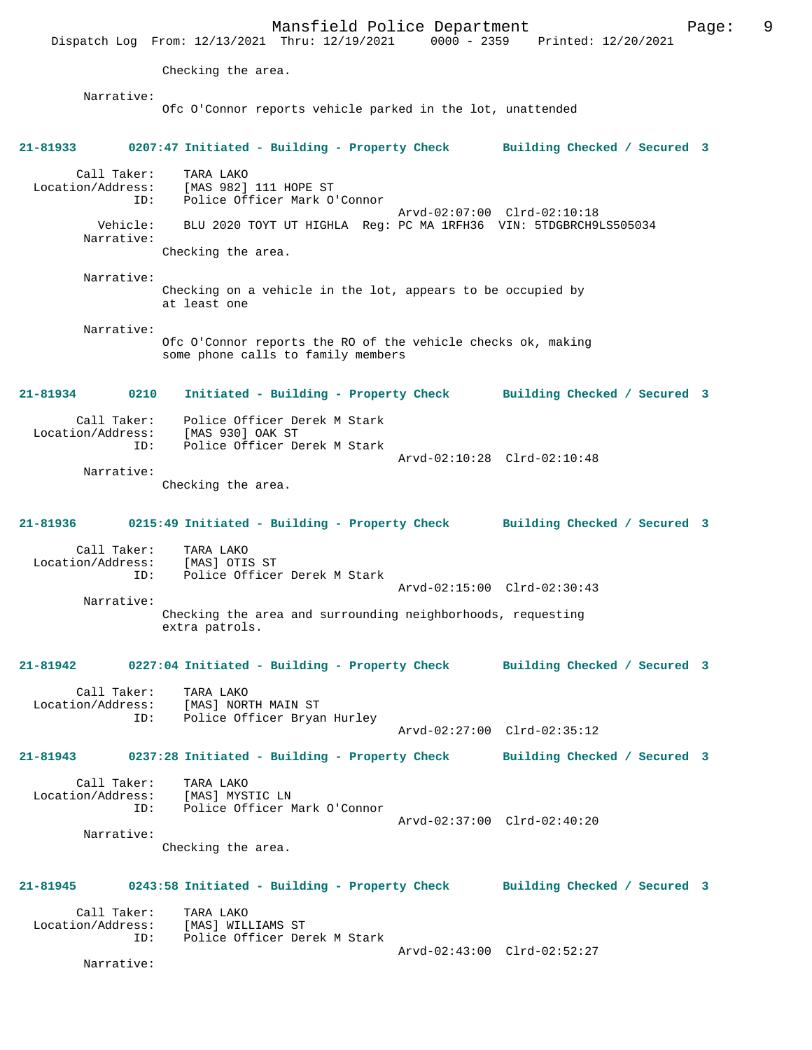Checking the area.

Narrative:
Ofc O'Connor reports vehicle parked in the lot, unattended

**21-81933 0207:47 Initiated - Building - Property Check Building Checked / Secured 3**

Call Taker: TARA LAKO
Location/Address: [MAS 982] 111 HOPE ST
ID: Police Officer Mark O'Connor
Arvd-02:07:00 Clrd-02:10:18
Vehicle: BLU 2020 TOYT UT HIGHLA Reg: PC MA 1RFH36 VIN: 5TDGBRCH9LS505034
Narrative:
Checking the area.

Narrative:
Checking on a vehicle in the lot, appears to be occupied by at least one

Narrative:
Ofc O'Connor reports the RO of the vehicle checks ok, making some phone calls to family members

**21-81934 0210 Initiated - Building - Property Check Building Checked / Secured 3**

Call Taker: Police Officer Derek M Stark
Location/Address: [MAS 930] OAK ST
ID: Police Officer Derek M Stark
Arvd-02:10:28 Clrd-02:10:48
Narrative:
Checking the area.

**21-81936 0215:49 Initiated - Building - Property Check Building Checked / Secured 3**

Call Taker: TARA LAKO
Location/Address: [MAS] OTIS ST
ID: Police Officer Derek M Stark
Arvd-02:15:00 Clrd-02:30:43
Narrative:
Checking the area and surrounding neighborhoods, requesting extra patrols.

**21-81942 0227:04 Initiated - Building - Property Check Building Checked / Secured 3**

Call Taker: TARA LAKO
Location/Address: [MAS] NORTH MAIN ST
ID: Police Officer Bryan Hurley
Arvd-02:27:00 Clrd-02:35:12

**21-81943 0237:28 Initiated - Building - Property Check Building Checked / Secured 3**

Call Taker: TARA LAKO
Location/Address: [MAS] MYSTIC LN
ID: Police Officer Mark O'Connor
Arvd-02:37:00 Clrd-02:40:20
Narrative:
Checking the area.

**21-81945 0243:58 Initiated - Building - Property Check Building Checked / Secured 3**

Call Taker: TARA LAKO
Location/Address: [MAS] WILLIAMS ST
ID: Police Officer Derek M Stark
Arvd-02:43:00 Clrd-02:52:27
Narrative: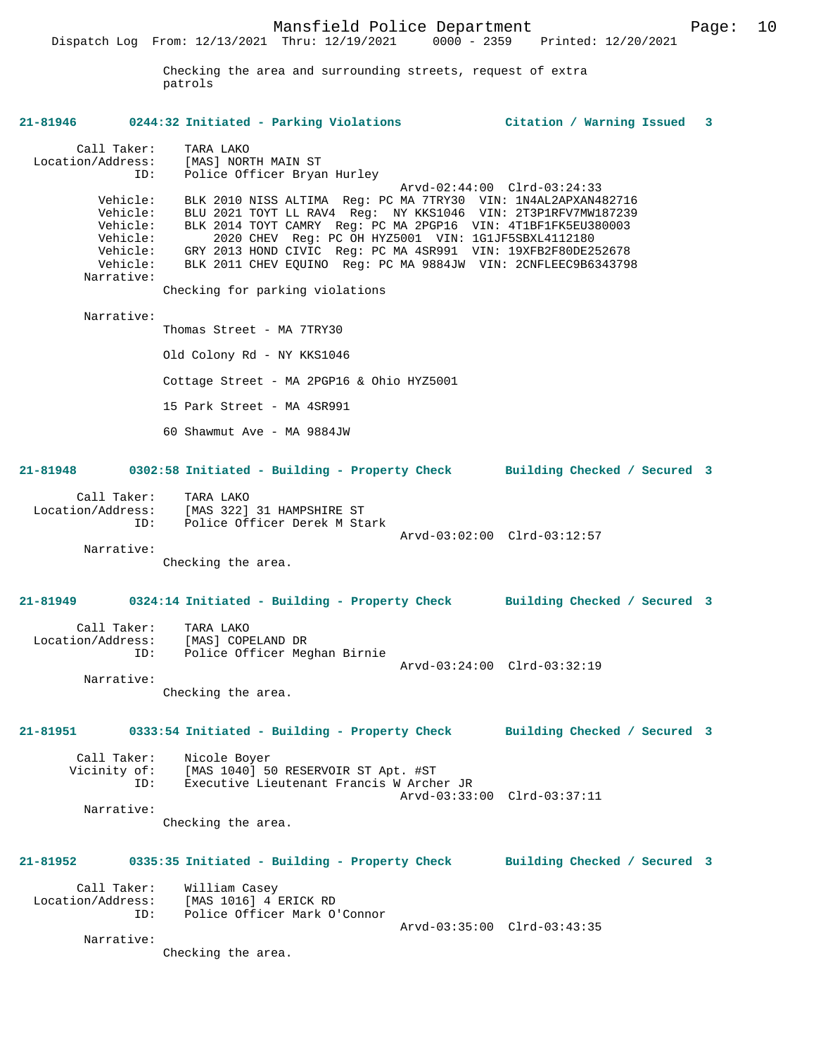Checking the area and surrounding streets, request of extra patrols

**21-81946 0244:32 Initiated - Parking Violations — Citation / Warning Issued 3**

```
        Call Taker:    TARA LAKO
  Location/Address:    [MAS] NORTH MAIN ST
                ID:    Police Officer Bryan Hurley
                                              Arvd-02:44:00  Clrd-03:24:33
           Vehicle:    BLK 2010 NISS ALTIMA  Reg: PC MA 7TRY30  VIN: 1N4AL2APXAN482716
           Vehicle:    BLU 2021 TOYT LL RAV4  Reg:  NY KKS1046  VIN: 2T3P1RFV7MW187239
           Vehicle:    BLK 2014 TOYT CAMRY  Reg: PC MA 2PGP16  VIN: 4T1BF1FK5EU380003
           Vehicle:        2020 CHEV  Reg: PC OH HYZ5001  VIN: 1G1JF5SBXL4112180
           Vehicle:    GRY 2013 HOND CIVIC  Reg: PC MA 4SR991  VIN: 19XFB2F80DE252678
           Vehicle:    BLK 2011 CHEV EQUINO  Reg: PC MA 9884JW  VIN: 2CNFLEEC9B6343798
         Narrative:
                Checking for parking violations

         Narrative:
                Thomas Street - MA 7TRY30

                Old Colony Rd - NY KKS1046

                Cottage Street - MA 2PGP16 & Ohio HYZ5001

                15 Park Street - MA 4SR991

                60 Shawmut Ave - MA 9884JW
```

**21-81948 0302:58 Initiated - Building - Property Check — Building Checked / Secured 3**

```
        Call Taker:    TARA LAKO
  Location/Address:    [MAS 322] 31 HAMPSHIRE ST
                ID:    Police Officer Derek M Stark
                                              Arvd-03:02:00  Clrd-03:12:57
         Narrative:
                Checking the area.
```

**21-81949 0324:14 Initiated - Building - Property Check — Building Checked / Secured 3**

```
        Call Taker:    TARA LAKO
  Location/Address:    [MAS] COPELAND DR
                ID:    Police Officer Meghan Birnie
                                              Arvd-03:24:00  Clrd-03:32:19
         Narrative:
                Checking the area.
```

**21-81951 0333:54 Initiated - Building - Property Check — Building Checked / Secured 3**

```
        Call Taker:    Nicole Boyer
        Vicinity of:   [MAS 1040] 50 RESERVOIR ST Apt. #ST
                ID:    Executive Lieutenant Francis W Archer JR
                                              Arvd-03:33:00  Clrd-03:37:11
         Narrative:
                Checking the area.
```

**21-81952 0335:35 Initiated - Building - Property Check — Building Checked / Secured 3**

```
        Call Taker:    William Casey
  Location/Address:    [MAS 1016] 4 ERICK RD
                ID:    Police Officer Mark O'Connor
                                              Arvd-03:35:00  Clrd-03:43:35
         Narrative:
                Checking the area.
```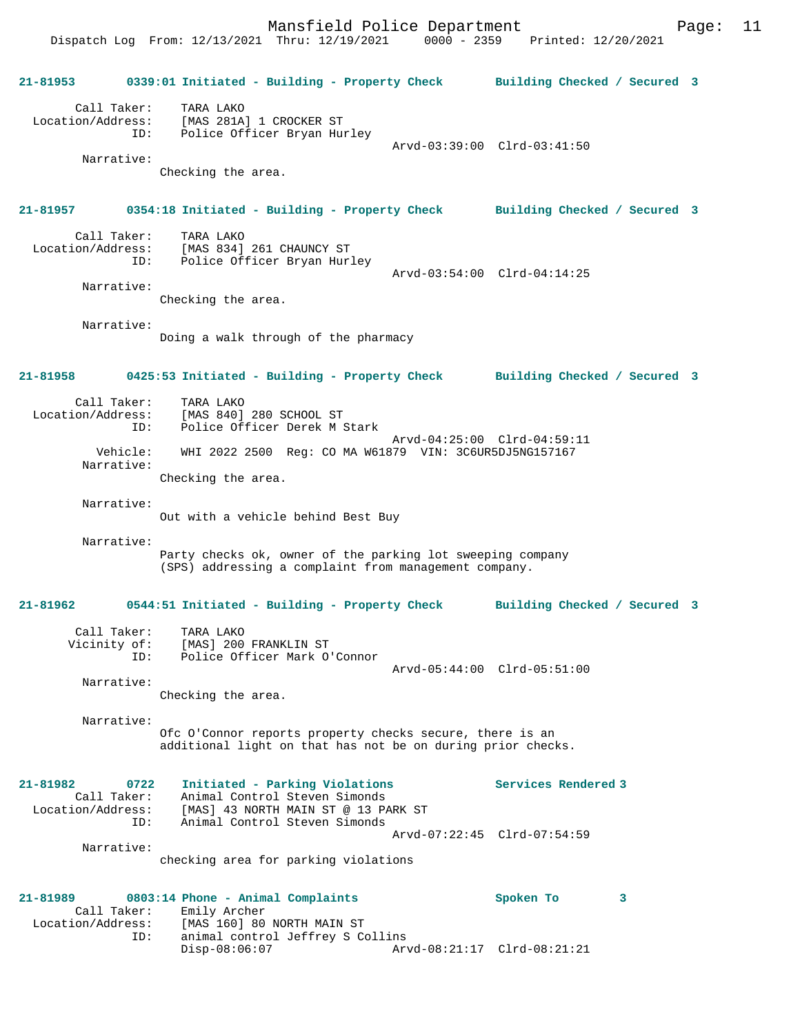**21-81953 0339:01 Initiated - Building - Property Check — Building Checked / Secured 3**

Call Taker: TARA LAKO
Location/Address: [MAS 281A] 1 CROCKER ST
ID: Police Officer Bryan Hurley
Arvd-03:39:00 Clrd-03:41:50

Narrative:
Checking the area.

**21-81957 0354:18 Initiated - Building - Property Check — Building Checked / Secured 3**

Call Taker: TARA LAKO
Location/Address: [MAS 834] 261 CHAUNCY ST
ID: Police Officer Bryan Hurley
Arvd-03:54:00 Clrd-04:14:25

Narrative:
Checking the area.

Narrative:
Doing a walk through of the pharmacy

**21-81958 0425:53 Initiated - Building - Property Check — Building Checked / Secured 3**

Call Taker: TARA LAKO
Location/Address: [MAS 840] 280 SCHOOL ST
ID: Police Officer Derek M Stark
Arvd-04:25:00 Clrd-04:59:11
Vehicle: WHI 2022 2500 Reg: CO MA W61879 VIN: 3C6UR5DJ5NG157167

Narrative:
Checking the area.

Narrative:
Out with a vehicle behind Best Buy

Narrative:
Party checks ok, owner of the parking lot sweeping company (SPS) addressing a complaint from management company.

**21-81962 0544:51 Initiated - Building - Property Check — Building Checked / Secured 3**

Call Taker: TARA LAKO
Vicinity of: [MAS] 200 FRANKLIN ST
ID: Police Officer Mark O'Connor
Arvd-05:44:00 Clrd-05:51:00

Narrative:
Checking the area.

Narrative:
Ofc O'Connor reports property checks secure, there is an additional light on that has not be on during prior checks.

**21-81982 0722 Initiated - Parking Violations — Services Rendered 3**

Call Taker: Animal Control Steven Simonds
Location/Address: [MAS] 43 NORTH MAIN ST @ 13 PARK ST
ID: Animal Control Steven Simonds
Arvd-07:22:45 Clrd-07:54:59

Narrative:
checking area for parking violations

**21-81989 0803:14 Phone - Animal Complaints — Spoken To 3**

Call Taker: Emily Archer
Location/Address: [MAS 160] 80 NORTH MAIN ST
ID: animal control Jeffrey S Collins
Disp-08:06:07 Arvd-08:21:17 Clrd-08:21:21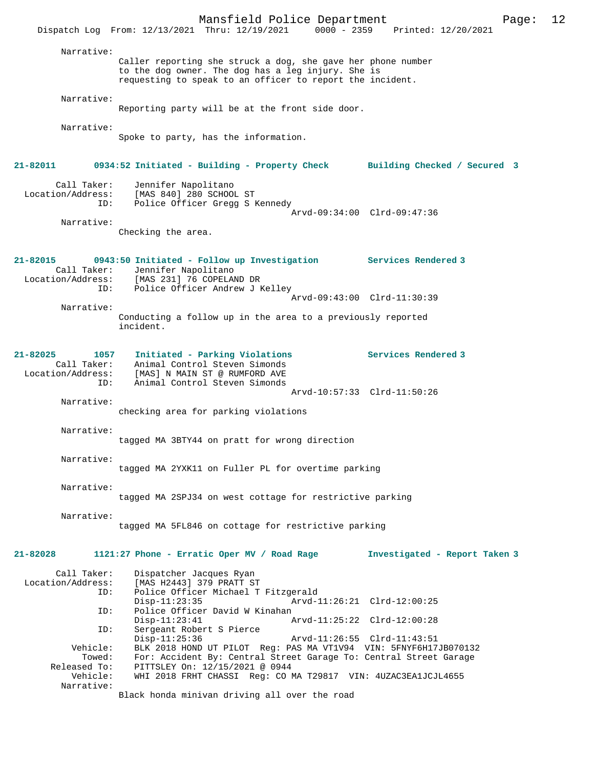Narrative:
Caller reporting she struck a dog, she gave her phone number to the dog owner. The dog has a leg injury. She is requesting to speak to an officer to report the incident.

Narrative:
Reporting party will be at the front side door.

Narrative:
Spoke to party, has the information.

**21-82011 0934:52 Initiated - Building - Property Check — Building Checked / Secured 3**

Call Taker: Jennifer Napolitano
Location/Address: [MAS 840] 280 SCHOOL ST
ID: Police Officer Gregg S Kennedy
Arvd-09:34:00 Clrd-09:47:36

Narrative:
Checking the area.

**21-82015 0943:50 Initiated - Follow up Investigation — Services Rendered 3**

Call Taker: Jennifer Napolitano
Location/Address: [MAS 231] 76 COPELAND DR
ID: Police Officer Andrew J Kelley
Arvd-09:43:00 Clrd-11:30:39

Narrative:
Conducting a follow up in the area to a previously reported incident.

**21-82025 1057 Initiated - Parking Violations — Services Rendered 3**

Call Taker: Animal Control Steven Simonds
Location/Address: [MAS] N MAIN ST @ RUMFORD AVE
ID: Animal Control Steven Simonds
Arvd-10:57:33 Clrd-11:50:26

Narrative:
checking area for parking violations

Narrative:
tagged MA 3BTY44 on pratt for wrong direction

Narrative:
tagged MA 2YXK11 on Fuller PL for overtime parking

Narrative:
tagged MA 2SPJ34 on west cottage for restrictive parking

Narrative:
tagged MA 5FL846 on cottage for restrictive parking

**21-82028 1121:27 Phone - Erratic Oper MV / Road Rage — Investigated - Report Taken 3**

Call Taker: Dispatcher Jacques Ryan
Location/Address: [MAS H2443] 379 PRATT ST
ID: Police Officer Michael T Fitzgerald
Disp-11:23:35 Arvd-11:26:21 Clrd-12:00:25
ID: Police Officer David W Kinahan
Disp-11:23:41 Arvd-11:25:22 Clrd-12:00:28
ID: Sergeant Robert S Pierce
Disp-11:25:36 Arvd-11:26:55 Clrd-11:43:51
Vehicle: BLK 2018 HOND UT PILOT Reg: PAS MA VT1V94 VIN: 5FNYF6H17JB070132
Towed: For: Accident By: Central Street Garage To: Central Street Garage
Released To: PITTSLEY On: 12/15/2021 @ 0944
Vehicle: WHI 2018 FRHT CHASSI Reg: CO MA T29817 VIN: 4UZAC3EA1JCJL4655

Narrative:
Black honda minivan driving all over the road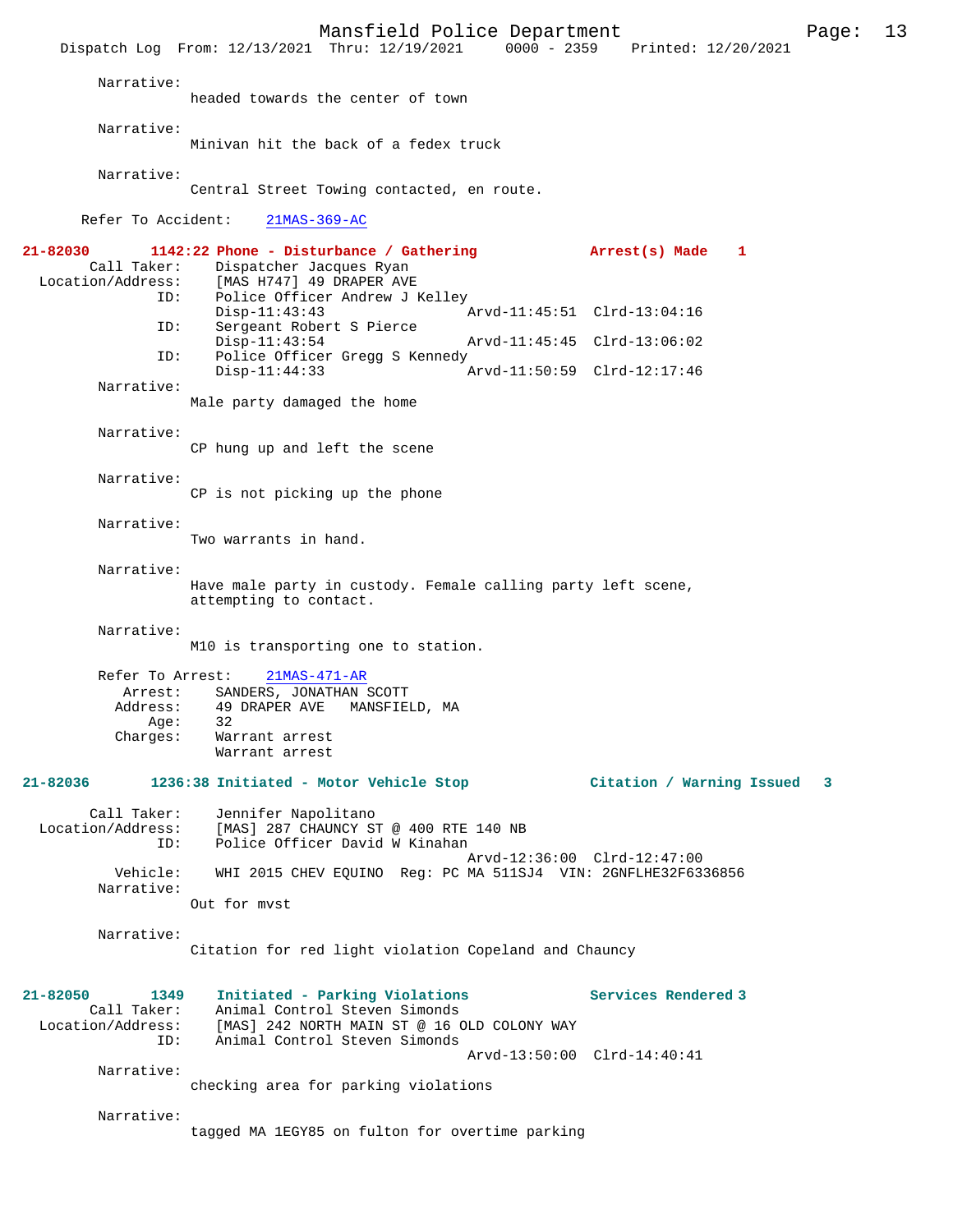Narrative:
headers towards the center of town

Narrative:
Minivan hit the back of a fedex truck

Narrative:
Central Street Towing contacted, en route.

Refer To Accident: 21MAS-369-AC

**21-82030 1142:22 Phone - Disturbance / Gathering Arrest(s) Made 1**

Call Taker: Dispatcher Jacques Ryan
Location/Address: [MAS H747] 49 DRAPER AVE
ID: Police Officer Andrew J Kelley
Disp-11:43:43 Arvd-11:45:51 Clrd-13:04:16
ID: Sergeant Robert S Pierce
Disp-11:43:54 Arvd-11:45:45 Clrd-13:06:02
ID: Police Officer Gregg S Kennedy
Disp-11:44:33 Arvd-11:50:59 Clrd-12:17:46

Narrative:
Male party damaged the home

Narrative:
CP hung up and left the scene

Narrative:
CP is not picking up the phone

Narrative:
Two warrants in hand.

Narrative:
Have male party in custody. Female calling party left scene, attempting to contact.

Narrative:
M10 is transporting one to station.

Refer To Arrest: 21MAS-471-AR
Arrest: SANDERS, JONATHAN SCOTT
Address: 49 DRAPER AVE MANSFIELD, MA
Age: 32
Charges: Warrant arrest
Warrant arrest

**21-82036 1236:38 Initiated - Motor Vehicle Stop Citation / Warning Issued 3**

Call Taker: Jennifer Napolitano
Location/Address: [MAS] 287 CHAUNCY ST @ 400 RTE 140 NB
ID: Police Officer David W Kinahan
Arvd-12:36:00 Clrd-12:47:00
Vehicle: WHI 2015 CHEV EQUINO Reg: PC MA 511SJ4 VIN: 2GNFLHE32F6336856

Narrative:
Out for mvst

Narrative:
Citation for red light violation Copeland and Chauncy

**21-82050 1349 Initiated - Parking Violations Services Rendered 3**

Call Taker: Animal Control Steven Simonds
Location/Address: [MAS] 242 NORTH MAIN ST @ 16 OLD COLONY WAY
ID: Animal Control Steven Simonds
Arvd-13:50:00 Clrd-14:40:41

Narrative:
checking area for parking violations

Narrative:
tagged MA 1EGY85 on fulton for overtime parking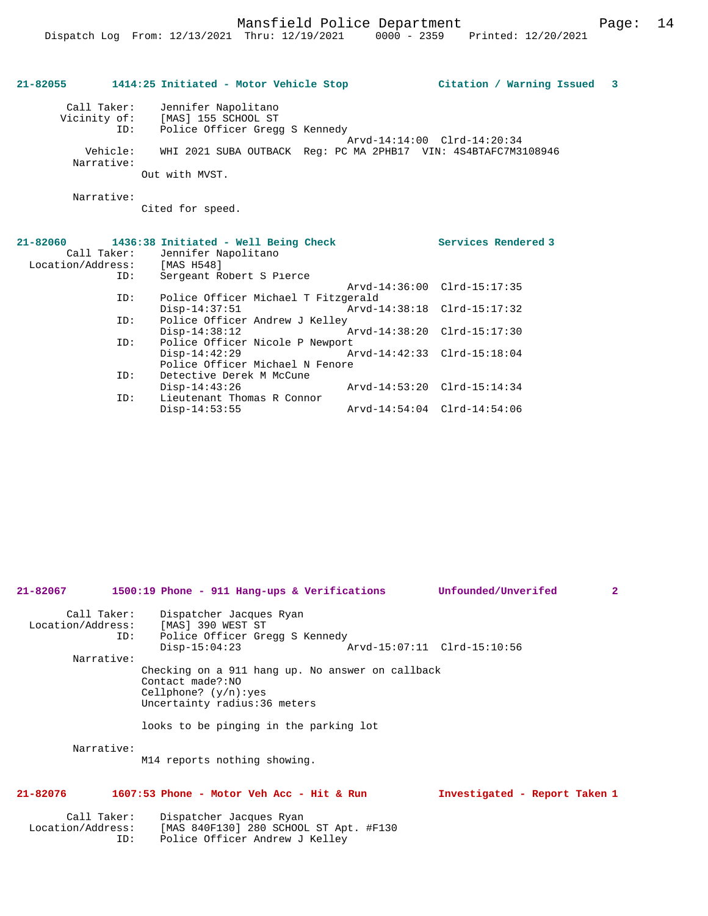**21-82055 1414:25 Initiated - Motor Vehicle Stop — Citation / Warning Issued 3**

```
        Call Taker:    Jennifer Napolitano
       Vicinity of:    [MAS] 155 SCHOOL ST
                ID:    Police Officer Gregg S Kennedy
                                                Arvd-14:14:00  Clrd-14:20:34
           Vehicle:    WHI 2021 SUBA OUTBACK  Reg: PC MA 2PHB17  VIN: 4S4BTAFC7M3108946
         Narrative:
                    Out with MVST.

         Narrative:
                    Cited for speed.
```

**21-82060 1436:38 Initiated - Well Being Check — Services Rendered 3**

```
        Call Taker:    Jennifer Napolitano
  Location/Address:    [MAS H548]
                ID:    Sergeant Robert S Pierce
                                                Arvd-14:36:00  Clrd-15:17:35
                ID:    Police Officer Michael T Fitzgerald
                       Disp-14:37:51            Arvd-14:38:18  Clrd-15:17:32
                ID:    Police Officer Andrew J Kelley
                       Disp-14:38:12            Arvd-14:38:20  Clrd-15:17:30
                ID:    Police Officer Nicole P Newport
                       Disp-14:42:29            Arvd-14:42:33  Clrd-15:18:04
                       Police Officer Michael N Fenore
                ID:    Detective Derek M McCune
                       Disp-14:43:26            Arvd-14:53:20  Clrd-15:14:34
                ID:    Lieutenant Thomas R Connor
                       Disp-14:53:55            Arvd-14:54:04  Clrd-14:54:06
```

**21-82067 1500:19 Phone - 911 Hang-ups & Verifications — Unfounded/Unverifed 2**

```
        Call Taker:    Dispatcher Jacques Ryan
  Location/Address:    [MAS] 390 WEST ST
                ID:    Police Officer Gregg S Kennedy
                       Disp-15:04:23            Arvd-15:07:11  Clrd-15:10:56
         Narrative:
                    Checking on a 911 hang up. No answer on callback
                    Contact made?:NO
                    Cellphone? (y/n):yes
                    Uncertainty radius:36 meters

                    looks to be pinging in the parking lot

         Narrative:
                    M14 reports nothing showing.
```

**21-82076 1607:53 Phone - Motor Veh Acc - Hit & Run — Investigated - Report Taken 1**

```
        Call Taker:    Dispatcher Jacques Ryan
  Location/Address:    [MAS 840F130] 280 SCHOOL ST Apt. #F130
                ID:    Police Officer Andrew J Kelley
```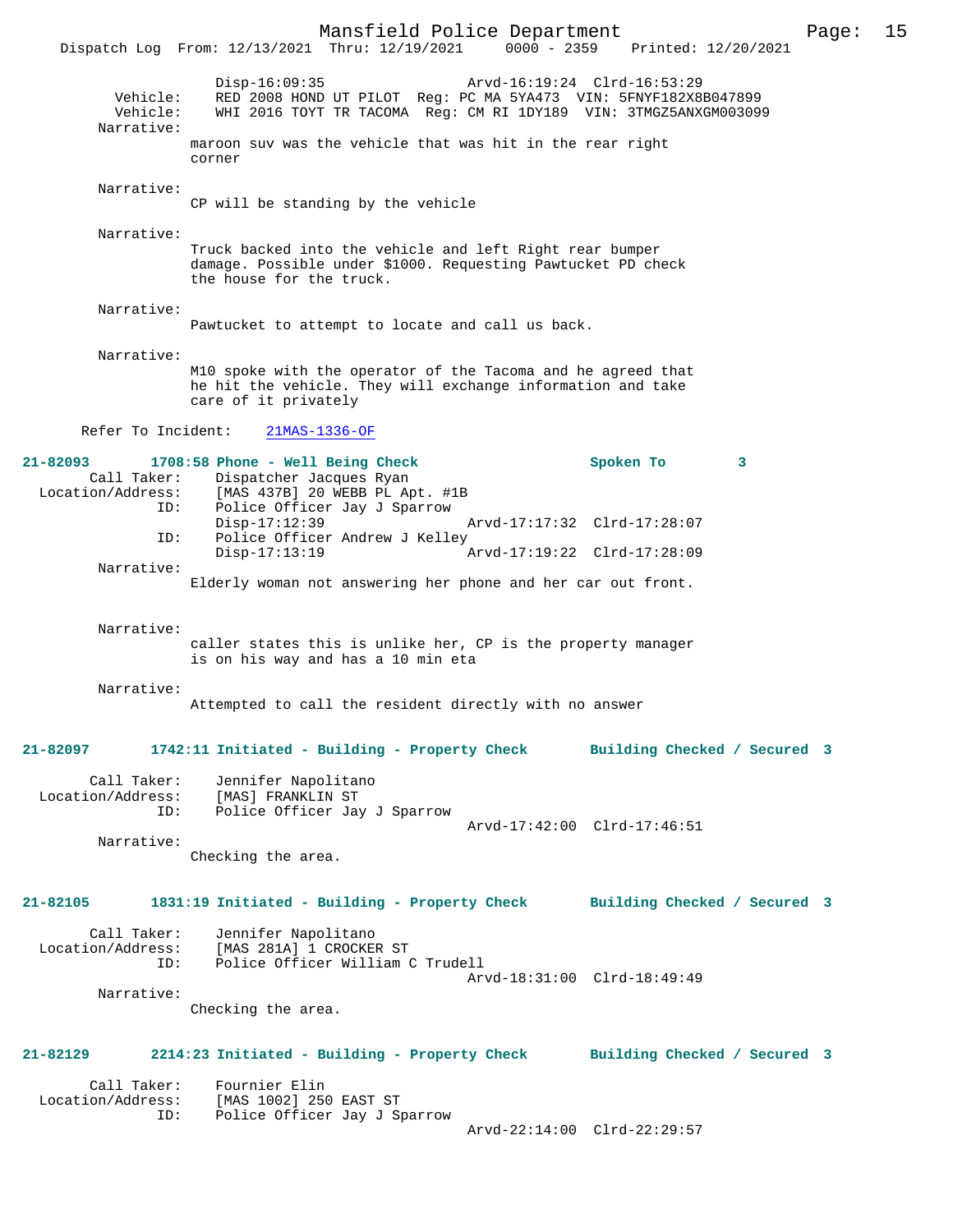Disp-16:09:35 Arvd-16:19:24 Clrd-16:53:29
Vehicle: RED 2008 HOND UT PILOT Reg: PC MA 5YA473 VIN: 5FNYF182X8B047899
Vehicle: WHI 2016 TOYT TR TACOMA Reg: CM RI 1DY189 VIN: 3TMGZ5ANXGM003099
Narrative:
maroon suv was the vehicle that was hit in the rear right corner

Narrative:
CP will be standing by the vehicle

Narrative:
Truck backed into the vehicle and left Right rear bumper damage. Possible under $1000. Requesting Pawtucket PD check the house for the truck.

Narrative:
Pawtucket to attempt to locate and call us back.

Narrative:
M10 spoke with the operator of the Tacoma and he agreed that he hit the vehicle. They will exchange information and take care of it privately

Refer To Incident: 21MAS-1336-OF

**21-82093 1708:58 Phone - Well Being Check Spoken To 3**
Call Taker: Dispatcher Jacques Ryan
Location/Address: [MAS 437B] 20 WEBB PL Apt. #1B
ID: Police Officer Jay J Sparrow
Disp-17:12:39 Arvd-17:17:32 Clrd-17:28:07
ID: Police Officer Andrew J Kelley
Disp-17:13:19 Arvd-17:19:22 Clrd-17:28:09
Narrative:
Elderly woman not answering her phone and her car out front.

Narrative:
caller states this is unlike her, CP is the property manager is on his way and has a 10 min eta

Narrative:
Attempted to call the resident directly with no answer

**21-82097 1742:11 Initiated - Building - Property Check Building Checked / Secured 3**
Call Taker: Jennifer Napolitano
Location/Address: [MAS] FRANKLIN ST
ID: Police Officer Jay J Sparrow
Arvd-17:42:00 Clrd-17:46:51
Narrative:
Checking the area.

**21-82105 1831:19 Initiated - Building - Property Check Building Checked / Secured 3**
Call Taker: Jennifer Napolitano
Location/Address: [MAS 281A] 1 CROCKER ST
ID: Police Officer William C Trudell
Arvd-18:31:00 Clrd-18:49:49
Narrative:
Checking the area.

**21-82129 2214:23 Initiated - Building - Property Check Building Checked / Secured 3**
Call Taker: Fournier Elin
Location/Address: [MAS 1002] 250 EAST ST
ID: Police Officer Jay J Sparrow
Arvd-22:14:00 Clrd-22:29:57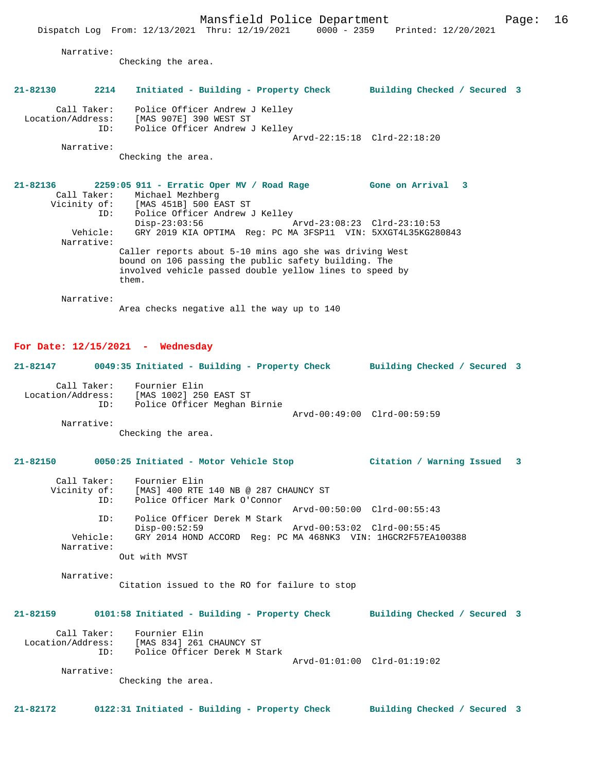Narrative:
Checking the area.

**21-82130 2214 Initiated - Building - Property Check Building Checked / Secured 3**

Call Taker: Police Officer Andrew J Kelley
Location/Address: [MAS 907E] 390 WEST ST
ID: Police Officer Andrew J Kelley
Arvd-22:15:18 Clrd-22:18:20
Narrative:
Checking the area.

**21-82136 2259:05 911 - Erratic Oper MV / Road Rage Gone on Arrival 3**

Call Taker: Michael Mezhberg
Vicinity of: [MAS 451B] 500 EAST ST
ID: Police Officer Andrew J Kelley
Disp-23:03:56 Arvd-23:08:23 Clrd-23:10:53
Vehicle: GRY 2019 KIA OPTIMA Reg: PC MA 3FSP11 VIN: 5XXGT4L35KG280843
Narrative:
Caller reports about 5-10 mins ago she was driving West bound on 106 passing the public safety building. The involved vehicle passed double yellow lines to speed by them.

Narrative:
Area checks negative all the way up to 140

## For Date: 12/15/2021 - Wednesday

**21-82147 0049:35 Initiated - Building - Property Check Building Checked / Secured 3**

Call Taker: Fournier Elin
Location/Address: [MAS 1002] 250 EAST ST
ID: Police Officer Meghan Birnie
Arvd-00:49:00 Clrd-00:59:59
Narrative:
Checking the area.

**21-82150 0050:25 Initiated - Motor Vehicle Stop Citation / Warning Issued 3**

Call Taker: Fournier Elin
Vicinity of: [MAS] 400 RTE 140 NB @ 287 CHAUNCY ST
ID: Police Officer Mark O'Connor
Arvd-00:50:00 Clrd-00:55:43
ID: Police Officer Derek M Stark
Disp-00:52:59 Arvd-00:53:02 Clrd-00:55:45
Vehicle: GRY 2014 HOND ACCORD Reg: PC MA 468NK3 VIN: 1HGCR2F57EA100388
Narrative:
Out with MVST

Narrative:
Citation issued to the RO for failure to stop

**21-82159 0101:58 Initiated - Building - Property Check Building Checked / Secured 3**

Call Taker: Fournier Elin
Location/Address: [MAS 834] 261 CHAUNCY ST
ID: Police Officer Derek M Stark
Arvd-01:01:00 Clrd-01:19:02
Narrative:
Checking the area.

**21-82172 0122:31 Initiated - Building - Property Check Building Checked / Secured 3**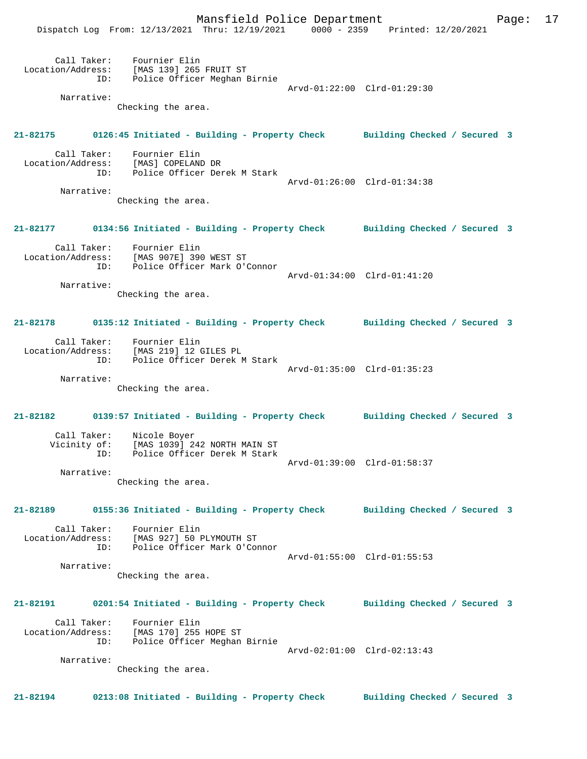Call Taker: Fournier Elin
Location/Address: [MAS 139] 265 FRUIT ST
ID: Police Officer Meghan Birnie
Arvd-01:22:00 Clrd-01:29:30
Narrative:
Checking the area.

**21-82175 0126:45 Initiated - Building - Property Check Building Checked / Secured 3**

Call Taker: Fournier Elin
Location/Address: [MAS] COPELAND DR
ID: Police Officer Derek M Stark
Arvd-01:26:00 Clrd-01:34:38
Narrative:
Checking the area.

**21-82177 0134:56 Initiated - Building - Property Check Building Checked / Secured 3**

Call Taker: Fournier Elin
Location/Address: [MAS 907E] 390 WEST ST
ID: Police Officer Mark O'Connor
Arvd-01:34:00 Clrd-01:41:20
Narrative:
Checking the area.

**21-82178 0135:12 Initiated - Building - Property Check Building Checked / Secured 3**

Call Taker: Fournier Elin
Location/Address: [MAS 219] 12 GILES PL
ID: Police Officer Derek M Stark
Arvd-01:35:00 Clrd-01:35:23
Narrative:
Checking the area.

**21-82182 0139:57 Initiated - Building - Property Check Building Checked / Secured 3**

Call Taker: Nicole Boyer
Vicinity of: [MAS 1039] 242 NORTH MAIN ST
ID: Police Officer Derek M Stark
Arvd-01:39:00 Clrd-01:58:37
Narrative:
Checking the area.

**21-82189 0155:36 Initiated - Building - Property Check Building Checked / Secured 3**

Call Taker: Fournier Elin
Location/Address: [MAS 927] 50 PLYMOUTH ST
ID: Police Officer Mark O'Connor
Arvd-01:55:00 Clrd-01:55:53
Narrative:
Checking the area.

**21-82191 0201:54 Initiated - Building - Property Check Building Checked / Secured 3**

Call Taker: Fournier Elin
Location/Address: [MAS 170] 255 HOPE ST
ID: Police Officer Meghan Birnie
Arvd-02:01:00 Clrd-02:13:43
Narrative:
Checking the area.

**21-82194 0213:08 Initiated - Building - Property Check Building Checked / Secured 3**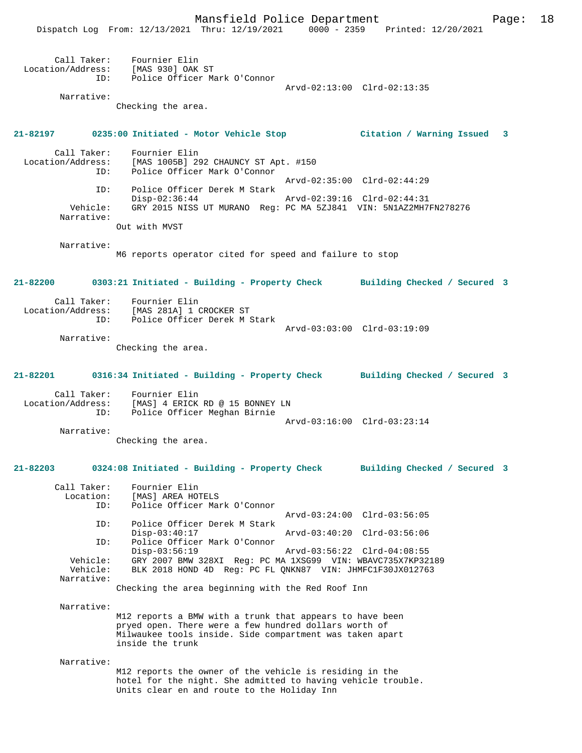Call Taker: Fournier Elin
Location/Address: [MAS 930] OAK ST
ID: Police Officer Mark O'Connor
Arvd-02:13:00 Clrd-02:13:35
Narrative:
Checking the area.

**21-82197 0235:00 Initiated - Motor Vehicle Stop Citation / Warning Issued 3**

Call Taker: Fournier Elin
Location/Address: [MAS 1005B] 292 CHAUNCY ST Apt. #150
ID: Police Officer Mark O'Connor
Arvd-02:35:00 Clrd-02:44:29
ID: Police Officer Derek M Stark
Disp-02:36:44 Arvd-02:39:16 Clrd-02:44:31
Vehicle: GRY 2015 NISS UT MURANO Reg: PC MA 5ZJ841 VIN: 5N1AZ2MH7FN278276
Narrative:
Out with MVST

Narrative:
M6 reports operator cited for speed and failure to stop

**21-82200 0303:21 Initiated - Building - Property Check Building Checked / Secured 3**

Call Taker: Fournier Elin
Location/Address: [MAS 281A] 1 CROCKER ST
ID: Police Officer Derek M Stark
Arvd-03:03:00 Clrd-03:19:09
Narrative:
Checking the area.

**21-82201 0316:34 Initiated - Building - Property Check Building Checked / Secured 3**

Call Taker: Fournier Elin
Location/Address: [MAS] 4 ERICK RD @ 15 BONNEY LN
ID: Police Officer Meghan Birnie
Arvd-03:16:00 Clrd-03:23:14
Narrative:
Checking the area.

**21-82203 0324:08 Initiated - Building - Property Check Building Checked / Secured 3**

Call Taker: Fournier Elin
Location: [MAS] AREA HOTELS
ID: Police Officer Mark O'Connor
Arvd-03:24:00 Clrd-03:56:05
ID: Police Officer Derek M Stark
Disp-03:40:17 Arvd-03:40:20 Clrd-03:56:06
ID: Police Officer Mark O'Connor
Disp-03:56:19 Arvd-03:56:22 Clrd-04:08:55
Vehicle: GRY 2007 BMW 328XI Reg: PC MA 1XSG99 VIN: WBAVC735X7KP32189
Vehicle: BLK 2018 HOND 4D Reg: PC FL QNKN87 VIN: JHMFC1F30JX012763
Narrative:
Checking the area beginning with the Red Roof Inn

Narrative:
M12 reports a BMW with a trunk that appears to have been pryed open. There were a few hundred dollars worth of Milwaukee tools inside. Side compartment was taken apart inside the trunk

Narrative:
M12 reports the owner of the vehicle is residing in the hotel for the night. She admitted to having vehicle trouble. Units clear en and route to the Holiday Inn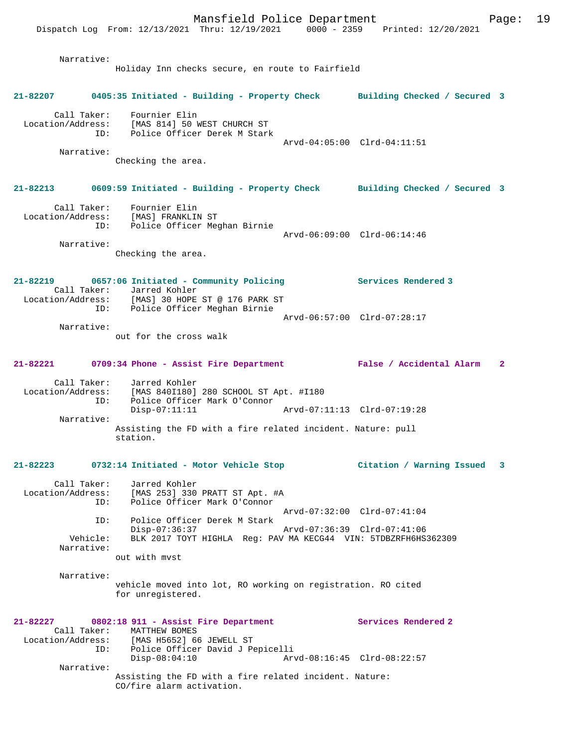Narrative:
Holiday Inn checks secure, en route to Fairfield

**21-82207 0405:35 Initiated - Building - Property Check Building Checked / Secured 3**

Call Taker: Fournier Elin
Location/Address: [MAS 814] 50 WEST CHURCH ST
ID: Police Officer Derek M Stark
Arvd-04:05:00 Clrd-04:11:51
Narrative:
Checking the area.

**21-82213 0609:59 Initiated - Building - Property Check Building Checked / Secured 3**

Call Taker: Fournier Elin
Location/Address: [MAS] FRANKLIN ST
ID: Police Officer Meghan Birnie
Arvd-06:09:00 Clrd-06:14:46
Narrative:
Checking the area.

**21-82219 0657:06 Initiated - Community Policing Services Rendered 3**

Call Taker: Jarred Kohler
Location/Address: [MAS] 30 HOPE ST @ 176 PARK ST
ID: Police Officer Meghan Birnie
Arvd-06:57:00 Clrd-07:28:17
Narrative:
out for the cross walk

**21-82221 0709:34 Phone - Assist Fire Department False / Accidental Alarm 2**

Call Taker: Jarred Kohler
Location/Address: [MAS 840I180] 280 SCHOOL ST Apt. #I180
ID: Police Officer Mark O'Connor
Disp-07:11:11 Arvd-07:11:13 Clrd-07:19:28
Narrative:
Assisting the FD with a fire related incident. Nature: pull station.

**21-82223 0732:14 Initiated - Motor Vehicle Stop Citation / Warning Issued 3**

Call Taker: Jarred Kohler
Location/Address: [MAS 253] 330 PRATT ST Apt. #A
ID: Police Officer Mark O'Connor
Arvd-07:32:00 Clrd-07:41:04
ID: Police Officer Derek M Stark
Disp-07:36:37 Arvd-07:36:39 Clrd-07:41:06
Vehicle: BLK 2017 TOYT HIGHLA Reg: PAV MA KECG44 VIN: 5TDBZRFH6HS362309
Narrative:
out with mvst

Narrative:
vehicle moved into lot, RO working on registration. RO cited for unregistered.

**21-82227 0802:18 911 - Assist Fire Department Services Rendered 2**

Call Taker: MATTHEW BOMES
Location/Address: [MAS H5652] 66 JEWELL ST
ID: Police Officer David J Pepicelli
Disp-08:04:10 Arvd-08:16:45 Clrd-08:22:57
Narrative:
Assisting the FD with a fire related incident. Nature: CO/fire alarm activation.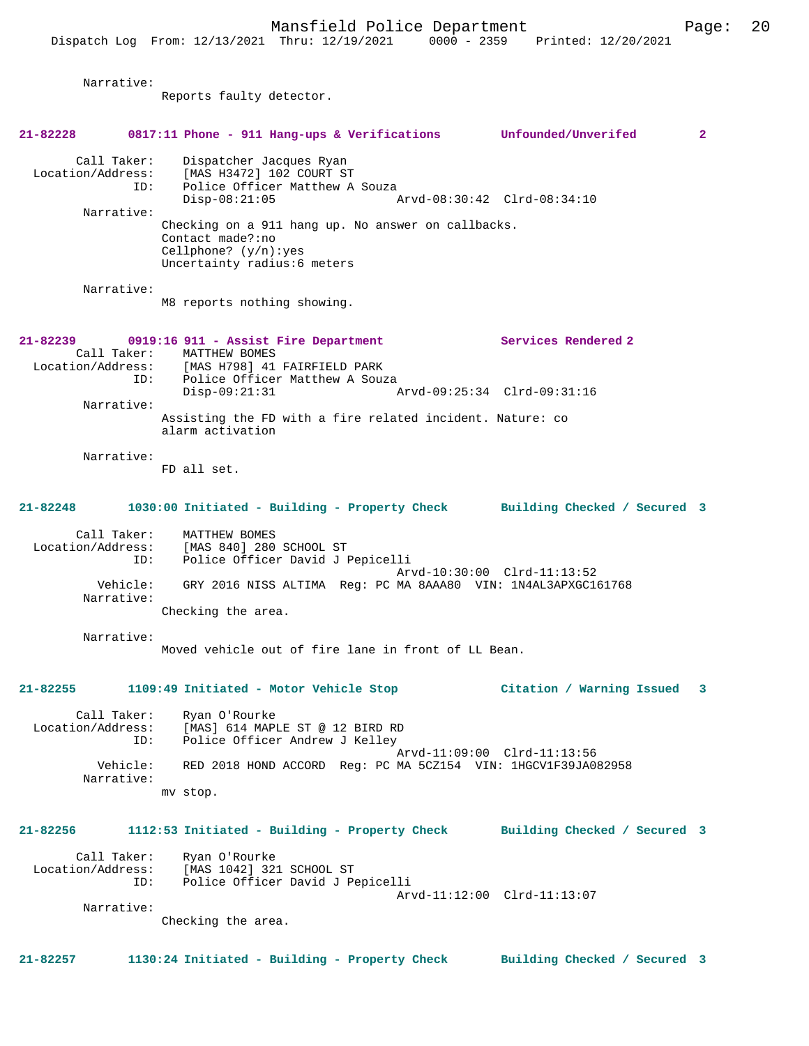Narrative:
Reports faulty detector.

**21-82228 0817:11 Phone - 911 Hang-ups & Verifications Unfounded/Unverifed 2**

Call Taker: Dispatcher Jacques Ryan
Location/Address: [MAS H3472] 102 COURT ST
ID: Police Officer Matthew A Souza
Disp-08:21:05 Arvd-08:30:42 Clrd-08:34:10
Narrative:
Checking on a 911 hang up. No answer on callbacks.
Contact made?:no
Cellphone? (y/n):yes
Uncertainty radius:6 meters

Narrative:
M8 reports nothing showing.

**21-82239 0919:16 911 - Assist Fire Department Services Rendered 2**

Call Taker: MATTHEW BOMES
Location/Address: [MAS H798] 41 FAIRFIELD PARK
ID: Police Officer Matthew A Souza
Disp-09:21:31 Arvd-09:25:34 Clrd-09:31:16
Narrative:
Assisting the FD with a fire related incident. Nature: co alarm activation

Narrative:
FD all set.

**21-82248 1030:00 Initiated - Building - Property Check Building Checked / Secured 3**

Call Taker: MATTHEW BOMES
Location/Address: [MAS 840] 280 SCHOOL ST
ID: Police Officer David J Pepicelli
Arvd-10:30:00 Clrd-11:13:52
Vehicle: GRY 2016 NISS ALTIMA Reg: PC MA 8AAA80 VIN: 1N4AL3APXGC161768
Narrative:
Checking the area.

Narrative:
Moved vehicle out of fire lane in front of LL Bean.

**21-82255 1109:49 Initiated - Motor Vehicle Stop Citation / Warning Issued 3**

Call Taker: Ryan O'Rourke
Location/Address: [MAS] 614 MAPLE ST @ 12 BIRD RD
ID: Police Officer Andrew J Kelley
Arvd-11:09:00 Clrd-11:13:56
Vehicle: RED 2018 HOND ACCORD Reg: PC MA 5CZ154 VIN: 1HGCV1F39JA082958
Narrative:
mv stop.

**21-82256 1112:53 Initiated - Building - Property Check Building Checked / Secured 3**

Call Taker: Ryan O'Rourke
Location/Address: [MAS 1042] 321 SCHOOL ST
ID: Police Officer David J Pepicelli
Arvd-11:12:00 Clrd-11:13:07
Narrative:
Checking the area.

**21-82257 1130:24 Initiated - Building - Property Check Building Checked / Secured 3**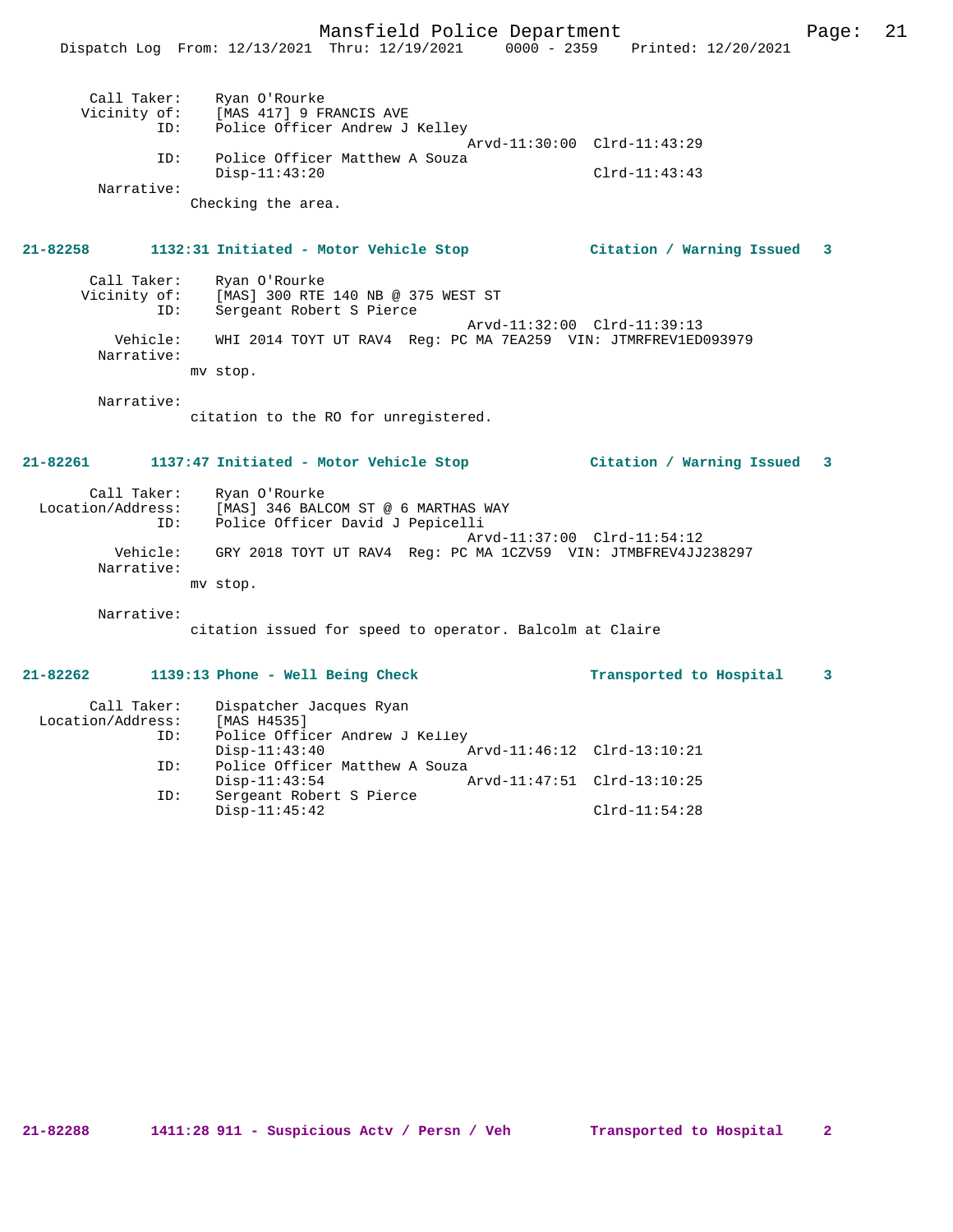Call Taker: Ryan O'Rourke
Vicinity of: [MAS 417] 9 FRANCIS AVE
ID: Police Officer Andrew J Kelley
Arvd-11:30:00 Clrd-11:43:29
ID: Police Officer Matthew A Souza
Disp-11:43:20 Clrd-11:43:43
Narrative:
Checking the area.

**21-82258 1132:31 Initiated - Motor Vehicle Stop — Citation / Warning Issued 3**

Call Taker: Ryan O'Rourke
Vicinity of: [MAS] 300 RTE 140 NB @ 375 WEST ST
ID: Sergeant Robert S Pierce
Arvd-11:32:00 Clrd-11:39:13
Vehicle: WHI 2014 TOYT UT RAV4 Reg: PC MA 7EA259 VIN: JTMRFREV1ED093979
Narrative:
mv stop.

Narrative:
citation to the RO for unregistered.

**21-82261 1137:47 Initiated - Motor Vehicle Stop — Citation / Warning Issued 3**

Call Taker: Ryan O'Rourke
Location/Address: [MAS] 346 BALCOM ST @ 6 MARTHAS WAY
ID: Police Officer David J Pepicelli
Arvd-11:37:00 Clrd-11:54:12
Vehicle: GRY 2018 TOYT UT RAV4 Reg: PC MA 1CZV59 VIN: JTMBFREV4JJ238297
Narrative:
mv stop.

Narrative:
citation issued for speed to operator. Balcolm at Claire

**21-82262 1139:13 Phone - Well Being Check — Transported to Hospital 3**

Call Taker: Dispatcher Jacques Ryan
Location/Address: [MAS H4535]
ID: Police Officer Andrew J Kelley
Disp-11:43:40 Arvd-11:46:12 Clrd-13:10:21
ID: Police Officer Matthew A Souza
Disp-11:43:54 Arvd-11:47:51 Clrd-13:10:25
ID: Sergeant Robert S Pierce
Disp-11:45:42 Clrd-11:54:28

**21-82288 1411:28 911 - Suspicious Actv / Persn / Veh — Transported to Hospital 2**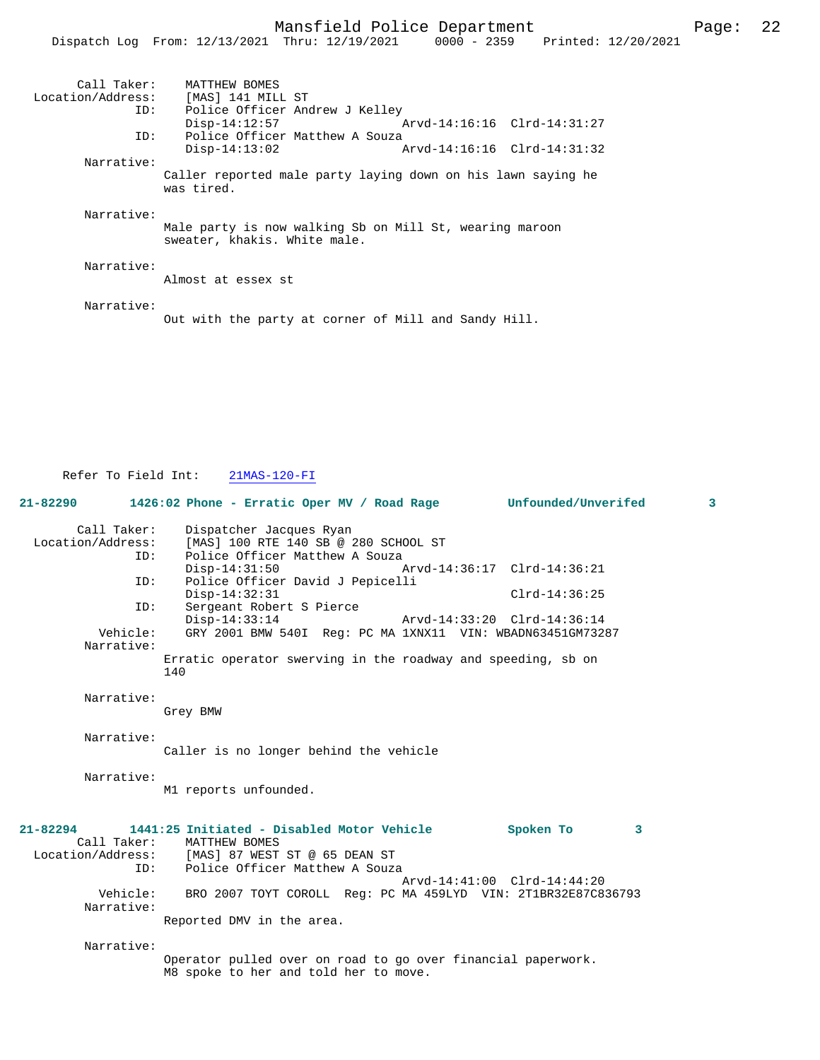```
        Call Taker:    MATTHEW BOMES
  Location/Address:    [MAS] 141 MILL ST
                ID:    Police Officer Andrew J Kelley
                       Disp-14:12:57                 Arvd-14:16:16  Clrd-14:31:27
                ID:    Police Officer Matthew A Souza
                       Disp-14:13:02                 Arvd-14:16:16  Clrd-14:31:32
         Narrative:
                     Caller reported male party laying down on his lawn saying he
                     was tired.

         Narrative:
                     Male party is now walking Sb on Mill St, wearing maroon
                     sweater, khakis. White male.

         Narrative:
                     Almost at essex st

         Narrative:
                     Out with the party at corner of Mill and Sandy Hill.

      Refer To Field Int:    21MAS-120-FI
```

**21-82290 1426:02 Phone - Erratic Oper MV / Road Rage Unfounded/Unverifed 3**

```
        Call Taker:    Dispatcher Jacques Ryan
  Location/Address:    [MAS] 100 RTE 140 SB @ 280 SCHOOL ST
                ID:    Police Officer Matthew A Souza
                       Disp-14:31:50                 Arvd-14:36:17  Clrd-14:36:21
                ID:    Police Officer David J Pepicelli
                       Disp-14:32:31                                Clrd-14:36:25
                ID:    Sergeant Robert S Pierce
                       Disp-14:33:14                 Arvd-14:33:20  Clrd-14:36:14
           Vehicle:    GRY 2001 BMW 540I  Reg: PC MA 1XNX11  VIN: WBADN63451GM73287
         Narrative:
                     Erratic operator swerving in the roadway and speeding, sb on
                     140

         Narrative:
                     Grey BMW

         Narrative:
                     Caller is no longer behind the vehicle

         Narrative:
                     M1 reports unfounded.
```

**21-82294 1441:25 Initiated - Disabled Motor Vehicle Spoken To 3**

```
        Call Taker:    MATTHEW BOMES
  Location/Address:    [MAS] 87 WEST ST @ 65 DEAN ST
                ID:    Police Officer Matthew A Souza
                                                     Arvd-14:41:00  Clrd-14:44:20
           Vehicle:    BRO 2007 TOYT COROLL  Reg: PC MA 459LYD  VIN: 2T1BR32E87C836793
         Narrative:
                     Reported DMV in the area.

         Narrative:
                     Operator pulled over on road to go over financial paperwork.
                     M8 spoke to her and told her to move.
```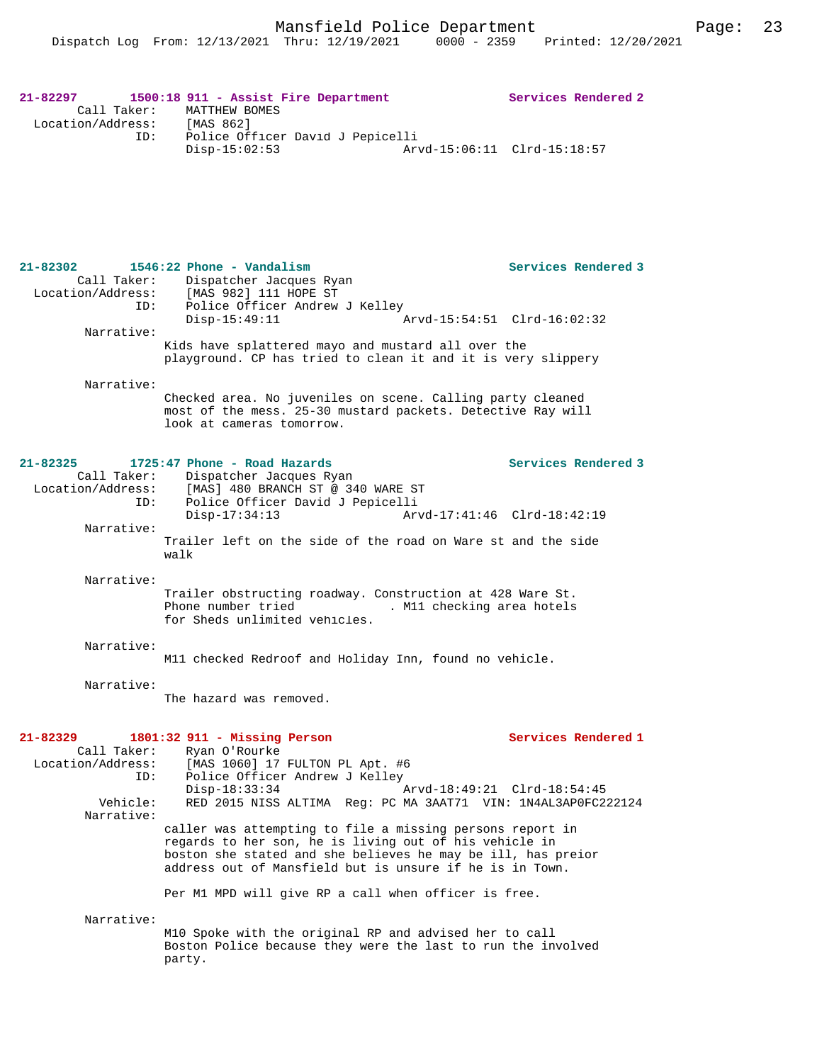**21-82297 1500:18 911 - Assist Fire Department — Services Rendered 2**

Call Taker: MATTHEW BOMES
Location/Address: [MAS 862]
ID: Police Officer David J Pepicelli
Disp-15:02:53 Arvd-15:06:11 Clrd-15:18:57

**21-82302 1546:22 Phone - Vandalism — Services Rendered 3**

Call Taker: Dispatcher Jacques Ryan
Location/Address: [MAS 982] 111 HOPE ST
ID: Police Officer Andrew J Kelley
Disp-15:49:11 Arvd-15:54:51 Clrd-16:02:32

Narrative:
Kids have splattered mayo and mustard all over the playground. CP has tried to clean it and it is very slippery

Narrative:
Checked area. No juveniles on scene. Calling party cleaned most of the mess. 25-30 mustard packets. Detective Ray will look at cameras tomorrow.

**21-82325 1725:47 Phone - Road Hazards — Services Rendered 3**

Call Taker: Dispatcher Jacques Ryan
Location/Address: [MAS] 480 BRANCH ST @ 340 WARE ST
ID: Police Officer David J Pepicelli
Disp-17:34:13 Arvd-17:41:46 Clrd-18:42:19

Narrative:
Trailer left on the side of the road on Ware st and the side walk

Narrative:
Trailer obstructing roadway. Construction at 428 Ware St. Phone number tried . M11 checking area hotels for Sheds unlimited vehicles.

Narrative:
M11 checked Redroof and Holiday Inn, found no vehicle.

Narrative:
The hazard was removed.

**21-82329 1801:32 911 - Missing Person — Services Rendered 1**

Call Taker: Ryan O'Rourke
Location/Address: [MAS 1060] 17 FULTON PL Apt. #6
ID: Police Officer Andrew J Kelley
Disp-18:33:34 Arvd-18:49:21 Clrd-18:54:45
Vehicle: RED 2015 NISS ALTIMA Reg: PC MA 3AAT71 VIN: 1N4AL3AP0FC222124

Narrative:
caller was attempting to file a missing persons report in regards to her son, he is living out of his vehicle in boston she stated and she believes he may be ill, has preior address out of Mansfield but is unsure if he is in Town.

Per M1 MPD will give RP a call when officer is free.

Narrative:
M10 Spoke with the original RP and advised her to call Boston Police because they were the last to run the involved party.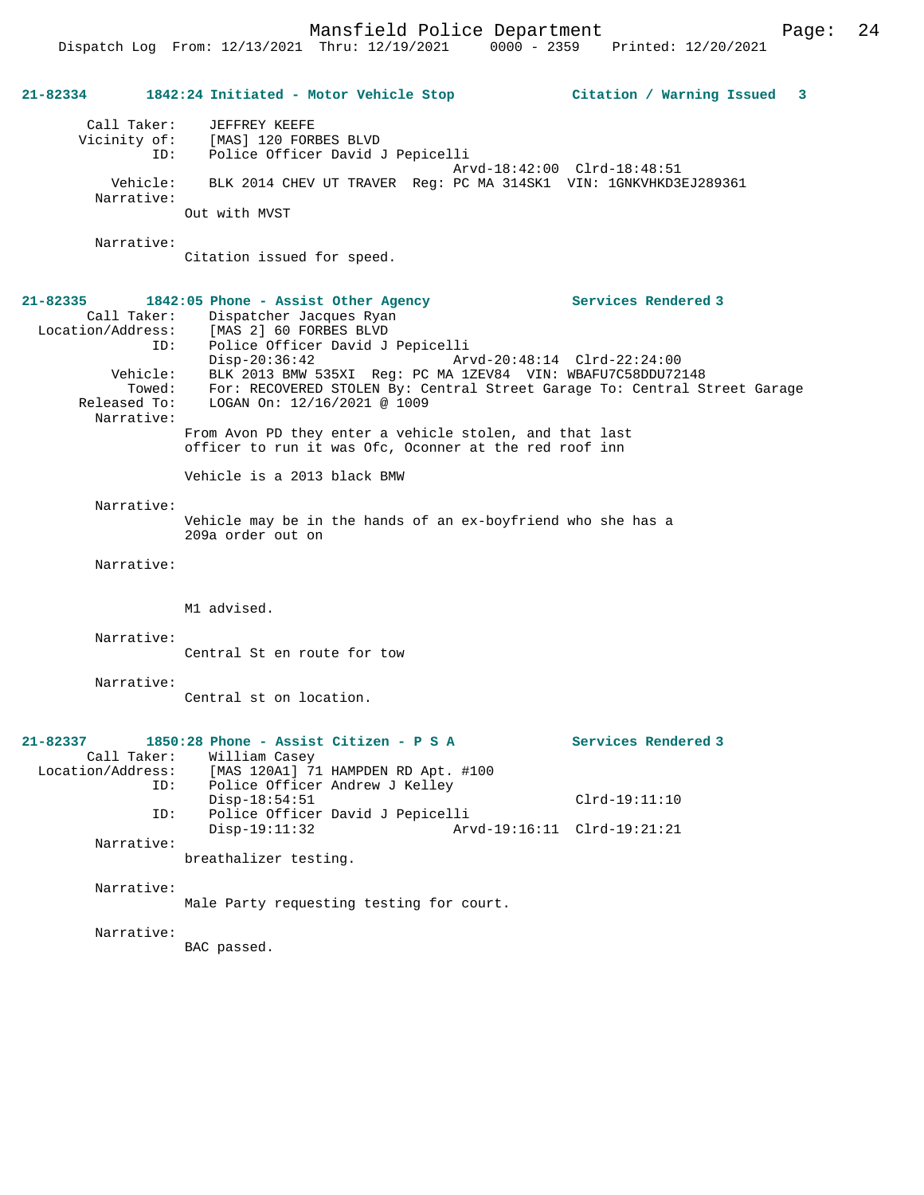**21-82334 1842:24 Initiated - Motor Vehicle Stop Citation / Warning Issued 3**

```
        Call Taker:    JEFFREY KEEFE
       Vicinity of:    [MAS] 120 FORBES BLVD
                ID:    Police Officer David J Pepicelli
                                             Arvd-18:42:00  Clrd-18:48:51
           Vehicle:    BLK 2014 CHEV UT TRAVER  Reg: PC MA 314SK1  VIN: 1GNKVHKD3EJ289361
         Narrative:
                    Out with MVST

         Narrative:
                    Citation issued for speed.
```

**21-82335 1842:05 Phone - Assist Other Agency Services Rendered 3**

```
        Call Taker:    Dispatcher Jacques Ryan
  Location/Address:    [MAS 2] 60 FORBES BLVD
                ID:    Police Officer David J Pepicelli
                       Disp-20:36:42             Arvd-20:48:14  Clrd-22:24:00
           Vehicle:    BLK 2013 BMW 535XI  Reg: PC MA 1ZEV84  VIN: WBAFU7C58DDU72148
             Towed:    For: RECOVERED STOLEN By: Central Street Garage To: Central Street Garage
       Released To:    LOGAN On: 12/16/2021 @ 1009
         Narrative:
                    From Avon PD they enter a vehicle stolen, and that last
                    officer to run it was Ofc, Oconner at the red roof inn

                    Vehicle is a 2013 black BMW

         Narrative:
                    Vehicle may be in the hands of an ex-boyfriend who she has a
                    209a order out on

         Narrative:


                    M1 advised.

         Narrative:
                    Central St en route for tow

         Narrative:
                    Central st on location.
```

**21-82337 1850:28 Phone - Assist Citizen - P S A Services Rendered 3**

```
        Call Taker:    William Casey
  Location/Address:    [MAS 120A1] 71 HAMPDEN RD Apt. #100
                ID:    Police Officer Andrew J Kelley
                       Disp-18:54:51                            Clrd-19:11:10
                ID:    Police Officer David J Pepicelli
                       Disp-19:11:32             Arvd-19:16:11  Clrd-19:21:21
         Narrative:
                    breathalizer testing.

         Narrative:
                    Male Party requesting testing for court.

         Narrative:
                    BAC passed.
```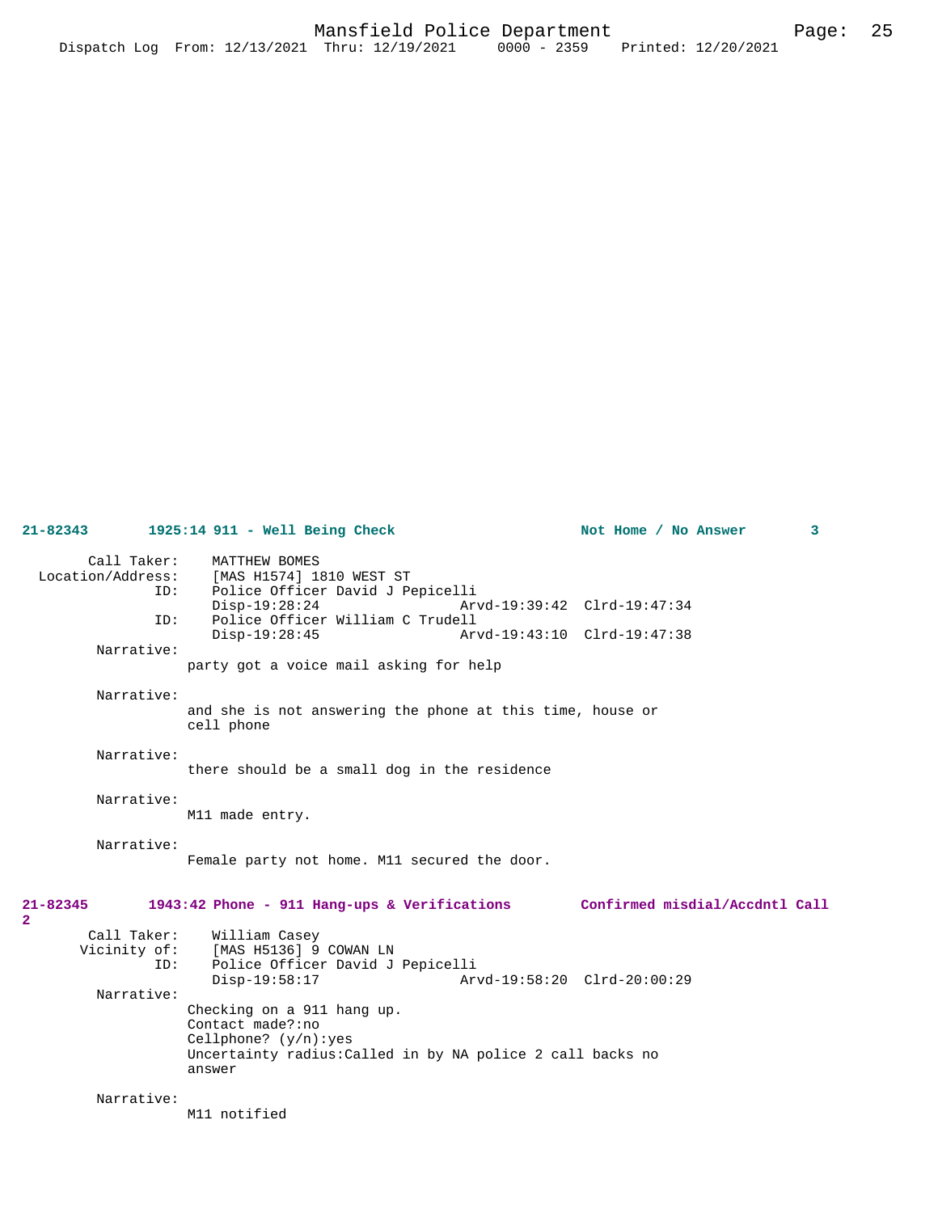**21-82343 1925:14 911 - Well Being Check — Not Home / No Answer — 3**

Call Taker: MATTHEW BOMES
Location/Address: [MAS H1574] 1810 WEST ST
ID: Police Officer David J Pepicelli
Disp-19:28:24 Arvd-19:39:42 Clrd-19:47:34
ID: Police Officer William C Trudell
Disp-19:28:45 Arvd-19:43:10 Clrd-19:47:38

Narrative:
party got a voice mail asking for help

Narrative:
and she is not answering the phone at this time, house or cell phone

Narrative:
there should be a small dog in the residence

Narrative:
M11 made entry.

Narrative:
Female party not home. M11 secured the door.

**21-82345 1943:42 Phone - 911 Hang-ups & Verifications — Confirmed misdial/Accdntl Call — 2**

Call Taker: William Casey
Vicinity of: [MAS H5136] 9 COWAN LN
ID: Police Officer David J Pepicelli
Disp-19:58:17 Arvd-19:58:20 Clrd-20:00:29

Narrative:
Checking on a 911 hang up.
Contact made?:no
Cellphone? (y/n):yes
Uncertainty radius:Called in by NA police 2 call backs no answer

Narrative:
M11 notified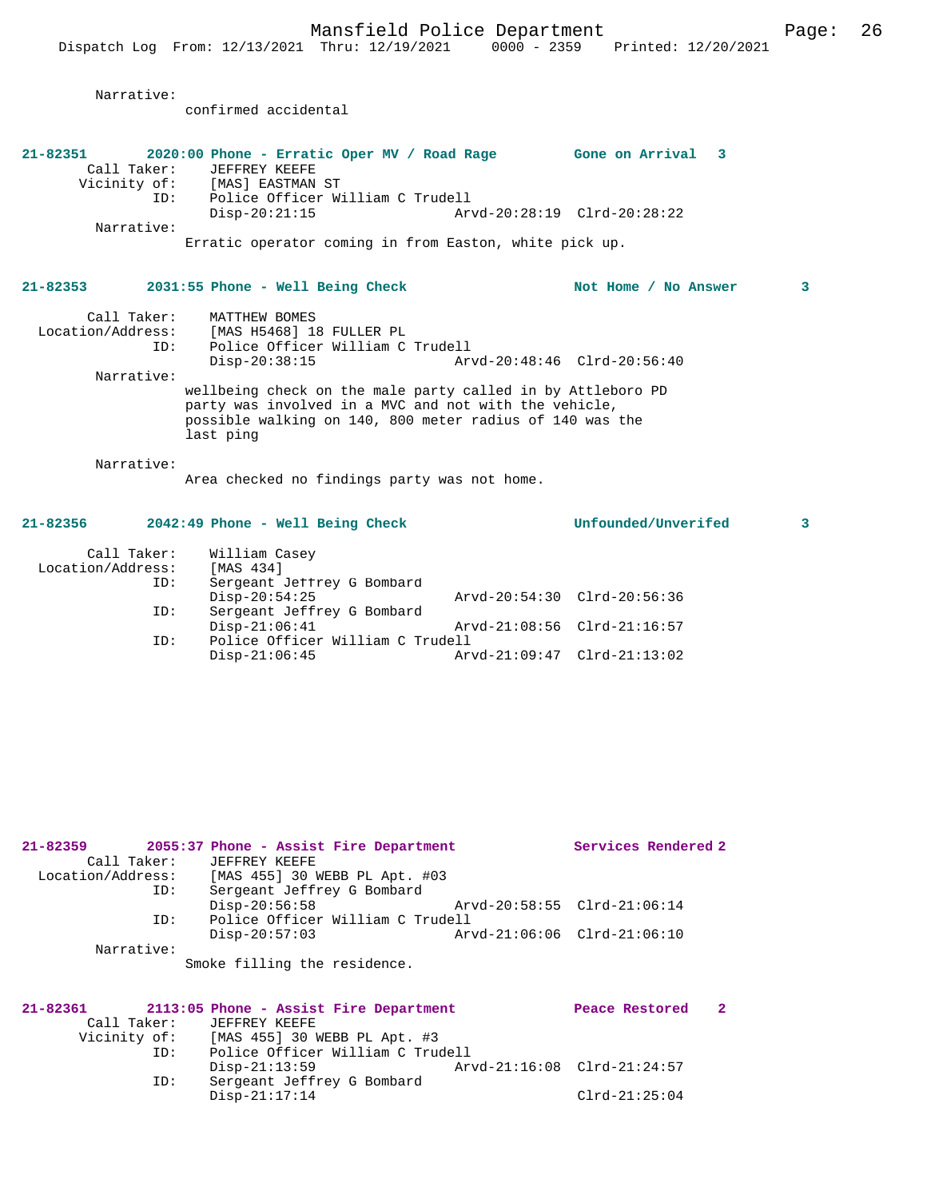Narrative:
confirmed accidental

**21-82351 2020:00 Phone - Erratic Oper MV / Road Rage Gone on Arrival 3**

Call Taker: JEFFREY KEEFE
Vicinity of: [MAS] EASTMAN ST
ID: Police Officer William C Trudell
Disp-20:21:15 Arvd-20:28:19 Clrd-20:28:22
Narrative:
Erratic operator coming in from Easton, white pick up.

**21-82353 2031:55 Phone - Well Being Check Not Home / No Answer 3**

Call Taker: MATTHEW BOMES
Location/Address: [MAS H5468] 18 FULLER PL
ID: Police Officer William C Trudell
Disp-20:38:15 Arvd-20:48:46 Clrd-20:56:40
Narrative:
wellbeing check on the male party called in by Attleboro PD party was involved in a MVC and not with the vehicle, possible walking on 140, 800 meter radius of 140 was the last ping

Narrative:
Area checked no findings party was not home.

**21-82356 2042:49 Phone - Well Being Check Unfounded/Unverifed 3**

Call Taker: William Casey
Location/Address: [MAS 434]
ID: Sergeant Jeffrey G Bombard
Disp-20:54:25 Arvd-20:54:30 Clrd-20:56:36
ID: Sergeant Jeffrey G Bombard
Disp-21:06:41 Arvd-21:08:56 Clrd-21:16:57
ID: Police Officer William C Trudell
Disp-21:06:45 Arvd-21:09:47 Clrd-21:13:02

**21-82359 2055:37 Phone - Assist Fire Department Services Rendered 2**

Call Taker: JEFFREY KEEFE
Location/Address: [MAS 455] 30 WEBB PL Apt. #03
ID: Sergeant Jeffrey G Bombard
Disp-20:56:58 Arvd-20:58:55 Clrd-21:06:14
ID: Police Officer William C Trudell
Disp-20:57:03 Arvd-21:06:06 Clrd-21:06:10
Narrative:
Smoke filling the residence.

**21-82361 2113:05 Phone - Assist Fire Department Peace Restored 2**

Call Taker: JEFFREY KEEFE
Vicinity of: [MAS 455] 30 WEBB PL Apt. #3
ID: Police Officer William C Trudell
Disp-21:13:59 Arvd-21:16:08 Clrd-21:24:57
ID: Sergeant Jeffrey G Bombard
Disp-21:17:14 Clrd-21:25:04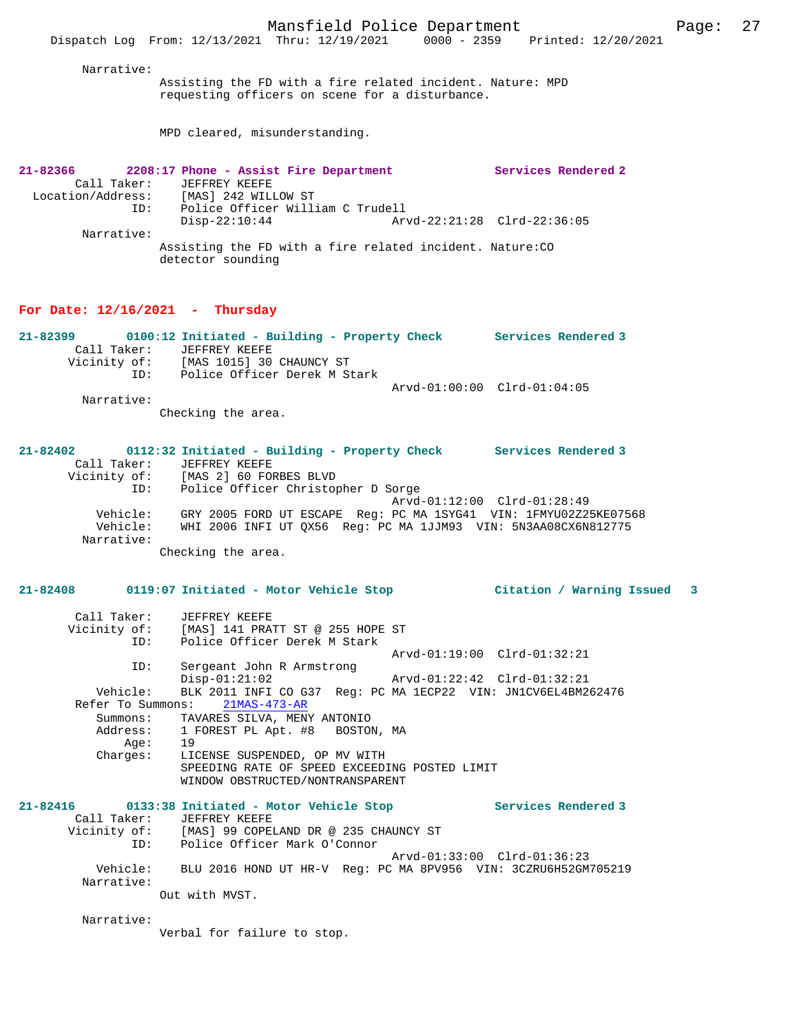Narrative:

Assisting the FD with a fire related incident. Nature: MPD requesting officers on scene for a disturbance.

MPD cleared, misunderstanding.

**21-82366** 2208:17 Phone - Assist Fire Department Services Rendered 2

Call Taker: JEFFREY KEEFE
Location/Address: [MAS] 242 WILLOW ST
ID: Police Officer William C Trudell
Disp-22:10:44 Arvd-22:21:28 Clrd-22:36:05

Narrative:

Assisting the FD with a fire related incident. Nature:CO detector sounding

## For Date: 12/16/2021 - Thursday

**21-82399** 0100:12 Initiated - Building - Property Check Services Rendered 3

Call Taker: JEFFREY KEEFE
Vicinity of: [MAS 1015] 30 CHAUNCY ST
ID: Police Officer Derek M Stark
Arvd-01:00:00 Clrd-01:04:05

Narrative:

Checking the area.

**21-82402** 0112:32 Initiated - Building - Property Check Services Rendered 3

Call Taker: JEFFREY KEEFE
Vicinity of: [MAS 2] 60 FORBES BLVD
ID: Police Officer Christopher D Sorge
Arvd-01:12:00 Clrd-01:28:49
Vehicle: GRY 2005 FORD UT ESCAPE Reg: PC MA 1SYG41 VIN: 1FMYU02Z25KE07568
Vehicle: WHI 2006 INFI UT QX56 Reg: PC MA 1JJM93 VIN: 5N3AA08CX6N812775

Narrative:

Checking the area.

**21-82408** 0119:07 Initiated - Motor Vehicle Stop Citation / Warning Issued 3

Call Taker: JEFFREY KEEFE
Vicinity of: [MAS] 141 PRATT ST @ 255 HOPE ST
ID: Police Officer Derek M Stark
Arvd-01:19:00 Clrd-01:32:21
ID: Sergeant John R Armstrong
Disp-01:21:02 Arvd-01:22:42 Clrd-01:32:21
Vehicle: BLK 2011 INFI CO G37 Reg: PC MA 1ECP22 VIN: JN1CV6EL4BM262476
Refer To Summons: 21MAS-473-AR
Summons: TAVARES SILVA, MENY ANTONIO
Address: 1 FOREST PL Apt. #8 BOSTON, MA
Age: 19
Charges: LICENSE SUSPENDED, OP MV WITH
SPEEDING RATE OF SPEED EXCEEDING POSTED LIMIT
WINDOW OBSTRUCTED/NONTRANSPARENT

**21-82416** 0133:38 Initiated - Motor Vehicle Stop Services Rendered 3

Call Taker: JEFFREY KEEFE
Vicinity of: [MAS] 99 COPELAND DR @ 235 CHAUNCY ST
ID: Police Officer Mark O'Connor
Arvd-01:33:00 Clrd-01:36:23
Vehicle: BLU 2016 HOND UT HR-V Reg: PC MA 8PV956 VIN: 3CZRU6H52GM705219

Narrative:

Out with MVST.

Narrative:

Verbal for failure to stop.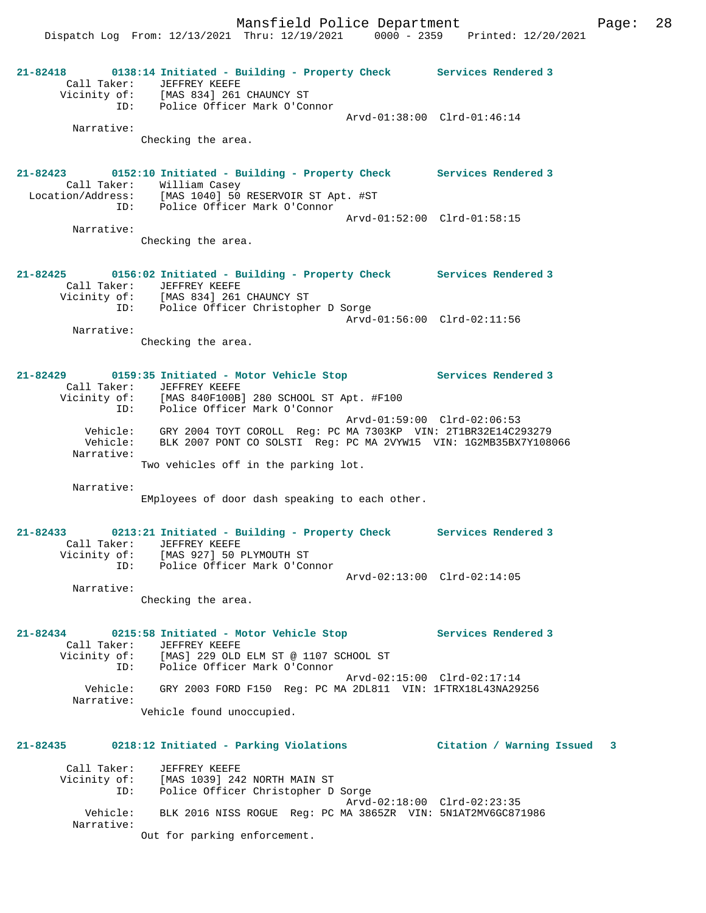**21-82418 0138:14 Initiated - Building - Property Check Services Rendered 3**

Call Taker: JEFFREY KEEFE
Vicinity of: [MAS 834] 261 CHAUNCY ST
ID: Police Officer Mark O'Connor
Arvd-01:38:00 Clrd-01:46:14

Narrative:
Checking the area.

**21-82423 0152:10 Initiated - Building - Property Check Services Rendered 3**

Call Taker: William Casey
Location/Address: [MAS 1040] 50 RESERVOIR ST Apt. #ST
ID: Police Officer Mark O'Connor
Arvd-01:52:00 Clrd-01:58:15

Narrative:
Checking the area.

**21-82425 0156:02 Initiated - Building - Property Check Services Rendered 3**

Call Taker: JEFFREY KEEFE
Vicinity of: [MAS 834] 261 CHAUNCY ST
ID: Police Officer Christopher D Sorge
Arvd-01:56:00 Clrd-02:11:56

Narrative:
Checking the area.

**21-82429 0159:35 Initiated - Motor Vehicle Stop Services Rendered 3**

Call Taker: JEFFREY KEEFE
Vicinity of: [MAS 840F100B] 280 SCHOOL ST Apt. #F100
ID: Police Officer Mark O'Connor
Arvd-01:59:00 Clrd-02:06:53
Vehicle: GRY 2004 TOYT COROLL Reg: PC MA 7303KP VIN: 2T1BR32E14C293279
Vehicle: BLK 2007 PONT CO SOLSTI Reg: PC MA 2VYW15 VIN: 1G2MB35BX7Y108066

Narrative:
Two vehicles off in the parking lot.

Narrative:
EMployees of door dash speaking to each other.

**21-82433 0213:21 Initiated - Building - Property Check Services Rendered 3**

Call Taker: JEFFREY KEEFE
Vicinity of: [MAS 927] 50 PLYMOUTH ST
ID: Police Officer Mark O'Connor
Arvd-02:13:00 Clrd-02:14:05

Narrative:
Checking the area.

**21-82434 0215:58 Initiated - Motor Vehicle Stop Services Rendered 3**

Call Taker: JEFFREY KEEFE
Vicinity of: [MAS] 229 OLD ELM ST @ 1107 SCHOOL ST
ID: Police Officer Mark O'Connor
Arvd-02:15:00 Clrd-02:17:14
Vehicle: GRY 2003 FORD F150 Reg: PC MA 2DL811 VIN: 1FTRX18L43NA29256

Narrative:
Vehicle found unoccupied.

**21-82435 0218:12 Initiated - Parking Violations Citation / Warning Issued 3**

Call Taker: JEFFREY KEEFE
Vicinity of: [MAS 1039] 242 NORTH MAIN ST
ID: Police Officer Christopher D Sorge
Arvd-02:18:00 Clrd-02:23:35
Vehicle: BLK 2016 NISS ROGUE Reg: PC MA 3865ZR VIN: 5N1AT2MV6GC871986

Narrative:
Out for parking enforcement.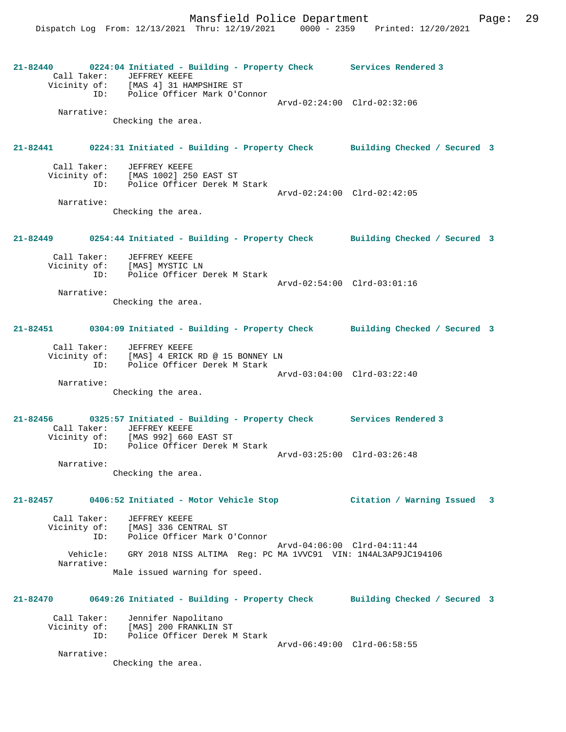21-82440 0224:04 Initiated - Building - Property Check Services Rendered 3
Call Taker: JEFFREY KEEFE
Vicinity of: [MAS 4] 31 HAMPSHIRE ST
ID: Police Officer Mark O'Connor
Arvd-02:24:00 Clrd-02:32:06
Narrative:
Checking the area.

21-82441 0224:31 Initiated - Building - Property Check Building Checked / Secured 3
Call Taker: JEFFREY KEEFE
Vicinity of: [MAS 1002] 250 EAST ST
ID: Police Officer Derek M Stark
Arvd-02:24:00 Clrd-02:42:05
Narrative:
Checking the area.

21-82449 0254:44 Initiated - Building - Property Check Building Checked / Secured 3
Call Taker: JEFFREY KEEFE
Vicinity of: [MAS] MYSTIC LN
ID: Police Officer Derek M Stark
Arvd-02:54:00 Clrd-03:01:16
Narrative:
Checking the area.

21-82451 0304:09 Initiated - Building - Property Check Building Checked / Secured 3
Call Taker: JEFFREY KEEFE
Vicinity of: [MAS] 4 ERICK RD @ 15 BONNEY LN
ID: Police Officer Derek M Stark
Arvd-03:04:00 Clrd-03:22:40
Narrative:
Checking the area.

21-82456 0325:57 Initiated - Building - Property Check Services Rendered 3
Call Taker: JEFFREY KEEFE
Vicinity of: [MAS 992] 660 EAST ST
ID: Police Officer Derek M Stark
Arvd-03:25:00 Clrd-03:26:48
Narrative:
Checking the area.

21-82457 0406:52 Initiated - Motor Vehicle Stop Citation / Warning Issued 3
Call Taker: JEFFREY KEEFE
Vicinity of: [MAS] 336 CENTRAL ST
ID: Police Officer Mark O'Connor
Arvd-04:06:00 Clrd-04:11:44
Vehicle: GRY 2018 NISS ALTIMA Reg: PC MA 1VVC91 VIN: 1N4AL3AP9JC194106
Narrative:
Male issued warning for speed.

21-82470 0649:26 Initiated - Building - Property Check Building Checked / Secured 3
Call Taker: Jennifer Napolitano
Vicinity of: [MAS] 200 FRANKLIN ST
ID: Police Officer Derek M Stark
Arvd-06:49:00 Clrd-06:58:55
Narrative:
Checking the area.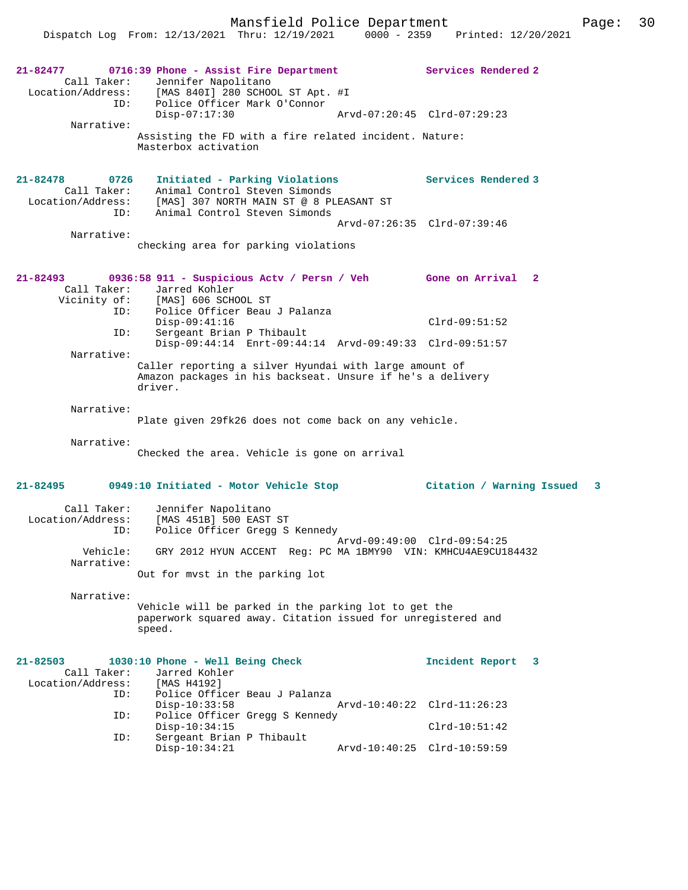**21-82477** 0716:39 Phone - Assist Fire Department — Services Rendered 2

Call Taker: Jennifer Napolitano
Location/Address: [MAS 840I] 280 SCHOOL ST Apt. #I
ID: Police Officer Mark O'Connor
Disp-07:17:30 Arvd-07:20:45 Clrd-07:29:23

Narrative:
Assisting the FD with a fire related incident. Nature: Masterbox activation

**21-82478** 0726 Initiated - Parking Violations — Services Rendered 3

Call Taker: Animal Control Steven Simonds
Location/Address: [MAS] 307 NORTH MAIN ST @ 8 PLEASANT ST
ID: Animal Control Steven Simonds
Arvd-07:26:35 Clrd-07:39:46

Narrative:
checking area for parking violations

**21-82493** 0936:58 911 - Suspicious Actv / Persn / Veh — Gone on Arrival 2

Call Taker: Jarred Kohler
Vicinity of: [MAS] 606 SCHOOL ST
ID: Police Officer Beau J Palanza
Disp-09:41:16 Clrd-09:51:52
ID: Sergeant Brian P Thibault
Disp-09:44:14 Enrt-09:44:14 Arvd-09:49:33 Clrd-09:51:57

Narrative:
Caller reporting a silver Hyundai with large amount of Amazon packages in his backseat. Unsure if he's a delivery driver.

Narrative:
Plate given 29fk26 does not come back on any vehicle.

Narrative:
Checked the area. Vehicle is gone on arrival

**21-82495** 0949:10 Initiated - Motor Vehicle Stop — Citation / Warning Issued 3

Call Taker: Jennifer Napolitano
Location/Address: [MAS 451B] 500 EAST ST
ID: Police Officer Gregg S Kennedy
Arvd-09:49:00 Clrd-09:54:25
Vehicle: GRY 2012 HYUN ACCENT Reg: PC MA 1BMY90 VIN: KMHCU4AE9CU184432

Narrative:
Out for mvst in the parking lot

Narrative:
Vehicle will be parked in the parking lot to get the paperwork squared away. Citation issued for unregistered and speed.

**21-82503** 1030:10 Phone - Well Being Check — Incident Report 3

Call Taker: Jarred Kohler
Location/Address: [MAS H4192]
ID: Police Officer Beau J Palanza
Disp-10:33:58 Arvd-10:40:22 Clrd-11:26:23
ID: Police Officer Gregg S Kennedy
Disp-10:34:15 Clrd-10:51:42
ID: Sergeant Brian P Thibault
Disp-10:34:21 Arvd-10:40:25 Clrd-10:59:59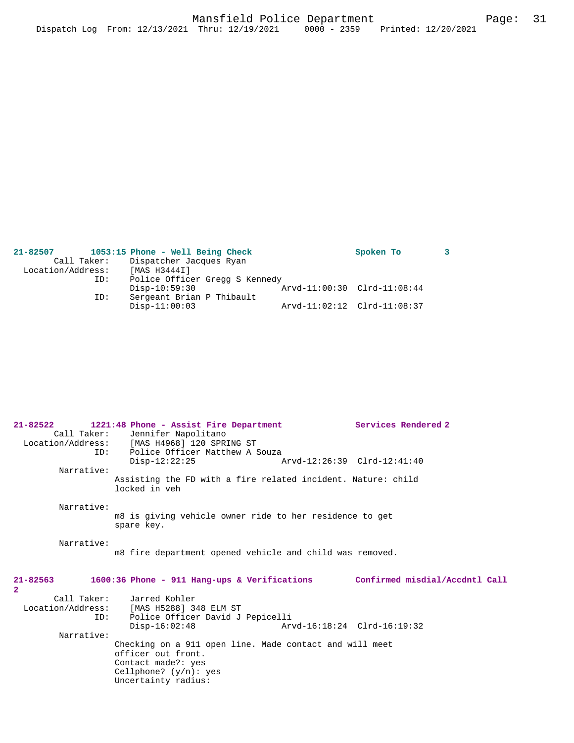**21-82507 1053:15 Phone - Well Being Check — Spoken To 3**

Call Taker: Dispatcher Jacques Ryan
Location/Address: [MAS H3444I]
ID: Police Officer Gregg S Kennedy
Disp-10:59:30 Arvd-11:00:30 Clrd-11:08:44
ID: Sergeant Brian P Thibault
Disp-11:00:03 Arvd-11:02:12 Clrd-11:08:37

**21-82522 1221:48 Phone - Assist Fire Department — Services Rendered 2**

Call Taker: Jennifer Napolitano
Location/Address: [MAS H4968] 120 SPRING ST
ID: Police Officer Matthew A Souza
Disp-12:22:25 Arvd-12:26:39 Clrd-12:41:40

Narrative:
Assisting the FD with a fire related incident. Nature: child locked in veh

Narrative:
m8 is giving vehicle owner ride to her residence to get spare key.

Narrative:
m8 fire department opened vehicle and child was removed.

**21-82563 1600:36 Phone - 911 Hang-ups & Verifications — Confirmed misdial/Accdntl Call 2**

Call Taker: Jarred Kohler
Location/Address: [MAS H5288] 348 ELM ST
ID: Police Officer David J Pepicelli
Disp-16:02:48 Arvd-16:18:24 Clrd-16:19:32

Narrative:
Checking on a 911 open line. Made contact and will meet officer out front.
Contact made?: yes
Cellphone? (y/n): yes
Uncertainty radius: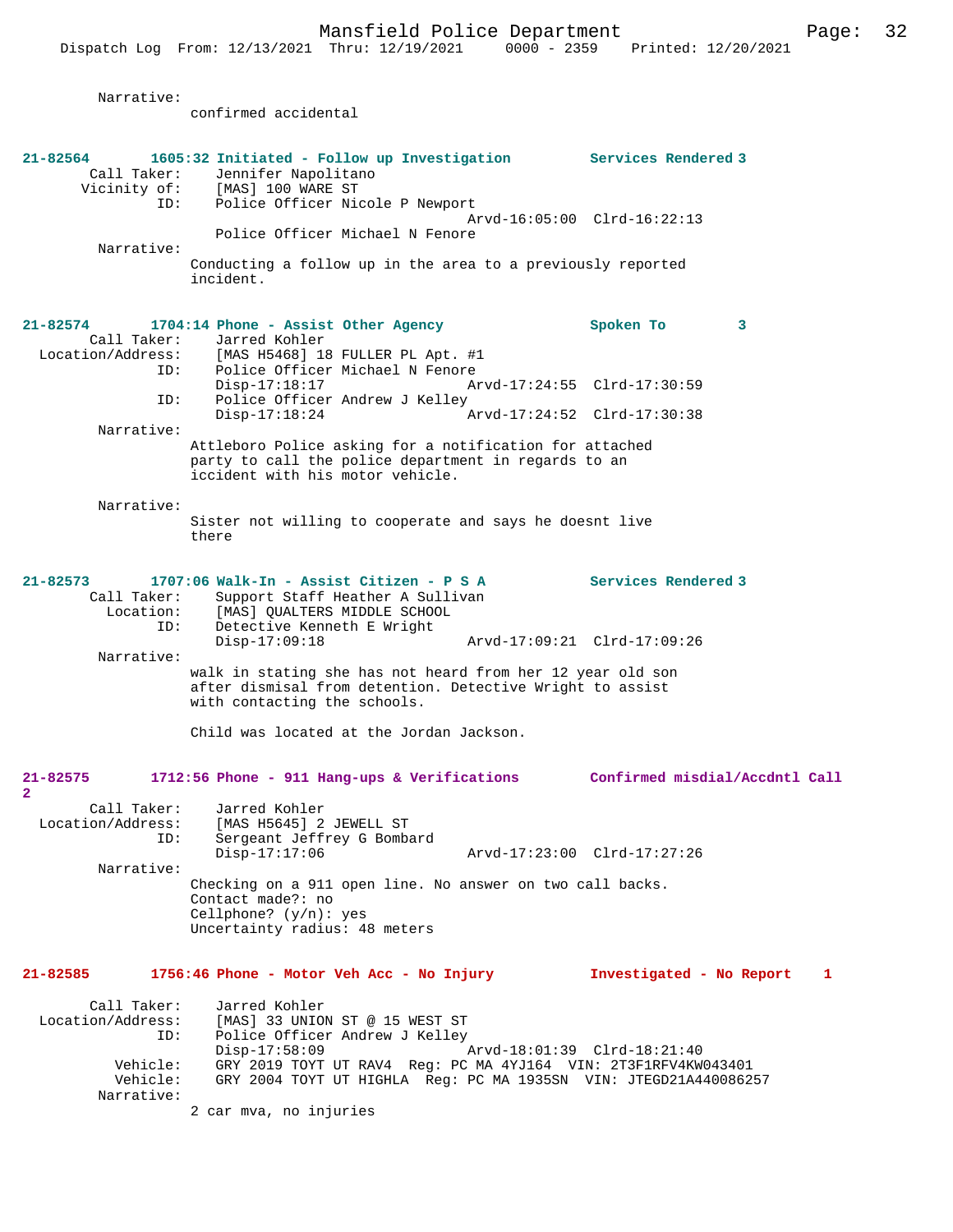Narrative:
confirmed accidental

**21-82564 1605:32 Initiated - Follow up Investigation Services Rendered 3**

Call Taker: Jennifer Napolitano
Vicinity of: [MAS] 100 WARE ST
ID: Police Officer Nicole P Newport
Arvd-16:05:00 Clrd-16:22:13
Police Officer Michael N Fenore

Narrative:
Conducting a follow up in the area to a previously reported incident.

**21-82574 1704:14 Phone - Assist Other Agency Spoken To 3**

Call Taker: Jarred Kohler
Location/Address: [MAS H5468] 18 FULLER PL Apt. #1
ID: Police Officer Michael N Fenore
Disp-17:18:17 Arvd-17:24:55 Clrd-17:30:59
ID: Police Officer Andrew J Kelley
Disp-17:18:24 Arvd-17:24:52 Clrd-17:30:38

Narrative:
Attleboro Police asking for a notification for attached party to call the police department in regards to an iccident with his motor vehicle.

Narrative:
Sister not willing to cooperate and says he doesnt live there

**21-82573 1707:06 Walk-In - Assist Citizen - P S A Services Rendered 3**

Call Taker: Support Staff Heather A Sullivan
Location: [MAS] QUALTERS MIDDLE SCHOOL
ID: Detective Kenneth E Wright
Disp-17:09:18 Arvd-17:09:21 Clrd-17:09:26

Narrative:
walk in stating she has not heard from her 12 year old son after dismisal from detention. Detective Wright to assist with contacting the schools.

Child was located at the Jordan Jackson.

**21-82575 1712:56 Phone - 911 Hang-ups & Verifications Confirmed misdial/Accdntl Call 2**

Call Taker: Jarred Kohler
Location/Address: [MAS H5645] 2 JEWELL ST
ID: Sergeant Jeffrey G Bombard
Disp-17:17:06 Arvd-17:23:00 Clrd-17:27:26

Narrative:
Checking on a 911 open line. No answer on two call backs.
Contact made?: no
Cellphone? (y/n): yes
Uncertainty radius: 48 meters

**21-82585 1756:46 Phone - Motor Veh Acc - No Injury Investigated - No Report 1**

Call Taker: Jarred Kohler
Location/Address: [MAS] 33 UNION ST @ 15 WEST ST
ID: Police Officer Andrew J Kelley
Disp-17:58:09 Arvd-18:01:39 Clrd-18:21:40
Vehicle: GRY 2019 TOYT UT RAV4 Reg: PC MA 4YJ164 VIN: 2T3F1RFV4KW043401
Vehicle: GRY 2004 TOYT UT HIGHLA Reg: PC MA 1935SN VIN: JTEGD21A440086257

Narrative:
2 car mva, no injuries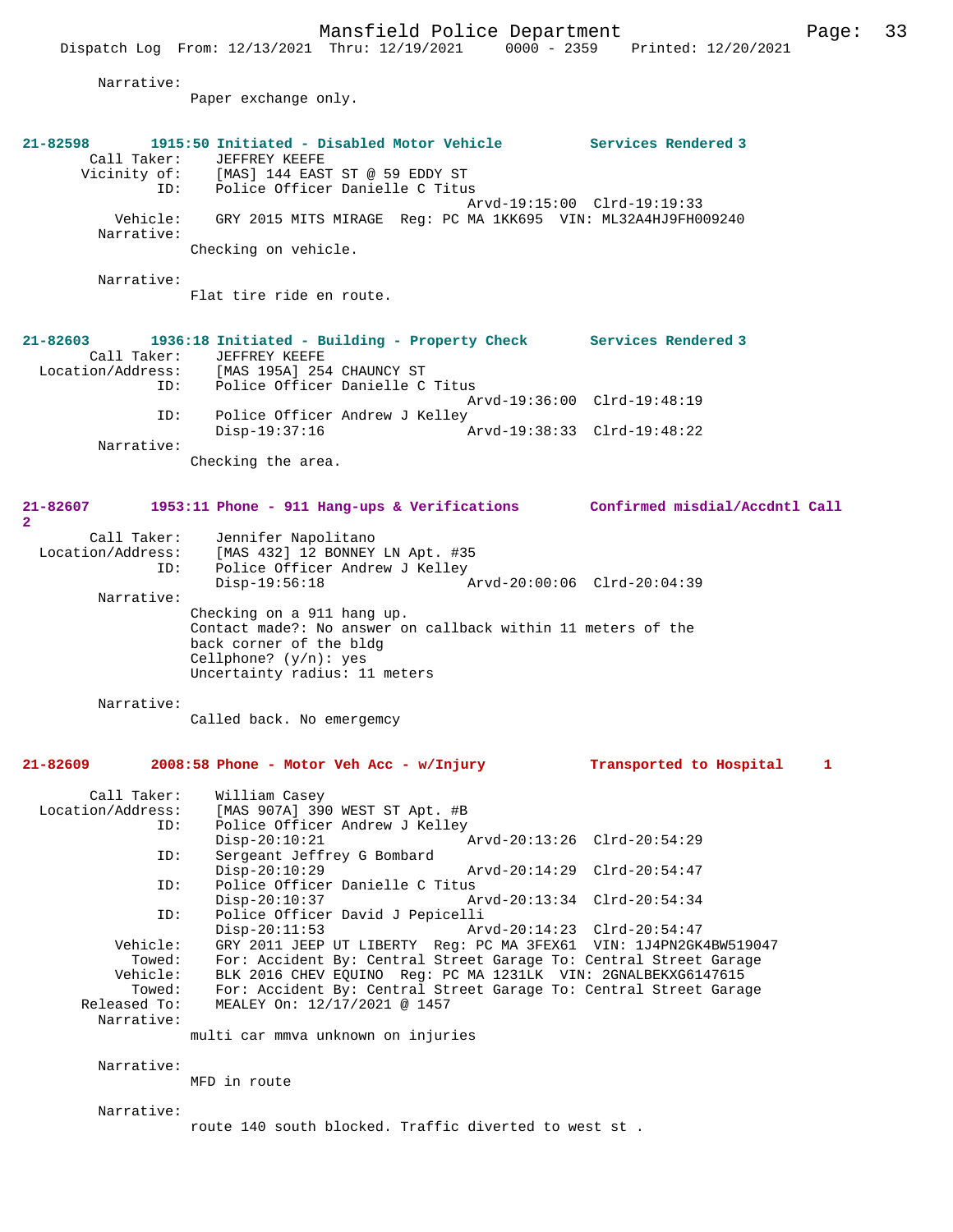Narrative:
Paper exchange only.

**21-82598 1915:50 Initiated - Disabled Motor Vehicle Services Rendered 3**

Call Taker: JEFFREY KEEFE
Vicinity of: [MAS] 144 EAST ST @ 59 EDDY ST
ID: Police Officer Danielle C Titus
Arvd-19:15:00 Clrd-19:19:33
Vehicle: GRY 2015 MITS MIRAGE Reg: PC MA 1KK695 VIN: ML32A4HJ9FH009240
Narrative:
Checking on vehicle.

Narrative:
Flat tire ride en route.

**21-82603 1936:18 Initiated - Building - Property Check Services Rendered 3**

Call Taker: JEFFREY KEEFE
Location/Address: [MAS 195A] 254 CHAUNCY ST
ID: Police Officer Danielle C Titus
Arvd-19:36:00 Clrd-19:48:19
ID: Police Officer Andrew J Kelley
Disp-19:37:16 Arvd-19:38:33 Clrd-19:48:22
Narrative:
Checking the area.

**21-82607 1953:11 Phone - 911 Hang-ups & Verifications Confirmed misdial/Accdntl Call 2**

Call Taker: Jennifer Napolitano
Location/Address: [MAS 432] 12 BONNEY LN Apt. #35
ID: Police Officer Andrew J Kelley
Disp-19:56:18 Arvd-20:00:06 Clrd-20:04:39
Narrative:
Checking on a 911 hang up.
Contact made?: No answer on callback within 11 meters of the back corner of the bldg
Cellphone? (y/n): yes
Uncertainty radius: 11 meters

Narrative:
Called back. No emergemcy

**21-82609 2008:58 Phone - Motor Veh Acc - w/Injury Transported to Hospital 1**

Call Taker: William Casey
Location/Address: [MAS 907A] 390 WEST ST Apt. #B
ID: Police Officer Andrew J Kelley
Disp-20:10:21 Arvd-20:13:26 Clrd-20:54:29
ID: Sergeant Jeffrey G Bombard
Disp-20:10:29 Arvd-20:14:29 Clrd-20:54:47
ID: Police Officer Danielle C Titus
Disp-20:10:37 Arvd-20:13:34 Clrd-20:54:34
ID: Police Officer David J Pepicelli
Disp-20:11:53 Arvd-20:14:23 Clrd-20:54:47
Vehicle: GRY 2011 JEEP UT LIBERTY Reg: PC MA 3FEX61 VIN: 1J4PN2GK4BW519047
Towed: For: Accident By: Central Street Garage To: Central Street Garage
Vehicle: BLK 2016 CHEV EQUINO Reg: PC MA 1231LK VIN: 2GNALBEKXG6147615
Towed: For: Accident By: Central Street Garage To: Central Street Garage
Released To: MEALEY On: 12/17/2021 @ 1457
Narrative:
multi car mmva unknown on injuries

Narrative:
MFD in route

Narrative:
route 140 south blocked. Traffic diverted to west st .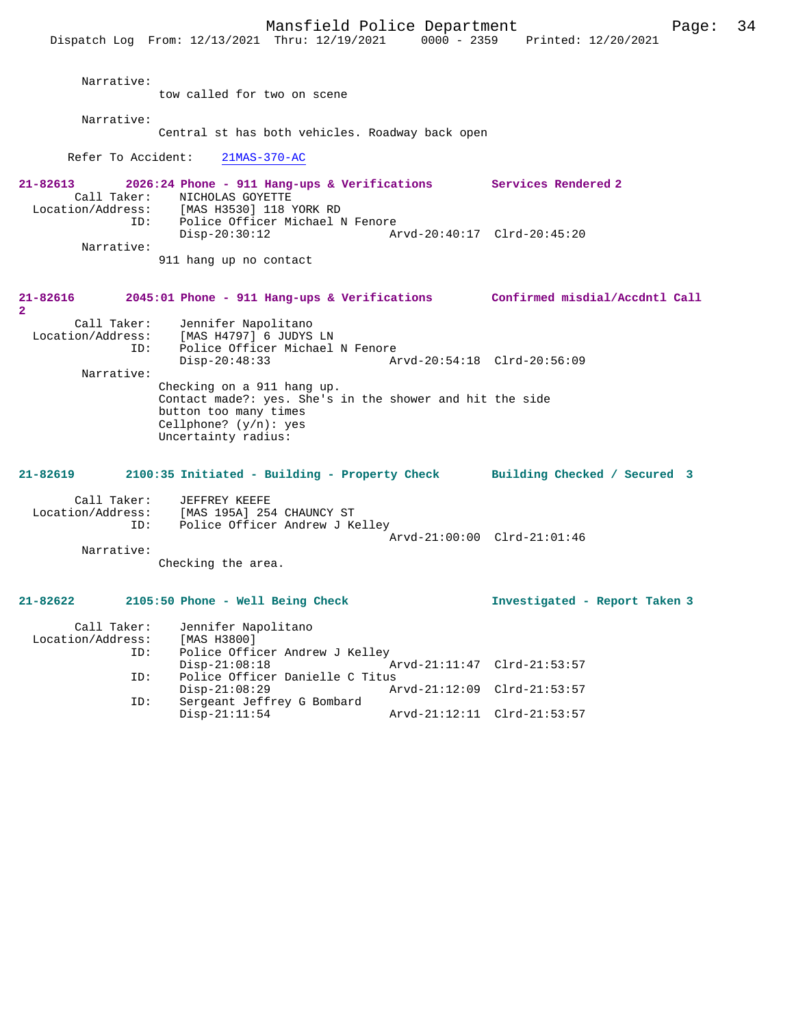Narrative:
tow called for two on scene

Narrative:
Central st has both vehicles. Roadway back open

Refer To Accident: 21MAS-370-AC

**21-82613 2026:24 Phone - 911 Hang-ups & Verifications Services Rendered 2**

Call Taker: NICHOLAS GOYETTE
Location/Address: [MAS H3530] 118 YORK RD
ID: Police Officer Michael N Fenore
Disp-20:30:12 Arvd-20:40:17 Clrd-20:45:20

Narrative:
911 hang up no contact

**21-82616 2045:01 Phone - 911 Hang-ups & Verifications Confirmed misdial/Accdntl Call 2**

Call Taker: Jennifer Napolitano
Location/Address: [MAS H4797] 6 JUDYS LN
ID: Police Officer Michael N Fenore
Disp-20:48:33 Arvd-20:54:18 Clrd-20:56:09

Narrative:
Checking on a 911 hang up.
Contact made?: yes. She's in the shower and hit the side button too many times
Cellphone? (y/n): yes
Uncertainty radius:

**21-82619 2100:35 Initiated - Building - Property Check Building Checked / Secured 3**

Call Taker: JEFFREY KEEFE
Location/Address: [MAS 195A] 254 CHAUNCY ST
ID: Police Officer Andrew J Kelley
Arvd-21:00:00 Clrd-21:01:46

Narrative:
Checking the area.

**21-82622 2105:50 Phone - Well Being Check Investigated - Report Taken 3**

Call Taker: Jennifer Napolitano
Location/Address: [MAS H3800]
ID: Police Officer Andrew J Kelley
Disp-21:08:18 Arvd-21:11:47 Clrd-21:53:57
ID: Police Officer Danielle C Titus
Disp-21:08:29 Arvd-21:12:09 Clrd-21:53:57
ID: Sergeant Jeffrey G Bombard
Disp-21:11:54 Arvd-21:12:11 Clrd-21:53:57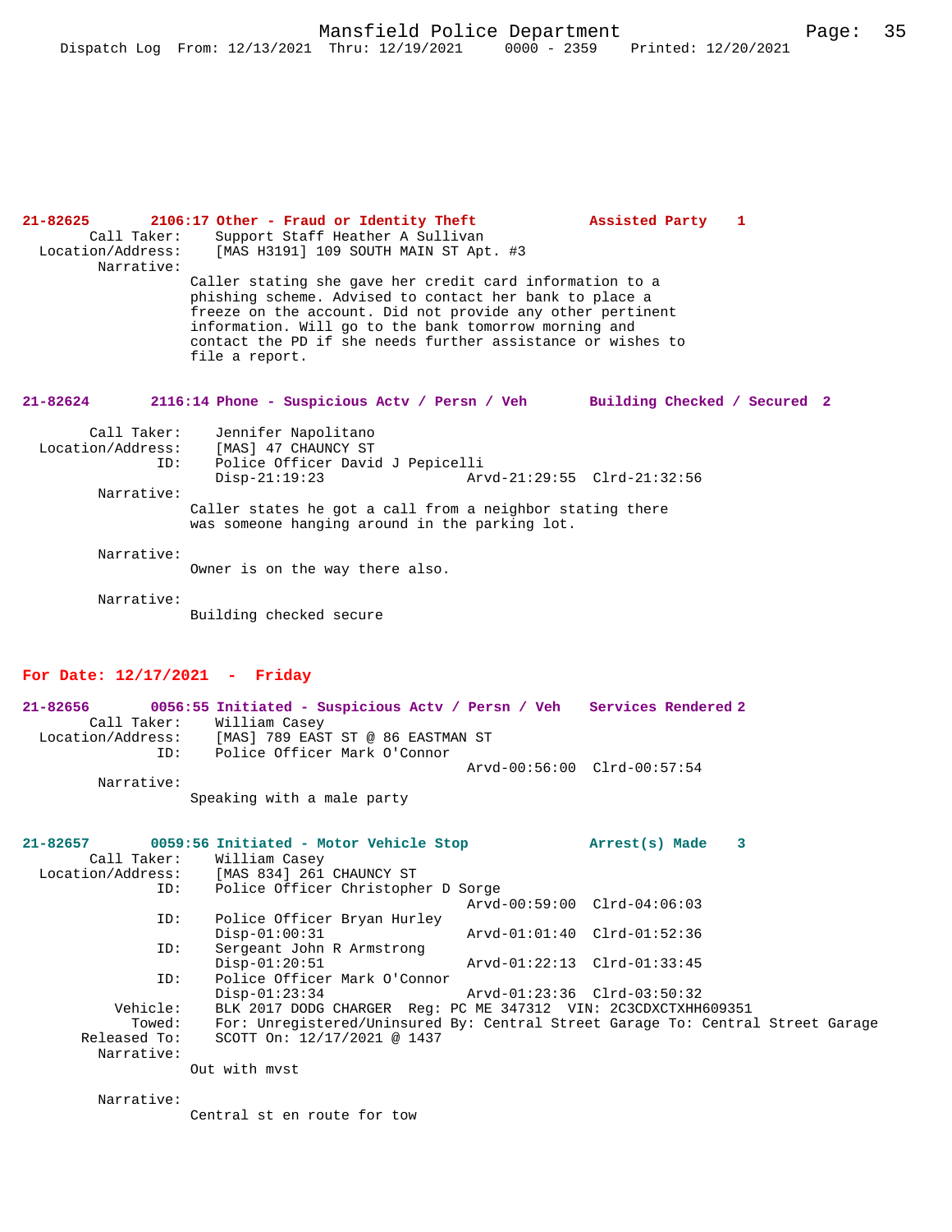**21-82625** 2106:17 **Other - Fraud or Identity Theft** **Assisted Party 1**

Call Taker: Support Staff Heather A Sullivan
Location/Address: [MAS H3191] 109 SOUTH MAIN ST Apt. #3
Narrative:
Caller stating she gave her credit card information to a phishing scheme. Advised to contact her bank to place a freeze on the account. Did not provide any other pertinent information. Will go to the bank tomorrow morning and contact the PD if she needs further assistance or wishes to file a report.

**21-82624** 2116:14 **Phone - Suspicious Actv / Persn / Veh** **Building Checked / Secured 2**

Call Taker: Jennifer Napolitano
Location/Address: [MAS] 47 CHAUNCY ST
ID: Police Officer David J Pepicelli
Disp-21:19:23 Arvd-21:29:55 Clrd-21:32:56
Narrative:
Caller states he got a call from a neighbor stating there was someone hanging around in the parking lot.

Narrative:
Owner is on the way there also.

Narrative:
Building checked secure

## For Date: 12/17/2021 - Friday

**21-82656** 0056:55 **Initiated - Suspicious Actv / Persn / Veh** **Services Rendered 2**

Call Taker: William Casey
Location/Address: [MAS] 789 EAST ST @ 86 EASTMAN ST
ID: Police Officer Mark O'Connor
Arvd-00:56:00 Clrd-00:57:54
Narrative:
Speaking with a male party

**21-82657** 0059:56 **Initiated - Motor Vehicle Stop** **Arrest(s) Made 3**

Call Taker: William Casey
Location/Address: [MAS 834] 261 CHAUNCY ST
ID: Police Officer Christopher D Sorge
Arvd-00:59:00 Clrd-04:06:03
ID: Police Officer Bryan Hurley
Disp-01:00:31 Arvd-01:01:40 Clrd-01:52:36
ID: Sergeant John R Armstrong
Disp-01:20:51 Arvd-01:22:13 Clrd-01:33:45
ID: Police Officer Mark O'Connor
Disp-01:23:34 Arvd-01:23:36 Clrd-03:50:32
Vehicle: BLK 2017 DODG CHARGER Reg: PC ME 347312 VIN: 2C3CDXCTXHH609351
Towed: For: Unregistered/Uninsured By: Central Street Garage To: Central Street Garage
Released To: SCOTT On: 12/17/2021 @ 1437
Narrative:
Out with mvst

Narrative:
Central st en route for tow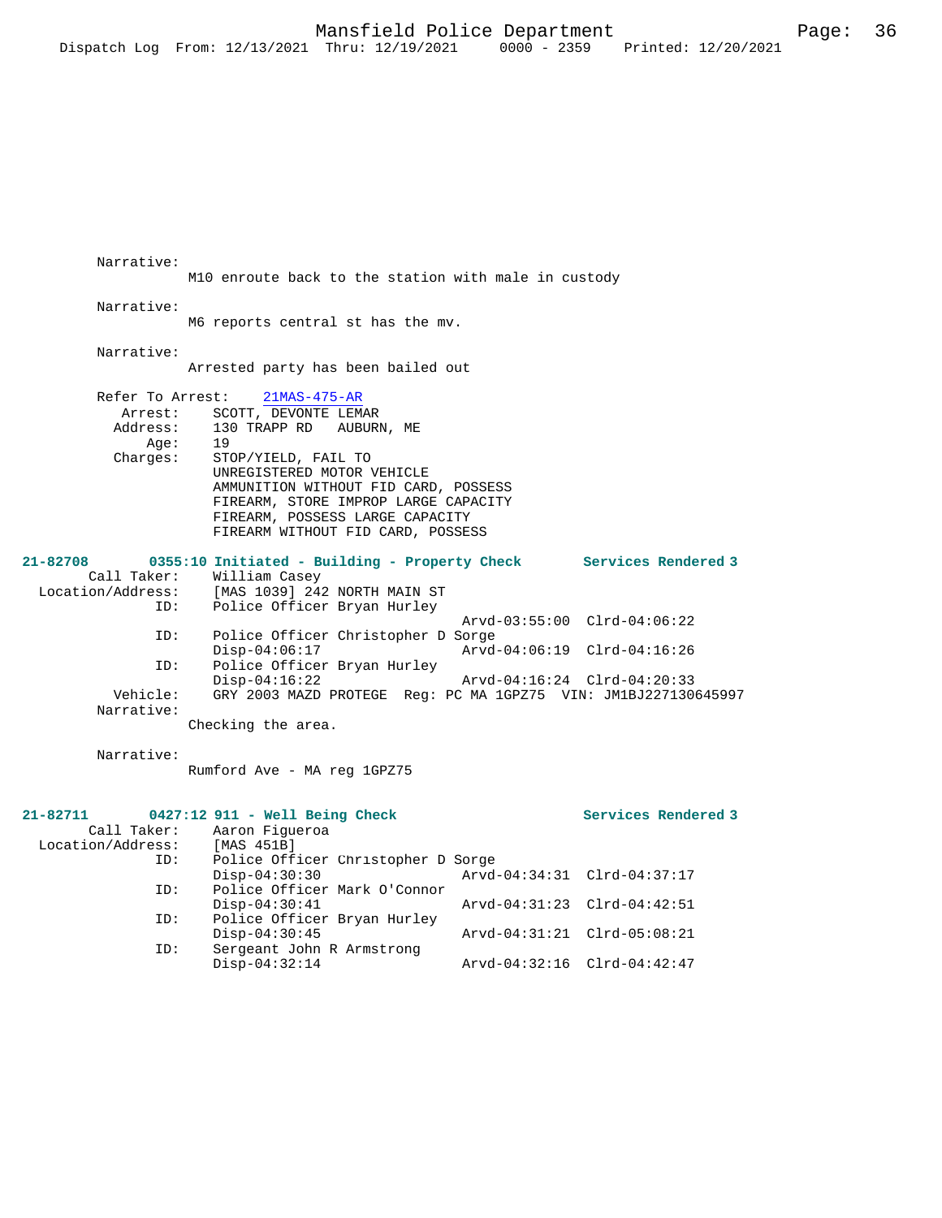Narrative:
M10 enroute back to the station with male in custody

Narrative:
M6 reports central st has the mv.

Narrative:
Arrested party has been bailed out

Refer To Arrest: 21MAS-475-AR
Arrest: SCOTT, DEVONTE LEMAR
Address: 130 TRAPP RD AUBURN, ME
Age: 19
Charges: STOP/YIELD, FAIL TO
UNREGISTERED MOTOR VEHICLE
AMMUNITION WITHOUT FID CARD, POSSESS
FIREARM, STORE IMPROP LARGE CAPACITY
FIREARM, POSSESS LARGE CAPACITY
FIREARM WITHOUT FID CARD, POSSESS

**21-82708 0355:10 Initiated - Building - Property Check Services Rendered 3**

Call Taker: William Casey
Location/Address: [MAS 1039] 242 NORTH MAIN ST
ID: Police Officer Bryan Hurley
Arvd-03:55:00 Clrd-04:06:22
ID: Police Officer Christopher D Sorge
Disp-04:06:17 Arvd-04:06:19 Clrd-04:16:26
ID: Police Officer Bryan Hurley
Disp-04:16:22 Arvd-04:16:24 Clrd-04:20:33
Vehicle: GRY 2003 MAZD PROTEGE Reg: PC MA 1GPZ75 VIN: JM1BJ227130645997
Narrative:
Checking the area.

Narrative:
Rumford Ave - MA reg 1GPZ75

**21-82711 0427:12 911 - Well Being Check Services Rendered 3**

Call Taker: Aaron Figueroa
Location/Address: [MAS 451B]
ID: Police Officer Christopher D Sorge
Disp-04:30:30 Arvd-04:34:31 Clrd-04:37:17
ID: Police Officer Mark O'Connor
Disp-04:30:41 Arvd-04:31:23 Clrd-04:42:51
ID: Police Officer Bryan Hurley
Disp-04:30:45 Arvd-04:31:21 Clrd-05:08:21
ID: Sergeant John R Armstrong
Disp-04:32:14 Arvd-04:32:16 Clrd-04:42:47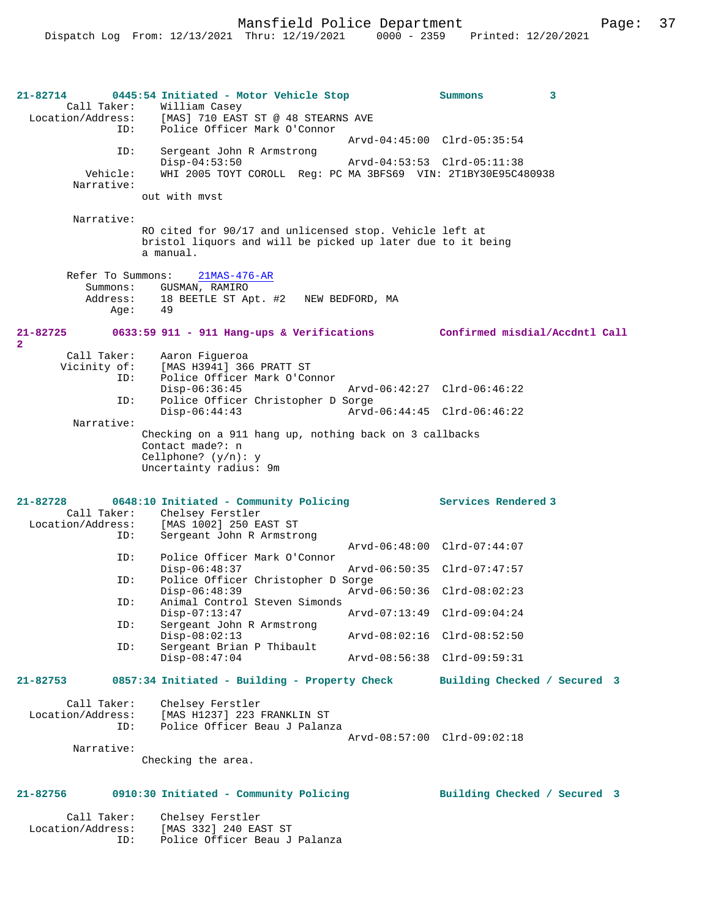**21-82714 0445:54 Initiated - Motor Vehicle Stop — Summons 3**

Call Taker: William Casey
Location/Address: [MAS] 710 EAST ST @ 48 STEARNS AVE
ID: Police Officer Mark O'Connor
Arvd-04:45:00 Clrd-05:35:54
ID: Sergeant John R Armstrong
Disp-04:53:50 Arvd-04:53:53 Clrd-05:11:38
Vehicle: WHI 2005 TOYT COROLL Reg: PC MA 3BFS69 VIN: 2T1BY30E95C480938
Narrative:
out with mvst

Narrative:
RO cited for 90/17 and unlicensed stop. Vehicle left at bristol liquors and will be picked up later due to it being a manual.

Refer To Summons: 21MAS-476-AR
Summons: GUSMAN, RAMIRO
Address: 18 BEETLE ST Apt. #2 NEW BEDFORD, MA
Age: 49

**21-82725 0633:59 911 - 911 Hang-ups & Verifications — Confirmed misdial/Accdntl Call 2**

Call Taker: Aaron Figueroa
Vicinity of: [MAS H3941] 366 PRATT ST
ID: Police Officer Mark O'Connor
Disp-06:36:45 Arvd-06:42:27 Clrd-06:46:22
ID: Police Officer Christopher D Sorge
Disp-06:44:43 Arvd-06:44:45 Clrd-06:46:22
Narrative:
Checking on a 911 hang up, nothing back on 3 callbacks
Contact made?: n
Cellphone? (y/n): y
Uncertainty radius: 9m

**21-82728 0648:10 Initiated - Community Policing — Services Rendered 3**

Call Taker: Chelsey Ferstler
Location/Address: [MAS 1002] 250 EAST ST
ID: Sergeant John R Armstrong
Arvd-06:48:00 Clrd-07:44:07
ID: Police Officer Mark O'Connor
Disp-06:48:37 Arvd-06:50:35 Clrd-07:47:57
ID: Police Officer Christopher D Sorge
Disp-06:48:39 Arvd-06:50:36 Clrd-08:02:23
ID: Animal Control Steven Simonds
Disp-07:13:47 Arvd-07:13:49 Clrd-09:04:24
ID: Sergeant John R Armstrong
Disp-08:02:13 Arvd-08:02:16 Clrd-08:52:50
ID: Sergeant Brian P Thibault
Disp-08:47:04 Arvd-08:56:38 Clrd-09:59:31

**21-82753 0857:34 Initiated - Building - Property Check — Building Checked / Secured 3**

Call Taker: Chelsey Ferstler
Location/Address: [MAS H1237] 223 FRANKLIN ST
ID: Police Officer Beau J Palanza
Arvd-08:57:00 Clrd-09:02:18
Narrative:
Checking the area.

**21-82756 0910:30 Initiated - Community Policing — Building Checked / Secured 3**

Call Taker: Chelsey Ferstler
Location/Address: [MAS 332] 240 EAST ST
ID: Police Officer Beau J Palanza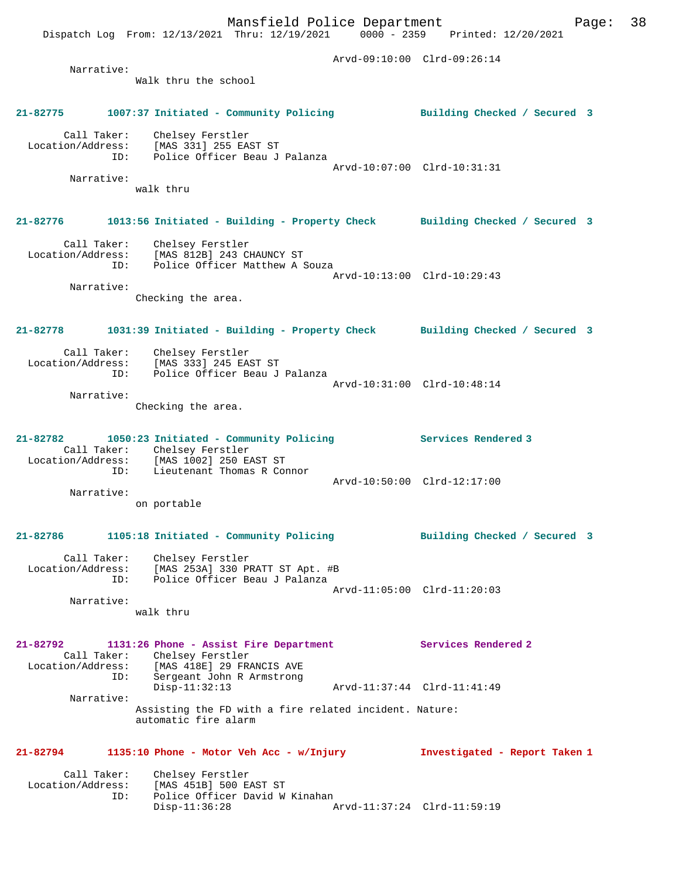Arvd-09:10:00 Clrd-09:26:14

Narrative:
Walk thru the school

**21-82775 1007:37 Initiated - Community Policing — Building Checked / Secured 3**

Call Taker: Chelsey Ferstler
Location/Address: [MAS 331] 255 EAST ST
ID: Police Officer Beau J Palanza
Arvd-10:07:00 Clrd-10:31:31

Narrative:
walk thru

**21-82776 1013:56 Initiated - Building - Property Check — Building Checked / Secured 3**

Call Taker: Chelsey Ferstler
Location/Address: [MAS 812B] 243 CHAUNCY ST
ID: Police Officer Matthew A Souza
Arvd-10:13:00 Clrd-10:29:43

Narrative:
Checking the area.

**21-82778 1031:39 Initiated - Building - Property Check — Building Checked / Secured 3**

Call Taker: Chelsey Ferstler
Location/Address: [MAS 333] 245 EAST ST
ID: Police Officer Beau J Palanza
Arvd-10:31:00 Clrd-10:48:14

Narrative:
Checking the area.

**21-82782 1050:23 Initiated - Community Policing — Services Rendered 3**

Call Taker: Chelsey Ferstler
Location/Address: [MAS 1002] 250 EAST ST
ID: Lieutenant Thomas R Connor
Arvd-10:50:00 Clrd-12:17:00

Narrative:
on portable

**21-82786 1105:18 Initiated - Community Policing — Building Checked / Secured 3**

Call Taker: Chelsey Ferstler
Location/Address: [MAS 253A] 330 PRATT ST Apt. #B
ID: Police Officer Beau J Palanza
Arvd-11:05:00 Clrd-11:20:03

Narrative:
walk thru

**21-82792 1131:26 Phone - Assist Fire Department — Services Rendered 2**

Call Taker: Chelsey Ferstler
Location/Address: [MAS 418E] 29 FRANCIS AVE
ID: Sergeant John R Armstrong
Disp-11:32:13 Arvd-11:37:44 Clrd-11:41:49

Narrative:
Assisting the FD with a fire related incident. Nature: automatic fire alarm

**21-82794 1135:10 Phone - Motor Veh Acc - w/Injury — Investigated - Report Taken 1**

Call Taker: Chelsey Ferstler
Location/Address: [MAS 451B] 500 EAST ST
ID: Police Officer David W Kinahan
Disp-11:36:28 Arvd-11:37:24 Clrd-11:59:19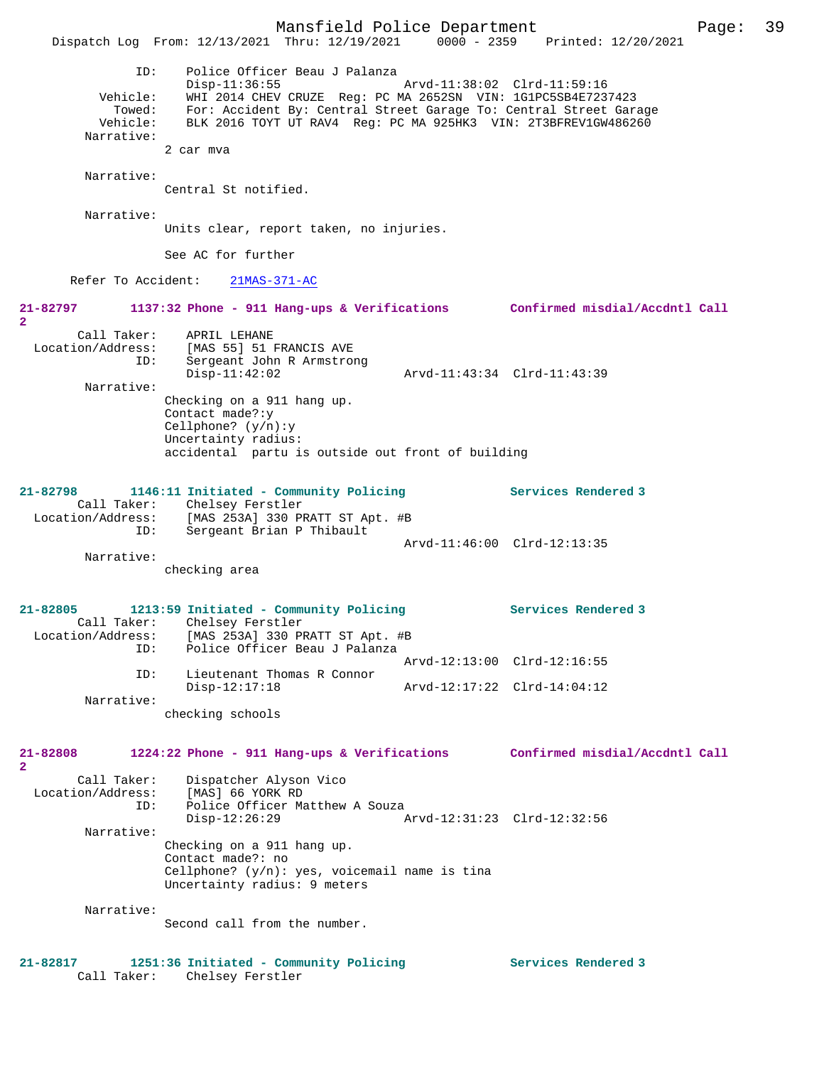ID: Police Officer Beau J Palanza
Disp-11:36:55 Arvd-11:38:02 Clrd-11:59:16
Vehicle: WHI 2014 CHEV CRUZE Reg: PC MA 2652SN VIN: 1G1PC5SB4E7237423
Towed: For: Accident By: Central Street Garage To: Central Street Garage
Vehicle: BLK 2016 TOYT UT RAV4 Reg: PC MA 925HK3 VIN: 2T3BFREV1GW486260
Narrative:
2 car mva

Narrative:
Central St notified.

Narrative:
Units clear, report taken, no injuries.

See AC for further

Refer To Accident: 21MAS-371-AC

**21-82797 1137:32 Phone - 911 Hang-ups & Verifications Confirmed misdial/Accdntl Call 2**
Call Taker: APRIL LEHANE
Location/Address: [MAS 55] 51 FRANCIS AVE
ID: Sergeant John R Armstrong
Disp-11:42:02 Arvd-11:43:34 Clrd-11:43:39
Narrative:
Checking on a 911 hang up.
Contact made?:y
Cellphone? (y/n):y
Uncertainty radius:
accidental partu is outside out front of building

**21-82798 1146:11 Initiated - Community Policing Services Rendered 3**
Call Taker: Chelsey Ferstler
Location/Address: [MAS 253A] 330 PRATT ST Apt. #B
ID: Sergeant Brian P Thibault
Arvd-11:46:00 Clrd-12:13:35
Narrative:
checking area

**21-82805 1213:59 Initiated - Community Policing Services Rendered 3**
Call Taker: Chelsey Ferstler
Location/Address: [MAS 253A] 330 PRATT ST Apt. #B
ID: Police Officer Beau J Palanza
Arvd-12:13:00 Clrd-12:16:55
ID: Lieutenant Thomas R Connor
Disp-12:17:18 Arvd-12:17:22 Clrd-14:04:12
Narrative:
checking schools

**21-82808 1224:22 Phone - 911 Hang-ups & Verifications Confirmed misdial/Accdntl Call 2**
Call Taker: Dispatcher Alyson Vico
Location/Address: [MAS] 66 YORK RD
ID: Police Officer Matthew A Souza
Disp-12:26:29 Arvd-12:31:23 Clrd-12:32:56
Narrative:
Checking on a 911 hang up.
Contact made?: no
Cellphone? (y/n): yes, voicemail name is tina
Uncertainty radius: 9 meters

Narrative:
Second call from the number.

**21-82817 1251:36 Initiated - Community Policing Services Rendered 3**
Call Taker: Chelsey Ferstler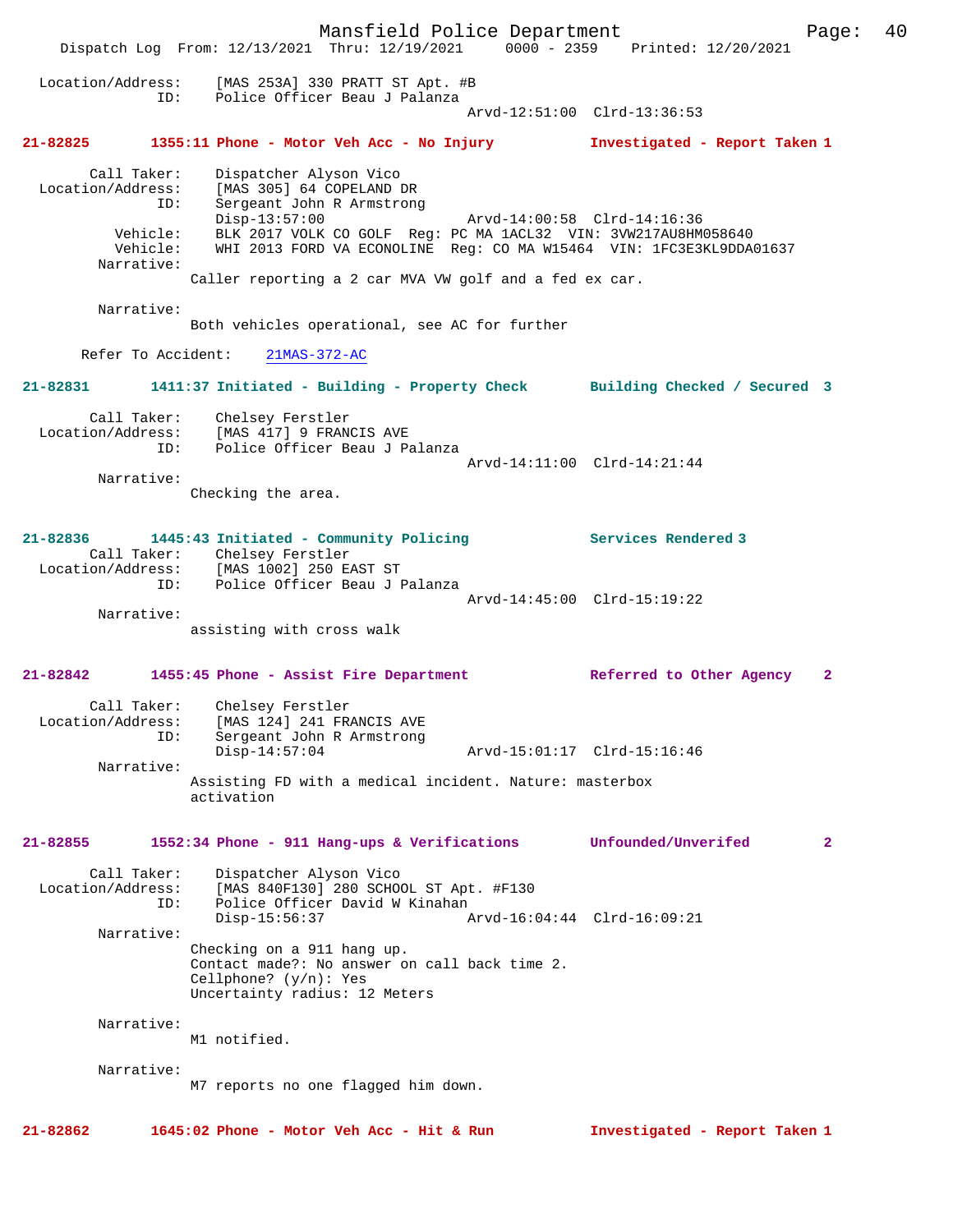Location/Address: [MAS 253A] 330 PRATT ST Apt. #B
ID: Police Officer Beau J Palanza
Arvd-12:51:00 Clrd-13:36:53

**21-82825 1355:11 Phone - Motor Veh Acc - No Injury Investigated - Report Taken 1**

Call Taker: Dispatcher Alyson Vico
Location/Address: [MAS 305] 64 COPELAND DR
ID: Sergeant John R Armstrong
Disp-13:57:00 Arvd-14:00:58 Clrd-14:16:36
Vehicle: BLK 2017 VOLK CO GOLF Reg: PC MA 1ACL32 VIN: 3VW217AU8HM058640
Vehicle: WHI 2013 FORD VA ECONOLINE Reg: CO MA W15464 VIN: 1FC3E3KL9DDA01637
Narrative:
Caller reporting a 2 car MVA VW golf and a fed ex car.

Narrative:
Both vehicles operational, see AC for further

Refer To Accident: 21MAS-372-AC

**21-82831 1411:37 Initiated - Building - Property Check Building Checked / Secured 3**

Call Taker: Chelsey Ferstler
Location/Address: [MAS 417] 9 FRANCIS AVE
ID: Police Officer Beau J Palanza
Arvd-14:11:00 Clrd-14:21:44
Narrative:
Checking the area.

**21-82836 1445:43 Initiated - Community Policing Services Rendered 3**

Call Taker: Chelsey Ferstler
Location/Address: [MAS 1002] 250 EAST ST
ID: Police Officer Beau J Palanza
Arvd-14:45:00 Clrd-15:19:22
Narrative:
assisting with cross walk

**21-82842 1455:45 Phone - Assist Fire Department Referred to Other Agency 2**

Call Taker: Chelsey Ferstler
Location/Address: [MAS 124] 241 FRANCIS AVE
ID: Sergeant John R Armstrong
Disp-14:57:04 Arvd-15:01:17 Clrd-15:16:46
Narrative:
Assisting FD with a medical incident. Nature: masterbox activation

**21-82855 1552:34 Phone - 911 Hang-ups & Verifications Unfounded/Unverifed 2**

Call Taker: Dispatcher Alyson Vico
Location/Address: [MAS 840F130] 280 SCHOOL ST Apt. #F130
ID: Police Officer David W Kinahan
Disp-15:56:37 Arvd-16:04:44 Clrd-16:09:21
Narrative:
Checking on a 911 hang up.
Contact made?: No answer on call back time 2.
Cellphone? (y/n): Yes
Uncertainty radius: 12 Meters

Narrative:
M1 notified.

Narrative:
M7 reports no one flagged him down.

**21-82862 1645:02 Phone - Motor Veh Acc - Hit & Run Investigated - Report Taken 1**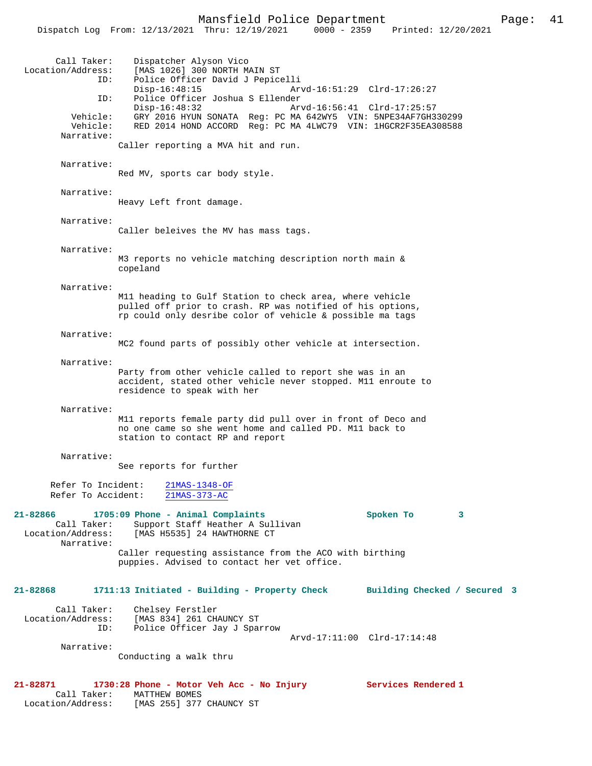Call Taker: Dispatcher Alyson Vico
Location/Address: [MAS 1026] 300 NORTH MAIN ST
ID: Police Officer David J Pepicelli
Disp-16:48:15 Arvd-16:51:29 Clrd-17:26:27
ID: Police Officer Joshua S Ellender
Disp-16:48:32 Arvd-16:56:41 Clrd-17:25:57
Vehicle: GRY 2016 HYUN SONATA Reg: PC MA 642WY5 VIN: 5NPE34AF7GH330299
Vehicle: RED 2014 HOND ACCORD Reg: PC MA 4LWC79 VIN: 1HGCR2F35EA308588
Narrative:
Caller reporting a MVA hit and run.

Narrative:
Red MV, sports car body style.

Narrative:
Heavy Left front damage.

Narrative:
Caller beleives the MV has mass tags.

Narrative:
M3 reports no vehicle matching description north main & copeland

Narrative:
M11 heading to Gulf Station to check area, where vehicle pulled off prior to crash. RP was notified of his options, rp could only desribe color of vehicle & possible ma tags

Narrative:
MC2 found parts of possibly other vehicle at intersection.

Narrative:
Party from other vehicle called to report she was in an accident, stated other vehicle never stopped. M11 enroute to residence to speak with her

Narrative:
M11 reports female party did pull over in front of Deco and no one came so she went home and called PD. M11 back to station to contact RP and report

Narrative:
See reports for further

Refer To Incident: 21MAS-1348-OF
Refer To Accident: 21MAS-373-AC

**21-82866 1705:09 Phone - Animal Complaints Spoken To 3**
Call Taker: Support Staff Heather A Sullivan
Location/Address: [MAS H5535] 24 HAWTHORNE CT
Narrative:
Caller requesting assistance from the ACO with birthing puppies. Advised to contact her vet office.

**21-82868 1711:13 Initiated - Building - Property Check Building Checked / Secured 3**
Call Taker: Chelsey Ferstler
Location/Address: [MAS 834] 261 CHAUNCY ST
ID: Police Officer Jay J Sparrow
Arvd-17:11:00 Clrd-17:14:48
Narrative:
Conducting a walk thru

**21-82871 1730:28 Phone - Motor Veh Acc - No Injury Services Rendered 1**
Call Taker: MATTHEW BOMES
Location/Address: [MAS 255] 377 CHAUNCY ST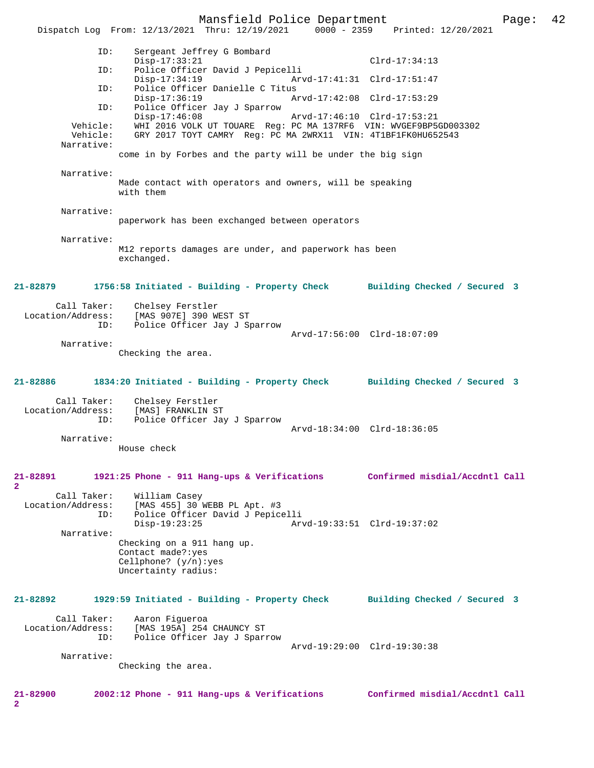```
            ID:     Sergeant Jeffrey G Bombard
                    Disp-17:33:21                           Clrd-17:34:13
            ID:     Police Officer David J Pepicelli
                    Disp-17:34:19              Arvd-17:41:31  Clrd-17:51:47
            ID:     Police Officer Danielle C Titus
                    Disp-17:36:19              Arvd-17:42:08  Clrd-17:53:29
            ID:     Police Officer Jay J Sparrow
                    Disp-17:46:08              Arvd-17:46:10  Clrd-17:53:21
       Vehicle:     WHI 2016 VOLK UT TOUARE  Reg: PC MA 137RF6  VIN: WVGEF9BP5GD003302
       Vehicle:     GRY 2017 TOYT CAMRY  Reg: PC MA 2WRX11  VIN: 4T1BF1FK0HU652543
     Narrative:
                  come in by Forbes and the party will be under the big sign

     Narrative:
                  Made contact with operators and owners, will be speaking
                  with them

     Narrative:
                  paperwork has been exchanged between operators

     Narrative:
                  M12 reports damages are under, and paperwork has been
                  exchanged.
```

**21-82879 1756:58 Initiated - Building - Property Check Building Checked / Secured 3**

```
    Call Taker:     Chelsey Ferstler
Location/Address:   [MAS 907E] 390 WEST ST
            ID:     Police Officer Jay J Sparrow
                                               Arvd-17:56:00  Clrd-18:07:09
     Narrative:
                  Checking the area.
```

**21-82886 1834:20 Initiated - Building - Property Check Building Checked / Secured 3**

```
    Call Taker:     Chelsey Ferstler
Location/Address:   [MAS] FRANKLIN ST
            ID:     Police Officer Jay J Sparrow
                                               Arvd-18:34:00  Clrd-18:36:05
     Narrative:
                  House check
```

**21-82891 1921:25 Phone - 911 Hang-ups & Verifications Confirmed misdial/Accdntl Call 2**

```
    Call Taker:     William Casey
Location/Address:   [MAS 455] 30 WEBB PL Apt. #3
            ID:     Police Officer David J Pepicelli
                    Disp-19:23:25              Arvd-19:33:51  Clrd-19:37:02
     Narrative:
                  Checking on a 911 hang up.
                  Contact made?:yes
                  Cellphone? (y/n):yes
                  Uncertainty radius:
```

**21-82892 1929:59 Initiated - Building - Property Check Building Checked / Secured 3**

```
    Call Taker:     Aaron Figueroa
Location/Address:   [MAS 195A] 254 CHAUNCY ST
            ID:     Police Officer Jay J Sparrow
                                               Arvd-19:29:00  Clrd-19:30:38
     Narrative:
                  Checking the area.
```

**21-82900 2002:12 Phone - 911 Hang-ups & Verifications Confirmed misdial/Accdntl Call 2**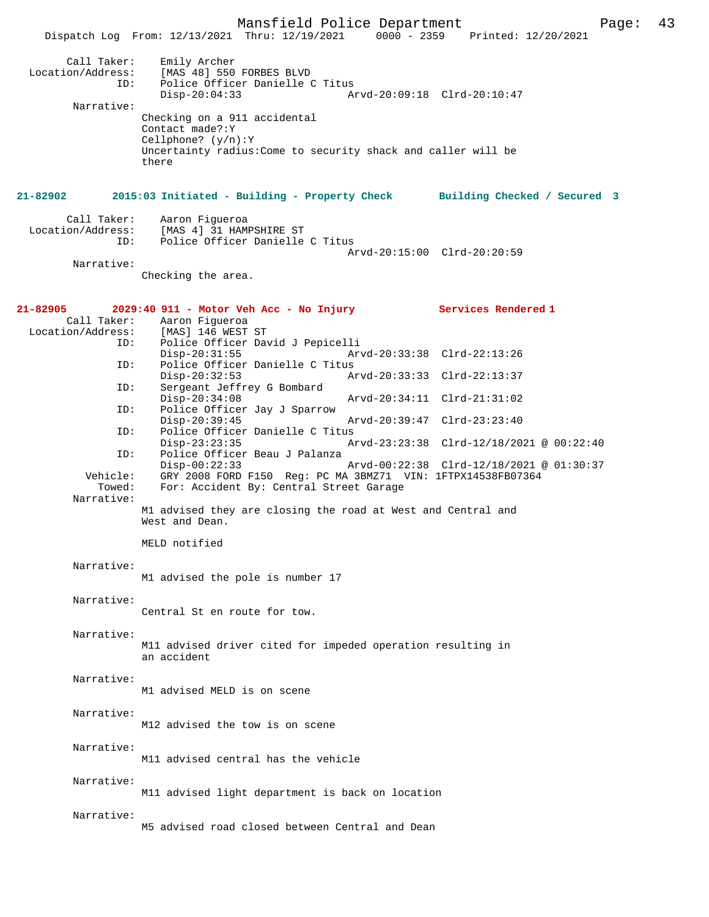Call Taker: Emily Archer
Location/Address: [MAS 48] 550 FORBES BLVD
ID: Police Officer Danielle C Titus
Disp-20:04:33 Arvd-20:09:18 Clrd-20:10:47

Narrative:
Checking on a 911 accidental
Contact made?:Y
Cellphone? (y/n):Y
Uncertainty radius:Come to security shack and caller will be there

**21-82902 2015:03 Initiated - Building - Property Check Building Checked / Secured 3**

Call Taker: Aaron Figueroa
Location/Address: [MAS 4] 31 HAMPSHIRE ST
ID: Police Officer Danielle C Titus
Arvd-20:15:00 Clrd-20:20:59

Narrative:
Checking the area.

**21-82905 2029:40 911 - Motor Veh Acc - No Injury Services Rendered 1**

Call Taker: Aaron Figueroa
Location/Address: [MAS] 146 WEST ST
ID: Police Officer David J Pepicelli
Disp-20:31:55 Arvd-20:33:38 Clrd-22:13:26
ID: Police Officer Danielle C Titus
Disp-20:32:53 Arvd-20:33:33 Clrd-22:13:37
ID: Sergeant Jeffrey G Bombard
Disp-20:34:08 Arvd-20:34:11 Clrd-21:31:02
ID: Police Officer Jay J Sparrow
Disp-20:39:45 Arvd-20:39:47 Clrd-23:23:40
ID: Police Officer Danielle C Titus
Disp-23:23:35 Arvd-23:23:38 Clrd-12/18/2021 @ 00:22:40
ID: Police Officer Beau J Palanza
Disp-00:22:33 Arvd-00:22:38 Clrd-12/18/2021 @ 01:30:37
Vehicle: GRY 2008 FORD F150 Reg: PC MA 3BMZ71 VIN: 1FTPX14538FB07364
Towed: For: Accident By: Central Street Garage

Narrative:
M1 advised they are closing the road at West and Central and West and Dean.

MELD notified

Narrative:
M1 advised the pole is number 17

Narrative:
Central St en route for tow.

Narrative:
M11 advised driver cited for impeded operation resulting in an accident

Narrative:
M1 advised MELD is on scene

Narrative:
M12 advised the tow is on scene

Narrative:
M11 advised central has the vehicle

Narrative:
M11 advised light department is back on location

Narrative:
M5 advised road closed between Central and Dean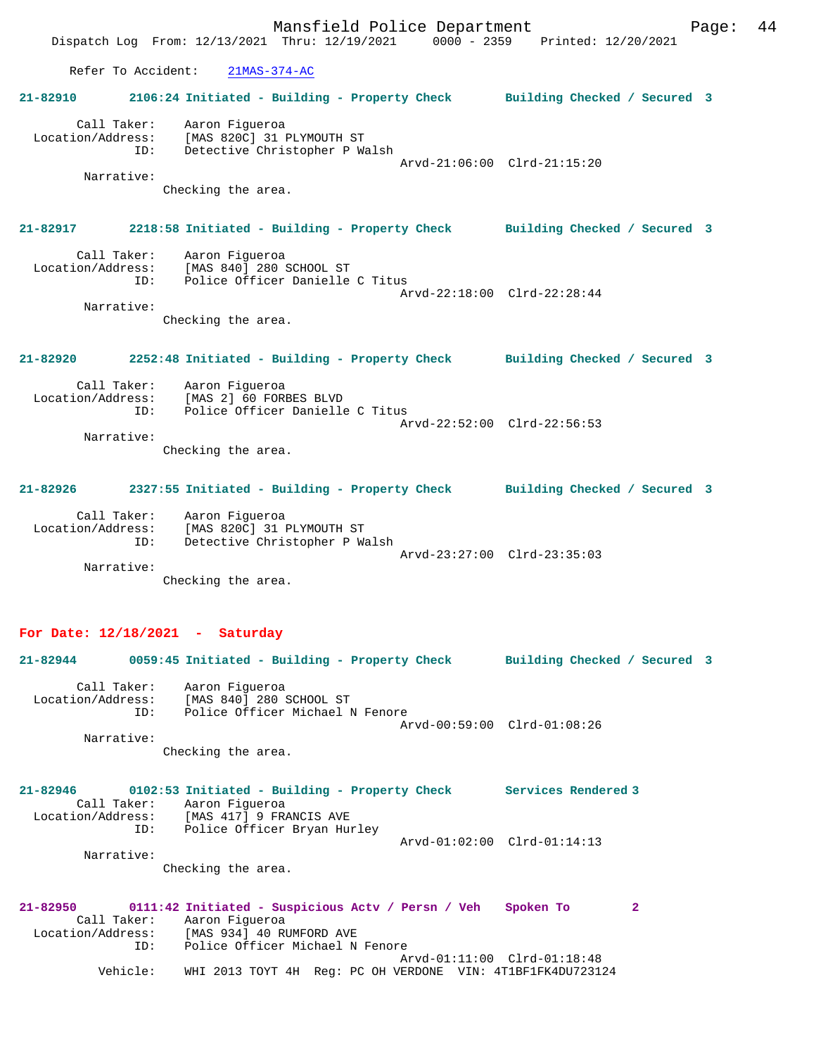Refer To Accident: 21MAS-374-AC

**21-82910 2106:24 Initiated - Building - Property Check Building Checked / Secured 3**

Call Taker: Aaron Figueroa
Location/Address: [MAS 820C] 31 PLYMOUTH ST
ID: Detective Christopher P Walsh
Arvd-21:06:00 Clrd-21:15:20
Narrative:
Checking the area.

**21-82917 2218:58 Initiated - Building - Property Check Building Checked / Secured 3**

Call Taker: Aaron Figueroa
Location/Address: [MAS 840] 280 SCHOOL ST
ID: Police Officer Danielle C Titus
Arvd-22:18:00 Clrd-22:28:44
Narrative:
Checking the area.

**21-82920 2252:48 Initiated - Building - Property Check Building Checked / Secured 3**

Call Taker: Aaron Figueroa
Location/Address: [MAS 2] 60 FORBES BLVD
ID: Police Officer Danielle C Titus
Arvd-22:52:00 Clrd-22:56:53
Narrative:
Checking the area.

**21-82926 2327:55 Initiated - Building - Property Check Building Checked / Secured 3**

Call Taker: Aaron Figueroa
Location/Address: [MAS 820C] 31 PLYMOUTH ST
ID: Detective Christopher P Walsh
Arvd-23:27:00 Clrd-23:35:03
Narrative:
Checking the area.

## For Date: 12/18/2021 - Saturday

**21-82944 0059:45 Initiated - Building - Property Check Building Checked / Secured 3**

Call Taker: Aaron Figueroa
Location/Address: [MAS 840] 280 SCHOOL ST
ID: Police Officer Michael N Fenore
Arvd-00:59:00 Clrd-01:08:26
Narrative:
Checking the area.

**21-82946 0102:53 Initiated - Building - Property Check Services Rendered 3**

Call Taker: Aaron Figueroa
Location/Address: [MAS 417] 9 FRANCIS AVE
ID: Police Officer Bryan Hurley
Arvd-01:02:00 Clrd-01:14:13
Narrative:
Checking the area.

**21-82950 0111:42 Initiated - Suspicious Actv / Persn / Veh Spoken To 2**

Call Taker: Aaron Figueroa
Location/Address: [MAS 934] 40 RUMFORD AVE
ID: Police Officer Michael N Fenore
Arvd-01:11:00 Clrd-01:18:48
Vehicle: WHI 2013 TOYT 4H Reg: PC OH VERDONE VIN: 4T1BF1FK4DU723124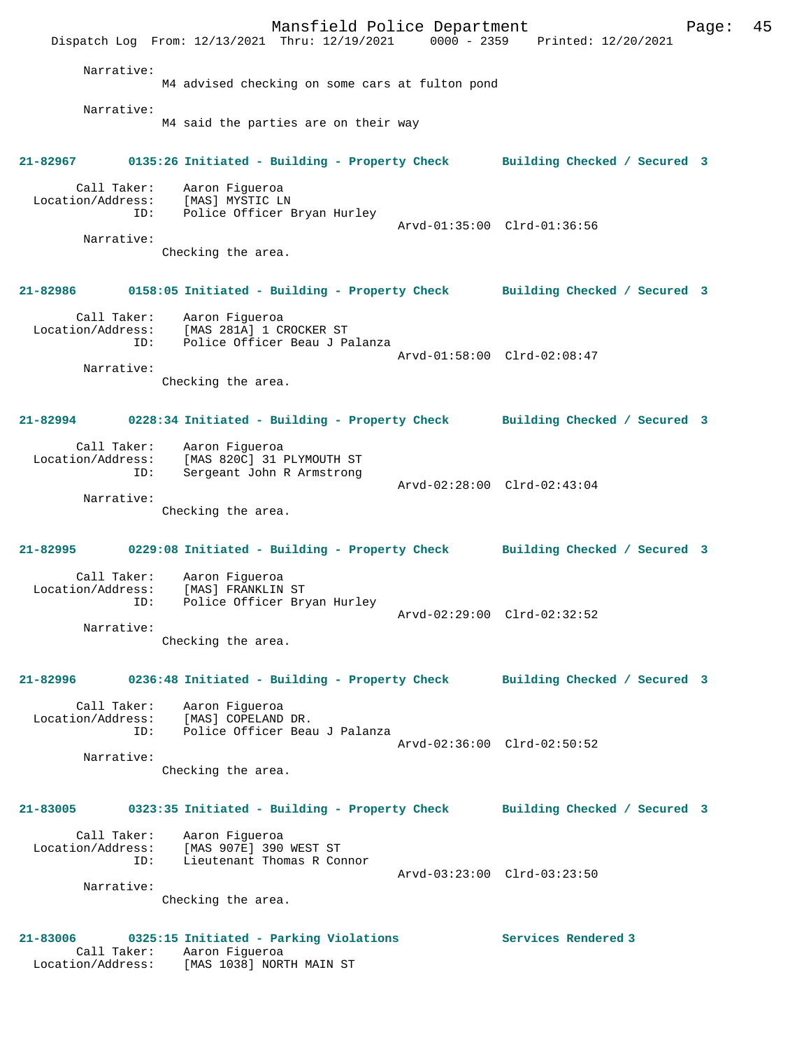Narrative:
M4 advised checking on some cars at fulton pond

Narrative:
M4 said the parties are on their way

**21-82967 0135:26 Initiated - Building - Property Check Building Checked / Secured 3**

Call Taker: Aaron Figueroa
Location/Address: [MAS] MYSTIC LN
ID: Police Officer Bryan Hurley
Arvd-01:35:00 Clrd-01:36:56

Narrative:
Checking the area.

**21-82986 0158:05 Initiated - Building - Property Check Building Checked / Secured 3**

Call Taker: Aaron Figueroa
Location/Address: [MAS 281A] 1 CROCKER ST
ID: Police Officer Beau J Palanza
Arvd-01:58:00 Clrd-02:08:47

Narrative:
Checking the area.

**21-82994 0228:34 Initiated - Building - Property Check Building Checked / Secured 3**

Call Taker: Aaron Figueroa
Location/Address: [MAS 820C] 31 PLYMOUTH ST
ID: Sergeant John R Armstrong
Arvd-02:28:00 Clrd-02:43:04

Narrative:
Checking the area.

**21-82995 0229:08 Initiated - Building - Property Check Building Checked / Secured 3**

Call Taker: Aaron Figueroa
Location/Address: [MAS] FRANKLIN ST
ID: Police Officer Bryan Hurley
Arvd-02:29:00 Clrd-02:32:52

Narrative:
Checking the area.

**21-82996 0236:48 Initiated - Building - Property Check Building Checked / Secured 3**

Call Taker: Aaron Figueroa
Location/Address: [MAS] COPELAND DR.
ID: Police Officer Beau J Palanza
Arvd-02:36:00 Clrd-02:50:52

Narrative:
Checking the area.

**21-83005 0323:35 Initiated - Building - Property Check Building Checked / Secured 3**

Call Taker: Aaron Figueroa
Location/Address: [MAS 907E] 390 WEST ST
ID: Lieutenant Thomas R Connor
Arvd-03:23:00 Clrd-03:23:50

Narrative:
Checking the area.

**21-83006 0325:15 Initiated - Parking Violations Services Rendered 3**

Call Taker: Aaron Figueroa
Location/Address: [MAS 1038] NORTH MAIN ST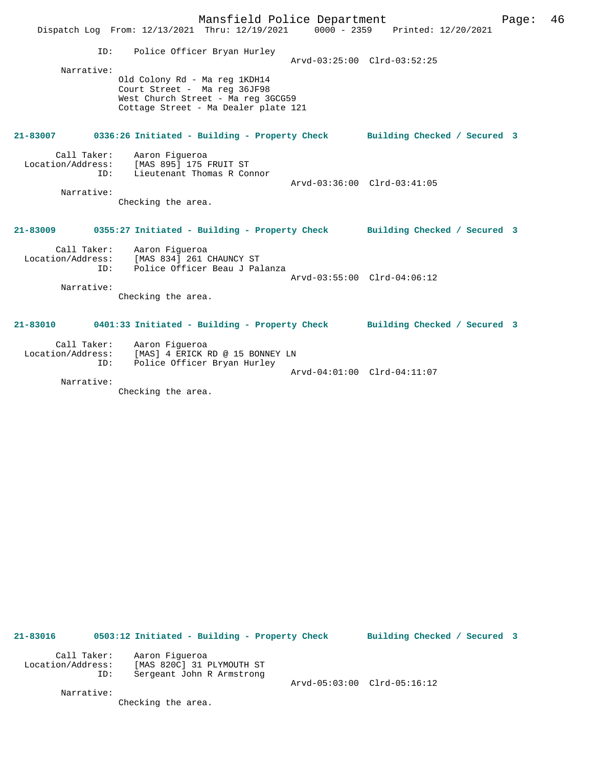ID: Police Officer Bryan Hurley
Arvd-03:25:00 Clrd-03:52:25

Narrative:
Old Colony Rd - Ma reg 1KDH14
Court Street - Ma reg 36JF98
West Church Street - Ma reg 3GCG59
Cottage Street - Ma Dealer plate 121

**21-83007 0336:26 Initiated - Building - Property Check Building Checked / Secured 3**

Call Taker: Aaron Figueroa
Location/Address: [MAS 895] 175 FRUIT ST
ID: Lieutenant Thomas R Connor
Arvd-03:36:00 Clrd-03:41:05

Narrative:
Checking the area.

**21-83009 0355:27 Initiated - Building - Property Check Building Checked / Secured 3**

Call Taker: Aaron Figueroa
Location/Address: [MAS 834] 261 CHAUNCY ST
ID: Police Officer Beau J Palanza
Arvd-03:55:00 Clrd-04:06:12

Narrative:
Checking the area.

**21-83010 0401:33 Initiated - Building - Property Check Building Checked / Secured 3**

Call Taker: Aaron Figueroa
Location/Address: [MAS] 4 ERICK RD @ 15 BONNEY LN
ID: Police Officer Bryan Hurley
Arvd-04:01:00 Clrd-04:11:07

Narrative:
Checking the area.

**21-83016 0503:12 Initiated - Building - Property Check Building Checked / Secured 3**

Call Taker: Aaron Figueroa
Location/Address: [MAS 820C] 31 PLYMOUTH ST
ID: Sergeant John R Armstrong
Arvd-05:03:00 Clrd-05:16:12

Narrative:
Checking the area.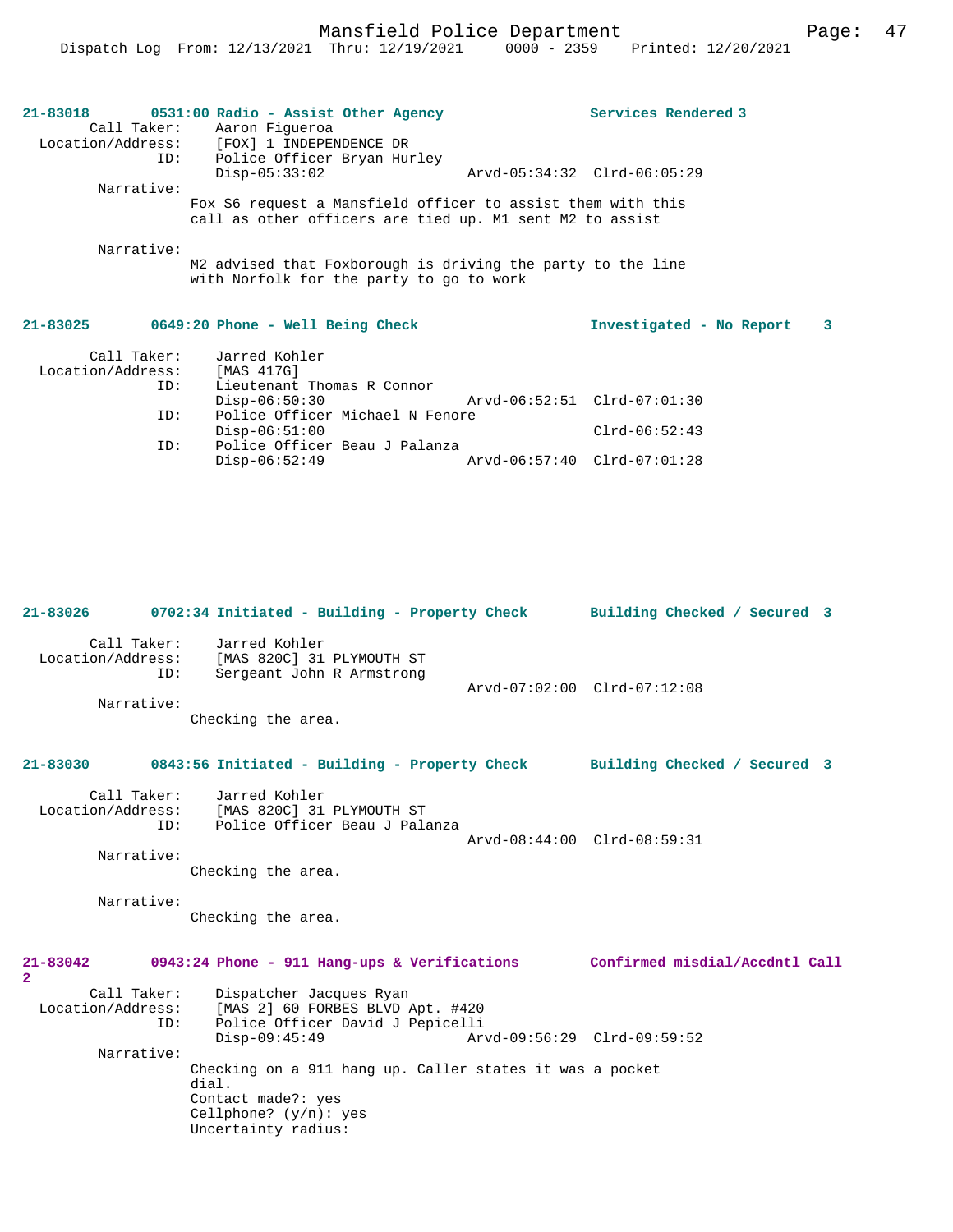**21-83018 0531:00 Radio - Assist Other Agency — Services Rendered 3**

Call Taker: Aaron Figueroa
Location/Address: [FOX] 1 INDEPENDENCE DR
ID: Police Officer Bryan Hurley
Disp-05:33:02 Arvd-05:34:32 Clrd-06:05:29

Narrative:
Fox S6 request a Mansfield officer to assist them with this call as other officers are tied up. M1 sent M2 to assist

Narrative:
M2 advised that Foxborough is driving the party to the line with Norfolk for the party to go to work

**21-83025 0649:20 Phone - Well Being Check — Investigated - No Report 3**

Call Taker: Jarred Kohler
Location/Address: [MAS 417G]
ID: Lieutenant Thomas R Connor
Disp-06:50:30 Arvd-06:52:51 Clrd-07:01:30
ID: Police Officer Michael N Fenore
Disp-06:51:00 Clrd-06:52:43
ID: Police Officer Beau J Palanza
Disp-06:52:49 Arvd-06:57:40 Clrd-07:01:28

**21-83026 0702:34 Initiated - Building - Property Check — Building Checked / Secured 3**

Call Taker: Jarred Kohler
Location/Address: [MAS 820C] 31 PLYMOUTH ST
ID: Sergeant John R Armstrong
Arvd-07:02:00 Clrd-07:12:08

Narrative:
Checking the area.

**21-83030 0843:56 Initiated - Building - Property Check — Building Checked / Secured 3**

Call Taker: Jarred Kohler
Location/Address: [MAS 820C] 31 PLYMOUTH ST
ID: Police Officer Beau J Palanza
Arvd-08:44:00 Clrd-08:59:31

Narrative:
Checking the area.

Narrative:
Checking the area.

**21-83042 0943:24 Phone - 911 Hang-ups & Verifications — Confirmed misdial/Accdntl Call 2**

Call Taker: Dispatcher Jacques Ryan
Location/Address: [MAS 2] 60 FORBES BLVD Apt. #420
ID: Police Officer David J Pepicelli
Disp-09:45:49 Arvd-09:56:29 Clrd-09:59:52

Narrative:
Checking on a 911 hang up. Caller states it was a pocket dial.
Contact made?: yes
Cellphone? (y/n): yes
Uncertainty radius: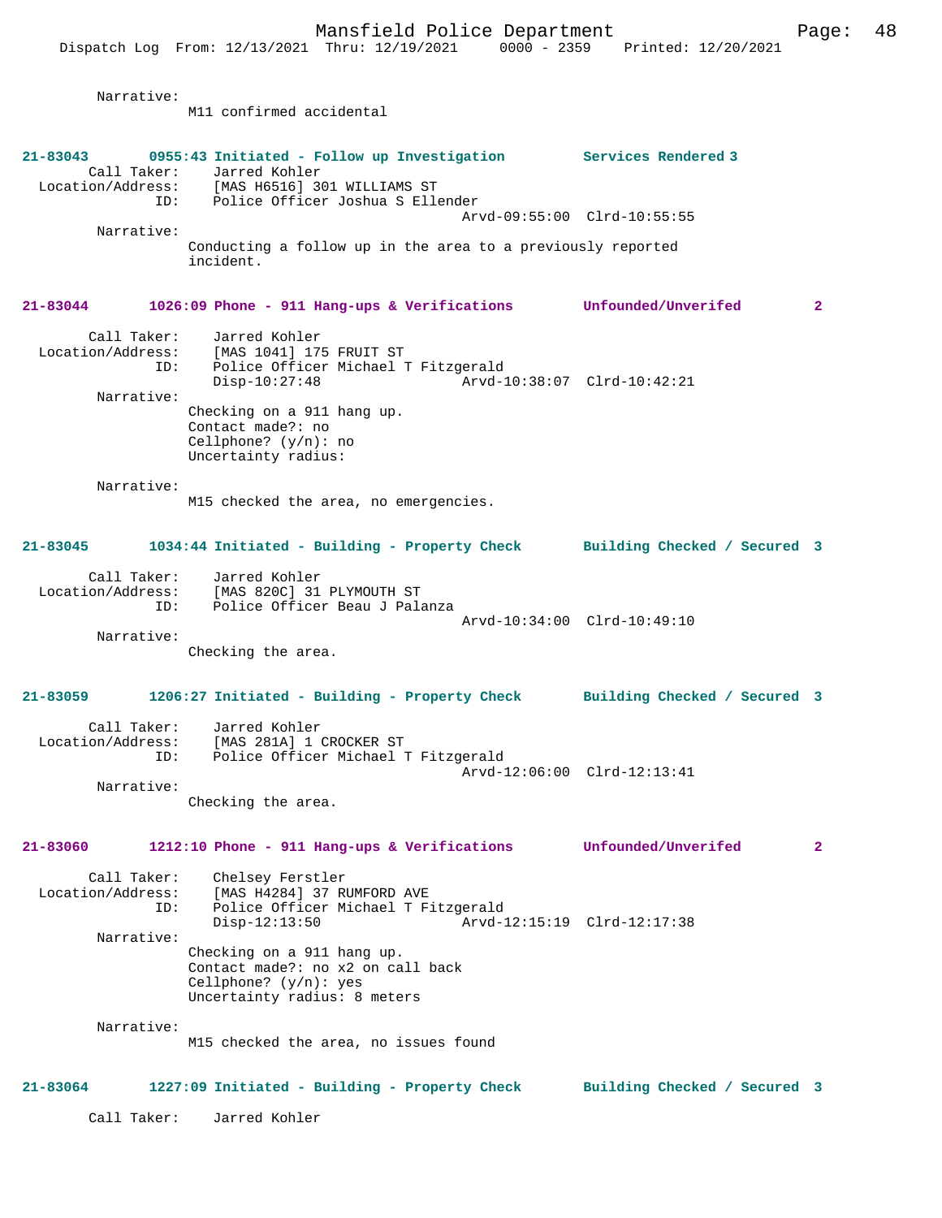Narrative:
M11 confirmed accidental

**21-83043 0955:43 Initiated - Follow up Investigation — Services Rendered 3**

Call Taker: Jarred Kohler
Location/Address: [MAS H6516] 301 WILLIAMS ST
ID: Police Officer Joshua S Ellender
Arvd-09:55:00 Clrd-10:55:55

Narrative:
Conducting a follow up in the area to a previously reported incident.

**21-83044 1026:09 Phone - 911 Hang-ups & Verifications — Unfounded/Unverifed 2**

Call Taker: Jarred Kohler
Location/Address: [MAS 1041] 175 FRUIT ST
ID: Police Officer Michael T Fitzgerald
Disp-10:27:48 Arvd-10:38:07 Clrd-10:42:21

Narrative:
Checking on a 911 hang up.
Contact made?: no
Cellphone? (y/n): no
Uncertainty radius:

Narrative:
M15 checked the area, no emergencies.

**21-83045 1034:44 Initiated - Building - Property Check — Building Checked / Secured 3**

Call Taker: Jarred Kohler
Location/Address: [MAS 820C] 31 PLYMOUTH ST
ID: Police Officer Beau J Palanza
Arvd-10:34:00 Clrd-10:49:10

Narrative:
Checking the area.

**21-83059 1206:27 Initiated - Building - Property Check — Building Checked / Secured 3**

Call Taker: Jarred Kohler
Location/Address: [MAS 281A] 1 CROCKER ST
ID: Police Officer Michael T Fitzgerald
Arvd-12:06:00 Clrd-12:13:41

Narrative:
Checking the area.

**21-83060 1212:10 Phone - 911 Hang-ups & Verifications — Unfounded/Unverifed 2**

Call Taker: Chelsey Ferstler
Location/Address: [MAS H4284] 37 RUMFORD AVE
ID: Police Officer Michael T Fitzgerald
Disp-12:13:50 Arvd-12:15:19 Clrd-12:17:38

Narrative:
Checking on a 911 hang up.
Contact made?: no x2 on call back
Cellphone? (y/n): yes
Uncertainty radius: 8 meters

Narrative:
M15 checked the area, no issues found

**21-83064 1227:09 Initiated - Building - Property Check — Building Checked / Secured 3**

Call Taker: Jarred Kohler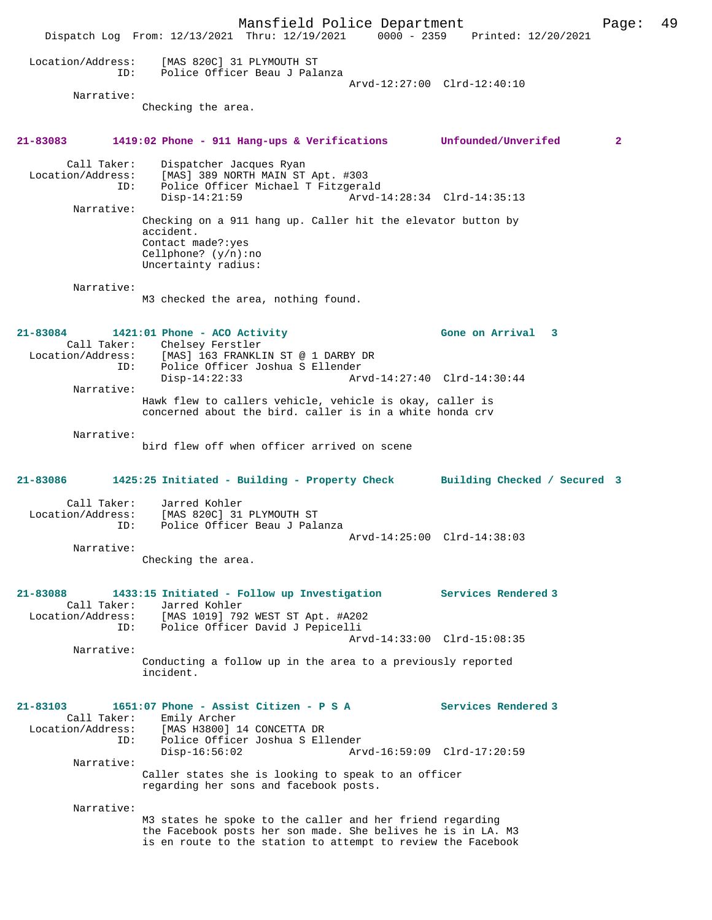Location/Address: [MAS 820C] 31 PLYMOUTH ST
ID: Police Officer Beau J Palanza
Arvd-12:27:00 Clrd-12:40:10

Narrative:
Checking the area.

**21-83083 1419:02 Phone - 911 Hang-ups & Verifications Unfounded/Unverifed 2**

Call Taker: Dispatcher Jacques Ryan
Location/Address: [MAS] 389 NORTH MAIN ST Apt. #303
ID: Police Officer Michael T Fitzgerald
Disp-14:21:59 Arvd-14:28:34 Clrd-14:35:13

Narrative:
Checking on a 911 hang up. Caller hit the elevator button by accident.
Contact made?:yes
Cellphone? (y/n):no
Uncertainty radius:

Narrative:
M3 checked the area, nothing found.

**21-83084 1421:01 Phone - ACO Activity Gone on Arrival 3**

Call Taker: Chelsey Ferstler
Location/Address: [MAS] 163 FRANKLIN ST @ 1 DARBY DR
ID: Police Officer Joshua S Ellender
Disp-14:22:33 Arvd-14:27:40 Clrd-14:30:44

Narrative:
Hawk flew to callers vehicle, vehicle is okay, caller is concerned about the bird. caller is in a white honda crv

Narrative:
bird flew off when officer arrived on scene

**21-83086 1425:25 Initiated - Building - Property Check Building Checked / Secured 3**

Call Taker: Jarred Kohler
Location/Address: [MAS 820C] 31 PLYMOUTH ST
ID: Police Officer Beau J Palanza
Arvd-14:25:00 Clrd-14:38:03

Narrative:
Checking the area.

**21-83088 1433:15 Initiated - Follow up Investigation Services Rendered 3**

Call Taker: Jarred Kohler
Location/Address: [MAS 1019] 792 WEST ST Apt. #A202
ID: Police Officer David J Pepicelli
Arvd-14:33:00 Clrd-15:08:35

Narrative:
Conducting a follow up in the area to a previously reported incident.

**21-83103 1651:07 Phone - Assist Citizen - P S A Services Rendered 3**

Call Taker: Emily Archer
Location/Address: [MAS H3800] 14 CONCETTA DR
ID: Police Officer Joshua S Ellender
Disp-16:56:02 Arvd-16:59:09 Clrd-17:20:59

Narrative:
Caller states she is looking to speak to an officer regarding her sons and facebook posts.

Narrative:
M3 states he spoke to the caller and her friend regarding the Facebook posts her son made. She belives he is in LA. M3 is en route to the station to attempt to review the Facebook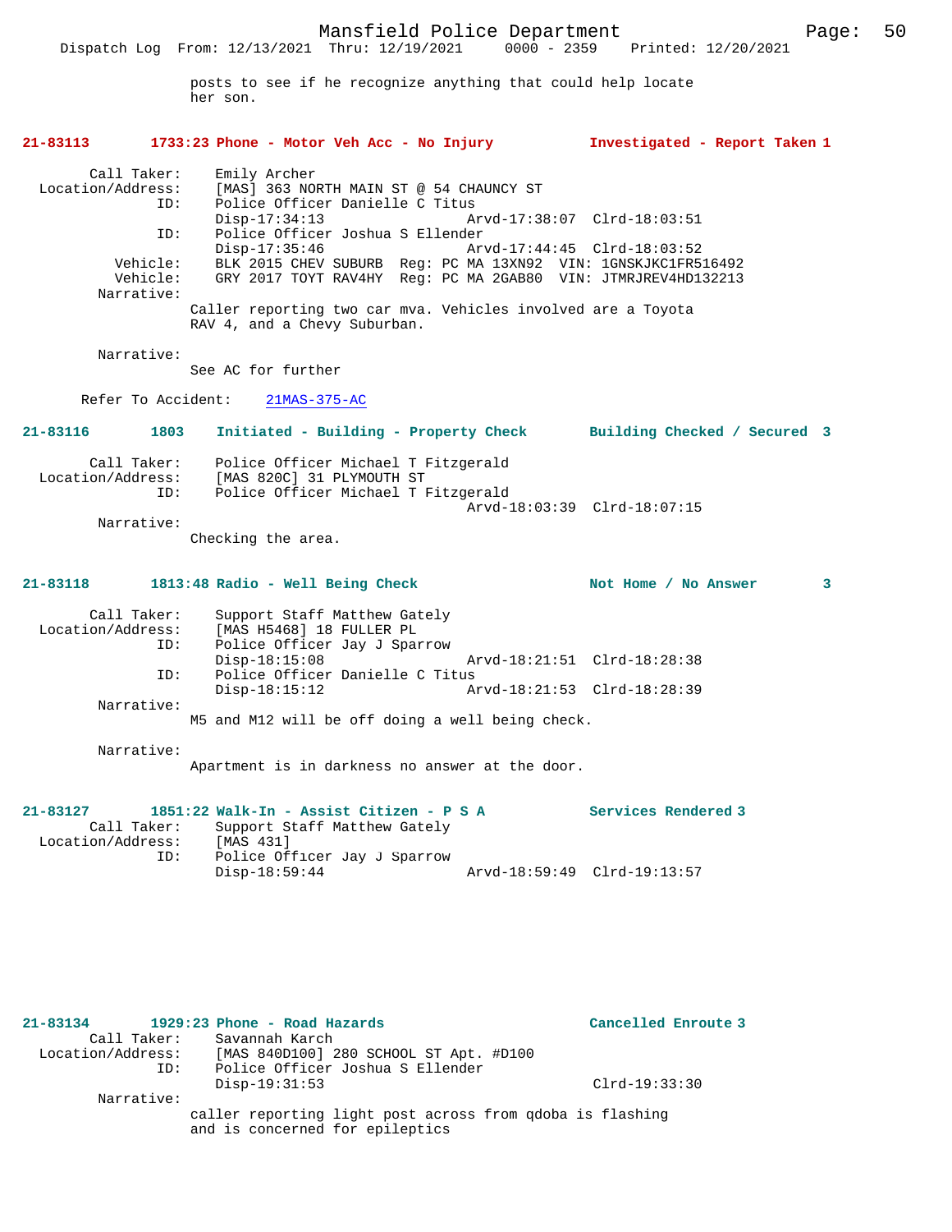posts to see if he recognize anything that could help locate her son.

**21-83113 1733:23 Phone - Motor Veh Acc - No Injury — Investigated - Report Taken 1**

```
        Call Taker:     Emily Archer
  Location/Address:     [MAS] 363 NORTH MAIN ST @ 54 CHAUNCY ST
                ID:     Police Officer Danielle C Titus
                        Disp-17:34:13              Arvd-17:38:07  Clrd-18:03:51
                ID:     Police Officer Joshua S Ellender
                        Disp-17:35:46              Arvd-17:44:45  Clrd-18:03:52
           Vehicle:     BLK 2015 CHEV SUBURB  Reg: PC MA 13XN92  VIN: 1GNSKJKC1FR516492
           Vehicle:     GRY 2017 TOYT RAV4HY  Reg: PC MA 2GAB80  VIN: JTMRJREV4HD132213
         Narrative:
                    Caller reporting two car mva. Vehicles involved are a Toyota
                    RAV 4, and a Chevy Suburban.

         Narrative:
                    See AC for further

      Refer To Accident:    21MAS-375-AC
```

**21-83116 1803 Initiated - Building - Property Check — Building Checked / Secured 3**

```
        Call Taker:     Police Officer Michael T Fitzgerald
  Location/Address:     [MAS 820C] 31 PLYMOUTH ST
                ID:     Police Officer Michael T Fitzgerald
                                                   Arvd-18:03:39  Clrd-18:07:15
         Narrative:
                    Checking the area.
```

**21-83118 1813:48 Radio - Well Being Check — Not Home / No Answer 3**

```
        Call Taker:     Support Staff Matthew Gately
  Location/Address:     [MAS H5468] 18 FULLER PL
                ID:     Police Officer Jay J Sparrow
                        Disp-18:15:08              Arvd-18:21:51  Clrd-18:28:38
                ID:     Police Officer Danielle C Titus
                        Disp-18:15:12              Arvd-18:21:53  Clrd-18:28:39
         Narrative:
                    M5 and M12 will be off doing a well being check.

         Narrative:
                    Apartment is in darkness no answer at the door.
```

**21-83127 1851:22 Walk-In - Assist Citizen - P S A — Services Rendered 3**

```
        Call Taker:     Support Staff Matthew Gately
  Location/Address:     [MAS 431]
                ID:     Police Officer Jay J Sparrow
                        Disp-18:59:44              Arvd-18:59:49  Clrd-19:13:57
```

**21-83134 1929:23 Phone - Road Hazards — Cancelled Enroute 3**

```
        Call Taker:     Savannah Karch
  Location/Address:     [MAS 840D100] 280 SCHOOL ST Apt. #D100
                ID:     Police Officer Joshua S Ellender
                        Disp-19:31:53                             Clrd-19:33:30
         Narrative:
                    caller reporting light post across from qdoba is flashing
                    and is concerned for epileptics
```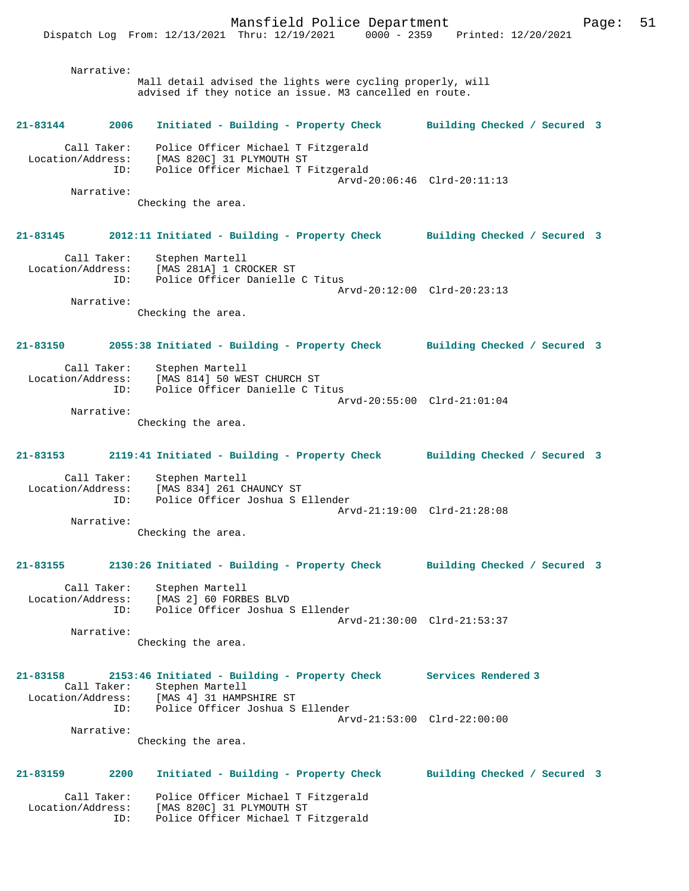Narrative:
Mall detail advised the lights were cycling properly, will advised if they notice an issue. M3 cancelled en route.

**21-83144 2006 Initiated - Building - Property Check Building Checked / Secured 3**

Call Taker: Police Officer Michael T Fitzgerald
Location/Address: [MAS 820C] 31 PLYMOUTH ST
ID: Police Officer Michael T Fitzgerald
Arvd-20:06:46 Clrd-20:11:13
Narrative:
Checking the area.

**21-83145 2012:11 Initiated - Building - Property Check Building Checked / Secured 3**

Call Taker: Stephen Martell
Location/Address: [MAS 281A] 1 CROCKER ST
ID: Police Officer Danielle C Titus
Arvd-20:12:00 Clrd-20:23:13
Narrative:
Checking the area.

**21-83150 2055:38 Initiated - Building - Property Check Building Checked / Secured 3**

Call Taker: Stephen Martell
Location/Address: [MAS 814] 50 WEST CHURCH ST
ID: Police Officer Danielle C Titus
Arvd-20:55:00 Clrd-21:01:04
Narrative:
Checking the area.

**21-83153 2119:41 Initiated - Building - Property Check Building Checked / Secured 3**

Call Taker: Stephen Martell
Location/Address: [MAS 834] 261 CHAUNCY ST
ID: Police Officer Joshua S Ellender
Arvd-21:19:00 Clrd-21:28:08
Narrative:
Checking the area.

**21-83155 2130:26 Initiated - Building - Property Check Building Checked / Secured 3**

Call Taker: Stephen Martell
Location/Address: [MAS 2] 60 FORBES BLVD
ID: Police Officer Joshua S Ellender
Arvd-21:30:00 Clrd-21:53:37
Narrative:
Checking the area.

**21-83158 2153:46 Initiated - Building - Property Check Services Rendered 3**

Call Taker: Stephen Martell
Location/Address: [MAS 4] 31 HAMPSHIRE ST
ID: Police Officer Joshua S Ellender
Arvd-21:53:00 Clrd-22:00:00
Narrative:
Checking the area.

**21-83159 2200 Initiated - Building - Property Check Building Checked / Secured 3**

Call Taker: Police Officer Michael T Fitzgerald
Location/Address: [MAS 820C] 31 PLYMOUTH ST
ID: Police Officer Michael T Fitzgerald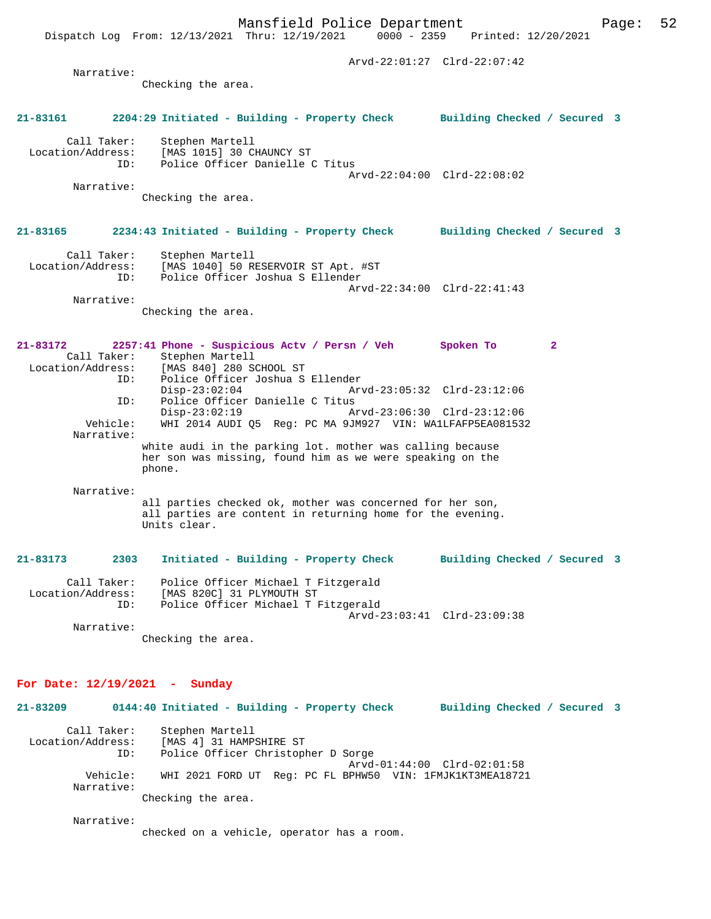Arvd-22:01:27 Clrd-22:07:42

Narrative:
Checking the area.

**21-83161 2204:29 Initiated - Building - Property Check Building Checked / Secured 3**

Call Taker: Stephen Martell
Location/Address: [MAS 1015] 30 CHAUNCY ST
ID: Police Officer Danielle C Titus
Arvd-22:04:00 Clrd-22:08:02

Narrative:
Checking the area.

**21-83165 2234:43 Initiated - Building - Property Check Building Checked / Secured 3**

Call Taker: Stephen Martell
Location/Address: [MAS 1040] 50 RESERVOIR ST Apt. #ST
ID: Police Officer Joshua S Ellender
Arvd-22:34:00 Clrd-22:41:43

Narrative:
Checking the area.

**21-83172 2257:41 Phone - Suspicious Actv / Persn / Veh Spoken To 2**

Call Taker: Stephen Martell
Location/Address: [MAS 840] 280 SCHOOL ST
ID: Police Officer Joshua S Ellender
Disp-23:02:04 Arvd-23:05:32 Clrd-23:12:06
ID: Police Officer Danielle C Titus
Disp-23:02:19 Arvd-23:06:30 Clrd-23:12:06
Vehicle: WHI 2014 AUDI Q5 Reg: PC MA 9JM927 VIN: WA1LFAFP5EA081532

Narrative:
white audi in the parking lot. mother was calling because her son was missing, found him as we were speaking on the phone.

Narrative:
all parties checked ok, mother was concerned for her son, all parties are content in returning home for the evening. Units clear.

**21-83173 2303 Initiated - Building - Property Check Building Checked / Secured 3**

Call Taker: Police Officer Michael T Fitzgerald
Location/Address: [MAS 820C] 31 PLYMOUTH ST
ID: Police Officer Michael T Fitzgerald
Arvd-23:03:41 Clrd-23:09:38

Narrative:
Checking the area.

## For Date: 12/19/2021 - Sunday

**21-83209 0144:40 Initiated - Building - Property Check Building Checked / Secured 3**

Call Taker: Stephen Martell
Location/Address: [MAS 4] 31 HAMPSHIRE ST
ID: Police Officer Christopher D Sorge
Arvd-01:44:00 Clrd-02:01:58
Vehicle: WHI 2021 FORD UT Reg: PC FL BPHW50 VIN: 1FMJK1KT3MEA18721

Narrative:
Checking the area.

Narrative:
checked on a vehicle, operator has a room.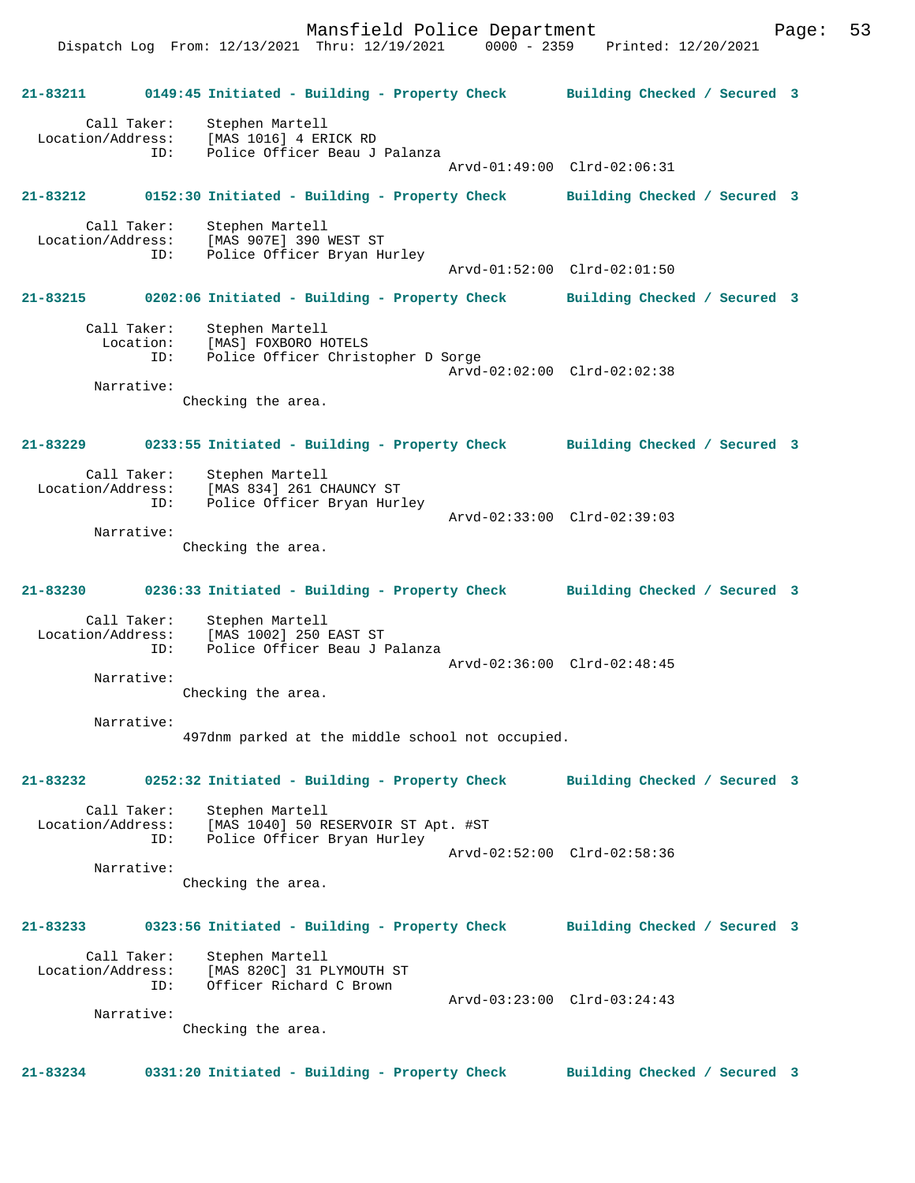**21-83211 0149:45 Initiated - Building - Property Check Building Checked / Secured 3**

Call Taker: Stephen Martell
Location/Address: [MAS 1016] 4 ERICK RD
ID: Police Officer Beau J Palanza
Arvd-01:49:00 Clrd-02:06:31

**21-83212 0152:30 Initiated - Building - Property Check Building Checked / Secured 3**

Call Taker: Stephen Martell
Location/Address: [MAS 907E] 390 WEST ST
ID: Police Officer Bryan Hurley
Arvd-01:52:00 Clrd-02:01:50

**21-83215 0202:06 Initiated - Building - Property Check Building Checked / Secured 3**

Call Taker: Stephen Martell
Location: [MAS] FOXBORO HOTELS
ID: Police Officer Christopher D Sorge
Arvd-02:02:00 Clrd-02:02:38

Narrative:
Checking the area.

**21-83229 0233:55 Initiated - Building - Property Check Building Checked / Secured 3**

Call Taker: Stephen Martell
Location/Address: [MAS 834] 261 CHAUNCY ST
ID: Police Officer Bryan Hurley
Arvd-02:33:00 Clrd-02:39:03

Narrative:
Checking the area.

**21-83230 0236:33 Initiated - Building - Property Check Building Checked / Secured 3**

Call Taker: Stephen Martell
Location/Address: [MAS 1002] 250 EAST ST
ID: Police Officer Beau J Palanza
Arvd-02:36:00 Clrd-02:48:45

Narrative:
Checking the area.

Narrative:
497dnm parked at the middle school not occupied.

**21-83232 0252:32 Initiated - Building - Property Check Building Checked / Secured 3**

Call Taker: Stephen Martell
Location/Address: [MAS 1040] 50 RESERVOIR ST Apt. #ST
ID: Police Officer Bryan Hurley
Arvd-02:52:00 Clrd-02:58:36

Narrative:
Checking the area.

**21-83233 0323:56 Initiated - Building - Property Check Building Checked / Secured 3**

Call Taker: Stephen Martell
Location/Address: [MAS 820C] 31 PLYMOUTH ST
ID: Officer Richard C Brown
Arvd-03:23:00 Clrd-03:24:43

Narrative:
Checking the area.

**21-83234 0331:20 Initiated - Building - Property Check Building Checked / Secured 3**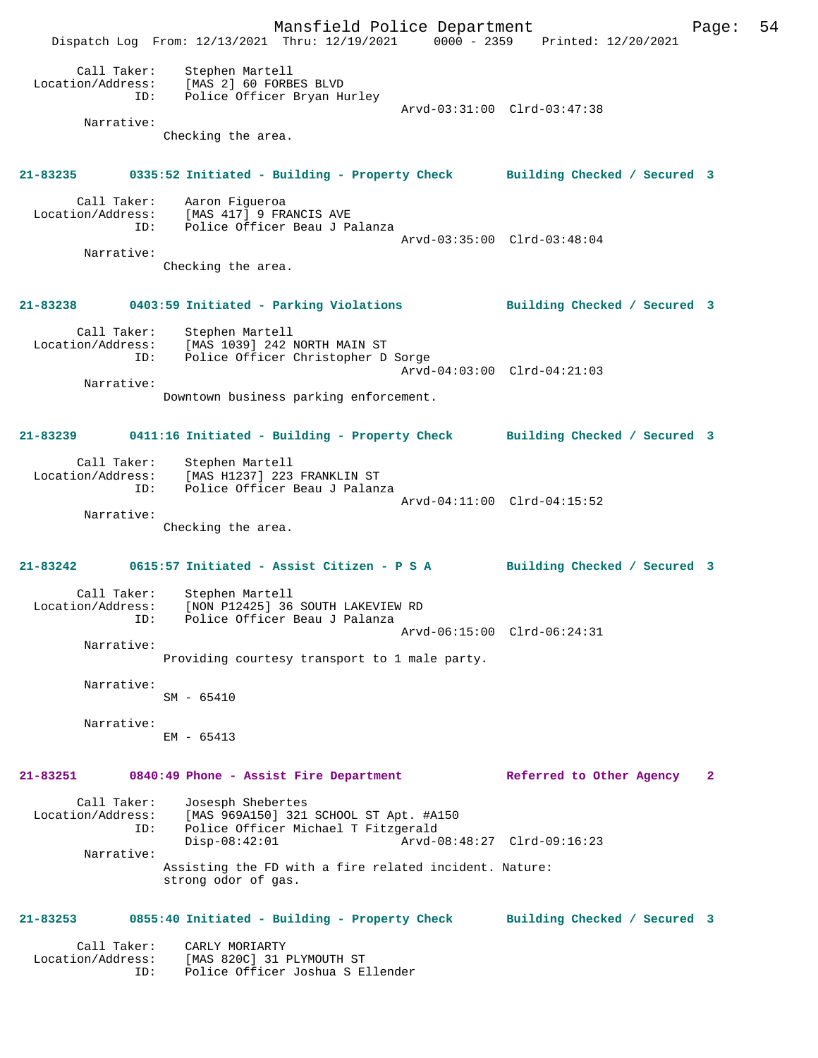Call Taker: Stephen Martell
Location/Address: [MAS 2] 60 FORBES BLVD
ID: Police Officer Bryan Hurley
Arvd-03:31:00 Clrd-03:47:38
Narrative:
Checking the area.

**21-83235 0335:52 Initiated - Building - Property Check Building Checked / Secured 3**

Call Taker: Aaron Figueroa
Location/Address: [MAS 417] 9 FRANCIS AVE
ID: Police Officer Beau J Palanza
Arvd-03:35:00 Clrd-03:48:04
Narrative:
Checking the area.

**21-83238 0403:59 Initiated - Parking Violations Building Checked / Secured 3**

Call Taker: Stephen Martell
Location/Address: [MAS 1039] 242 NORTH MAIN ST
ID: Police Officer Christopher D Sorge
Arvd-04:03:00 Clrd-04:21:03
Narrative:
Downtown business parking enforcement.

**21-83239 0411:16 Initiated - Building - Property Check Building Checked / Secured 3**

Call Taker: Stephen Martell
Location/Address: [MAS H1237] 223 FRANKLIN ST
ID: Police Officer Beau J Palanza
Arvd-04:11:00 Clrd-04:15:52
Narrative:
Checking the area.

**21-83242 0615:57 Initiated - Assist Citizen - P S A Building Checked / Secured 3**

Call Taker: Stephen Martell
Location/Address: [NON P12425] 36 SOUTH LAKEVIEW RD
ID: Police Officer Beau J Palanza
Arvd-06:15:00 Clrd-06:24:31
Narrative:
Providing courtesy transport to 1 male party.

Narrative:
SM - 65410

Narrative:
EM - 65413

**21-83251 0840:49 Phone - Assist Fire Department Referred to Other Agency 2**

Call Taker: Josesph Shebertes
Location/Address: [MAS 969A150] 321 SCHOOL ST Apt. #A150
ID: Police Officer Michael T Fitzgerald
Disp-08:42:01 Arvd-08:48:27 Clrd-09:16:23
Narrative:
Assisting the FD with a fire related incident. Nature:
strong odor of gas.

**21-83253 0855:40 Initiated - Building - Property Check Building Checked / Secured 3**

Call Taker: CARLY MORIARTY
Location/Address: [MAS 820C] 31 PLYMOUTH ST
ID: Police Officer Joshua S Ellender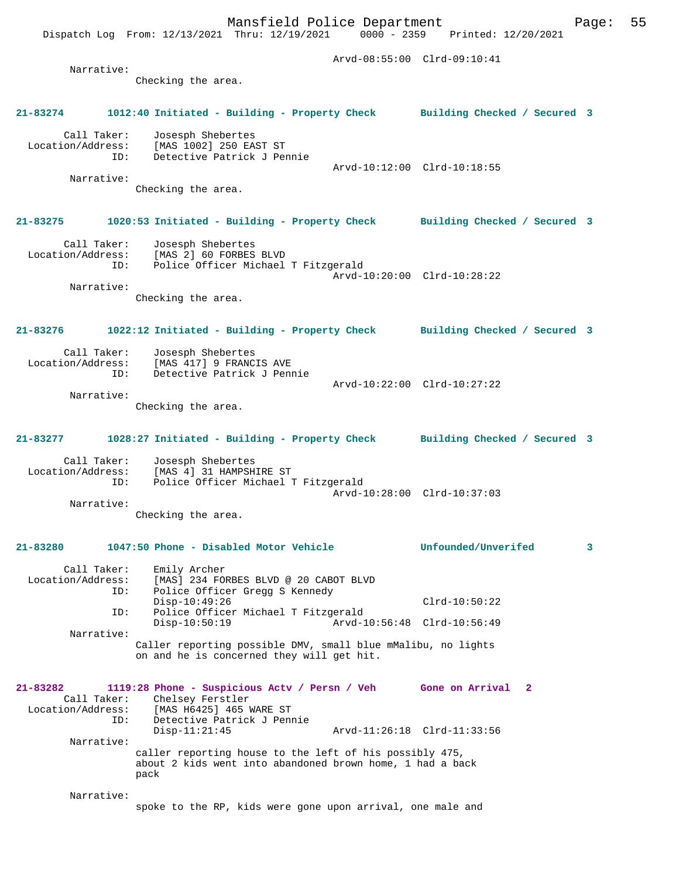```
                                          Arvd-08:55:00  Clrd-09:10:41
        Narrative: 
                 Checking the area.


21-83274        1012:40 Initiated - Building - Property Check       Building Checked / Secured  3

        Call Taker:     Josesph Shebertes
  Location/Address:     [MAS 1002] 250 EAST ST
               ID:      Detective Patrick J Pennie
                                          Arvd-10:12:00  Clrd-10:18:55
        Narrative: 
                 Checking the area.


21-83275        1020:53 Initiated - Building - Property Check       Building Checked / Secured  3

        Call Taker:     Josesph Shebertes
  Location/Address:     [MAS 2] 60 FORBES BLVD
               ID:      Police Officer Michael T Fitzgerald
                                          Arvd-10:20:00  Clrd-10:28:22
        Narrative: 
                 Checking the area.


21-83276        1022:12 Initiated - Building - Property Check       Building Checked / Secured  3

        Call Taker:     Josesph Shebertes
  Location/Address:     [MAS 417] 9 FRANCIS AVE
               ID:      Detective Patrick J Pennie
                                          Arvd-10:22:00  Clrd-10:27:22
        Narrative: 
                 Checking the area.


21-83277        1028:27 Initiated - Building - Property Check       Building Checked / Secured  3

        Call Taker:     Josesph Shebertes
  Location/Address:     [MAS 4] 31 HAMPSHIRE ST
               ID:      Police Officer Michael T Fitzgerald
                                          Arvd-10:28:00  Clrd-10:37:03
        Narrative: 
                 Checking the area.


21-83280        1047:50 Phone - Disabled Motor Vehicle              Unfounded/Unverifed         3

        Call Taker:     Emily Archer
  Location/Address:     [MAS] 234 FORBES BLVD @ 20 CABOT BLVD
               ID:      Police Officer Gregg S Kennedy
                        Disp-10:49:26                            Clrd-10:50:22
               ID:      Police Officer Michael T Fitzgerald
                        Disp-10:50:19             Arvd-10:56:48  Clrd-10:56:49
        Narrative: 
                 Caller reporting possible DMV, small blue mMalibu, no lights
                 on and he is concerned they will get hit.


21-83282        1119:28 Phone - Suspicious Actv / Persn / Veh       Gone on Arrival   2
        Call Taker:     Chelsey Ferstler
  Location/Address:     [MAS H6425] 465 WARE ST
               ID:      Detective Patrick J Pennie
                        Disp-11:21:45             Arvd-11:26:18  Clrd-11:33:56
        Narrative: 
                 caller reporting house to the left of his possibly 475,
                 about 2 kids went into abandoned brown home, 1 had a back
                 pack

        Narrative: 
                 spoke to the RP, kids were gone upon arrival, one male and
```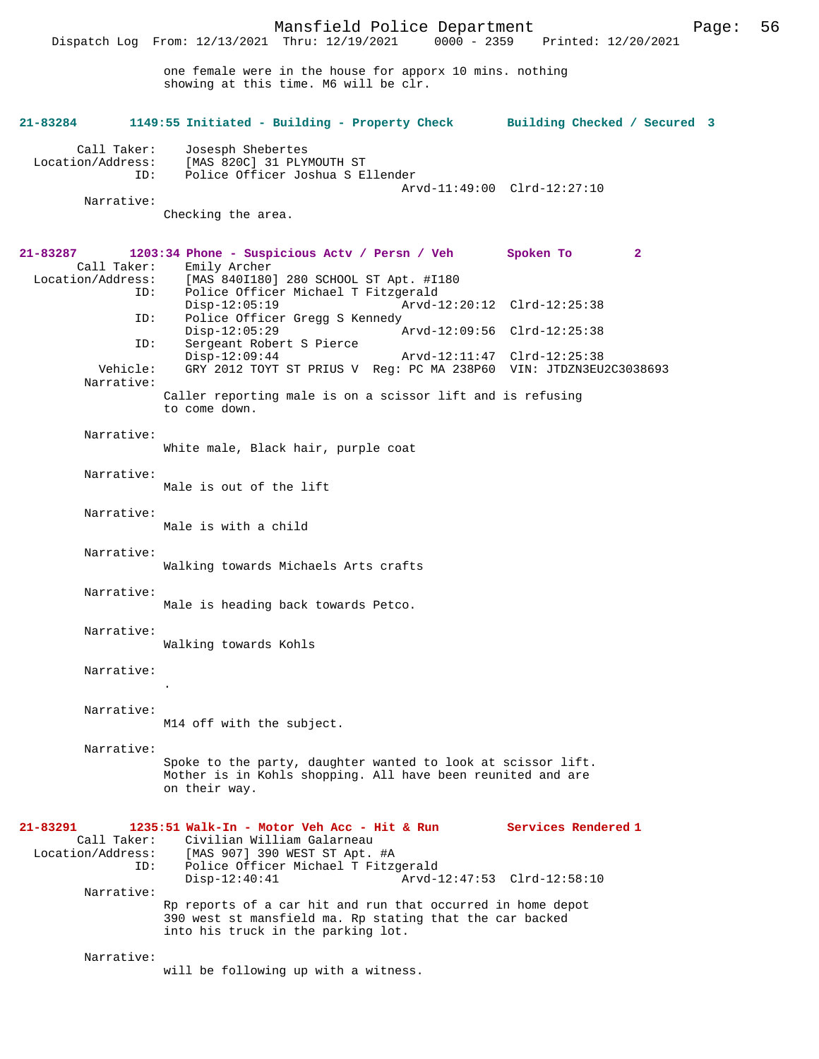one female were in the house for apporx 10 mins. nothing showing at this time. M6 will be clr.

**21-83284 1149:55 Initiated - Building - Property Check — Building Checked / Secured 3**

Call Taker: Josesph Shebertes
Location/Address: [MAS 820C] 31 PLYMOUTH ST
ID: Police Officer Joshua S Ellender
Arvd-11:49:00 Clrd-12:27:10
Narrative:
Checking the area.

**21-83287 1203:34 Phone - Suspicious Actv / Persn / Veh — Spoken To 2**

Call Taker: Emily Archer
Location/Address: [MAS 840I180] 280 SCHOOL ST Apt. #I180
ID: Police Officer Michael T Fitzgerald
Disp-12:05:19 Arvd-12:20:12 Clrd-12:25:38
ID: Police Officer Gregg S Kennedy
Disp-12:05:29 Arvd-12:09:56 Clrd-12:25:38
ID: Sergeant Robert S Pierce
Disp-12:09:44 Arvd-12:11:47 Clrd-12:25:38
Vehicle: GRY 2012 TOYT ST PRIUS V Reg: PC MA 238P60 VIN: JTDZN3EU2C3038693
Narrative:
Caller reporting male is on a scissor lift and is refusing to come down.

Narrative:
White male, Black hair, purple coat

Narrative:
Male is out of the lift

Narrative:
Male is with a child

Narrative:
Walking towards Michaels Arts crafts

Narrative:
Male is heading back towards Petco.

Narrative:
Walking towards Kohls

Narrative:
.

Narrative:
M14 off with the subject.

Narrative:
Spoke to the party, daughter wanted to look at scissor lift. Mother is in Kohls shopping. All have been reunited and are on their way.

**21-83291 1235:51 Walk-In - Motor Veh Acc - Hit & Run — Services Rendered 1**

Call Taker: Civilian William Galarneau
Location/Address: [MAS 907] 390 WEST ST Apt. #A
ID: Police Officer Michael T Fitzgerald
Disp-12:40:41 Arvd-12:47:53 Clrd-12:58:10
Narrative:
Rp reports of a car hit and run that occurred in home depot 390 west st mansfield ma. Rp stating that the car backed into his truck in the parking lot.

Narrative:
will be following up with a witness.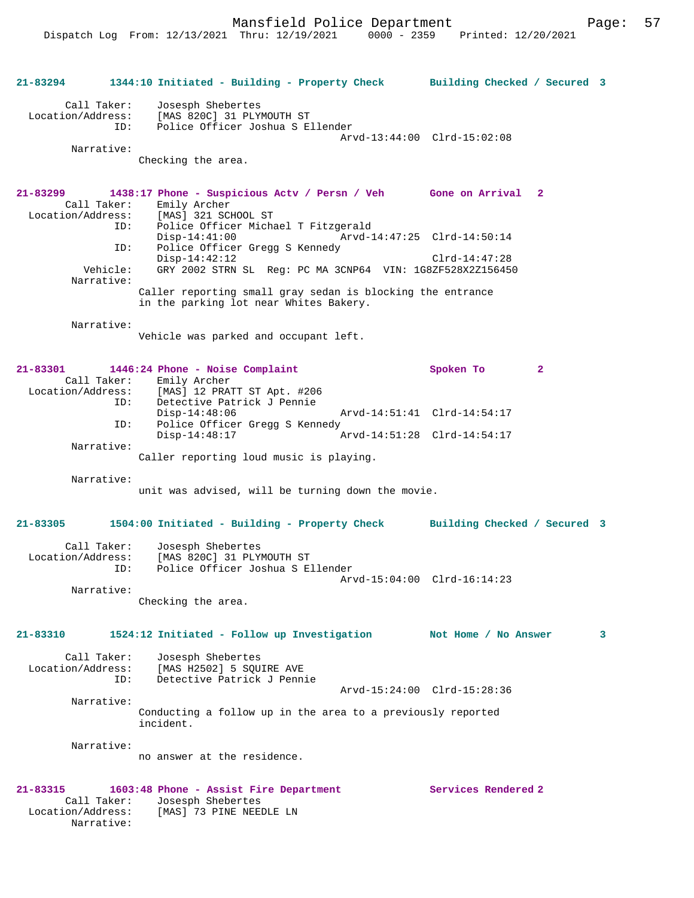**21-83294 1344:10 Initiated - Building - Property Check Building Checked / Secured 3**

```
        Call Taker:    Josesph Shebertes
  Location/Address:    [MAS 820C] 31 PLYMOUTH ST
                ID:    Police Officer Joshua S Ellender
                                             Arvd-13:44:00  Clrd-15:02:08
         Narrative:
                     Checking the area.
```

**21-83299 1438:17 Phone - Suspicious Actv / Persn / Veh Gone on Arrival 2**

```
        Call Taker:    Emily Archer
  Location/Address:    [MAS] 321 SCHOOL ST
                ID:    Police Officer Michael T Fitzgerald
                       Disp-14:41:00           Arvd-14:47:25  Clrd-14:50:14
                ID:    Police Officer Gregg S Kennedy
                       Disp-14:42:12                          Clrd-14:47:28
           Vehicle:    GRY 2002 STRN SL  Reg: PC MA 3CNP64  VIN: 1G8ZF528X2Z156450
         Narrative:
                     Caller reporting small gray sedan is blocking the entrance
                     in the parking lot near Whites Bakery.

         Narrative:
                     Vehicle was parked and occupant left.
```

**21-83301 1446:24 Phone - Noise Complaint Spoken To 2**

```
        Call Taker:    Emily Archer
  Location/Address:    [MAS] 12 PRATT ST Apt. #206
                ID:    Detective Patrick J Pennie
                       Disp-14:48:06           Arvd-14:51:41  Clrd-14:54:17
                ID:    Police Officer Gregg S Kennedy
                       Disp-14:48:17           Arvd-14:51:28  Clrd-14:54:17
         Narrative:
                     Caller reporting loud music is playing.

         Narrative:
                     unit was advised, will be turning down the movie.
```

**21-83305 1504:00 Initiated - Building - Property Check Building Checked / Secured 3**

```
        Call Taker:    Josesph Shebertes
  Location/Address:    [MAS 820C] 31 PLYMOUTH ST
                ID:    Police Officer Joshua S Ellender
                                             Arvd-15:04:00  Clrd-16:14:23
         Narrative:
                     Checking the area.
```

**21-83310 1524:12 Initiated - Follow up Investigation Not Home / No Answer 3**

```
        Call Taker:    Josesph Shebertes
  Location/Address:    [MAS H2502] 5 SQUIRE AVE
                ID:    Detective Patrick J Pennie
                                             Arvd-15:24:00  Clrd-15:28:36
         Narrative:
                     Conducting a follow up in the area to a previously reported
                     incident.

         Narrative:
                     no answer at the residence.
```

**21-83315 1603:48 Phone - Assist Fire Department Services Rendered 2**

```
        Call Taker:    Josesph Shebertes
  Location/Address:    [MAS] 73 PINE NEEDLE LN
         Narrative:
```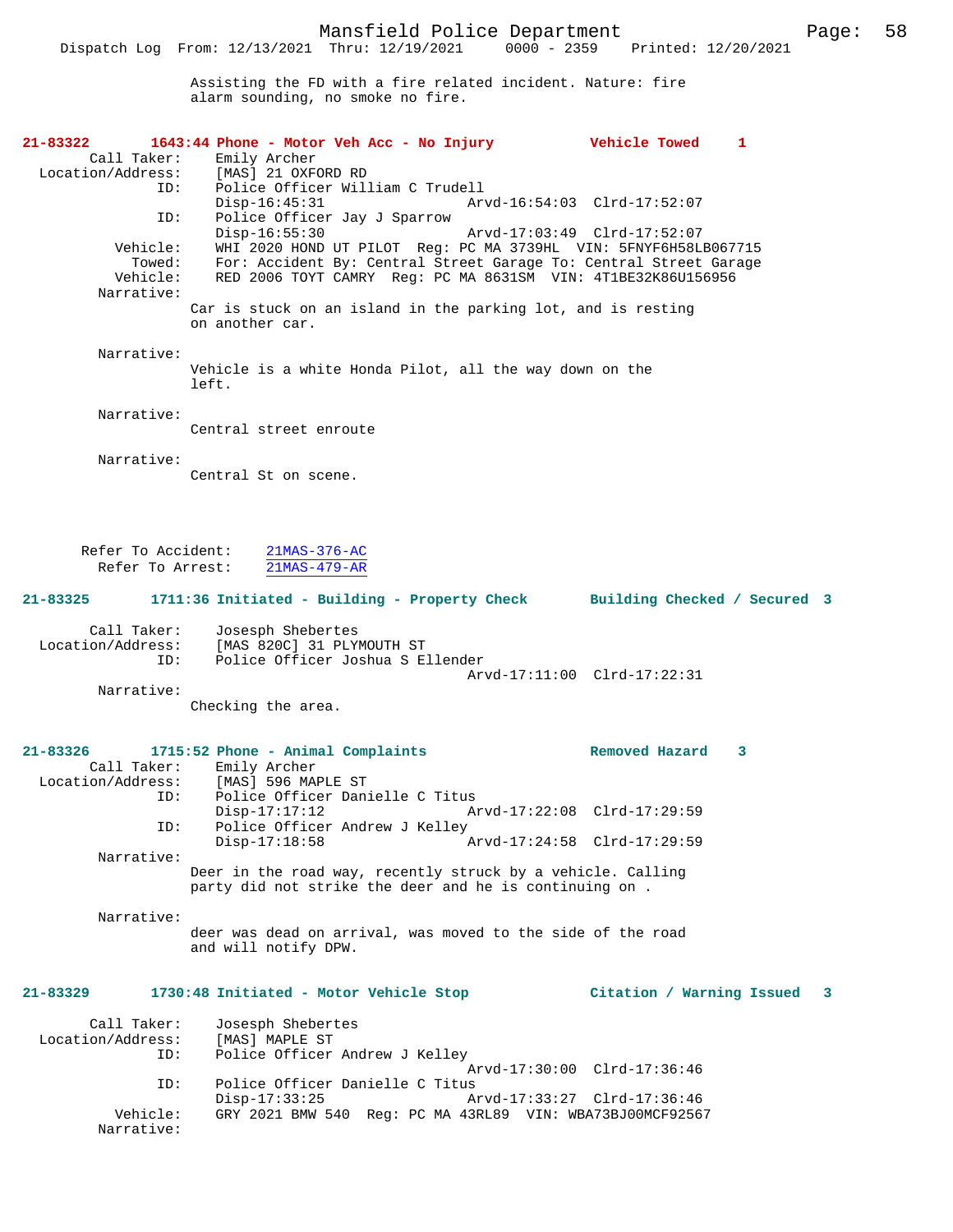Assisting the FD with a fire related incident. Nature: fire alarm sounding, no smoke no fire.

**21-83322 1643:44 Phone - Motor Veh Acc - No Injury — Vehicle Towed 1**

```
        Call Taker:    Emily Archer
  Location/Address:    [MAS] 21 OXFORD RD
                ID:    Police Officer William C Trudell
                       Disp-16:45:31                Arvd-16:54:03  Clrd-17:52:07
                ID:    Police Officer Jay J Sparrow
                       Disp-16:55:30                Arvd-17:03:49  Clrd-17:52:07
           Vehicle:    WHI 2020 HOND UT PILOT  Reg: PC MA 3739HL  VIN: 5FNYF6H58LB067715
             Towed:    For: Accident By: Central Street Garage To: Central Street Garage
           Vehicle:    RED 2006 TOYT CAMRY  Reg: PC MA 8631SM  VIN: 4T1BE32K86U156956
         Narrative:
                    Car is stuck on an island in the parking lot, and is resting
                    on another car.

         Narrative:
                    Vehicle is a white Honda Pilot, all the way down on the
                    left.

         Narrative:
                    Central street enroute

         Narrative:
                    Central St on scene.

      Refer To Accident:    21MAS-376-AC
        Refer To Arrest:    21MAS-479-AR
```

**21-83325 1711:36 Initiated - Building - Property Check — Building Checked / Secured 3**

```
        Call Taker:    Josesph Shebertes
  Location/Address:    [MAS 820C] 31 PLYMOUTH ST
                ID:    Police Officer Joshua S Ellender
                                                    Arvd-17:11:00  Clrd-17:22:31
         Narrative:
                    Checking the area.
```

**21-83326 1715:52 Phone - Animal Complaints — Removed Hazard 3**

```
        Call Taker:    Emily Archer
  Location/Address:    [MAS] 596 MAPLE ST
                ID:    Police Officer Danielle C Titus
                       Disp-17:17:12                Arvd-17:22:08  Clrd-17:29:59
                ID:    Police Officer Andrew J Kelley
                       Disp-17:18:58                Arvd-17:24:58  Clrd-17:29:59
         Narrative:
                    Deer in the road way, recently struck by a vehicle. Calling
                    party did not strike the deer and he is continuing on .

         Narrative:
                    deer was dead on arrival, was moved to the side of the road
                    and will notify DPW.
```

**21-83329 1730:48 Initiated - Motor Vehicle Stop — Citation / Warning Issued 3**

```
        Call Taker:    Josesph Shebertes
  Location/Address:    [MAS] MAPLE ST
                ID:    Police Officer Andrew J Kelley
                                                    Arvd-17:30:00  Clrd-17:36:46
                ID:    Police Officer Danielle C Titus
                       Disp-17:33:25                Arvd-17:33:27  Clrd-17:36:46
           Vehicle:    GRY 2021 BMW 540  Reg: PC MA 43RL89  VIN: WBA73BJ00MCF92567
         Narrative:
```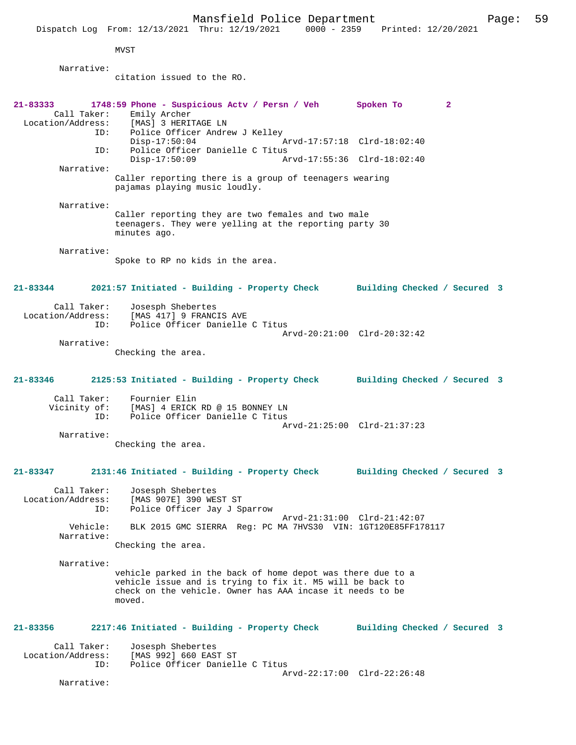MVST

Narrative:
citation issued to the RO.

**21-83333 1748:59 Phone - Suspicious Actv / Persn / Veh Spoken To 2**

Call Taker: Emily Archer
Location/Address: [MAS] 3 HERITAGE LN
ID: Police Officer Andrew J Kelley
Disp-17:50:04 Arvd-17:57:18 Clrd-18:02:40
ID: Police Officer Danielle C Titus
Disp-17:50:09 Arvd-17:55:36 Clrd-18:02:40

Narrative:
Caller reporting there is a group of teenagers wearing pajamas playing music loudly.

Narrative:
Caller reporting they are two females and two male teenagers. They were yelling at the reporting party 30 minutes ago.

Narrative:
Spoke to RP no kids in the area.

**21-83344 2021:57 Initiated - Building - Property Check Building Checked / Secured 3**

Call Taker: Josesph Shebertes
Location/Address: [MAS 417] 9 FRANCIS AVE
ID: Police Officer Danielle C Titus
Arvd-20:21:00 Clrd-20:32:42

Narrative:
Checking the area.

**21-83346 2125:53 Initiated - Building - Property Check Building Checked / Secured 3**

Call Taker: Fournier Elin
Vicinity of: [MAS] 4 ERICK RD @ 15 BONNEY LN
ID: Police Officer Danielle C Titus
Arvd-21:25:00 Clrd-21:37:23

Narrative:
Checking the area.

**21-83347 2131:46 Initiated - Building - Property Check Building Checked / Secured 3**

Call Taker: Josesph Shebertes
Location/Address: [MAS 907E] 390 WEST ST
ID: Police Officer Jay J Sparrow
Arvd-21:31:00 Clrd-21:42:07
Vehicle: BLK 2015 GMC SIERRA Reg: PC MA 7HVS30 VIN: 1GT120E85FF178117

Narrative:
Checking the area.

Narrative:
vehicle parked in the back of home depot was there due to a vehicle issue and is trying to fix it. M5 will be back to check on the vehicle. Owner has AAA incase it needs to be moved.

**21-83356 2217:46 Initiated - Building - Property Check Building Checked / Secured 3**

Call Taker: Josesph Shebertes
Location/Address: [MAS 992] 660 EAST ST
ID: Police Officer Danielle C Titus
Arvd-22:17:00 Clrd-22:26:48

Narrative: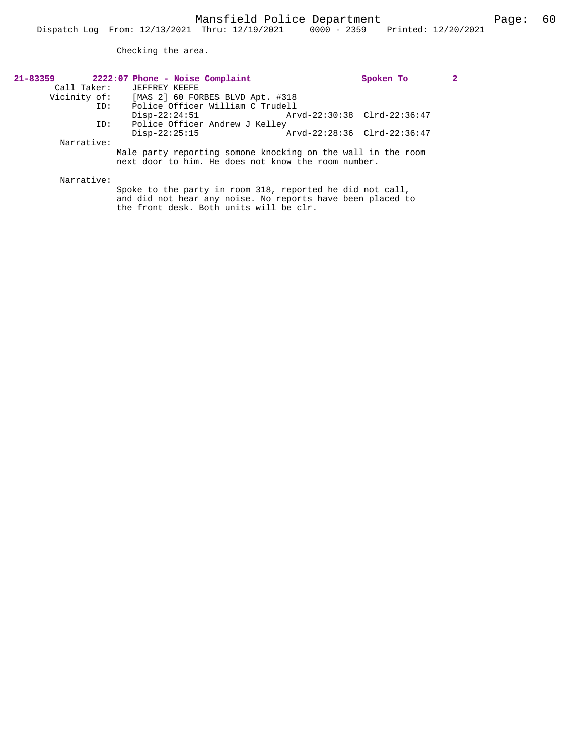Checking the area.

**21-83359** **2222:07 Phone - Noise Complaint** **Spoken To** **2**

Call Taker: JEFFREY KEEFE
Vicinity of: [MAS 2] 60 FORBES BLVD Apt. #318
ID: Police Officer William C Trudell
Disp-22:24:51 Arvd-22:30:38 Clrd-22:36:47
ID: Police Officer Andrew J Kelley
Disp-22:25:15 Arvd-22:28:36 Clrd-22:36:47

Narrative:
Male party reporting somone knocking on the wall in the room next door to him. He does not know the room number.

Narrative:
Spoke to the party in room 318, reported he did not call, and did not hear any noise. No reports have been placed to the front desk. Both units will be clr.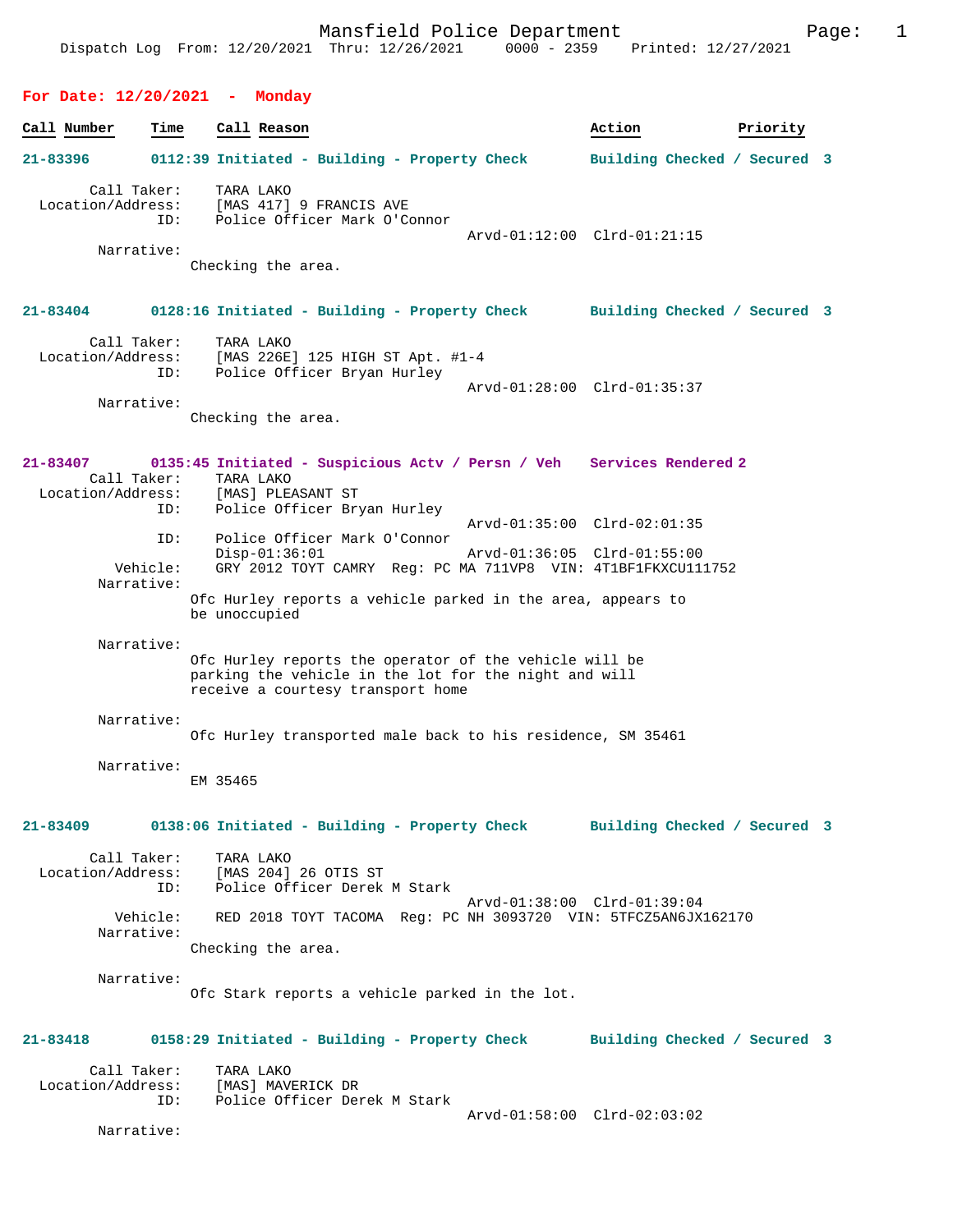Mansfield Police Department
Dispatch Log From: 12/20/2021 Thru: 12/26/2021 0000 - 2359 Printed: 12/27/2021

## For Date: 12/20/2021 - Monday

| Call Number | Time | Call Reason | Action | Priority |
|---|---|---|---|---|

**21-83396** 0112:39 Initiated - Building - Property Check — Building Checked / Secured 3

Call Taker: TARA LAKO
Location/Address: [MAS 417] 9 FRANCIS AVE
ID: Police Officer Mark O'Connor
Arvd-01:12:00 Clrd-01:21:15
Narrative:
Checking the area.

**21-83404** 0128:16 Initiated - Building - Property Check — Building Checked / Secured 3

Call Taker: TARA LAKO
Location/Address: [MAS 226E] 125 HIGH ST Apt. #1-4
ID: Police Officer Bryan Hurley
Arvd-01:28:00 Clrd-01:35:37
Narrative:
Checking the area.

**21-83407** 0135:45 Initiated - Suspicious Actv / Persn / Veh — Services Rendered 2

Call Taker: TARA LAKO
Location/Address: [MAS] PLEASANT ST
ID: Police Officer Bryan Hurley
Arvd-01:35:00 Clrd-02:01:35
ID: Police Officer Mark O'Connor
Disp-01:36:01 Arvd-01:36:05 Clrd-01:55:00
Vehicle: GRY 2012 TOYT CAMRY Reg: PC MA 711VP8 VIN: 4T1BF1FKXCU111752
Narrative:
Ofc Hurley reports a vehicle parked in the area, appears to be unoccupied

Narrative:
Ofc Hurley reports the operator of the vehicle will be parking the vehicle in the lot for the night and will receive a courtesy transport home

Narrative:
Ofc Hurley transported male back to his residence, SM 35461

Narrative:
EM 35465

**21-83409** 0138:06 Initiated - Building - Property Check — Building Checked / Secured 3

Call Taker: TARA LAKO
Location/Address: [MAS 204] 26 OTIS ST
ID: Police Officer Derek M Stark
Arvd-01:38:00 Clrd-01:39:04
Vehicle: RED 2018 TOYT TACOMA Reg: PC NH 3093720 VIN: 5TFCZ5AN6JX162170
Narrative:
Checking the area.

Narrative:
Ofc Stark reports a vehicle parked in the lot.

**21-83418** 0158:29 Initiated - Building - Property Check — Building Checked / Secured 3

Call Taker: TARA LAKO
Location/Address: [MAS] MAVERICK DR
ID: Police Officer Derek M Stark
Arvd-01:58:00 Clrd-02:03:02
Narrative: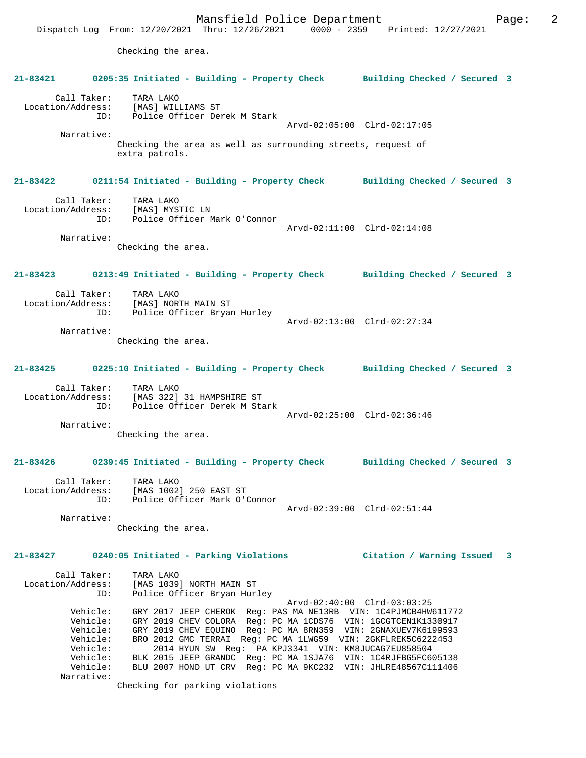Checking the area.

**21-83421 0205:35 Initiated - Building - Property Check Building Checked / Secured 3**

Call Taker: TARA LAKO
Location/Address: [MAS] WILLIAMS ST
ID: Police Officer Derek M Stark
Arvd-02:05:00 Clrd-02:17:05
Narrative:
Checking the area as well as surrounding streets, request of extra patrols.

**21-83422 0211:54 Initiated - Building - Property Check Building Checked / Secured 3**

Call Taker: TARA LAKO
Location/Address: [MAS] MYSTIC LN
ID: Police Officer Mark O'Connor
Arvd-02:11:00 Clrd-02:14:08
Narrative:
Checking the area.

**21-83423 0213:49 Initiated - Building - Property Check Building Checked / Secured 3**

Call Taker: TARA LAKO
Location/Address: [MAS] NORTH MAIN ST
ID: Police Officer Bryan Hurley
Arvd-02:13:00 Clrd-02:27:34
Narrative:
Checking the area.

**21-83425 0225:10 Initiated - Building - Property Check Building Checked / Secured 3**

Call Taker: TARA LAKO
Location/Address: [MAS 322] 31 HAMPSHIRE ST
ID: Police Officer Derek M Stark
Arvd-02:25:00 Clrd-02:36:46
Narrative:
Checking the area.

**21-83426 0239:45 Initiated - Building - Property Check Building Checked / Secured 3**

Call Taker: TARA LAKO
Location/Address: [MAS 1002] 250 EAST ST
ID: Police Officer Mark O'Connor
Arvd-02:39:00 Clrd-02:51:44
Narrative:
Checking the area.

**21-83427 0240:05 Initiated - Parking Violations Citation / Warning Issued 3**

Call Taker: TARA LAKO
Location/Address: [MAS 1039] NORTH MAIN ST
ID: Police Officer Bryan Hurley
Arvd-02:40:00 Clrd-03:03:25
Vehicle: GRY 2017 JEEP CHEROK Reg: PAS MA NE13RB VIN: 1C4PJMCB4HW611772
Vehicle: GRY 2019 CHEV COLORA Reg: PC MA 1CDS76 VIN: 1GCGTCEN1K1330917
Vehicle: GRY 2019 CHEV EQUINO Reg: PC MA 8RN359 VIN: 2GNAXUEV7K6199593
Vehicle: BRO 2012 GMC TERRAI Reg: PC MA 1LWG59 VIN: 2GKFLREK5C6222453
Vehicle: 2014 HYUN SW Reg: PA KPJ3341 VIN: KM8JUCAG7EU858504
Vehicle: BLK 2015 JEEP GRANDC Reg: PC MA 1SJA76 VIN: 1C4RJFBG5FC605138
Vehicle: BLU 2007 HOND UT CRV Reg: PC MA 9KC232 VIN: JHLRE48567C111406
Narrative:
Checking for parking violations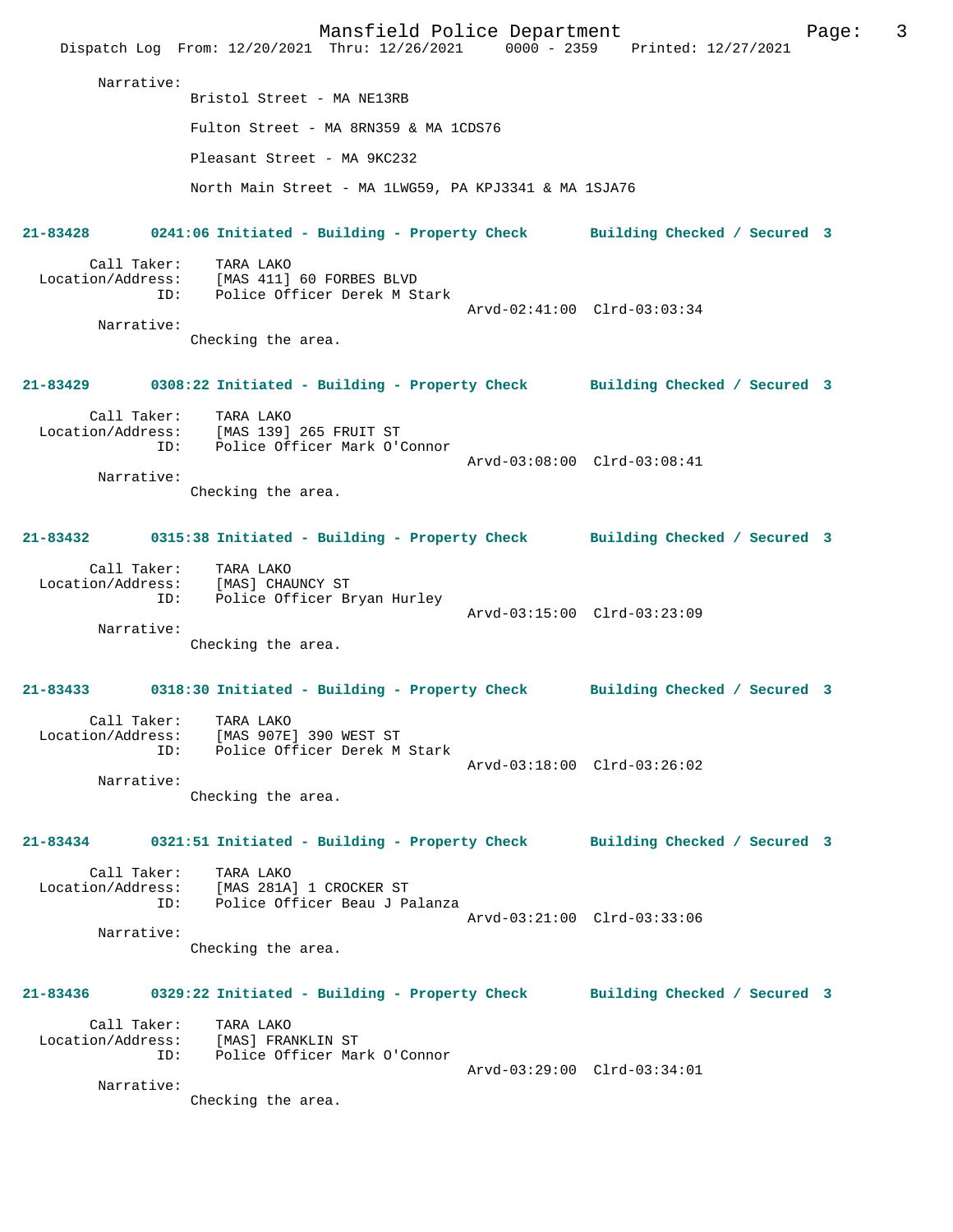Narrative:

Bristol Street - MA NE13RB

Fulton Street - MA 8RN359 & MA 1CDS76

Pleasant Street - MA 9KC232

North Main Street - MA 1LWG59, PA KPJ3341 & MA 1SJA76

**21-83428 0241:06 Initiated - Building - Property Check Building Checked / Secured 3**

Call Taker: TARA LAKO
Location/Address: [MAS 411] 60 FORBES BLVD
ID: Police Officer Derek M Stark
Arvd-02:41:00 Clrd-03:03:34

Narrative:
Checking the area.

**21-83429 0308:22 Initiated - Building - Property Check Building Checked / Secured 3**

Call Taker: TARA LAKO
Location/Address: [MAS 139] 265 FRUIT ST
ID: Police Officer Mark O'Connor
Arvd-03:08:00 Clrd-03:08:41

Narrative:
Checking the area.

**21-83432 0315:38 Initiated - Building - Property Check Building Checked / Secured 3**

Call Taker: TARA LAKO
Location/Address: [MAS] CHAUNCY ST
ID: Police Officer Bryan Hurley
Arvd-03:15:00 Clrd-03:23:09

Narrative:
Checking the area.

**21-83433 0318:30 Initiated - Building - Property Check Building Checked / Secured 3**

Call Taker: TARA LAKO
Location/Address: [MAS 907E] 390 WEST ST
ID: Police Officer Derek M Stark
Arvd-03:18:00 Clrd-03:26:02

Narrative:
Checking the area.

**21-83434 0321:51 Initiated - Building - Property Check Building Checked / Secured 3**

Call Taker: TARA LAKO
Location/Address: [MAS 281A] 1 CROCKER ST
ID: Police Officer Beau J Palanza
Arvd-03:21:00 Clrd-03:33:06

Narrative:
Checking the area.

**21-83436 0329:22 Initiated - Building - Property Check Building Checked / Secured 3**

Call Taker: TARA LAKO
Location/Address: [MAS] FRANKLIN ST
ID: Police Officer Mark O'Connor
Arvd-03:29:00 Clrd-03:34:01

Narrative:
Checking the area.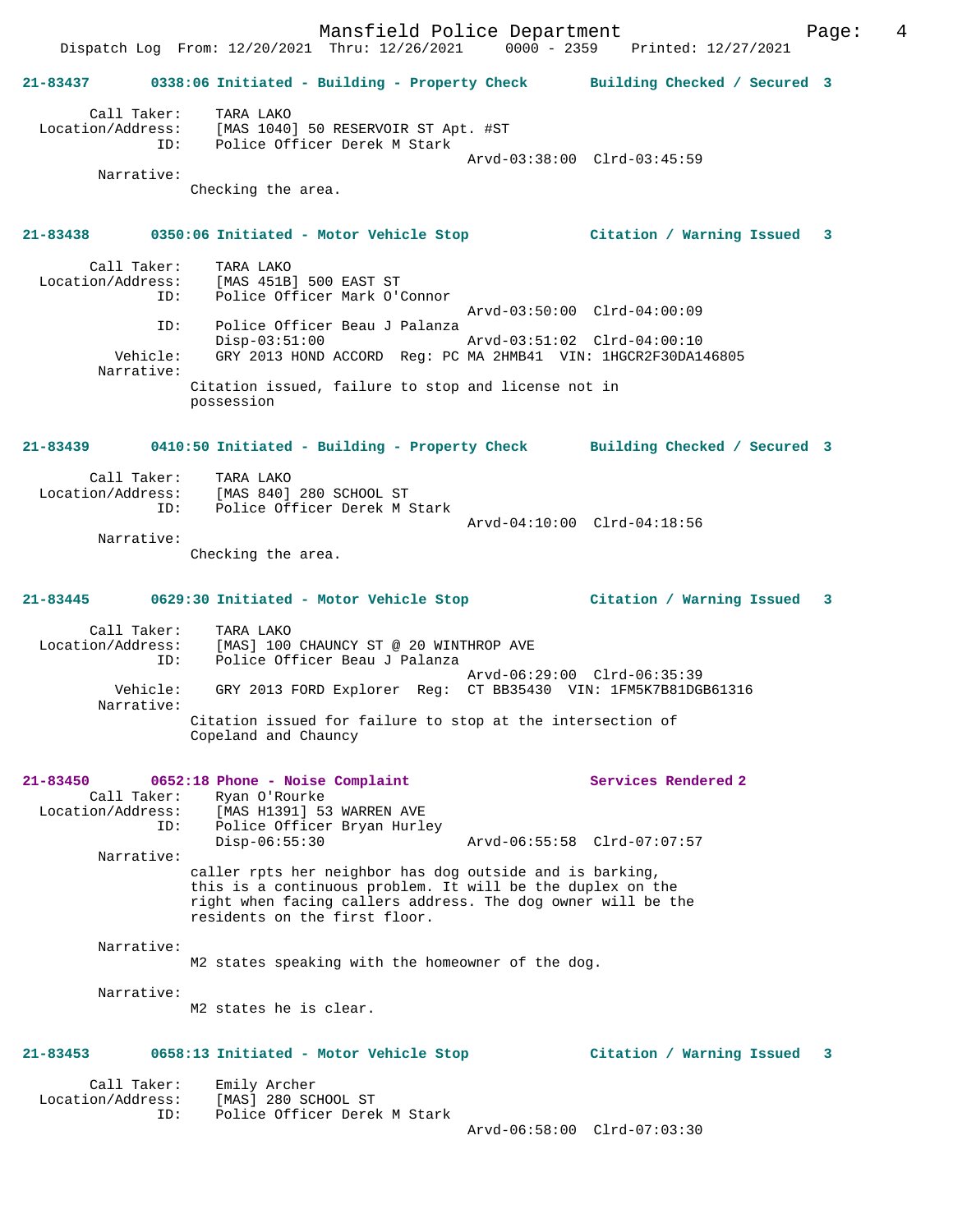**21-83437** 0338:06 Initiated - Building - Property Check **Building Checked / Secured 3**

```
        Call Taker:    TARA LAKO
  Location/Address:    [MAS 1040] 50 RESERVOIR ST Apt. #ST
                ID:    Police Officer Derek M Stark
                                                  Arvd-03:38:00  Clrd-03:45:59
         Narrative:
                 Checking the area.
```

**21-83438** 0350:06 Initiated - Motor Vehicle Stop **Citation / Warning Issued 3**

```
        Call Taker:    TARA LAKO
  Location/Address:    [MAS 451B] 500 EAST ST
                ID:    Police Officer Mark O'Connor
                                                  Arvd-03:50:00  Clrd-04:00:09
                ID:    Police Officer Beau J Palanza
                       Disp-03:51:00              Arvd-03:51:02  Clrd-04:00:10
           Vehicle:    GRY 2013 HOND ACCORD  Reg: PC MA 2HMB41  VIN: 1HGCR2F30DA146805
         Narrative:
                 Citation issued, failure to stop and license not in
                 possession
```

**21-83439** 0410:50 Initiated - Building - Property Check **Building Checked / Secured 3**

```
        Call Taker:    TARA LAKO
  Location/Address:    [MAS 840] 280 SCHOOL ST
                ID:    Police Officer Derek M Stark
                                                  Arvd-04:10:00  Clrd-04:18:56
         Narrative:
                 Checking the area.
```

**21-83445** 0629:30 Initiated - Motor Vehicle Stop **Citation / Warning Issued 3**

```
        Call Taker:    TARA LAKO
  Location/Address:    [MAS] 100 CHAUNCY ST @ 20 WINTHROP AVE
                ID:    Police Officer Beau J Palanza
                                                  Arvd-06:29:00  Clrd-06:35:39
           Vehicle:    GRY 2013 FORD Explorer  Reg:  CT BB35430  VIN: 1FM5K7B81DGB61316
         Narrative:
                 Citation issued for failure to stop at the intersection of
                 Copeland and Chauncy
```

**21-83450** 0652:18 Phone - Noise Complaint **Services Rendered 2**

```
        Call Taker:    Ryan O'Rourke
  Location/Address:    [MAS H1391] 53 WARREN AVE
                ID:    Police Officer Bryan Hurley
                       Disp-06:55:30              Arvd-06:55:58  Clrd-07:07:57
         Narrative:
                 caller rpts her neighbor has dog outside and is barking,
                 this is a continuous problem. It will be the duplex on the
                 right when facing callers address. The dog owner will be the
                 residents on the first floor.

         Narrative:
                 M2 states speaking with the homeowner of the dog.

         Narrative:
                 M2 states he is clear.
```

**21-83453** 0658:13 Initiated - Motor Vehicle Stop **Citation / Warning Issued 3**

```
        Call Taker:    Emily Archer
  Location/Address:    [MAS] 280 SCHOOL ST
                ID:    Police Officer Derek M Stark
                                                  Arvd-06:58:00  Clrd-07:03:30
```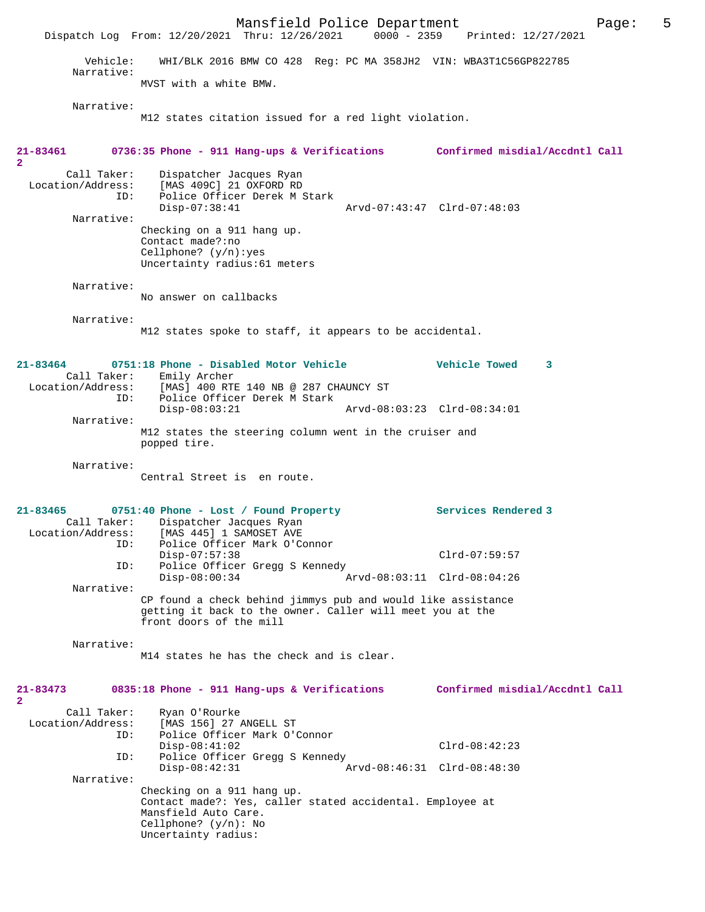Vehicle: WHI/BLK 2016 BMW CO 428 Reg: PC MA 358JH2 VIN: WBA3T1C56GP822785

Narrative:
MVST with a white BMW.

Narrative:
M12 states citation issued for a red light violation.

**21-83461 0736:35 Phone - 911 Hang-ups & Verifications Confirmed misdial/Accdntl Call 2**

Call Taker: Dispatcher Jacques Ryan
Location/Address: [MAS 409C] 21 OXFORD RD
ID: Police Officer Derek M Stark
Disp-07:38:41 Arvd-07:43:47 Clrd-07:48:03

Narrative:
Checking on a 911 hang up.
Contact made?:no
Cellphone? (y/n):yes
Uncertainty radius:61 meters

Narrative:
No answer on callbacks

Narrative:
M12 states spoke to staff, it appears to be accidental.

**21-83464 0751:18 Phone - Disabled Motor Vehicle Vehicle Towed 3**

Call Taker: Emily Archer
Location/Address: [MAS] 400 RTE 140 NB @ 287 CHAUNCY ST
ID: Police Officer Derek M Stark
Disp-08:03:21 Arvd-08:03:23 Clrd-08:34:01

Narrative:
M12 states the steering column went in the cruiser and popped tire.

Narrative:
Central Street is en route.

**21-83465 0751:40 Phone - Lost / Found Property Services Rendered 3**

Call Taker: Dispatcher Jacques Ryan
Location/Address: [MAS 445] 1 SAMOSET AVE
ID: Police Officer Mark O'Connor
Disp-07:57:38 Clrd-07:59:57
ID: Police Officer Gregg S Kennedy
Disp-08:00:34 Arvd-08:03:11 Clrd-08:04:26

Narrative:
CP found a check behind jimmys pub and would like assistance getting it back to the owner. Caller will meet you at the front doors of the mill

Narrative:
M14 states he has the check and is clear.

**21-83473 0835:18 Phone - 911 Hang-ups & Verifications Confirmed misdial/Accdntl Call 2**

Call Taker: Ryan O'Rourke
Location/Address: [MAS 156] 27 ANGELL ST
ID: Police Officer Mark O'Connor
Disp-08:41:02 Clrd-08:42:23
ID: Police Officer Gregg S Kennedy
Disp-08:42:31 Arvd-08:46:31 Clrd-08:48:30

Narrative:
Checking on a 911 hang up.
Contact made?: Yes, caller stated accidental. Employee at Mansfield Auto Care.
Cellphone? (y/n): No
Uncertainty radius: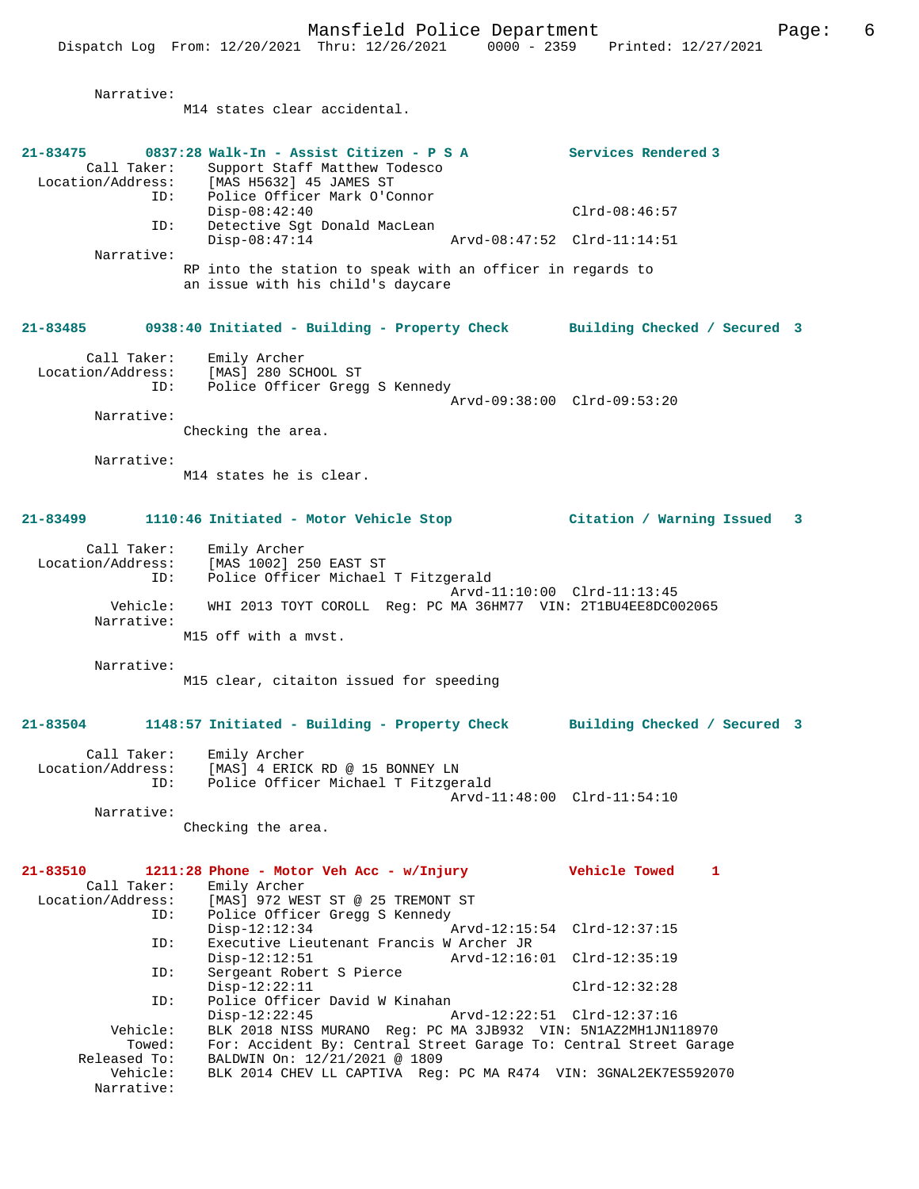Narrative:
M14 states clear accidental.

**21-83475 0837:28 Walk-In - Assist Citizen - P S A — Services Rendered 3**

Call Taker: Support Staff Matthew Todesco
Location/Address: [MAS H5632] 45 JAMES ST
ID: Police Officer Mark O'Connor
Disp-08:42:40 Clrd-08:46:57
ID: Detective Sgt Donald MacLean
Disp-08:47:14 Arvd-08:47:52 Clrd-11:14:51
Narrative:
RP into the station to speak with an officer in regards to an issue with his child's daycare

**21-83485 0938:40 Initiated - Building - Property Check — Building Checked / Secured 3**

Call Taker: Emily Archer
Location/Address: [MAS] 280 SCHOOL ST
ID: Police Officer Gregg S Kennedy
Arvd-09:38:00 Clrd-09:53:20
Narrative:
Checking the area.

Narrative:
M14 states he is clear.

**21-83499 1110:46 Initiated - Motor Vehicle Stop — Citation / Warning Issued 3**

Call Taker: Emily Archer
Location/Address: [MAS 1002] 250 EAST ST
ID: Police Officer Michael T Fitzgerald
Arvd-11:10:00 Clrd-11:13:45
Vehicle: WHI 2013 TOYT COROLL Reg: PC MA 36HM77 VIN: 2T1BU4EE8DC002065
Narrative:
M15 off with a mvst.

Narrative:
M15 clear, citaiton issued for speeding

**21-83504 1148:57 Initiated - Building - Property Check — Building Checked / Secured 3**

Call Taker: Emily Archer
Location/Address: [MAS] 4 ERICK RD @ 15 BONNEY LN
ID: Police Officer Michael T Fitzgerald
Arvd-11:48:00 Clrd-11:54:10
Narrative:
Checking the area.

**21-83510 1211:28 Phone - Motor Veh Acc - w/Injury — Vehicle Towed 1**

Call Taker: Emily Archer
Location/Address: [MAS] 972 WEST ST @ 25 TREMONT ST
ID: Police Officer Gregg S Kennedy
Disp-12:12:34 Arvd-12:15:54 Clrd-12:37:15
ID: Executive Lieutenant Francis W Archer JR
Disp-12:12:51 Arvd-12:16:01 Clrd-12:35:19
ID: Sergeant Robert S Pierce
Disp-12:22:11 Clrd-12:32:28
ID: Police Officer David W Kinahan
Disp-12:22:45 Arvd-12:22:51 Clrd-12:37:16
Vehicle: BLK 2018 NISS MURANO Reg: PC MA 3JB932 VIN: 5N1AZ2MH1JN118970
Towed: For: Accident By: Central Street Garage To: Central Street Garage
Released To: BALDWIN On: 12/21/2021 @ 1809
Vehicle: BLK 2014 CHEV LL CAPTIVA Reg: PC MA R474 VIN: 3GNAL2EK7ES592070
Narrative: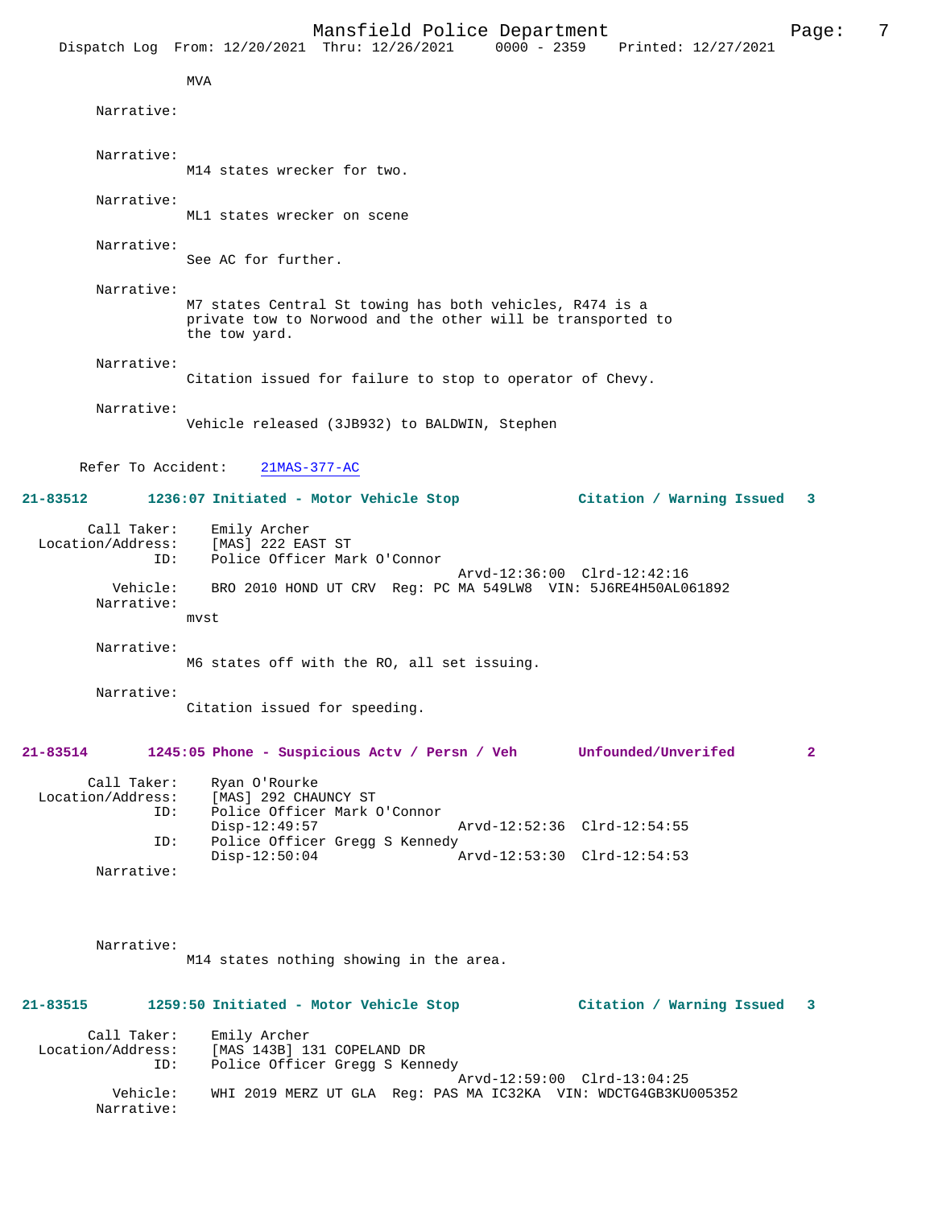MVA

Narrative:

Narrative:
M14 states wrecker for two.

Narrative:
ML1 states wrecker on scene

Narrative:
See AC for further.

Narrative:
M7 states Central St towing has both vehicles, R474 is a private tow to Norwood and the other will be transported to the tow yard.

Narrative:
Citation issued for failure to stop to operator of Chevy.

Narrative:
Vehicle released (3JB932) to BALDWIN, Stephen

Refer To Accident: 21MAS-377-AC

**21-83512 1236:07 Initiated - Motor Vehicle Stop — Citation / Warning Issued 3**

Call Taker: Emily Archer
Location/Address: [MAS] 222 EAST ST
ID: Police Officer Mark O'Connor
Arvd-12:36:00 Clrd-12:42:16
Vehicle: BRO 2010 HOND UT CRV Reg: PC MA 549LW8 VIN: 5J6RE4H50AL061892
Narrative:
mvst

Narrative:
M6 states off with the RO, all set issuing.

Narrative:
Citation issued for speeding.

**21-83514 1245:05 Phone - Suspicious Actv / Persn / Veh — Unfounded/Unverifed 2**

Call Taker: Ryan O'Rourke
Location/Address: [MAS] 292 CHAUNCY ST
ID: Police Officer Mark O'Connor
Disp-12:49:57 Arvd-12:52:36 Clrd-12:54:55
ID: Police Officer Gregg S Kennedy
Disp-12:50:04 Arvd-12:53:30 Clrd-12:54:53
Narrative:

Narrative:
M14 states nothing showing in the area.

**21-83515 1259:50 Initiated - Motor Vehicle Stop — Citation / Warning Issued 3**

Call Taker: Emily Archer
Location/Address: [MAS 143B] 131 COPELAND DR
ID: Police Officer Gregg S Kennedy
Arvd-12:59:00 Clrd-13:04:25
Vehicle: WHI 2019 MERZ UT GLA Reg: PAS MA IC32KA VIN: WDCTG4GB3KU005352
Narrative: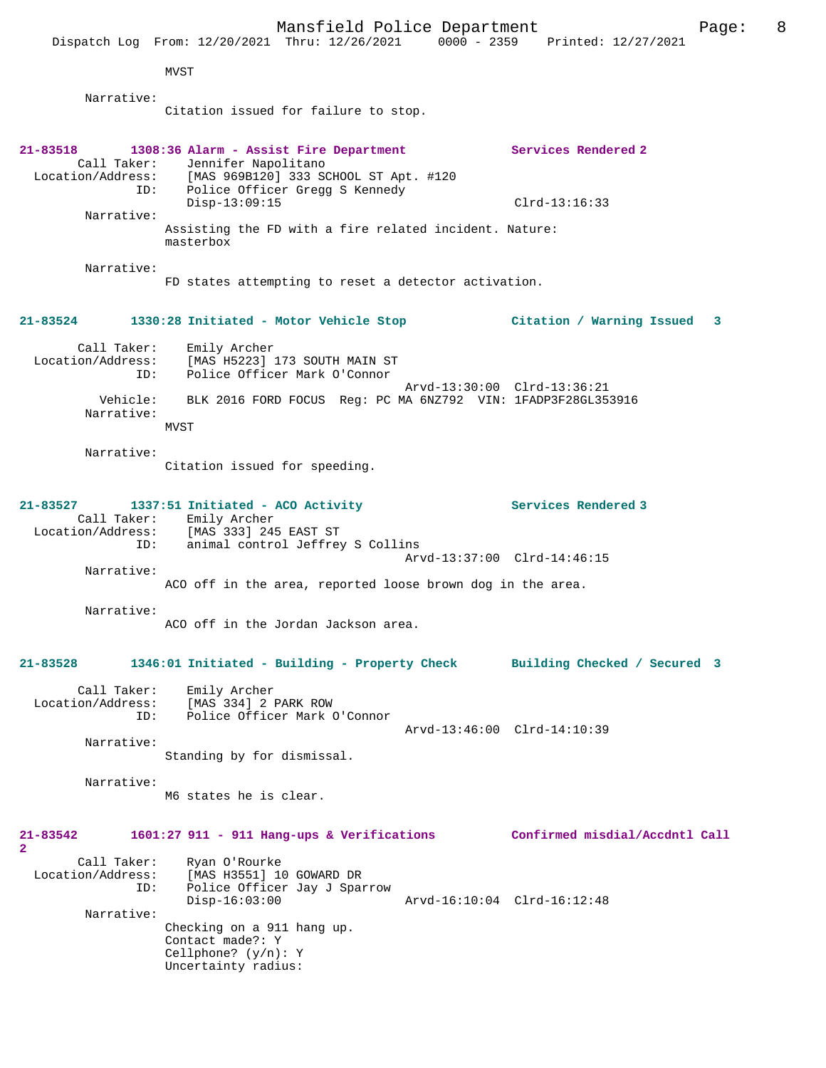MVST

Narrative:
Citation issued for failure to stop.

**21-83518 1308:36 Alarm - Assist Fire Department — Services Rendered 2**

Call Taker: Jennifer Napolitano
Location/Address: [MAS 969B120] 333 SCHOOL ST Apt. #120
ID: Police Officer Gregg S Kennedy
Disp-13:09:15 Clrd-13:16:33

Narrative:
Assisting the FD with a fire related incident. Nature: masterbox

Narrative:
FD states attempting to reset a detector activation.

**21-83524 1330:28 Initiated - Motor Vehicle Stop — Citation / Warning Issued 3**

Call Taker: Emily Archer
Location/Address: [MAS H5223] 173 SOUTH MAIN ST
ID: Police Officer Mark O'Connor
Arvd-13:30:00 Clrd-13:36:21
Vehicle: BLK 2016 FORD FOCUS Reg: PC MA 6NZ792 VIN: 1FADP3F28GL353916

Narrative:
MVST

Narrative:
Citation issued for speeding.

**21-83527 1337:51 Initiated - ACO Activity — Services Rendered 3**

Call Taker: Emily Archer
Location/Address: [MAS 333] 245 EAST ST
ID: animal control Jeffrey S Collins
Arvd-13:37:00 Clrd-14:46:15

Narrative:
ACO off in the area, reported loose brown dog in the area.

Narrative:
ACO off in the Jordan Jackson area.

**21-83528 1346:01 Initiated - Building - Property Check — Building Checked / Secured 3**

Call Taker: Emily Archer
Location/Address: [MAS 334] 2 PARK ROW
ID: Police Officer Mark O'Connor
Arvd-13:46:00 Clrd-14:10:39

Narrative:
Standing by for dismissal.

Narrative:
M6 states he is clear.

**21-83542 1601:27 911 - 911 Hang-ups & Verifications — Confirmed misdial/Accdntl Call 2**

Call Taker: Ryan O'Rourke
Location/Address: [MAS H3551] 10 GOWARD DR
ID: Police Officer Jay J Sparrow
Disp-16:03:00 Arvd-16:10:04 Clrd-16:12:48

Narrative:
Checking on a 911 hang up.
Contact made?: Y
Cellphone? (y/n): Y
Uncertainty radius: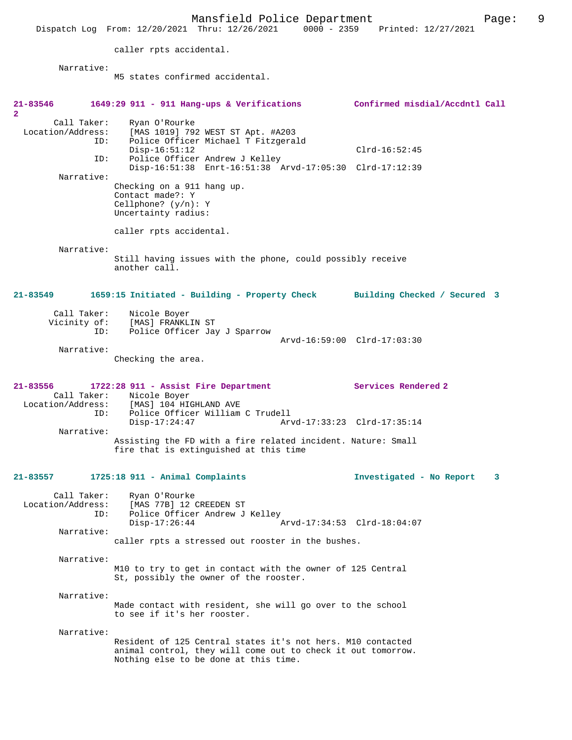caller rpts accidental.

Narrative:
M5 states confirmed accidental.

**21-83546 1649:29 911 - 911 Hang-ups & Verifications Confirmed misdial/Accdntl Call 2**

Call Taker: Ryan O'Rourke
Location/Address: [MAS 1019] 792 WEST ST Apt. #A203
ID: Police Officer Michael T Fitzgerald
Disp-16:51:12 Clrd-16:52:45
ID: Police Officer Andrew J Kelley
Disp-16:51:38 Enrt-16:51:38 Arvd-17:05:30 Clrd-17:12:39

Narrative:
Checking on a 911 hang up.
Contact made?: Y
Cellphone? (y/n): Y
Uncertainty radius:

caller rpts accidental.

Narrative:
Still having issues with the phone, could possibly receive another call.

**21-83549 1659:15 Initiated - Building - Property Check Building Checked / Secured 3**

Call Taker: Nicole Boyer
Vicinity of: [MAS] FRANKLIN ST
ID: Police Officer Jay J Sparrow
Arvd-16:59:00 Clrd-17:03:30

Narrative:
Checking the area.

**21-83556 1722:28 911 - Assist Fire Department Services Rendered 2**

Call Taker: Nicole Boyer
Location/Address: [MAS] 104 HIGHLAND AVE
ID: Police Officer William C Trudell
Disp-17:24:47 Arvd-17:33:23 Clrd-17:35:14

Narrative:
Assisting the FD with a fire related incident. Nature: Small fire that is extinguished at this time

**21-83557 1725:18 911 - Animal Complaints Investigated - No Report 3**

Call Taker: Ryan O'Rourke
Location/Address: [MAS 77B] 12 CREEDEN ST
ID: Police Officer Andrew J Kelley
Disp-17:26:44 Arvd-17:34:53 Clrd-18:04:07

Narrative:
caller rpts a stressed out rooster in the bushes.

Narrative:
M10 to try to get in contact with the owner of 125 Central St, possibly the owner of the rooster.

Narrative:
Made contact with resident, she will go over to the school to see if it's her rooster.

Narrative:
Resident of 125 Central states it's not hers. M10 contacted animal control, they will come out to check it out tomorrow. Nothing else to be done at this time.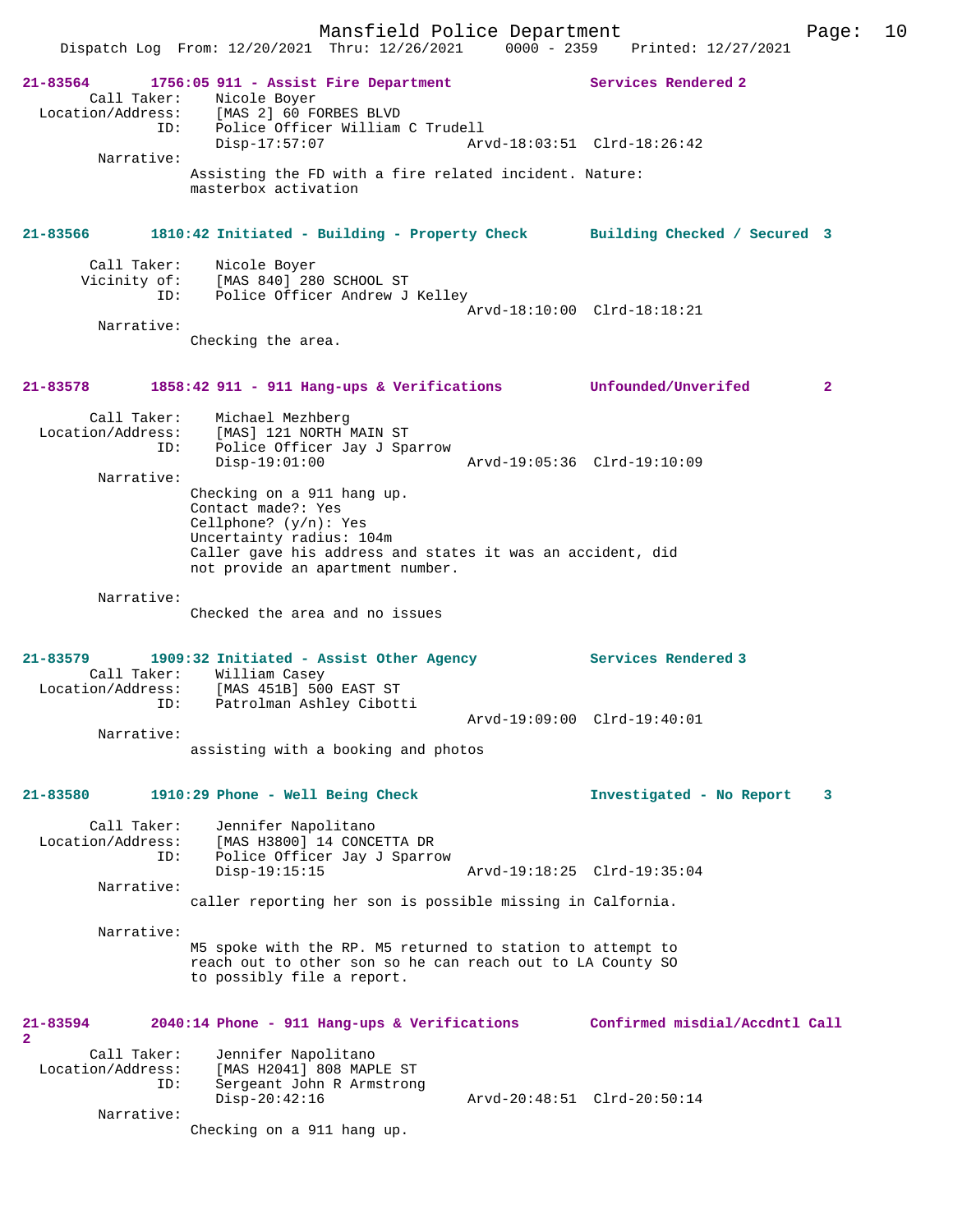**21-83564** 1756:05 911 - Assist Fire Department — Services Rendered 2

Call Taker: Nicole Boyer
Location/Address: [MAS 2] 60 FORBES BLVD
ID: Police Officer William C Trudell
Disp-17:57:07 Arvd-18:03:51 Clrd-18:26:42

Narrative:
Assisting the FD with a fire related incident. Nature: masterbox activation

**21-83566** 1810:42 Initiated - Building - Property Check — Building Checked / Secured 3

Call Taker: Nicole Boyer
Vicinity of: [MAS 840] 280 SCHOOL ST
ID: Police Officer Andrew J Kelley
Arvd-18:10:00 Clrd-18:18:21

Narrative:
Checking the area.

**21-83578** 1858:42 911 - 911 Hang-ups & Verifications — Unfounded/Unverifed 2

Call Taker: Michael Mezhberg
Location/Address: [MAS] 121 NORTH MAIN ST
ID: Police Officer Jay J Sparrow
Disp-19:01:00 Arvd-19:05:36 Clrd-19:10:09

Narrative:
Checking on a 911 hang up.
Contact made?: Yes
Cellphone? (y/n): Yes
Uncertainty radius: 104m
Caller gave his address and states it was an accident, did not provide an apartment number.

Narrative:
Checked the area and no issues

**21-83579** 1909:32 Initiated - Assist Other Agency — Services Rendered 3

Call Taker: William Casey
Location/Address: [MAS 451B] 500 EAST ST
ID: Patrolman Ashley Cibotti
Arvd-19:09:00 Clrd-19:40:01

Narrative:
assisting with a booking and photos

**21-83580** 1910:29 Phone - Well Being Check — Investigated - No Report 3

Call Taker: Jennifer Napolitano
Location/Address: [MAS H3800] 14 CONCETTA DR
ID: Police Officer Jay J Sparrow
Disp-19:15:15 Arvd-19:18:25 Clrd-19:35:04

Narrative:
caller reporting her son is possible missing in Calfornia.

Narrative:
M5 spoke with the RP. M5 returned to station to attempt to reach out to other son so he can reach out to LA County SO to possibly file a report.

**21-83594** 2040:14 Phone - 911 Hang-ups & Verifications — Confirmed misdial/Accdntl Call 2

Call Taker: Jennifer Napolitano
Location/Address: [MAS H2041] 808 MAPLE ST
ID: Sergeant John R Armstrong
Disp-20:42:16 Arvd-20:48:51 Clrd-20:50:14

Narrative:
Checking on a 911 hang up.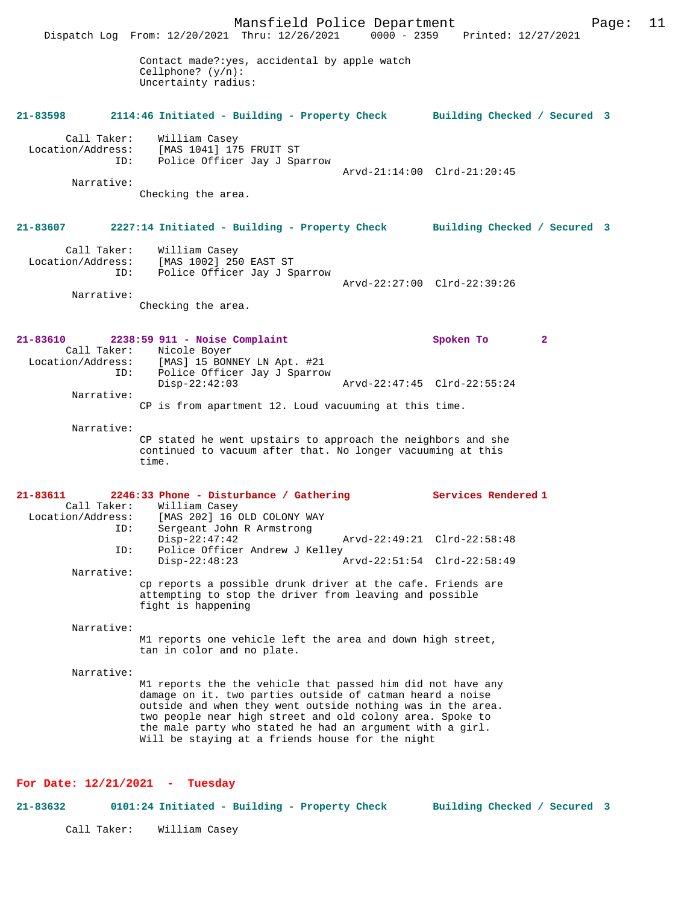Contact made?:yes, accidental by apple watch
Cellphone? (y/n):
Uncertainty radius:

**21-83598 2114:46 Initiated - Building - Property Check Building Checked / Secured 3**

Call Taker: William Casey
Location/Address: [MAS 1041] 175 FRUIT ST
ID: Police Officer Jay J Sparrow
Arvd-21:14:00 Clrd-21:20:45
Narrative:
Checking the area.

**21-83607 2227:14 Initiated - Building - Property Check Building Checked / Secured 3**

Call Taker: William Casey
Location/Address: [MAS 1002] 250 EAST ST
ID: Police Officer Jay J Sparrow
Arvd-22:27:00 Clrd-22:39:26
Narrative:
Checking the area.

**21-83610 2238:59 911 - Noise Complaint Spoken To 2**

Call Taker: Nicole Boyer
Location/Address: [MAS] 15 BONNEY LN Apt. #21
ID: Police Officer Jay J Sparrow
Disp-22:42:03 Arvd-22:47:45 Clrd-22:55:24
Narrative:
CP is from apartment 12. Loud vacuuming at this time.

Narrative:
CP stated he went upstairs to approach the neighbors and she continued to vacuum after that. No longer vacuuming at this time.

**21-83611 2246:33 Phone - Disturbance / Gathering Services Rendered 1**

Call Taker: William Casey
Location/Address: [MAS 202] 16 OLD COLONY WAY
ID: Sergeant John R Armstrong
Disp-22:47:42 Arvd-22:49:21 Clrd-22:58:48
ID: Police Officer Andrew J Kelley
Disp-22:48:23 Arvd-22:51:54 Clrd-22:58:49
Narrative:
cp reports a possible drunk driver at the cafe. Friends are attempting to stop the driver from leaving and possible fight is happening

Narrative:
M1 reports one vehicle left the area and down high street, tan in color and no plate.

Narrative:
M1 reports the the vehicle that passed him did not have any damage on it. two parties outside of catman heard a noise outside and when they went outside nothing was in the area. two people near high street and old colony area. Spoke to the male party who stated he had an argument with a girl. Will be staying at a friends house for the night

## For Date: 12/21/2021 - Tuesday

**21-83632 0101:24 Initiated - Building - Property Check Building Checked / Secured 3**

Call Taker: William Casey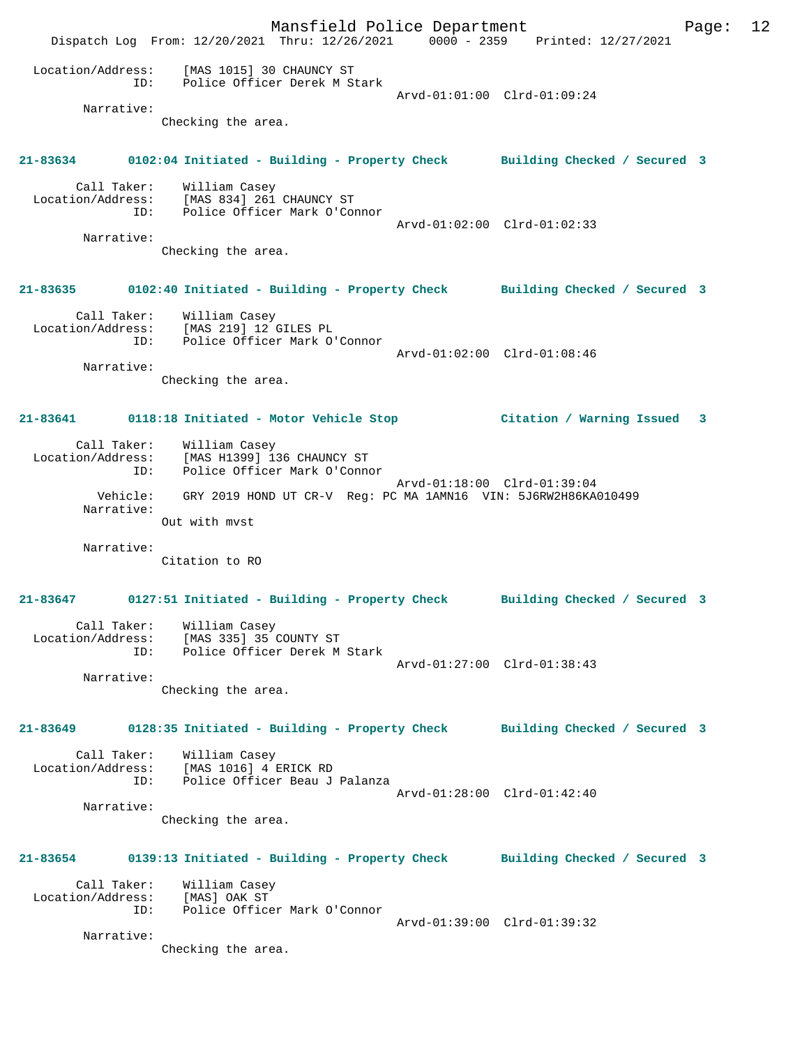Location/Address: [MAS 1015] 30 CHAUNCY ST
ID: Police Officer Derek M Stark
Arvd-01:01:00 Clrd-01:09:24
Narrative:
Checking the area.

**21-83634 0102:04 Initiated - Building - Property Check Building Checked / Secured 3**

Call Taker: William Casey
Location/Address: [MAS 834] 261 CHAUNCY ST
ID: Police Officer Mark O'Connor
Arvd-01:02:00 Clrd-01:02:33
Narrative:
Checking the area.

**21-83635 0102:40 Initiated - Building - Property Check Building Checked / Secured 3**

Call Taker: William Casey
Location/Address: [MAS 219] 12 GILES PL
ID: Police Officer Mark O'Connor
Arvd-01:02:00 Clrd-01:08:46
Narrative:
Checking the area.

**21-83641 0118:18 Initiated - Motor Vehicle Stop Citation / Warning Issued 3**

Call Taker: William Casey
Location/Address: [MAS H1399] 136 CHAUNCY ST
ID: Police Officer Mark O'Connor
Arvd-01:18:00 Clrd-01:39:04
Vehicle: GRY 2019 HOND UT CR-V Reg: PC MA 1AMN16 VIN: 5J6RW2H86KA010499
Narrative:
Out with mvst

Narrative:
Citation to RO

**21-83647 0127:51 Initiated - Building - Property Check Building Checked / Secured 3**

Call Taker: William Casey
Location/Address: [MAS 335] 35 COUNTY ST
ID: Police Officer Derek M Stark
Arvd-01:27:00 Clrd-01:38:43
Narrative:
Checking the area.

**21-83649 0128:35 Initiated - Building - Property Check Building Checked / Secured 3**

Call Taker: William Casey
Location/Address: [MAS 1016] 4 ERICK RD
ID: Police Officer Beau J Palanza
Arvd-01:28:00 Clrd-01:42:40
Narrative:
Checking the area.

**21-83654 0139:13 Initiated - Building - Property Check Building Checked / Secured 3**

Call Taker: William Casey
Location/Address: [MAS] OAK ST
ID: Police Officer Mark O'Connor
Arvd-01:39:00 Clrd-01:39:32
Narrative:
Checking the area.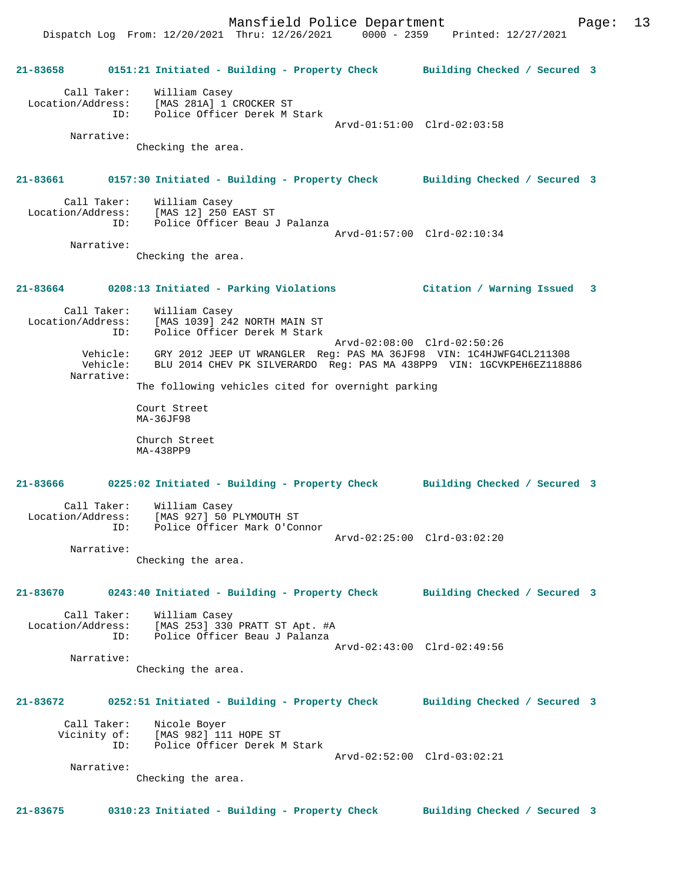**21-83658 0151:21 Initiated - Building - Property Check Building Checked / Secured 3**

```
        Call Taker:    William Casey
  Location/Address:    [MAS 281A] 1 CROCKER ST
                ID:    Police Officer Derek M Stark
                                                 Arvd-01:51:00  Clrd-02:03:58
         Narrative:
                Checking the area.
```

**21-83661 0157:30 Initiated - Building - Property Check Building Checked / Secured 3**

```
        Call Taker:    William Casey
  Location/Address:    [MAS 12] 250 EAST ST
                ID:    Police Officer Beau J Palanza
                                                 Arvd-01:57:00  Clrd-02:10:34
         Narrative:
                Checking the area.
```

**21-83664 0208:13 Initiated - Parking Violations Citation / Warning Issued 3**

```
        Call Taker:    William Casey
  Location/Address:    [MAS 1039] 242 NORTH MAIN ST
                ID:    Police Officer Derek M Stark
                                                 Arvd-02:08:00  Clrd-02:50:26
           Vehicle:    GRY 2012 JEEP UT WRANGLER  Reg: PAS MA 36JF98  VIN: 1C4HJWFG4CL211308
           Vehicle:    BLU 2014 CHEV PK SILVERARDO  Reg: PAS MA 438PP9  VIN: 1GCVKPEH6EZ118886
         Narrative:
                The following vehicles cited for overnight parking

                Court Street
                MA-36JF98

                Church Street
                MA-438PP9
```

**21-83666 0225:02 Initiated - Building - Property Check Building Checked / Secured 3**

```
        Call Taker:    William Casey
  Location/Address:    [MAS 927] 50 PLYMOUTH ST
                ID:    Police Officer Mark O'Connor
                                                 Arvd-02:25:00  Clrd-03:02:20
         Narrative:
                Checking the area.
```

**21-83670 0243:40 Initiated - Building - Property Check Building Checked / Secured 3**

```
        Call Taker:    William Casey
  Location/Address:    [MAS 253] 330 PRATT ST Apt. #A
                ID:    Police Officer Beau J Palanza
                                                 Arvd-02:43:00  Clrd-02:49:56
         Narrative:
                Checking the area.
```

**21-83672 0252:51 Initiated - Building - Property Check Building Checked / Secured 3**

```
        Call Taker:    Nicole Boyer
       Vicinity of:    [MAS 982] 111 HOPE ST
                ID:    Police Officer Derek M Stark
                                                 Arvd-02:52:00  Clrd-03:02:21
         Narrative:
                Checking the area.
```

**21-83675 0310:23 Initiated - Building - Property Check Building Checked / Secured 3**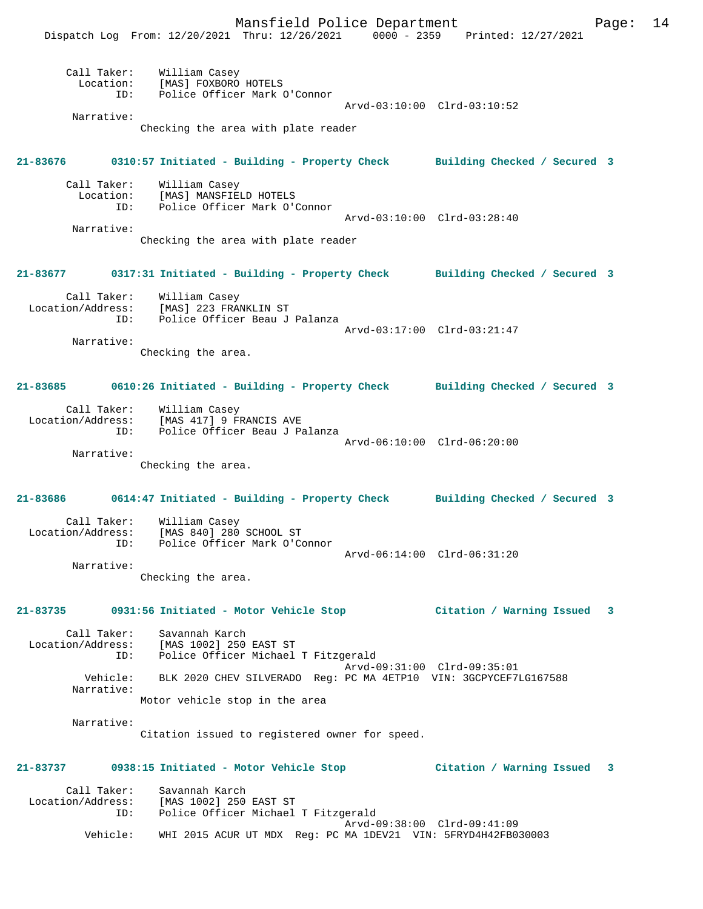Call Taker: William Casey
Location: [MAS] FOXBORO HOTELS
ID: Police Officer Mark O'Connor
Arvd-03:10:00 Clrd-03:10:52

Narrative:
Checking the area with plate reader

**21-83676 0310:57 Initiated - Building - Property Check Building Checked / Secured 3**

Call Taker: William Casey
Location: [MAS] MANSFIELD HOTELS
ID: Police Officer Mark O'Connor
Arvd-03:10:00 Clrd-03:28:40

Narrative:
Checking the area with plate reader

**21-83677 0317:31 Initiated - Building - Property Check Building Checked / Secured 3**

Call Taker: William Casey
Location/Address: [MAS] 223 FRANKLIN ST
ID: Police Officer Beau J Palanza
Arvd-03:17:00 Clrd-03:21:47

Narrative:
Checking the area.

**21-83685 0610:26 Initiated - Building - Property Check Building Checked / Secured 3**

Call Taker: William Casey
Location/Address: [MAS 417] 9 FRANCIS AVE
ID: Police Officer Beau J Palanza
Arvd-06:10:00 Clrd-06:20:00

Narrative:
Checking the area.

**21-83686 0614:47 Initiated - Building - Property Check Building Checked / Secured 3**

Call Taker: William Casey
Location/Address: [MAS 840] 280 SCHOOL ST
ID: Police Officer Mark O'Connor
Arvd-06:14:00 Clrd-06:31:20

Narrative:
Checking the area.

**21-83735 0931:56 Initiated - Motor Vehicle Stop Citation / Warning Issued 3**

Call Taker: Savannah Karch
Location/Address: [MAS 1002] 250 EAST ST
ID: Police Officer Michael T Fitzgerald
Arvd-09:31:00 Clrd-09:35:01
Vehicle: BLK 2020 CHEV SILVERADO Reg: PC MA 4ETP10 VIN: 3GCPYCEF7LG167588

Narrative:
Motor vehicle stop in the area

Narrative:
Citation issued to registered owner for speed.

**21-83737 0938:15 Initiated - Motor Vehicle Stop Citation / Warning Issued 3**

Call Taker: Savannah Karch
Location/Address: [MAS 1002] 250 EAST ST
ID: Police Officer Michael T Fitzgerald
Arvd-09:38:00 Clrd-09:41:09
Vehicle: WHI 2015 ACUR UT MDX Reg: PC MA 1DEV21 VIN: 5FRYD4H42FB030003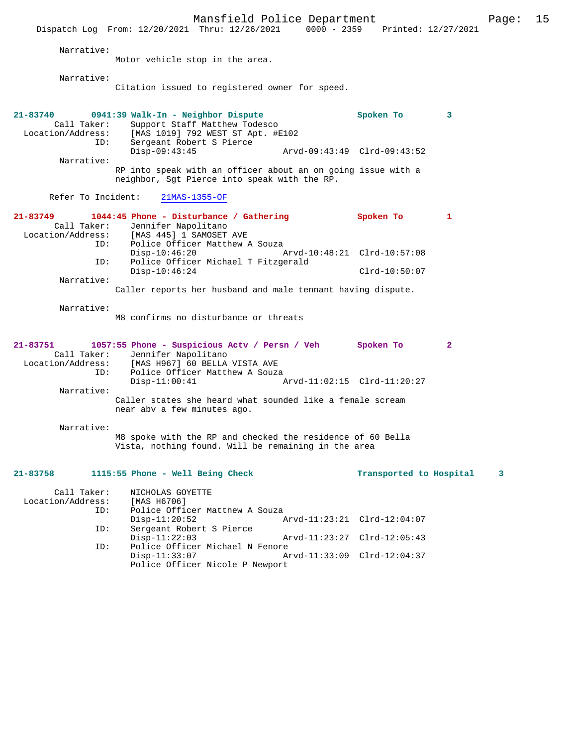Narrative:
Motor vehicle stop in the area.

Narrative:
Citation issued to registered owner for speed.

**21-83740 0941:39 Walk-In - Neighbor Dispute** Spoken To 3

Call Taker: Support Staff Matthew Todesco
Location/Address: [MAS 1019] 792 WEST ST Apt. #E102
ID: Sergeant Robert S Pierce
Disp-09:43:45 Arvd-09:43:49 Clrd-09:43:52

Narrative:
RP into speak with an officer about an on going issue with a neighbor, Sgt Pierce into speak with the RP.

Refer To Incident: 21MAS-1355-OF

**21-83749 1044:45 Phone - Disturbance / Gathering** Spoken To 1

Call Taker: Jennifer Napolitano
Location/Address: [MAS 445] 1 SAMOSET AVE
ID: Police Officer Matthew A Souza
Disp-10:46:20 Arvd-10:48:21 Clrd-10:57:08
ID: Police Officer Michael T Fitzgerald
Disp-10:46:24 Clrd-10:50:07

Narrative:
Caller reports her husband and male tennant having dispute.

Narrative:
M8 confirms no disturbance or threats

**21-83751 1057:55 Phone - Suspicious Actv / Persn / Veh** Spoken To 2

Call Taker: Jennifer Napolitano
Location/Address: [MAS H967] 60 BELLA VISTA AVE
ID: Police Officer Matthew A Souza
Disp-11:00:41 Arvd-11:02:15 Clrd-11:20:27

Narrative:
Caller states she heard what sounded like a female scream near abv a few minutes ago.

Narrative:
M8 spoke with the RP and checked the residence of 60 Bella Vista, nothing found. Will be remaining in the area

**21-83758 1115:55 Phone - Well Being Check** Transported to Hospital 3

Call Taker: NICHOLAS GOYETTE
Location/Address: [MAS H6706]
ID: Police Officer Matthew A Souza
Disp-11:20:52 Arvd-11:23:21 Clrd-12:04:07
ID: Sergeant Robert S Pierce
Disp-11:22:03 Arvd-11:23:27 Clrd-12:05:43
ID: Police Officer Michael N Fenore
Disp-11:33:07 Arvd-11:33:09 Clrd-12:04:37
Police Officer Nicole P Newport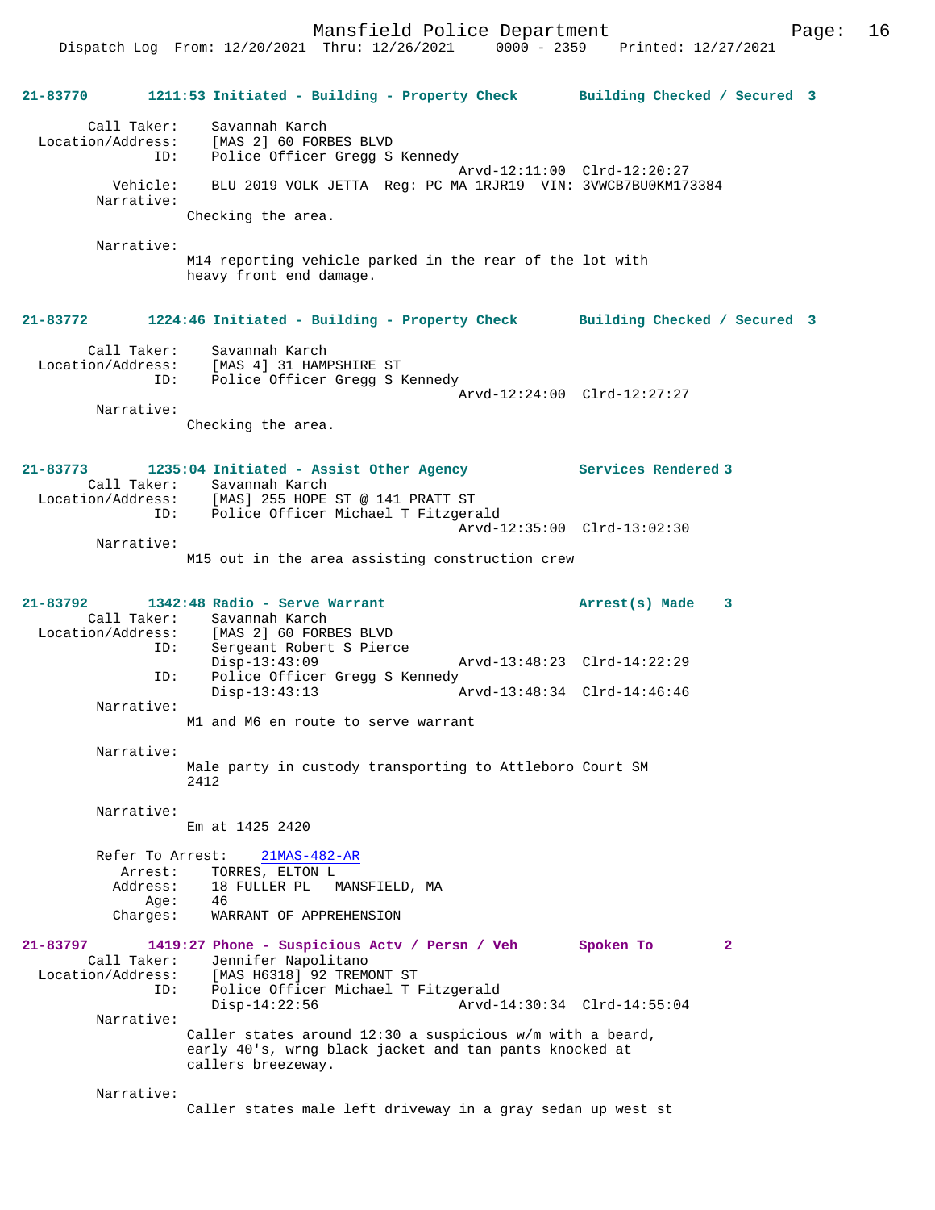**21-83770** 1211:53 Initiated - Building - Property Check — Building Checked / Secured 3

Call Taker: Savannah Karch
Location/Address: [MAS 2] 60 FORBES BLVD
ID: Police Officer Gregg S Kennedy
Arvd-12:11:00 Clrd-12:20:27
Vehicle: BLU 2019 VOLK JETTA Reg: PC MA 1RJR19 VIN: 3VWCB7BU0KM173384
Narrative:
Checking the area.

Narrative:
M14 reporting vehicle parked in the rear of the lot with heavy front end damage.

**21-83772** 1224:46 Initiated - Building - Property Check — Building Checked / Secured 3

Call Taker: Savannah Karch
Location/Address: [MAS 4] 31 HAMPSHIRE ST
ID: Police Officer Gregg S Kennedy
Arvd-12:24:00 Clrd-12:27:27
Narrative:
Checking the area.

**21-83773** 1235:04 Initiated - Assist Other Agency — Services Rendered 3

Call Taker: Savannah Karch
Location/Address: [MAS] 255 HOPE ST @ 141 PRATT ST
ID: Police Officer Michael T Fitzgerald
Arvd-12:35:00 Clrd-13:02:30
Narrative:
M15 out in the area assisting construction crew

**21-83792** 1342:48 Radio - Serve Warrant — Arrest(s) Made 3

Call Taker: Savannah Karch
Location/Address: [MAS 2] 60 FORBES BLVD
ID: Sergeant Robert S Pierce
Disp-13:43:09 Arvd-13:48:23 Clrd-14:22:29
ID: Police Officer Gregg S Kennedy
Disp-13:43:13 Arvd-13:48:34 Clrd-14:46:46
Narrative:
M1 and M6 en route to serve warrant

Narrative:
Male party in custody transporting to Attleboro Court SM 2412

Narrative:
Em at 1425 2420

Refer To Arrest: 21MAS-482-AR
Arrest: TORRES, ELTON L
Address: 18 FULLER PL MANSFIELD, MA
Age: 46
Charges: WARRANT OF APPREHENSION

**21-83797** 1419:27 Phone - Suspicious Actv / Persn / Veh — Spoken To 2

Call Taker: Jennifer Napolitano
Location/Address: [MAS H6318] 92 TREMONT ST
ID: Police Officer Michael T Fitzgerald
Disp-14:22:56 Arvd-14:30:34 Clrd-14:55:04
Narrative:
Caller states around 12:30 a suspicious w/m with a beard, early 40's, wrng black jacket and tan pants knocked at callers breezeway.

Narrative:
Caller states male left driveway in a gray sedan up west st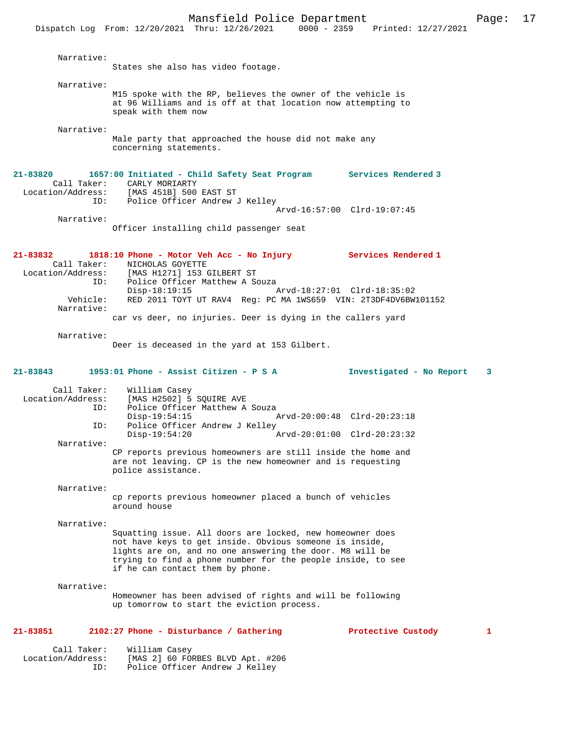Narrative:
States she also has video footage.

Narrative:
M15 spoke with the RP, believes the owner of the vehicle is at 96 Williams and is off at that location now attempting to speak with them now

Narrative:
Male party that approached the house did not make any concerning statements.

**21-83820 1657:00 Initiated - Child Safety Seat Program Services Rendered 3**

Call Taker: CARLY MORIARTY
Location/Address: [MAS 451B] 500 EAST ST
ID: Police Officer Andrew J Kelley
Arvd-16:57:00 Clrd-19:07:45

Narrative:
Officer installing child passenger seat

**21-83832 1818:10 Phone - Motor Veh Acc - No Injury Services Rendered 1**

Call Taker: NICHOLAS GOYETTE
Location/Address: [MAS H1271] 153 GILBERT ST
ID: Police Officer Matthew A Souza
Disp-18:19:15 Arvd-18:27:01 Clrd-18:35:02
Vehicle: RED 2011 TOYT UT RAV4 Reg: PC MA 1WS659 VIN: 2T3DF4DV6BW101152

Narrative:
car vs deer, no injuries. Deer is dying in the callers yard

Narrative:
Deer is deceased in the yard at 153 Gilbert.

**21-83843 1953:01 Phone - Assist Citizen - P S A Investigated - No Report 3**

Call Taker: William Casey
Location/Address: [MAS H2502] 5 SQUIRE AVE
ID: Police Officer Matthew A Souza
Disp-19:54:15 Arvd-20:00:48 Clrd-20:23:18
ID: Police Officer Andrew J Kelley
Disp-19:54:20 Arvd-20:01:00 Clrd-20:23:32

Narrative:
CP reports previous homeowners are still inside the home and are not leaving. CP is the new homeowner and is requesting police assistance.

Narrative:
cp reports previous homeowner placed a bunch of vehicles around house

Narrative:
Squatting issue. All doors are locked, new homeowner does not have keys to get inside. Obvious someone is inside, lights are on, and no one answering the door. M8 will be trying to find a phone number for the people inside, to see if he can contact them by phone.

Narrative:
Homeowner has been advised of rights and will be following up tomorrow to start the eviction process.

**21-83851 2102:27 Phone - Disturbance / Gathering Protective Custody 1**

Call Taker: William Casey
Location/Address: [MAS 2] 60 FORBES BLVD Apt. #206
ID: Police Officer Andrew J Kelley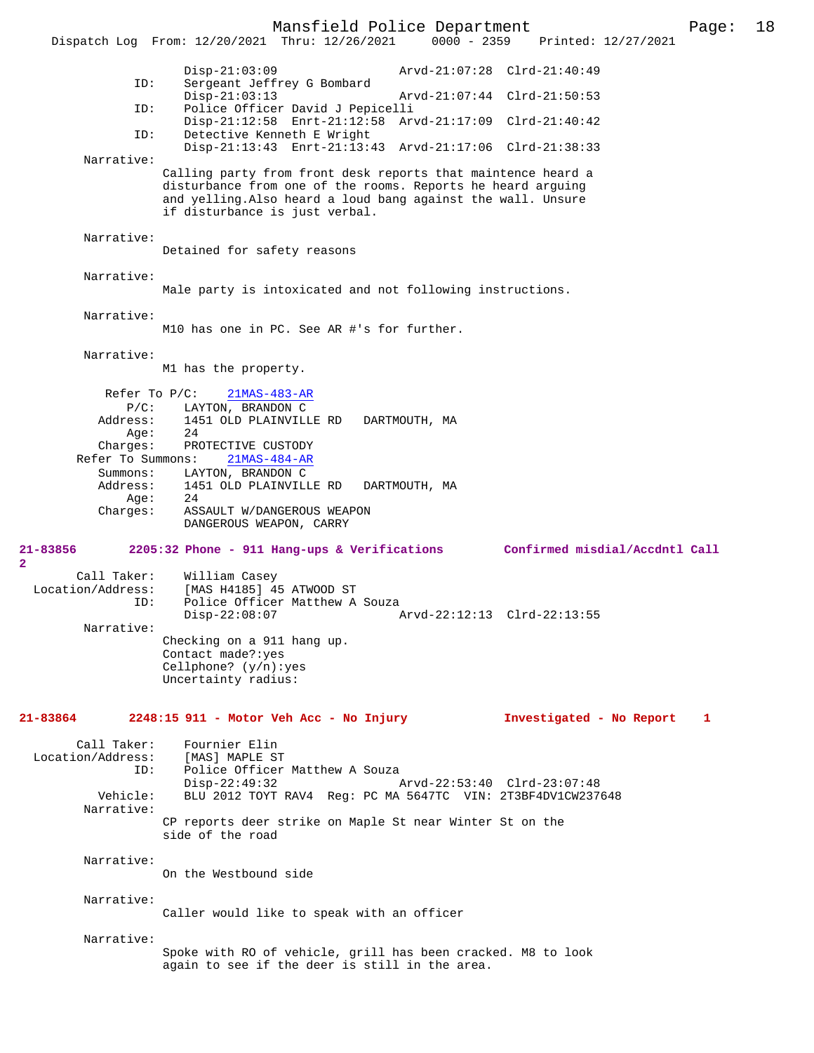```
                Disp-21:03:09                 Arvd-21:07:28  Clrd-21:40:49
            ID:     Sergeant Jeffrey G Bombard
                Disp-21:03:13                 Arvd-21:07:44  Clrd-21:50:53
            ID:     Police Officer David J Pepicelli
                Disp-21:12:58  Enrt-21:12:58  Arvd-21:17:09  Clrd-21:40:42
            ID:     Detective Kenneth E Wright
                Disp-21:13:43  Enrt-21:13:43  Arvd-21:17:06  Clrd-21:38:33
        Narrative:
              Calling party from front desk reports that maintence heard a
              disturbance from one of the rooms. Reports he heard arguing
              and yelling.Also heard a loud bang against the wall. Unsure
              if disturbance is just verbal.

        Narrative:
              Detained for safety reasons

        Narrative:
              Male party is intoxicated and not following instructions.

        Narrative:
              M10 has one in PC. See AR #'s for further.

        Narrative:
              M1 has the property.

          Refer To P/C:    21MAS-483-AR
              P/C:    LAYTON, BRANDON C
          Address:    1451 OLD PLAINVILLE RD   DARTMOUTH, MA
              Age:    24
          Charges:    PROTECTIVE CUSTODY
       Refer To Summons:    21MAS-484-AR
          Summons:    LAYTON, BRANDON C
          Address:    1451 OLD PLAINVILLE RD   DARTMOUTH, MA
              Age:    24
          Charges:    ASSAULT W/DANGEROUS WEAPON
                      DANGEROUS WEAPON, CARRY

21-83856        2205:32 Phone - 911 Hang-ups & Verifications        Confirmed misdial/Accdntl Call
2
       Call Taker:    William Casey
  Location/Address:    [MAS H4185] 45 ATWOOD ST
              ID:     Police Officer Matthew A Souza
                Disp-22:08:07                 Arvd-22:12:13  Clrd-22:13:55
        Narrative:
              Checking on a 911 hang up.
              Contact made?:yes
              Cellphone? (y/n):yes
              Uncertainty radius:

21-83864        2248:15 911 - Motor Veh Acc - No Injury          Investigated - No Report    1

       Call Taker:    Fournier Elin
  Location/Address:    [MAS] MAPLE ST
              ID:     Police Officer Matthew A Souza
                Disp-22:49:32                 Arvd-22:53:40  Clrd-23:07:48
          Vehicle:    BLU 2012 TOYT RAV4  Reg: PC MA 5647TC  VIN: 2T3BF4DV1CW237648
        Narrative:
              CP reports deer strike on Maple St near Winter St on the
              side of the road

        Narrative:
              On the Westbound side

        Narrative:
              Caller would like to speak with an officer

        Narrative:
              Spoke with RO of vehicle, grill has been cracked. M8 to look
              again to see if the deer is still in the area.
```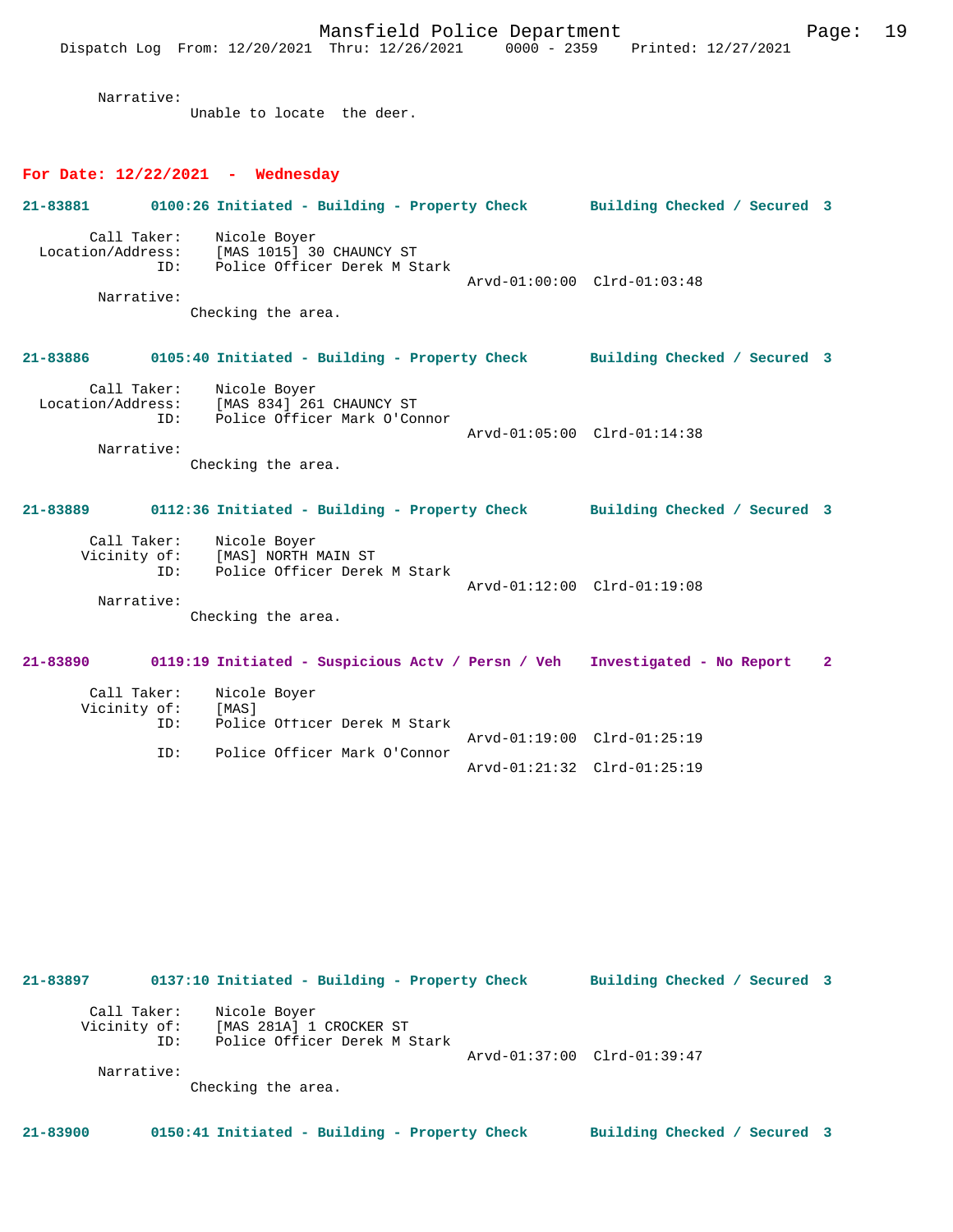Narrative:
Unable to locate the deer.

## For Date: 12/22/2021 - Wednesday

**21-83881 0100:26 Initiated - Building - Property Check Building Checked / Secured 3**

Call Taker: Nicole Boyer
Location/Address: [MAS 1015] 30 CHAUNCY ST
ID: Police Officer Derek M Stark
Arvd-01:00:00 Clrd-01:03:48
Narrative:
Checking the area.

**21-83886 0105:40 Initiated - Building - Property Check Building Checked / Secured 3**

Call Taker: Nicole Boyer
Location/Address: [MAS 834] 261 CHAUNCY ST
ID: Police Officer Mark O'Connor
Arvd-01:05:00 Clrd-01:14:38
Narrative:
Checking the area.

**21-83889 0112:36 Initiated - Building - Property Check Building Checked / Secured 3**

Call Taker: Nicole Boyer
Vicinity of: [MAS] NORTH MAIN ST
ID: Police Officer Derek M Stark
Arvd-01:12:00 Clrd-01:19:08
Narrative:
Checking the area.

**21-83890 0119:19 Initiated - Suspicious Actv / Persn / Veh Investigated - No Report 2**

Call Taker: Nicole Boyer
Vicinity of: [MAS]
ID: Police Officer Derek M Stark
Arvd-01:19:00 Clrd-01:25:19
ID: Police Officer Mark O'Connor
Arvd-01:21:32 Clrd-01:25:19

**21-83897 0137:10 Initiated - Building - Property Check Building Checked / Secured 3**

Call Taker: Nicole Boyer
Vicinity of: [MAS 281A] 1 CROCKER ST
ID: Police Officer Derek M Stark
Arvd-01:37:00 Clrd-01:39:47
Narrative:
Checking the area.

**21-83900 0150:41 Initiated - Building - Property Check Building Checked / Secured 3**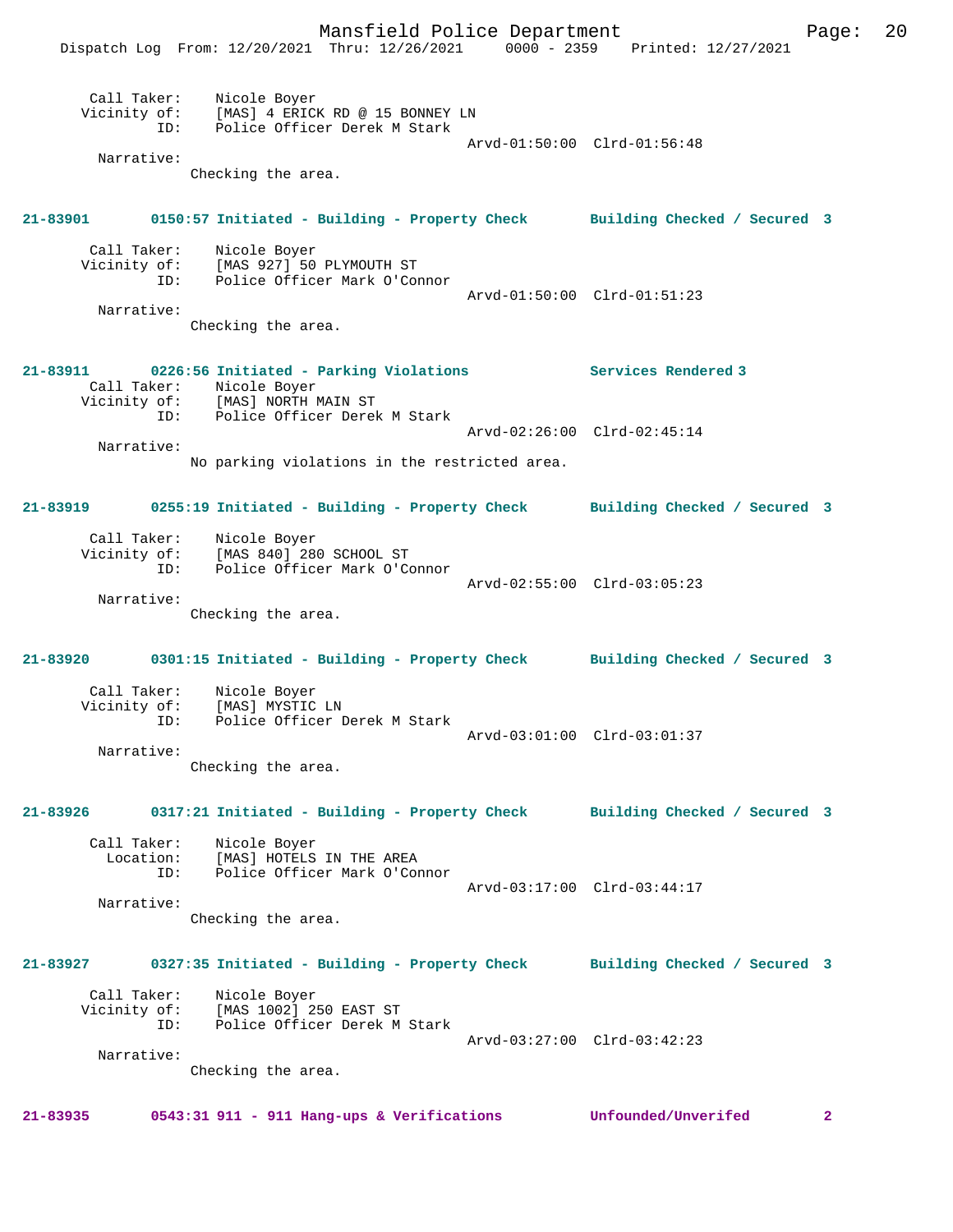Call Taker: Nicole Boyer
Vicinity of: [MAS] 4 ERICK RD @ 15 BONNEY LN
ID: Police Officer Derek M Stark
Arvd-01:50:00 Clrd-01:56:48
Narrative:
Checking the area.

**21-83901 0150:57 Initiated - Building - Property Check Building Checked / Secured 3**

Call Taker: Nicole Boyer
Vicinity of: [MAS 927] 50 PLYMOUTH ST
ID: Police Officer Mark O'Connor
Arvd-01:50:00 Clrd-01:51:23
Narrative:
Checking the area.

**21-83911 0226:56 Initiated - Parking Violations Services Rendered 3**

Call Taker: Nicole Boyer
Vicinity of: [MAS] NORTH MAIN ST
ID: Police Officer Derek M Stark
Arvd-02:26:00 Clrd-02:45:14
Narrative:
No parking violations in the restricted area.

**21-83919 0255:19 Initiated - Building - Property Check Building Checked / Secured 3**

Call Taker: Nicole Boyer
Vicinity of: [MAS 840] 280 SCHOOL ST
ID: Police Officer Mark O'Connor
Arvd-02:55:00 Clrd-03:05:23
Narrative:
Checking the area.

**21-83920 0301:15 Initiated - Building - Property Check Building Checked / Secured 3**

Call Taker: Nicole Boyer
Vicinity of: [MAS] MYSTIC LN
ID: Police Officer Derek M Stark
Arvd-03:01:00 Clrd-03:01:37
Narrative:
Checking the area.

**21-83926 0317:21 Initiated - Building - Property Check Building Checked / Secured 3**

Call Taker: Nicole Boyer
Location: [MAS] HOTELS IN THE AREA
ID: Police Officer Mark O'Connor
Arvd-03:17:00 Clrd-03:44:17
Narrative:
Checking the area.

**21-83927 0327:35 Initiated - Building - Property Check Building Checked / Secured 3**

Call Taker: Nicole Boyer
Vicinity of: [MAS 1002] 250 EAST ST
ID: Police Officer Derek M Stark
Arvd-03:27:00 Clrd-03:42:23
Narrative:
Checking the area.

**21-83935 0543:31 911 - 911 Hang-ups & Verifications Unfounded/Unverifed 2**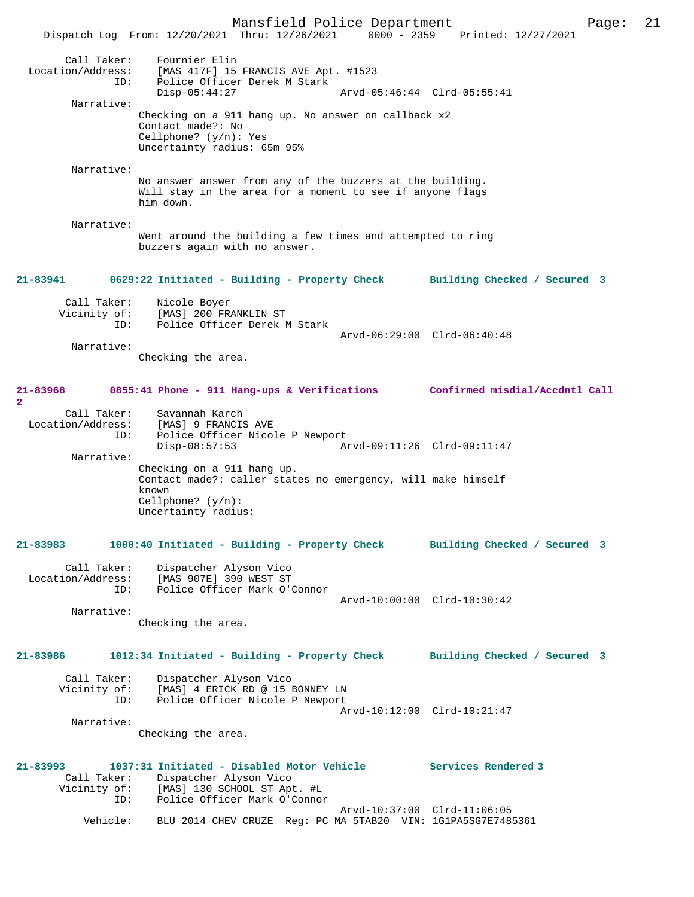Call Taker: Fournier Elin
Location/Address: [MAS 417F] 15 FRANCIS AVE Apt. #1523
ID: Police Officer Derek M Stark
Disp-05:44:27 Arvd-05:46:44 Clrd-05:55:41

Narrative:
Checking on a 911 hang up. No answer on callback x2
Contact made?: No
Cellphone? (y/n): Yes
Uncertainty radius: 65m 95%

Narrative:
No answer answer from any of the buzzers at the building. Will stay in the area for a moment to see if anyone flags him down.

Narrative:
Went around the building a few times and attempted to ring buzzers again with no answer.

**21-83941 0629:22 Initiated - Building - Property Check Building Checked / Secured 3**

Call Taker: Nicole Boyer
Vicinity of: [MAS] 200 FRANKLIN ST
ID: Police Officer Derek M Stark
Arvd-06:29:00 Clrd-06:40:48

Narrative:
Checking the area.

**21-83968 0855:41 Phone - 911 Hang-ups & Verifications Confirmed misdial/Accdntl Call 2**

Call Taker: Savannah Karch
Location/Address: [MAS] 9 FRANCIS AVE
ID: Police Officer Nicole P Newport
Disp-08:57:53 Arvd-09:11:26 Clrd-09:11:47

Narrative:
Checking on a 911 hang up.
Contact made?: caller states no emergency, will make himself known
Cellphone? (y/n):
Uncertainty radius:

**21-83983 1000:40 Initiated - Building - Property Check Building Checked / Secured 3**

Call Taker: Dispatcher Alyson Vico
Location/Address: [MAS 907E] 390 WEST ST
ID: Police Officer Mark O'Connor
Arvd-10:00:00 Clrd-10:30:42

Narrative:
Checking the area.

**21-83986 1012:34 Initiated - Building - Property Check Building Checked / Secured 3**

Call Taker: Dispatcher Alyson Vico
Vicinity of: [MAS] 4 ERICK RD @ 15 BONNEY LN
ID: Police Officer Nicole P Newport
Arvd-10:12:00 Clrd-10:21:47

Narrative:
Checking the area.

**21-83993 1037:31 Initiated - Disabled Motor Vehicle Services Rendered 3**

Call Taker: Dispatcher Alyson Vico
Vicinity of: [MAS] 130 SCHOOL ST Apt. #L
ID: Police Officer Mark O'Connor
Arvd-10:37:00 Clrd-11:06:05
Vehicle: BLU 2014 CHEV CRUZE Reg: PC MA 5TAB20 VIN: 1G1PA5SG7E7485361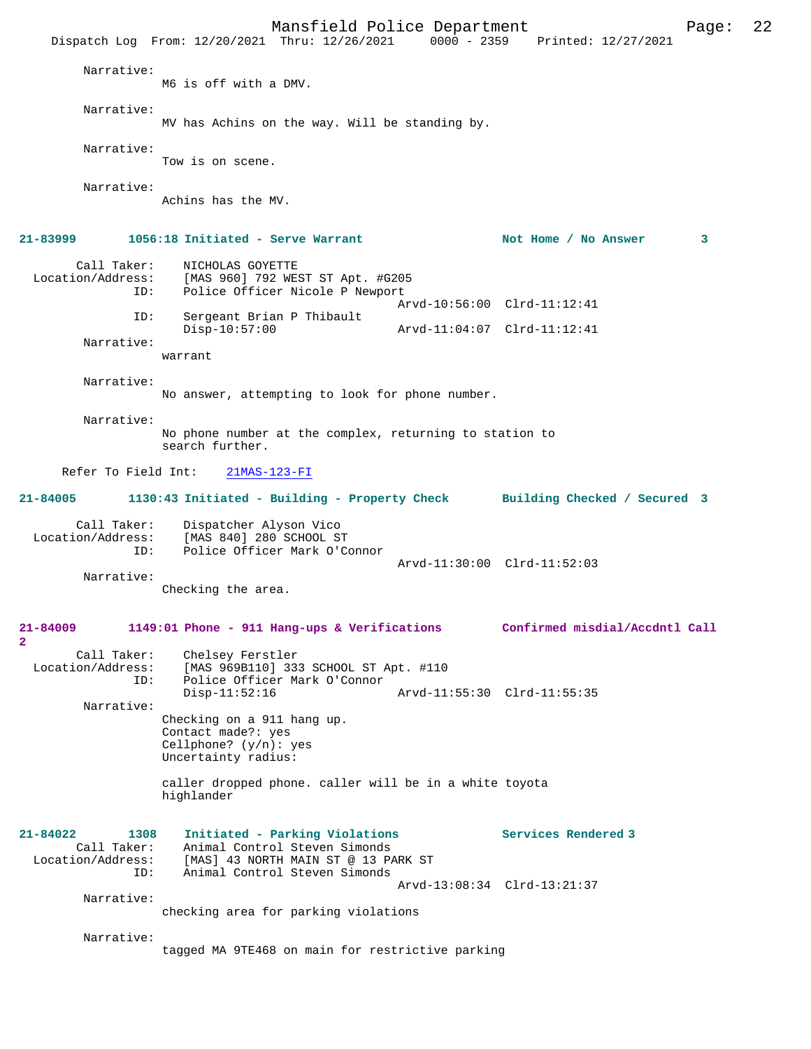Narrative:
M6 is off with a DMV.

Narrative:
MV has Achins on the way. Will be standing by.

Narrative:
Tow is on scene.

Narrative:
Achins has the MV.

**21-83999 1056:18 Initiated - Serve Warrant — Not Home / No Answer 3**

Call Taker: NICHOLAS GOYETTE
Location/Address: [MAS 960] 792 WEST ST Apt. #G205
ID: Police Officer Nicole P Newport
Arvd-10:56:00 Clrd-11:12:41
ID: Sergeant Brian P Thibault
Disp-10:57:00 Arvd-11:04:07 Clrd-11:12:41

Narrative:
warrant

Narrative:
No answer, attempting to look for phone number.

Narrative:
No phone number at the complex, returning to station to search further.

Refer To Field Int: 21MAS-123-FI

**21-84005 1130:43 Initiated - Building - Property Check — Building Checked / Secured 3**

Call Taker: Dispatcher Alyson Vico
Location/Address: [MAS 840] 280 SCHOOL ST
ID: Police Officer Mark O'Connor
Arvd-11:30:00 Clrd-11:52:03

Narrative:
Checking the area.

**21-84009 1149:01 Phone - 911 Hang-ups & Verifications — Confirmed misdial/Accdntl Call 2**

Call Taker: Chelsey Ferstler
Location/Address: [MAS 969B110] 333 SCHOOL ST Apt. #110
ID: Police Officer Mark O'Connor
Disp-11:52:16 Arvd-11:55:30 Clrd-11:55:35

Narrative:
Checking on a 911 hang up.
Contact made?: yes
Cellphone? (y/n): yes
Uncertainty radius:

caller dropped phone. caller will be in a white toyota highlander

**21-84022 1308 Initiated - Parking Violations — Services Rendered 3**

Call Taker: Animal Control Steven Simonds
Location/Address: [MAS] 43 NORTH MAIN ST @ 13 PARK ST
ID: Animal Control Steven Simonds
Arvd-13:08:34 Clrd-13:21:37

Narrative:
checking area for parking violations

Narrative:
tagged MA 9TE468 on main for restrictive parking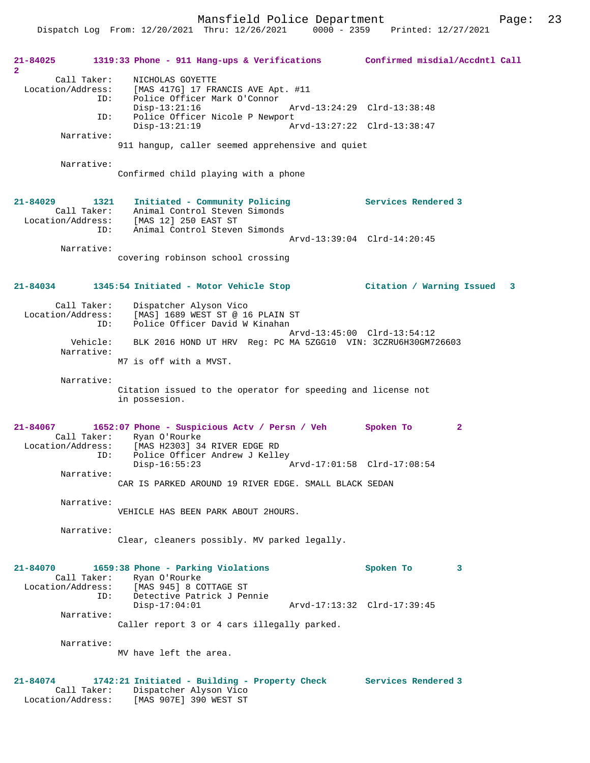**21-84025 1319:33 Phone - 911 Hang-ups & Verifications — Confirmed misdial/Accdntl Call 2**

Call Taker: NICHOLAS GOYETTE
Location/Address: [MAS 417G] 17 FRANCIS AVE Apt. #11
ID: Police Officer Mark O'Connor
Disp-13:21:16 Arvd-13:24:29 Clrd-13:38:48
ID: Police Officer Nicole P Newport
Disp-13:21:19 Arvd-13:27:22 Clrd-13:38:47
Narrative:
911 hangup, caller seemed apprehensive and quiet

Narrative:
Confirmed child playing with a phone

**21-84029 1321 Initiated - Community Policing — Services Rendered 3**

Call Taker: Animal Control Steven Simonds
Location/Address: [MAS 12] 250 EAST ST
ID: Animal Control Steven Simonds
Arvd-13:39:04 Clrd-14:20:45
Narrative:
covering robinson school crossing

**21-84034 1345:54 Initiated - Motor Vehicle Stop — Citation / Warning Issued 3**

Call Taker: Dispatcher Alyson Vico
Location/Address: [MAS] 1689 WEST ST @ 16 PLAIN ST
ID: Police Officer David W Kinahan
Arvd-13:45:00 Clrd-13:54:12
Vehicle: BLK 2016 HOND UT HRV Reg: PC MA 5ZGG10 VIN: 3CZRU6H30GM726603
Narrative:
M7 is off with a MVST.

Narrative:
Citation issued to the operator for speeding and license not in possesion.

**21-84067 1652:07 Phone - Suspicious Actv / Persn / Veh — Spoken To 2**

Call Taker: Ryan O'Rourke
Location/Address: [MAS H2303] 34 RIVER EDGE RD
ID: Police Officer Andrew J Kelley
Disp-16:55:23 Arvd-17:01:58 Clrd-17:08:54
Narrative:
CAR IS PARKED AROUND 19 RIVER EDGE. SMALL BLACK SEDAN

Narrative:
VEHICLE HAS BEEN PARK ABOUT 2HOURS.

Narrative:
Clear, cleaners possibly. MV parked legally.

**21-84070 1659:38 Phone - Parking Violations — Spoken To 3**

Call Taker: Ryan O'Rourke
Location/Address: [MAS 945] 8 COTTAGE ST
ID: Detective Patrick J Pennie
Disp-17:04:01 Arvd-17:13:32 Clrd-17:39:45
Narrative:
Caller report 3 or 4 cars illegally parked.

Narrative:
MV have left the area.

**21-84074 1742:21 Initiated - Building - Property Check — Services Rendered 3**

Call Taker: Dispatcher Alyson Vico
Location/Address: [MAS 907E] 390 WEST ST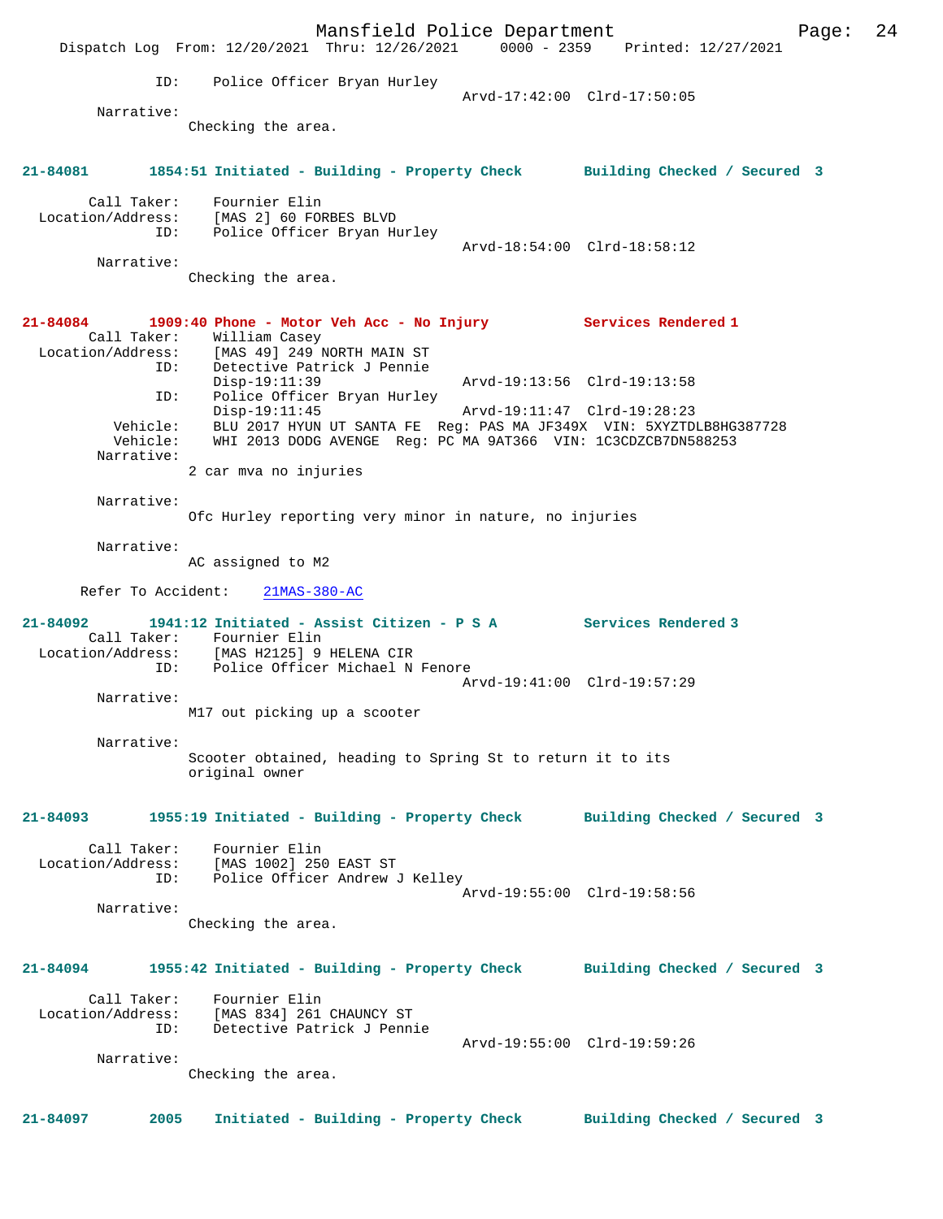```
            ID:    Police Officer Bryan Hurley
                                         Arvd-17:42:00  Clrd-17:50:05
     Narrative:
              Checking the area.


21-84081      1854:51 Initiated - Building - Property Check       Building Checked / Secured  3

    Call Taker:    Fournier Elin
Location/Address:  [MAS 2] 60 FORBES BLVD
            ID:    Police Officer Bryan Hurley
                                         Arvd-18:54:00  Clrd-18:58:12
     Narrative:
              Checking the area.


21-84084      1909:40 Phone - Motor Veh Acc - No Injury           Services Rendered 1
    Call Taker:    William Casey
Location/Address:  [MAS 49] 249 NORTH MAIN ST
            ID:    Detective Patrick J Pennie
                   Disp-19:11:39                 Arvd-19:13:56  Clrd-19:13:58
            ID:    Police Officer Bryan Hurley
                   Disp-19:11:45                 Arvd-19:11:47  Clrd-19:28:23
       Vehicle:    BLU 2017 HYUN UT SANTA FE  Reg: PAS MA JF349X  VIN: 5XYZTDLB8HG387728
       Vehicle:    WHI 2013 DODG AVENGE  Reg: PC MA 9AT366  VIN: 1C3CDZCB7DN588253
     Narrative:
              2 car mva no injuries

     Narrative:
              Ofc Hurley reporting very minor in nature, no injuries

     Narrative:
              AC assigned to M2

   Refer To Accident:    21MAS-380-AC

21-84092      1941:12 Initiated - Assist Citizen - P S A          Services Rendered 3
    Call Taker:    Fournier Elin
Location/Address:  [MAS H2125] 9 HELENA CIR
            ID:    Police Officer Michael N Fenore
                                         Arvd-19:41:00  Clrd-19:57:29
     Narrative:
              M17 out picking up a scooter

     Narrative:
              Scooter obtained, heading to Spring St to return it to its
              original owner


21-84093      1955:19 Initiated - Building - Property Check       Building Checked / Secured  3

    Call Taker:    Fournier Elin
Location/Address:  [MAS 1002] 250 EAST ST
            ID:    Police Officer Andrew J Kelley
                                         Arvd-19:55:00  Clrd-19:58:56
     Narrative:
              Checking the area.


21-84094      1955:42 Initiated - Building - Property Check       Building Checked / Secured  3

    Call Taker:    Fournier Elin
Location/Address:  [MAS 834] 261 CHAUNCY ST
            ID:    Detective Patrick J Pennie
                                         Arvd-19:55:00  Clrd-19:59:26
     Narrative:
              Checking the area.


21-84097      2005    Initiated - Building - Property Check       Building Checked / Secured  3
```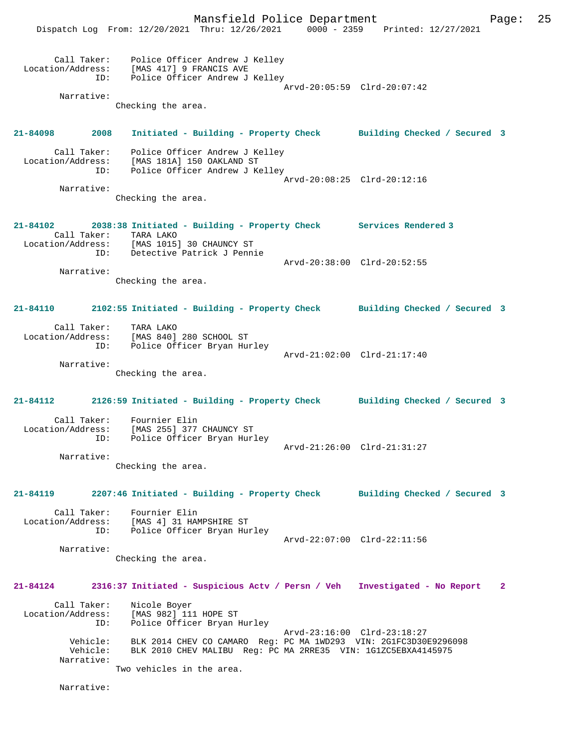Call Taker: Police Officer Andrew J Kelley
Location/Address: [MAS 417] 9 FRANCIS AVE
ID: Police Officer Andrew J Kelley
Arvd-20:05:59 Clrd-20:07:42
Narrative:
Checking the area.

**21-84098 2008 Initiated - Building - Property Check Building Checked / Secured 3**

Call Taker: Police Officer Andrew J Kelley
Location/Address: [MAS 181A] 150 OAKLAND ST
ID: Police Officer Andrew J Kelley
Arvd-20:08:25 Clrd-20:12:16
Narrative:
Checking the area.

**21-84102 2038:38 Initiated - Building - Property Check Services Rendered 3**

Call Taker: TARA LAKO
Location/Address: [MAS 1015] 30 CHAUNCY ST
ID: Detective Patrick J Pennie
Arvd-20:38:00 Clrd-20:52:55
Narrative:
Checking the area.

**21-84110 2102:55 Initiated - Building - Property Check Building Checked / Secured 3**

Call Taker: TARA LAKO
Location/Address: [MAS 840] 280 SCHOOL ST
ID: Police Officer Bryan Hurley
Arvd-21:02:00 Clrd-21:17:40
Narrative:
Checking the area.

**21-84112 2126:59 Initiated - Building - Property Check Building Checked / Secured 3**

Call Taker: Fournier Elin
Location/Address: [MAS 255] 377 CHAUNCY ST
ID: Police Officer Bryan Hurley
Arvd-21:26:00 Clrd-21:31:27
Narrative:
Checking the area.

**21-84119 2207:46 Initiated - Building - Property Check Building Checked / Secured 3**

Call Taker: Fournier Elin
Location/Address: [MAS 4] 31 HAMPSHIRE ST
ID: Police Officer Bryan Hurley
Arvd-22:07:00 Clrd-22:11:56
Narrative:
Checking the area.

**21-84124 2316:37 Initiated - Suspicious Actv / Persn / Veh Investigated - No Report 2**

Call Taker: Nicole Boyer
Location/Address: [MAS 982] 111 HOPE ST
ID: Police Officer Bryan Hurley
Arvd-23:16:00 Clrd-23:18:27
Vehicle: BLK 2014 CHEV CO CAMARO Reg: PC MA 1WD293 VIN: 2G1FC3D30E9296098
Vehicle: BLK 2010 CHEV MALIBU Reg: PC MA 2RRE35 VIN: 1G1ZC5EBXA4145975
Narrative:
Two vehicles in the area.

Narrative: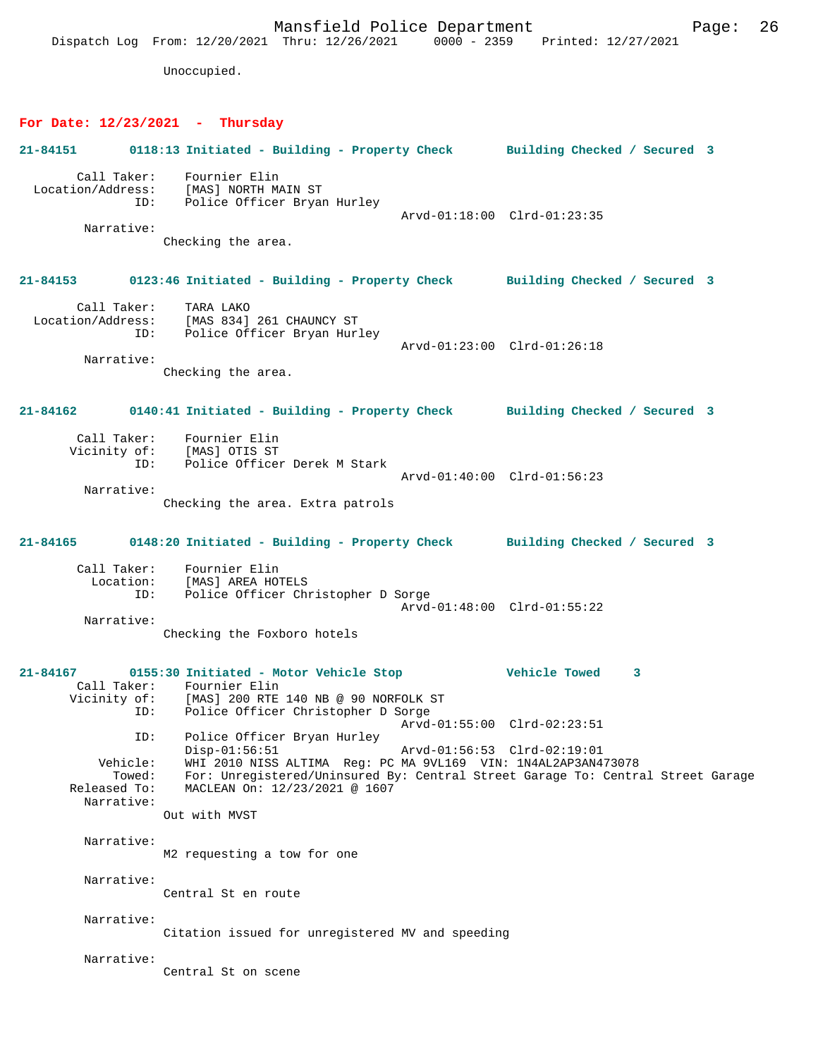Unoccupied.

**For Date: 12/23/2021 - Thursday**

**21-84151 0118:13 Initiated - Building - Property Check Building Checked / Secured 3**

```
        Call Taker:    Fournier Elin
  Location/Address:    [MAS] NORTH MAIN ST
                ID:    Police Officer Bryan Hurley
                                                  Arvd-01:18:00  Clrd-01:23:35
         Narrative:
               Checking the area.
```

**21-84153 0123:46 Initiated - Building - Property Check Building Checked / Secured 3**

```
        Call Taker:    TARA LAKO
  Location/Address:    [MAS 834] 261 CHAUNCY ST
                ID:    Police Officer Bryan Hurley
                                                  Arvd-01:23:00  Clrd-01:26:18
         Narrative:
               Checking the area.
```

**21-84162 0140:41 Initiated - Building - Property Check Building Checked / Secured 3**

```
        Call Taker:    Fournier Elin
       Vicinity of:    [MAS] OTIS ST
                ID:    Police Officer Derek M Stark
                                                  Arvd-01:40:00  Clrd-01:56:23
         Narrative:
               Checking the area. Extra patrols
```

**21-84165 0148:20 Initiated - Building - Property Check Building Checked / Secured 3**

```
        Call Taker:    Fournier Elin
          Location:    [MAS] AREA HOTELS
                ID:    Police Officer Christopher D Sorge
                                                  Arvd-01:48:00  Clrd-01:55:22
         Narrative:
               Checking the Foxboro hotels
```

**21-84167 0155:30 Initiated - Motor Vehicle Stop Vehicle Towed 3**

```
        Call Taker:    Fournier Elin
       Vicinity of:    [MAS] 200 RTE 140 NB @ 90 NORFOLK ST
                ID:    Police Officer Christopher D Sorge
                                                  Arvd-01:55:00  Clrd-02:23:51
                ID:    Police Officer Bryan Hurley
                       Disp-01:56:51              Arvd-01:56:53  Clrd-02:19:01
           Vehicle:    WHI 2010 NISS ALTIMA  Reg: PC MA 9VL169  VIN: 1N4AL2AP3AN473078
             Towed:    For: Unregistered/Uninsured By: Central Street Garage To: Central Street Garage
       Released To:    MACLEAN On: 12/23/2021 @ 1607
         Narrative:
               Out with MVST

         Narrative:
               M2 requesting a tow for one

         Narrative:
               Central St en route

         Narrative:
               Citation issued for unregistered MV and speeding

         Narrative:
               Central St on scene
```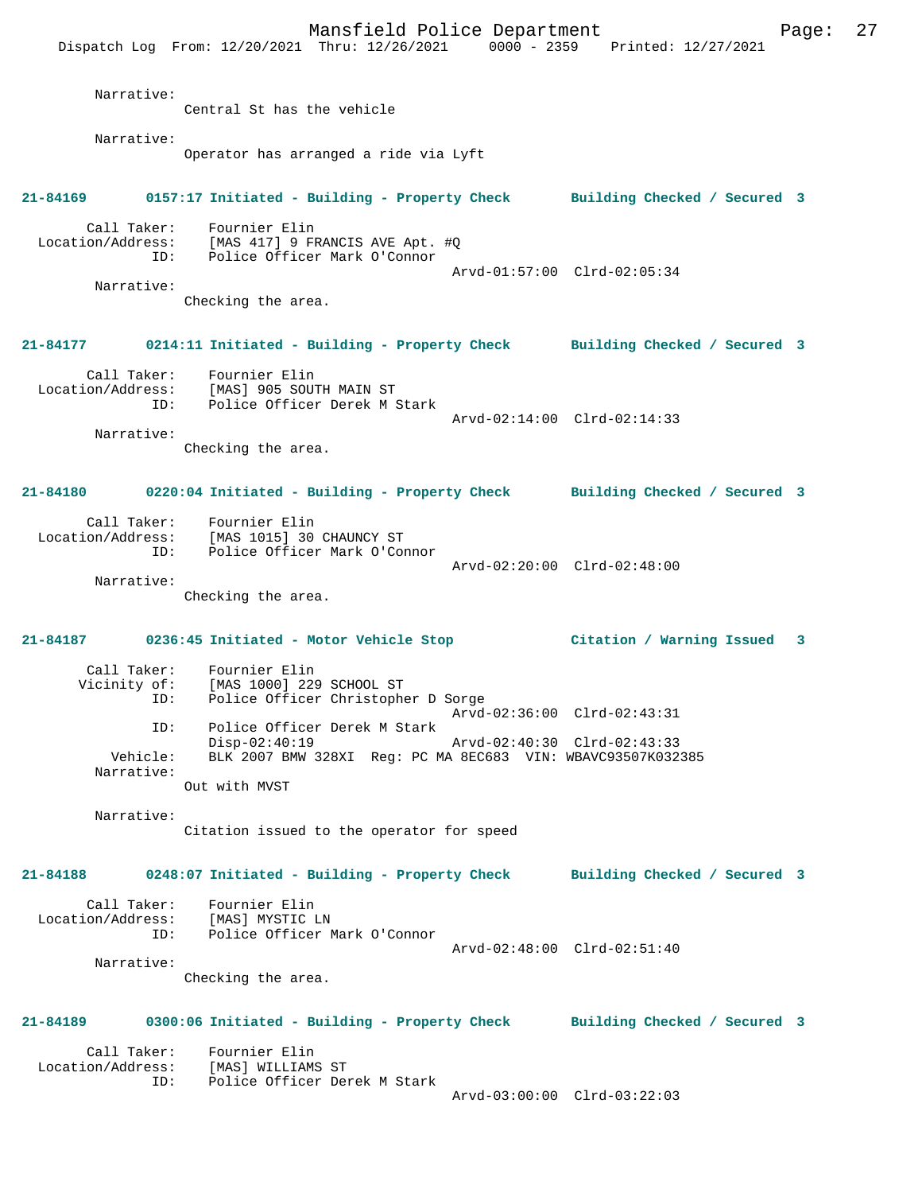Narrative:
Central St has the vehicle

Narrative:
Operator has arranged a ride via Lyft

**21-84169 0157:17 Initiated - Building - Property Check Building Checked / Secured 3**

```
        Call Taker:    Fournier Elin
  Location/Address:    [MAS 417] 9 FRANCIS AVE Apt. #Q
                ID:    Police Officer Mark O'Connor
                                             Arvd-01:57:00  Clrd-02:05:34
         Narrative:
                Checking the area.
```

**21-84177 0214:11 Initiated - Building - Property Check Building Checked / Secured 3**

```
        Call Taker:    Fournier Elin
  Location/Address:    [MAS] 905 SOUTH MAIN ST
                ID:    Police Officer Derek M Stark
                                             Arvd-02:14:00  Clrd-02:14:33
         Narrative:
                Checking the area.
```

**21-84180 0220:04 Initiated - Building - Property Check Building Checked / Secured 3**

```
        Call Taker:    Fournier Elin
  Location/Address:    [MAS 1015] 30 CHAUNCY ST
                ID:    Police Officer Mark O'Connor
                                             Arvd-02:20:00  Clrd-02:48:00
         Narrative:
                Checking the area.
```

**21-84187 0236:45 Initiated - Motor Vehicle Stop Citation / Warning Issued 3**

```
        Call Taker:    Fournier Elin
       Vicinity of:    [MAS 1000] 229 SCHOOL ST
                ID:    Police Officer Christopher D Sorge
                                             Arvd-02:36:00  Clrd-02:43:31
                ID:    Police Officer Derek M Stark
                       Disp-02:40:19         Arvd-02:40:30  Clrd-02:43:33
           Vehicle:    BLK 2007 BMW 328XI  Reg: PC MA 8EC683  VIN: WBAVC93507K032385
         Narrative:
                Out with MVST

         Narrative:
                Citation issued to the operator for speed
```

**21-84188 0248:07 Initiated - Building - Property Check Building Checked / Secured 3**

```
        Call Taker:    Fournier Elin
  Location/Address:    [MAS] MYSTIC LN
                ID:    Police Officer Mark O'Connor
                                             Arvd-02:48:00  Clrd-02:51:40
         Narrative:
                Checking the area.
```

**21-84189 0300:06 Initiated - Building - Property Check Building Checked / Secured 3**

```
        Call Taker:    Fournier Elin
  Location/Address:    [MAS] WILLIAMS ST
                ID:    Police Officer Derek M Stark
                                             Arvd-03:00:00  Clrd-03:22:03
```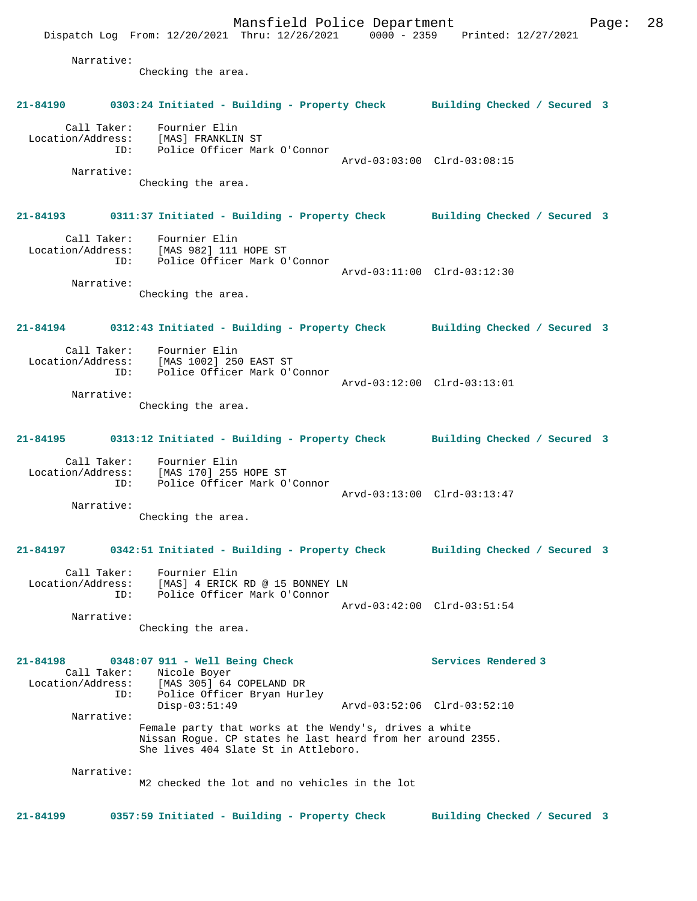Narrative:
Checking the area.

**21-84190 0303:24 Initiated - Building - Property Check Building Checked / Secured 3**

Call Taker: Fournier Elin
Location/Address: [MAS] FRANKLIN ST
ID: Police Officer Mark O'Connor
Arvd-03:03:00 Clrd-03:08:15
Narrative:
Checking the area.

**21-84193 0311:37 Initiated - Building - Property Check Building Checked / Secured 3**

Call Taker: Fournier Elin
Location/Address: [MAS 982] 111 HOPE ST
ID: Police Officer Mark O'Connor
Arvd-03:11:00 Clrd-03:12:30
Narrative:
Checking the area.

**21-84194 0312:43 Initiated - Building - Property Check Building Checked / Secured 3**

Call Taker: Fournier Elin
Location/Address: [MAS 1002] 250 EAST ST
ID: Police Officer Mark O'Connor
Arvd-03:12:00 Clrd-03:13:01
Narrative:
Checking the area.

**21-84195 0313:12 Initiated - Building - Property Check Building Checked / Secured 3**

Call Taker: Fournier Elin
Location/Address: [MAS 170] 255 HOPE ST
ID: Police Officer Mark O'Connor
Arvd-03:13:00 Clrd-03:13:47
Narrative:
Checking the area.

**21-84197 0342:51 Initiated - Building - Property Check Building Checked / Secured 3**

Call Taker: Fournier Elin
Location/Address: [MAS] 4 ERICK RD @ 15 BONNEY LN
ID: Police Officer Mark O'Connor
Arvd-03:42:00 Clrd-03:51:54
Narrative:
Checking the area.

**21-84198 0348:07 911 - Well Being Check Services Rendered 3**

Call Taker: Nicole Boyer
Location/Address: [MAS 305] 64 COPELAND DR
ID: Police Officer Bryan Hurley
Disp-03:51:49 Arvd-03:52:06 Clrd-03:52:10
Narrative:
Female party that works at the Wendy's, drives a white Nissan Rogue. CP states he last heard from her around 2355. She lives 404 Slate St in Attleboro.

Narrative:
M2 checked the lot and no vehicles in the lot

**21-84199 0357:59 Initiated - Building - Property Check Building Checked / Secured 3**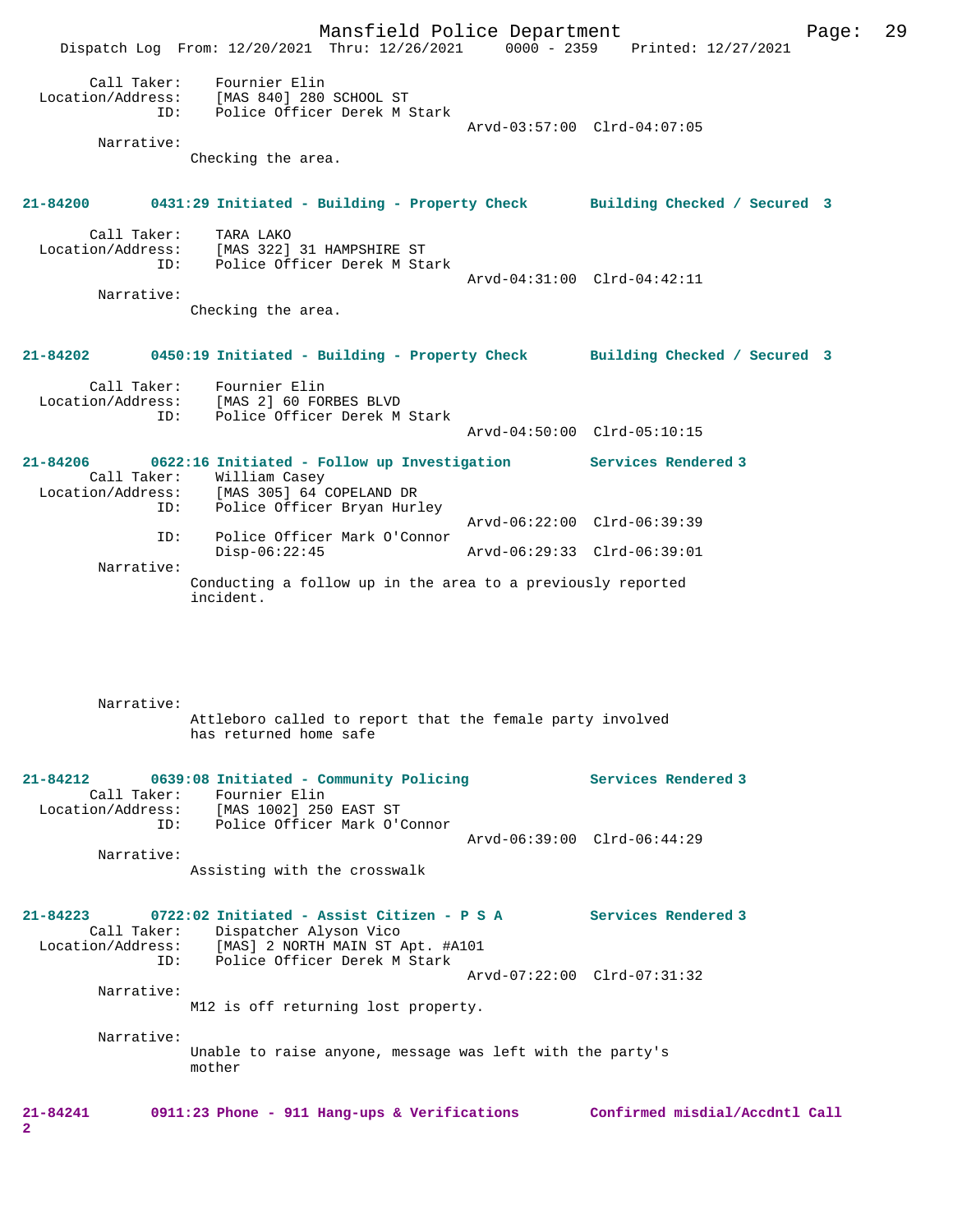Call Taker: Fournier Elin
Location/Address: [MAS 840] 280 SCHOOL ST
ID: Police Officer Derek M Stark
Arvd-03:57:00 Clrd-04:07:05

Narrative:
Checking the area.

**21-84200 0431:29 Initiated - Building - Property Check Building Checked / Secured 3**

Call Taker: TARA LAKO
Location/Address: [MAS 322] 31 HAMPSHIRE ST
ID: Police Officer Derek M Stark
Arvd-04:31:00 Clrd-04:42:11

Narrative:
Checking the area.

**21-84202 0450:19 Initiated - Building - Property Check Building Checked / Secured 3**

Call Taker: Fournier Elin
Location/Address: [MAS 2] 60 FORBES BLVD
ID: Police Officer Derek M Stark
Arvd-04:50:00 Clrd-05:10:15

**21-84206 0622:16 Initiated - Follow up Investigation Services Rendered 3**

Call Taker: William Casey
Location/Address: [MAS 305] 64 COPELAND DR
ID: Police Officer Bryan Hurley
Arvd-06:22:00 Clrd-06:39:39
ID: Police Officer Mark O'Connor
Disp-06:22:45 Arvd-06:29:33 Clrd-06:39:01

Narrative:
Conducting a follow up in the area to a previously reported incident.

Narrative:
Attleboro called to report that the female party involved has returned home safe

**21-84212 0639:08 Initiated - Community Policing Services Rendered 3**

Call Taker: Fournier Elin
Location/Address: [MAS 1002] 250 EAST ST
ID: Police Officer Mark O'Connor
Arvd-06:39:00 Clrd-06:44:29

Narrative:
Assisting with the crosswalk

**21-84223 0722:02 Initiated - Assist Citizen - P S A Services Rendered 3**

Call Taker: Dispatcher Alyson Vico
Location/Address: [MAS] 2 NORTH MAIN ST Apt. #A101
ID: Police Officer Derek M Stark
Arvd-07:22:00 Clrd-07:31:32

Narrative:
M12 is off returning lost property.

Narrative:
Unable to raise anyone, message was left with the party's mother

**21-84241 0911:23 Phone - 911 Hang-ups & Verifications Confirmed misdial/Accdntl Call 2**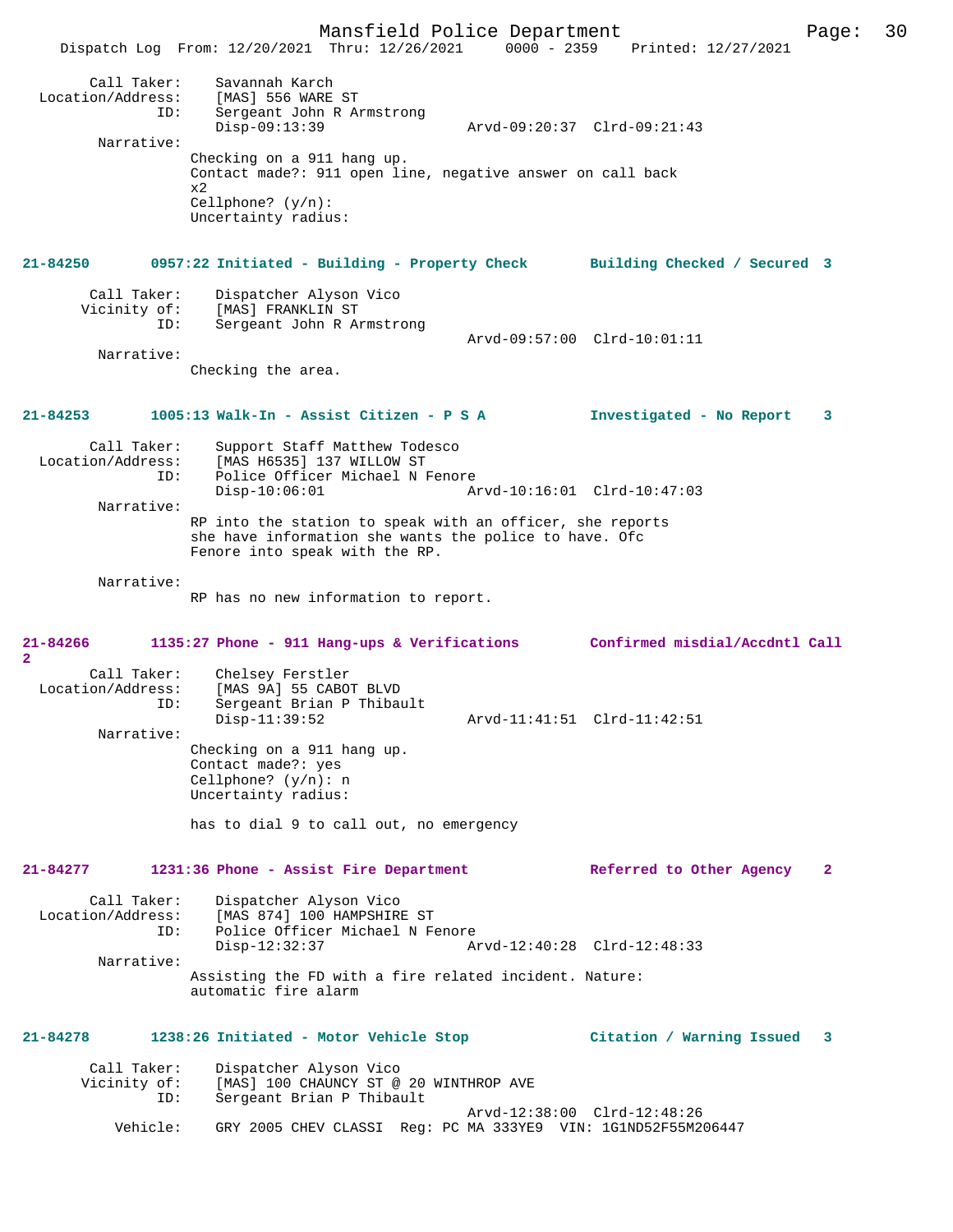Call Taker: Savannah Karch
Location/Address: [MAS] 556 WARE ST
ID: Sergeant John R Armstrong
Disp-09:13:39 Arvd-09:20:37 Clrd-09:21:43

Narrative:
Checking on a 911 hang up.
Contact made?: 911 open line, negative answer on call back x2
Cellphone? (y/n):
Uncertainty radius:

**21-84250 0957:22 Initiated - Building - Property Check Building Checked / Secured 3**

Call Taker: Dispatcher Alyson Vico
Vicinity of: [MAS] FRANKLIN ST
ID: Sergeant John R Armstrong
Arvd-09:57:00 Clrd-10:01:11

Narrative:
Checking the area.

**21-84253 1005:13 Walk-In - Assist Citizen - P S A Investigated - No Report 3**

Call Taker: Support Staff Matthew Todesco
Location/Address: [MAS H6535] 137 WILLOW ST
ID: Police Officer Michael N Fenore
Disp-10:06:01 Arvd-10:16:01 Clrd-10:47:03

Narrative:
RP into the station to speak with an officer, she reports she have information she wants the police to have. Ofc Fenore into speak with the RP.

Narrative:
RP has no new information to report.

**21-84266 1135:27 Phone - 911 Hang-ups & Verifications Confirmed misdial/Accdntl Call 2**

Call Taker: Chelsey Ferstler
Location/Address: [MAS 9A] 55 CABOT BLVD
ID: Sergeant Brian P Thibault
Disp-11:39:52 Arvd-11:41:51 Clrd-11:42:51

Narrative:
Checking on a 911 hang up.
Contact made?: yes
Cellphone? (y/n): n
Uncertainty radius:

has to dial 9 to call out, no emergency

**21-84277 1231:36 Phone - Assist Fire Department Referred to Other Agency 2**

Call Taker: Dispatcher Alyson Vico
Location/Address: [MAS 874] 100 HAMPSHIRE ST
ID: Police Officer Michael N Fenore
Disp-12:32:37 Arvd-12:40:28 Clrd-12:48:33

Narrative:
Assisting the FD with a fire related incident. Nature: automatic fire alarm

**21-84278 1238:26 Initiated - Motor Vehicle Stop Citation / Warning Issued 3**

Call Taker: Dispatcher Alyson Vico
Vicinity of: [MAS] 100 CHAUNCY ST @ 20 WINTHROP AVE
ID: Sergeant Brian P Thibault
Arvd-12:38:00 Clrd-12:48:26
Vehicle: GRY 2005 CHEV CLASSI Reg: PC MA 333YE9 VIN: 1G1ND52F55M206447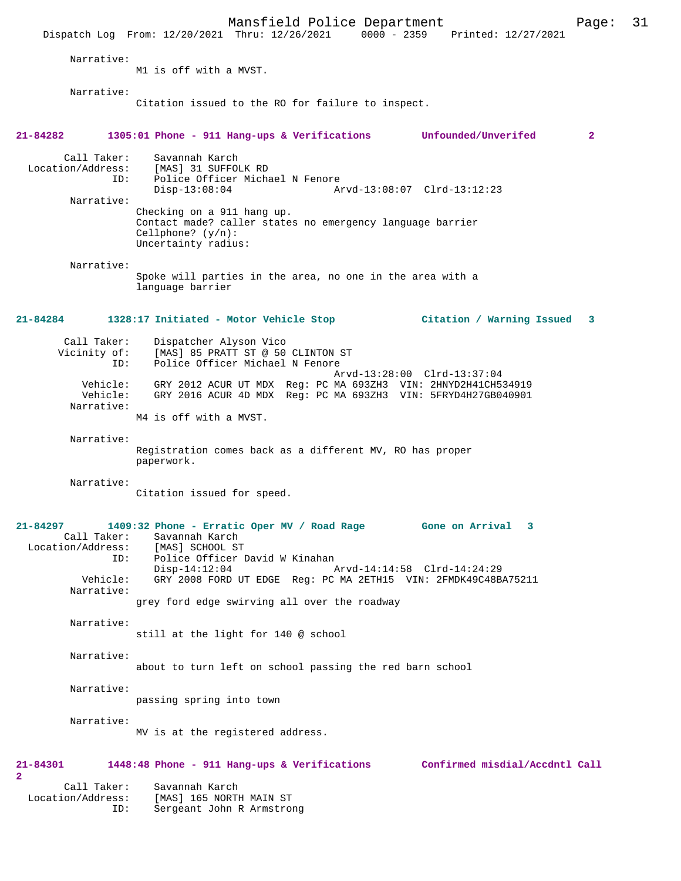Narrative:
M1 is off with a MVST.

Narrative:
Citation issued to the RO for failure to inspect.

**21-84282 1305:01 Phone - 911 Hang-ups & Verifications Unfounded/Unverifed 2**

Call Taker: Savannah Karch
Location/Address: [MAS] 31 SUFFOLK RD
ID: Police Officer Michael N Fenore
Disp-13:08:04 Arvd-13:08:07 Clrd-13:12:23

Narrative:
Checking on a 911 hang up.
Contact made? caller states no emergency language barrier
Cellphone? (y/n):
Uncertainty radius:

Narrative:
Spoke will parties in the area, no one in the area with a language barrier

**21-84284 1328:17 Initiated - Motor Vehicle Stop Citation / Warning Issued 3**

Call Taker: Dispatcher Alyson Vico
Vicinity of: [MAS] 85 PRATT ST @ 50 CLINTON ST
ID: Police Officer Michael N Fenore
Arvd-13:28:00 Clrd-13:37:04
Vehicle: GRY 2012 ACUR UT MDX Reg: PC MA 693ZH3 VIN: 2HNYD2H41CH534919
Vehicle: GRY 2016 ACUR 4D MDX Reg: PC MA 693ZH3 VIN: 5FRYD4H27GB040901

Narrative:
M4 is off with a MVST.

Narrative:
Registration comes back as a different MV, RO has proper paperwork.

Narrative:
Citation issued for speed.

**21-84297 1409:32 Phone - Erratic Oper MV / Road Rage Gone on Arrival 3**

Call Taker: Savannah Karch
Location/Address: [MAS] SCHOOL ST
ID: Police Officer David W Kinahan
Disp-14:12:04 Arvd-14:14:58 Clrd-14:24:29
Vehicle: GRY 2008 FORD UT EDGE Reg: PC MA 2ETH15 VIN: 2FMDK49C48BA75211

Narrative:
grey ford edge swirving all over the roadway

Narrative:
still at the light for 140 @ school

Narrative:
about to turn left on school passing the red barn school

Narrative:
passing spring into town

Narrative:
MV is at the registered address.

**21-84301 1448:48 Phone - 911 Hang-ups & Verifications Confirmed misdial/Accdntl Call 2**

Call Taker: Savannah Karch
Location/Address: [MAS] 165 NORTH MAIN ST
ID: Sergeant John R Armstrong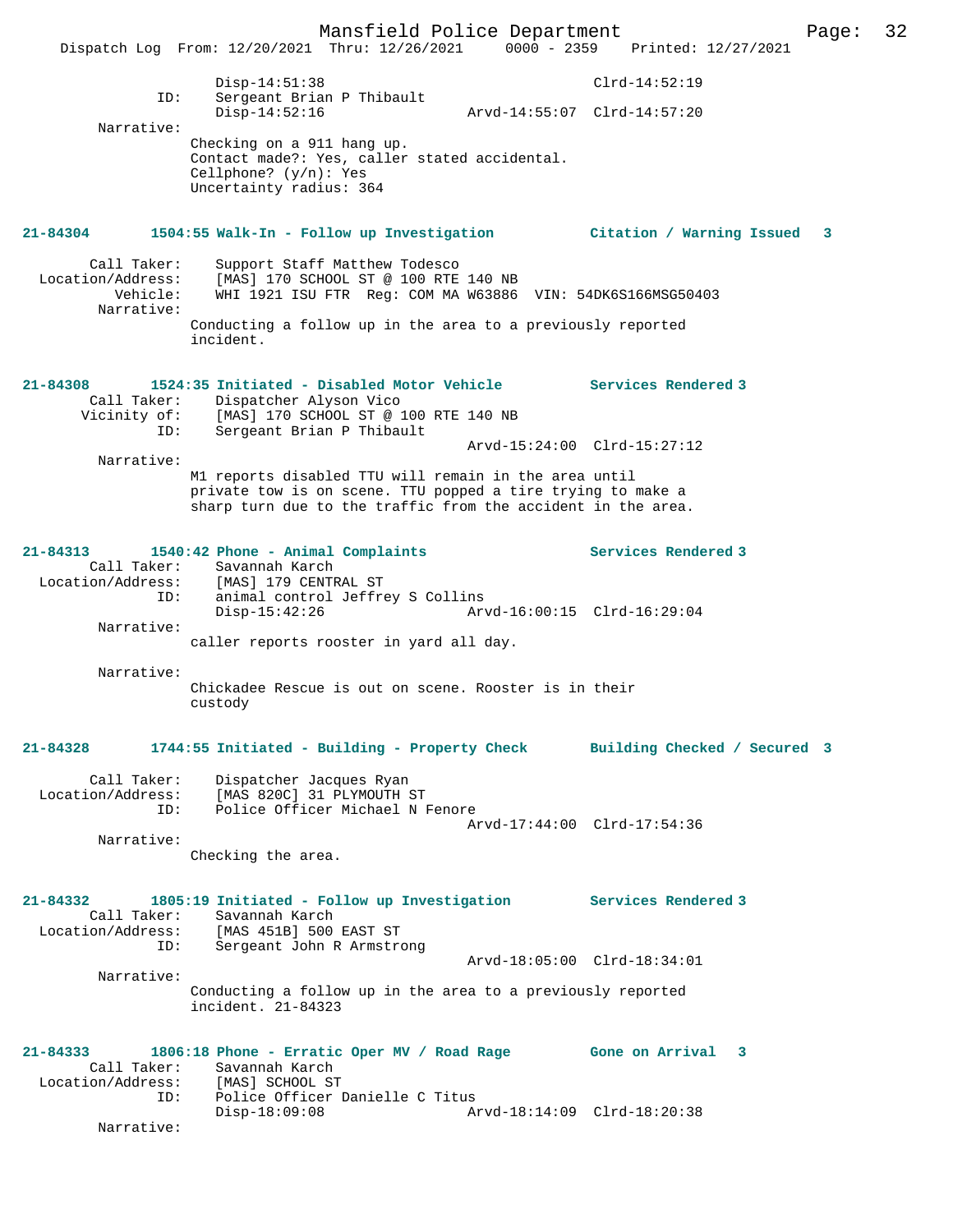```
                Disp-14:51:38                              Clrd-14:52:19
            ID:    Sergeant Brian P Thibault
                Disp-14:52:16               Arvd-14:55:07  Clrd-14:57:20
      Narrative:
              Checking on a 911 hang up.
              Contact made?: Yes, caller stated accidental.
              Cellphone? (y/n): Yes
              Uncertainty radius: 364
```

**21-84304 1504:55 Walk-In - Follow up Investigation — Citation / Warning Issued 3**

```
      Call Taker:    Support Staff Matthew Todesco
Location/Address:    [MAS] 170 SCHOOL ST @ 100 RTE 140 NB
         Vehicle:    WHI 1921 ISU FTR  Reg: COM MA W63886  VIN: 54DK6S166MSG50403
       Narrative:
              Conducting a follow up in the area to a previously reported
              incident.
```

**21-84308 1524:35 Initiated - Disabled Motor Vehicle — Services Rendered 3**

```
      Call Taker:    Dispatcher Alyson Vico
     Vicinity of:    [MAS] 170 SCHOOL ST @ 100 RTE 140 NB
              ID:    Sergeant Brian P Thibault
                                            Arvd-15:24:00  Clrd-15:27:12
       Narrative:
              M1 reports disabled TTU will remain in the area until
              private tow is on scene. TTU popped a tire trying to make a
              sharp turn due to the traffic from the accident in the area.
```

**21-84313 1540:42 Phone - Animal Complaints — Services Rendered 3**

```
      Call Taker:    Savannah Karch
Location/Address:    [MAS] 179 CENTRAL ST
              ID:    animal control Jeffrey S Collins
                 Disp-15:42:26              Arvd-16:00:15  Clrd-16:29:04
       Narrative:
              caller reports rooster in yard all day.

       Narrative:
              Chickadee Rescue is out on scene. Rooster is in their
              custody
```

**21-84328 1744:55 Initiated - Building - Property Check — Building Checked / Secured 3**

```
      Call Taker:    Dispatcher Jacques Ryan
Location/Address:    [MAS 820C] 31 PLYMOUTH ST
              ID:    Police Officer Michael N Fenore
                                            Arvd-17:44:00  Clrd-17:54:36
       Narrative:
              Checking the area.
```

**21-84332 1805:19 Initiated - Follow up Investigation — Services Rendered 3**

```
      Call Taker:    Savannah Karch
Location/Address:    [MAS 451B] 500 EAST ST
              ID:    Sergeant John R Armstrong
                                            Arvd-18:05:00  Clrd-18:34:01
       Narrative:
              Conducting a follow up in the area to a previously reported
              incident. 21-84323
```

**21-84333 1806:18 Phone - Erratic Oper MV / Road Rage — Gone on Arrival 3**

```
      Call Taker:    Savannah Karch
Location/Address:    [MAS] SCHOOL ST
              ID:    Police Officer Danielle C Titus
                 Disp-18:09:08              Arvd-18:14:09  Clrd-18:20:38
       Narrative:
```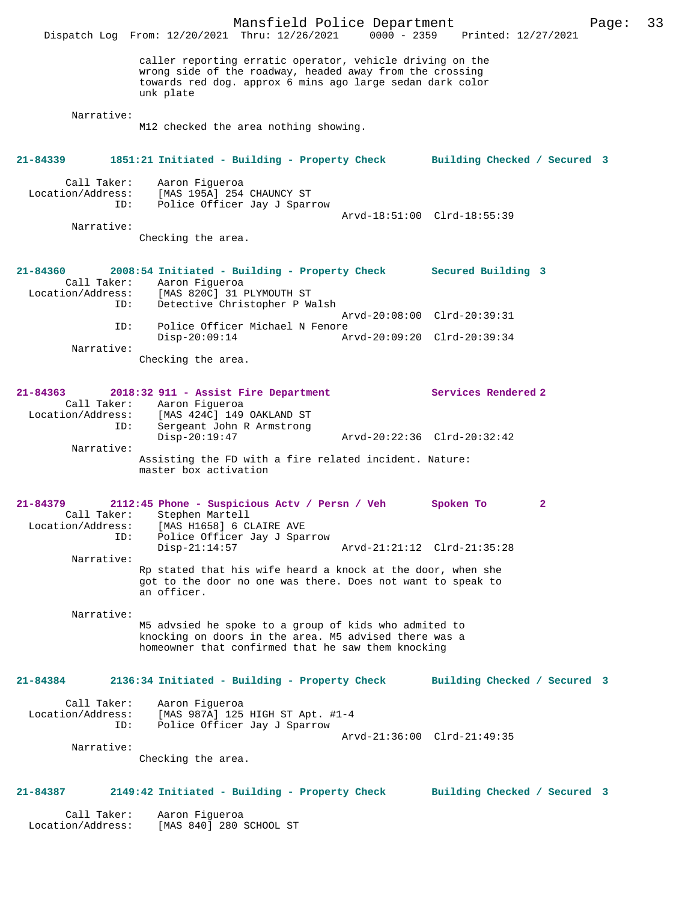caller reporting erratic operator, vehicle driving on the wrong side of the roadway, headed away from the crossing towards red dog. approx 6 mins ago large sedan dark color unk plate

Narrative:
M12 checked the area nothing showing.

**21-84339 1851:21 Initiated - Building - Property Check Building Checked / Secured 3**

Call Taker: Aaron Figueroa
Location/Address: [MAS 195A] 254 CHAUNCY ST
ID: Police Officer Jay J Sparrow
Arvd-18:51:00 Clrd-18:55:39

Narrative:
Checking the area.

**21-84360 2008:54 Initiated - Building - Property Check Secured Building 3**

Call Taker: Aaron Figueroa
Location/Address: [MAS 820C] 31 PLYMOUTH ST
ID: Detective Christopher P Walsh
Arvd-20:08:00 Clrd-20:39:31
ID: Police Officer Michael N Fenore
Disp-20:09:14 Arvd-20:09:20 Clrd-20:39:34

Narrative:
Checking the area.

**21-84363 2018:32 911 - Assist Fire Department Services Rendered 2**

Call Taker: Aaron Figueroa
Location/Address: [MAS 424C] 149 OAKLAND ST
ID: Sergeant John R Armstrong
Disp-20:19:47 Arvd-20:22:36 Clrd-20:32:42

Narrative:
Assisting the FD with a fire related incident. Nature: master box activation

**21-84379 2112:45 Phone - Suspicious Actv / Persn / Veh Spoken To 2**

Call Taker: Stephen Martell
Location/Address: [MAS H1658] 6 CLAIRE AVE
ID: Police Officer Jay J Sparrow
Disp-21:14:57 Arvd-21:21:12 Clrd-21:35:28

Narrative:
Rp stated that his wife heard a knock at the door, when she got to the door no one was there. Does not want to speak to an officer.

Narrative:
M5 advsied he spoke to a group of kids who admited to knocking on doors in the area. M5 advised there was a homeowner that confirmed that he saw them knocking

**21-84384 2136:34 Initiated - Building - Property Check Building Checked / Secured 3**

Call Taker: Aaron Figueroa
Location/Address: [MAS 987A] 125 HIGH ST Apt. #1-4
ID: Police Officer Jay J Sparrow
Arvd-21:36:00 Clrd-21:49:35

Narrative:
Checking the area.

**21-84387 2149:42 Initiated - Building - Property Check Building Checked / Secured 3**

Call Taker: Aaron Figueroa
Location/Address: [MAS 840] 280 SCHOOL ST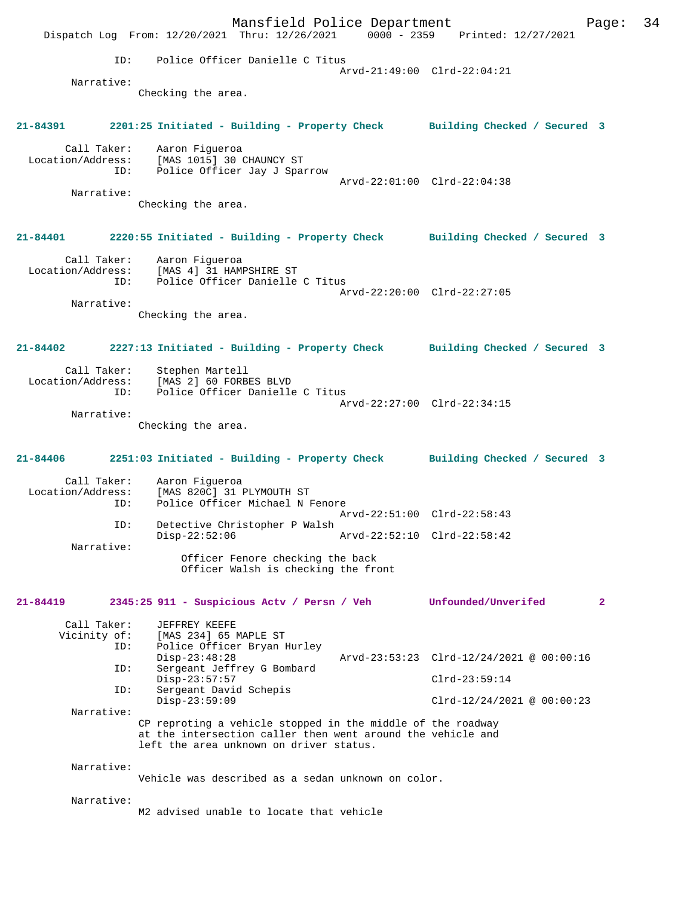ID: Police Officer Danielle C Titus
Arvd-21:49:00 Clrd-22:04:21

Narrative:
Checking the area.

**21-84391 2201:25 Initiated - Building - Property Check Building Checked / Secured 3**

Call Taker: Aaron Figueroa
Location/Address: [MAS 1015] 30 CHAUNCY ST
ID: Police Officer Jay J Sparrow
Arvd-22:01:00 Clrd-22:04:38

Narrative:
Checking the area.

**21-84401 2220:55 Initiated - Building - Property Check Building Checked / Secured 3**

Call Taker: Aaron Figueroa
Location/Address: [MAS 4] 31 HAMPSHIRE ST
ID: Police Officer Danielle C Titus
Arvd-22:20:00 Clrd-22:27:05

Narrative:
Checking the area.

**21-84402 2227:13 Initiated - Building - Property Check Building Checked / Secured 3**

Call Taker: Stephen Martell
Location/Address: [MAS 2] 60 FORBES BLVD
ID: Police Officer Danielle C Titus
Arvd-22:27:00 Clrd-22:34:15

Narrative:
Checking the area.

**21-84406 2251:03 Initiated - Building - Property Check Building Checked / Secured 3**

Call Taker: Aaron Figueroa
Location/Address: [MAS 820C] 31 PLYMOUTH ST
ID: Police Officer Michael N Fenore
Arvd-22:51:00 Clrd-22:58:43
ID: Detective Christopher P Walsh
Disp-22:52:06 Arvd-22:52:10 Clrd-22:58:42

Narrative:
Officer Fenore checking the back
Officer Walsh is checking the front

**21-84419 2345:25 911 - Suspicious Actv / Persn / Veh Unfounded/Unverifed 2**

Call Taker: JEFFREY KEEFE
Vicinity of: [MAS 234] 65 MAPLE ST
ID: Police Officer Bryan Hurley
Disp-23:48:28 Arvd-23:53:23 Clrd-12/24/2021 @ 00:00:16
ID: Sergeant Jeffrey G Bombard
Disp-23:57:57 Clrd-23:59:14
ID: Sergeant David Schepis
Disp-23:59:09 Clrd-12/24/2021 @ 00:00:23

Narrative:
CP reproting a vehicle stopped in the middle of the roadway at the intersection caller then went around the vehicle and left the area unknown on driver status.

Narrative:
Vehicle was described as a sedan unknown on color.

Narrative:
M2 advised unable to locate that vehicle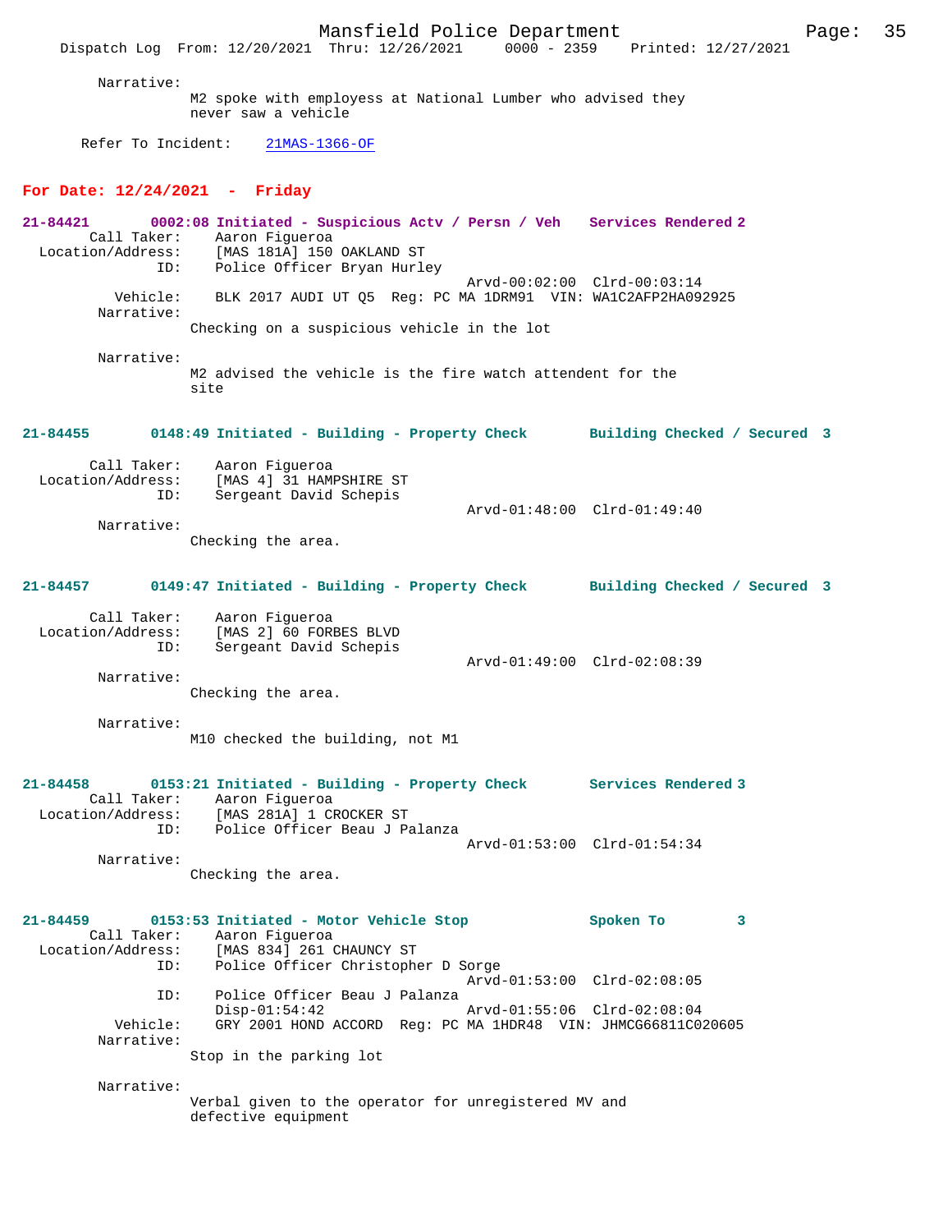Narrative:
M2 spoke with employess at National Lumber who advised they never saw a vehicle

Refer To Incident: 21MAS-1366-OF

**For Date: 12/24/2021 - Friday**

**21-84421 0002:08 Initiated - Suspicious Actv / Persn / Veh Services Rendered 2**

```
        Call Taker:    Aaron Figueroa
  Location/Address:    [MAS 181A] 150 OAKLAND ST
                ID:    Police Officer Bryan Hurley
                                          Arvd-00:02:00  Clrd-00:03:14
           Vehicle:    BLK 2017 AUDI UT Q5  Reg: PC MA 1DRM91  VIN: WA1C2AFP2HA092925
         Narrative:
                Checking on a suspicious vehicle in the lot

         Narrative:
                M2 advised the vehicle is the fire watch attendent for the
                site
```

**21-84455 0148:49 Initiated - Building - Property Check Building Checked / Secured 3**

```
        Call Taker:    Aaron Figueroa
  Location/Address:    [MAS 4] 31 HAMPSHIRE ST
                ID:    Sergeant David Schepis
                                          Arvd-01:48:00  Clrd-01:49:40
         Narrative:
                Checking the area.
```

**21-84457 0149:47 Initiated - Building - Property Check Building Checked / Secured 3**

```
        Call Taker:    Aaron Figueroa
  Location/Address:    [MAS 2] 60 FORBES BLVD
                ID:    Sergeant David Schepis
                                          Arvd-01:49:00  Clrd-02:08:39
         Narrative:
                Checking the area.

         Narrative:
                M10 checked the building, not M1
```

**21-84458 0153:21 Initiated - Building - Property Check Services Rendered 3**

```
        Call Taker:    Aaron Figueroa
  Location/Address:    [MAS 281A] 1 CROCKER ST
                ID:    Police Officer Beau J Palanza
                                          Arvd-01:53:00  Clrd-01:54:34
         Narrative:
                Checking the area.
```

**21-84459 0153:53 Initiated - Motor Vehicle Stop Spoken To 3**

```
        Call Taker:    Aaron Figueroa
  Location/Address:    [MAS 834] 261 CHAUNCY ST
                ID:    Police Officer Christopher D Sorge
                                          Arvd-01:53:00  Clrd-02:08:05
                ID:    Police Officer Beau J Palanza
                       Disp-01:54:42      Arvd-01:55:06  Clrd-02:08:04
           Vehicle:    GRY 2001 HOND ACCORD  Reg: PC MA 1HDR48  VIN: JHMCG66811C020605
         Narrative:
                Stop in the parking lot

         Narrative:
                Verbal given to the operator for unregistered MV and
                defective equipment
```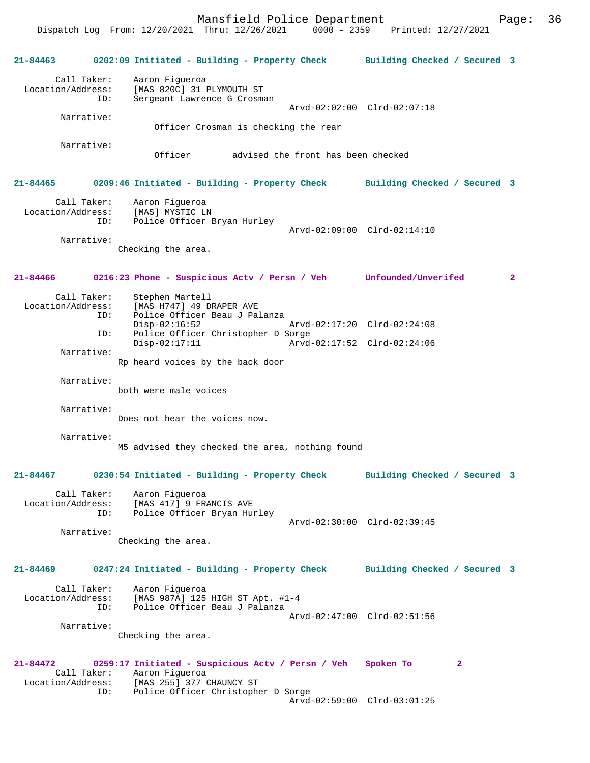**21-84463 0202:09 Initiated - Building - Property Check Building Checked / Secured 3**

Call Taker: Aaron Figueroa
Location/Address: [MAS 820C] 31 PLYMOUTH ST
ID: Sergeant Lawrence G Crosman
Arvd-02:02:00 Clrd-02:07:18

Narrative:
Officer Crosman is checking the rear

Narrative:
Officer advised the front has been checked

**21-84465 0209:46 Initiated - Building - Property Check Building Checked / Secured 3**

Call Taker: Aaron Figueroa
Location/Address: [MAS] MYSTIC LN
ID: Police Officer Bryan Hurley
Arvd-02:09:00 Clrd-02:14:10

Narrative:
Checking the area.

**21-84466 0216:23 Phone - Suspicious Actv / Persn / Veh Unfounded/Unverifed 2**

Call Taker: Stephen Martell
Location/Address: [MAS H747] 49 DRAPER AVE
ID: Police Officer Beau J Palanza
Disp-02:16:52 Arvd-02:17:20 Clrd-02:24:08
ID: Police Officer Christopher D Sorge
Disp-02:17:11 Arvd-02:17:52 Clrd-02:24:06

Narrative:
Rp heard voices by the back door

Narrative:
both were male voices

Narrative:
Does not hear the voices now.

Narrative:
M5 advised they checked the area, nothing found

**21-84467 0230:54 Initiated - Building - Property Check Building Checked / Secured 3**

Call Taker: Aaron Figueroa
Location/Address: [MAS 417] 9 FRANCIS AVE
ID: Police Officer Bryan Hurley
Arvd-02:30:00 Clrd-02:39:45

Narrative:
Checking the area.

**21-84469 0247:24 Initiated - Building - Property Check Building Checked / Secured 3**

Call Taker: Aaron Figueroa
Location/Address: [MAS 987A] 125 HIGH ST Apt. #1-4
ID: Police Officer Beau J Palanza
Arvd-02:47:00 Clrd-02:51:56

Narrative:
Checking the area.

**21-84472 0259:17 Initiated - Suspicious Actv / Persn / Veh Spoken To 2**

Call Taker: Aaron Figueroa
Location/Address: [MAS 255] 377 CHAUNCY ST
ID: Police Officer Christopher D Sorge
Arvd-02:59:00 Clrd-03:01:25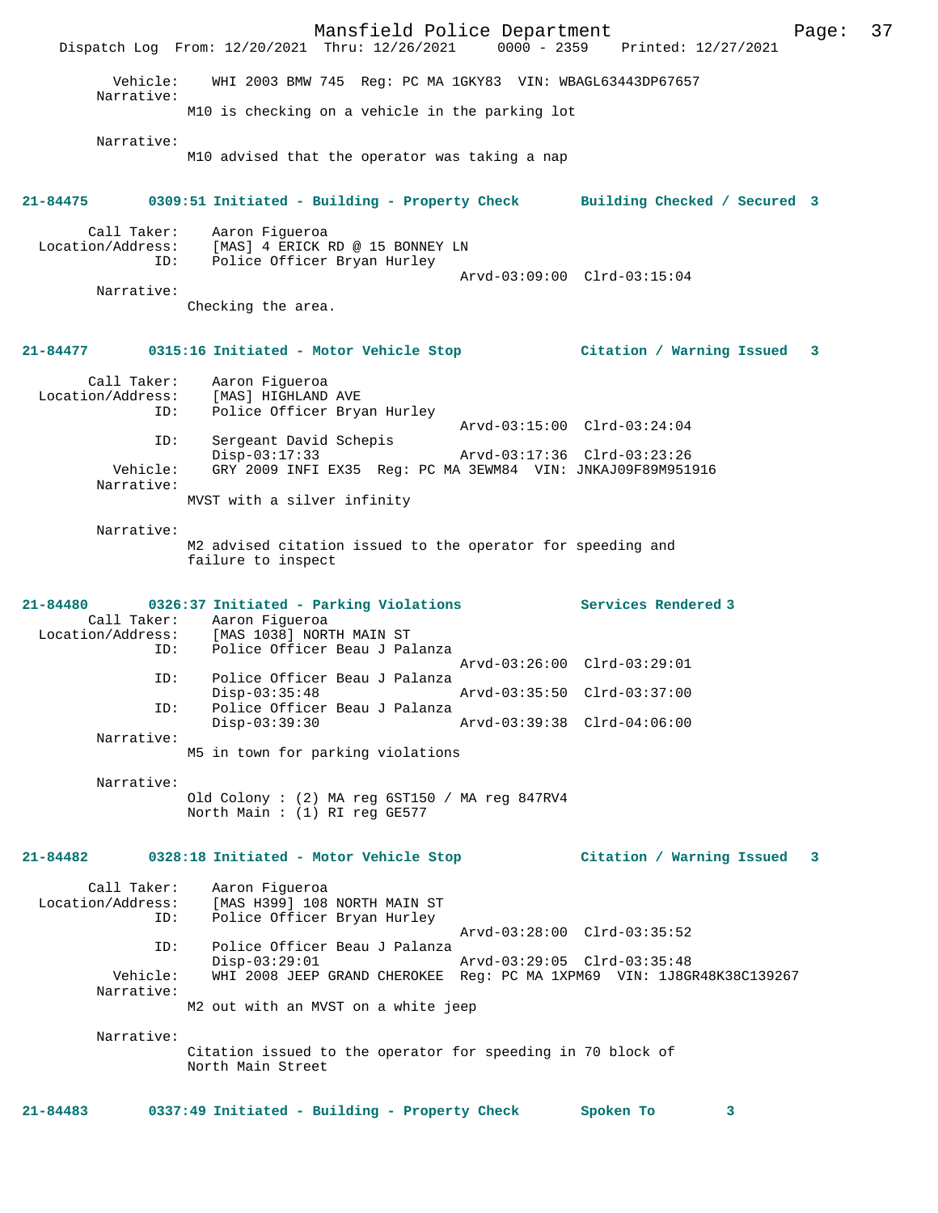Vehicle: WHI 2003 BMW 745 Reg: PC MA 1GKY83 VIN: WBAGL63443DP67657

Narrative:
M10 is checking on a vehicle in the parking lot

Narrative:
M10 advised that the operator was taking a nap

**21-84475 0309:51 Initiated - Building - Property Check Building Checked / Secured 3**

Call Taker: Aaron Figueroa
Location/Address: [MAS] 4 ERICK RD @ 15 BONNEY LN
ID: Police Officer Bryan Hurley
Arvd-03:09:00 Clrd-03:15:04

Narrative:
Checking the area.

**21-84477 0315:16 Initiated - Motor Vehicle Stop Citation / Warning Issued 3**

Call Taker: Aaron Figueroa
Location/Address: [MAS] HIGHLAND AVE
ID: Police Officer Bryan Hurley
Arvd-03:15:00 Clrd-03:24:04
ID: Sergeant David Schepis
Disp-03:17:33 Arvd-03:17:36 Clrd-03:23:26
Vehicle: GRY 2009 INFI EX35 Reg: PC MA 3EWM84 VIN: JNKAJ09F89M951916

Narrative:
MVST with a silver infinity

Narrative:
M2 advised citation issued to the operator for speeding and failure to inspect

**21-84480 0326:37 Initiated - Parking Violations Services Rendered 3**

Call Taker: Aaron Figueroa
Location/Address: [MAS 1038] NORTH MAIN ST
ID: Police Officer Beau J Palanza
Arvd-03:26:00 Clrd-03:29:01
ID: Police Officer Beau J Palanza
Disp-03:35:48 Arvd-03:35:50 Clrd-03:37:00
ID: Police Officer Beau J Palanza
Disp-03:39:30 Arvd-03:39:38 Clrd-04:06:00

Narrative:
M5 in town for parking violations

Narrative:
Old Colony : (2) MA reg 6ST150 / MA reg 847RV4
North Main : (1) RI reg GE577

**21-84482 0328:18 Initiated - Motor Vehicle Stop Citation / Warning Issued 3**

Call Taker: Aaron Figueroa
Location/Address: [MAS H399] 108 NORTH MAIN ST
ID: Police Officer Bryan Hurley
Arvd-03:28:00 Clrd-03:35:52
ID: Police Officer Beau J Palanza
Disp-03:29:01 Arvd-03:29:05 Clrd-03:35:48
Vehicle: WHI 2008 JEEP GRAND CHEROKEE Reg: PC MA 1XPM69 VIN: 1J8GR48K38C139267

Narrative:
M2 out with an MVST on a white jeep

Narrative:
Citation issued to the operator for speeding in 70 block of North Main Street

**21-84483 0337:49 Initiated - Building - Property Check Spoken To 3**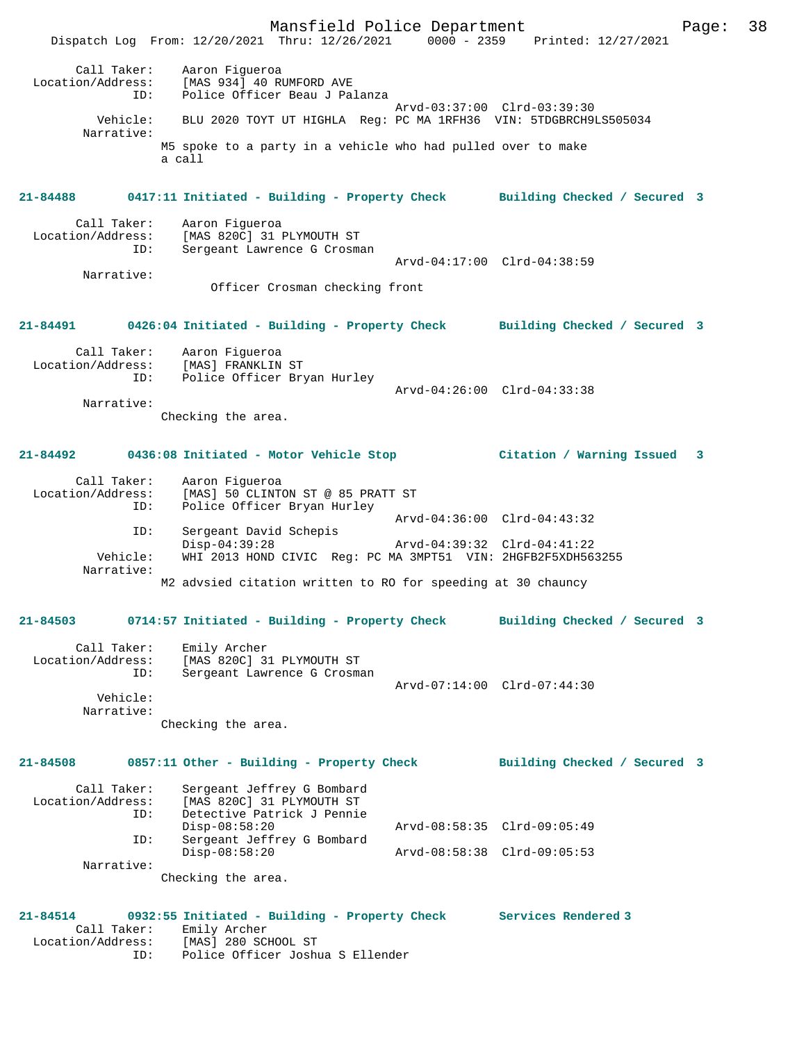Call Taker: Aaron Figueroa
Location/Address: [MAS 934] 40 RUMFORD AVE
ID: Police Officer Beau J Palanza
Arvd-03:37:00 Clrd-03:39:30
Vehicle: BLU 2020 TOYT UT HIGHLA Reg: PC MA 1RFH36 VIN: 5TDGBRCH9LS505034
Narrative:
M5 spoke to a party in a vehicle who had pulled over to make a call

**21-84488 0417:11 Initiated - Building - Property Check Building Checked / Secured 3**

Call Taker: Aaron Figueroa
Location/Address: [MAS 820C] 31 PLYMOUTH ST
ID: Sergeant Lawrence G Crosman
Arvd-04:17:00 Clrd-04:38:59
Narrative:
Officer Crosman checking front

**21-84491 0426:04 Initiated - Building - Property Check Building Checked / Secured 3**

Call Taker: Aaron Figueroa
Location/Address: [MAS] FRANKLIN ST
ID: Police Officer Bryan Hurley
Arvd-04:26:00 Clrd-04:33:38
Narrative:
Checking the area.

**21-84492 0436:08 Initiated - Motor Vehicle Stop Citation / Warning Issued 3**

Call Taker: Aaron Figueroa
Location/Address: [MAS] 50 CLINTON ST @ 85 PRATT ST
ID: Police Officer Bryan Hurley
Arvd-04:36:00 Clrd-04:43:32
ID: Sergeant David Schepis
Disp-04:39:28 Arvd-04:39:32 Clrd-04:41:22
Vehicle: WHI 2013 HOND CIVIC Reg: PC MA 3MPT51 VIN: 2HGFB2F5XDH563255
Narrative:
M2 advsied citation written to RO for speeding at 30 chauncy

**21-84503 0714:57 Initiated - Building - Property Check Building Checked / Secured 3**

Call Taker: Emily Archer
Location/Address: [MAS 820C] 31 PLYMOUTH ST
ID: Sergeant Lawrence G Crosman
Arvd-07:14:00 Clrd-07:44:30
Vehicle:
Narrative:
Checking the area.

**21-84508 0857:11 Other - Building - Property Check Building Checked / Secured 3**

Call Taker: Sergeant Jeffrey G Bombard
Location/Address: [MAS 820C] 31 PLYMOUTH ST
ID: Detective Patrick J Pennie
Disp-08:58:20 Arvd-08:58:35 Clrd-09:05:49
ID: Sergeant Jeffrey G Bombard
Disp-08:58:20 Arvd-08:58:38 Clrd-09:05:53
Narrative:
Checking the area.

**21-84514 0932:55 Initiated - Building - Property Check Services Rendered 3**

Call Taker: Emily Archer
Location/Address: [MAS] 280 SCHOOL ST
ID: Police Officer Joshua S Ellender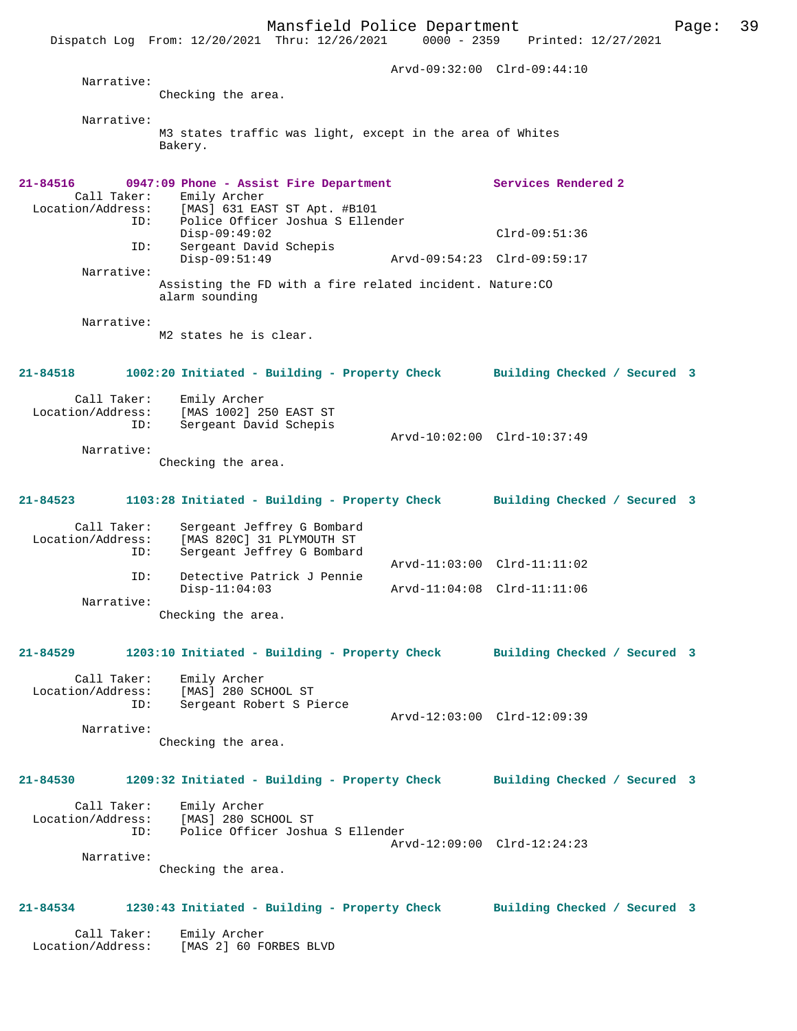Arvd-09:32:00 Clrd-09:44:10

Narrative:
Checking the area.

Narrative:
M3 states traffic was light, except in the area of Whites Bakery.

**21-84516 0947:09 Phone - Assist Fire Department Services Rendered 2**

Call Taker: Emily Archer
Location/Address: [MAS] 631 EAST ST Apt. #B101
ID: Police Officer Joshua S Ellender
Disp-09:49:02 Clrd-09:51:36
ID: Sergeant David Schepis
Disp-09:51:49 Arvd-09:54:23 Clrd-09:59:17

Narrative:
Assisting the FD with a fire related incident. Nature:CO alarm sounding

Narrative:
M2 states he is clear.

**21-84518 1002:20 Initiated - Building - Property Check Building Checked / Secured 3**

Call Taker: Emily Archer
Location/Address: [MAS 1002] 250 EAST ST
ID: Sergeant David Schepis
Arvd-10:02:00 Clrd-10:37:49

Narrative:
Checking the area.

**21-84523 1103:28 Initiated - Building - Property Check Building Checked / Secured 3**

Call Taker: Sergeant Jeffrey G Bombard
Location/Address: [MAS 820C] 31 PLYMOUTH ST
ID: Sergeant Jeffrey G Bombard
Arvd-11:03:00 Clrd-11:11:02
ID: Detective Patrick J Pennie
Disp-11:04:03 Arvd-11:04:08 Clrd-11:11:06

Narrative:
Checking the area.

**21-84529 1203:10 Initiated - Building - Property Check Building Checked / Secured 3**

Call Taker: Emily Archer
Location/Address: [MAS] 280 SCHOOL ST
ID: Sergeant Robert S Pierce
Arvd-12:03:00 Clrd-12:09:39

Narrative:
Checking the area.

**21-84530 1209:32 Initiated - Building - Property Check Building Checked / Secured 3**

Call Taker: Emily Archer
Location/Address: [MAS] 280 SCHOOL ST
ID: Police Officer Joshua S Ellender
Arvd-12:09:00 Clrd-12:24:23

Narrative:
Checking the area.

**21-84534 1230:43 Initiated - Building - Property Check Building Checked / Secured 3**

Call Taker: Emily Archer
Location/Address: [MAS 2] 60 FORBES BLVD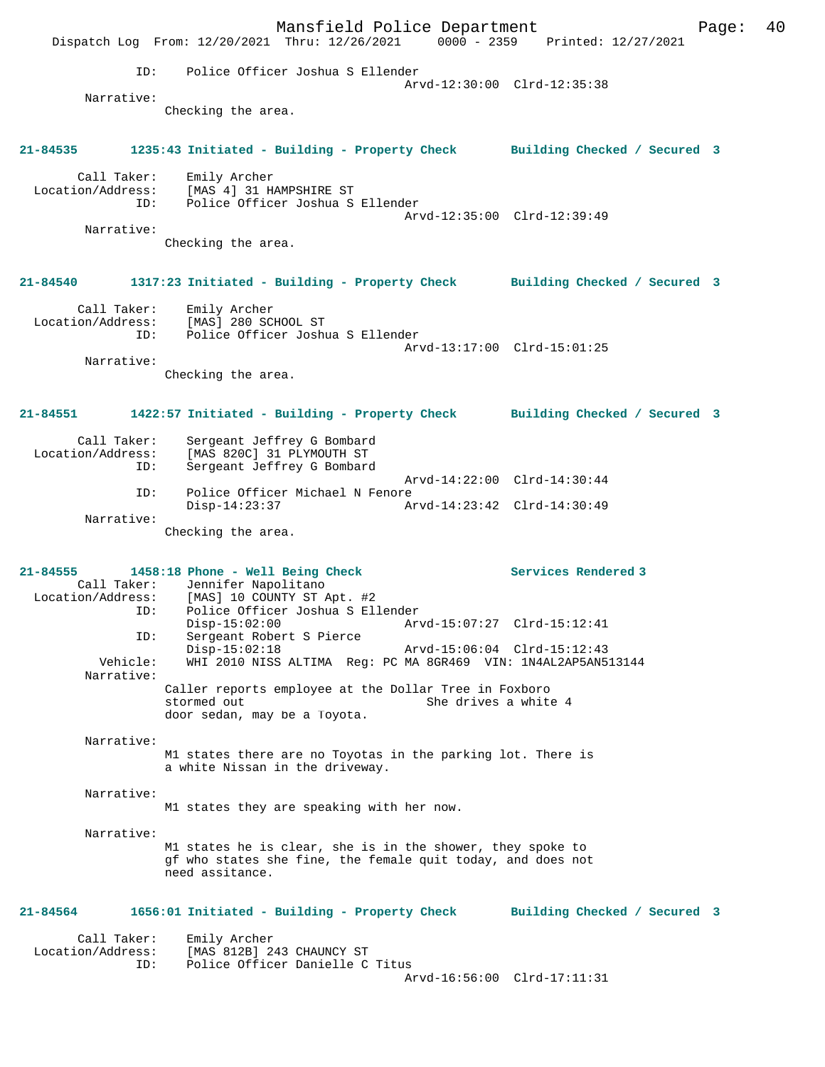ID: Police Officer Joshua S Ellender
Arvd-12:30:00 Clrd-12:35:38

Narrative:
Checking the area.

**21-84535 1235:43 Initiated - Building - Property Check — Building Checked / Secured 3**

Call Taker: Emily Archer
Location/Address: [MAS 4] 31 HAMPSHIRE ST
ID: Police Officer Joshua S Ellender
Arvd-12:35:00 Clrd-12:39:49

Narrative:
Checking the area.

**21-84540 1317:23 Initiated - Building - Property Check — Building Checked / Secured 3**

Call Taker: Emily Archer
Location/Address: [MAS] 280 SCHOOL ST
ID: Police Officer Joshua S Ellender
Arvd-13:17:00 Clrd-15:01:25

Narrative:
Checking the area.

**21-84551 1422:57 Initiated - Building - Property Check — Building Checked / Secured 3**

Call Taker: Sergeant Jeffrey G Bombard
Location/Address: [MAS 820C] 31 PLYMOUTH ST
ID: Sergeant Jeffrey G Bombard
Arvd-14:22:00 Clrd-14:30:44
ID: Police Officer Michael N Fenore
Disp-14:23:37 Arvd-14:23:42 Clrd-14:30:49

Narrative:
Checking the area.

**21-84555 1458:18 Phone - Well Being Check — Services Rendered 3**

Call Taker: Jennifer Napolitano
Location/Address: [MAS] 10 COUNTY ST Apt. #2
ID: Police Officer Joshua S Ellender
Disp-15:02:00 Arvd-15:07:27 Clrd-15:12:41
ID: Sergeant Robert S Pierce
Disp-15:02:18 Arvd-15:06:04 Clrd-15:12:43
Vehicle: WHI 2010 NISS ALTIMA Reg: PC MA 8GR469 VIN: 1N4AL2AP5AN513144

Narrative:
Caller reports employee at the Dollar Tree in Foxboro stormed out She drives a white 4 door sedan, may be a Toyota.

Narrative:
M1 states there are no Toyotas in the parking lot. There is a white Nissan in the driveway.

Narrative:
M1 states they are speaking with her now.

Narrative:
M1 states he is clear, she is in the shower, they spoke to gf who states she fine, the female quit today, and does not need assitance.

**21-84564 1656:01 Initiated - Building - Property Check — Building Checked / Secured 3**

Call Taker: Emily Archer
Location/Address: [MAS 812B] 243 CHAUNCY ST
ID: Police Officer Danielle C Titus
Arvd-16:56:00 Clrd-17:11:31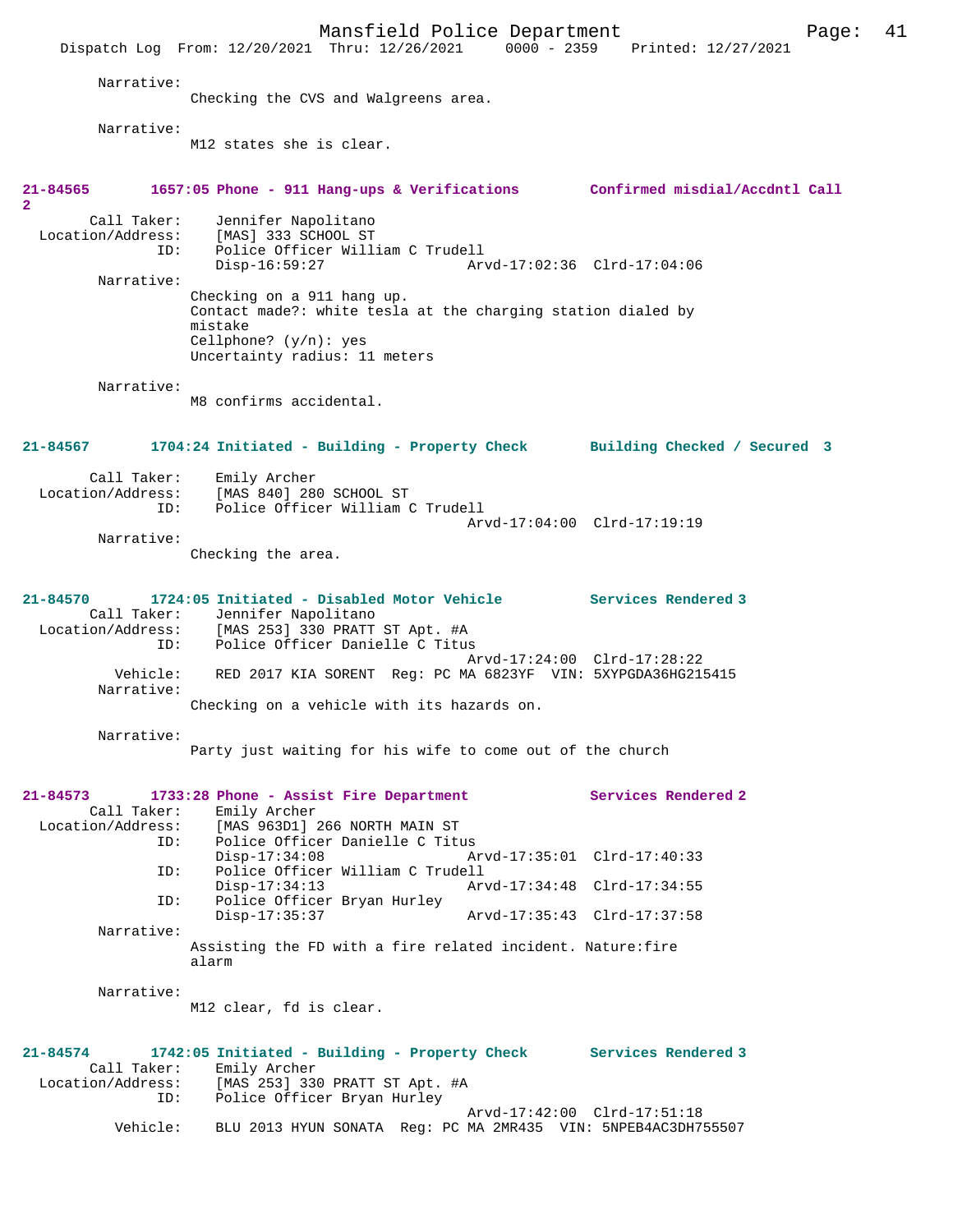Narrative:
Checking the CVS and Walgreens area.

Narrative:
M12 states she is clear.

**21-84565 1657:05 Phone - 911 Hang-ups & Verifications Confirmed misdial/Accdntl Call 2**

Call Taker: Jennifer Napolitano
Location/Address: [MAS] 333 SCHOOL ST
ID: Police Officer William C Trudell
Disp-16:59:27 Arvd-17:02:36 Clrd-17:04:06

Narrative:
Checking on a 911 hang up.
Contact made?: white tesla at the charging station dialed by mistake
Cellphone? (y/n): yes
Uncertainty radius: 11 meters

Narrative:
M8 confirms accidental.

**21-84567 1704:24 Initiated - Building - Property Check Building Checked / Secured 3**

Call Taker: Emily Archer
Location/Address: [MAS 840] 280 SCHOOL ST
ID: Police Officer William C Trudell
Arvd-17:04:00 Clrd-17:19:19

Narrative:
Checking the area.

**21-84570 1724:05 Initiated - Disabled Motor Vehicle Services Rendered 3**

Call Taker: Jennifer Napolitano
Location/Address: [MAS 253] 330 PRATT ST Apt. #A
ID: Police Officer Danielle C Titus
Arvd-17:24:00 Clrd-17:28:22
Vehicle: RED 2017 KIA SORENT Reg: PC MA 6823YF VIN: 5XYPGDA36HG215415

Narrative:
Checking on a vehicle with its hazards on.

Narrative:
Party just waiting for his wife to come out of the church

**21-84573 1733:28 Phone - Assist Fire Department Services Rendered 2**

Call Taker: Emily Archer
Location/Address: [MAS 963D1] 266 NORTH MAIN ST
ID: Police Officer Danielle C Titus
Disp-17:34:08 Arvd-17:35:01 Clrd-17:40:33
ID: Police Officer William C Trudell
Disp-17:34:13 Arvd-17:34:48 Clrd-17:34:55
ID: Police Officer Bryan Hurley
Disp-17:35:37 Arvd-17:35:43 Clrd-17:37:58

Narrative:
Assisting the FD with a fire related incident. Nature:fire alarm

Narrative:
M12 clear, fd is clear.

**21-84574 1742:05 Initiated - Building - Property Check Services Rendered 3**

Call Taker: Emily Archer
Location/Address: [MAS 253] 330 PRATT ST Apt. #A
ID: Police Officer Bryan Hurley
Arvd-17:42:00 Clrd-17:51:18
Vehicle: BLU 2013 HYUN SONATA Reg: PC MA 2MR435 VIN: 5NPEB4AC3DH755507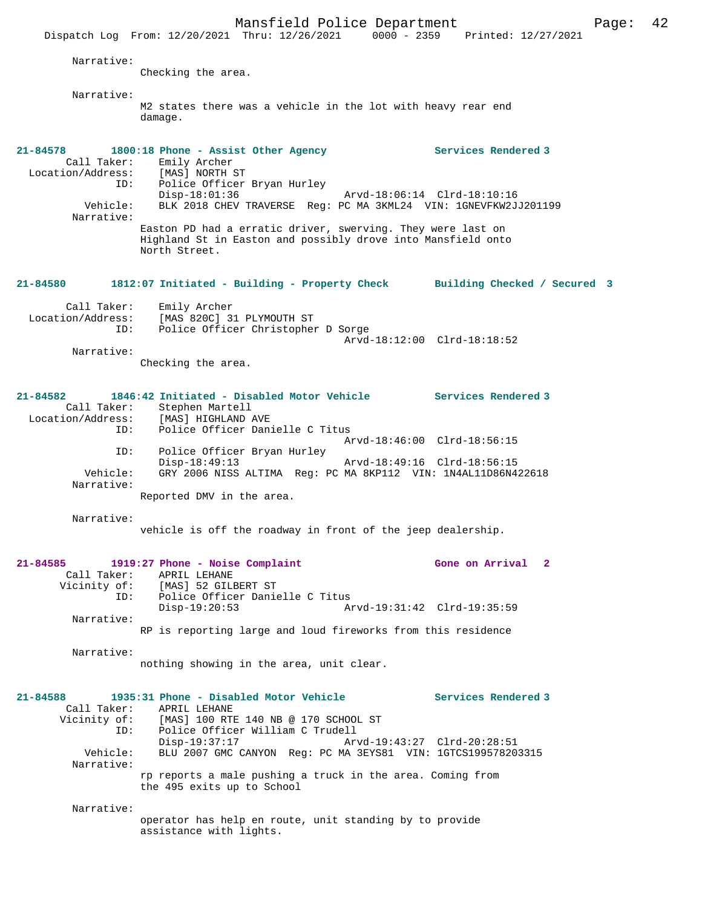Narrative:
Checking the area.

Narrative:
M2 states there was a vehicle in the lot with heavy rear end damage.

**21-84578 1800:18 Phone - Assist Other Agency — Services Rendered 3**

Call Taker: Emily Archer
Location/Address: [MAS] NORTH ST
ID: Police Officer Bryan Hurley
Disp-18:01:36 Arvd-18:06:14 Clrd-18:10:16
Vehicle: BLK 2018 CHEV TRAVERSE Reg: PC MA 3KML24 VIN: 1GNEVFKW2JJ201199
Narrative:
Easton PD had a erratic driver, swerving. They were last on Highland St in Easton and possibly drove into Mansfield onto North Street.

**21-84580 1812:07 Initiated - Building - Property Check — Building Checked / Secured 3**

Call Taker: Emily Archer
Location/Address: [MAS 820C] 31 PLYMOUTH ST
ID: Police Officer Christopher D Sorge
Arvd-18:12:00 Clrd-18:18:52
Narrative:
Checking the area.

**21-84582 1846:42 Initiated - Disabled Motor Vehicle — Services Rendered 3**

Call Taker: Stephen Martell
Location/Address: [MAS] HIGHLAND AVE
ID: Police Officer Danielle C Titus
Arvd-18:46:00 Clrd-18:56:15
ID: Police Officer Bryan Hurley
Disp-18:49:13 Arvd-18:49:16 Clrd-18:56:15
Vehicle: GRY 2006 NISS ALTIMA Reg: PC MA 8KP112 VIN: 1N4AL11D86N422618
Narrative:
Reported DMV in the area.

Narrative:
vehicle is off the roadway in front of the jeep dealership.

**21-84585 1919:27 Phone - Noise Complaint — Gone on Arrival 2**

Call Taker: APRIL LEHANE
Vicinity of: [MAS] 52 GILBERT ST
ID: Police Officer Danielle C Titus
Disp-19:20:53 Arvd-19:31:42 Clrd-19:35:59
Narrative:
RP is reporting large and loud fireworks from this residence

Narrative:
nothing showing in the area, unit clear.

**21-84588 1935:31 Phone - Disabled Motor Vehicle — Services Rendered 3**

Call Taker: APRIL LEHANE
Vicinity of: [MAS] 100 RTE 140 NB @ 170 SCHOOL ST
ID: Police Officer William C Trudell
Disp-19:37:17 Arvd-19:43:27 Clrd-20:28:51
Vehicle: BLU 2007 GMC CANYON Reg: PC MA 3EYS81 VIN: 1GTCS199578203315
Narrative:
rp reports a male pushing a truck in the area. Coming from the 495 exits up to School

Narrative:
operator has help en route, unit standing by to provide assistance with lights.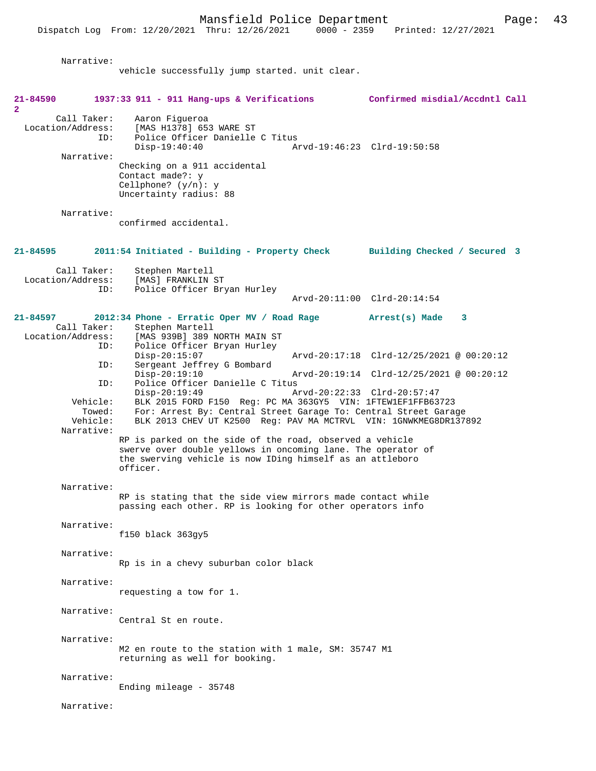Narrative:
vehicle successfully jump started. unit clear.

**21-84590 1937:33 911 - 911 Hang-ups & Verifications Confirmed misdial/Accdntl Call 2**

Call Taker: Aaron Figueroa
Location/Address: [MAS H1378] 653 WARE ST
ID: Police Officer Danielle C Titus
Disp-19:40:40 Arvd-19:46:23 Clrd-19:50:58

Narrative:
Checking on a 911 accidental
Contact made?: y
Cellphone? (y/n): y
Uncertainty radius: 88

Narrative:
confirmed accidental.

**21-84595 2011:54 Initiated - Building - Property Check Building Checked / Secured 3**

Call Taker: Stephen Martell
Location/Address: [MAS] FRANKLIN ST
ID: Police Officer Bryan Hurley
Arvd-20:11:00 Clrd-20:14:54

**21-84597 2012:34 Phone - Erratic Oper MV / Road Rage Arrest(s) Made 3**

Call Taker: Stephen Martell
Location/Address: [MAS 939B] 389 NORTH MAIN ST
ID: Police Officer Bryan Hurley
Disp-20:15:07 Arvd-20:17:18 Clrd-12/25/2021 @ 00:20:12
ID: Sergeant Jeffrey G Bombard
Disp-20:19:10 Arvd-20:19:14 Clrd-12/25/2021 @ 00:20:12
ID: Police Officer Danielle C Titus
Disp-20:19:49 Arvd-20:22:33 Clrd-20:57:47
Vehicle: BLK 2015 FORD F150 Reg: PC MA 363GY5 VIN: 1FTEW1EF1FFB63723
Towed: For: Arrest By: Central Street Garage To: Central Street Garage
Vehicle: BLK 2013 CHEV UT K2500 Reg: PAV MA MCTRVL VIN: 1GNWKMEG8DR137892

Narrative:
RP is parked on the side of the road, observed a vehicle swerve over double yellows in oncoming lane. The operator of the swerving vehicle is now IDing himself as an attleboro officer.

Narrative:
RP is stating that the side view mirrors made contact while passing each other. RP is looking for other operators info

Narrative:
f150 black 363gy5

Narrative:
Rp is in a chevy suburban color black

Narrative:
requesting a tow for 1.

Narrative:
Central St en route.

Narrative:
M2 en route to the station with 1 male, SM: 35747 M1 returning as well for booking.

Narrative:
Ending mileage - 35748

Narrative: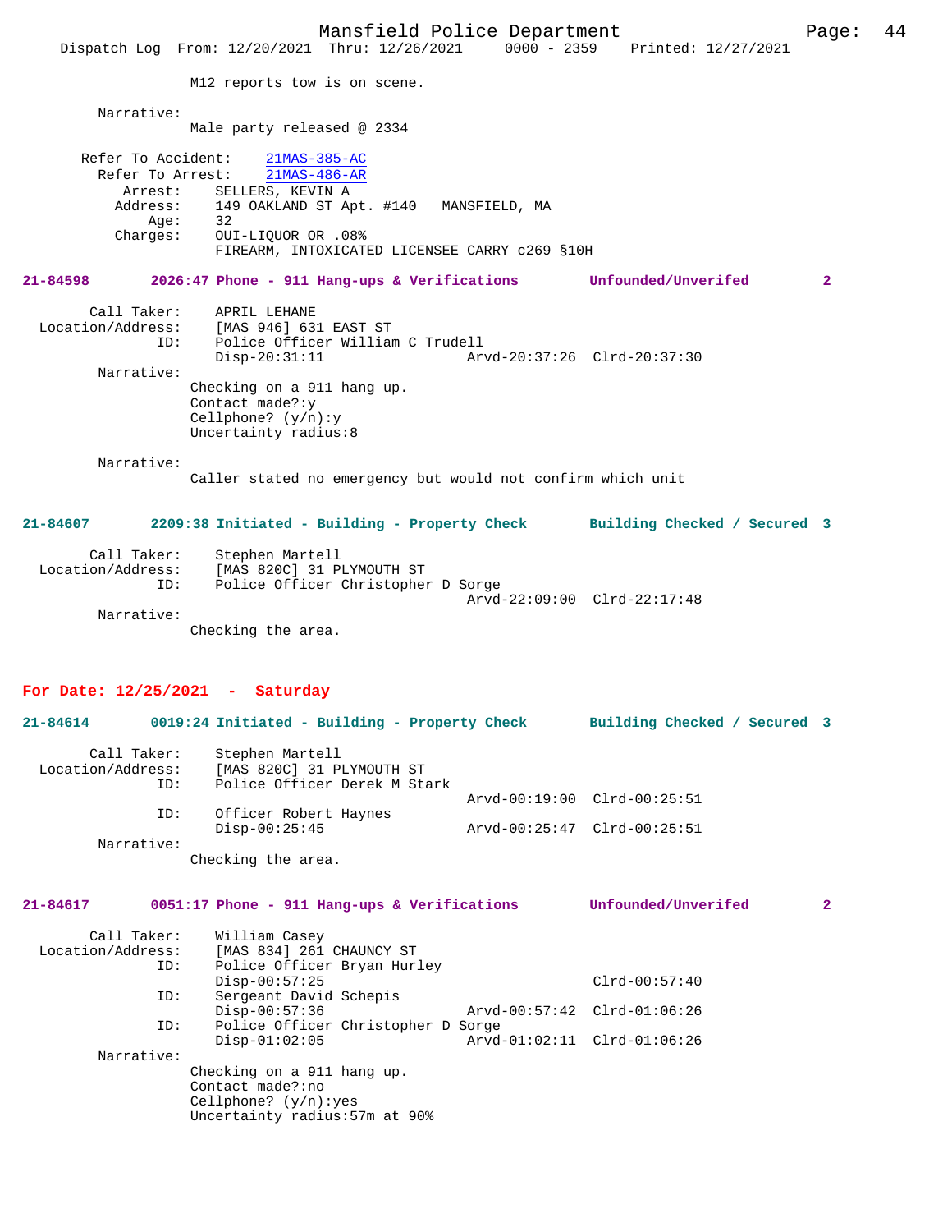M12 reports tow is on scene.

Narrative:
Male party released @ 2334

Refer To Accident: 21MAS-385-AC
Refer To Arrest: 21MAS-486-AR
Arrest: SELLERS, KEVIN A
Address: 149 OAKLAND ST Apt. #140 MANSFIELD, MA
Age: 32
Charges: OUI-LIQUOR OR .08%
FIREARM, INTOXICATED LICENSEE CARRY c269 §10H

**21-84598 2026:47 Phone - 911 Hang-ups & Verifications Unfounded/Unverifed 2**

Call Taker: APRIL LEHANE
Location/Address: [MAS 946] 631 EAST ST
ID: Police Officer William C Trudell
Disp-20:31:11 Arvd-20:37:26 Clrd-20:37:30

Narrative:
Checking on a 911 hang up.
Contact made?:y
Cellphone? (y/n):y
Uncertainty radius:8

Narrative:
Caller stated no emergency but would not confirm which unit

**21-84607 2209:38 Initiated - Building - Property Check Building Checked / Secured 3**

Call Taker: Stephen Martell
Location/Address: [MAS 820C] 31 PLYMOUTH ST
ID: Police Officer Christopher D Sorge
Arvd-22:09:00 Clrd-22:17:48

Narrative:
Checking the area.

## For Date: 12/25/2021 - Saturday

**21-84614 0019:24 Initiated - Building - Property Check Building Checked / Secured 3**

Call Taker: Stephen Martell
Location/Address: [MAS 820C] 31 PLYMOUTH ST
ID: Police Officer Derek M Stark
Arvd-00:19:00 Clrd-00:25:51
ID: Officer Robert Haynes
Disp-00:25:45 Arvd-00:25:47 Clrd-00:25:51

Narrative:
Checking the area.

**21-84617 0051:17 Phone - 911 Hang-ups & Verifications Unfounded/Unverifed 2**

Call Taker: William Casey
Location/Address: [MAS 834] 261 CHAUNCY ST
ID: Police Officer Bryan Hurley
Disp-00:57:25 Clrd-00:57:40
ID: Sergeant David Schepis
Disp-00:57:36 Arvd-00:57:42 Clrd-01:06:26
ID: Police Officer Christopher D Sorge
Disp-01:02:05 Arvd-01:02:11 Clrd-01:06:26

Narrative:
Checking on a 911 hang up.
Contact made?:no
Cellphone? (y/n):yes
Uncertainty radius:57m at 90%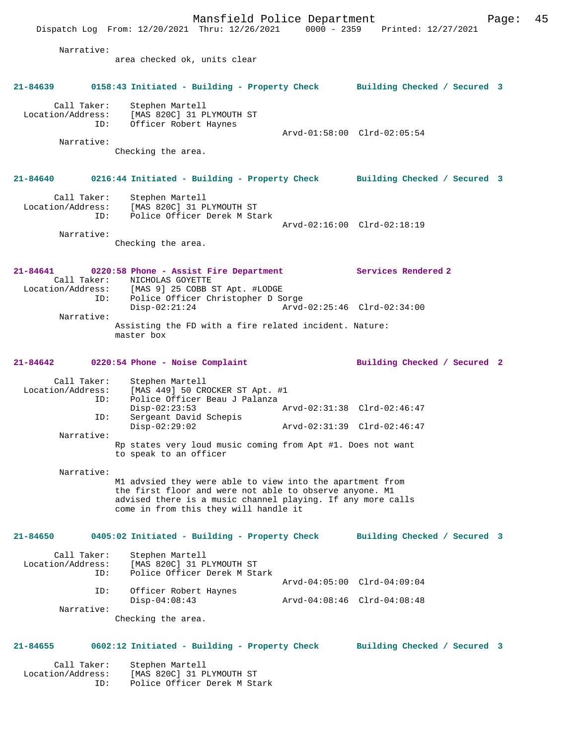Narrative:
area checked ok, units clear

**21-84639 0158:43 Initiated - Building - Property Check Building Checked / Secured 3**

Call Taker: Stephen Martell
Location/Address: [MAS 820C] 31 PLYMOUTH ST
ID: Officer Robert Haynes
Arvd-01:58:00 Clrd-02:05:54
Narrative:
Checking the area.

**21-84640 0216:44 Initiated - Building - Property Check Building Checked / Secured 3**

Call Taker: Stephen Martell
Location/Address: [MAS 820C] 31 PLYMOUTH ST
ID: Police Officer Derek M Stark
Arvd-02:16:00 Clrd-02:18:19
Narrative:
Checking the area.

**21-84641 0220:58 Phone - Assist Fire Department Services Rendered 2**

Call Taker: NICHOLAS GOYETTE
Location/Address: [MAS 9] 25 COBB ST Apt. #LODGE
ID: Police Officer Christopher D Sorge
Disp-02:21:24 Arvd-02:25:46 Clrd-02:34:00
Narrative:
Assisting the FD with a fire related incident. Nature: master box

**21-84642 0220:54 Phone - Noise Complaint Building Checked / Secured 2**

Call Taker: Stephen Martell
Location/Address: [MAS 449] 50 CROCKER ST Apt. #1
ID: Police Officer Beau J Palanza
Disp-02:23:53 Arvd-02:31:38 Clrd-02:46:47
ID: Sergeant David Schepis
Disp-02:29:02 Arvd-02:31:39 Clrd-02:46:47
Narrative:
Rp states very loud music coming from Apt #1. Does not want to speak to an officer

Narrative:
M1 advsied they were able to view into the apartment from the first floor and were not able to observe anyone. M1 advised there is a music channel playing. If any more calls come in from this they will handle it

**21-84650 0405:02 Initiated - Building - Property Check Building Checked / Secured 3**

Call Taker: Stephen Martell
Location/Address: [MAS 820C] 31 PLYMOUTH ST
ID: Police Officer Derek M Stark
Arvd-04:05:00 Clrd-04:09:04
ID: Officer Robert Haynes
Disp-04:08:43 Arvd-04:08:46 Clrd-04:08:48
Narrative:
Checking the area.

**21-84655 0602:12 Initiated - Building - Property Check Building Checked / Secured 3**

Call Taker: Stephen Martell
Location/Address: [MAS 820C] 31 PLYMOUTH ST
ID: Police Officer Derek M Stark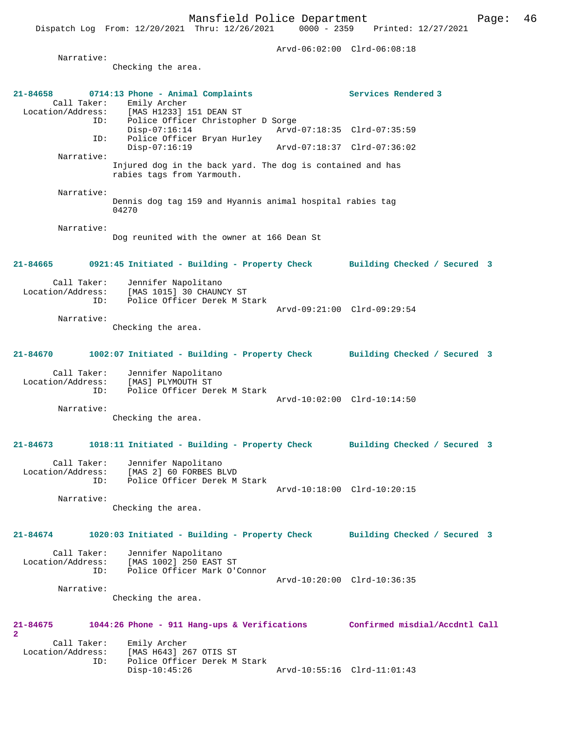Arvd-06:02:00 Clrd-06:08:18

Narrative:
Checking the area.

**21-84658 0714:13 Phone - Animal Complaints — Services Rendered 3**

Call Taker: Emily Archer
Location/Address: [MAS H1233] 151 DEAN ST
ID: Police Officer Christopher D Sorge
Disp-07:16:14 Arvd-07:18:35 Clrd-07:35:59
ID: Police Officer Bryan Hurley
Disp-07:16:19 Arvd-07:18:37 Clrd-07:36:02

Narrative:
Injured dog in the back yard. The dog is contained and has rabies tags from Yarmouth.

Narrative:
Dennis dog tag 159 and Hyannis animal hospital rabies tag 04270

Narrative:
Dog reunited with the owner at 166 Dean St

**21-84665 0921:45 Initiated - Building - Property Check — Building Checked / Secured 3**

Call Taker: Jennifer Napolitano
Location/Address: [MAS 1015] 30 CHAUNCY ST
ID: Police Officer Derek M Stark
Arvd-09:21:00 Clrd-09:29:54

Narrative:
Checking the area.

**21-84670 1002:07 Initiated - Building - Property Check — Building Checked / Secured 3**

Call Taker: Jennifer Napolitano
Location/Address: [MAS] PLYMOUTH ST
ID: Police Officer Derek M Stark
Arvd-10:02:00 Clrd-10:14:50

Narrative:
Checking the area.

**21-84673 1018:11 Initiated - Building - Property Check — Building Checked / Secured 3**

Call Taker: Jennifer Napolitano
Location/Address: [MAS 2] 60 FORBES BLVD
ID: Police Officer Derek M Stark
Arvd-10:18:00 Clrd-10:20:15

Narrative:
Checking the area.

**21-84674 1020:03 Initiated - Building - Property Check — Building Checked / Secured 3**

Call Taker: Jennifer Napolitano
Location/Address: [MAS 1002] 250 EAST ST
ID: Police Officer Mark O'Connor
Arvd-10:20:00 Clrd-10:36:35

Narrative:
Checking the area.

**21-84675 1044:26 Phone - 911 Hang-ups & Verifications — Confirmed misdial/Accdntl Call 2**

Call Taker: Emily Archer
Location/Address: [MAS H643] 267 OTIS ST
ID: Police Officer Derek M Stark
Disp-10:45:26 Arvd-10:55:16 Clrd-11:01:43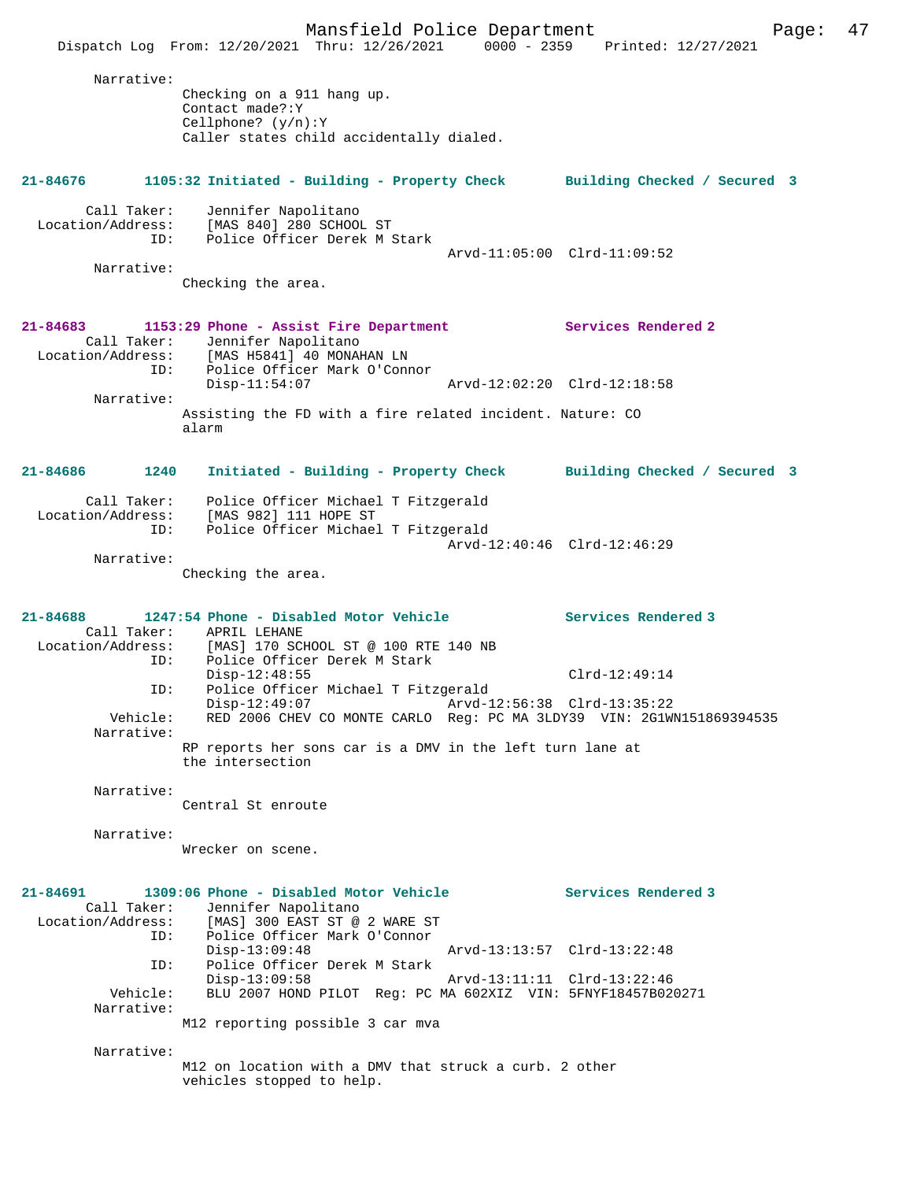Narrative:
Checking on a 911 hang up.
Contact made?:Y
Cellphone? (y/n):Y
Caller states child accidentally dialed.

**21-84676 1105:32 Initiated - Building - Property Check Building Checked / Secured 3**

Call Taker: Jennifer Napolitano
Location/Address: [MAS 840] 280 SCHOOL ST
ID: Police Officer Derek M Stark
Arvd-11:05:00 Clrd-11:09:52
Narrative:
Checking the area.

**21-84683 1153:29 Phone - Assist Fire Department Services Rendered 2**

Call Taker: Jennifer Napolitano
Location/Address: [MAS H5841] 40 MONAHAN LN
ID: Police Officer Mark O'Connor
Disp-11:54:07 Arvd-12:02:20 Clrd-12:18:58
Narrative:
Assisting the FD with a fire related incident. Nature: CO alarm

**21-84686 1240 Initiated - Building - Property Check Building Checked / Secured 3**

Call Taker: Police Officer Michael T Fitzgerald
Location/Address: [MAS 982] 111 HOPE ST
ID: Police Officer Michael T Fitzgerald
Arvd-12:40:46 Clrd-12:46:29
Narrative:
Checking the area.

**21-84688 1247:54 Phone - Disabled Motor Vehicle Services Rendered 3**

Call Taker: APRIL LEHANE
Location/Address: [MAS] 170 SCHOOL ST @ 100 RTE 140 NB
ID: Police Officer Derek M Stark
Disp-12:48:55 Clrd-12:49:14
ID: Police Officer Michael T Fitzgerald
Disp-12:49:07 Arvd-12:56:38 Clrd-13:35:22
Vehicle: RED 2006 CHEV CO MONTE CARLO Reg: PC MA 3LDY39 VIN: 2G1WN151869394535
Narrative:
RP reports her sons car is a DMV in the left turn lane at the intersection

Narrative:
Central St enroute

Narrative:
Wrecker on scene.

**21-84691 1309:06 Phone - Disabled Motor Vehicle Services Rendered 3**

Call Taker: Jennifer Napolitano
Location/Address: [MAS] 300 EAST ST @ 2 WARE ST
ID: Police Officer Mark O'Connor
Disp-13:09:48 Arvd-13:13:57 Clrd-13:22:48
ID: Police Officer Derek M Stark
Disp-13:09:58 Arvd-13:11:11 Clrd-13:22:46
Vehicle: BLU 2007 HOND PILOT Reg: PC MA 602XIZ VIN: 5FNYF18457B020271
Narrative:
M12 reporting possible 3 car mva

Narrative:
M12 on location with a DMV that struck a curb. 2 other vehicles stopped to help.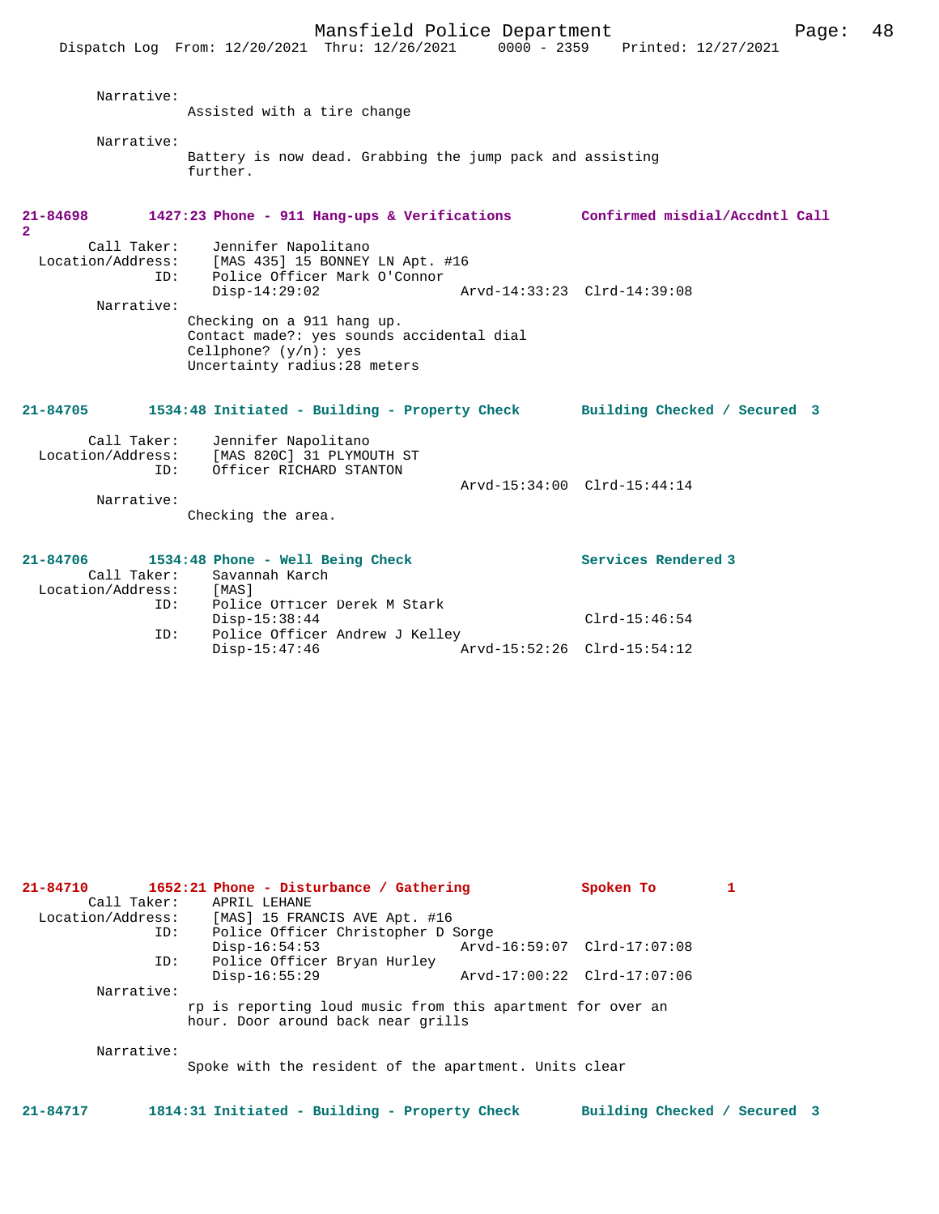Narrative:
Assisted with a tire change

Narrative:
Battery is now dead. Grabbing the jump pack and assisting further.

**21-84698 1427:23 Phone - 911 Hang-ups & Verifications Confirmed misdial/Accdntl Call 2**

Call Taker: Jennifer Napolitano
Location/Address: [MAS 435] 15 BONNEY LN Apt. #16
ID: Police Officer Mark O'Connor
Disp-14:29:02 Arvd-14:33:23 Clrd-14:39:08
Narrative:
Checking on a 911 hang up.
Contact made?: yes sounds accidental dial
Cellphone? (y/n): yes
Uncertainty radius:28 meters

**21-84705 1534:48 Initiated - Building - Property Check Building Checked / Secured 3**

Call Taker: Jennifer Napolitano
Location/Address: [MAS 820C] 31 PLYMOUTH ST
ID: Officer RICHARD STANTON
Arvd-15:34:00 Clrd-15:44:14
Narrative:
Checking the area.

**21-84706 1534:48 Phone - Well Being Check Services Rendered 3**

Call Taker: Savannah Karch
Location/Address: [MAS]
ID: Police Officer Derek M Stark
Disp-15:38:44 Clrd-15:46:54
ID: Police Officer Andrew J Kelley
Disp-15:47:46 Arvd-15:52:26 Clrd-15:54:12

**21-84710 1652:21 Phone - Disturbance / Gathering Spoken To 1**

Call Taker: APRIL LEHANE
Location/Address: [MAS] 15 FRANCIS AVE Apt. #16
ID: Police Officer Christopher D Sorge
Disp-16:54:53 Arvd-16:59:07 Clrd-17:07:08
ID: Police Officer Bryan Hurley
Disp-16:55:29 Arvd-17:00:22 Clrd-17:07:06
Narrative:
rp is reporting loud music from this apartment for over an hour. Door around back near grills

Narrative:
Spoke with the resident of the apartment. Units clear

**21-84717 1814:31 Initiated - Building - Property Check Building Checked / Secured 3**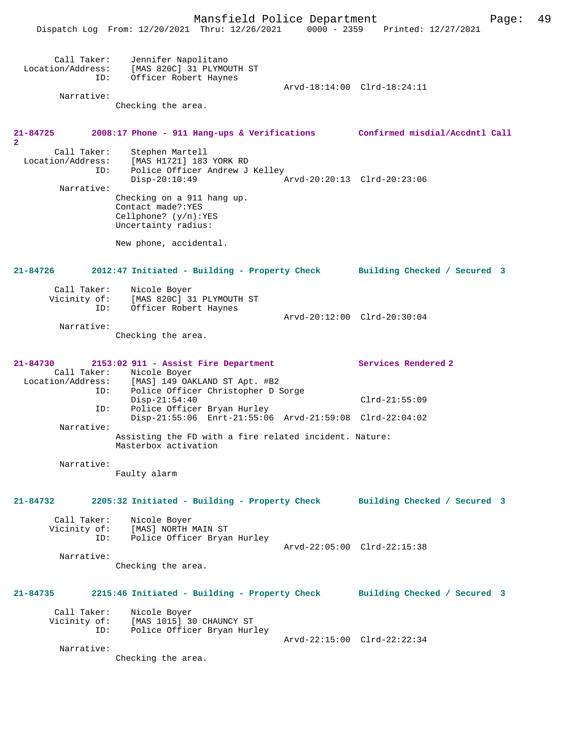```
        Call Taker:    Jennifer Napolitano
  Location/Address:    [MAS 820C] 31 PLYMOUTH ST
                ID:    Officer Robert Haynes
                                                  Arvd-18:14:00  Clrd-18:24:11
         Narrative:
                Checking the area.


21-84725       2008:17 Phone - 911 Hang-ups & Verifications        Confirmed misdial/Accdntl Call
2
        Call Taker:    Stephen Martell
  Location/Address:    [MAS H1721] 183 YORK RD
                ID:    Police Officer Andrew J Kelley
                       Disp-20:10:49              Arvd-20:20:13  Clrd-20:23:06
         Narrative:
                Checking on a 911 hang up.
                Contact made?:YES
                Cellphone? (y/n):YES
                Uncertainty radius:

                New phone, accidental.


21-84726       2012:47 Initiated - Building - Property Check       Building Checked / Secured  3

        Call Taker:    Nicole Boyer
       Vicinity of:    [MAS 820C] 31 PLYMOUTH ST
                ID:    Officer Robert Haynes
                                                  Arvd-20:12:00  Clrd-20:30:04
         Narrative:
                Checking the area.


21-84730       2153:02 911 - Assist Fire Department                Services Rendered 2
        Call Taker:    Nicole Boyer
  Location/Address:    [MAS] 149 OAKLAND ST Apt. #B2
                ID:    Police Officer Christopher D Sorge
                       Disp-21:54:40                             Clrd-21:55:09
                ID:    Police Officer Bryan Hurley
                       Disp-21:55:06  Enrt-21:55:06  Arvd-21:59:08  Clrd-22:04:02
         Narrative:
                Assisting the FD with a fire related incident. Nature:
                Masterbox activation

         Narrative:
                Faulty alarm


21-84732       2205:32 Initiated - Building - Property Check       Building Checked / Secured  3

        Call Taker:    Nicole Boyer
       Vicinity of:    [MAS] NORTH MAIN ST
                ID:    Police Officer Bryan Hurley
                                                  Arvd-22:05:00  Clrd-22:15:38
         Narrative:
                Checking the area.


21-84735       2215:46 Initiated - Building - Property Check       Building Checked / Secured  3

        Call Taker:    Nicole Boyer
       Vicinity of:    [MAS 1015] 30 CHAUNCY ST
                ID:    Police Officer Bryan Hurley
                                                  Arvd-22:15:00  Clrd-22:22:34
         Narrative:
                Checking the area.
```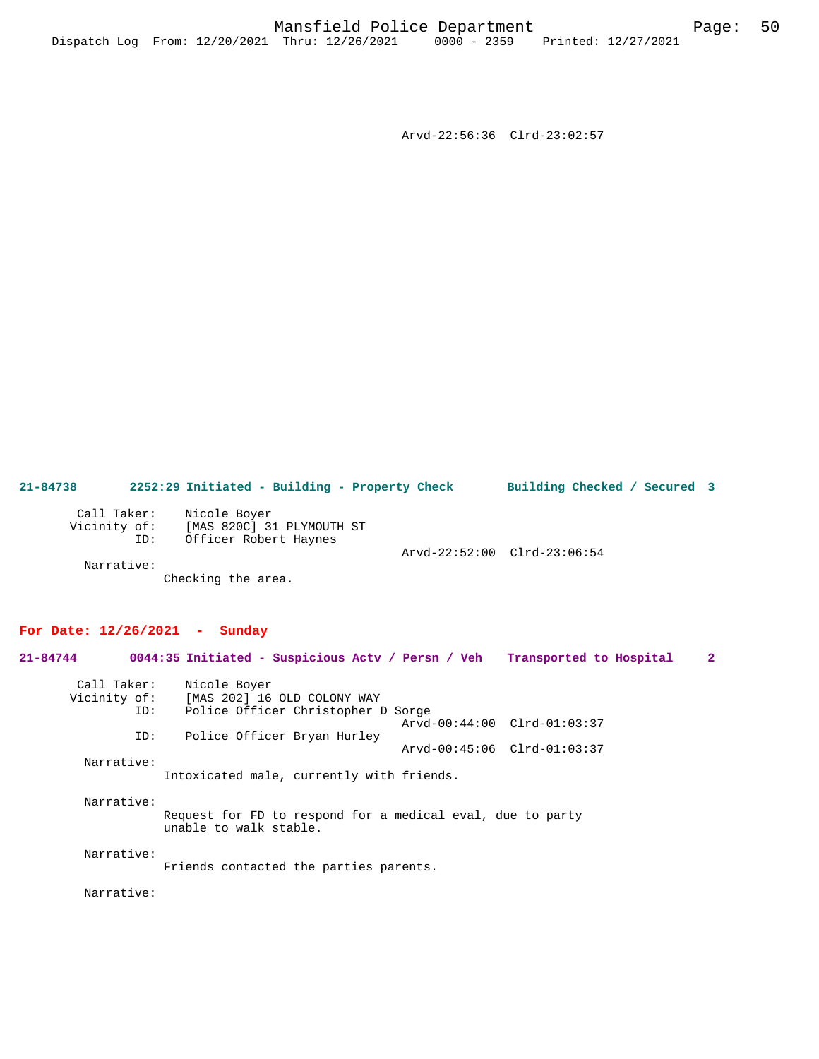Arvd-22:56:36 Clrd-23:02:57

**21-84738 2252:29 Initiated - Building - Property Check Building Checked / Secured 3**

Call Taker: Nicole Boyer
Vicinity of: [MAS 820C] 31 PLYMOUTH ST
ID: Officer Robert Haynes
Arvd-22:52:00 Clrd-23:06:54

Narrative:
Checking the area.

## For Date: 12/26/2021 - Sunday

**21-84744 0044:35 Initiated - Suspicious Actv / Persn / Veh Transported to Hospital 2**

Call Taker: Nicole Boyer
Vicinity of: [MAS 202] 16 OLD COLONY WAY
ID: Police Officer Christopher D Sorge
Arvd-00:44:00 Clrd-01:03:37
ID: Police Officer Bryan Hurley
Arvd-00:45:06 Clrd-01:03:37

Narrative:
Intoxicated male, currently with friends.

Narrative:
Request for FD to respond for a medical eval, due to party unable to walk stable.

Narrative:
Friends contacted the parties parents.

Narrative: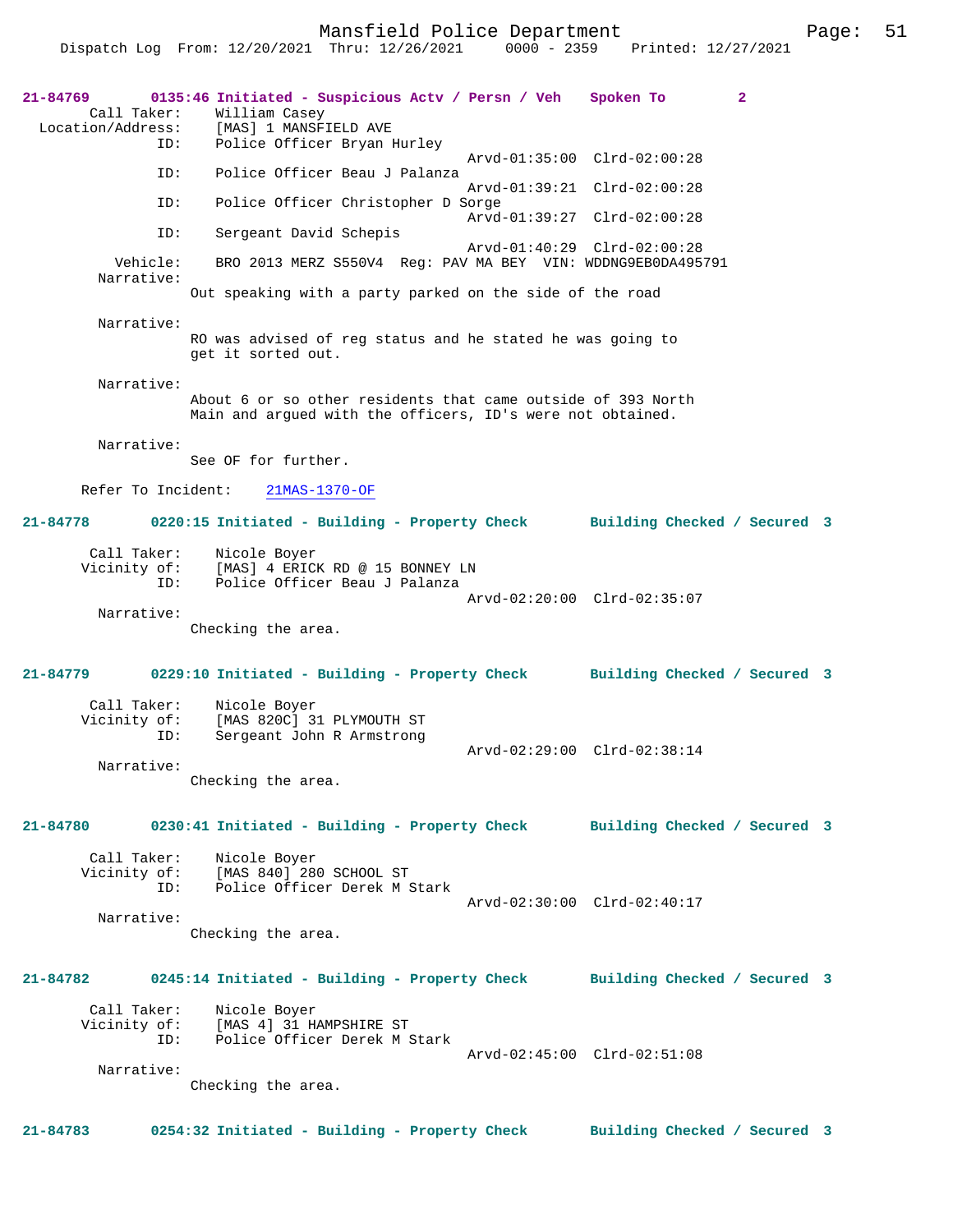**21-84769** 0135:46 Initiated - Suspicious Actv / Persn / Veh Spoken To 2

```
        Call Taker:    William Casey
  Location/Address:    [MAS] 1 MANSFIELD AVE
                ID:    Police Officer Bryan Hurley
                                              Arvd-01:35:00  Clrd-02:00:28
                ID:    Police Officer Beau J Palanza
                                              Arvd-01:39:21  Clrd-02:00:28
                ID:    Police Officer Christopher D Sorge
                                              Arvd-01:39:27  Clrd-02:00:28
                ID:    Sergeant David Schepis
                                              Arvd-01:40:29  Clrd-02:00:28
           Vehicle:    BRO 2013 MERZ S550V4  Reg: PAV MA BEY  VIN: WDDNG9EB0DA495791
         Narrative:
                    Out speaking with a party parked on the side of the road

         Narrative:
                    RO was advised of reg status and he stated he was going to
                    get it sorted out.

         Narrative:
                    About 6 or so other residents that came outside of 393 North
                    Main and argued with the officers, ID's were not obtained.

         Narrative:
                    See OF for further.

      Refer To Incident:    21MAS-1370-OF
```

**21-84778** 0220:15 Initiated - Building - Property Check Building Checked / Secured 3

```
        Call Taker:    Nicole Boyer
       Vicinity of:    [MAS] 4 ERICK RD @ 15 BONNEY LN
                ID:    Police Officer Beau J Palanza
                                              Arvd-02:20:00  Clrd-02:35:07
         Narrative:
                    Checking the area.
```

**21-84779** 0229:10 Initiated - Building - Property Check Building Checked / Secured 3

```
        Call Taker:    Nicole Boyer
       Vicinity of:    [MAS 820C] 31 PLYMOUTH ST
                ID:    Sergeant John R Armstrong
                                              Arvd-02:29:00  Clrd-02:38:14
         Narrative:
                    Checking the area.
```

**21-84780** 0230:41 Initiated - Building - Property Check Building Checked / Secured 3

```
        Call Taker:    Nicole Boyer
       Vicinity of:    [MAS 840] 280 SCHOOL ST
                ID:    Police Officer Derek M Stark
                                              Arvd-02:30:00  Clrd-02:40:17
         Narrative:
                    Checking the area.
```

**21-84782** 0245:14 Initiated - Building - Property Check Building Checked / Secured 3

```
        Call Taker:    Nicole Boyer
       Vicinity of:    [MAS 4] 31 HAMPSHIRE ST
                ID:    Police Officer Derek M Stark
                                              Arvd-02:45:00  Clrd-02:51:08
         Narrative:
                    Checking the area.
```

**21-84783** 0254:32 Initiated - Building - Property Check Building Checked / Secured 3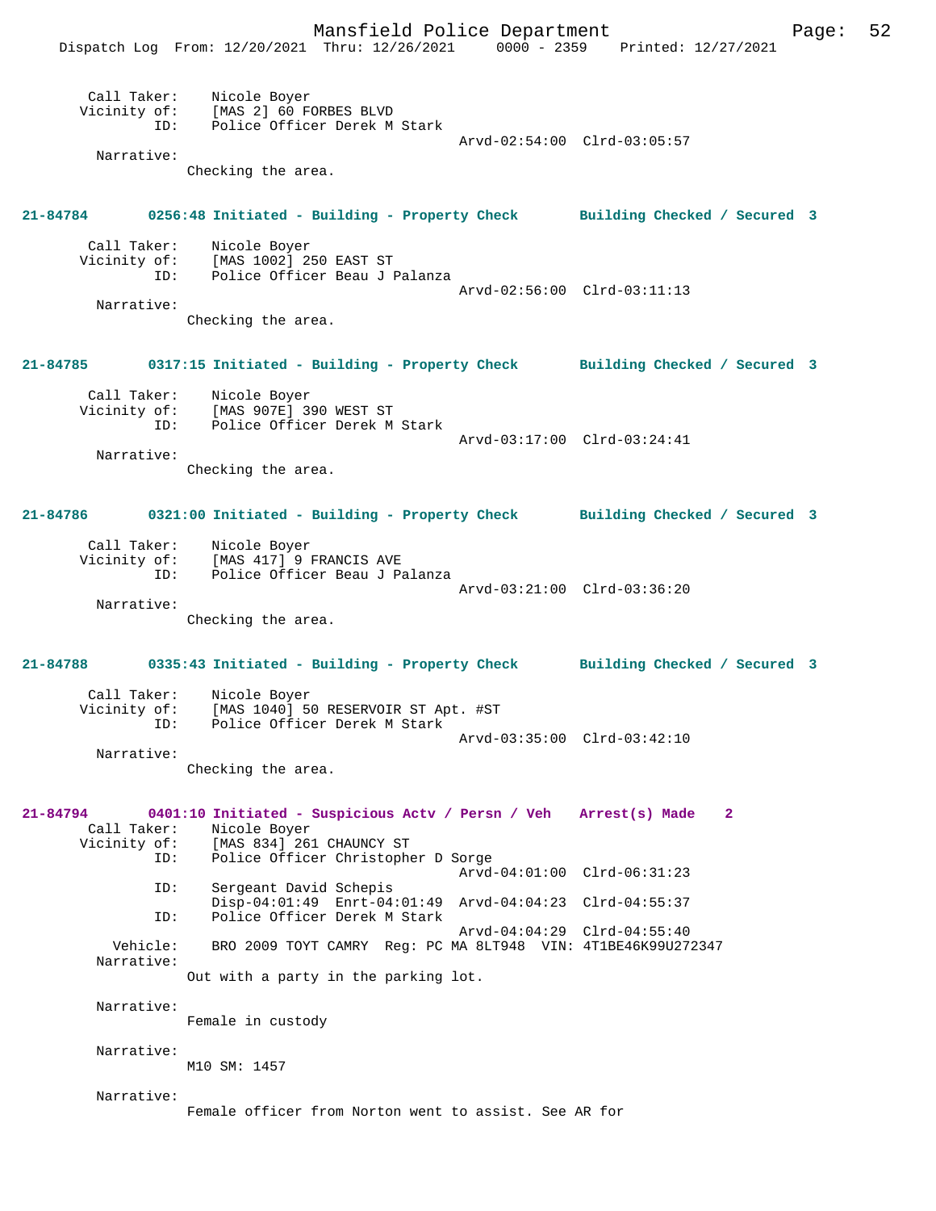Call Taker: Nicole Boyer
Vicinity of: [MAS 2] 60 FORBES BLVD
ID: Police Officer Derek M Stark
Arvd-02:54:00 Clrd-03:05:57
Narrative:
Checking the area.

**21-84784 0256:48 Initiated - Building - Property Check Building Checked / Secured 3**

Call Taker: Nicole Boyer
Vicinity of: [MAS 1002] 250 EAST ST
ID: Police Officer Beau J Palanza
Arvd-02:56:00 Clrd-03:11:13
Narrative:
Checking the area.

**21-84785 0317:15 Initiated - Building - Property Check Building Checked / Secured 3**

Call Taker: Nicole Boyer
Vicinity of: [MAS 907E] 390 WEST ST
ID: Police Officer Derek M Stark
Arvd-03:17:00 Clrd-03:24:41
Narrative:
Checking the area.

**21-84786 0321:00 Initiated - Building - Property Check Building Checked / Secured 3**

Call Taker: Nicole Boyer
Vicinity of: [MAS 417] 9 FRANCIS AVE
ID: Police Officer Beau J Palanza
Arvd-03:21:00 Clrd-03:36:20
Narrative:
Checking the area.

**21-84788 0335:43 Initiated - Building - Property Check Building Checked / Secured 3**

Call Taker: Nicole Boyer
Vicinity of: [MAS 1040] 50 RESERVOIR ST Apt. #ST
ID: Police Officer Derek M Stark
Arvd-03:35:00 Clrd-03:42:10
Narrative:
Checking the area.

**21-84794 0401:10 Initiated - Suspicious Actv / Persn / Veh Arrest(s) Made 2**

Call Taker: Nicole Boyer
Vicinity of: [MAS 834] 261 CHAUNCY ST
ID: Police Officer Christopher D Sorge
Arvd-04:01:00 Clrd-06:31:23
ID: Sergeant David Schepis
Disp-04:01:49 Enrt-04:01:49 Arvd-04:04:23 Clrd-04:55:37
ID: Police Officer Derek M Stark
Arvd-04:04:29 Clrd-04:55:40
Vehicle: BRO 2009 TOYT CAMRY Reg: PC MA 8LT948 VIN: 4T1BE46K99U272347
Narrative:
Out with a party in the parking lot.

Narrative:
Female in custody

Narrative:
M10 SM: 1457

Narrative:
Female officer from Norton went to assist. See AR for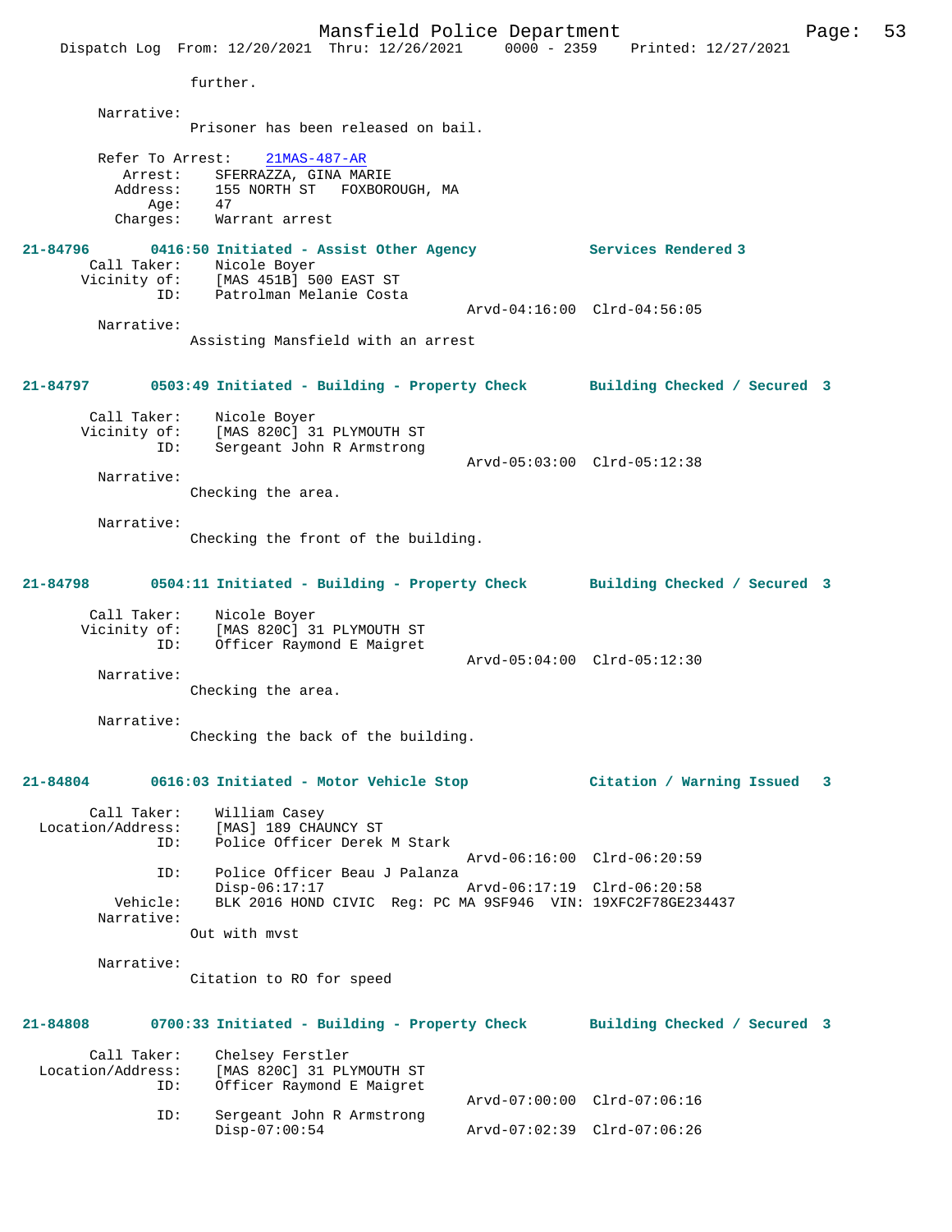further.

Narrative:
Prisoner has been released on bail.

Refer To Arrest: 21MAS-487-AR
Arrest: SFERRAZZA, GINA MARIE
Address: 155 NORTH ST FOXBOROUGH, MA
Age: 47
Charges: Warrant arrest

**21-84796 0416:50 Initiated - Assist Other Agency Services Rendered 3**

Call Taker: Nicole Boyer
Vicinity of: [MAS 451B] 500 EAST ST
ID: Patrolman Melanie Costa
Arvd-04:16:00 Clrd-04:56:05

Narrative:
Assisting Mansfield with an arrest

**21-84797 0503:49 Initiated - Building - Property Check Building Checked / Secured 3**

Call Taker: Nicole Boyer
Vicinity of: [MAS 820C] 31 PLYMOUTH ST
ID: Sergeant John R Armstrong
Arvd-05:03:00 Clrd-05:12:38

Narrative:
Checking the area.

Narrative:
Checking the front of the building.

**21-84798 0504:11 Initiated - Building - Property Check Building Checked / Secured 3**

Call Taker: Nicole Boyer
Vicinity of: [MAS 820C] 31 PLYMOUTH ST
ID: Officer Raymond E Maigret
Arvd-05:04:00 Clrd-05:12:30

Narrative:
Checking the area.

Narrative:
Checking the back of the building.

**21-84804 0616:03 Initiated - Motor Vehicle Stop Citation / Warning Issued 3**

Call Taker: William Casey
Location/Address: [MAS] 189 CHAUNCY ST
ID: Police Officer Derek M Stark
Arvd-06:16:00 Clrd-06:20:59
ID: Police Officer Beau J Palanza
Disp-06:17:17 Arvd-06:17:19 Clrd-06:20:58
Vehicle: BLK 2016 HOND CIVIC Reg: PC MA 9SF946 VIN: 19XFC2F78GE234437

Narrative:
Out with mvst

Narrative:
Citation to RO for speed

**21-84808 0700:33 Initiated - Building - Property Check Building Checked / Secured 3**

Call Taker: Chelsey Ferstler
Location/Address: [MAS 820C] 31 PLYMOUTH ST
ID: Officer Raymond E Maigret
Arvd-07:00:00 Clrd-07:06:16
ID: Sergeant John R Armstrong
Disp-07:00:54 Arvd-07:02:39 Clrd-07:06:26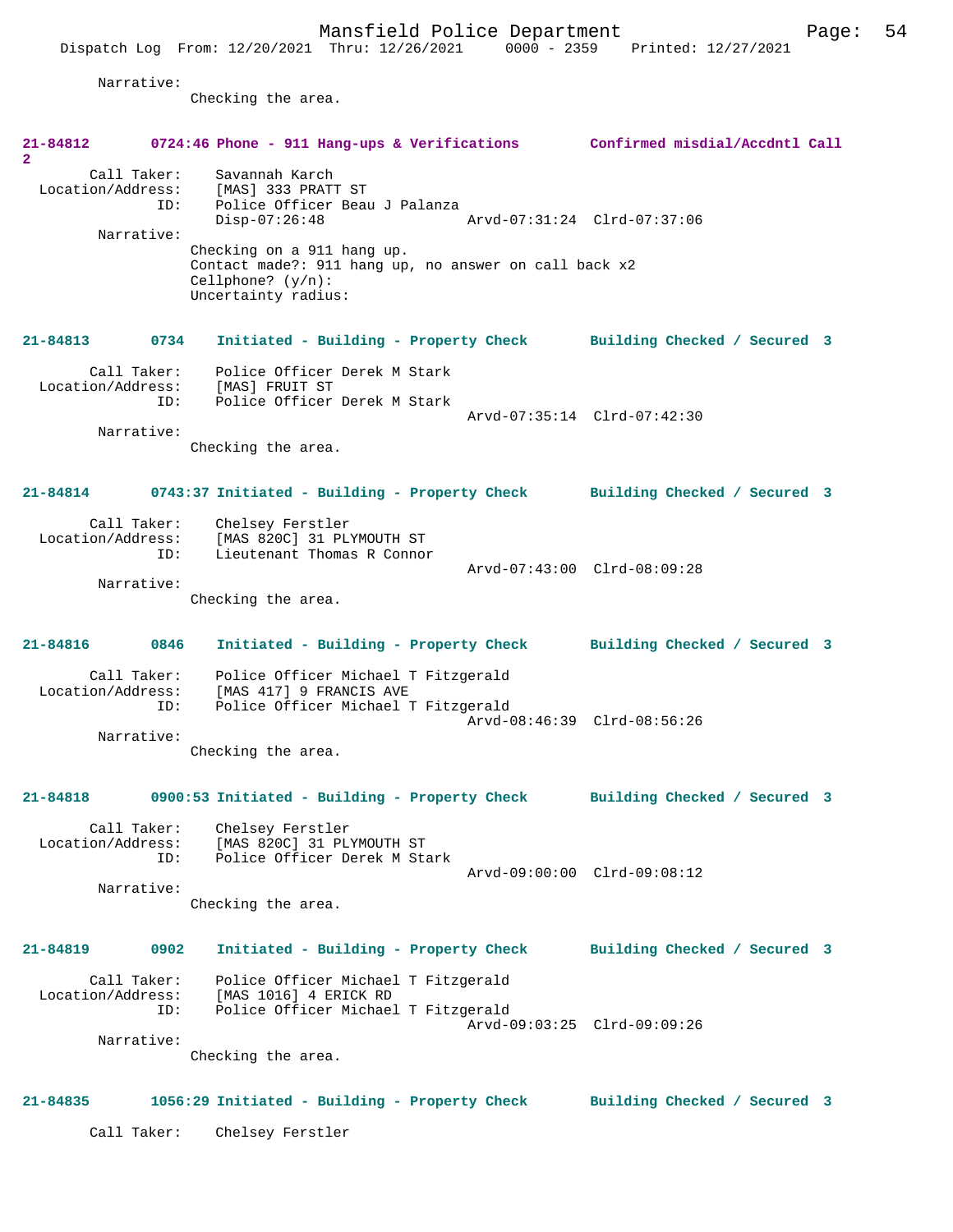Narrative:
Checking the area.

**21-84812 0724:46 Phone - 911 Hang-ups & Verifications Confirmed misdial/Accdntl Call 2**

Call Taker: Savannah Karch
Location/Address: [MAS] 333 PRATT ST
ID: Police Officer Beau J Palanza
Disp-07:26:48 Arvd-07:31:24 Clrd-07:37:06

Narrative:
Checking on a 911 hang up.
Contact made?: 911 hang up, no answer on call back x2
Cellphone? (y/n):
Uncertainty radius:

**21-84813 0734 Initiated - Building - Property Check Building Checked / Secured 3**

Call Taker: Police Officer Derek M Stark
Location/Address: [MAS] FRUIT ST
ID: Police Officer Derek M Stark
Arvd-07:35:14 Clrd-07:42:30

Narrative:
Checking the area.

**21-84814 0743:37 Initiated - Building - Property Check Building Checked / Secured 3**

Call Taker: Chelsey Ferstler
Location/Address: [MAS 820C] 31 PLYMOUTH ST
ID: Lieutenant Thomas R Connor
Arvd-07:43:00 Clrd-08:09:28

Narrative:
Checking the area.

**21-84816 0846 Initiated - Building - Property Check Building Checked / Secured 3**

Call Taker: Police Officer Michael T Fitzgerald
Location/Address: [MAS 417] 9 FRANCIS AVE
ID: Police Officer Michael T Fitzgerald
Arvd-08:46:39 Clrd-08:56:26

Narrative:
Checking the area.

**21-84818 0900:53 Initiated - Building - Property Check Building Checked / Secured 3**

Call Taker: Chelsey Ferstler
Location/Address: [MAS 820C] 31 PLYMOUTH ST
ID: Police Officer Derek M Stark
Arvd-09:00:00 Clrd-09:08:12

Narrative:
Checking the area.

**21-84819 0902 Initiated - Building - Property Check Building Checked / Secured 3**

Call Taker: Police Officer Michael T Fitzgerald
Location/Address: [MAS 1016] 4 ERICK RD
ID: Police Officer Michael T Fitzgerald
Arvd-09:03:25 Clrd-09:09:26

Narrative:
Checking the area.

**21-84835 1056:29 Initiated - Building - Property Check Building Checked / Secured 3**

Call Taker: Chelsey Ferstler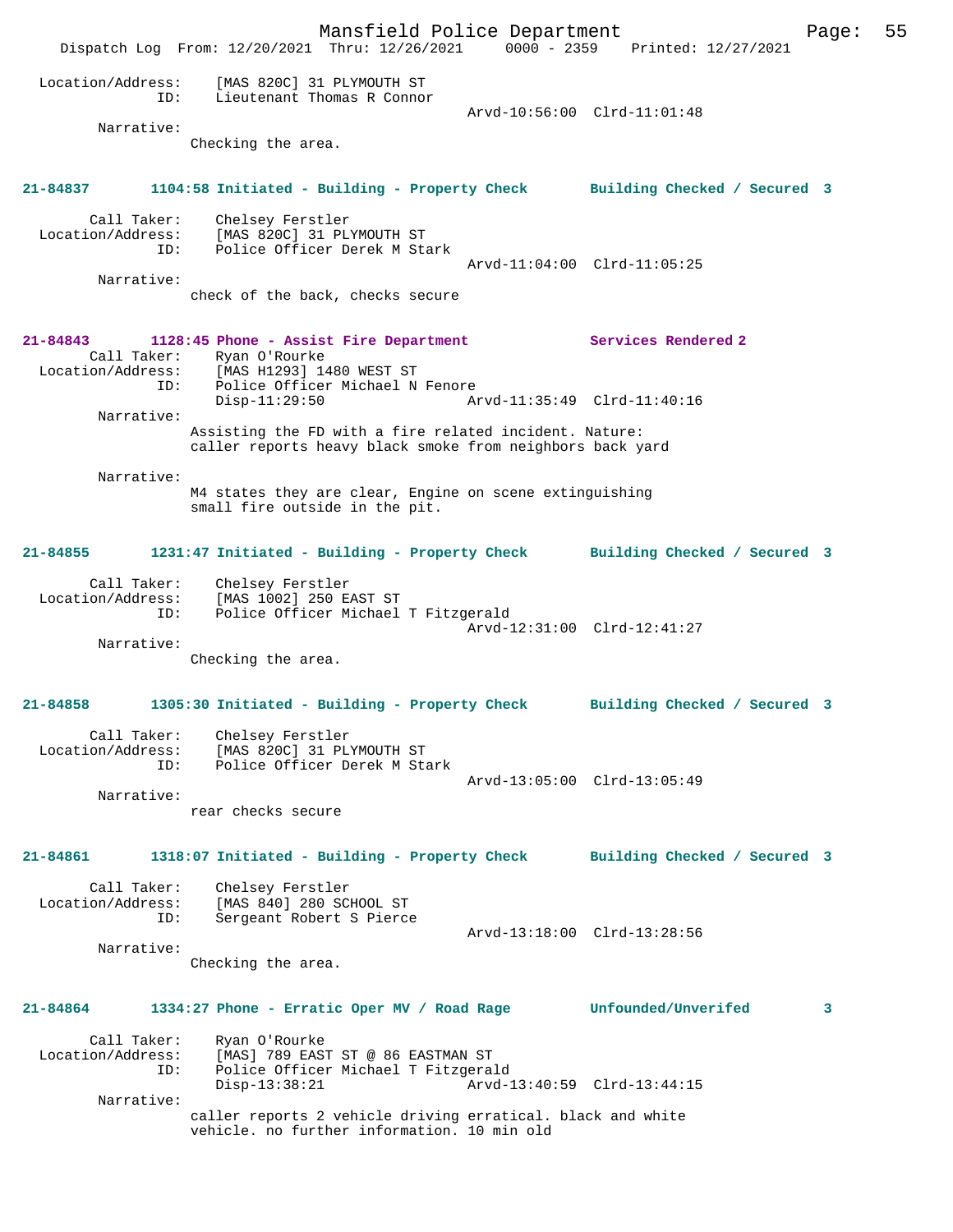```
 Location/Address:    [MAS 820C] 31 PLYMOUTH ST
               ID:    Lieutenant Thomas R Connor
                                                Arvd-10:56:00  Clrd-11:01:48
        Narrative:
                Checking the area.


21-84837        1104:58 Initiated - Building - Property Check       Building Checked / Secured  3

       Call Taker:    Chelsey Ferstler
 Location/Address:    [MAS 820C] 31 PLYMOUTH ST
               ID:    Police Officer Derek M Stark
                                                Arvd-11:04:00  Clrd-11:05:25
        Narrative:
                check of the back, checks secure


21-84843        1128:45 Phone - Assist Fire Department              Services Rendered 2
       Call Taker:    Ryan O'Rourke
 Location/Address:    [MAS H1293] 1480 WEST ST
               ID:    Police Officer Michael N Fenore
                      Disp-11:29:50             Arvd-11:35:49  Clrd-11:40:16
        Narrative:
                Assisting the FD with a fire related incident. Nature:
                caller reports heavy black smoke from neighbors back yard

        Narrative:
                M4 states they are clear, Engine on scene extinguishing
                small fire outside in the pit.


21-84855        1231:47 Initiated - Building - Property Check       Building Checked / Secured  3

       Call Taker:    Chelsey Ferstler
 Location/Address:    [MAS 1002] 250 EAST ST
               ID:    Police Officer Michael T Fitzgerald
                                                Arvd-12:31:00  Clrd-12:41:27
        Narrative:
                Checking the area.


21-84858        1305:30 Initiated - Building - Property Check       Building Checked / Secured  3

       Call Taker:    Chelsey Ferstler
 Location/Address:    [MAS 820C] 31 PLYMOUTH ST
               ID:    Police Officer Derek M Stark
                                                Arvd-13:05:00  Clrd-13:05:49
        Narrative:
                rear checks secure


21-84861        1318:07 Initiated - Building - Property Check       Building Checked / Secured  3

       Call Taker:    Chelsey Ferstler
 Location/Address:    [MAS 840] 280 SCHOOL ST
               ID:    Sergeant Robert S Pierce
                                                Arvd-13:18:00  Clrd-13:28:56
        Narrative:
                Checking the area.


21-84864        1334:27 Phone - Erratic Oper MV / Road Rage         Unfounded/Unverifed         3

       Call Taker:    Ryan O'Rourke
 Location/Address:    [MAS] 789 EAST ST @ 86 EASTMAN ST
               ID:    Police Officer Michael T Fitzgerald
                      Disp-13:38:21             Arvd-13:40:59  Clrd-13:44:15
        Narrative:
                caller reports 2 vehicle driving erratical. black and white
                vehicle. no further information. 10 min old
```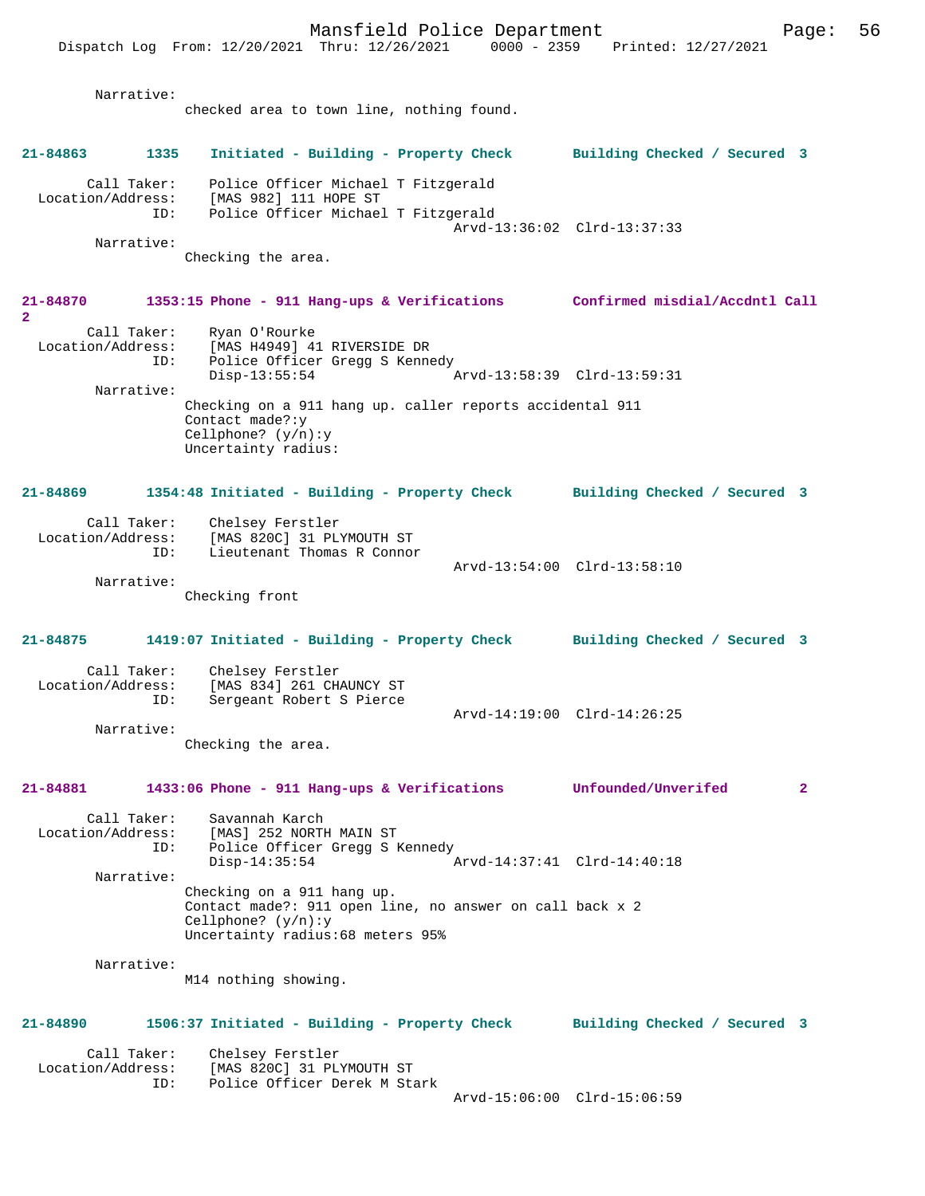Narrative:
checked area to town line, nothing found.

**21-84863 1335 Initiated - Building - Property Check Building Checked / Secured 3**

Call Taker: Police Officer Michael T Fitzgerald
Location/Address: [MAS 982] 111 HOPE ST
ID: Police Officer Michael T Fitzgerald
Arvd-13:36:02 Clrd-13:37:33
Narrative:
Checking the area.

**21-84870 1353:15 Phone - 911 Hang-ups & Verifications Confirmed misdial/Accdntl Call 2**

Call Taker: Ryan O'Rourke
Location/Address: [MAS H4949] 41 RIVERSIDE DR
ID: Police Officer Gregg S Kennedy
Disp-13:55:54 Arvd-13:58:39 Clrd-13:59:31
Narrative:
Checking on a 911 hang up. caller reports accidental 911
Contact made?:y
Cellphone? (y/n):y
Uncertainty radius:

**21-84869 1354:48 Initiated - Building - Property Check Building Checked / Secured 3**

Call Taker: Chelsey Ferstler
Location/Address: [MAS 820C] 31 PLYMOUTH ST
ID: Lieutenant Thomas R Connor
Arvd-13:54:00 Clrd-13:58:10
Narrative:
Checking front

**21-84875 1419:07 Initiated - Building - Property Check Building Checked / Secured 3**

Call Taker: Chelsey Ferstler
Location/Address: [MAS 834] 261 CHAUNCY ST
ID: Sergeant Robert S Pierce
Arvd-14:19:00 Clrd-14:26:25
Narrative:
Checking the area.

**21-84881 1433:06 Phone - 911 Hang-ups & Verifications Unfounded/Unverifed 2**

Call Taker: Savannah Karch
Location/Address: [MAS] 252 NORTH MAIN ST
ID: Police Officer Gregg S Kennedy
Disp-14:35:54 Arvd-14:37:41 Clrd-14:40:18
Narrative:
Checking on a 911 hang up.
Contact made?: 911 open line, no answer on call back x 2
Cellphone? (y/n):y
Uncertainty radius:68 meters 95%

Narrative:
M14 nothing showing.

**21-84890 1506:37 Initiated - Building - Property Check Building Checked / Secured 3**

Call Taker: Chelsey Ferstler
Location/Address: [MAS 820C] 31 PLYMOUTH ST
ID: Police Officer Derek M Stark
Arvd-15:06:00 Clrd-15:06:59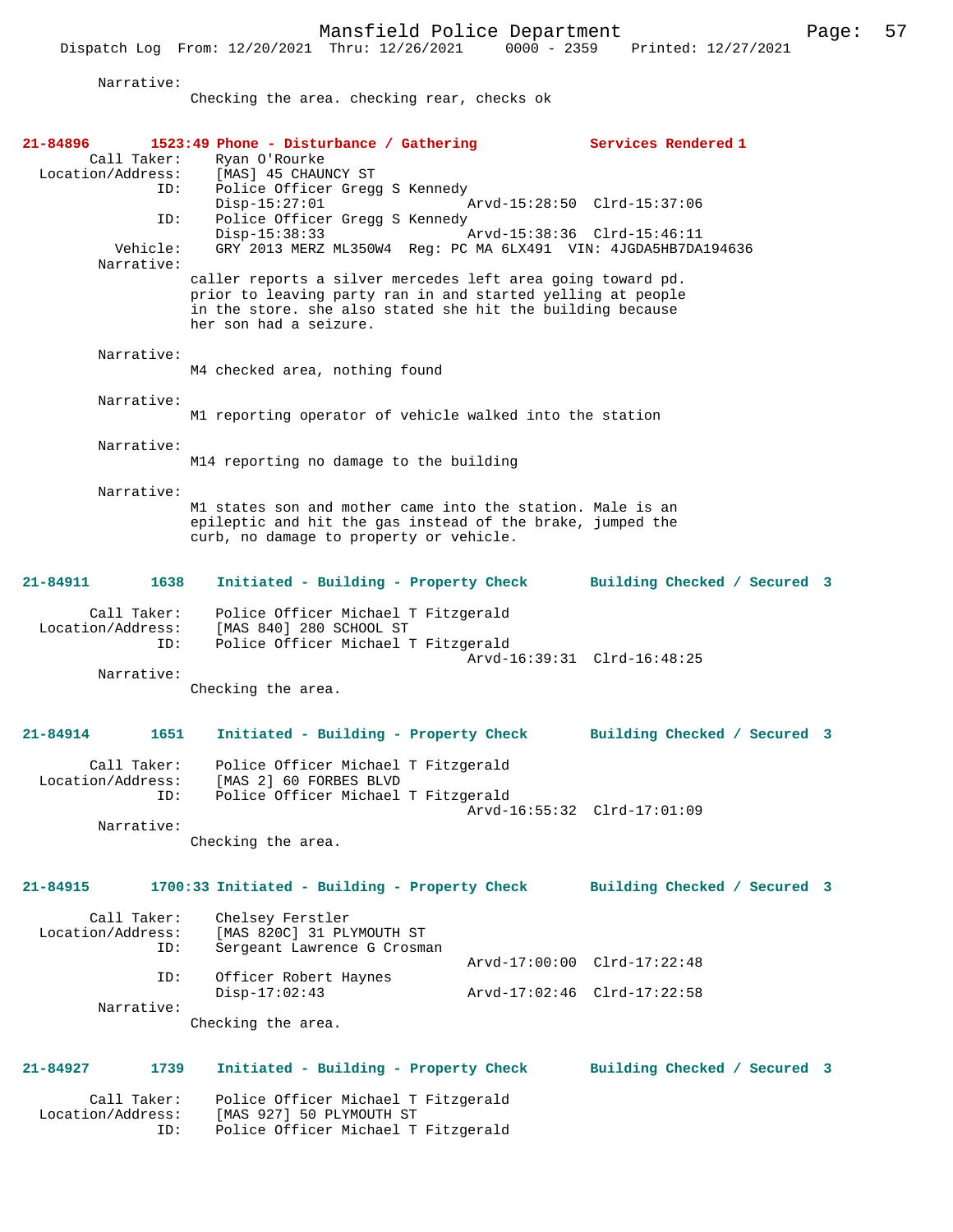Narrative:
Checking the area. checking rear, checks ok

**21-84896 1523:49 Phone - Disturbance / Gathering — Services Rendered 1**

Call Taker: Ryan O'Rourke
Location/Address: [MAS] 45 CHAUNCY ST
ID: Police Officer Gregg S Kennedy
Disp-15:27:01 Arvd-15:28:50 Clrd-15:37:06
ID: Police Officer Gregg S Kennedy
Disp-15:38:33 Arvd-15:38:36 Clrd-15:46:11
Vehicle: GRY 2013 MERZ ML350W4 Reg: PC MA 6LX491 VIN: 4JGDA5HB7DA194636
Narrative:
caller reports a silver mercedes left area going toward pd. prior to leaving party ran in and started yelling at people in the store. she also stated she hit the building because her son had a seizure.

Narrative:
M4 checked area, nothing found

Narrative:
M1 reporting operator of vehicle walked into the station

Narrative:
M14 reporting no damage to the building

Narrative:
M1 states son and mother came into the station. Male is an epileptic and hit the gas instead of the brake, jumped the curb, no damage to property or vehicle.

**21-84911 1638 Initiated - Building - Property Check — Building Checked / Secured 3**

Call Taker: Police Officer Michael T Fitzgerald
Location/Address: [MAS 840] 280 SCHOOL ST
ID: Police Officer Michael T Fitzgerald
Arvd-16:39:31 Clrd-16:48:25
Narrative:
Checking the area.

**21-84914 1651 Initiated - Building - Property Check — Building Checked / Secured 3**

Call Taker: Police Officer Michael T Fitzgerald
Location/Address: [MAS 2] 60 FORBES BLVD
ID: Police Officer Michael T Fitzgerald
Arvd-16:55:32 Clrd-17:01:09
Narrative:
Checking the area.

**21-84915 1700:33 Initiated - Building - Property Check — Building Checked / Secured 3**

Call Taker: Chelsey Ferstler
Location/Address: [MAS 820C] 31 PLYMOUTH ST
ID: Sergeant Lawrence G Crosman
Arvd-17:00:00 Clrd-17:22:48
ID: Officer Robert Haynes
Disp-17:02:43 Arvd-17:02:46 Clrd-17:22:58
Narrative:
Checking the area.

**21-84927 1739 Initiated - Building - Property Check — Building Checked / Secured 3**

Call Taker: Police Officer Michael T Fitzgerald
Location/Address: [MAS 927] 50 PLYMOUTH ST
ID: Police Officer Michael T Fitzgerald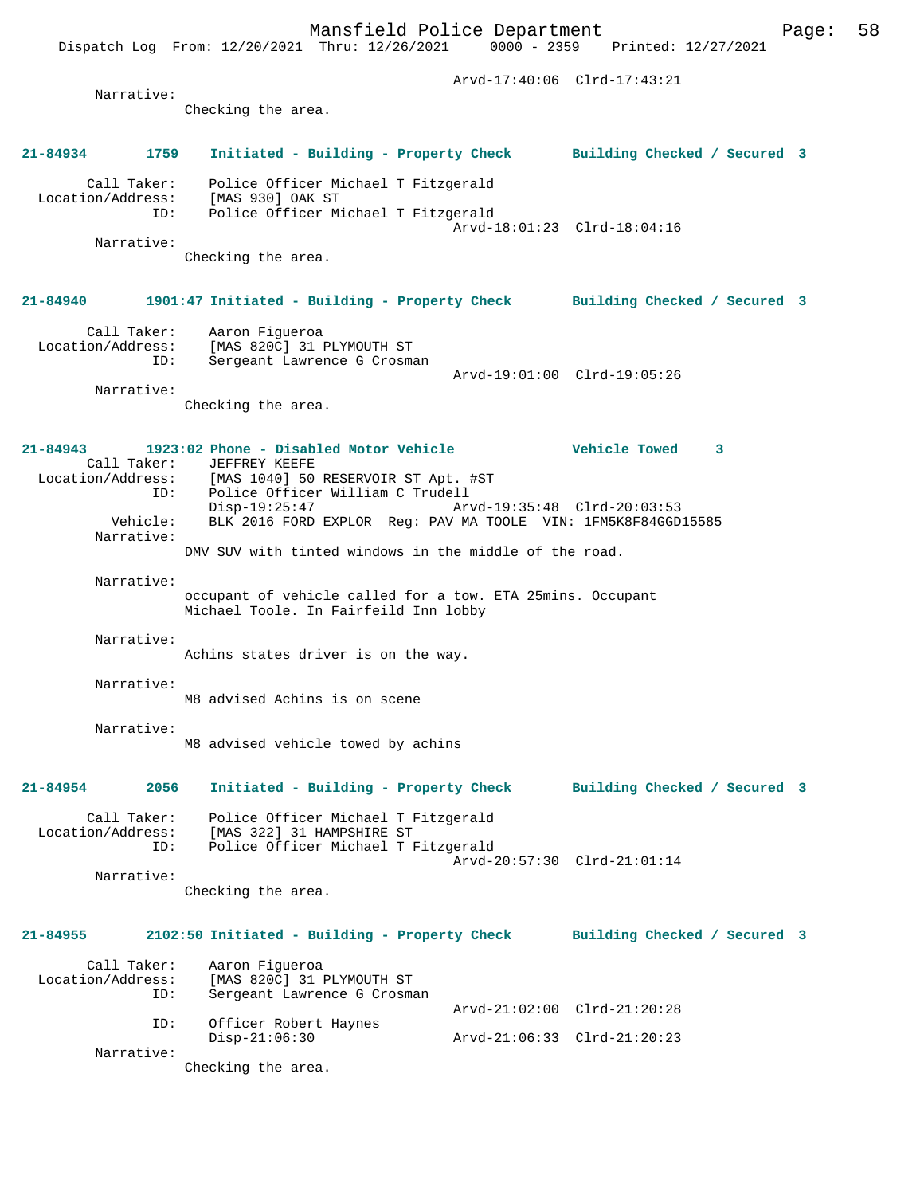Arvd-17:40:06 Clrd-17:43:21

Narrative:
Checking the area.

**21-84934 1759 Initiated - Building - Property Check Building Checked / Secured 3**

Call Taker: Police Officer Michael T Fitzgerald
Location/Address: [MAS 930] OAK ST
ID: Police Officer Michael T Fitzgerald
Arvd-18:01:23 Clrd-18:04:16
Narrative:
Checking the area.

**21-84940 1901:47 Initiated - Building - Property Check Building Checked / Secured 3**

Call Taker: Aaron Figueroa
Location/Address: [MAS 820C] 31 PLYMOUTH ST
ID: Sergeant Lawrence G Crosman
Arvd-19:01:00 Clrd-19:05:26
Narrative:
Checking the area.

**21-84943 1923:02 Phone - Disabled Motor Vehicle Vehicle Towed 3**

Call Taker: JEFFREY KEEFE
Location/Address: [MAS 1040] 50 RESERVOIR ST Apt. #ST
ID: Police Officer William C Trudell
Disp-19:25:47 Arvd-19:35:48 Clrd-20:03:53
Vehicle: BLK 2016 FORD EXPLOR Reg: PAV MA TOOLE VIN: 1FM5K8F84GGD15585
Narrative:
DMV SUV with tinted windows in the middle of the road.

Narrative:
occupant of vehicle called for a tow. ETA 25mins. Occupant Michael Toole. In Fairfeild Inn lobby

Narrative:
Achins states driver is on the way.

Narrative:
M8 advised Achins is on scene

Narrative:
M8 advised vehicle towed by achins

**21-84954 2056 Initiated - Building - Property Check Building Checked / Secured 3**

Call Taker: Police Officer Michael T Fitzgerald
Location/Address: [MAS 322] 31 HAMPSHIRE ST
ID: Police Officer Michael T Fitzgerald
Arvd-20:57:30 Clrd-21:01:14
Narrative:
Checking the area.

**21-84955 2102:50 Initiated - Building - Property Check Building Checked / Secured 3**

Call Taker: Aaron Figueroa
Location/Address: [MAS 820C] 31 PLYMOUTH ST
ID: Sergeant Lawrence G Crosman
Arvd-21:02:00 Clrd-21:20:28
ID: Officer Robert Haynes
Disp-21:06:30 Arvd-21:06:33 Clrd-21:20:23
Narrative:
Checking the area.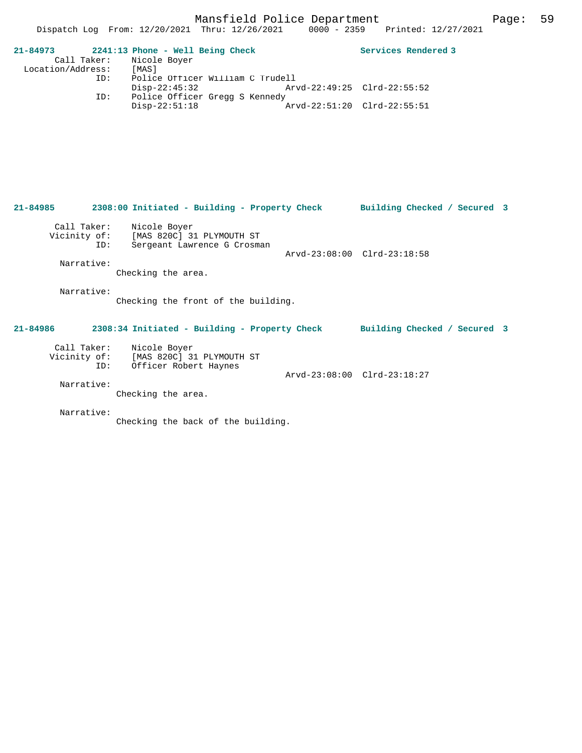**21-84973 2241:13 Phone - Well Being Check Services Rendered 3**

```
       Call Taker:    Nicole Boyer
  Location/Address:   [MAS]
               ID:    Police Officer William C Trudell
                      Disp-22:45:32                Arvd-22:49:25  Clrd-22:55:52
               ID:    Police Officer Gregg S Kennedy
                      Disp-22:51:18                Arvd-22:51:20  Clrd-22:55:51
```

**21-84985 2308:00 Initiated - Building - Property Check Building Checked / Secured 3**

```
       Call Taker:    Nicole Boyer
      Vicinity of:    [MAS 820C] 31 PLYMOUTH ST
               ID:    Sergeant Lawrence G Crosman
                                                   Arvd-23:08:00  Clrd-23:18:58
        Narrative:
                  Checking the area.

        Narrative:
                  Checking the front of the building.
```

**21-84986 2308:34 Initiated - Building - Property Check Building Checked / Secured 3**

```
       Call Taker:    Nicole Boyer
      Vicinity of:    [MAS 820C] 31 PLYMOUTH ST
               ID:    Officer Robert Haynes
                                                   Arvd-23:08:00  Clrd-23:18:27
        Narrative:
                  Checking the area.

        Narrative:
                  Checking the back of the building.
```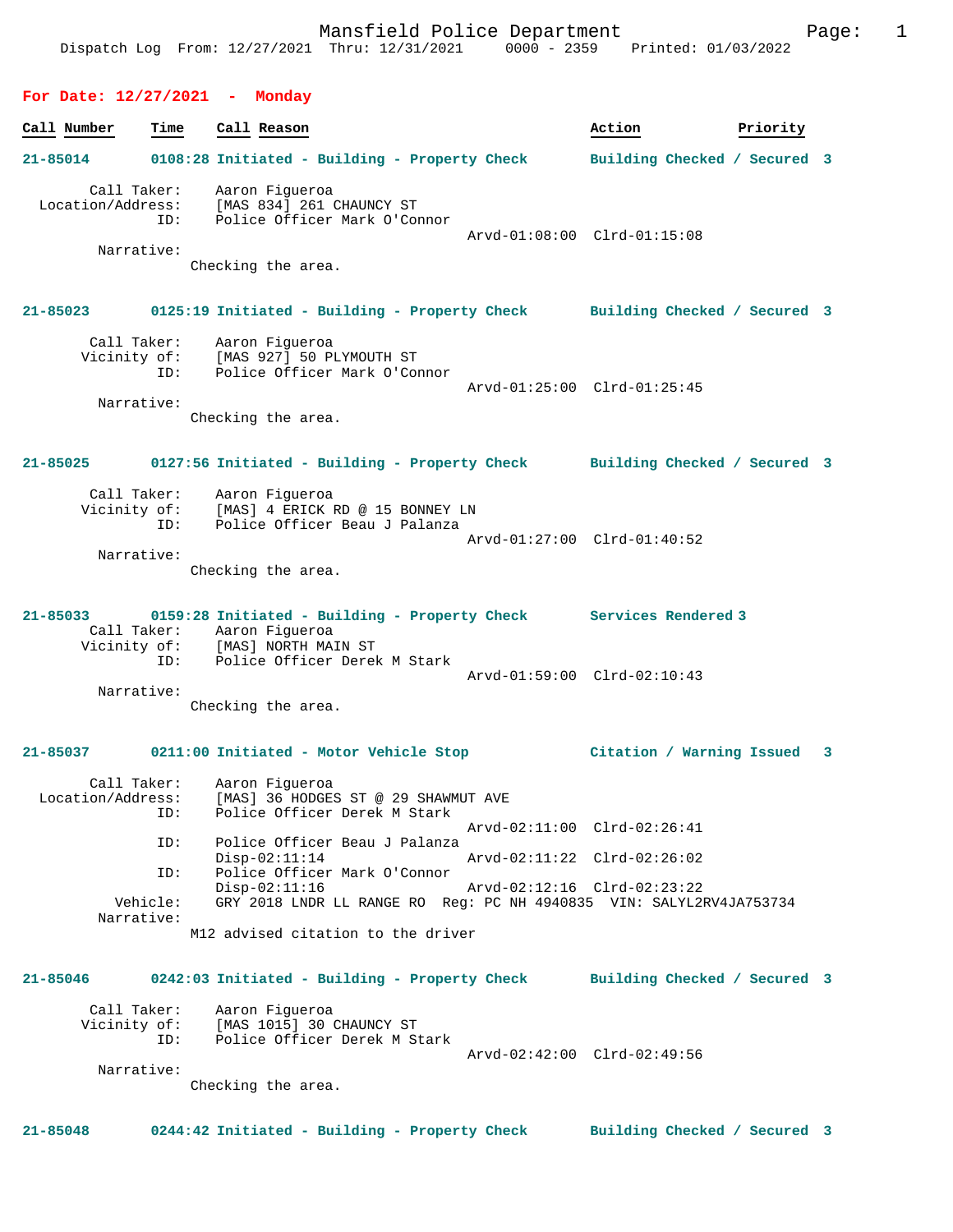Mansfield Police Department
Dispatch Log From: 12/27/2021 Thru: 12/31/2021 0000 - 2359 Printed: 01/03/2022

## For Date: 12/27/2021 - Monday

| Call Number | Time | Call Reason | Action | Priority |
|---|---|---|---|---|

**21-85014** 0108:28 Initiated - Building - Property Check — Building Checked / Secured 3

Call Taker: Aaron Figueroa
Location/Address: [MAS 834] 261 CHAUNCY ST
ID: Police Officer Mark O'Connor
Arvd-01:08:00 Clrd-01:15:08
Narrative:
Checking the area.

**21-85023** 0125:19 Initiated - Building - Property Check — Building Checked / Secured 3

Call Taker: Aaron Figueroa
Vicinity of: [MAS 927] 50 PLYMOUTH ST
ID: Police Officer Mark O'Connor
Arvd-01:25:00 Clrd-01:25:45
Narrative:
Checking the area.

**21-85025** 0127:56 Initiated - Building - Property Check — Building Checked / Secured 3

Call Taker: Aaron Figueroa
Vicinity of: [MAS] 4 ERICK RD @ 15 BONNEY LN
ID: Police Officer Beau J Palanza
Arvd-01:27:00 Clrd-01:40:52
Narrative:
Checking the area.

**21-85033** 0159:28 Initiated - Building - Property Check — Services Rendered 3

Call Taker: Aaron Figueroa
Vicinity of: [MAS] NORTH MAIN ST
ID: Police Officer Derek M Stark
Arvd-01:59:00 Clrd-02:10:43
Narrative:
Checking the area.

**21-85037** 0211:00 Initiated - Motor Vehicle Stop — Citation / Warning Issued 3

Call Taker: Aaron Figueroa
Location/Address: [MAS] 36 HODGES ST @ 29 SHAWMUT AVE
ID: Police Officer Derek M Stark
Arvd-02:11:00 Clrd-02:26:41
ID: Police Officer Beau J Palanza
Disp-02:11:14 Arvd-02:11:22 Clrd-02:26:02
ID: Police Officer Mark O'Connor
Disp-02:11:16 Arvd-02:12:16 Clrd-02:23:22
Vehicle: GRY 2018 LNDR LL RANGE RO Reg: PC NH 4940835 VIN: SALYL2RV4JA753734
Narrative:
M12 advised citation to the driver

**21-85046** 0242:03 Initiated - Building - Property Check — Building Checked / Secured 3

Call Taker: Aaron Figueroa
Vicinity of: [MAS 1015] 30 CHAUNCY ST
ID: Police Officer Derek M Stark
Arvd-02:42:00 Clrd-02:49:56
Narrative:
Checking the area.

**21-85048** 0244:42 Initiated - Building - Property Check — Building Checked / Secured 3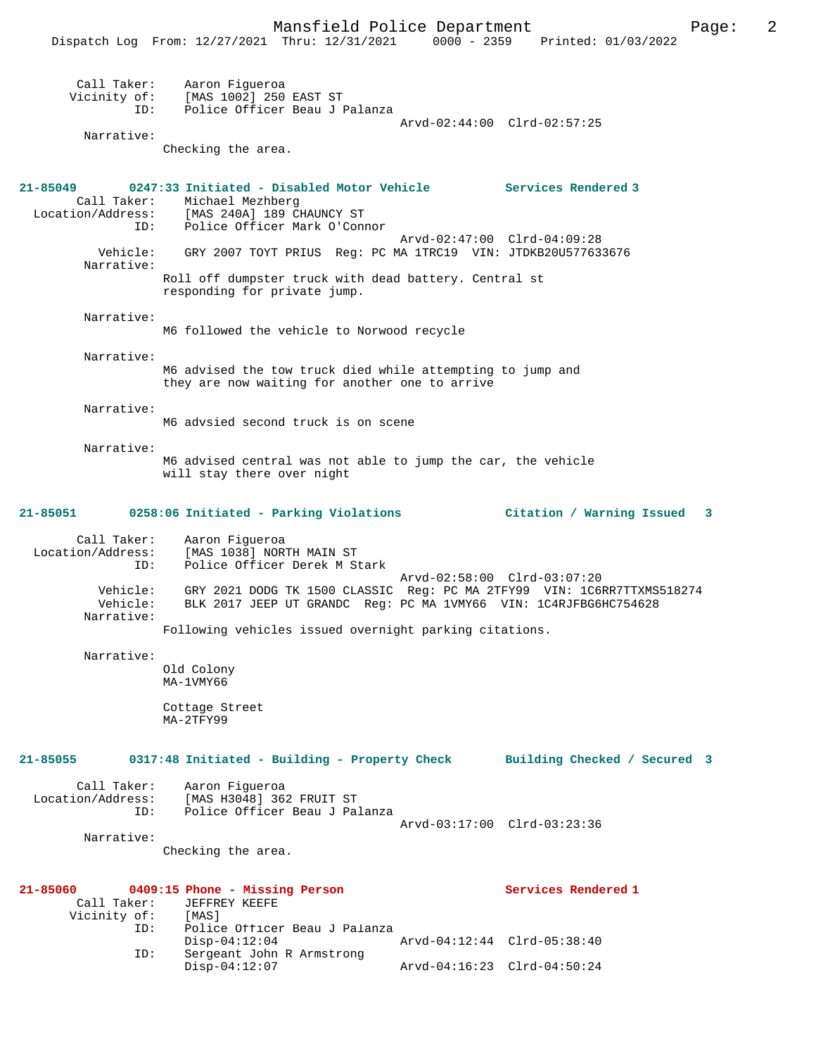Call Taker: Aaron Figueroa
Vicinity of: [MAS 1002] 250 EAST ST
ID: Police Officer Beau J Palanza
Arvd-02:44:00 Clrd-02:57:25
Narrative:
Checking the area.

**21-85049 0247:33 Initiated - Disabled Motor Vehicle Services Rendered 3**

Call Taker: Michael Mezhberg
Location/Address: [MAS 240A] 189 CHAUNCY ST
ID: Police Officer Mark O'Connor
Arvd-02:47:00 Clrd-04:09:28
Vehicle: GRY 2007 TOYT PRIUS Reg: PC MA 1TRC19 VIN: JTDKB20U577633676
Narrative:
Roll off dumpster truck with dead battery. Central st responding for private jump.

Narrative:
M6 followed the vehicle to Norwood recycle

Narrative:
M6 advised the tow truck died while attempting to jump and they are now waiting for another one to arrive

Narrative:
M6 advsied second truck is on scene

Narrative:
M6 advised central was not able to jump the car, the vehicle will stay there over night

**21-85051 0258:06 Initiated - Parking Violations Citation / Warning Issued 3**

Call Taker: Aaron Figueroa
Location/Address: [MAS 1038] NORTH MAIN ST
ID: Police Officer Derek M Stark
Arvd-02:58:00 Clrd-03:07:20
Vehicle: GRY 2021 DODG TK 1500 CLASSIC Reg: PC MA 2TFY99 VIN: 1C6RR7TTXMS518274
Vehicle: BLK 2017 JEEP UT GRANDC Reg: PC MA 1VMY66 VIN: 1C4RJFBG6HC754628
Narrative:
Following vehicles issued overnight parking citations.

Narrative:
Old Colony
MA-1VMY66

Cottage Street
MA-2TFY99

**21-85055 0317:48 Initiated - Building - Property Check Building Checked / Secured 3**

Call Taker: Aaron Figueroa
Location/Address: [MAS H3048] 362 FRUIT ST
ID: Police Officer Beau J Palanza
Arvd-03:17:00 Clrd-03:23:36
Narrative:
Checking the area.

**21-85060 0409:15 Phone - Missing Person Services Rendered 1**

Call Taker: JEFFREY KEEFE
Vicinity of: [MAS]
ID: Police Officer Beau J Palanza
Disp-04:12:04 Arvd-04:12:44 Clrd-05:38:40
ID: Sergeant John R Armstrong
Disp-04:12:07 Arvd-04:16:23 Clrd-04:50:24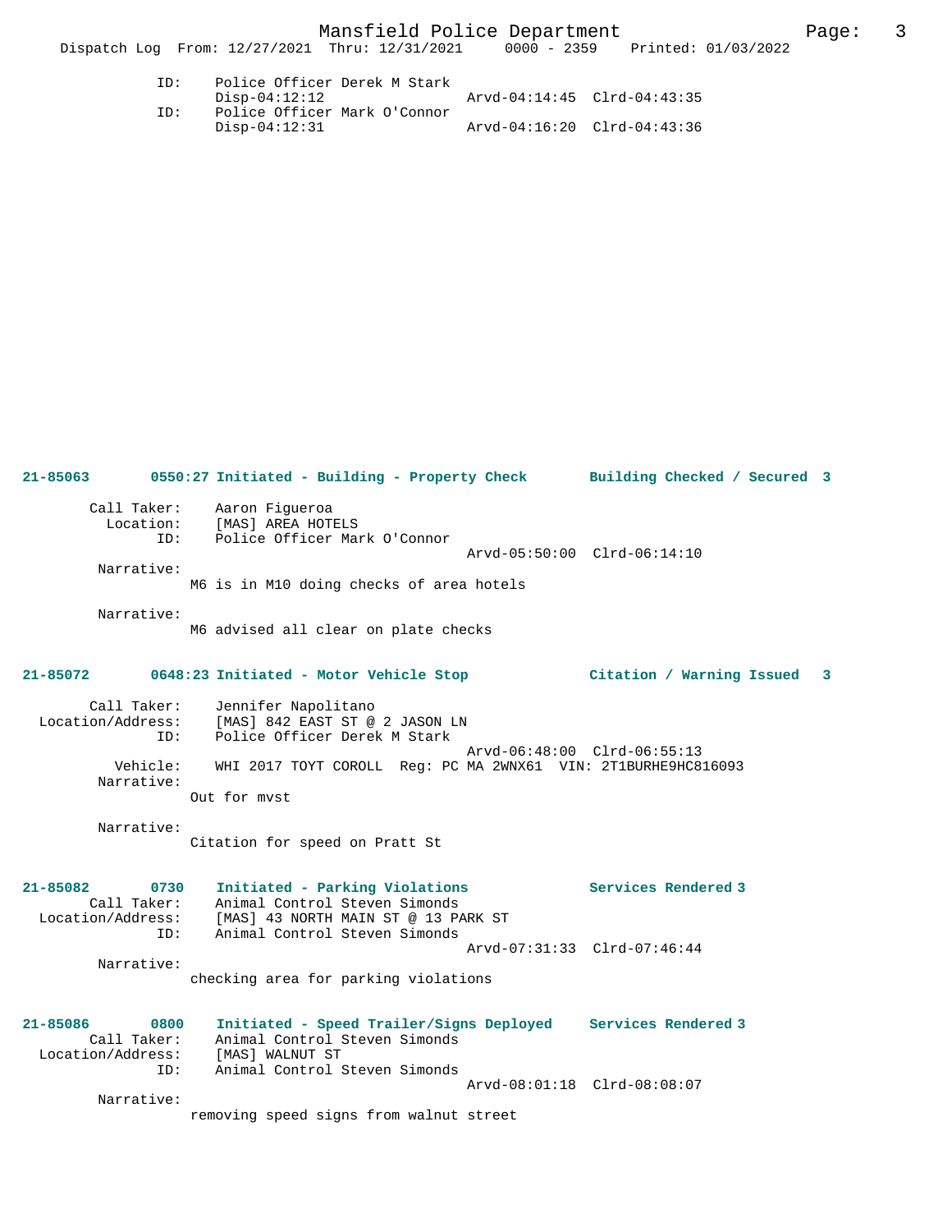ID: Police Officer Derek M Stark
Disp-04:12:12 Arvd-04:14:45 Clrd-04:43:35
ID: Police Officer Mark O'Connor
Disp-04:12:31 Arvd-04:16:20 Clrd-04:43:36

**21-85063 0550:27 Initiated - Building - Property Check Building Checked / Secured 3**

Call Taker: Aaron Figueroa
Location: [MAS] AREA HOTELS
ID: Police Officer Mark O'Connor
Arvd-05:50:00 Clrd-06:14:10
Narrative:
M6 is in M10 doing checks of area hotels

Narrative:
M6 advised all clear on plate checks

**21-85072 0648:23 Initiated - Motor Vehicle Stop Citation / Warning Issued 3**

Call Taker: Jennifer Napolitano
Location/Address: [MAS] 842 EAST ST @ 2 JASON LN
ID: Police Officer Derek M Stark
Arvd-06:48:00 Clrd-06:55:13
Vehicle: WHI 2017 TOYT COROLL Reg: PC MA 2WNX61 VIN: 2T1BURHE9HC816093
Narrative:
Out for mvst

Narrative:
Citation for speed on Pratt St

**21-85082 0730 Initiated - Parking Violations Services Rendered 3**
Call Taker: Animal Control Steven Simonds
Location/Address: [MAS] 43 NORTH MAIN ST @ 13 PARK ST
ID: Animal Control Steven Simonds
Arvd-07:31:33 Clrd-07:46:44
Narrative:
checking area for parking violations

**21-85086 0800 Initiated - Speed Trailer/Signs Deployed Services Rendered 3**
Call Taker: Animal Control Steven Simonds
Location/Address: [MAS] WALNUT ST
ID: Animal Control Steven Simonds
Arvd-08:01:18 Clrd-08:08:07
Narrative:
removing speed signs from walnut street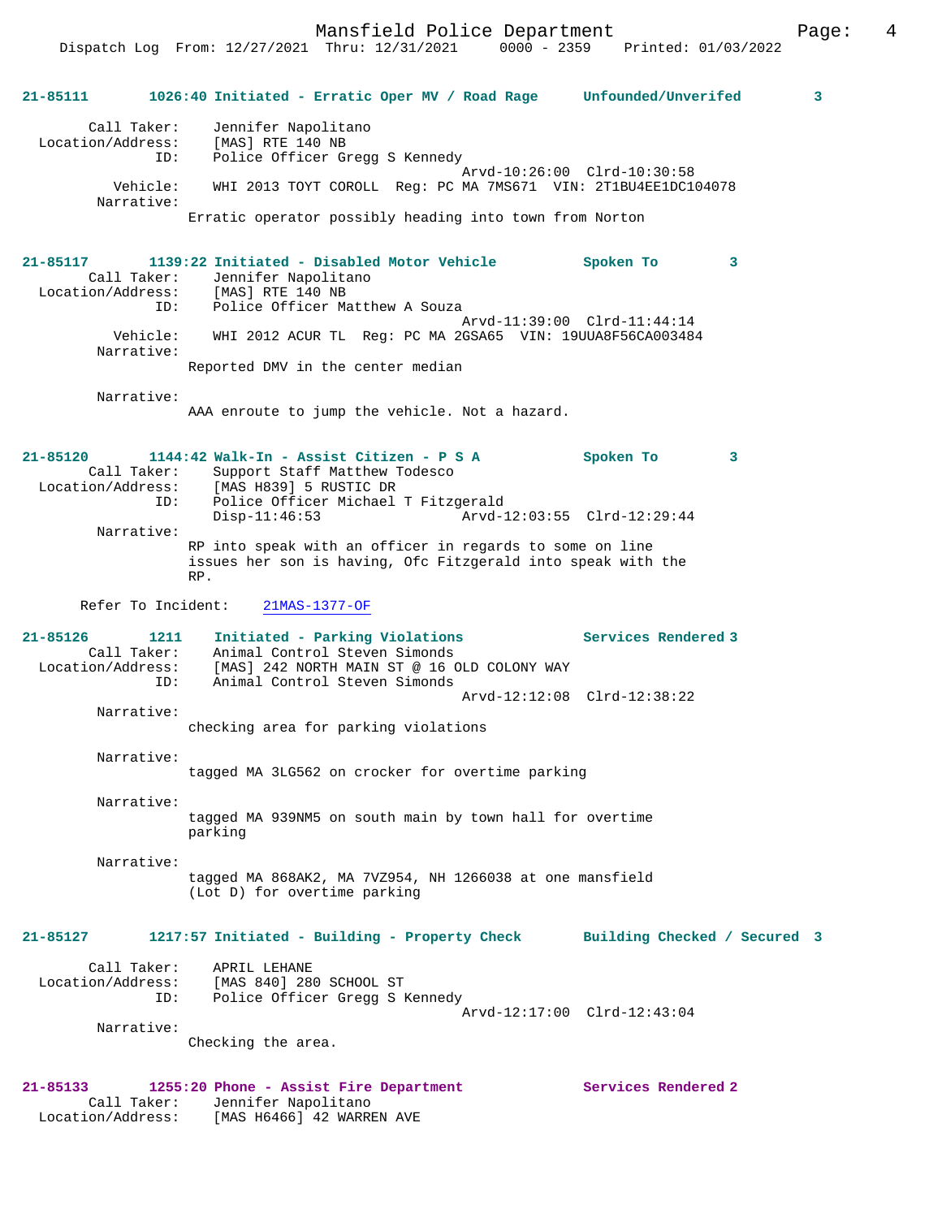**21-85111** 1026:40 Initiated - Erratic Oper MV / Road Rage Unfounded/Unverifed 3

Call Taker: Jennifer Napolitano
Location/Address: [MAS] RTE 140 NB
ID: Police Officer Gregg S Kennedy
Arvd-10:26:00 Clrd-10:30:58
Vehicle: WHI 2013 TOYT COROLL Reg: PC MA 7MS671 VIN: 2T1BU4EE1DC104078
Narrative:
Erratic operator possibly heading into town from Norton

**21-85117** 1139:22 Initiated - Disabled Motor Vehicle Spoken To 3
Call Taker: Jennifer Napolitano
Location/Address: [MAS] RTE 140 NB
ID: Police Officer Matthew A Souza
Arvd-11:39:00 Clrd-11:44:14
Vehicle: WHI 2012 ACUR TL Reg: PC MA 2GSA65 VIN: 19UUA8F56CA003484
Narrative:
Reported DMV in the center median

Narrative:
AAA enroute to jump the vehicle. Not a hazard.

**21-85120** 1144:42 Walk-In - Assist Citizen - P S A Spoken To 3
Call Taker: Support Staff Matthew Todesco
Location/Address: [MAS H839] 5 RUSTIC DR
ID: Police Officer Michael T Fitzgerald
Disp-11:46:53 Arvd-12:03:55 Clrd-12:29:44
Narrative:
RP into speak with an officer in regards to some on line issues her son is having, Ofc Fitzgerald into speak with the RP.

Refer To Incident: 21MAS-1377-OF

**21-85126** 1211 Initiated - Parking Violations Services Rendered 3
Call Taker: Animal Control Steven Simonds
Location/Address: [MAS] 242 NORTH MAIN ST @ 16 OLD COLONY WAY
ID: Animal Control Steven Simonds
Arvd-12:12:08 Clrd-12:38:22
Narrative:
checking area for parking violations

Narrative:
tagged MA 3LG562 on crocker for overtime parking

Narrative:
tagged MA 939NM5 on south main by town hall for overtime parking

Narrative:
tagged MA 868AK2, MA 7VZ954, NH 1266038 at one mansfield (Lot D) for overtime parking

**21-85127** 1217:57 Initiated - Building - Property Check Building Checked / Secured 3

Call Taker: APRIL LEHANE
Location/Address: [MAS 840] 280 SCHOOL ST
ID: Police Officer Gregg S Kennedy
Arvd-12:17:00 Clrd-12:43:04
Narrative:
Checking the area.

**21-85133** 1255:20 Phone - Assist Fire Department Services Rendered 2
Call Taker: Jennifer Napolitano
Location/Address: [MAS H6466] 42 WARREN AVE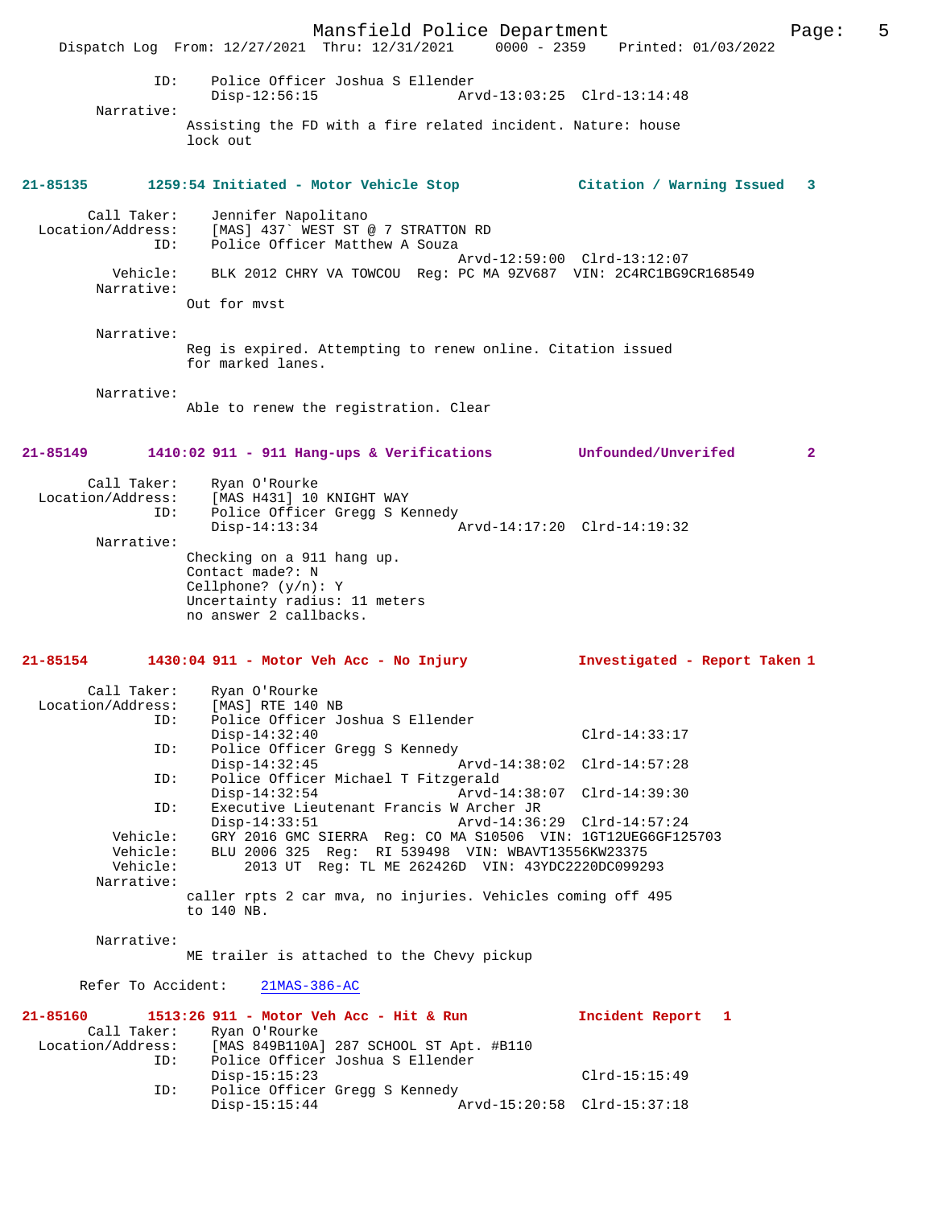ID: Police Officer Joshua S Ellender
Disp-12:56:15 Arvd-13:03:25 Clrd-13:14:48

Narrative:
Assisting the FD with a fire related incident. Nature: house lock out

**21-85135 1259:54 Initiated - Motor Vehicle Stop — Citation / Warning Issued 3**

Call Taker: Jennifer Napolitano
Location/Address: [MAS] 437` WEST ST @ 7 STRATTON RD
ID: Police Officer Matthew A Souza
Arvd-12:59:00 Clrd-13:12:07
Vehicle: BLK 2012 CHRY VA TOWCOU Reg: PC MA 9ZV687 VIN: 2C4RC1BG9CR168549

Narrative:
Out for mvst

Narrative:
Reg is expired. Attempting to renew online. Citation issued for marked lanes.

Narrative:
Able to renew the registration. Clear

**21-85149 1410:02 911 - 911 Hang-ups & Verifications — Unfounded/Unverifed 2**

Call Taker: Ryan O'Rourke
Location/Address: [MAS H431] 10 KNIGHT WAY
ID: Police Officer Gregg S Kennedy
Disp-14:13:34 Arvd-14:17:20 Clrd-14:19:32

Narrative:
Checking on a 911 hang up.
Contact made?: N
Cellphone? (y/n): Y
Uncertainty radius: 11 meters
no answer 2 callbacks.

**21-85154 1430:04 911 - Motor Veh Acc - No Injury — Investigated - Report Taken 1**

Call Taker: Ryan O'Rourke
Location/Address: [MAS] RTE 140 NB
ID: Police Officer Joshua S Ellender
Disp-14:32:40 Clrd-14:33:17
ID: Police Officer Gregg S Kennedy
Disp-14:32:45 Arvd-14:38:02 Clrd-14:57:28
ID: Police Officer Michael T Fitzgerald
Disp-14:32:54 Arvd-14:38:07 Clrd-14:39:30
ID: Executive Lieutenant Francis W Archer JR
Disp-14:33:51 Arvd-14:36:29 Clrd-14:57:24
Vehicle: GRY 2016 GMC SIERRA Reg: CO MA S10506 VIN: 1GT12UEG6GF125703
Vehicle: BLU 2006 325 Reg: RI 539498 VIN: WBAVT13556KW23375
Vehicle: 2013 UT Reg: TL ME 262426D VIN: 43YDC2220DC099293

Narrative:
caller rpts 2 car mva, no injuries. Vehicles coming off 495 to 140 NB.

Narrative:
ME trailer is attached to the Chevy pickup

Refer To Accident: 21MAS-386-AC

**21-85160 1513:26 911 - Motor Veh Acc - Hit & Run — Incident Report 1**

Call Taker: Ryan O'Rourke
Location/Address: [MAS 849B110A] 287 SCHOOL ST Apt. #B110
ID: Police Officer Joshua S Ellender
Disp-15:15:23 Clrd-15:15:49
ID: Police Officer Gregg S Kennedy
Disp-15:15:44 Arvd-15:20:58 Clrd-15:37:18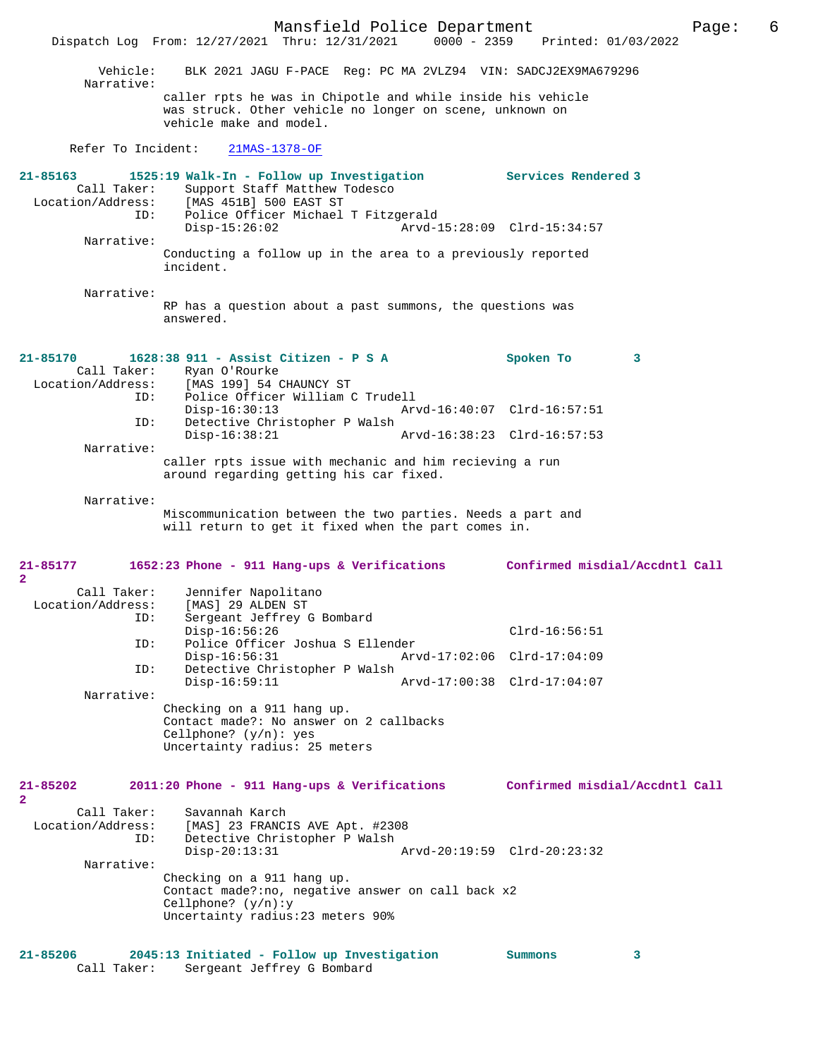```
        Vehicle:    BLK 2021 JAGU F-PACE  Reg: PC MA 2VLZ94  VIN: SADCJ2EX9MA679296
      Narrative:
                 caller rpts he was in Chipotle and while inside his vehicle
                 was struck. Other vehicle no longer on scene, unknown on
                 vehicle make and model.

      Refer To Incident:    21MAS-1378-OF

21-85163       1525:19 Walk-In - Follow up Investigation          Services Rendered 3
        Call Taker:     Support Staff Matthew Todesco
  Location/Address:     [MAS 451B] 500 EAST ST
                ID:     Police Officer Michael T Fitzgerald
                        Disp-15:26:02                 Arvd-15:28:09  Clrd-15:34:57
        Narrative:
                 Conducting a follow up in the area to a previously reported
                 incident.

        Narrative:
                 RP has a question about a past summons, the questions was
                 answered.

21-85170       1628:38 911 - Assist Citizen - P S A               Spoken To        3
        Call Taker:     Ryan O'Rourke
  Location/Address:     [MAS 199] 54 CHAUNCY ST
                ID:     Police Officer William C Trudell
                        Disp-16:30:13                 Arvd-16:40:07  Clrd-16:57:51
                ID:     Detective Christopher P Walsh
                        Disp-16:38:21                 Arvd-16:38:23  Clrd-16:57:53
        Narrative:
                 caller rpts issue with mechanic and him recieving a run
                 around regarding getting his car fixed.

        Narrative:
                 Miscommunication between the two parties. Needs a part and
                 will return to get it fixed when the part comes in.

21-85177       1652:23 Phone - 911 Hang-ups & Verifications       Confirmed misdial/Accdntl Call
2
        Call Taker:     Jennifer Napolitano
  Location/Address:     [MAS] 29 ALDEN ST
                ID:     Sergeant Jeffrey G Bombard
                        Disp-16:56:26                                Clrd-16:56:51
                ID:     Police Officer Joshua S Ellender
                        Disp-16:56:31                 Arvd-17:02:06  Clrd-17:04:09
                ID:     Detective Christopher P Walsh
                        Disp-16:59:11                 Arvd-17:00:38  Clrd-17:04:07
        Narrative:
                 Checking on a 911 hang up.
                 Contact made?: No answer on 2 callbacks
                 Cellphone? (y/n): yes
                 Uncertainty radius: 25 meters

21-85202       2011:20 Phone - 911 Hang-ups & Verifications       Confirmed misdial/Accdntl Call
2
        Call Taker:     Savannah Karch
  Location/Address:     [MAS] 23 FRANCIS AVE Apt. #2308
                ID:     Detective Christopher P Walsh
                        Disp-20:13:31                 Arvd-20:19:59  Clrd-20:23:32
        Narrative:
                 Checking on a 911 hang up.
                 Contact made?:no, negative answer on call back x2
                 Cellphone? (y/n):y
                 Uncertainty radius:23 meters 90%

21-85206       2045:13 Initiated - Follow up Investigation        Summons          3
        Call Taker:     Sergeant Jeffrey G Bombard
```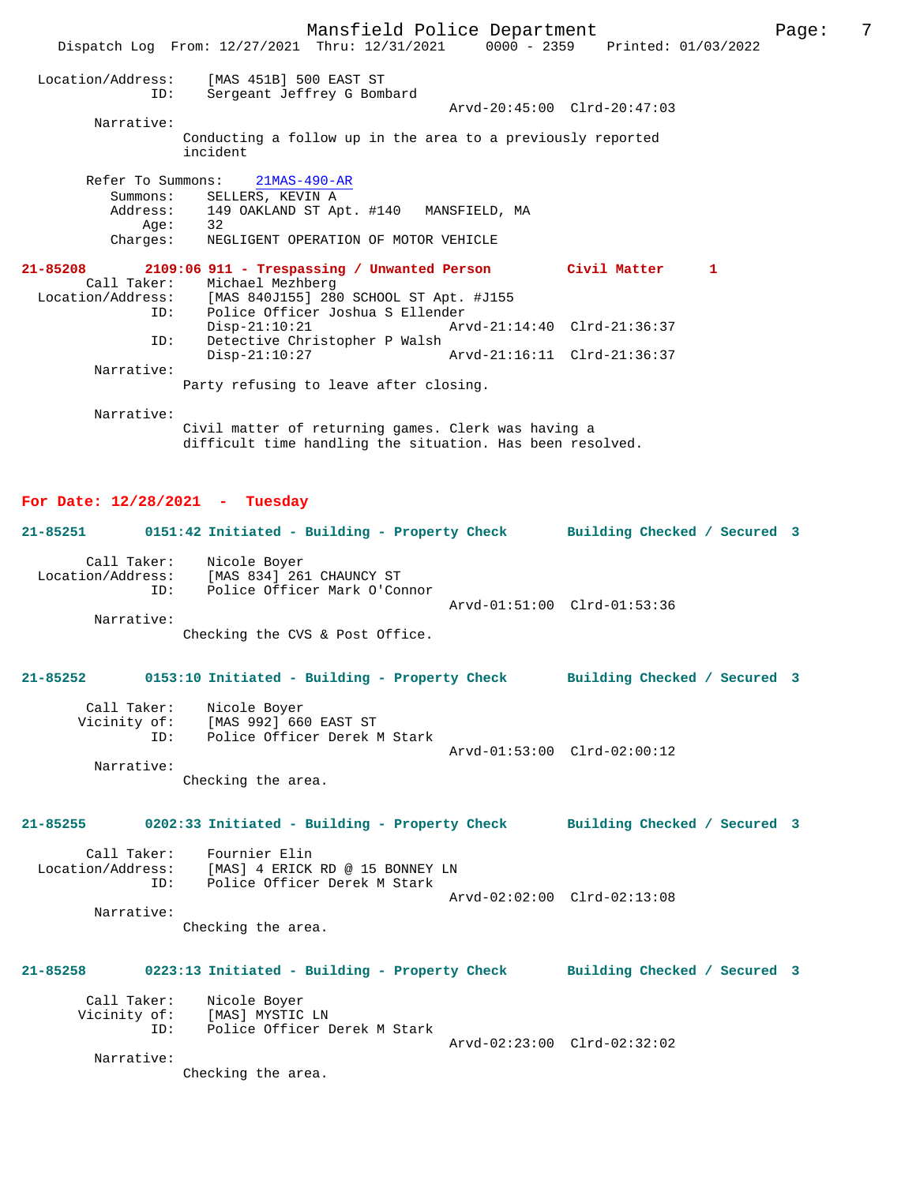```
 Location/Address:     [MAS 451B] 500 EAST ST
               ID:     Sergeant Jeffrey G Bombard
                                                Arvd-20:45:00  Clrd-20:47:03
        Narrative:
                 Conducting a follow up in the area to a previously reported
                 incident

       Refer To Summons:    21MAS-490-AR
           Summons:    SELLERS, KEVIN A
           Address:    149 OAKLAND ST Apt. #140   MANSFIELD, MA
               Age:    32
           Charges:    NEGLIGENT OPERATION OF MOTOR VEHICLE
```

**21-85208       2109:06 911 - Trespassing / Unwanted Person         Civil Matter     1**

```
       Call Taker:     Michael Mezhberg
 Location/Address:     [MAS 840J155] 280 SCHOOL ST Apt. #J155
               ID:     Police Officer Joshua S Ellender
                       Disp-21:10:21            Arvd-21:14:40  Clrd-21:36:37
               ID:     Detective Christopher P Walsh
                       Disp-21:10:27            Arvd-21:16:11  Clrd-21:36:37
        Narrative:
                 Party refusing to leave after closing.

        Narrative:
                 Civil matter of returning games. Clerk was having a
                 difficult time handling the situation. Has been resolved.
```

**For Date: 12/28/2021  -  Tuesday**

**21-85251       0151:42 Initiated - Building - Property Check       Building Checked / Secured  3**

```
       Call Taker:     Nicole Boyer
 Location/Address:     [MAS 834] 261 CHAUNCY ST
               ID:     Police Officer Mark O'Connor
                                                Arvd-01:51:00  Clrd-01:53:36
        Narrative:
                 Checking the CVS & Post Office.
```

**21-85252       0153:10 Initiated - Building - Property Check       Building Checked / Secured  3**

```
       Call Taker:     Nicole Boyer
      Vicinity of:     [MAS 992] 660 EAST ST
               ID:     Police Officer Derek M Stark
                                                Arvd-01:53:00  Clrd-02:00:12
        Narrative:
                 Checking the area.
```

**21-85255       0202:33 Initiated - Building - Property Check       Building Checked / Secured  3**

```
       Call Taker:     Fournier Elin
 Location/Address:     [MAS] 4 ERICK RD @ 15 BONNEY LN
               ID:     Police Officer Derek M Stark
                                                Arvd-02:02:00  Clrd-02:13:08
        Narrative:
                 Checking the area.
```

**21-85258       0223:13 Initiated - Building - Property Check       Building Checked / Secured  3**

```
       Call Taker:     Nicole Boyer
      Vicinity of:     [MAS] MYSTIC LN
               ID:     Police Officer Derek M Stark
                                                Arvd-02:23:00  Clrd-02:32:02
        Narrative:
                 Checking the area.
```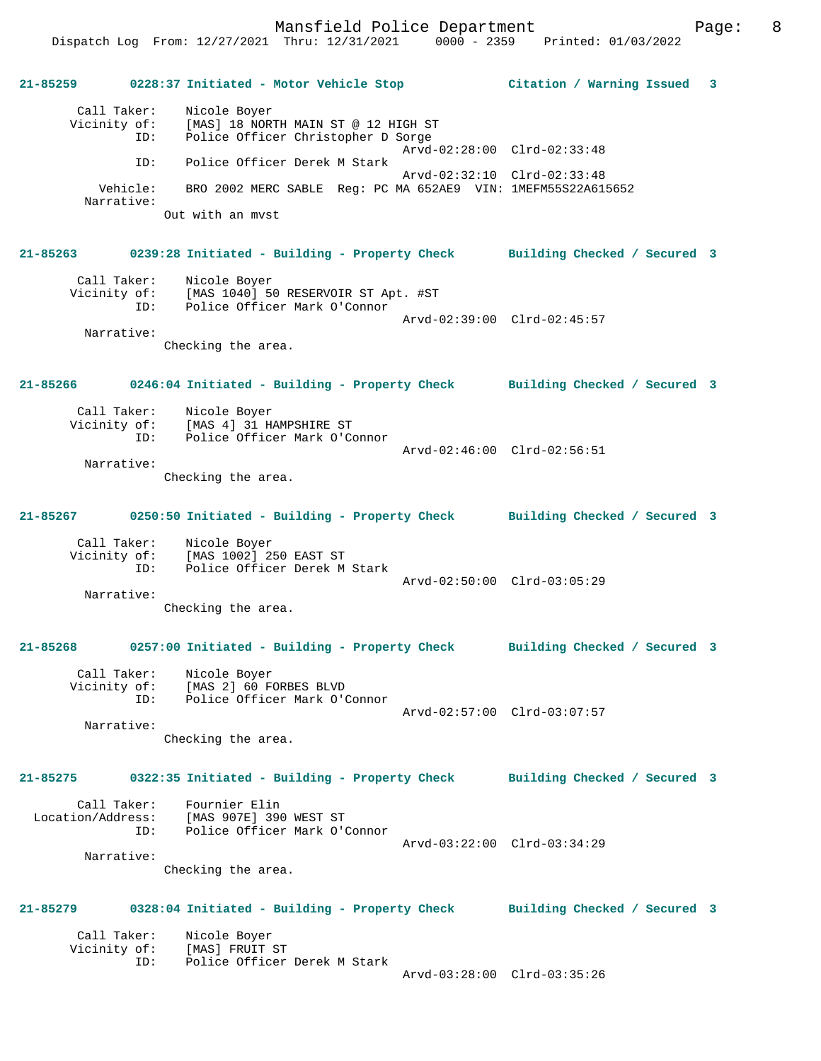**21-85259 0228:37 Initiated - Motor Vehicle Stop — Citation / Warning Issued 3**

```
        Call Taker:    Nicole Boyer
       Vicinity of:    [MAS] 18 NORTH MAIN ST @ 12 HIGH ST
                ID:    Police Officer Christopher D Sorge
                                                  Arvd-02:28:00  Clrd-02:33:48
                ID:    Police Officer Derek M Stark
                                                  Arvd-02:32:10  Clrd-02:33:48
           Vehicle:    BRO 2002 MERC SABLE  Reg: PC MA 652AE9  VIN: 1MEFM55S22A615652
         Narrative:
                    Out with an mvst
```

**21-85263 0239:28 Initiated - Building - Property Check — Building Checked / Secured 3**

```
        Call Taker:    Nicole Boyer
       Vicinity of:    [MAS 1040] 50 RESERVOIR ST Apt. #ST
                ID:    Police Officer Mark O'Connor
                                                  Arvd-02:39:00  Clrd-02:45:57
         Narrative:
                    Checking the area.
```

**21-85266 0246:04 Initiated - Building - Property Check — Building Checked / Secured 3**

```
        Call Taker:    Nicole Boyer
       Vicinity of:    [MAS 4] 31 HAMPSHIRE ST
                ID:    Police Officer Mark O'Connor
                                                  Arvd-02:46:00  Clrd-02:56:51
         Narrative:
                    Checking the area.
```

**21-85267 0250:50 Initiated - Building - Property Check — Building Checked / Secured 3**

```
        Call Taker:    Nicole Boyer
       Vicinity of:    [MAS 1002] 250 EAST ST
                ID:    Police Officer Derek M Stark
                                                  Arvd-02:50:00  Clrd-03:05:29
         Narrative:
                    Checking the area.
```

**21-85268 0257:00 Initiated - Building - Property Check — Building Checked / Secured 3**

```
        Call Taker:    Nicole Boyer
       Vicinity of:    [MAS 2] 60 FORBES BLVD
                ID:    Police Officer Mark O'Connor
                                                  Arvd-02:57:00  Clrd-03:07:57
         Narrative:
                    Checking the area.
```

**21-85275 0322:35 Initiated - Building - Property Check — Building Checked / Secured 3**

```
        Call Taker:    Fournier Elin
  Location/Address:    [MAS 907E] 390 WEST ST
                ID:    Police Officer Mark O'Connor
                                                  Arvd-03:22:00  Clrd-03:34:29
         Narrative:
                    Checking the area.
```

**21-85279 0328:04 Initiated - Building - Property Check — Building Checked / Secured 3**

```
        Call Taker:    Nicole Boyer
       Vicinity of:    [MAS] FRUIT ST
                ID:    Police Officer Derek M Stark
                                                  Arvd-03:28:00  Clrd-03:35:26
```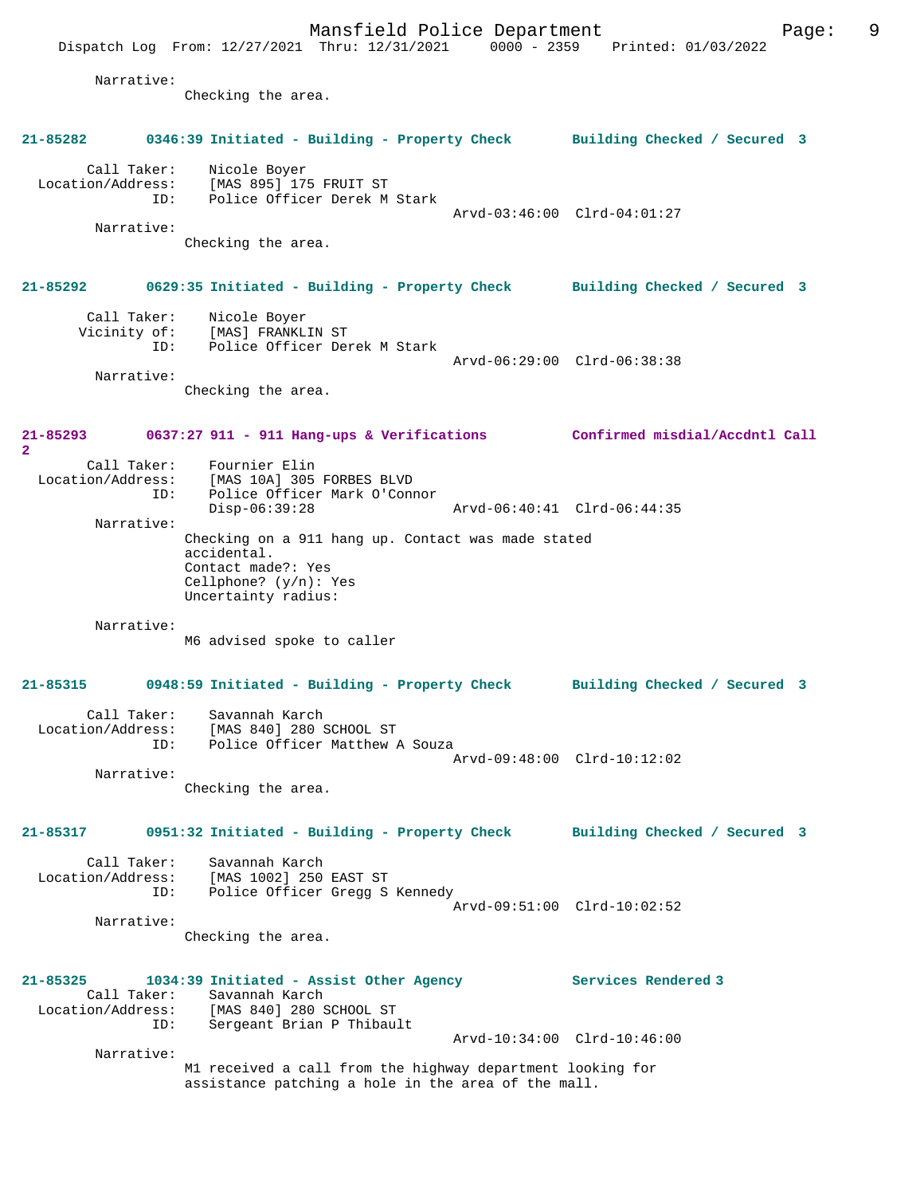Narrative:
Checking the area.

**21-85282 0346:39 Initiated - Building - Property Check Building Checked / Secured 3**

Call Taker: Nicole Boyer
Location/Address: [MAS 895] 175 FRUIT ST
ID: Police Officer Derek M Stark
Arvd-03:46:00 Clrd-04:01:27

Narrative:
Checking the area.

**21-85292 0629:35 Initiated - Building - Property Check Building Checked / Secured 3**

Call Taker: Nicole Boyer
Vicinity of: [MAS] FRANKLIN ST
ID: Police Officer Derek M Stark
Arvd-06:29:00 Clrd-06:38:38

Narrative:
Checking the area.

**21-85293 0637:27 911 - 911 Hang-ups & Verifications Confirmed misdial/Accdntl Call 2**

Call Taker: Fournier Elin
Location/Address: [MAS 10A] 305 FORBES BLVD
ID: Police Officer Mark O'Connor
Disp-06:39:28 Arvd-06:40:41 Clrd-06:44:35

Narrative:
Checking on a 911 hang up. Contact was made stated accidental.
Contact made?: Yes
Cellphone? (y/n): Yes
Uncertainty radius:

Narrative:
M6 advised spoke to caller

**21-85315 0948:59 Initiated - Building - Property Check Building Checked / Secured 3**

Call Taker: Savannah Karch
Location/Address: [MAS 840] 280 SCHOOL ST
ID: Police Officer Matthew A Souza
Arvd-09:48:00 Clrd-10:12:02

Narrative:
Checking the area.

**21-85317 0951:32 Initiated - Building - Property Check Building Checked / Secured 3**

Call Taker: Savannah Karch
Location/Address: [MAS 1002] 250 EAST ST
ID: Police Officer Gregg S Kennedy
Arvd-09:51:00 Clrd-10:02:52

Narrative:
Checking the area.

**21-85325 1034:39 Initiated - Assist Other Agency Services Rendered 3**

Call Taker: Savannah Karch
Location/Address: [MAS 840] 280 SCHOOL ST
ID: Sergeant Brian P Thibault
Arvd-10:34:00 Clrd-10:46:00

Narrative:
M1 received a call from the highway department looking for assistance patching a hole in the area of the mall.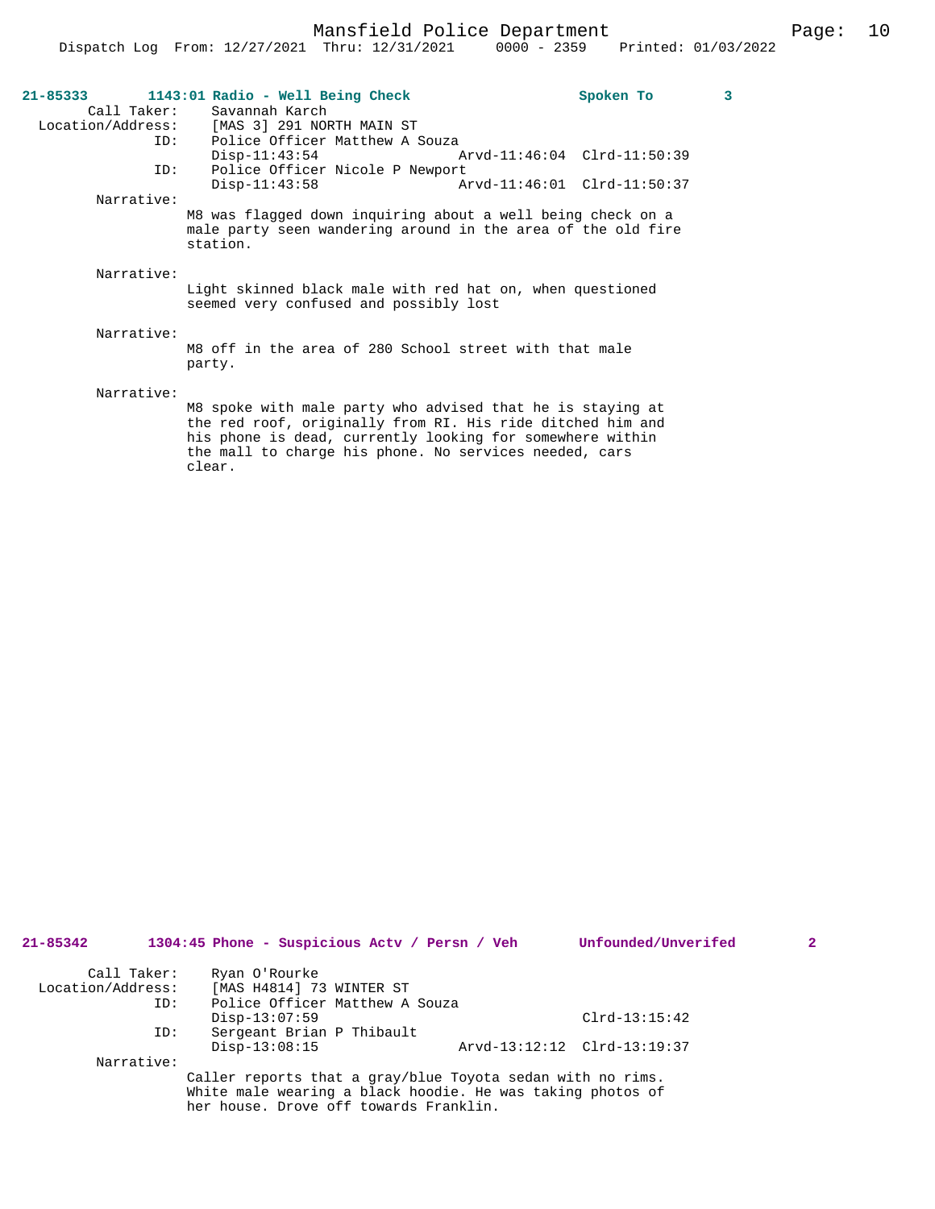**21-85333 1143:01 Radio - Well Being Check — Spoken To — 3**

Call Taker: Savannah Karch
Location/Address: [MAS 3] 291 NORTH MAIN ST
ID: Police Officer Matthew A Souza
Disp-11:43:54 Arvd-11:46:04 Clrd-11:50:39
ID: Police Officer Nicole P Newport
Disp-11:43:58 Arvd-11:46:01 Clrd-11:50:37

Narrative:
M8 was flagged down inquiring about a well being check on a male party seen wandering around in the area of the old fire station.

Narrative:
Light skinned black male with red hat on, when questioned seemed very confused and possibly lost

Narrative:
M8 off in the area of 280 School street with that male party.

Narrative:
M8 spoke with male party who advised that he is staying at the red roof, originally from RI. His ride ditched him and his phone is dead, currently looking for somewhere within the mall to charge his phone. No services needed, cars clear.

**21-85342 1304:45 Phone - Suspicious Actv / Persn / Veh — Unfounded/Unverifed — 2**

Call Taker: Ryan O'Rourke
Location/Address: [MAS H4814] 73 WINTER ST
ID: Police Officer Matthew A Souza
Disp-13:07:59 Clrd-13:15:42
ID: Sergeant Brian P Thibault
Disp-13:08:15 Arvd-13:12:12 Clrd-13:19:37

Narrative:
Caller reports that a gray/blue Toyota sedan with no rims. White male wearing a black hoodie. He was taking photos of her house. Drove off towards Franklin.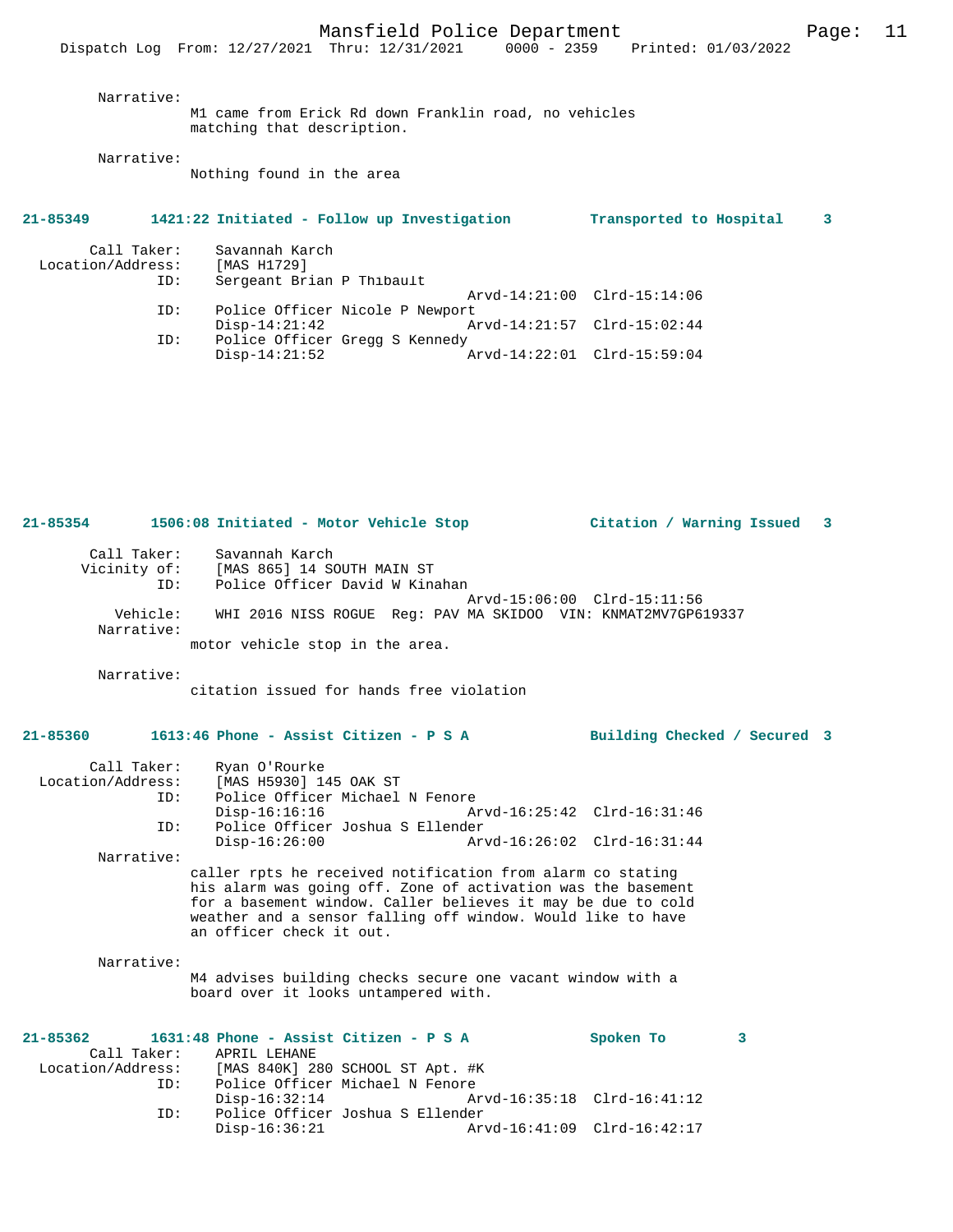Narrative:
M1 came from Erick Rd down Franklin road, no vehicles matching that description.

Narrative:
Nothing found in the area

**21-85349 1421:22 Initiated - Follow up Investigation Transported to Hospital 3**

Call Taker: Savannah Karch
Location/Address: [MAS H1729]
ID: Sergeant Brian P Thibault
Arvd-14:21:00 Clrd-15:14:06
ID: Police Officer Nicole P Newport
Disp-14:21:42 Arvd-14:21:57 Clrd-15:02:44
ID: Police Officer Gregg S Kennedy
Disp-14:21:52 Arvd-14:22:01 Clrd-15:59:04

**21-85354 1506:08 Initiated - Motor Vehicle Stop Citation / Warning Issued 3**

Call Taker: Savannah Karch
Vicinity of: [MAS 865] 14 SOUTH MAIN ST
ID: Police Officer David W Kinahan
Arvd-15:06:00 Clrd-15:11:56
Vehicle: WHI 2016 NISS ROGUE Reg: PAV MA SKIDOO VIN: KNMAT2MV7GP619337
Narrative:
motor vehicle stop in the area.

Narrative:
citation issued for hands free violation

**21-85360 1613:46 Phone - Assist Citizen - P S A Building Checked / Secured 3**

Call Taker: Ryan O'Rourke
Location/Address: [MAS H5930] 145 OAK ST
ID: Police Officer Michael N Fenore
Disp-16:16:16 Arvd-16:25:42 Clrd-16:31:46
ID: Police Officer Joshua S Ellender
Disp-16:26:00 Arvd-16:26:02 Clrd-16:31:44
Narrative:
caller rpts he received notification from alarm co stating his alarm was going off. Zone of activation was the basement for a basement window. Caller believes it may be due to cold weather and a sensor falling off window. Would like to have an officer check it out.

Narrative:
M4 advises building checks secure one vacant window with a board over it looks untampered with.

**21-85362 1631:48 Phone - Assist Citizen - P S A Spoken To 3**
Call Taker: APRIL LEHANE
Location/Address: [MAS 840K] 280 SCHOOL ST Apt. #K
ID: Police Officer Michael N Fenore
Disp-16:32:14 Arvd-16:35:18 Clrd-16:41:12
ID: Police Officer Joshua S Ellender
Disp-16:36:21 Arvd-16:41:09 Clrd-16:42:17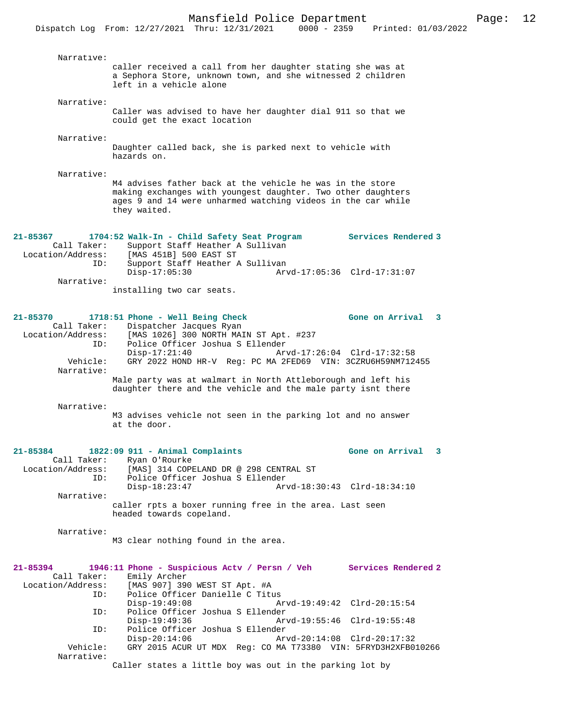Narrative:
caller received a call from her daughter stating she was at a Sephora Store, unknown town, and she witnessed 2 children left in a vehicle alone

Narrative:
Caller was advised to have her daughter dial 911 so that we could get the exact location

Narrative:
Daughter called back, she is parked next to vehicle with hazards on.

Narrative:
M4 advises father back at the vehicle he was in the store making exchanges with youngest daughter. Two other daughters ages 9 and 14 were unharmed watching videos in the car while they waited.

**21-85367 1704:52 Walk-In - Child Safety Seat Program — Services Rendered 3**

Call Taker: Support Staff Heather A Sullivan
Location/Address: [MAS 451B] 500 EAST ST
ID: Support Staff Heather A Sullivan
Disp-17:05:30 Arvd-17:05:36 Clrd-17:31:07

Narrative:
installing two car seats.

**21-85370 1718:51 Phone - Well Being Check — Gone on Arrival 3**

Call Taker: Dispatcher Jacques Ryan
Location/Address: [MAS 1026] 300 NORTH MAIN ST Apt. #237
ID: Police Officer Joshua S Ellender
Disp-17:21:40 Arvd-17:26:04 Clrd-17:32:58
Vehicle: GRY 2022 HOND HR-V Reg: PC MA 2FED69 VIN: 3CZRU6H59NM712455

Narrative:
Male party was at walmart in North Attleborough and left his daughter there and the vehicle and the male party isnt there

Narrative:
M3 advises vehicle not seen in the parking lot and no answer at the door.

**21-85384 1822:09 911 - Animal Complaints — Gone on Arrival 3**

Call Taker: Ryan O'Rourke
Location/Address: [MAS] 314 COPELAND DR @ 298 CENTRAL ST
ID: Police Officer Joshua S Ellender
Disp-18:23:47 Arvd-18:30:43 Clrd-18:34:10

Narrative:
caller rpts a boxer running free in the area. Last seen headed towards copeland.

Narrative:
M3 clear nothing found in the area.

**21-85394 1946:11 Phone - Suspicious Actv / Persn / Veh — Services Rendered 2**

Call Taker: Emily Archer
Location/Address: [MAS 907] 390 WEST ST Apt. #A
ID: Police Officer Danielle C Titus
Disp-19:49:08 Arvd-19:49:42 Clrd-20:15:54
ID: Police Officer Joshua S Ellender
Disp-19:49:36 Arvd-19:55:46 Clrd-19:55:48
ID: Police Officer Joshua S Ellender
Disp-20:14:06 Arvd-20:14:08 Clrd-20:17:32
Vehicle: GRY 2015 ACUR UT MDX Reg: CO MA T73380 VIN: 5FRYD3H2XFB010266

Narrative:
Caller states a little boy was out in the parking lot by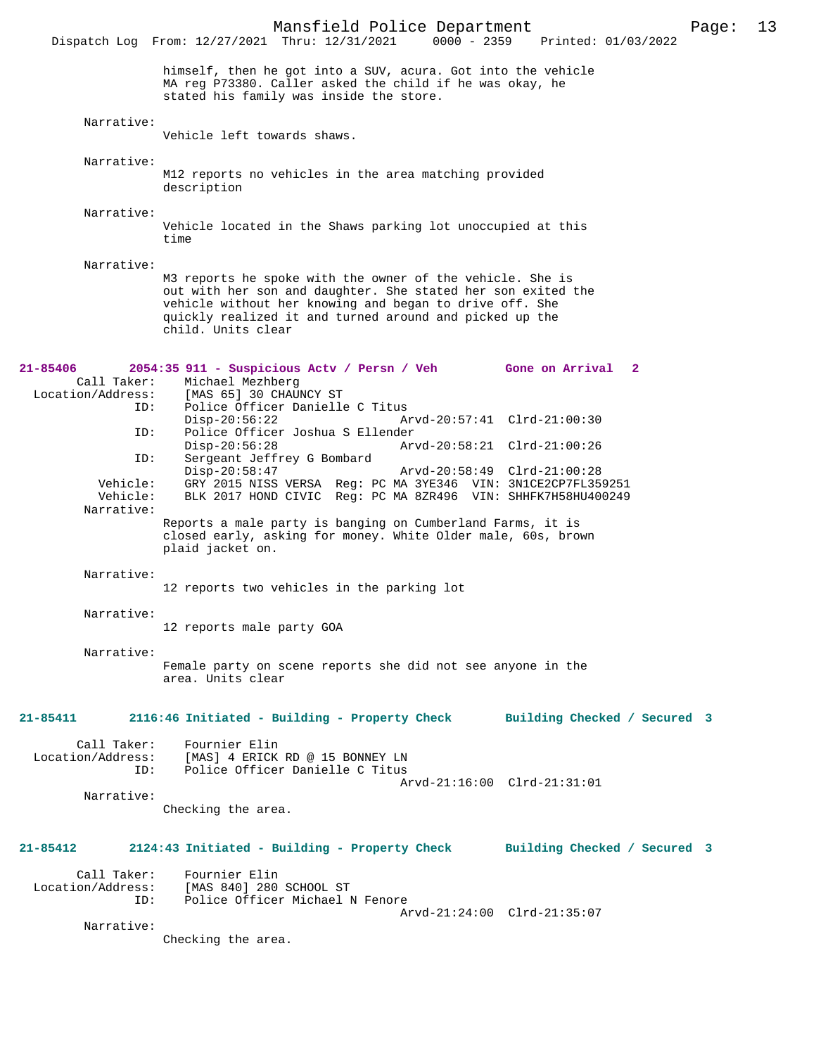himself, then he got into a SUV, acura. Got into the vehicle MA reg P73380. Caller asked the child if he was okay, he stated his family was inside the store.

Narrative:
Vehicle left towards shaws.

Narrative:
M12 reports no vehicles in the area matching provided description

Narrative:
Vehicle located in the Shaws parking lot unoccupied at this time

Narrative:
M3 reports he spoke with the owner of the vehicle. She is out with her son and daughter. She stated her son exited the vehicle without her knowing and began to drive off. She quickly realized it and turned around and picked up the child. Units clear

**21-85406 2054:35 911 - Suspicious Actv / Persn / Veh Gone on Arrival 2**

Call Taker: Michael Mezhberg
Location/Address: [MAS 65] 30 CHAUNCY ST
ID: Police Officer Danielle C Titus
Disp-20:56:22 Arvd-20:57:41 Clrd-21:00:30
ID: Police Officer Joshua S Ellender
Disp-20:56:28 Arvd-20:58:21 Clrd-21:00:26
ID: Sergeant Jeffrey G Bombard
Disp-20:58:47 Arvd-20:58:49 Clrd-21:00:28
Vehicle: GRY 2015 NISS VERSA Reg: PC MA 3YE346 VIN: 3N1CE2CP7FL359251
Vehicle: BLK 2017 HOND CIVIC Reg: PC MA 8ZR496 VIN: SHHFK7H58HU400249
Narrative:
Reports a male party is banging on Cumberland Farms, it is closed early, asking for money. White Older male, 60s, brown plaid jacket on.

Narrative:
12 reports two vehicles in the parking lot

Narrative:
12 reports male party GOA

Narrative:
Female party on scene reports she did not see anyone in the area. Units clear

**21-85411 2116:46 Initiated - Building - Property Check Building Checked / Secured 3**

Call Taker: Fournier Elin
Location/Address: [MAS] 4 ERICK RD @ 15 BONNEY LN
ID: Police Officer Danielle C Titus
Arvd-21:16:00 Clrd-21:31:01
Narrative:
Checking the area.

**21-85412 2124:43 Initiated - Building - Property Check Building Checked / Secured 3**

Call Taker: Fournier Elin
Location/Address: [MAS 840] 280 SCHOOL ST
ID: Police Officer Michael N Fenore
Arvd-21:24:00 Clrd-21:35:07
Narrative:
Checking the area.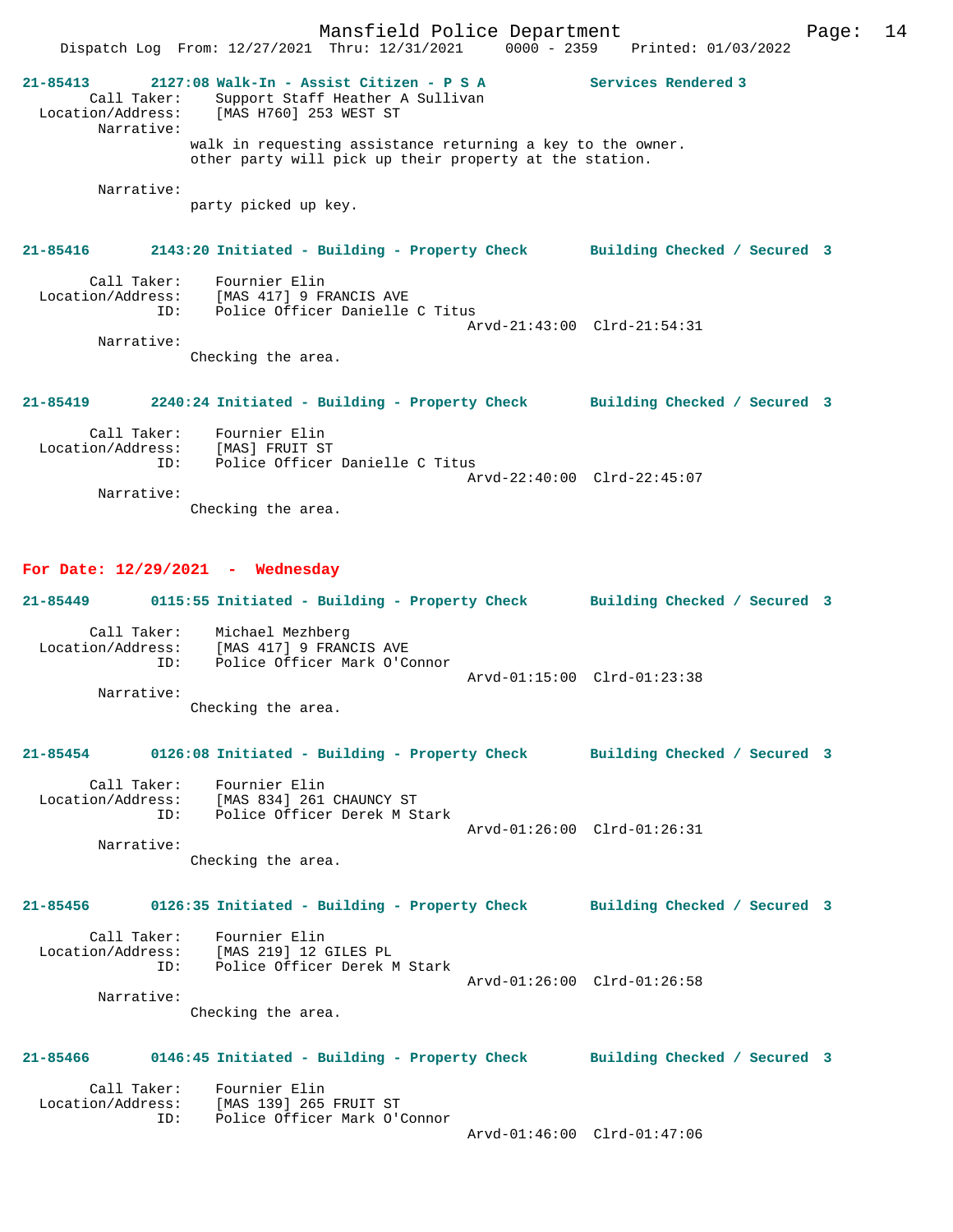**21-85413 2127:08 Walk-In - Assist Citizen - P S A** **Services Rendered 3**

Call Taker: Support Staff Heather A Sullivan
Location/Address: [MAS H760] 253 WEST ST
Narrative:
walk in requesting assistance returning a key to the owner.
other party will pick up their property at the station.

Narrative:
party picked up key.

**21-85416 2143:20 Initiated - Building - Property Check** **Building Checked / Secured 3**

Call Taker: Fournier Elin
Location/Address: [MAS 417] 9 FRANCIS AVE
ID: Police Officer Danielle C Titus
Arvd-21:43:00 Clrd-21:54:31
Narrative:
Checking the area.

**21-85419 2240:24 Initiated - Building - Property Check** **Building Checked / Secured 3**

Call Taker: Fournier Elin
Location/Address: [MAS] FRUIT ST
ID: Police Officer Danielle C Titus
Arvd-22:40:00 Clrd-22:45:07
Narrative:
Checking the area.

## For Date: 12/29/2021 - Wednesday

**21-85449 0115:55 Initiated - Building - Property Check** **Building Checked / Secured 3**

Call Taker: Michael Mezhberg
Location/Address: [MAS 417] 9 FRANCIS AVE
ID: Police Officer Mark O'Connor
Arvd-01:15:00 Clrd-01:23:38
Narrative:
Checking the area.

**21-85454 0126:08 Initiated - Building - Property Check** **Building Checked / Secured 3**

Call Taker: Fournier Elin
Location/Address: [MAS 834] 261 CHAUNCY ST
ID: Police Officer Derek M Stark
Arvd-01:26:00 Clrd-01:26:31
Narrative:
Checking the area.

**21-85456 0126:35 Initiated - Building - Property Check** **Building Checked / Secured 3**

Call Taker: Fournier Elin
Location/Address: [MAS 219] 12 GILES PL
ID: Police Officer Derek M Stark
Arvd-01:26:00 Clrd-01:26:58
Narrative:
Checking the area.

**21-85466 0146:45 Initiated - Building - Property Check** **Building Checked / Secured 3**

Call Taker: Fournier Elin
Location/Address: [MAS 139] 265 FRUIT ST
ID: Police Officer Mark O'Connor
Arvd-01:46:00 Clrd-01:47:06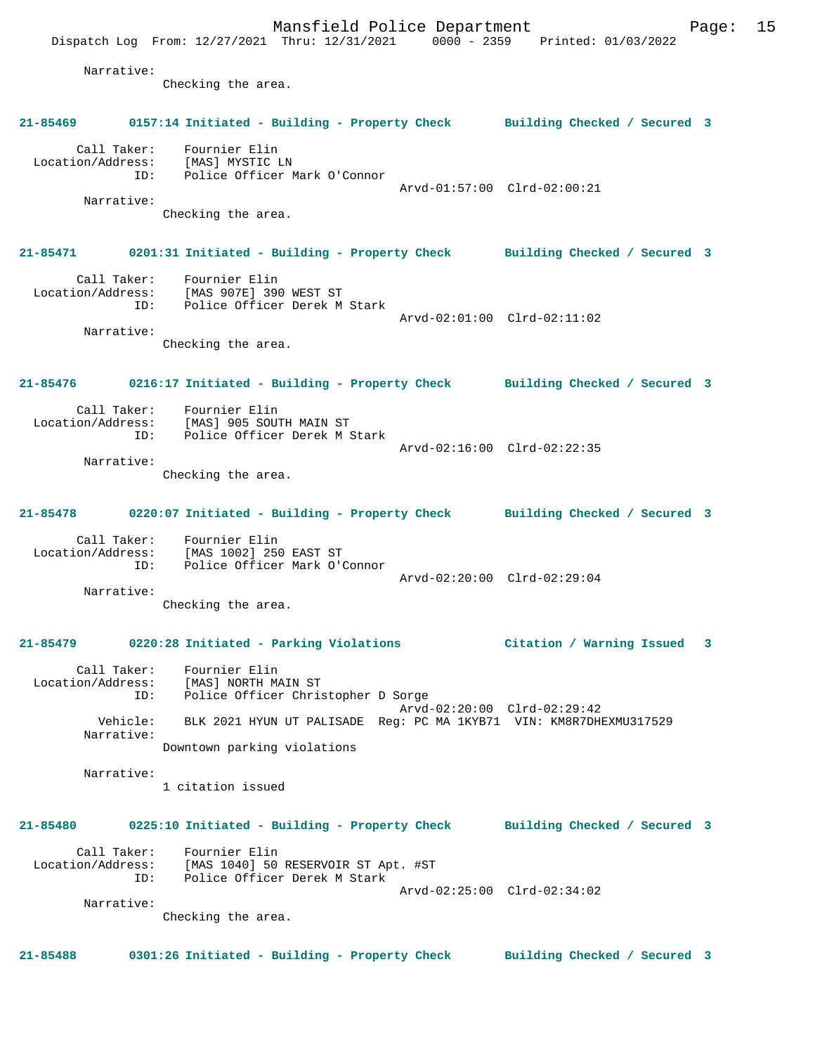Narrative:
Checking the area.

**21-85469 0157:14 Initiated - Building - Property Check Building Checked / Secured 3**

Call Taker: Fournier Elin
Location/Address: [MAS] MYSTIC LN
ID: Police Officer Mark O'Connor
Arvd-01:57:00 Clrd-02:00:21
Narrative:
Checking the area.

**21-85471 0201:31 Initiated - Building - Property Check Building Checked / Secured 3**

Call Taker: Fournier Elin
Location/Address: [MAS 907E] 390 WEST ST
ID: Police Officer Derek M Stark
Arvd-02:01:00 Clrd-02:11:02
Narrative:
Checking the area.

**21-85476 0216:17 Initiated - Building - Property Check Building Checked / Secured 3**

Call Taker: Fournier Elin
Location/Address: [MAS] 905 SOUTH MAIN ST
ID: Police Officer Derek M Stark
Arvd-02:16:00 Clrd-02:22:35
Narrative:
Checking the area.

**21-85478 0220:07 Initiated - Building - Property Check Building Checked / Secured 3**

Call Taker: Fournier Elin
Location/Address: [MAS 1002] 250 EAST ST
ID: Police Officer Mark O'Connor
Arvd-02:20:00 Clrd-02:29:04
Narrative:
Checking the area.

**21-85479 0220:28 Initiated - Parking Violations Citation / Warning Issued 3**

Call Taker: Fournier Elin
Location/Address: [MAS] NORTH MAIN ST
ID: Police Officer Christopher D Sorge
Arvd-02:20:00 Clrd-02:29:42
Vehicle: BLK 2021 HYUN UT PALISADE Reg: PC MA 1KYB71 VIN: KM8R7DHEXMU317529
Narrative:
Downtown parking violations

Narrative:
1 citation issued

**21-85480 0225:10 Initiated - Building - Property Check Building Checked / Secured 3**

Call Taker: Fournier Elin
Location/Address: [MAS 1040] 50 RESERVOIR ST Apt. #ST
ID: Police Officer Derek M Stark
Arvd-02:25:00 Clrd-02:34:02
Narrative:
Checking the area.

**21-85488 0301:26 Initiated - Building - Property Check Building Checked / Secured 3**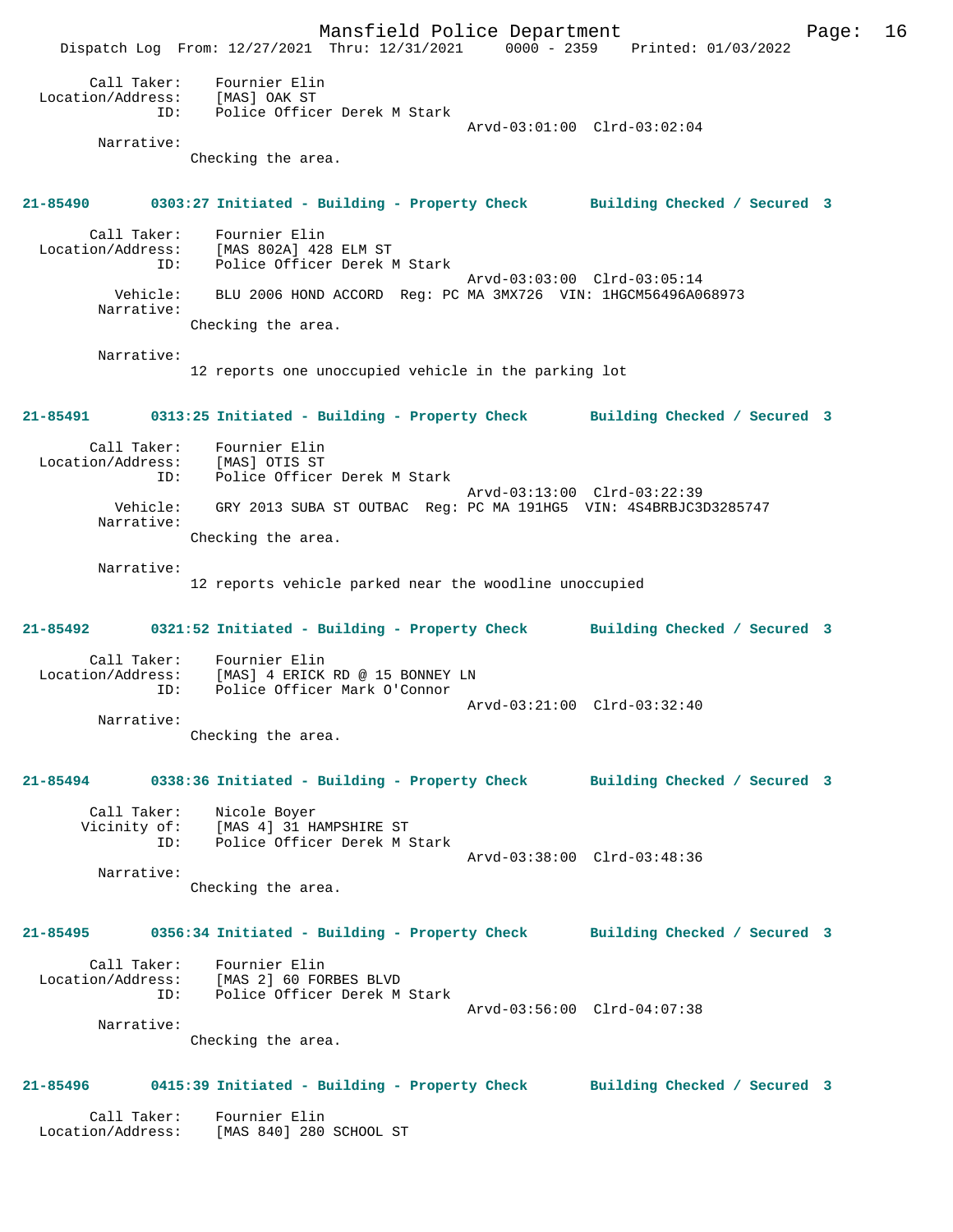Call Taker: Fournier Elin
Location/Address: [MAS] OAK ST
ID: Police Officer Derek M Stark
Arvd-03:01:00 Clrd-03:02:04
Narrative:
Checking the area.

**21-85490 0303:27 Initiated - Building - Property Check Building Checked / Secured 3**

Call Taker: Fournier Elin
Location/Address: [MAS 802A] 428 ELM ST
ID: Police Officer Derek M Stark
Arvd-03:03:00 Clrd-03:05:14
Vehicle: BLU 2006 HOND ACCORD Reg: PC MA 3MX726 VIN: 1HGCM56496A068973
Narrative:
Checking the area.

Narrative:
12 reports one unoccupied vehicle in the parking lot

**21-85491 0313:25 Initiated - Building - Property Check Building Checked / Secured 3**

Call Taker: Fournier Elin
Location/Address: [MAS] OTIS ST
ID: Police Officer Derek M Stark
Arvd-03:13:00 Clrd-03:22:39
Vehicle: GRY 2013 SUBA ST OUTBAC Reg: PC MA 191HG5 VIN: 4S4BRBJC3D3285747
Narrative:
Checking the area.

Narrative:
12 reports vehicle parked near the woodline unoccupied

**21-85492 0321:52 Initiated - Building - Property Check Building Checked / Secured 3**

Call Taker: Fournier Elin
Location/Address: [MAS] 4 ERICK RD @ 15 BONNEY LN
ID: Police Officer Mark O'Connor
Arvd-03:21:00 Clrd-03:32:40
Narrative:
Checking the area.

**21-85494 0338:36 Initiated - Building - Property Check Building Checked / Secured 3**

Call Taker: Nicole Boyer
Vicinity of: [MAS 4] 31 HAMPSHIRE ST
ID: Police Officer Derek M Stark
Arvd-03:38:00 Clrd-03:48:36
Narrative:
Checking the area.

**21-85495 0356:34 Initiated - Building - Property Check Building Checked / Secured 3**

Call Taker: Fournier Elin
Location/Address: [MAS 2] 60 FORBES BLVD
ID: Police Officer Derek M Stark
Arvd-03:56:00 Clrd-04:07:38
Narrative:
Checking the area.

**21-85496 0415:39 Initiated - Building - Property Check Building Checked / Secured 3**

Call Taker: Fournier Elin
Location/Address: [MAS 840] 280 SCHOOL ST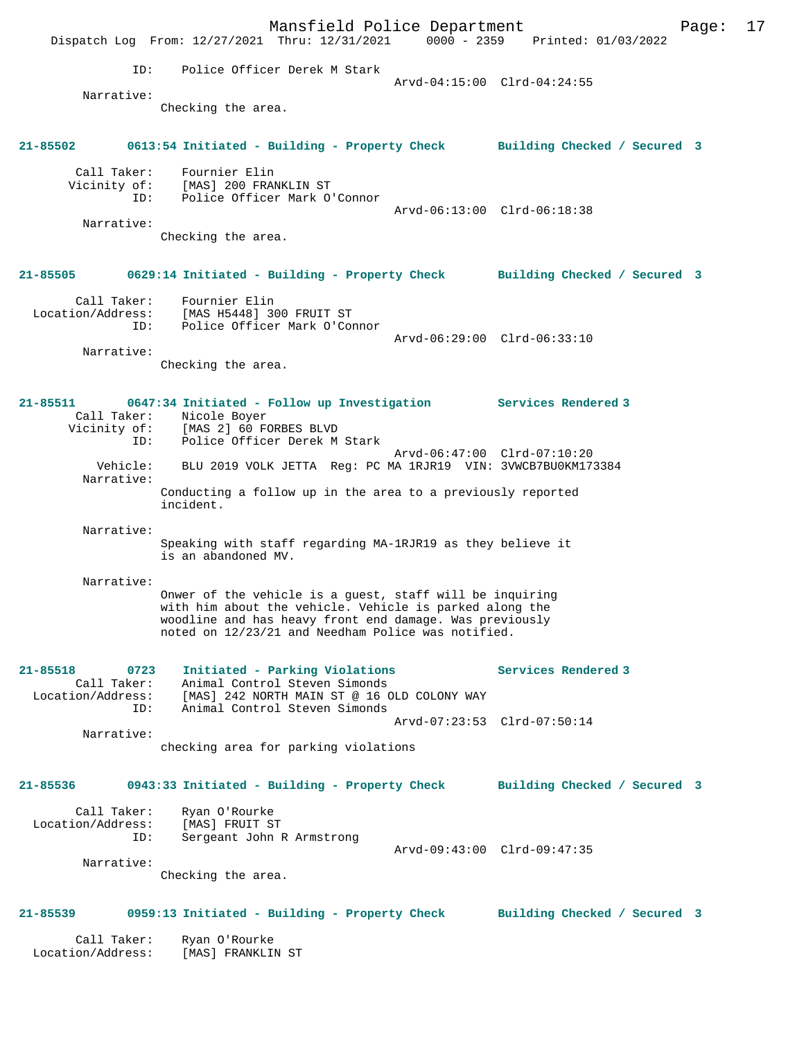ID: Police Officer Derek M Stark
Arvd-04:15:00 Clrd-04:24:55

Narrative:
Checking the area.

**21-85502 0613:54 Initiated - Building - Property Check Building Checked / Secured 3**

Call Taker: Fournier Elin
Vicinity of: [MAS] 200 FRANKLIN ST
ID: Police Officer Mark O'Connor
Arvd-06:13:00 Clrd-06:18:38

Narrative:
Checking the area.

**21-85505 0629:14 Initiated - Building - Property Check Building Checked / Secured 3**

Call Taker: Fournier Elin
Location/Address: [MAS H5448] 300 FRUIT ST
ID: Police Officer Mark O'Connor
Arvd-06:29:00 Clrd-06:33:10

Narrative:
Checking the area.

**21-85511 0647:34 Initiated - Follow up Investigation Services Rendered 3**

Call Taker: Nicole Boyer
Vicinity of: [MAS 2] 60 FORBES BLVD
ID: Police Officer Derek M Stark
Arvd-06:47:00 Clrd-07:10:20
Vehicle: BLU 2019 VOLK JETTA Reg: PC MA 1RJR19 VIN: 3VWCB7BU0KM173384

Narrative:
Conducting a follow up in the area to a previously reported incident.

Narrative:
Speaking with staff regarding MA-1RJR19 as they believe it is an abandoned MV.

Narrative:
Onwer of the vehicle is a guest, staff will be inquiring with him about the vehicle. Vehicle is parked along the woodline and has heavy front end damage. Was previously noted on 12/23/21 and Needham Police was notified.

**21-85518 0723 Initiated - Parking Violations Services Rendered 3**

Call Taker: Animal Control Steven Simonds
Location/Address: [MAS] 242 NORTH MAIN ST @ 16 OLD COLONY WAY
ID: Animal Control Steven Simonds
Arvd-07:23:53 Clrd-07:50:14

Narrative:
checking area for parking violations

**21-85536 0943:33 Initiated - Building - Property Check Building Checked / Secured 3**

Call Taker: Ryan O'Rourke
Location/Address: [MAS] FRUIT ST
ID: Sergeant John R Armstrong
Arvd-09:43:00 Clrd-09:47:35

Narrative:
Checking the area.

**21-85539 0959:13 Initiated - Building - Property Check Building Checked / Secured 3**

Call Taker: Ryan O'Rourke
Location/Address: [MAS] FRANKLIN ST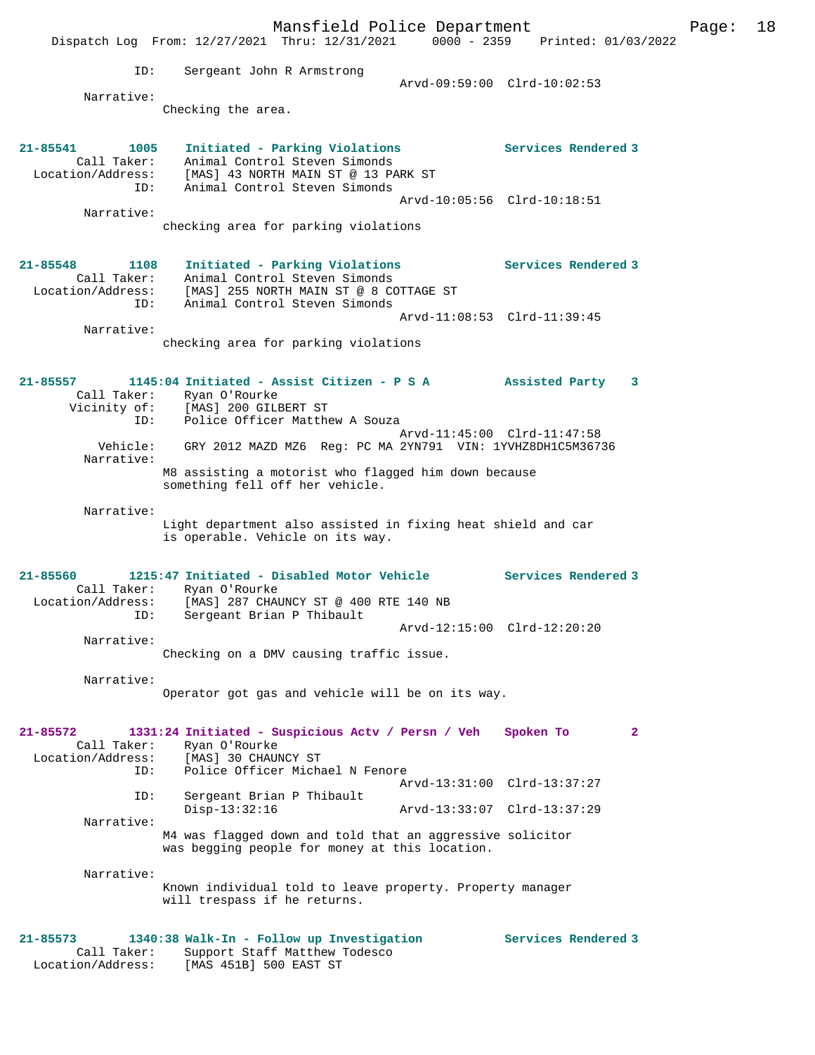ID: Sergeant John R Armstrong
Arvd-09:59:00 Clrd-10:02:53

Narrative:
Checking the area.

**21-85541 1005 Initiated - Parking Violations — Services Rendered 3**

Call Taker: Animal Control Steven Simonds
Location/Address: [MAS] 43 NORTH MAIN ST @ 13 PARK ST
ID: Animal Control Steven Simonds
Arvd-10:05:56 Clrd-10:18:51

Narrative:
checking area for parking violations

**21-85548 1108 Initiated - Parking Violations — Services Rendered 3**

Call Taker: Animal Control Steven Simonds
Location/Address: [MAS] 255 NORTH MAIN ST @ 8 COTTAGE ST
ID: Animal Control Steven Simonds
Arvd-11:08:53 Clrd-11:39:45

Narrative:
checking area for parking violations

**21-85557 1145:04 Initiated - Assist Citizen - P S A — Assisted Party 3**

Call Taker: Ryan O'Rourke
Vicinity of: [MAS] 200 GILBERT ST
ID: Police Officer Matthew A Souza
Arvd-11:45:00 Clrd-11:47:58
Vehicle: GRY 2012 MAZD MZ6 Reg: PC MA 2YN791 VIN: 1YVHZ8DH1C5M36736

Narrative:
M8 assisting a motorist who flagged him down because something fell off her vehicle.

Narrative:
Light department also assisted in fixing heat shield and car is operable. Vehicle on its way.

**21-85560 1215:47 Initiated - Disabled Motor Vehicle — Services Rendered 3**

Call Taker: Ryan O'Rourke
Location/Address: [MAS] 287 CHAUNCY ST @ 400 RTE 140 NB
ID: Sergeant Brian P Thibault
Arvd-12:15:00 Clrd-12:20:20

Narrative:
Checking on a DMV causing traffic issue.

Narrative:
Operator got gas and vehicle will be on its way.

**21-85572 1331:24 Initiated - Suspicious Actv / Persn / Veh — Spoken To 2**

Call Taker: Ryan O'Rourke
Location/Address: [MAS] 30 CHAUNCY ST
ID: Police Officer Michael N Fenore
Arvd-13:31:00 Clrd-13:37:27
ID: Sergeant Brian P Thibault
Disp-13:32:16 Arvd-13:33:07 Clrd-13:37:29

Narrative:
M4 was flagged down and told that an aggressive solicitor was begging people for money at this location.

Narrative:
Known individual told to leave property. Property manager will trespass if he returns.

**21-85573 1340:38 Walk-In - Follow up Investigation — Services Rendered 3**

Call Taker: Support Staff Matthew Todesco
Location/Address: [MAS 451B] 500 EAST ST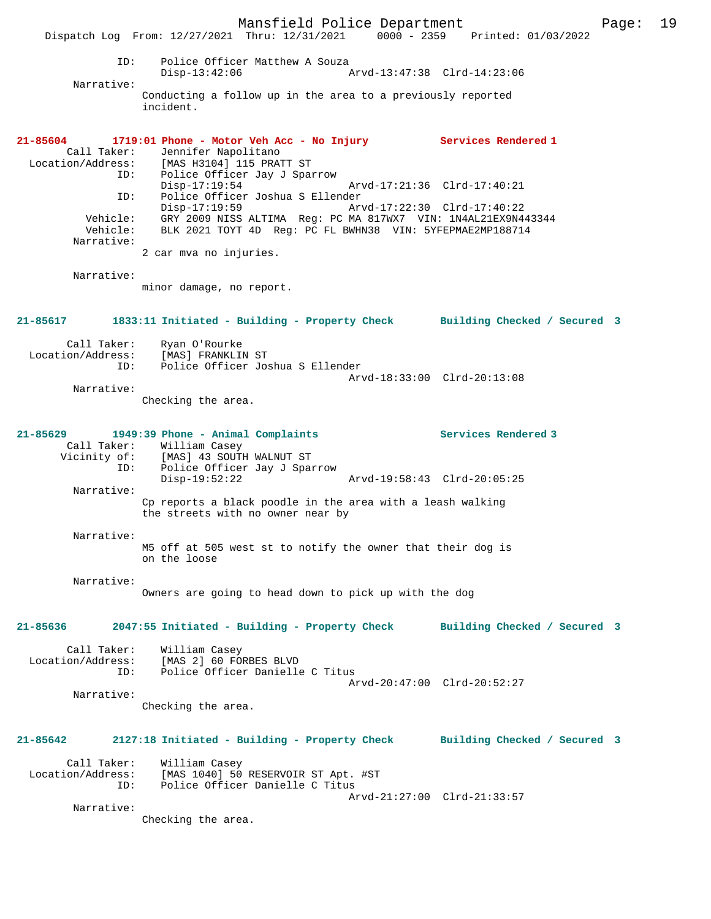```
            ID:    Police Officer Matthew A Souza
                   Disp-13:42:06                Arvd-13:47:38  Clrd-14:23:06
     Narrative:
                 Conducting a follow up in the area to a previously reported
                 incident.
```

**21-85604      1719:01 Phone - Motor Veh Acc - No Injury           Services Rendered 1**

```
    Call Taker:    Jennifer Napolitano
Location/Address:  [MAS H3104] 115 PRATT ST
            ID:    Police Officer Jay J Sparrow
                   Disp-17:19:54                Arvd-17:21:36  Clrd-17:40:21
            ID:    Police Officer Joshua S Ellender
                   Disp-17:19:59                Arvd-17:22:30  Clrd-17:40:22
       Vehicle:    GRY 2009 NISS ALTIMA  Reg: PC MA 817WX7  VIN: 1N4AL21EX9N443344
       Vehicle:    BLK 2021 TOYT 4D  Reg: PC FL BWHN38  VIN: 5YFEPMAE2MP188714
     Narrative:
                 2 car mva no injuries.

     Narrative:
                 minor damage, no report.
```

**21-85617      1833:11 Initiated - Building - Property Check       Building Checked / Secured  3**

```
    Call Taker:    Ryan O'Rourke
Location/Address:  [MAS] FRANKLIN ST
            ID:    Police Officer Joshua S Ellender
                                                Arvd-18:33:00  Clrd-20:13:08
     Narrative:
                 Checking the area.
```

**21-85629      1949:39 Phone - Animal Complaints                   Services Rendered 3**

```
    Call Taker:    William Casey
   Vicinity of:    [MAS] 43 SOUTH WALNUT ST
            ID:    Police Officer Jay J Sparrow
                   Disp-19:52:22                Arvd-19:58:43  Clrd-20:05:25
     Narrative:
                 Cp reports a black poodle in the area with a leash walking
                 the streets with no owner near by

     Narrative:
                 M5 off at 505 west st to notify the owner that their dog is
                 on the loose

     Narrative:
                 Owners are going to head down to pick up with the dog
```

**21-85636      2047:55 Initiated - Building - Property Check       Building Checked / Secured  3**

```
    Call Taker:    William Casey
Location/Address:  [MAS 2] 60 FORBES BLVD
            ID:    Police Officer Danielle C Titus
                                                Arvd-20:47:00  Clrd-20:52:27
     Narrative:
                 Checking the area.
```

**21-85642      2127:18 Initiated - Building - Property Check       Building Checked / Secured  3**

```
    Call Taker:    William Casey
Location/Address:  [MAS 1040] 50 RESERVOIR ST Apt. #ST
            ID:    Police Officer Danielle C Titus
                                                Arvd-21:27:00  Clrd-21:33:57
     Narrative:
                 Checking the area.
```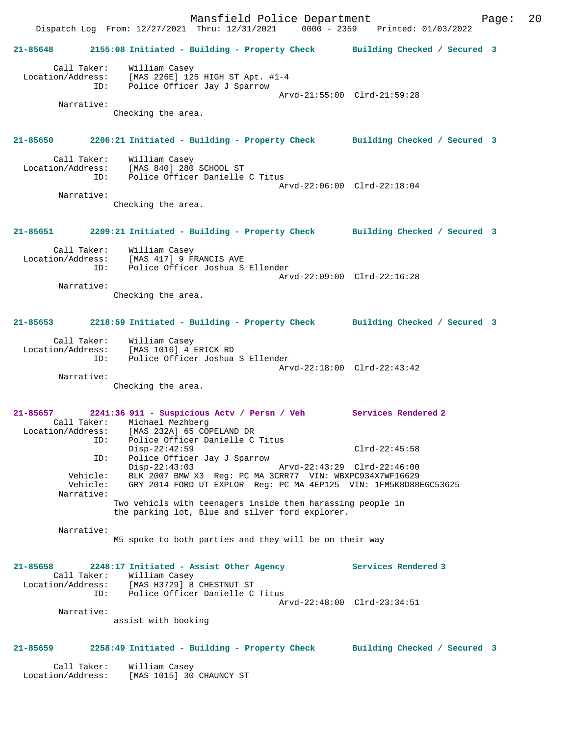**21-85648** 2155:08 Initiated - Building - Property Check **Building Checked / Secured 3**

Call Taker: William Casey
Location/Address: [MAS 226E] 125 HIGH ST Apt. #1-4
ID: Police Officer Jay J Sparrow
Arvd-21:55:00 Clrd-21:59:28
Narrative:
Checking the area.

**21-85650** 2206:21 Initiated - Building - Property Check **Building Checked / Secured 3**

Call Taker: William Casey
Location/Address: [MAS 840] 280 SCHOOL ST
ID: Police Officer Danielle C Titus
Arvd-22:06:00 Clrd-22:18:04
Narrative:
Checking the area.

**21-85651** 2209:21 Initiated - Building - Property Check **Building Checked / Secured 3**

Call Taker: William Casey
Location/Address: [MAS 417] 9 FRANCIS AVE
ID: Police Officer Joshua S Ellender
Arvd-22:09:00 Clrd-22:16:28
Narrative:
Checking the area.

**21-85653** 2218:59 Initiated - Building - Property Check **Building Checked / Secured 3**

Call Taker: William Casey
Location/Address: [MAS 1016] 4 ERICK RD
ID: Police Officer Joshua S Ellender
Arvd-22:18:00 Clrd-22:43:42
Narrative:
Checking the area.

**21-85657** 2241:36 911 - Suspicious Actv / Persn / Veh **Services Rendered 2**

Call Taker: Michael Mezhberg
Location/Address: [MAS 232A] 65 COPELAND DR
ID: Police Officer Danielle C Titus
Disp-22:42:59 Clrd-22:45:58
ID: Police Officer Jay J Sparrow
Disp-22:43:03 Arvd-22:43:29 Clrd-22:46:00
Vehicle: BLK 2007 BMW X3 Reg: PC MA 3CRR77 VIN: WBXPC934X7WF16629
Vehicle: GRY 2014 FORD UT EXPLOR Reg: PC MA 4EP125 VIN: 1FM5K8D88EGC53625
Narrative:
Two vehicls with teenagers inside them harassing people in the parking lot, Blue and silver ford explorer.

Narrative:
M5 spoke to both parties and they will be on their way

**21-85658** 2248:17 Initiated - Assist Other Agency **Services Rendered 3**

Call Taker: William Casey
Location/Address: [MAS H3729] 8 CHESTNUT ST
ID: Police Officer Danielle C Titus
Arvd-22:48:00 Clrd-23:34:51
Narrative:
assist with booking

**21-85659** 2258:49 Initiated - Building - Property Check **Building Checked / Secured 3**

Call Taker: William Casey
Location/Address: [MAS 1015] 30 CHAUNCY ST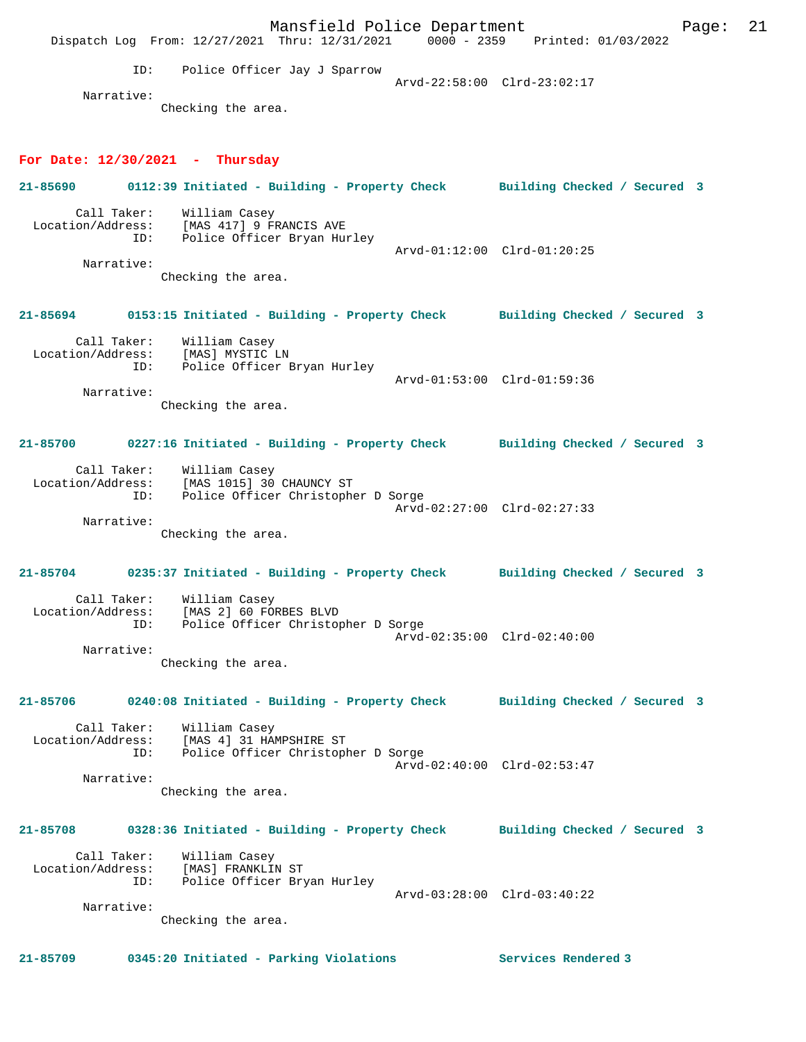ID: Police Officer Jay J Sparrow
Arvd-22:58:00 Clrd-23:02:17

Narrative:
Checking the area.

## For Date: 12/30/2021 - Thursday

**21-85690 0112:39 Initiated - Building - Property Check Building Checked / Secured 3**

Call Taker: William Casey
Location/Address: [MAS 417] 9 FRANCIS AVE
ID: Police Officer Bryan Hurley
Arvd-01:12:00 Clrd-01:20:25

Narrative:
Checking the area.

**21-85694 0153:15 Initiated - Building - Property Check Building Checked / Secured 3**

Call Taker: William Casey
Location/Address: [MAS] MYSTIC LN
ID: Police Officer Bryan Hurley
Arvd-01:53:00 Clrd-01:59:36

Narrative:
Checking the area.

**21-85700 0227:16 Initiated - Building - Property Check Building Checked / Secured 3**

Call Taker: William Casey
Location/Address: [MAS 1015] 30 CHAUNCY ST
ID: Police Officer Christopher D Sorge
Arvd-02:27:00 Clrd-02:27:33

Narrative:
Checking the area.

**21-85704 0235:37 Initiated - Building - Property Check Building Checked / Secured 3**

Call Taker: William Casey
Location/Address: [MAS 2] 60 FORBES BLVD
ID: Police Officer Christopher D Sorge
Arvd-02:35:00 Clrd-02:40:00

Narrative:
Checking the area.

**21-85706 0240:08 Initiated - Building - Property Check Building Checked / Secured 3**

Call Taker: William Casey
Location/Address: [MAS 4] 31 HAMPSHIRE ST
ID: Police Officer Christopher D Sorge
Arvd-02:40:00 Clrd-02:53:47

Narrative:
Checking the area.

**21-85708 0328:36 Initiated - Building - Property Check Building Checked / Secured 3**

Call Taker: William Casey
Location/Address: [MAS] FRANKLIN ST
ID: Police Officer Bryan Hurley
Arvd-03:28:00 Clrd-03:40:22

Narrative:
Checking the area.

**21-85709 0345:20 Initiated - Parking Violations Services Rendered 3**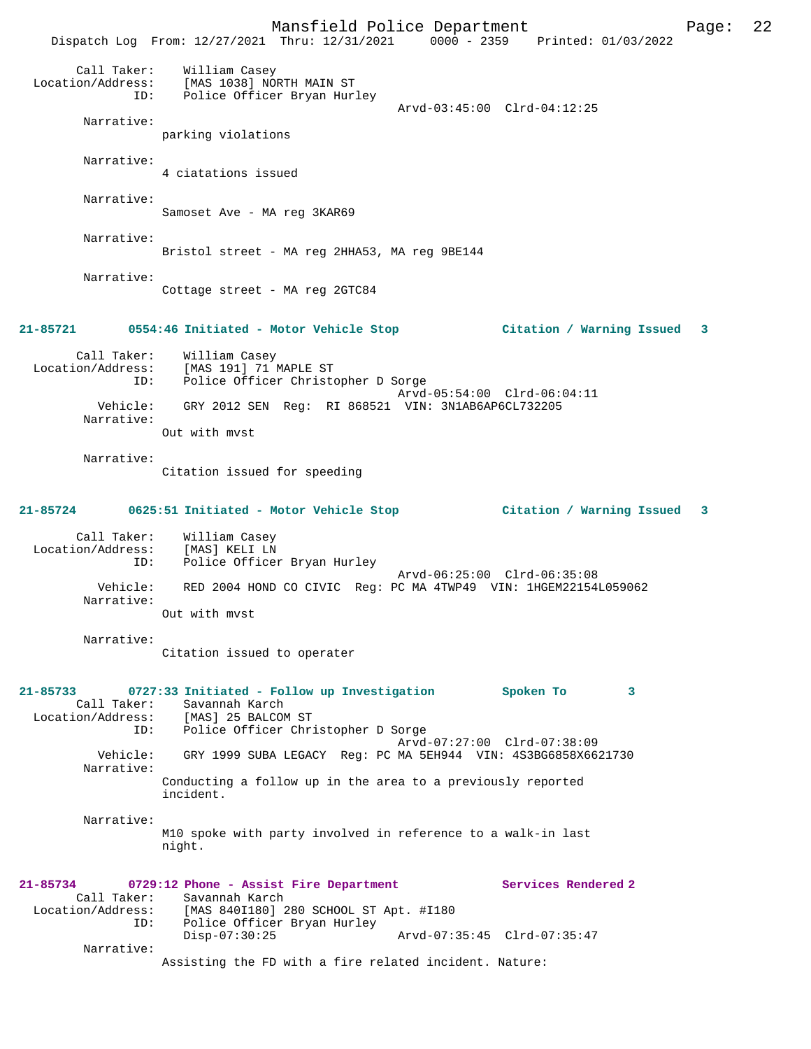Call Taker: William Casey
Location/Address: [MAS 1038] NORTH MAIN ST
ID: Police Officer Bryan Hurley
Arvd-03:45:00 Clrd-04:12:25

Narrative:
parking violations

Narrative:
4 ciatations issued

Narrative:
Samoset Ave - MA reg 3KAR69

Narrative:
Bristol street - MA reg 2HHA53, MA reg 9BE144

Narrative:
Cottage street - MA reg 2GTC84

**21-85721 0554:46 Initiated - Motor Vehicle Stop — Citation / Warning Issued 3**

Call Taker: William Casey
Location/Address: [MAS 191] 71 MAPLE ST
ID: Police Officer Christopher D Sorge
Arvd-05:54:00 Clrd-06:04:11
Vehicle: GRY 2012 SEN Reg: RI 868521 VIN: 3N1AB6AP6CL732205

Narrative:
Out with mvst

Narrative:
Citation issued for speeding

**21-85724 0625:51 Initiated - Motor Vehicle Stop — Citation / Warning Issued 3**

Call Taker: William Casey
Location/Address: [MAS] KELI LN
ID: Police Officer Bryan Hurley
Arvd-06:25:00 Clrd-06:35:08
Vehicle: RED 2004 HOND CO CIVIC Reg: PC MA 4TWP49 VIN: 1HGEM22154L059062

Narrative:
Out with mvst

Narrative:
Citation issued to operater

**21-85733 0727:33 Initiated - Follow up Investigation — Spoken To 3**

Call Taker: Savannah Karch
Location/Address: [MAS] 25 BALCOM ST
ID: Police Officer Christopher D Sorge
Arvd-07:27:00 Clrd-07:38:09
Vehicle: GRY 1999 SUBA LEGACY Reg: PC MA 5EH944 VIN: 4S3BG6858X6621730

Narrative:
Conducting a follow up in the area to a previously reported incident.

Narrative:
M10 spoke with party involved in reference to a walk-in last night.

**21-85734 0729:12 Phone - Assist Fire Department — Services Rendered 2**

Call Taker: Savannah Karch
Location/Address: [MAS 840I180] 280 SCHOOL ST Apt. #I180
ID: Police Officer Bryan Hurley
Disp-07:30:25 Arvd-07:35:45 Clrd-07:35:47

Narrative:
Assisting the FD with a fire related incident. Nature: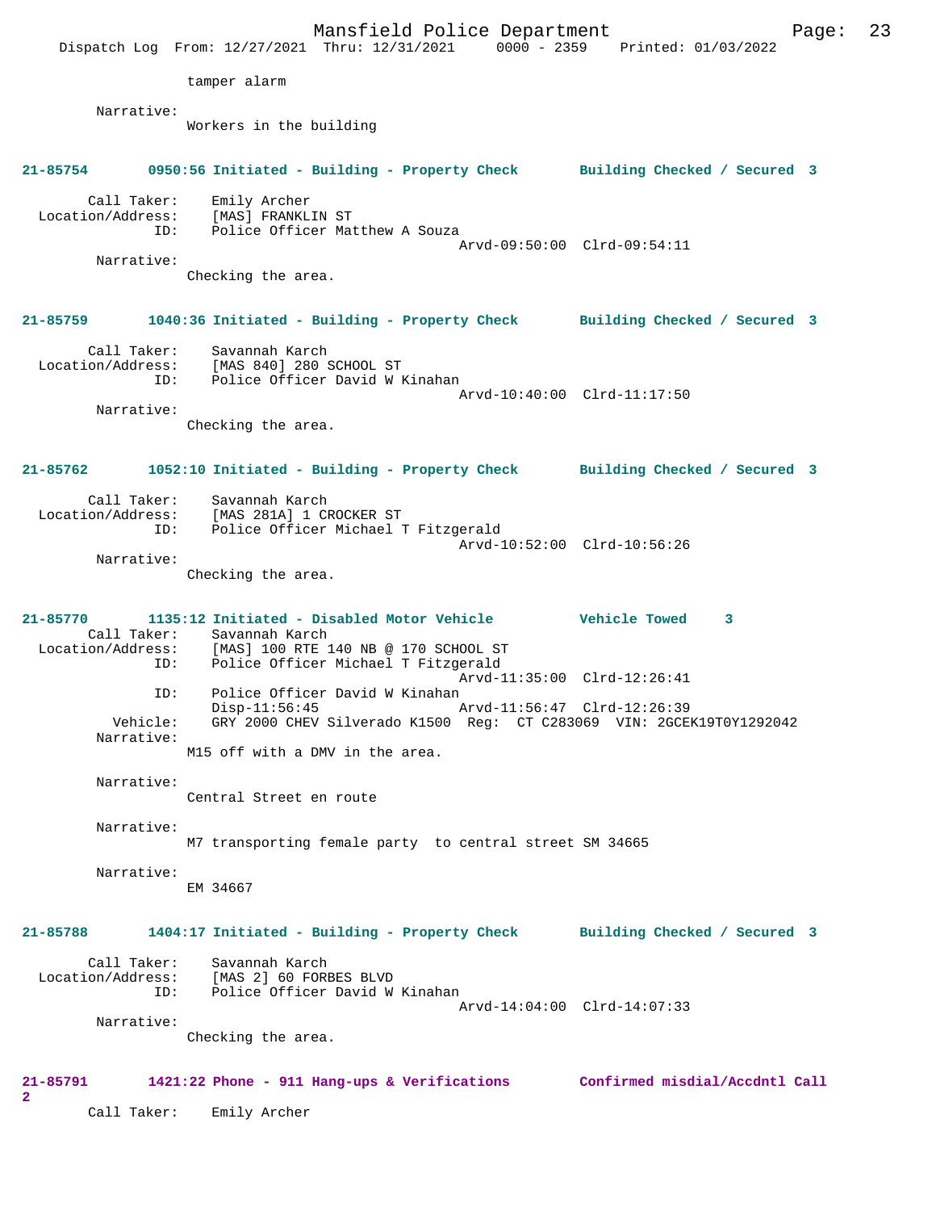tamper alarm

Narrative:
Workers in the building

**21-85754 0950:56 Initiated - Building - Property Check Building Checked / Secured 3**

Call Taker: Emily Archer
Location/Address: [MAS] FRANKLIN ST
ID: Police Officer Matthew A Souza
Arvd-09:50:00 Clrd-09:54:11
Narrative:
Checking the area.

**21-85759 1040:36 Initiated - Building - Property Check Building Checked / Secured 3**

Call Taker: Savannah Karch
Location/Address: [MAS 840] 280 SCHOOL ST
ID: Police Officer David W Kinahan
Arvd-10:40:00 Clrd-11:17:50
Narrative:
Checking the area.

**21-85762 1052:10 Initiated - Building - Property Check Building Checked / Secured 3**

Call Taker: Savannah Karch
Location/Address: [MAS 281A] 1 CROCKER ST
ID: Police Officer Michael T Fitzgerald
Arvd-10:52:00 Clrd-10:56:26
Narrative:
Checking the area.

**21-85770 1135:12 Initiated - Disabled Motor Vehicle Vehicle Towed 3**

Call Taker: Savannah Karch
Location/Address: [MAS] 100 RTE 140 NB @ 170 SCHOOL ST
ID: Police Officer Michael T Fitzgerald
Arvd-11:35:00 Clrd-12:26:41
ID: Police Officer David W Kinahan
Disp-11:56:45 Arvd-11:56:47 Clrd-12:26:39
Vehicle: GRY 2000 CHEV Silverado K1500 Reg: CT C283069 VIN: 2GCEK19T0Y1292042
Narrative:
M15 off with a DMV in the area.

Narrative:
Central Street en route

Narrative:
M7 transporting female party to central street SM 34665

Narrative:
EM 34667

**21-85788 1404:17 Initiated - Building - Property Check Building Checked / Secured 3**

Call Taker: Savannah Karch
Location/Address: [MAS 2] 60 FORBES BLVD
ID: Police Officer David W Kinahan
Arvd-14:04:00 Clrd-14:07:33
Narrative:
Checking the area.

**21-85791 1421:22 Phone - 911 Hang-ups & Verifications Confirmed misdial/Accdntl Call 2**

Call Taker: Emily Archer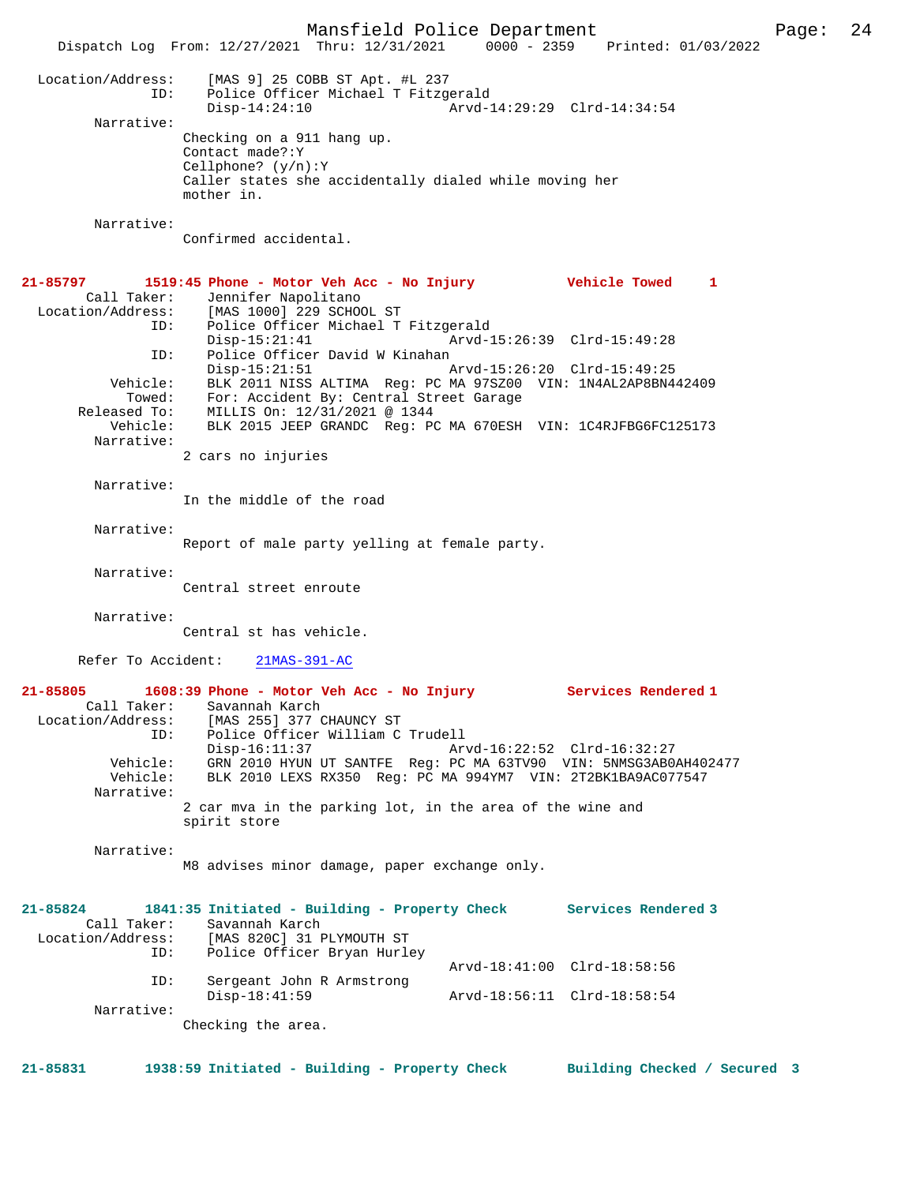```
Location/Address:     [MAS 9] 25 COBB ST Apt. #L 237
              ID:     Police Officer Michael T Fitzgerald
                      Disp-14:24:10                 Arvd-14:29:29  Clrd-14:34:54
       Narrative:
                  Checking on a 911 hang up.
                  Contact made?:Y
                  Cellphone? (y/n):Y
                  Caller states she accidentally dialed while moving her
                  mother in.

       Narrative:
                  Confirmed accidental.
```

**21-85797      1519:45 Phone - Motor Veh Acc - No Injury          Vehicle Towed     1**

```
      Call Taker:     Jennifer Napolitano
Location/Address:     [MAS 1000] 229 SCHOOL ST
              ID:     Police Officer Michael T Fitzgerald
                      Disp-15:21:41                 Arvd-15:26:39  Clrd-15:49:28
              ID:     Police Officer David W Kinahan
                      Disp-15:21:51                 Arvd-15:26:20  Clrd-15:49:25
         Vehicle:     BLK 2011 NISS ALTIMA  Reg: PC MA 97SZ00  VIN: 1N4AL2AP8BN442409
           Towed:     For: Accident By: Central Street Garage
     Released To:     MILLIS On: 12/31/2021 @ 1344
         Vehicle:     BLK 2015 JEEP GRANDC  Reg: PC MA 670ESH  VIN: 1C4RJFBG6FC125173
       Narrative:
                  2 cars no injuries

       Narrative:
                  In the middle of the road

       Narrative:
                  Report of male party yelling at female party.

       Narrative:
                  Central street enroute

       Narrative:
                  Central st has vehicle.

     Refer To Accident:    21MAS-391-AC
```

**21-85805      1608:39 Phone - Motor Veh Acc - No Injury          Services Rendered 1**

```
      Call Taker:     Savannah Karch
Location/Address:     [MAS 255] 377 CHAUNCY ST
              ID:     Police Officer William C Trudell
                      Disp-16:11:37                 Arvd-16:22:52  Clrd-16:32:27
         Vehicle:     GRN 2010 HYUN UT SANTFE  Reg: PC MA 63TV90  VIN: 5NMSG3AB0AH402477
         Vehicle:     BLK 2010 LEXS RX350  Reg: PC MA 994YM7  VIN: 2T2BK1BA9AC077547
       Narrative:
                  2 car mva in the parking lot, in the area of the wine and
                  spirit store

       Narrative:
                  M8 advises minor damage, paper exchange only.
```

**21-85824      1841:35 Initiated - Building - Property Check      Services Rendered 3**

```
      Call Taker:     Savannah Karch
Location/Address:     [MAS 820C] 31 PLYMOUTH ST
              ID:     Police Officer Bryan Hurley
                                                    Arvd-18:41:00  Clrd-18:58:56
              ID:     Sergeant John R Armstrong
                      Disp-18:41:59                 Arvd-18:56:11  Clrd-18:58:54
       Narrative:
                  Checking the area.
```

**21-85831      1938:59 Initiated - Building - Property Check      Building Checked / Secured  3**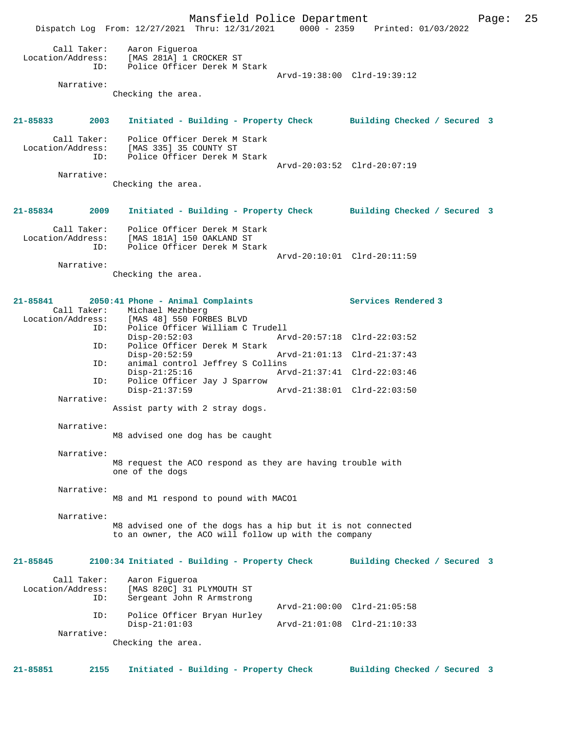```
        Call Taker:    Aaron Figueroa
  Location/Address:    [MAS 281A] 1 CROCKER ST
                ID:    Police Officer Derek M Stark
                                                Arvd-19:38:00  Clrd-19:39:12
         Narrative:
                     Checking the area.
```

**21-85833 2003 Initiated - Building - Property Check — Building Checked / Secured 3**

```
        Call Taker:    Police Officer Derek M Stark
  Location/Address:    [MAS 335] 35 COUNTY ST
                ID:    Police Officer Derek M Stark
                                                Arvd-20:03:52  Clrd-20:07:19
         Narrative:
                     Checking the area.
```

**21-85834 2009 Initiated - Building - Property Check — Building Checked / Secured 3**

```
        Call Taker:    Police Officer Derek M Stark
  Location/Address:    [MAS 181A] 150 OAKLAND ST
                ID:    Police Officer Derek M Stark
                                                Arvd-20:10:01  Clrd-20:11:59
         Narrative:
                     Checking the area.
```

**21-85841 2050:41 Phone - Animal Complaints — Services Rendered 3**

```
        Call Taker:    Michael Mezhberg
  Location/Address:    [MAS 48] 550 FORBES BLVD
                ID:    Police Officer William C Trudell
                       Disp-20:52:03            Arvd-20:57:18  Clrd-22:03:52
                ID:    Police Officer Derek M Stark
                       Disp-20:52:59            Arvd-21:01:13  Clrd-21:37:43
                ID:    animal control Jeffrey S Collins
                       Disp-21:25:16            Arvd-21:37:41  Clrd-22:03:46
                ID:    Police Officer Jay J Sparrow
                       Disp-21:37:59            Arvd-21:38:01  Clrd-22:03:50
         Narrative:
                     Assist party with 2 stray dogs.

         Narrative:
                     M8 advised one dog has be caught

         Narrative:
                     M8 request the ACO respond as they are having trouble with
                     one of the dogs

         Narrative:
                     M8 and M1 respond to pound with MACO1

         Narrative:
                     M8 advised one of the dogs has a hip but it is not connected
                     to an owner, the ACO will follow up with the company
```

**21-85845 2100:34 Initiated - Building - Property Check — Building Checked / Secured 3**

```
        Call Taker:    Aaron Figueroa
  Location/Address:    [MAS 820C] 31 PLYMOUTH ST
                ID:    Sergeant John R Armstrong
                                                Arvd-21:00:00  Clrd-21:05:58
                ID:    Police Officer Bryan Hurley
                       Disp-21:01:03            Arvd-21:01:08  Clrd-21:10:33
         Narrative:
                     Checking the area.
```

**21-85851 2155 Initiated - Building - Property Check — Building Checked / Secured 3**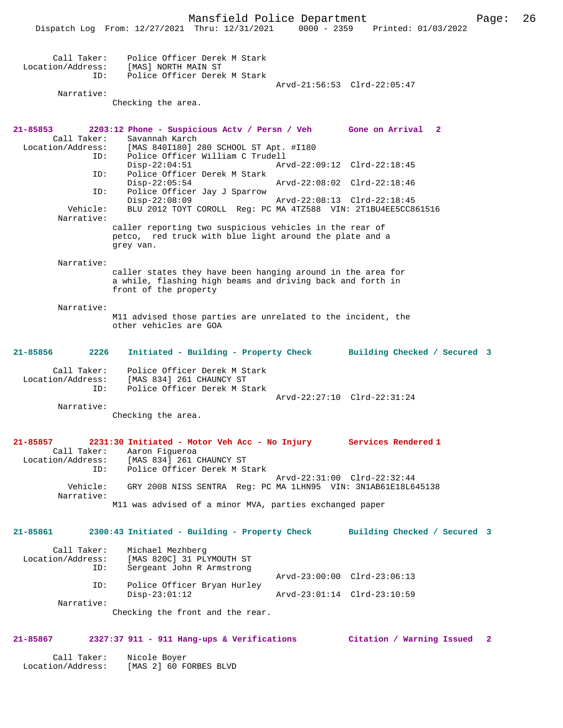```
        Call Taker:    Police Officer Derek M Stark
  Location/Address:    [MAS] NORTH MAIN ST
                ID:    Police Officer Derek M Stark
                                             Arvd-21:56:53  Clrd-22:05:47
         Narrative:
                Checking the area.


21-85853       2203:12 Phone - Suspicious Actv / Persn / Veh       Gone on Arrival  2
        Call Taker:    Savannah Karch
  Location/Address:    [MAS 840I180] 280 SCHOOL ST Apt. #I180
                ID:    Police Officer William C Trudell
                       Disp-22:04:51                 Arvd-22:09:12  Clrd-22:18:45
                ID:    Police Officer Derek M Stark
                       Disp-22:05:54                 Arvd-22:08:02  Clrd-22:18:46
                ID:    Police Officer Jay J Sparrow
                       Disp-22:08:09                 Arvd-22:08:13  Clrd-22:18:45
           Vehicle:    BLU 2012 TOYT COROLL  Reg: PC MA 4TZ588  VIN: 2T1BU4EE5CC861516
         Narrative:
                caller reporting two suspicious vehicles in the rear of
                petco,  red truck with blue light around the plate and a
                grey van.

         Narrative:
                caller states they have been hanging around in the area for
                a while, flashing high beams and driving back and forth in
                front of the property

         Narrative:
                M11 advised those parties are unrelated to the incident, the
                other vehicles are GOA


21-85856       2226    Initiated - Building - Property Check       Building Checked / Secured  3

        Call Taker:    Police Officer Derek M Stark
  Location/Address:    [MAS 834] 261 CHAUNCY ST
                ID:    Police Officer Derek M Stark
                                             Arvd-22:27:10  Clrd-22:31:24
         Narrative:
                Checking the area.


21-85857       2231:30 Initiated - Motor Veh Acc - No Injury       Services Rendered 1
        Call Taker:    Aaron Figueroa
  Location/Address:    [MAS 834] 261 CHAUNCY ST
                ID:    Police Officer Derek M Stark
                                             Arvd-22:31:00  Clrd-22:32:44
           Vehicle:    GRY 2008 NISS SENTRA  Reg: PC MA 1LHN95  VIN: 3N1AB61E18L645138
         Narrative:
                M11 was advised of a minor MVA, parties exchanged paper


21-85861       2300:43 Initiated - Building - Property Check       Building Checked / Secured  3

        Call Taker:    Michael Mezhberg
  Location/Address:    [MAS 820C] 31 PLYMOUTH ST
                ID:    Sergeant John R Armstrong
                                             Arvd-23:00:00  Clrd-23:06:13
                ID:    Police Officer Bryan Hurley
                       Disp-23:01:12         Arvd-23:01:14  Clrd-23:10:59
         Narrative:
                Checking the front and the rear.


21-85867       2327:37 911 - 911 Hang-ups & Verifications          Citation / Warning Issued  2

        Call Taker:    Nicole Boyer
  Location/Address:    [MAS 2] 60 FORBES BLVD
```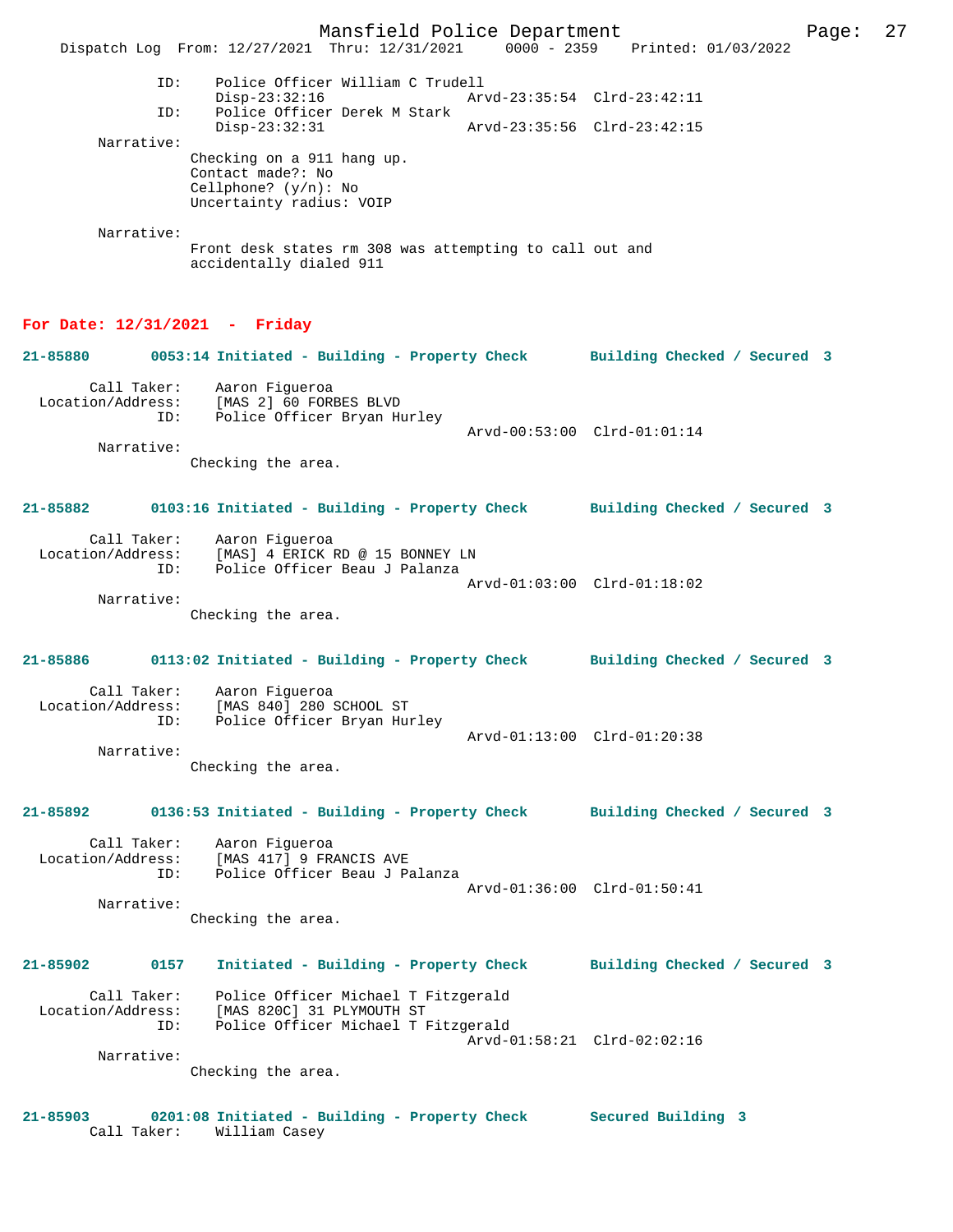ID:    Police Officer William C Trudell
                   Disp-23:32:16                Arvd-23:35:54  Clrd-23:42:11
            ID:    Police Officer Derek M Stark
                   Disp-23:32:31                Arvd-23:35:56  Clrd-23:42:15

       Narrative:
                 Checking on a 911 hang up.
                 Contact made?: No
                 Cellphone? (y/n): No
                 Uncertainty radius: VOIP

       Narrative:
                 Front desk states rm 308 was attempting to call out and
                 accidentally dialed 911

## For Date: 12/31/2021 - Friday

**21-85880 0053:14 Initiated - Building - Property Check Building Checked / Secured 3**

       Call Taker:    Aaron Figueroa
       Location/Address:    [MAS 2] 60 FORBES BLVD
            ID:    Police Officer Bryan Hurley
                                                Arvd-00:53:00  Clrd-01:01:14
       Narrative:
                 Checking the area.

**21-85882 0103:16 Initiated - Building - Property Check Building Checked / Secured 3**

       Call Taker:    Aaron Figueroa
       Location/Address:    [MAS] 4 ERICK RD @ 15 BONNEY LN
            ID:    Police Officer Beau J Palanza
                                                Arvd-01:03:00  Clrd-01:18:02
       Narrative:
                 Checking the area.

**21-85886 0113:02 Initiated - Building - Property Check Building Checked / Secured 3**

       Call Taker:    Aaron Figueroa
       Location/Address:    [MAS 840] 280 SCHOOL ST
            ID:    Police Officer Bryan Hurley
                                                Arvd-01:13:00  Clrd-01:20:38
       Narrative:
                 Checking the area.

**21-85892 0136:53 Initiated - Building - Property Check Building Checked / Secured 3**

       Call Taker:    Aaron Figueroa
       Location/Address:    [MAS 417] 9 FRANCIS AVE
            ID:    Police Officer Beau J Palanza
                                                Arvd-01:36:00  Clrd-01:50:41
       Narrative:
                 Checking the area.

**21-85902 0157 Initiated - Building - Property Check Building Checked / Secured 3**

       Call Taker:    Police Officer Michael T Fitzgerald
       Location/Address:    [MAS 820C] 31 PLYMOUTH ST
            ID:    Police Officer Michael T Fitzgerald
                                                Arvd-01:58:21  Clrd-02:02:16
       Narrative:
                 Checking the area.

**21-85903 0201:08 Initiated - Building - Property Check Secured Building 3**

       Call Taker:    William Casey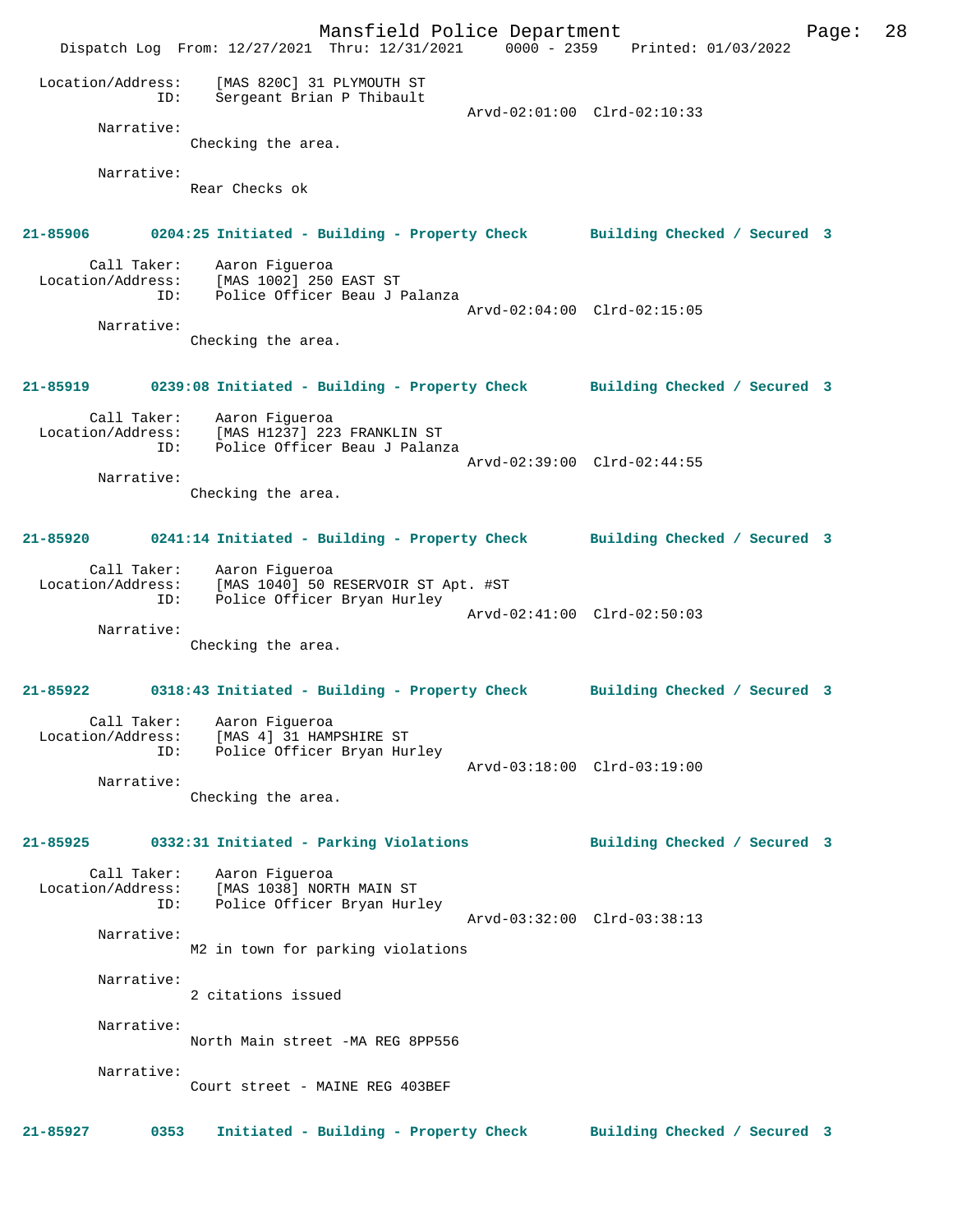Location/Address: [MAS 820C] 31 PLYMOUTH ST
ID: Sergeant Brian P Thibault
Arvd-02:01:00 Clrd-02:10:33

Narrative:
Checking the area.

Narrative:
Rear Checks ok

**21-85906 0204:25 Initiated - Building - Property Check Building Checked / Secured 3**

Call Taker: Aaron Figueroa
Location/Address: [MAS 1002] 250 EAST ST
ID: Police Officer Beau J Palanza
Arvd-02:04:00 Clrd-02:15:05

Narrative:
Checking the area.

**21-85919 0239:08 Initiated - Building - Property Check Building Checked / Secured 3**

Call Taker: Aaron Figueroa
Location/Address: [MAS H1237] 223 FRANKLIN ST
ID: Police Officer Beau J Palanza
Arvd-02:39:00 Clrd-02:44:55

Narrative:
Checking the area.

**21-85920 0241:14 Initiated - Building - Property Check Building Checked / Secured 3**

Call Taker: Aaron Figueroa
Location/Address: [MAS 1040] 50 RESERVOIR ST Apt. #ST
ID: Police Officer Bryan Hurley
Arvd-02:41:00 Clrd-02:50:03

Narrative:
Checking the area.

**21-85922 0318:43 Initiated - Building - Property Check Building Checked / Secured 3**

Call Taker: Aaron Figueroa
Location/Address: [MAS 4] 31 HAMPSHIRE ST
ID: Police Officer Bryan Hurley
Arvd-03:18:00 Clrd-03:19:00

Narrative:
Checking the area.

**21-85925 0332:31 Initiated - Parking Violations Building Checked / Secured 3**

Call Taker: Aaron Figueroa
Location/Address: [MAS 1038] NORTH MAIN ST
ID: Police Officer Bryan Hurley
Arvd-03:32:00 Clrd-03:38:13

Narrative:
M2 in town for parking violations

Narrative:
2 citations issued

Narrative:
North Main street -MA REG 8PP556

Narrative:
Court street - MAINE REG 403BEF

**21-85927 0353 Initiated - Building - Property Check Building Checked / Secured 3**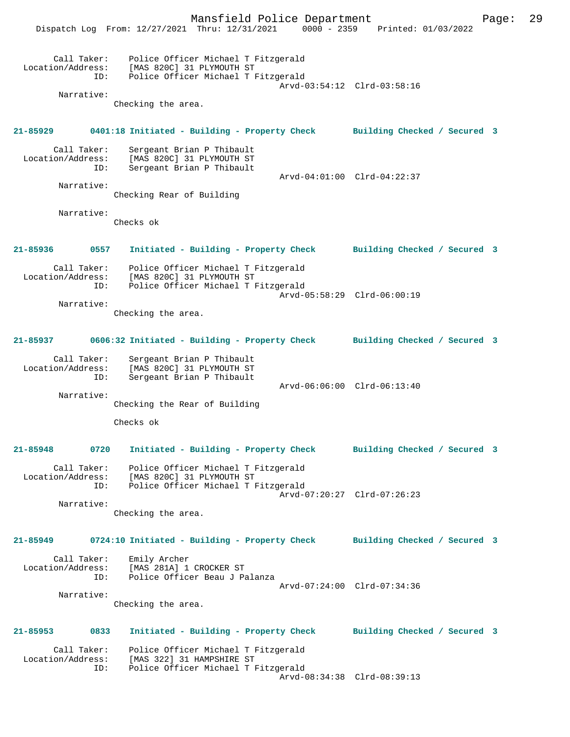Call Taker: Police Officer Michael T Fitzgerald
Location/Address: [MAS 820C] 31 PLYMOUTH ST
ID: Police Officer Michael T Fitzgerald
Arvd-03:54:12 Clrd-03:58:16
Narrative:
Checking the area.

**21-85929 0401:18 Initiated - Building - Property Check Building Checked / Secured 3**

Call Taker: Sergeant Brian P Thibault
Location/Address: [MAS 820C] 31 PLYMOUTH ST
ID: Sergeant Brian P Thibault
Arvd-04:01:00 Clrd-04:22:37
Narrative:
Checking Rear of Building

Narrative:
Checks ok

**21-85936 0557 Initiated - Building - Property Check Building Checked / Secured 3**

Call Taker: Police Officer Michael T Fitzgerald
Location/Address: [MAS 820C] 31 PLYMOUTH ST
ID: Police Officer Michael T Fitzgerald
Arvd-05:58:29 Clrd-06:00:19
Narrative:
Checking the area.

**21-85937 0606:32 Initiated - Building - Property Check Building Checked / Secured 3**

Call Taker: Sergeant Brian P Thibault
Location/Address: [MAS 820C] 31 PLYMOUTH ST
ID: Sergeant Brian P Thibault
Arvd-06:06:00 Clrd-06:13:40
Narrative:
Checking the Rear of Building

Checks ok

**21-85948 0720 Initiated - Building - Property Check Building Checked / Secured 3**

Call Taker: Police Officer Michael T Fitzgerald
Location/Address: [MAS 820C] 31 PLYMOUTH ST
ID: Police Officer Michael T Fitzgerald
Arvd-07:20:27 Clrd-07:26:23
Narrative:
Checking the area.

**21-85949 0724:10 Initiated - Building - Property Check Building Checked / Secured 3**

Call Taker: Emily Archer
Location/Address: [MAS 281A] 1 CROCKER ST
ID: Police Officer Beau J Palanza
Arvd-07:24:00 Clrd-07:34:36
Narrative:
Checking the area.

**21-85953 0833 Initiated - Building - Property Check Building Checked / Secured 3**

Call Taker: Police Officer Michael T Fitzgerald
Location/Address: [MAS 322] 31 HAMPSHIRE ST
ID: Police Officer Michael T Fitzgerald
Arvd-08:34:38 Clrd-08:39:13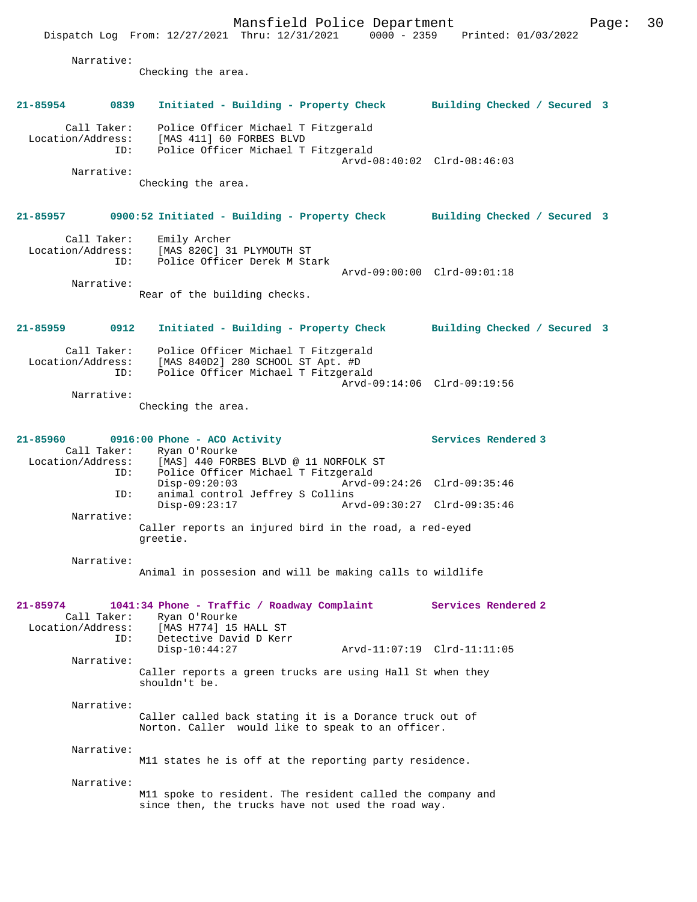Narrative:
Checking the area.

**21-85954 0839 Initiated - Building - Property Check Building Checked / Secured 3**

Call Taker: Police Officer Michael T Fitzgerald
Location/Address: [MAS 411] 60 FORBES BLVD
ID: Police Officer Michael T Fitzgerald
Arvd-08:40:02 Clrd-08:46:03

Narrative:
Checking the area.

**21-85957 0900:52 Initiated - Building - Property Check Building Checked / Secured 3**

Call Taker: Emily Archer
Location/Address: [MAS 820C] 31 PLYMOUTH ST
ID: Police Officer Derek M Stark
Arvd-09:00:00 Clrd-09:01:18

Narrative:
Rear of the building checks.

**21-85959 0912 Initiated - Building - Property Check Building Checked / Secured 3**

Call Taker: Police Officer Michael T Fitzgerald
Location/Address: [MAS 840D2] 280 SCHOOL ST Apt. #D
ID: Police Officer Michael T Fitzgerald
Arvd-09:14:06 Clrd-09:19:56

Narrative:
Checking the area.

**21-85960 0916:00 Phone - ACO Activity Services Rendered 3**

Call Taker: Ryan O'Rourke
Location/Address: [MAS] 440 FORBES BLVD @ 11 NORFOLK ST
ID: Police Officer Michael T Fitzgerald
Disp-09:20:03 Arvd-09:24:26 Clrd-09:35:46
ID: animal control Jeffrey S Collins
Disp-09:23:17 Arvd-09:30:27 Clrd-09:35:46

Narrative:
Caller reports an injured bird in the road, a red-eyed greetie.

Narrative:
Animal in possesion and will be making calls to wildlife

**21-85974 1041:34 Phone - Traffic / Roadway Complaint Services Rendered 2**

Call Taker: Ryan O'Rourke
Location/Address: [MAS H774] 15 HALL ST
ID: Detective David D Kerr
Disp-10:44:27 Arvd-11:07:19 Clrd-11:11:05

Narrative:
Caller reports a green trucks are using Hall St when they shouldn't be.

Narrative:
Caller called back stating it is a Dorance truck out of Norton. Caller would like to speak to an officer.

Narrative:
M11 states he is off at the reporting party residence.

Narrative:
M11 spoke to resident. The resident called the company and since then, the trucks have not used the road way.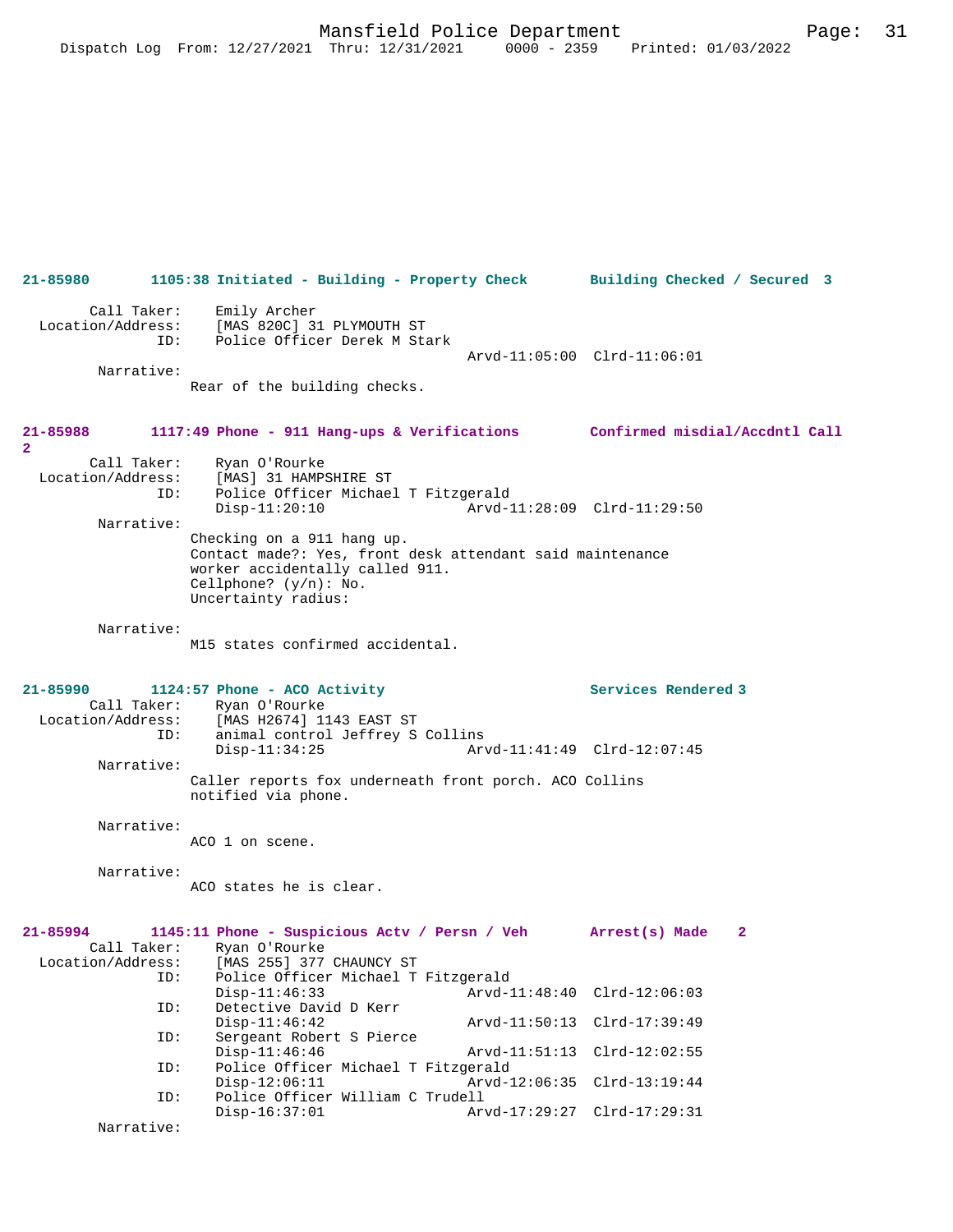**21-85980 1105:38 Initiated - Building - Property Check Building Checked / Secured 3**

```
        Call Taker:    Emily Archer
  Location/Address:    [MAS 820C] 31 PLYMOUTH ST
                ID:    Police Officer Derek M Stark
                                              Arvd-11:05:00  Clrd-11:06:01
         Narrative:
                Rear of the building checks.
```

**21-85988 1117:49 Phone - 911 Hang-ups & Verifications Confirmed misdial/Accdntl Call 2**

```
        Call Taker:    Ryan O'Rourke
  Location/Address:    [MAS] 31 HAMPSHIRE ST
                ID:    Police Officer Michael T Fitzgerald
                       Disp-11:20:10              Arvd-11:28:09  Clrd-11:29:50
         Narrative:
                Checking on a 911 hang up.
                Contact made?: Yes, front desk attendant said maintenance
                worker accidentally called 911.
                Cellphone? (y/n): No.
                Uncertainty radius:

         Narrative:
                M15 states confirmed accidental.
```

**21-85990 1124:57 Phone - ACO Activity Services Rendered 3**

```
        Call Taker:    Ryan O'Rourke
  Location/Address:    [MAS H2674] 1143 EAST ST
                ID:    animal control Jeffrey S Collins
                       Disp-11:34:25              Arvd-11:41:49  Clrd-12:07:45
         Narrative:
                Caller reports fox underneath front porch. ACO Collins
                notified via phone.

         Narrative:
                ACO 1 on scene.

         Narrative:
                ACO states he is clear.
```

**21-85994 1145:11 Phone - Suspicious Actv / Persn / Veh Arrest(s) Made 2**

```
        Call Taker:    Ryan O'Rourke
  Location/Address:    [MAS 255] 377 CHAUNCY ST
                ID:    Police Officer Michael T Fitzgerald
                       Disp-11:46:33              Arvd-11:48:40  Clrd-12:06:03
                ID:    Detective David D Kerr
                       Disp-11:46:42              Arvd-11:50:13  Clrd-17:39:49
                ID:    Sergeant Robert S Pierce
                       Disp-11:46:46              Arvd-11:51:13  Clrd-12:02:55
                ID:    Police Officer Michael T Fitzgerald
                       Disp-12:06:11              Arvd-12:06:35  Clrd-13:19:44
                ID:    Police Officer William C Trudell
                       Disp-16:37:01              Arvd-17:29:27  Clrd-17:29:31
         Narrative:
```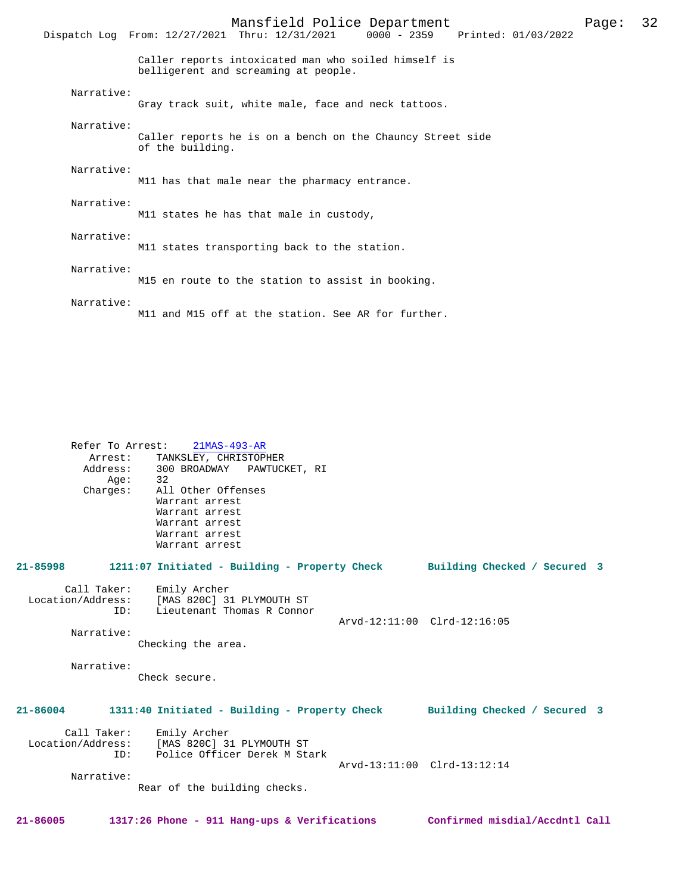Caller reports intoxicated man who soiled himself is belligerent and screaming at people.

Narrative:
Gray track suit, white male, face and neck tattoos.

Narrative:
Caller reports he is on a bench on the Chauncy Street side of the building.

Narrative:
M11 has that male near the pharmacy entrance.

Narrative:
M11 states he has that male in custody,

Narrative:
M11 states transporting back to the station.

Narrative:
M15 en route to the station to assist in booking.

Narrative:
M11 and M15 off at the station. See AR for further.

Refer To Arrest: 21MAS-493-AR
Arrest: TANKSLEY, CHRISTOPHER
Address: 300 BROADWAY PAWTUCKET, RI
Age: 32
Charges: All Other Offenses
Warrant arrest
Warrant arrest
Warrant arrest
Warrant arrest
Warrant arrest

**21-85998 1211:07 Initiated - Building - Property Check Building Checked / Secured 3**

Call Taker: Emily Archer
Location/Address: [MAS 820C] 31 PLYMOUTH ST
ID: Lieutenant Thomas R Connor
Arvd-12:11:00 Clrd-12:16:05

Narrative:
Checking the area.

Narrative:
Check secure.

**21-86004 1311:40 Initiated - Building - Property Check Building Checked / Secured 3**

Call Taker: Emily Archer
Location/Address: [MAS 820C] 31 PLYMOUTH ST
ID: Police Officer Derek M Stark
Arvd-13:11:00 Clrd-13:12:14

Narrative:
Rear of the building checks.

**21-86005 1317:26 Phone - 911 Hang-ups & Verifications Confirmed misdial/Accdntl Call**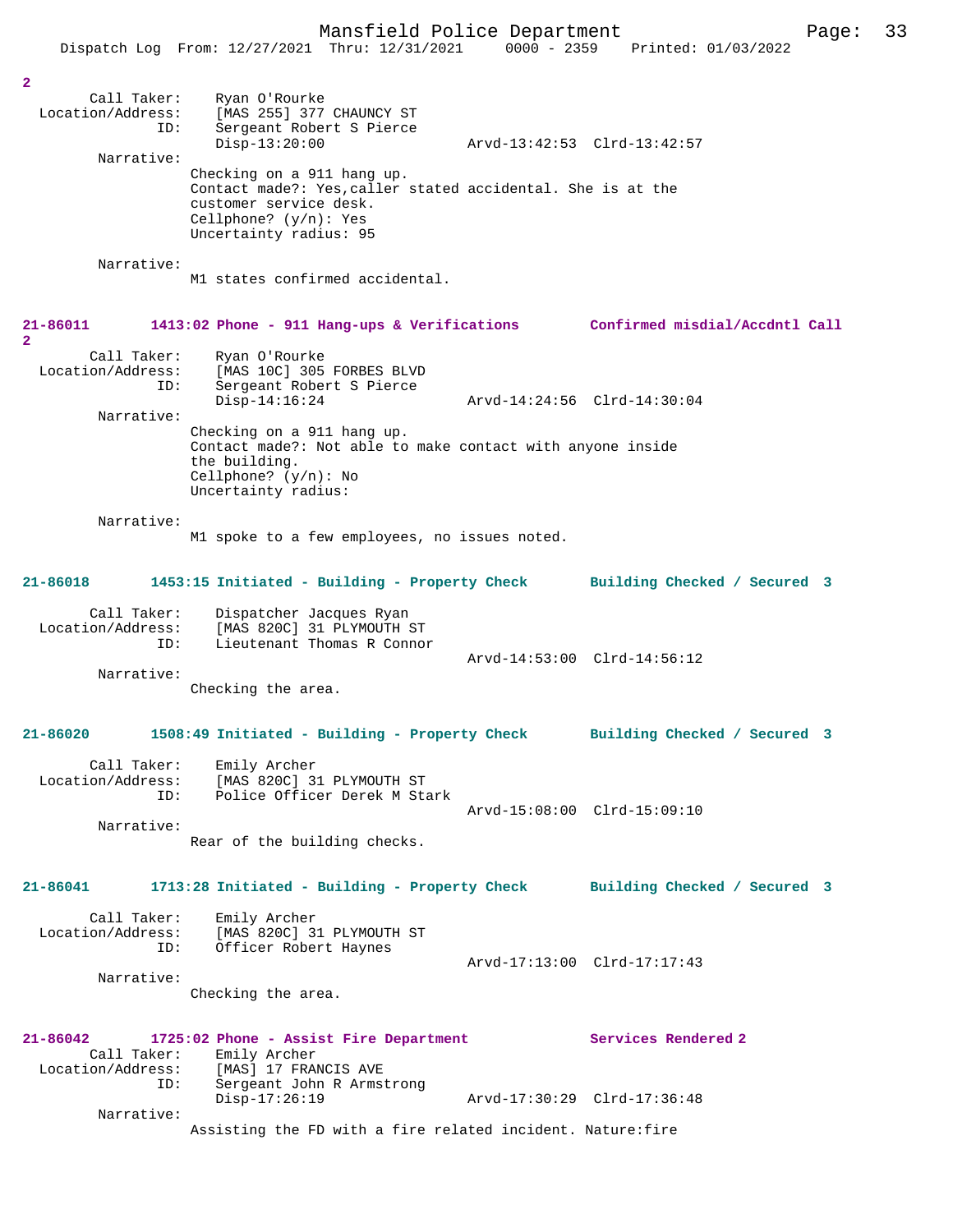2

Call Taker: Ryan O'Rourke
Location/Address: [MAS 255] 377 CHAUNCY ST
ID: Sergeant Robert S Pierce
Disp-13:20:00 Arvd-13:42:53 Clrd-13:42:57

Narrative:
Checking on a 911 hang up.
Contact made?: Yes,caller stated accidental. She is at the customer service desk.
Cellphone? (y/n): Yes
Uncertainty radius: 95

Narrative:
M1 states confirmed accidental.

**21-86011 1413:02 Phone - 911 Hang-ups & Verifications Confirmed misdial/Accdntl Call 2**

Call Taker: Ryan O'Rourke
Location/Address: [MAS 10C] 305 FORBES BLVD
ID: Sergeant Robert S Pierce
Disp-14:16:24 Arvd-14:24:56 Clrd-14:30:04

Narrative:
Checking on a 911 hang up.
Contact made?: Not able to make contact with anyone inside the building.
Cellphone? (y/n): No
Uncertainty radius:

Narrative:
M1 spoke to a few employees, no issues noted.

**21-86018 1453:15 Initiated - Building - Property Check Building Checked / Secured 3**

Call Taker: Dispatcher Jacques Ryan
Location/Address: [MAS 820C] 31 PLYMOUTH ST
ID: Lieutenant Thomas R Connor
Arvd-14:53:00 Clrd-14:56:12

Narrative:
Checking the area.

**21-86020 1508:49 Initiated - Building - Property Check Building Checked / Secured 3**

Call Taker: Emily Archer
Location/Address: [MAS 820C] 31 PLYMOUTH ST
ID: Police Officer Derek M Stark
Arvd-15:08:00 Clrd-15:09:10

Narrative:
Rear of the building checks.

**21-86041 1713:28 Initiated - Building - Property Check Building Checked / Secured 3**

Call Taker: Emily Archer
Location/Address: [MAS 820C] 31 PLYMOUTH ST
ID: Officer Robert Haynes
Arvd-17:13:00 Clrd-17:17:43

Narrative:
Checking the area.

**21-86042 1725:02 Phone - Assist Fire Department Services Rendered 2**

Call Taker: Emily Archer
Location/Address: [MAS] 17 FRANCIS AVE
ID: Sergeant John R Armstrong
Disp-17:26:19 Arvd-17:30:29 Clrd-17:36:48

Narrative:
Assisting the FD with a fire related incident. Nature:fire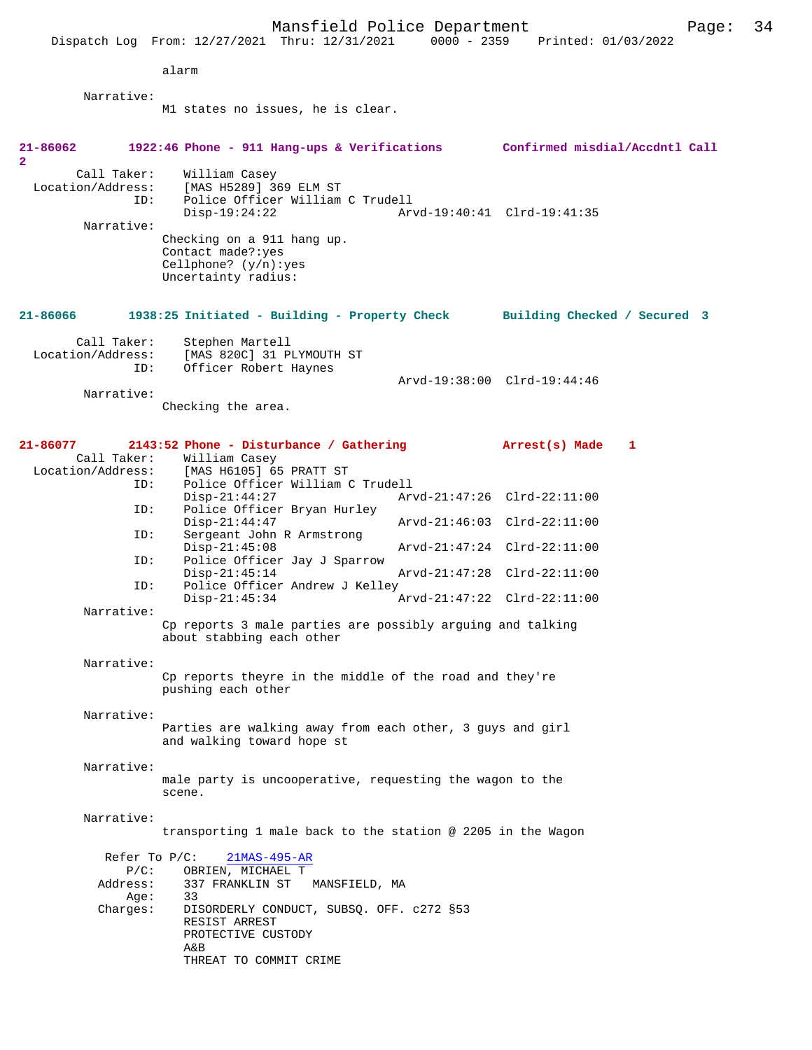alarm

Narrative:
M1 states no issues, he is clear.

**21-86062 1922:46 Phone - 911 Hang-ups & Verifications Confirmed misdial/Accdntl Call 2**

Call Taker: William Casey
Location/Address: [MAS H5289] 369 ELM ST
ID: Police Officer William C Trudell
Disp-19:24:22 Arvd-19:40:41 Clrd-19:41:35

Narrative:
Checking on a 911 hang up.
Contact made?:yes
Cellphone? (y/n):yes
Uncertainty radius:

**21-86066 1938:25 Initiated - Building - Property Check Building Checked / Secured 3**

Call Taker: Stephen Martell
Location/Address: [MAS 820C] 31 PLYMOUTH ST
ID: Officer Robert Haynes
Arvd-19:38:00 Clrd-19:44:46

Narrative:
Checking the area.

**21-86077 2143:52 Phone - Disturbance / Gathering Arrest(s) Made 1**

Call Taker: William Casey
Location/Address: [MAS H6105] 65 PRATT ST
ID: Police Officer William C Trudell
Disp-21:44:27 Arvd-21:47:26 Clrd-22:11:00
ID: Police Officer Bryan Hurley
Disp-21:44:47 Arvd-21:46:03 Clrd-22:11:00
ID: Sergeant John R Armstrong
Disp-21:45:08 Arvd-21:47:24 Clrd-22:11:00
ID: Police Officer Jay J Sparrow
Disp-21:45:14 Arvd-21:47:28 Clrd-22:11:00
ID: Police Officer Andrew J Kelley
Disp-21:45:34 Arvd-21:47:22 Clrd-22:11:00

Narrative:
Cp reports 3 male parties are possibly arguing and talking about stabbing each other

Narrative:
Cp reports theyre in the middle of the road and they're pushing each other

Narrative:
Parties are walking away from each other, 3 guys and girl and walking toward hope st

Narrative:
male party is uncooperative, requesting the wagon to the scene.

Narrative:
transporting 1 male back to the station @ 2205 in the Wagon

Refer To P/C: 21MAS-495-AR
P/C: OBRIEN, MICHAEL T
Address: 337 FRANKLIN ST MANSFIELD, MA
Age: 33
Charges: DISORDERLY CONDUCT, SUBSQ. OFF. c272 §53
RESIST ARREST
PROTECTIVE CUSTODY
A&B
THREAT TO COMMIT CRIME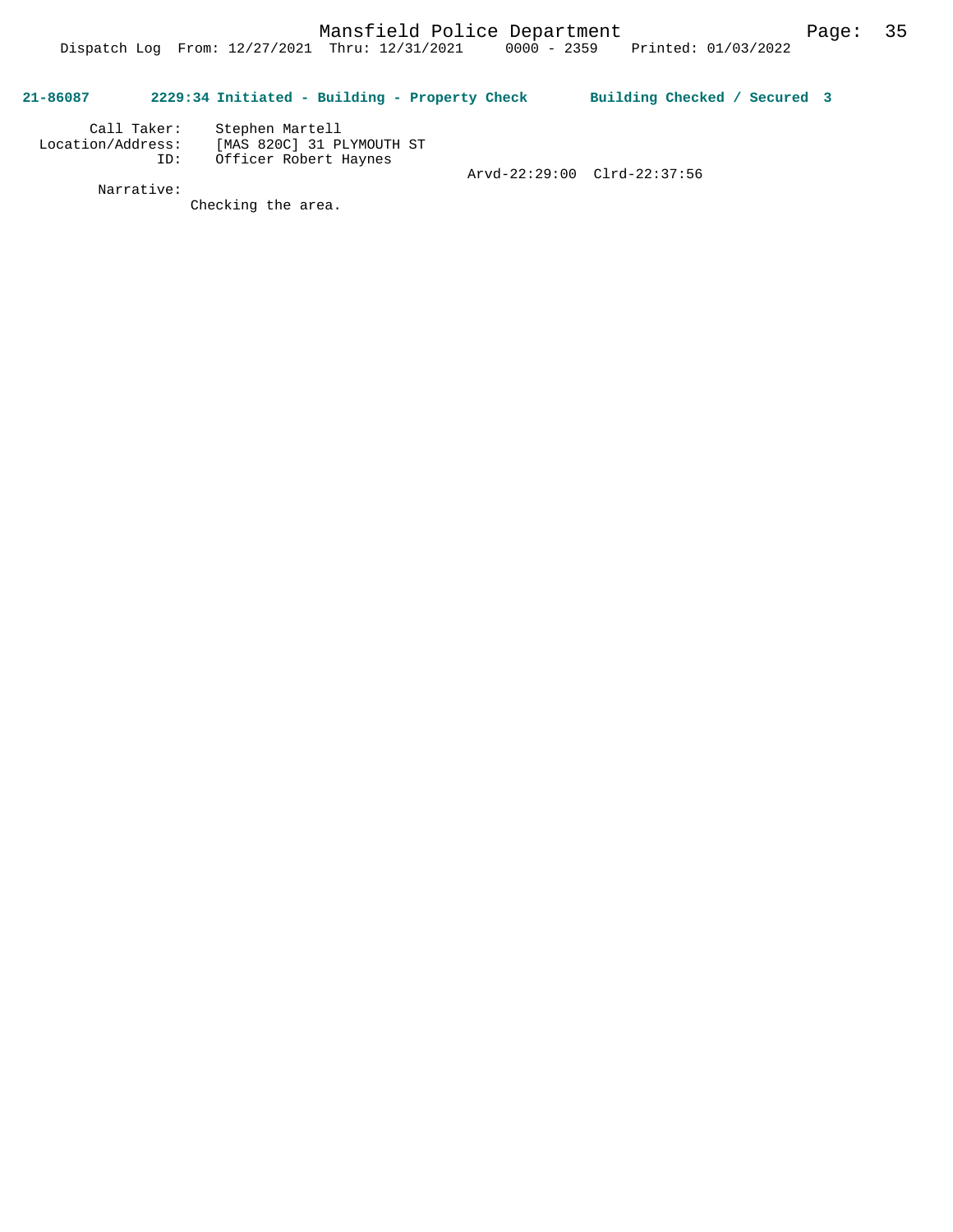**21-86087 2229:34 Initiated - Building - Property Check Building Checked / Secured 3**

Call Taker: Stephen Martell
Location/Address: [MAS 820C] 31 PLYMOUTH ST
ID: Officer Robert Haynes
Arvd-22:29:00 Clrd-22:37:56

Narrative:
Checking the area.